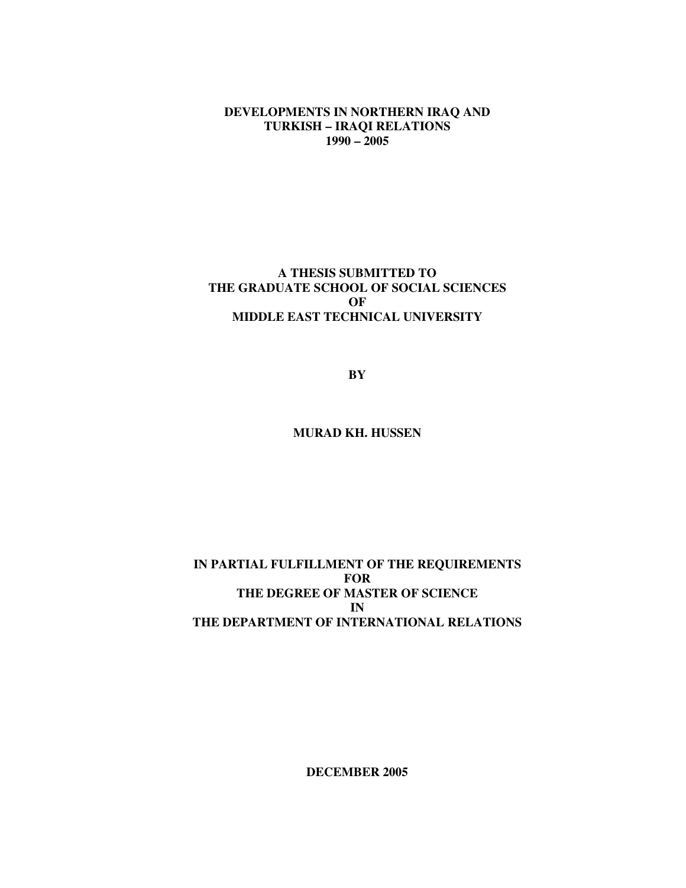**DEVELOPMENTS IN NORTHERN IRAQ AND**
**TURKISH – IRAQI RELATIONS**
**1990 – 2005**

**A THESIS SUBMITTED TO**
**THE GRADUATE SCHOOL OF SOCIAL SCIENCES**
**OF**
**MIDDLE EAST TECHNICAL UNIVERSITY**

**BY**

**MURAD KH. HUSSEN**

**IN PARTIAL FULFILLMENT OF THE REQUIREMENTS**
**FOR**
**THE DEGREE OF MASTER OF SCIENCE**
**IN**
**THE DEPARTMENT OF INTERNATIONAL RELATIONS**

**DECEMBER 2005**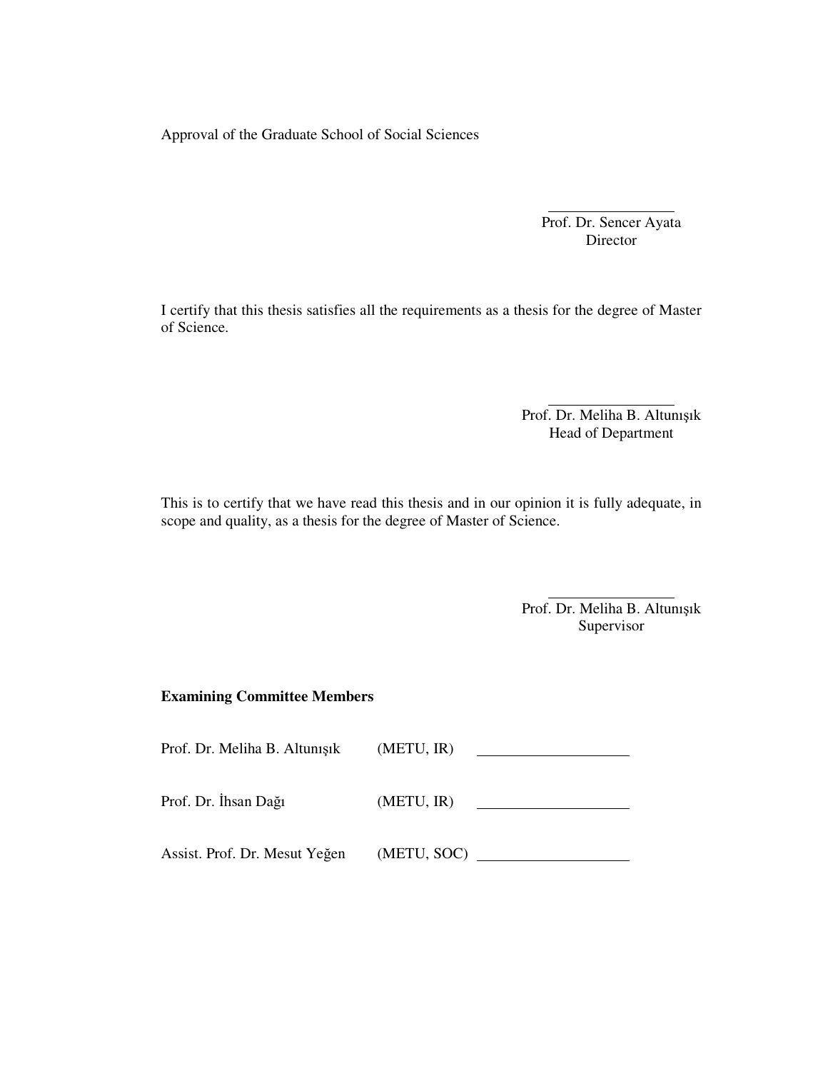Approval of the Graduate School of Social Sciences

Prof. Dr. Sencer Ayata
Director

I certify that this thesis satisfies all the requirements as a thesis for the degree of Master of Science.

Prof. Dr. Meliha B. Altunışık
Head of Department

This is to certify that we have read this thesis and in our opinion it is fully adequate, in scope and quality, as a thesis for the degree of Master of Science.

Prof. Dr. Meliha B. Altunışık
Supervisor

**Examining Committee Members**

| | | |
|---|---|---|
| Prof. Dr. Meliha B. Altunışık | (METU, IR) | |
| Prof. Dr. İhsan Dağı | (METU, IR) | |
| Assist. Prof. Dr. Mesut Yeğen | (METU, SOC) | |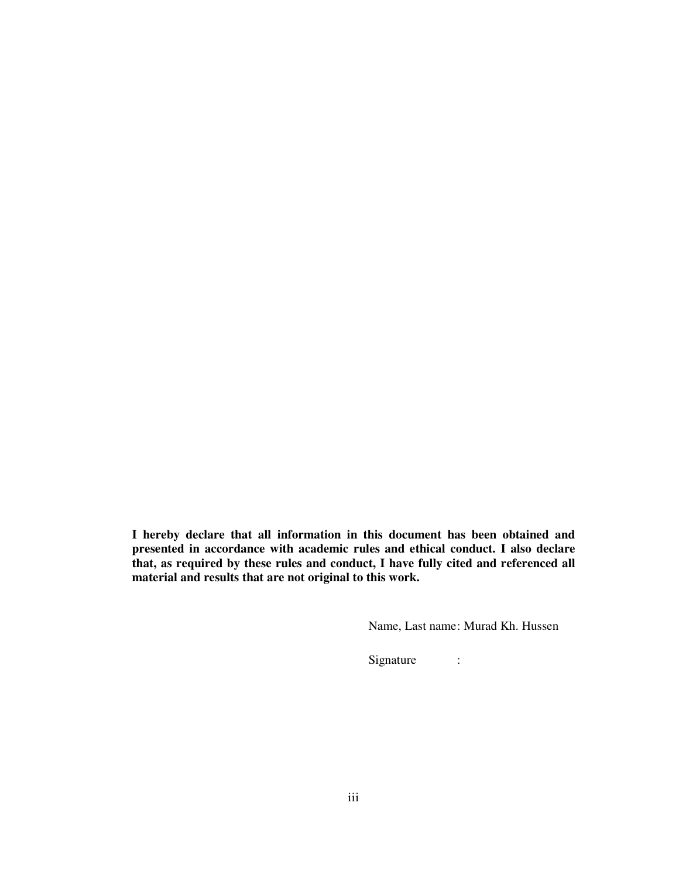**I hereby declare that all information in this document has been obtained and presented in accordance with academic rules and ethical conduct. I also declare that, as required by these rules and conduct, I have fully cited and referenced all material and results that are not original to this work.**

Name, Last name: Murad Kh. Hussen

Signature :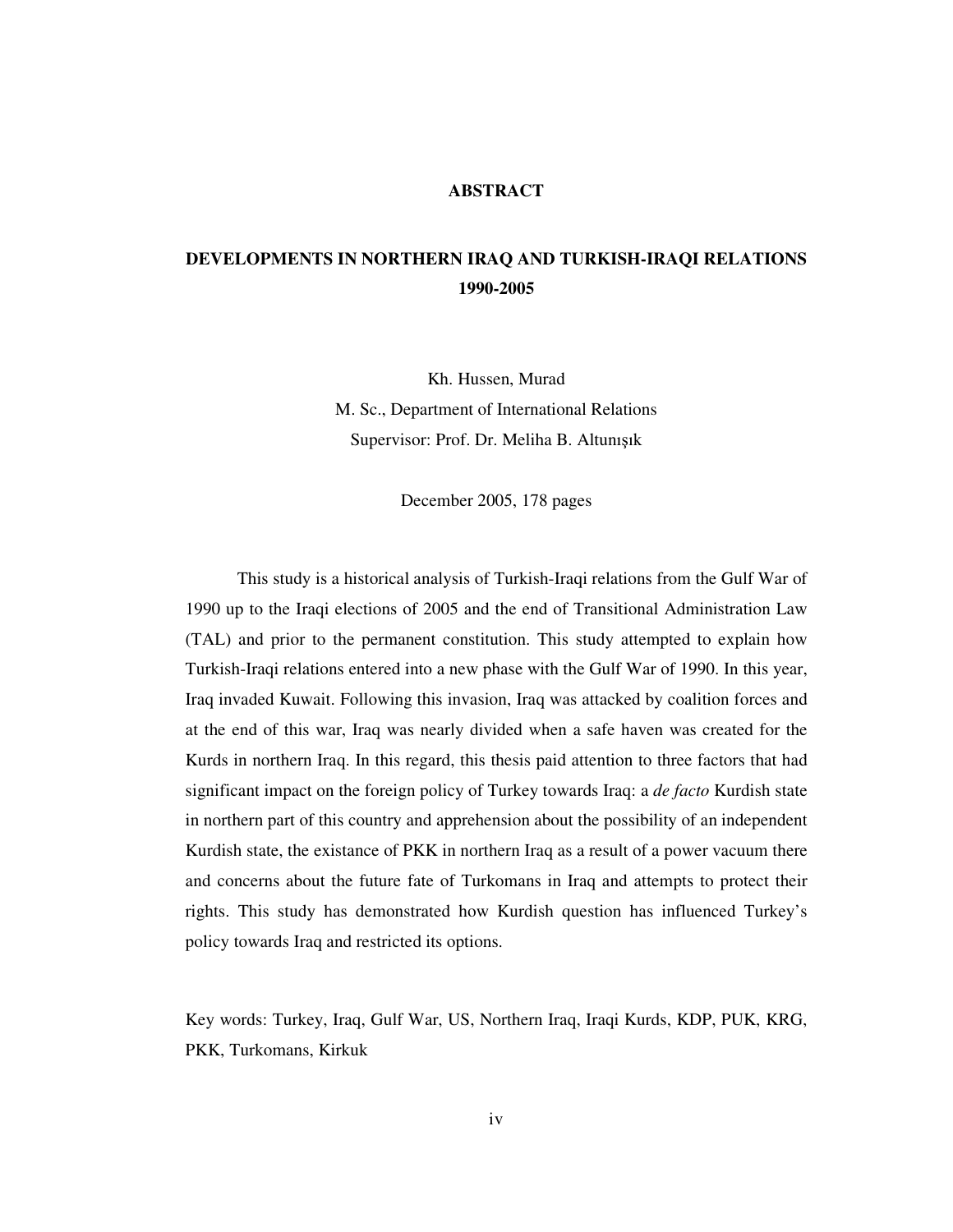# ABSTRACT

## DEVELOPMENTS IN NORTHERN IRAQ AND TURKISH-IRAQI RELATIONS 1990-2005

Kh. Hussen, Murad
M. Sc., Department of International Relations
Supervisor: Prof. Dr. Meliha B. Altunışık

December 2005, 178 pages

This study is a historical analysis of Turkish-Iraqi relations from the Gulf War of 1990 up to the Iraqi elections of 2005 and the end of Transitional Administration Law (TAL) and prior to the permanent constitution. This study attempted to explain how Turkish-Iraqi relations entered into a new phase with the Gulf War of 1990. In this year, Iraq invaded Kuwait. Following this invasion, Iraq was attacked by coalition forces and at the end of this war, Iraq was nearly divided when a safe haven was created for the Kurds in northern Iraq. In this regard, this thesis paid attention to three factors that had significant impact on the foreign policy of Turkey towards Iraq: a *de facto* Kurdish state in northern part of this country and apprehension about the possibility of an independent Kurdish state, the existance of PKK in northern Iraq as a result of a power vacuum there and concerns about the future fate of Turkomans in Iraq and attempts to protect their rights. This study has demonstrated how Kurdish question has influenced Turkey's policy towards Iraq and restricted its options.

Key words: Turkey, Iraq, Gulf War, US, Northern Iraq, Iraqi Kurds, KDP, PUK, KRG, PKK, Turkomans, Kirkuk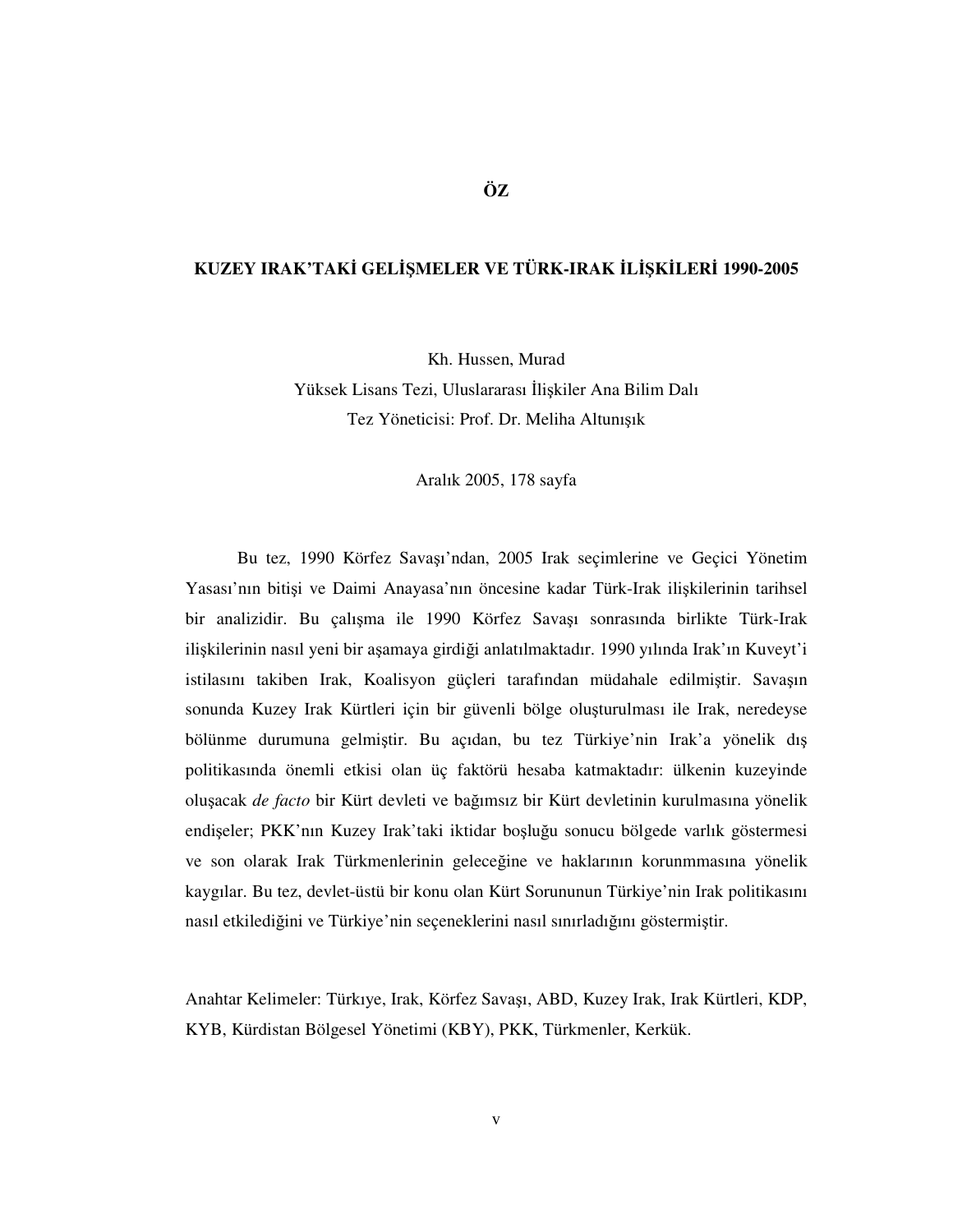# ÖZ

## KUZEY IRAK'TAKİ GELİŞMELER VE TÜRK-IRAK İLİŞKİLERİ 1990-2005

Kh. Hussen, Murad
Yüksek Lisans Tezi, Uluslararası İlişkiler Ana Bilim Dalı
Tez Yöneticisi: Prof. Dr. Meliha Altunışık

Aralık 2005, 178 sayfa

Bu tez, 1990 Körfez Savaşı'ndan, 2005 Irak seçimlerine ve Geçici Yönetim Yasası'nın bitişi ve Daimi Anayasa'nın öncesine kadar Türk-Irak ilişkilerinin tarihsel bir analizidir. Bu çalışma ile 1990 Körfez Savaşı sonrasında birlikte Türk-Irak ilişkilerinin nasıl yeni bir aşamaya girdiği anlatılmaktadır. 1990 yılında Irak'ın Kuveyt'i istilasını takiben Irak, Koalisyon güçleri tarafından müdahale edilmiştir. Savaşın sonunda Kuzey Irak Kürtleri için bir güvenli bölge oluşturulması ile Irak, neredeyse bölünme durumuna gelmiştir. Bu açıdan, bu tez Türkiye'nin Irak'a yönelik dış politikasında önemli etkisi olan üç faktörü hesaba katmaktadır: ülkenin kuzeyinde oluşacak *de facto* bir Kürt devleti ve bağımsız bir Kürt devletinin kurulmasına yönelik endişeler; PKK'nın Kuzey Irak'taki iktidar boşluğu sonucu bölgede varlık göstermesi ve son olarak Irak Türkmenlerinin geleceğine ve haklarının korunmmasına yönelik kaygılar. Bu tez, devlet-üstü bir konu olan Kürt Sorununun Türkiye'nin Irak politikasını nasıl etkilediğini ve Türkiye'nin seçeneklerini nasıl sınırladığını göstermiştir.

Anahtar Kelimeler: Türkıye, Irak, Körfez Savaşı, ABD, Kuzey Irak, Irak Kürtleri, KDP, KYB, Kürdistan Bölgesel Yönetimi (KBY), PKK, Türkmenler, Kerkük.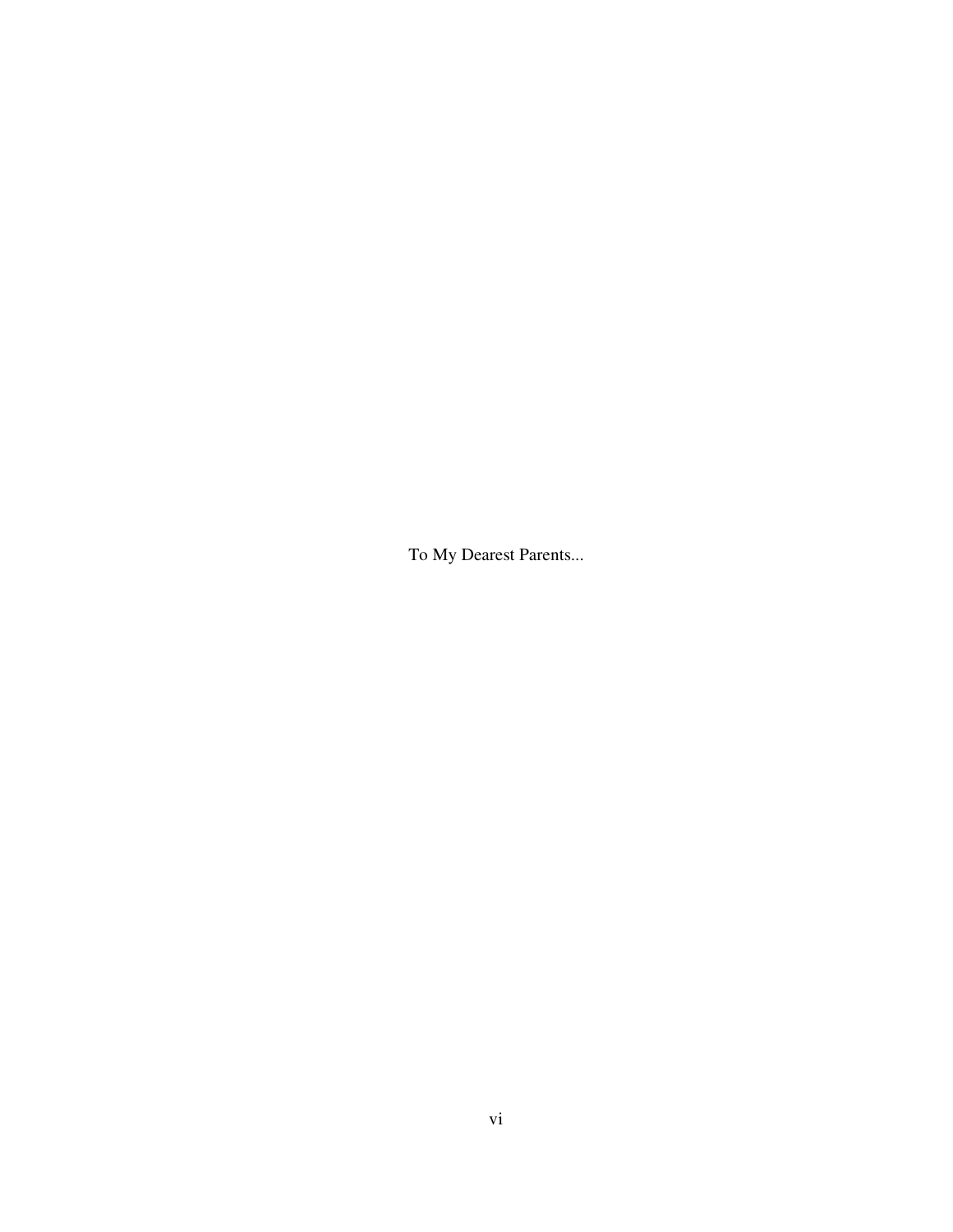To My Dearest Parents...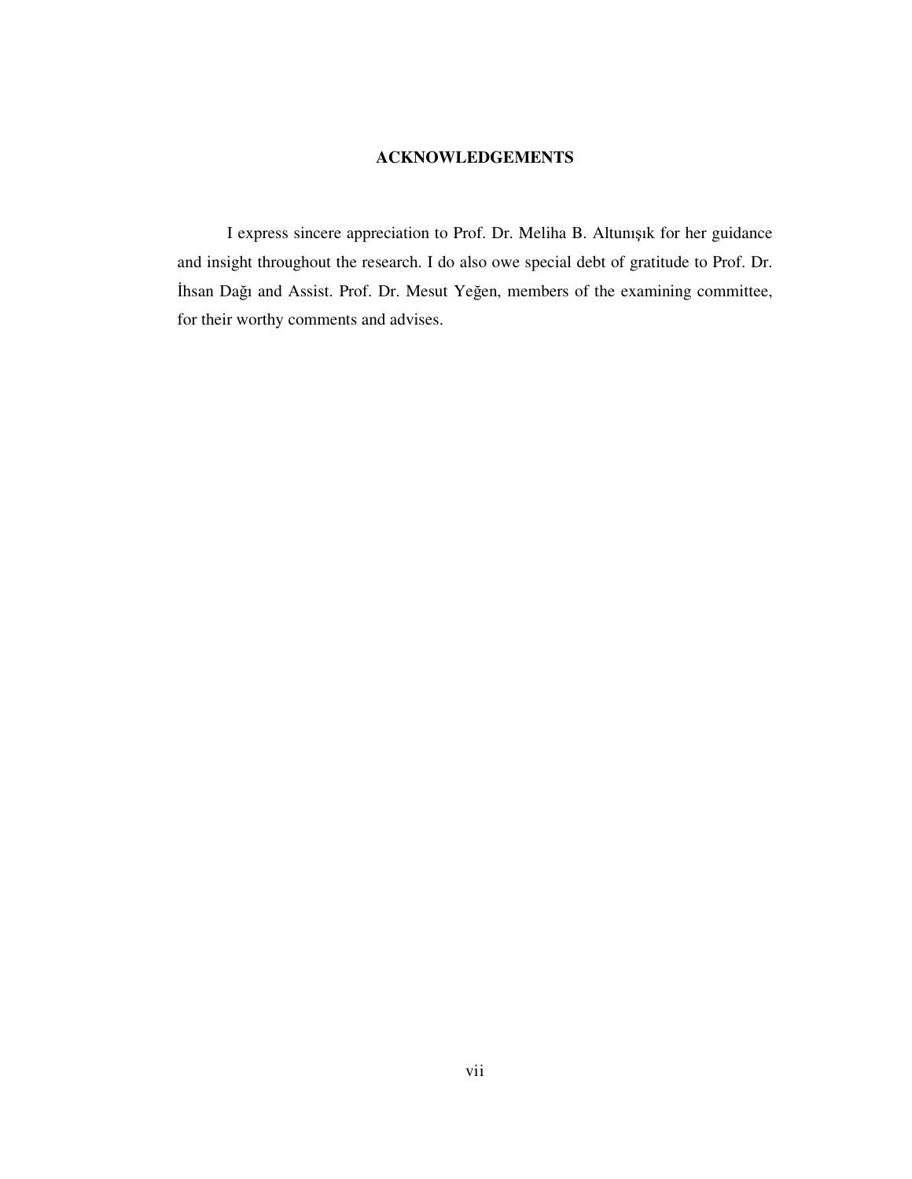# ACKNOWLEDGEMENTS

I express sincere appreciation to Prof. Dr. Meliha B. Altunışık for her guidance and insight throughout the research. I do also owe special debt of gratitude to Prof. Dr. İhsan Dağı and Assist. Prof. Dr. Mesut Yeğen, members of the examining committee, for their worthy comments and advises.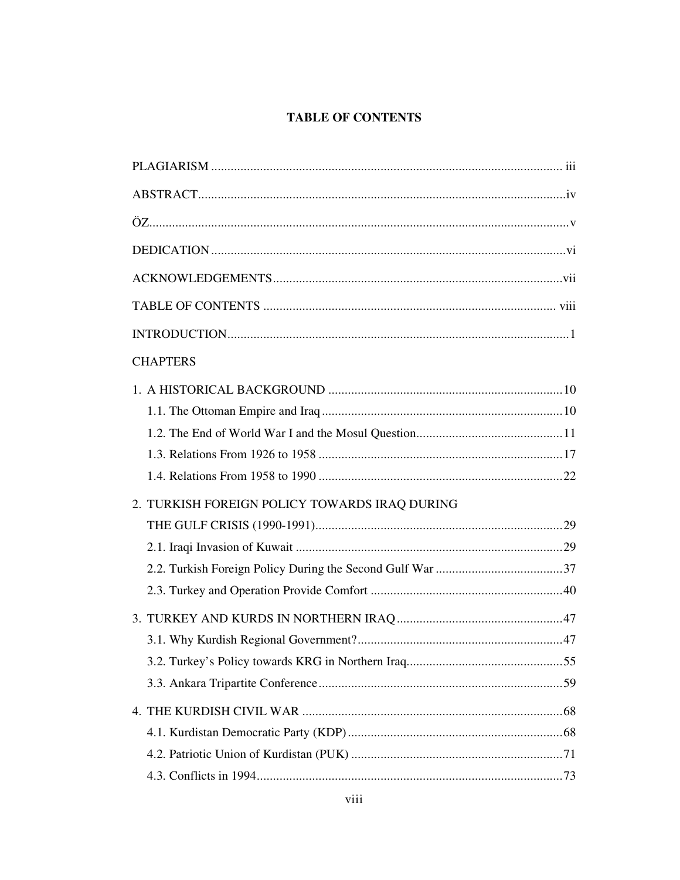# TABLE OF CONTENTS

PLAGIARISM ........................................................................................................ iii

ABSTRACT..............................................................................................................iv

ÖZ...............................................................................................................................v

DEDICATION ..........................................................................................................vi

ACKNOWLEDGEMENTS......................................................................................vii

TABLE OF CONTENTS ....................................................................................... viii

INTRODUCTION.......................................................................................................1

CHAPTERS

1. A HISTORICAL BACKGROUND .......................................................................10
   - 1.1. The Ottoman Empire and Iraq .........................................................................10
   - 1.2. The End of World War I and the Mosul Question............................................11
   - 1.3. Relations From 1926 to 1958 ..........................................................................17
   - 1.4. Relations From 1958 to 1990 ..........................................................................22
2. TURKISH FOREIGN POLICY TOWARDS IRAQ DURING THE GULF CRISIS (1990-1991)...........................................................................29
   - 2.1. Iraqi Invasion of Kuwait .................................................................................29
   - 2.2. Turkish Foreign Policy During the Second Gulf War ......................................37
   - 2.3. Turkey and Operation Provide Comfort ..........................................................40
3. TURKEY AND KURDS IN NORTHERN IRAQ..................................................47
   - 3.1. Why Kurdish Regional Government?..............................................................47
   - 3.2. Turkey's Policy towards KRG in Northern Iraq...............................................55
   - 3.3. Ankara Tripartite Conference..........................................................................59
4. THE KURDISH CIVIL WAR ...............................................................................68
   - 4.1. Kurdistan Democratic Party (KDP).................................................................68
   - 4.2. Patriotic Union of Kurdistan (PUK) ................................................................71
   - 4.3. Conflicts in 1994.............................................................................................73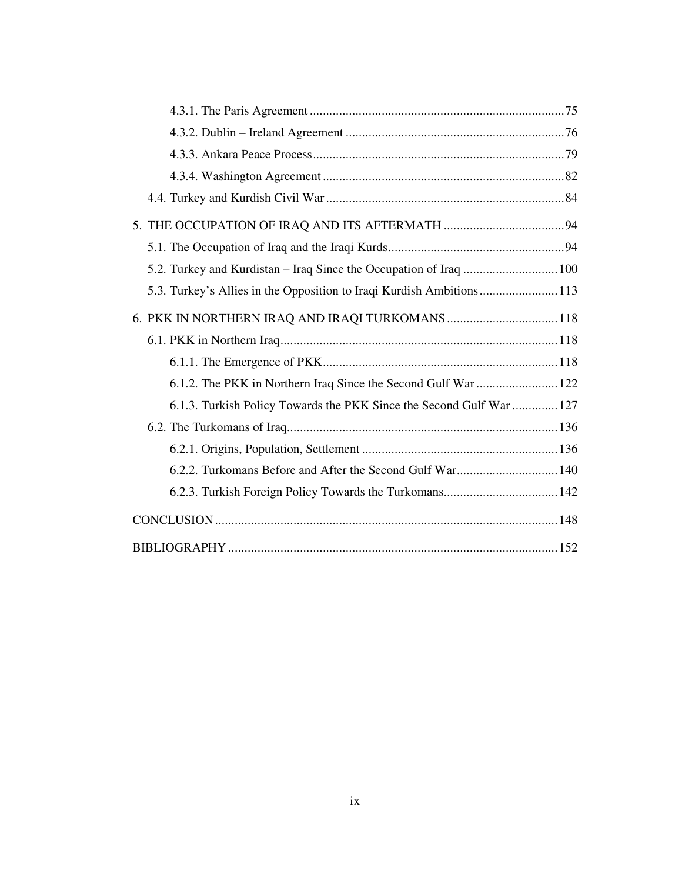4.3.1. The Paris Agreement .............................................................................. 75

4.3.2. Dublin – Ireland Agreement ................................................................... 76

4.3.3. Ankara Peace Process ............................................................................. 79

4.3.4. Washington Agreement .......................................................................... 82

4.4. Turkey and Kurdish Civil War ......................................................................... 84

5. THE OCCUPATION OF IRAQ AND ITS AFTERMATH ..................................... 94

5.1. The Occupation of Iraq and the Iraqi Kurds ...................................................... 94

5.2. Turkey and Kurdistan – Iraq Since the Occupation of Iraq ............................. 100

5.3. Turkey's Allies in the Opposition to Iraqi Kurdish Ambitions ........................ 113

6. PKK IN NORTHERN IRAQ AND IRAQI TURKOMANS .................................. 118

6.1. PKK in Northern Iraq ..................................................................................... 118

6.1.1. The Emergence of PKK ........................................................................ 118

6.1.2. The PKK in Northern Iraq Since the Second Gulf War ......................... 122

6.1.3. Turkish Policy Towards the PKK Since the Second Gulf War .............. 127

6.2. The Turkomans of Iraq ................................................................................... 136

6.2.1. Origins, Population, Settlement ............................................................ 136

6.2.2. Turkomans Before and After the Second Gulf War ............................... 140

6.2.3. Turkish Foreign Policy Towards the Turkomans ................................... 142

CONCLUSION ........................................................................................................ 148

BIBLIOGRAPHY .................................................................................................... 152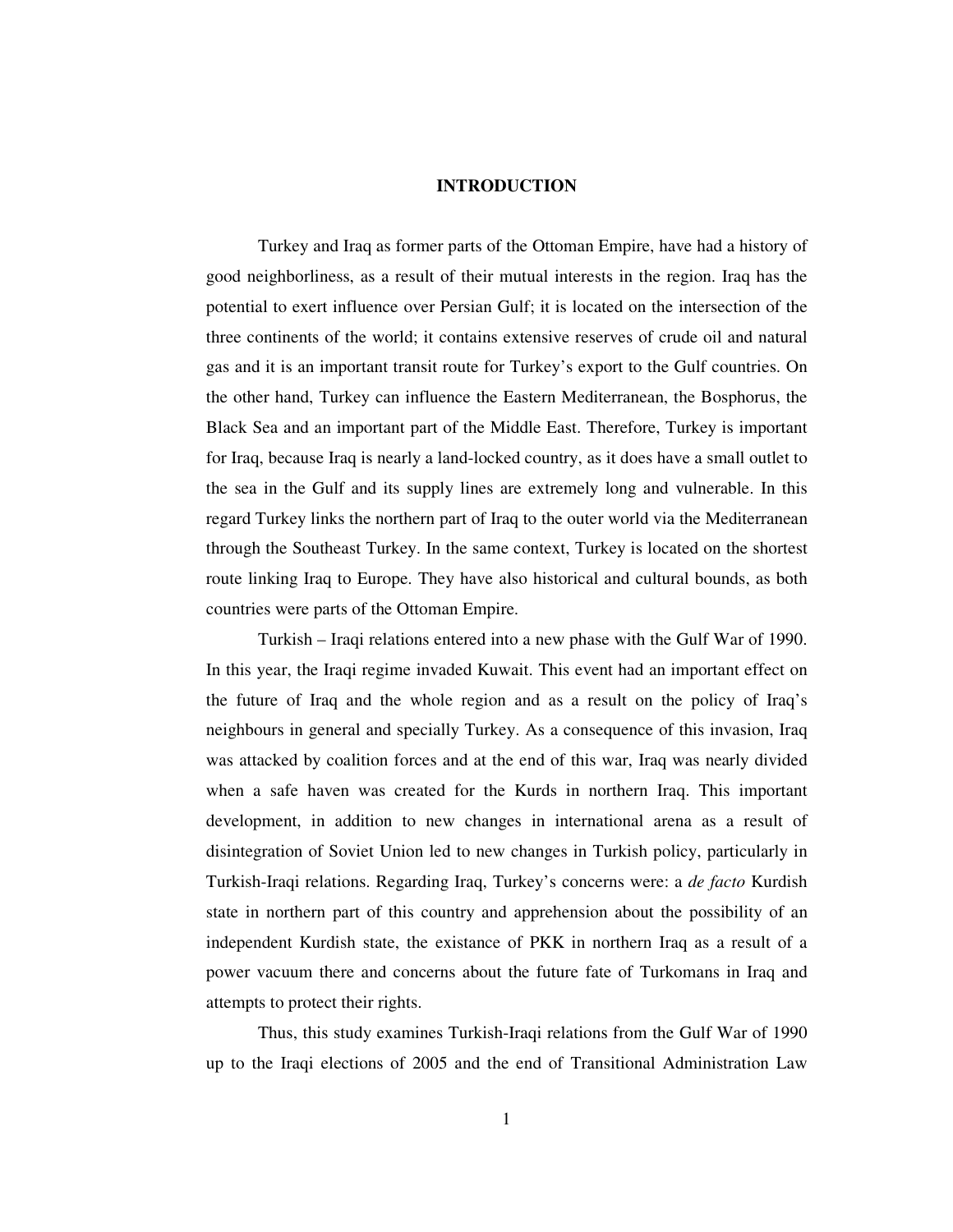# INTRODUCTION

Turkey and Iraq as former parts of the Ottoman Empire, have had a history of good neighborliness, as a result of their mutual interests in the region. Iraq has the potential to exert influence over Persian Gulf; it is located on the intersection of the three continents of the world; it contains extensive reserves of crude oil and natural gas and it is an important transit route for Turkey's export to the Gulf countries. On the other hand, Turkey can influence the Eastern Mediterranean, the Bosphorus, the Black Sea and an important part of the Middle East. Therefore, Turkey is important for Iraq, because Iraq is nearly a land-locked country, as it does have a small outlet to the sea in the Gulf and its supply lines are extremely long and vulnerable. In this regard Turkey links the northern part of Iraq to the outer world via the Mediterranean through the Southeast Turkey. In the same context, Turkey is located on the shortest route linking Iraq to Europe. They have also historical and cultural bounds, as both countries were parts of the Ottoman Empire.

Turkish – Iraqi relations entered into a new phase with the Gulf War of 1990. In this year, the Iraqi regime invaded Kuwait. This event had an important effect on the future of Iraq and the whole region and as a result on the policy of Iraq's neighbours in general and specially Turkey. As a consequence of this invasion, Iraq was attacked by coalition forces and at the end of this war, Iraq was nearly divided when a safe haven was created for the Kurds in northern Iraq. This important development, in addition to new changes in international arena as a result of disintegration of Soviet Union led to new changes in Turkish policy, particularly in Turkish-Iraqi relations. Regarding Iraq, Turkey's concerns were: a *de facto* Kurdish state in northern part of this country and apprehension about the possibility of an independent Kurdish state, the existance of PKK in northern Iraq as a result of a power vacuum there and concerns about the future fate of Turkomans in Iraq and attempts to protect their rights.

Thus, this study examines Turkish-Iraqi relations from the Gulf War of 1990 up to the Iraqi elections of 2005 and the end of Transitional Administration Law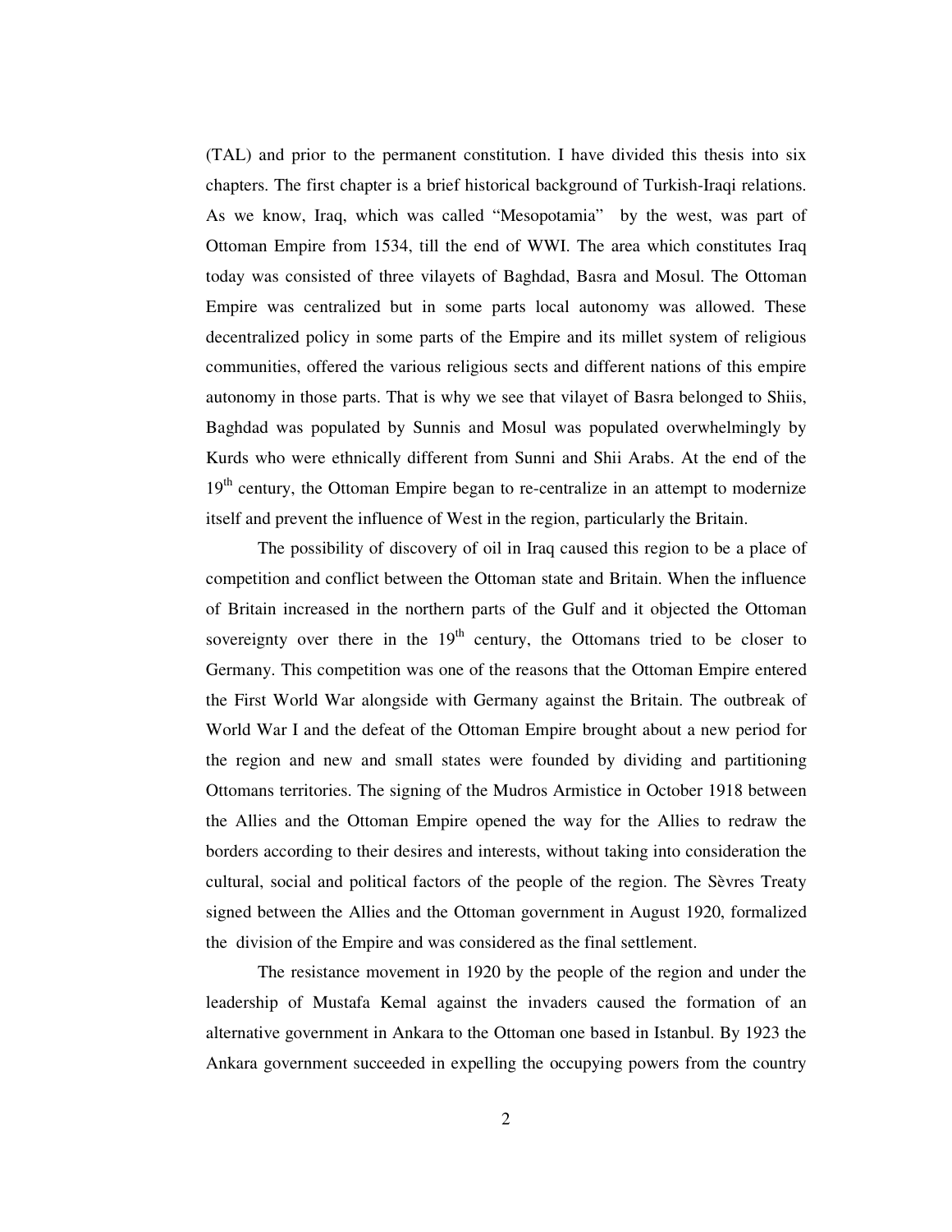(TAL) and prior to the permanent constitution. I have divided this thesis into six chapters. The first chapter is a brief historical background of Turkish-Iraqi relations. As we know, Iraq, which was called “Mesopotamia” by the west, was part of Ottoman Empire from 1534, till the end of WWI. The area which constitutes Iraq today was consisted of three vilayets of Baghdad, Basra and Mosul. The Ottoman Empire was centralized but in some parts local autonomy was allowed. These decentralized policy in some parts of the Empire and its millet system of religious communities, offered the various religious sects and different nations of this empire autonomy in those parts. That is why we see that vilayet of Basra belonged to Shiis, Baghdad was populated by Sunnis and Mosul was populated overwhelmingly by Kurds who were ethnically different from Sunni and Shii Arabs. At the end of the 19th century, the Ottoman Empire began to re-centralize in an attempt to modernize itself and prevent the influence of West in the region, particularly the Britain.

The possibility of discovery of oil in Iraq caused this region to be a place of competition and conflict between the Ottoman state and Britain. When the influence of Britain increased in the northern parts of the Gulf and it objected the Ottoman sovereignty over there in the 19th century, the Ottomans tried to be closer to Germany. This competition was one of the reasons that the Ottoman Empire entered the First World War alongside with Germany against the Britain. The outbreak of World War I and the defeat of the Ottoman Empire brought about a new period for the region and new and small states were founded by dividing and partitioning Ottomans territories. The signing of the Mudros Armistice in October 1918 between the Allies and the Ottoman Empire opened the way for the Allies to redraw the borders according to their desires and interests, without taking into consideration the cultural, social and political factors of the people of the region. The Sèvres Treaty signed between the Allies and the Ottoman government in August 1920, formalized the division of the Empire and was considered as the final settlement.

The resistance movement in 1920 by the people of the region and under the leadership of Mustafa Kemal against the invaders caused the formation of an alternative government in Ankara to the Ottoman one based in Istanbul. By 1923 the Ankara government succeeded in expelling the occupying powers from the country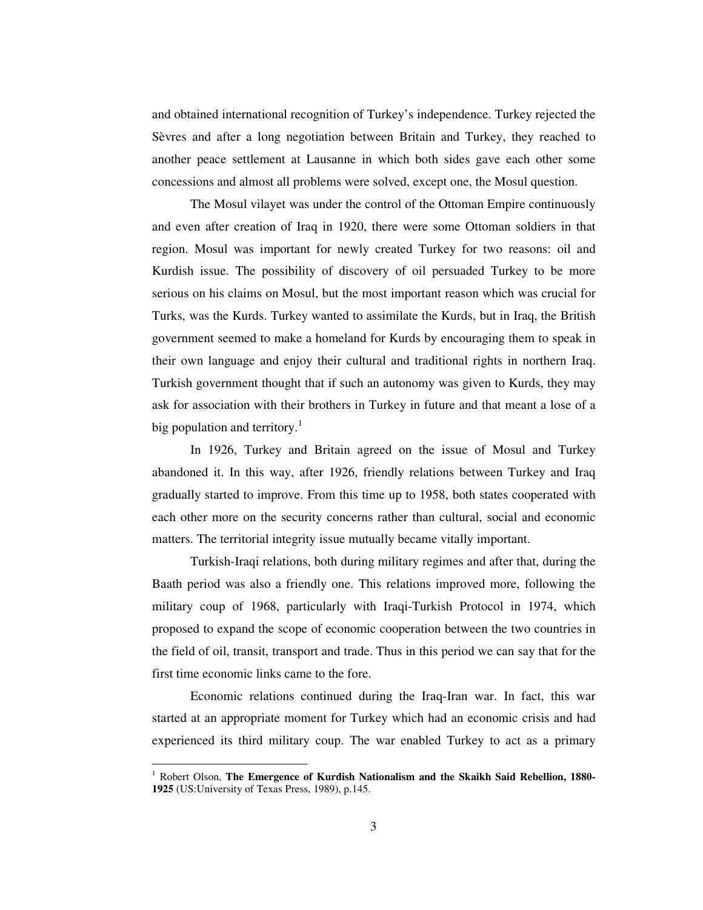and obtained international recognition of Turkey's independence. Turkey rejected the Sèvres and after a long negotiation between Britain and Turkey, they reached to another peace settlement at Lausanne in which both sides gave each other some concessions and almost all problems were solved, except one, the Mosul question.

The Mosul vilayet was under the control of the Ottoman Empire continuously and even after creation of Iraq in 1920, there were some Ottoman soldiers in that region. Mosul was important for newly created Turkey for two reasons: oil and Kurdish issue. The possibility of discovery of oil persuaded Turkey to be more serious on his claims on Mosul, but the most important reason which was crucial for Turks, was the Kurds. Turkey wanted to assimilate the Kurds, but in Iraq, the British government seemed to make a homeland for Kurds by encouraging them to speak in their own language and enjoy their cultural and traditional rights in northern Iraq. Turkish government thought that if such an autonomy was given to Kurds, they may ask for association with their brothers in Turkey in future and that meant a lose of a big population and territory.[1]

In 1926, Turkey and Britain agreed on the issue of Mosul and Turkey abandoned it. In this way, after 1926, friendly relations between Turkey and Iraq gradually started to improve. From this time up to 1958, both states cooperated with each other more on the security concerns rather than cultural, social and economic matters. The territorial integrity issue mutually became vitally important.

Turkish-Iraqi relations, both during military regimes and after that, during the Baath period was also a friendly one. This relations improved more, following the military coup of 1968, particularly with Iraqi-Turkish Protocol in 1974, which proposed to expand the scope of economic cooperation between the two countries in the field of oil, transit, transport and trade. Thus in this period we can say that for the first time economic links came to the fore.

Economic relations continued during the Iraq-Iran war. In fact, this war started at an appropriate moment for Turkey which had an economic crisis and had experienced its third military coup. The war enabled Turkey to act as a primary

---

[1] Robert Olson, **The Emergence of Kurdish Nationalism and the Skaikh Said Rebellion, 1880-1925** (US:University of Texas Press, 1989), p.145.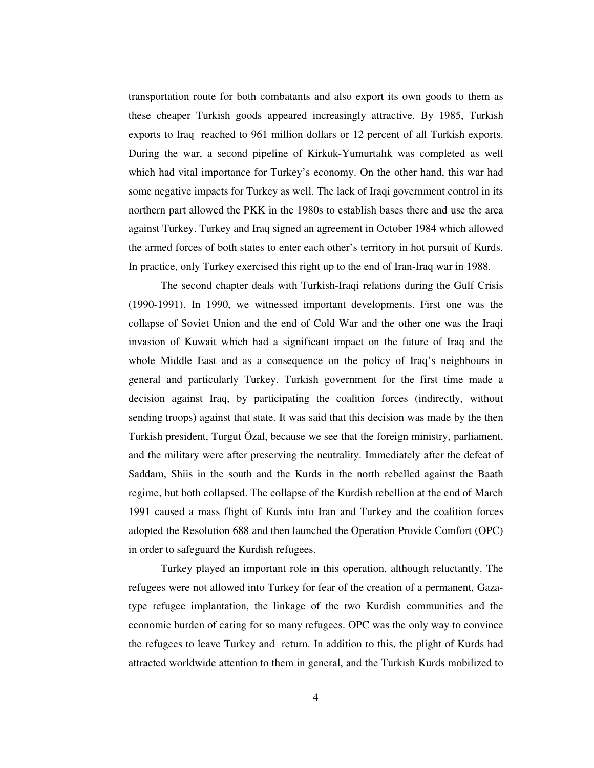transportation route for both combatants and also export its own goods to them as these cheaper Turkish goods appeared increasingly attractive. By 1985, Turkish exports to Iraq reached to 961 million dollars or 12 percent of all Turkish exports. During the war, a second pipeline of Kirkuk-Yumurtalık was completed as well which had vital importance for Turkey's economy. On the other hand, this war had some negative impacts for Turkey as well. The lack of Iraqi government control in its northern part allowed the PKK in the 1980s to establish bases there and use the area against Turkey. Turkey and Iraq signed an agreement in October 1984 which allowed the armed forces of both states to enter each other's territory in hot pursuit of Kurds. In practice, only Turkey exercised this right up to the end of Iran-Iraq war in 1988.

The second chapter deals with Turkish-Iraqi relations during the Gulf Crisis (1990-1991). In 1990, we witnessed important developments. First one was the collapse of Soviet Union and the end of Cold War and the other one was the Iraqi invasion of Kuwait which had a significant impact on the future of Iraq and the whole Middle East and as a consequence on the policy of Iraq's neighbours in general and particularly Turkey. Turkish government for the first time made a decision against Iraq, by participating the coalition forces (indirectly, without sending troops) against that state. It was said that this decision was made by the then Turkish president, Turgut Özal, because we see that the foreign ministry, parliament, and the military were after preserving the neutrality. Immediately after the defeat of Saddam, Shiis in the south and the Kurds in the north rebelled against the Baath regime, but both collapsed. The collapse of the Kurdish rebellion at the end of March 1991 caused a mass flight of Kurds into Iran and Turkey and the coalition forces adopted the Resolution 688 and then launched the Operation Provide Comfort (OPC) in order to safeguard the Kurdish refugees.

Turkey played an important role in this operation, although reluctantly. The refugees were not allowed into Turkey for fear of the creation of a permanent, Gaza-type refugee implantation, the linkage of the two Kurdish communities and the economic burden of caring for so many refugees. OPC was the only way to convince the refugees to leave Turkey and return. In addition to this, the plight of Kurds had attracted worldwide attention to them in general, and the Turkish Kurds mobilized to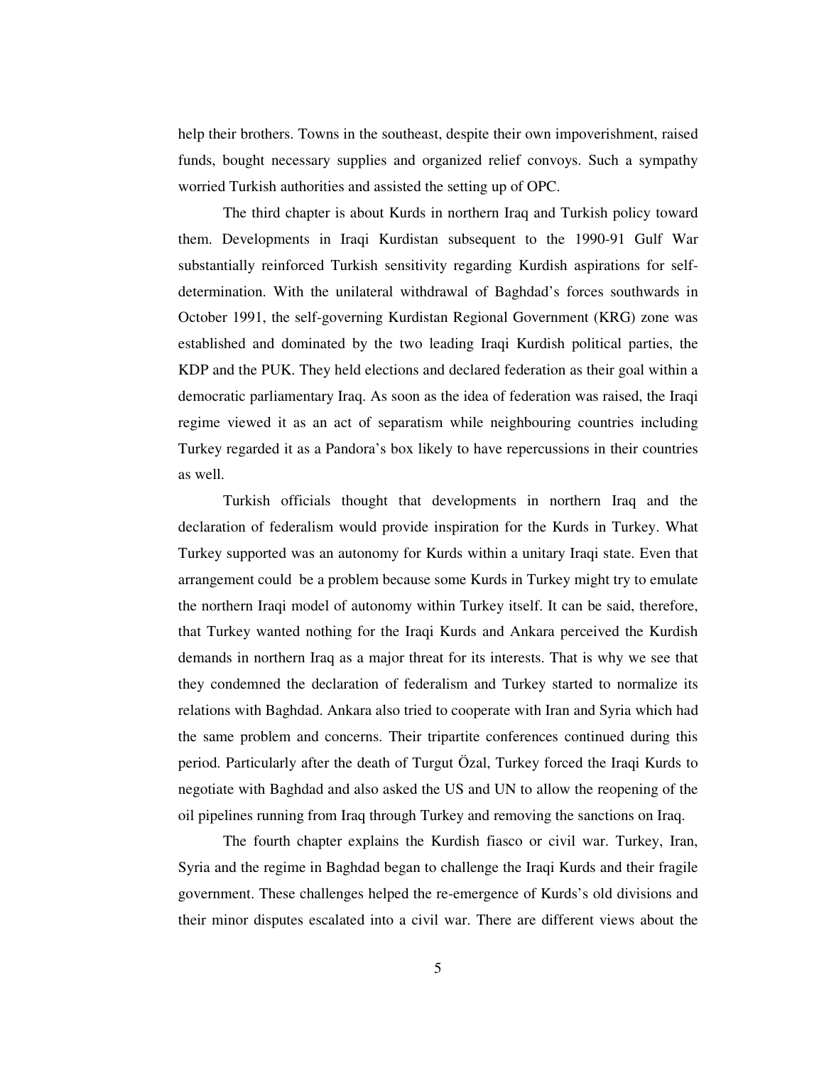help their brothers. Towns in the southeast, despite their own impoverishment, raised funds, bought necessary supplies and organized relief convoys. Such a sympathy worried Turkish authorities and assisted the setting up of OPC.

The third chapter is about Kurds in northern Iraq and Turkish policy toward them. Developments in Iraqi Kurdistan subsequent to the 1990-91 Gulf War substantially reinforced Turkish sensitivity regarding Kurdish aspirations for self-determination. With the unilateral withdrawal of Baghdad's forces southwards in October 1991, the self-governing Kurdistan Regional Government (KRG) zone was established and dominated by the two leading Iraqi Kurdish political parties, the KDP and the PUK. They held elections and declared federation as their goal within a democratic parliamentary Iraq. As soon as the idea of federation was raised, the Iraqi regime viewed it as an act of separatism while neighbouring countries including Turkey regarded it as a Pandora's box likely to have repercussions in their countries as well.

Turkish officials thought that developments in northern Iraq and the declaration of federalism would provide inspiration for the Kurds in Turkey. What Turkey supported was an autonomy for Kurds within a unitary Iraqi state. Even that arrangement could be a problem because some Kurds in Turkey might try to emulate the northern Iraqi model of autonomy within Turkey itself. It can be said, therefore, that Turkey wanted nothing for the Iraqi Kurds and Ankara perceived the Kurdish demands in northern Iraq as a major threat for its interests. That is why we see that they condemned the declaration of federalism and Turkey started to normalize its relations with Baghdad. Ankara also tried to cooperate with Iran and Syria which had the same problem and concerns. Their tripartite conferences continued during this period. Particularly after the death of Turgut Özal, Turkey forced the Iraqi Kurds to negotiate with Baghdad and also asked the US and UN to allow the reopening of the oil pipelines running from Iraq through Turkey and removing the sanctions on Iraq.

The fourth chapter explains the Kurdish fiasco or civil war. Turkey, Iran, Syria and the regime in Baghdad began to challenge the Iraqi Kurds and their fragile government. These challenges helped the re-emergence of Kurds's old divisions and their minor disputes escalated into a civil war. There are different views about the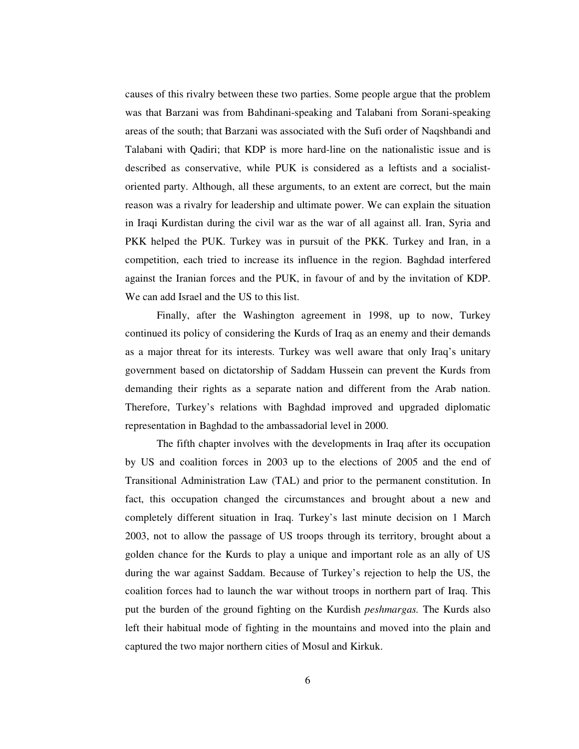causes of this rivalry between these two parties. Some people argue that the problem was that Barzani was from Bahdinani-speaking and Talabani from Sorani-speaking areas of the south; that Barzani was associated with the Sufi order of Naqshbandi and Talabani with Qadiri; that KDP is more hard-line on the nationalistic issue and is described as conservative, while PUK is considered as a leftists and a socialist-oriented party. Although, all these arguments, to an extent are correct, but the main reason was a rivalry for leadership and ultimate power. We can explain the situation in Iraqi Kurdistan during the civil war as the war of all against all. Iran, Syria and PKK helped the PUK. Turkey was in pursuit of the PKK. Turkey and Iran, in a competition, each tried to increase its influence in the region. Baghdad interfered against the Iranian forces and the PUK, in favour of and by the invitation of KDP. We can add Israel and the US to this list.

Finally, after the Washington agreement in 1998, up to now, Turkey continued its policy of considering the Kurds of Iraq as an enemy and their demands as a major threat for its interests. Turkey was well aware that only Iraq's unitary government based on dictatorship of Saddam Hussein can prevent the Kurds from demanding their rights as a separate nation and different from the Arab nation. Therefore, Turkey's relations with Baghdad improved and upgraded diplomatic representation in Baghdad to the ambassadorial level in 2000.

The fifth chapter involves with the developments in Iraq after its occupation by US and coalition forces in 2003 up to the elections of 2005 and the end of Transitional Administration Law (TAL) and prior to the permanent constitution. In fact, this occupation changed the circumstances and brought about a new and completely different situation in Iraq. Turkey's last minute decision on 1 March 2003, not to allow the passage of US troops through its territory, brought about a golden chance for the Kurds to play a unique and important role as an ally of US during the war against Saddam. Because of Turkey's rejection to help the US, the coalition forces had to launch the war without troops in northern part of Iraq. This put the burden of the ground fighting on the Kurdish *peshmargas.* The Kurds also left their habitual mode of fighting in the mountains and moved into the plain and captured the two major northern cities of Mosul and Kirkuk.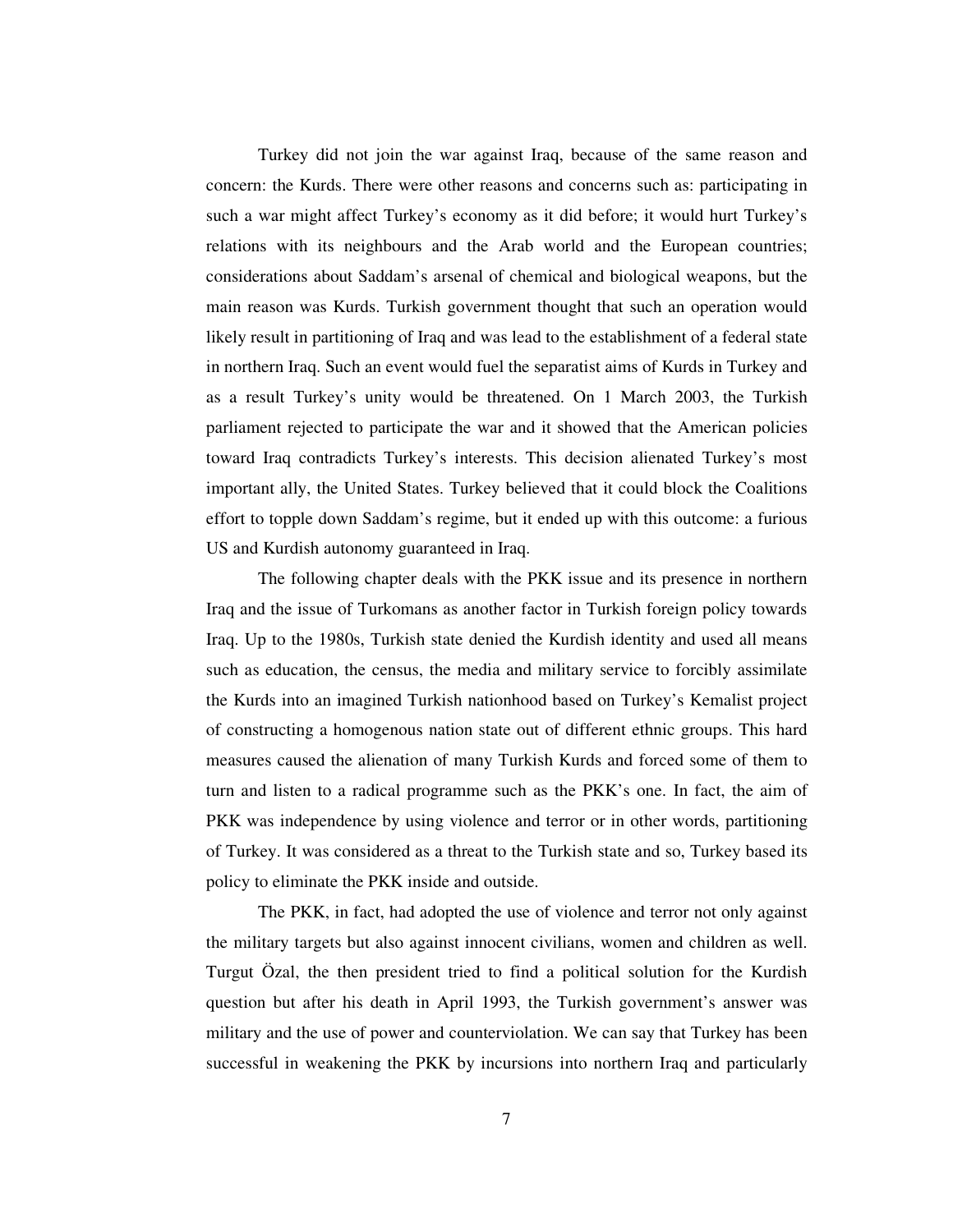Turkey did not join the war against Iraq, because of the same reason and concern: the Kurds. There were other reasons and concerns such as: participating in such a war might affect Turkey's economy as it did before; it would hurt Turkey's relations with its neighbours and the Arab world and the European countries; considerations about Saddam's arsenal of chemical and biological weapons, but the main reason was Kurds. Turkish government thought that such an operation would likely result in partitioning of Iraq and was lead to the establishment of a federal state in northern Iraq. Such an event would fuel the separatist aims of Kurds in Turkey and as a result Turkey's unity would be threatened. On 1 March 2003, the Turkish parliament rejected to participate the war and it showed that the American policies toward Iraq contradicts Turkey's interests. This decision alienated Turkey's most important ally, the United States. Turkey believed that it could block the Coalitions effort to topple down Saddam's regime, but it ended up with this outcome: a furious US and Kurdish autonomy guaranteed in Iraq.

The following chapter deals with the PKK issue and its presence in northern Iraq and the issue of Turkomans as another factor in Turkish foreign policy towards Iraq. Up to the 1980s, Turkish state denied the Kurdish identity and used all means such as education, the census, the media and military service to forcibly assimilate the Kurds into an imagined Turkish nationhood based on Turkey's Kemalist project of constructing a homogenous nation state out of different ethnic groups. This hard measures caused the alienation of many Turkish Kurds and forced some of them to turn and listen to a radical programme such as the PKK's one. In fact, the aim of PKK was independence by using violence and terror or in other words, partitioning of Turkey. It was considered as a threat to the Turkish state and so, Turkey based its policy to eliminate the PKK inside and outside.

The PKK, in fact, had adopted the use of violence and terror not only against the military targets but also against innocent civilians, women and children as well. Turgut Özal, the then president tried to find a political solution for the Kurdish question but after his death in April 1993, the Turkish government's answer was military and the use of power and counterviolation. We can say that Turkey has been successful in weakening the PKK by incursions into northern Iraq and particularly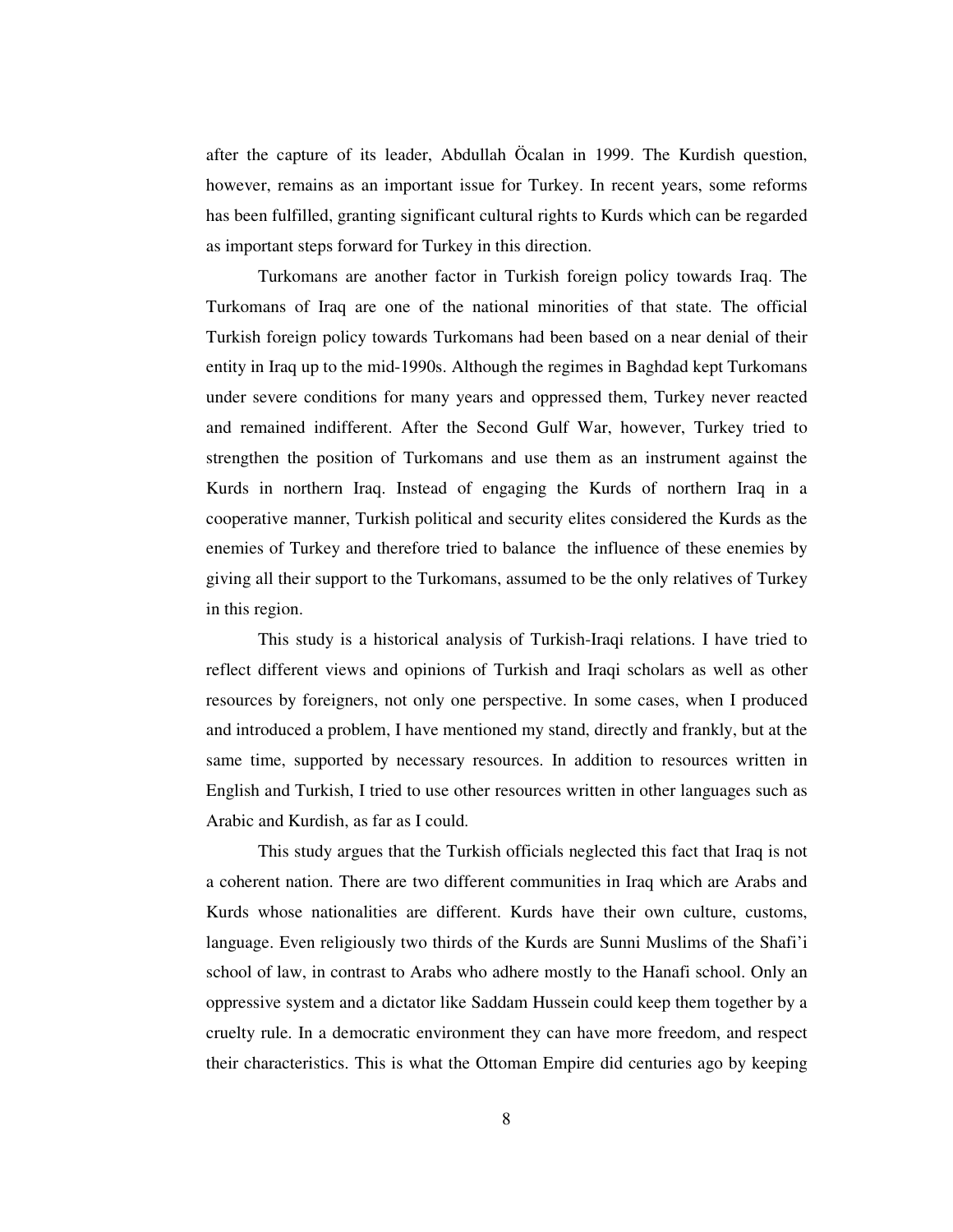after the capture of its leader, Abdullah Öcalan in 1999. The Kurdish question, however, remains as an important issue for Turkey. In recent years, some reforms has been fulfilled, granting significant cultural rights to Kurds which can be regarded as important steps forward for Turkey in this direction.

Turkomans are another factor in Turkish foreign policy towards Iraq. The Turkomans of Iraq are one of the national minorities of that state. The official Turkish foreign policy towards Turkomans had been based on a near denial of their entity in Iraq up to the mid-1990s. Although the regimes in Baghdad kept Turkomans under severe conditions for many years and oppressed them, Turkey never reacted and remained indifferent. After the Second Gulf War, however, Turkey tried to strengthen the position of Turkomans and use them as an instrument against the Kurds in northern Iraq. Instead of engaging the Kurds of northern Iraq in a cooperative manner, Turkish political and security elites considered the Kurds as the enemies of Turkey and therefore tried to balance the influence of these enemies by giving all their support to the Turkomans, assumed to be the only relatives of Turkey in this region.

This study is a historical analysis of Turkish-Iraqi relations. I have tried to reflect different views and opinions of Turkish and Iraqi scholars as well as other resources by foreigners, not only one perspective. In some cases, when I produced and introduced a problem, I have mentioned my stand, directly and frankly, but at the same time, supported by necessary resources. In addition to resources written in English and Turkish, I tried to use other resources written in other languages such as Arabic and Kurdish, as far as I could.

This study argues that the Turkish officials neglected this fact that Iraq is not a coherent nation. There are two different communities in Iraq which are Arabs and Kurds whose nationalities are different. Kurds have their own culture, customs, language. Even religiously two thirds of the Kurds are Sunni Muslims of the Shafi'i school of law, in contrast to Arabs who adhere mostly to the Hanafi school. Only an oppressive system and a dictator like Saddam Hussein could keep them together by a cruelty rule. In a democratic environment they can have more freedom, and respect their characteristics. This is what the Ottoman Empire did centuries ago by keeping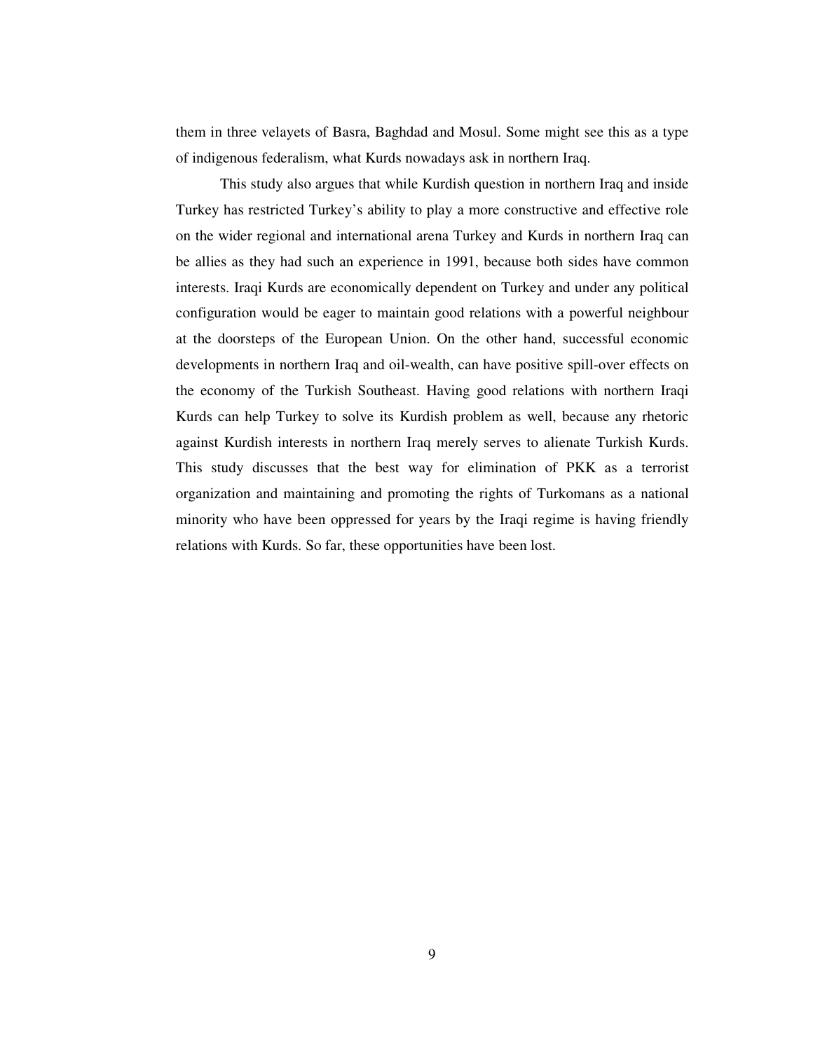them in three velayets of Basra, Baghdad and Mosul. Some might see this as a type of indigenous federalism, what Kurds nowadays ask in northern Iraq.

This study also argues that while Kurdish question in northern Iraq and inside Turkey has restricted Turkey's ability to play a more constructive and effective role on the wider regional and international arena Turkey and Kurds in northern Iraq can be allies as they had such an experience in 1991, because both sides have common interests. Iraqi Kurds are economically dependent on Turkey and under any political configuration would be eager to maintain good relations with a powerful neighbour at the doorsteps of the European Union. On the other hand, successful economic developments in northern Iraq and oil-wealth, can have positive spill-over effects on the economy of the Turkish Southeast. Having good relations with northern Iraqi Kurds can help Turkey to solve its Kurdish problem as well, because any rhetoric against Kurdish interests in northern Iraq merely serves to alienate Turkish Kurds. This study discusses that the best way for elimination of PKK as a terrorist organization and maintaining and promoting the rights of Turkomans as a national minority who have been oppressed for years by the Iraqi regime is having friendly relations with Kurds. So far, these opportunities have been lost.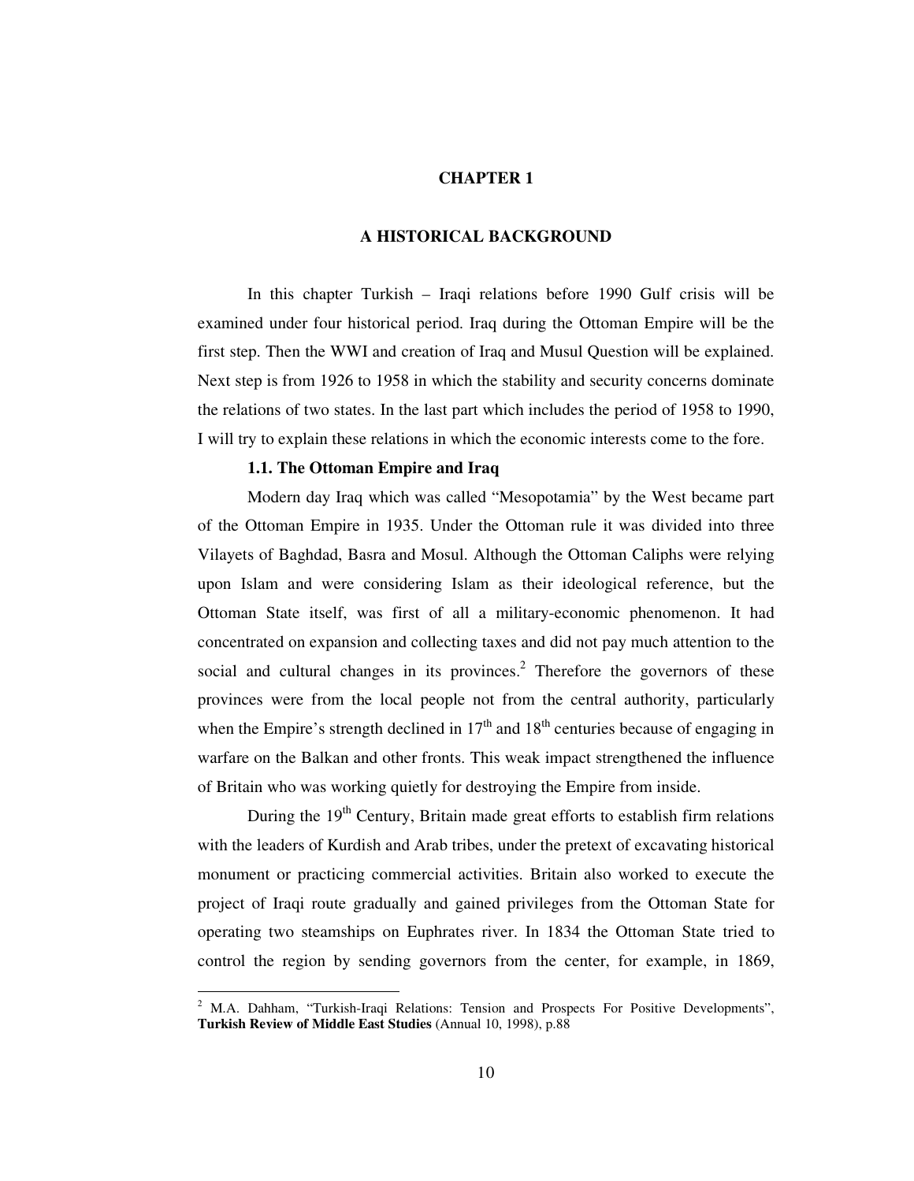# CHAPTER 1

# A HISTORICAL BACKGROUND

In this chapter Turkish – Iraqi relations before 1990 Gulf crisis will be examined under four historical period. Iraq during the Ottoman Empire will be the first step. Then the WWI and creation of Iraq and Musul Question will be explained. Next step is from 1926 to 1958 in which the stability and security concerns dominate the relations of two states. In the last part which includes the period of 1958 to 1990, I will try to explain these relations in which the economic interests come to the fore.

## 1.1. The Ottoman Empire and Iraq

Modern day Iraq which was called "Mesopotamia" by the West became part of the Ottoman Empire in 1935. Under the Ottoman rule it was divided into three Vilayets of Baghdad, Basra and Mosul. Although the Ottoman Caliphs were relying upon Islam and were considering Islam as their ideological reference, but the Ottoman State itself, was first of all a military-economic phenomenon. It had concentrated on expansion and collecting taxes and did not pay much attention to the social and cultural changes in its provinces.[2] Therefore the governors of these provinces were from the local people not from the central authority, particularly when the Empire's strength declined in 17th and 18th centuries because of engaging in warfare on the Balkan and other fronts. This weak impact strengthened the influence of Britain who was working quietly for destroying the Empire from inside.

During the 19th Century, Britain made great efforts to establish firm relations with the leaders of Kurdish and Arab tribes, under the pretext of excavating historical monument or practicing commercial activities. Britain also worked to execute the project of Iraqi route gradually and gained privileges from the Ottoman State for operating two steamships on Euphrates river. In 1834 the Ottoman State tried to control the region by sending governors from the center, for example, in 1869,

---

[2] M.A. Dahham, "Turkish-Iraqi Relations: Tension and Prospects For Positive Developments", **Turkish Review of Middle East Studies** (Annual 10, 1998), p.88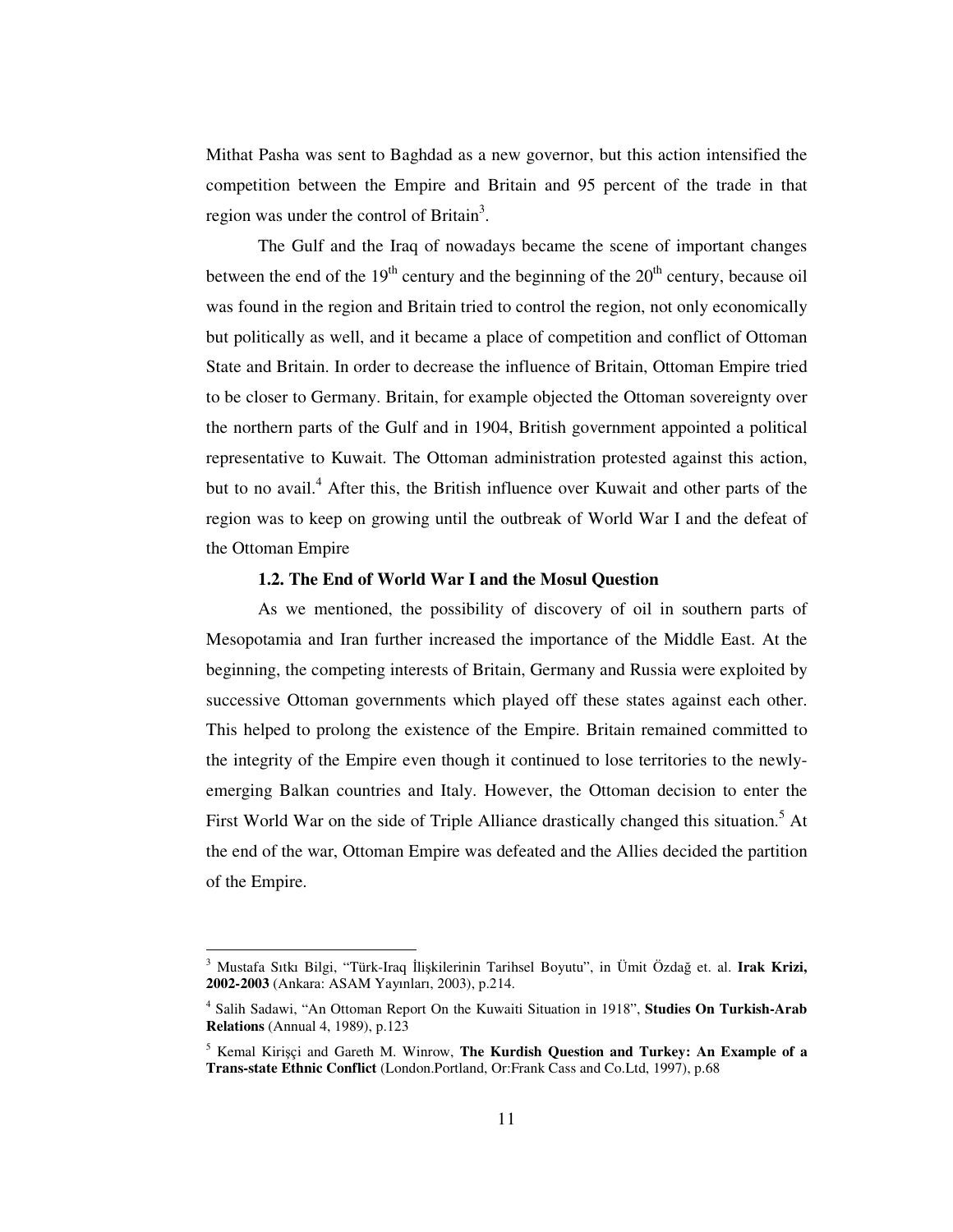Mithat Pasha was sent to Baghdad as a new governor, but this action intensified the competition between the Empire and Britain and 95 percent of the trade in that region was under the control of Britain[3].

The Gulf and the Iraq of nowadays became the scene of important changes between the end of the 19th century and the beginning of the 20th century, because oil was found in the region and Britain tried to control the region, not only economically but politically as well, and it became a place of competition and conflict of Ottoman State and Britain. In order to decrease the influence of Britain, Ottoman Empire tried to be closer to Germany. Britain, for example objected the Ottoman sovereignty over the northern parts of the Gulf and in 1904, British government appointed a political representative to Kuwait. The Ottoman administration protested against this action, but to no avail.[4] After this, the British influence over Kuwait and other parts of the region was to keep on growing until the outbreak of World War I and the defeat of the Ottoman Empire

### 1.2. The End of World War I and the Mosul Question

As we mentioned, the possibility of discovery of oil in southern parts of Mesopotamia and Iran further increased the importance of the Middle East. At the beginning, the competing interests of Britain, Germany and Russia were exploited by successive Ottoman governments which played off these states against each other. This helped to prolong the existence of the Empire. Britain remained committed to the integrity of the Empire even though it continued to lose territories to the newly-emerging Balkan countries and Italy. However, the Ottoman decision to enter the First World War on the side of Triple Alliance drastically changed this situation.[5] At the end of the war, Ottoman Empire was defeated and the Allies decided the partition of the Empire.

---

[3] Mustafa Sıtkı Bilgi, "Türk-Iraq İlişkilerinin Tarihsel Boyutu", in Ümit Özdağ et. al. **Irak Krizi, 2002-2003** (Ankara: ASAM Yayınları, 2003), p.214.

[4] Salih Sadawi, "An Ottoman Report On the Kuwaiti Situation in 1918", **Studies On Turkish-Arab Relations** (Annual 4, 1989), p.123

[5] Kemal Kirişçi and Gareth M. Winrow, **The Kurdish Question and Turkey: An Example of a Trans-state Ethnic Conflict** (London.Portland, Or:Frank Cass and Co.Ltd, 1997), p.68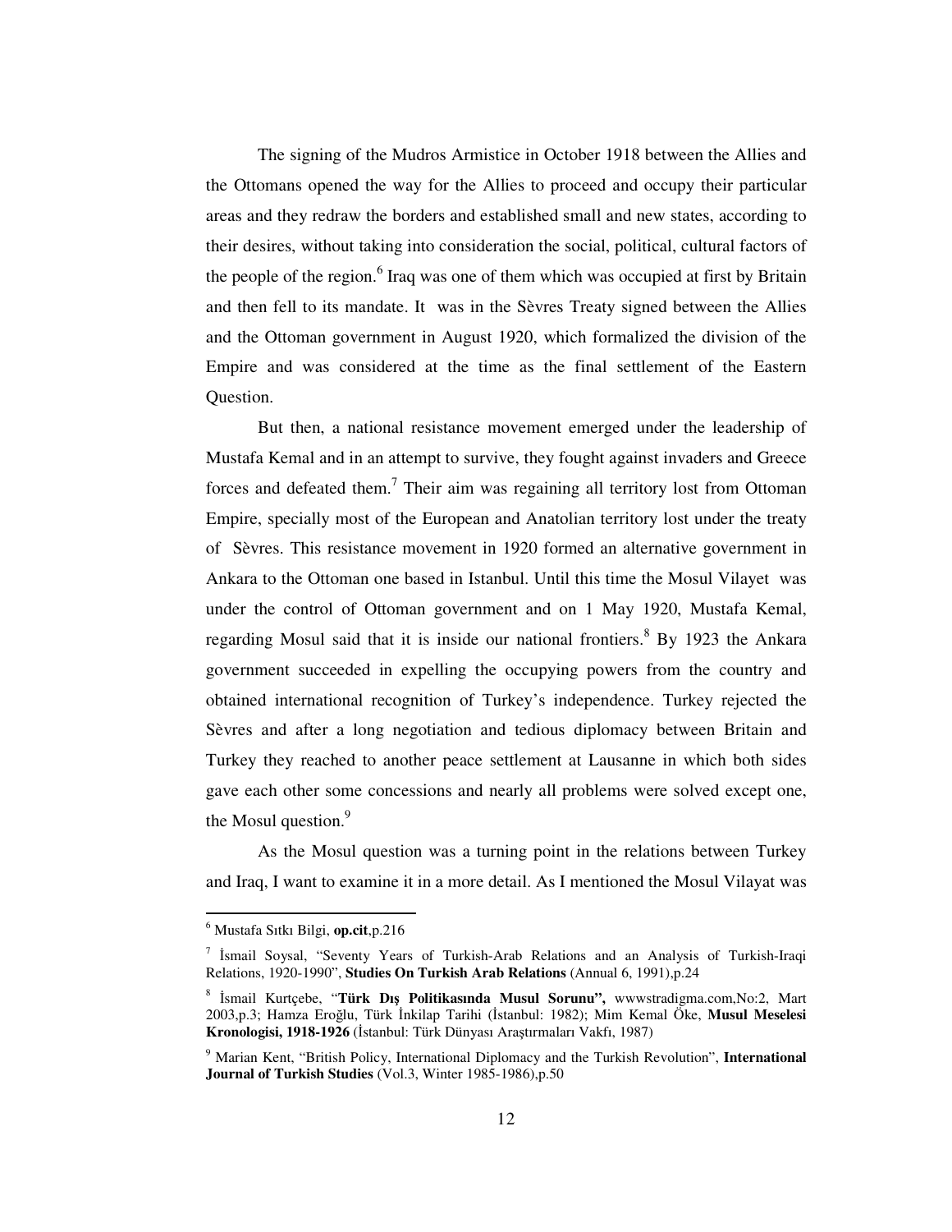The signing of the Mudros Armistice in October 1918 between the Allies and the Ottomans opened the way for the Allies to proceed and occupy their particular areas and they redraw the borders and established small and new states, according to their desires, without taking into consideration the social, political, cultural factors of the people of the region.[6] Iraq was one of them which was occupied at first by Britain and then fell to its mandate. It was in the Sèvres Treaty signed between the Allies and the Ottoman government in August 1920, which formalized the division of the Empire and was considered at the time as the final settlement of the Eastern Question.

But then, a national resistance movement emerged under the leadership of Mustafa Kemal and in an attempt to survive, they fought against invaders and Greece forces and defeated them.[7] Their aim was regaining all territory lost from Ottoman Empire, specially most of the European and Anatolian territory lost under the treaty of Sèvres. This resistance movement in 1920 formed an alternative government in Ankara to the Ottoman one based in Istanbul. Until this time the Mosul Vilayet was under the control of Ottoman government and on 1 May 1920, Mustafa Kemal, regarding Mosul said that it is inside our national frontiers.[8] By 1923 the Ankara government succeeded in expelling the occupying powers from the country and obtained international recognition of Turkey's independence. Turkey rejected the Sèvres and after a long negotiation and tedious diplomacy between Britain and Turkey they reached to another peace settlement at Lausanne in which both sides gave each other some concessions and nearly all problems were solved except one, the Mosul question.[9]

As the Mosul question was a turning point in the relations between Turkey and Iraq, I want to examine it in a more detail. As I mentioned the Mosul Vilayat was

---

[6] Mustafa Sıtkı Bilgi, **op.cit**,p.216

[7] İsmail Soysal, "Seventy Years of Turkish-Arab Relations and an Analysis of Turkish-Iraqi Relations, 1920-1990", **Studies On Turkish Arab Relations** (Annual 6, 1991),p.24

[8] İsmail Kurtçebe, "**Türk Dış Politikasında Musul Sorunu",** wwwstradigma.com,No:2, Mart 2003,p.3; Hamza Eroğlu, Türk İnkilap Tarihi (İstanbul: 1982); Mim Kemal Öke, **Musul Meselesi Kronologisi, 1918-1926** (İstanbul: Türk Dünyası Araştırmaları Vakfı, 1987)

[9] Marian Kent, "British Policy, International Diplomacy and the Turkish Revolution", **International Journal of Turkish Studies** (Vol.3, Winter 1985-1986),p.50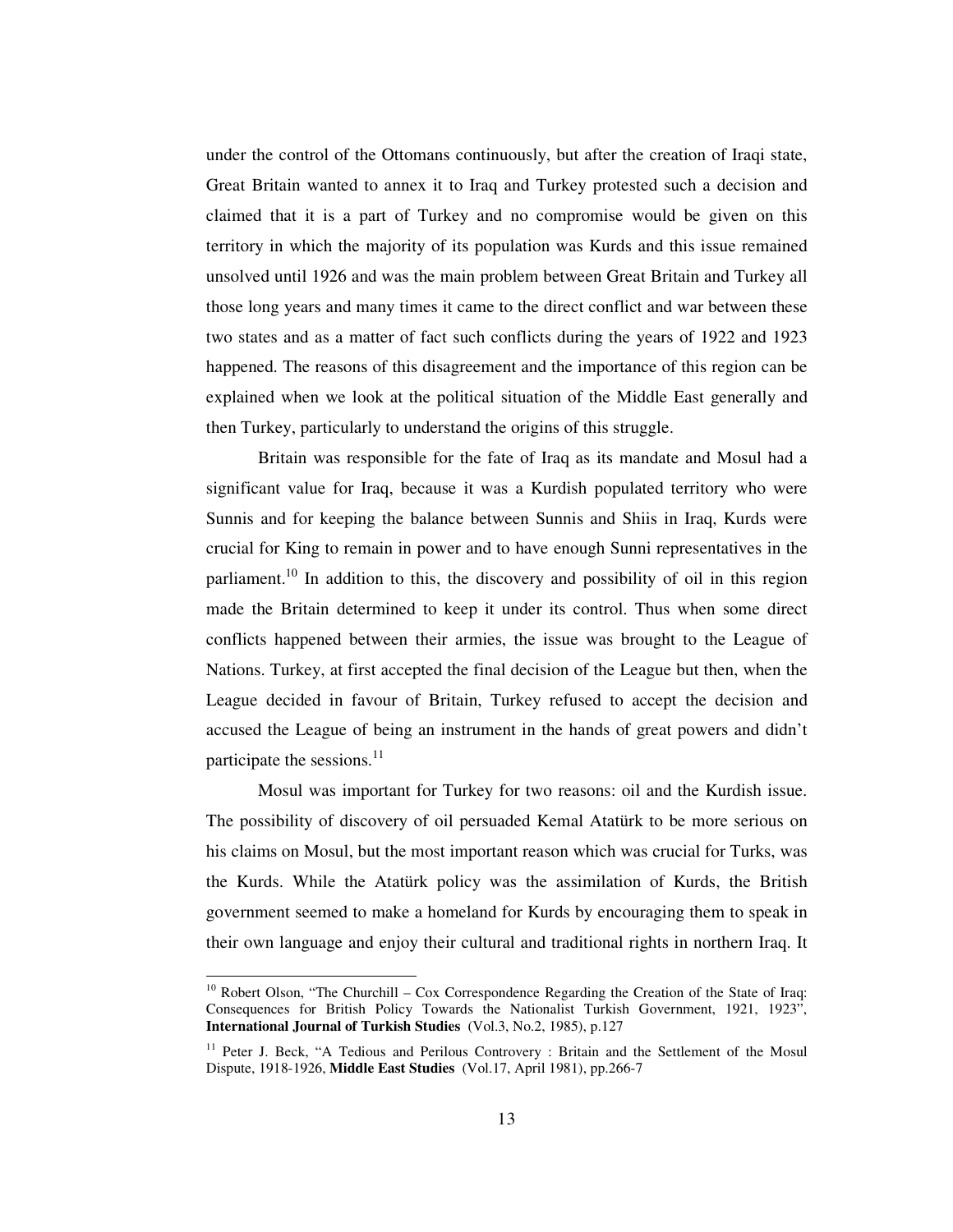under the control of the Ottomans continuously, but after the creation of Iraqi state, Great Britain wanted to annex it to Iraq and Turkey protested such a decision and claimed that it is a part of Turkey and no compromise would be given on this territory in which the majority of its population was Kurds and this issue remained unsolved until 1926 and was the main problem between Great Britain and Turkey all those long years and many times it came to the direct conflict and war between these two states and as a matter of fact such conflicts during the years of 1922 and 1923 happened. The reasons of this disagreement and the importance of this region can be explained when we look at the political situation of the Middle East generally and then Turkey, particularly to understand the origins of this struggle.

Britain was responsible for the fate of Iraq as its mandate and Mosul had a significant value for Iraq, because it was a Kurdish populated territory who were Sunnis and for keeping the balance between Sunnis and Shiis in Iraq, Kurds were crucial for King to remain in power and to have enough Sunni representatives in the parliament.[10] In addition to this, the discovery and possibility of oil in this region made the Britain determined to keep it under its control. Thus when some direct conflicts happened between their armies, the issue was brought to the League of Nations. Turkey, at first accepted the final decision of the League but then, when the League decided in favour of Britain, Turkey refused to accept the decision and accused the League of being an instrument in the hands of great powers and didn't participate the sessions.[11]

Mosul was important for Turkey for two reasons: oil and the Kurdish issue. The possibility of discovery of oil persuaded Kemal Atatürk to be more serious on his claims on Mosul, but the most important reason which was crucial for Turks, was the Kurds. While the Atatürk policy was the assimilation of Kurds, the British government seemed to make a homeland for Kurds by encouraging them to speak in their own language and enjoy their cultural and traditional rights in northern Iraq. It

---

[10] Robert Olson, "The Churchill – Cox Correspondence Regarding the Creation of the State of Iraq: Consequences for British Policy Towards the Nationalist Turkish Government, 1921, 1923", **International Journal of Turkish Studies** (Vol.3, No.2, 1985), p.127

[11] Peter J. Beck, "A Tedious and Perilous Controvery : Britain and the Settlement of the Mosul Dispute, 1918-1926, **Middle East Studies** (Vol.17, April 1981), pp.266-7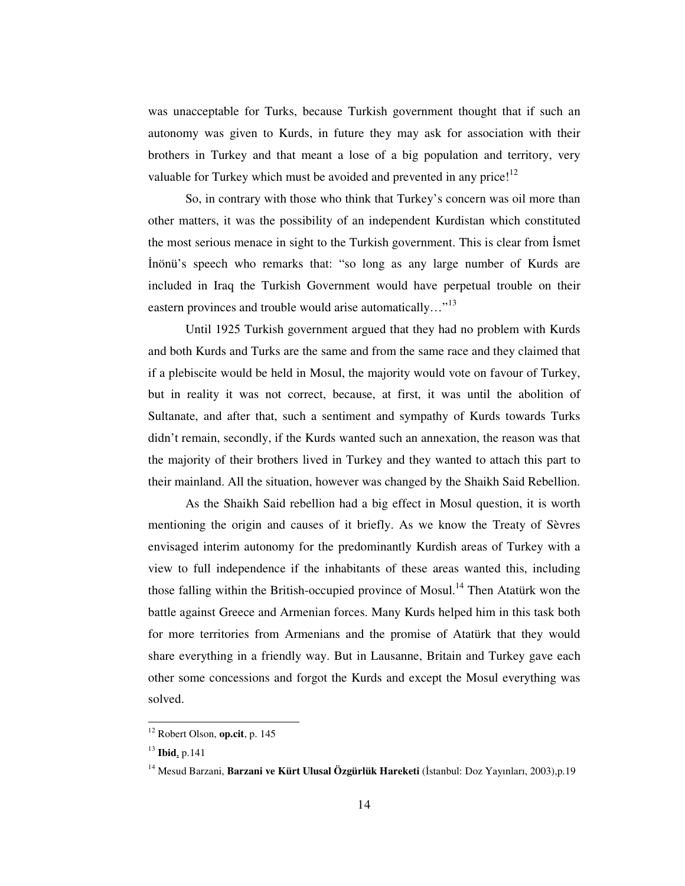was unacceptable for Turks, because Turkish government thought that if such an autonomy was given to Kurds, in future they may ask for association with their brothers in Turkey and that meant a lose of a big population and territory, very valuable for Turkey which must be avoided and prevented in any price![12]

So, in contrary with those who think that Turkey's concern was oil more than other matters, it was the possibility of an independent Kurdistan which constituted the most serious menace in sight to the Turkish government. This is clear from İsmet İnönü's speech who remarks that: "so long as any large number of Kurds are included in Iraq the Turkish Government would have perpetual trouble on their eastern provinces and trouble would arise automatically…"[13]

Until 1925 Turkish government argued that they had no problem with Kurds and both Kurds and Turks are the same and from the same race and they claimed that if a plebiscite would be held in Mosul, the majority would vote on favour of Turkey, but in reality it was not correct, because, at first, it was until the abolition of Sultanate, and after that, such a sentiment and sympathy of Kurds towards Turks didn't remain, secondly, if the Kurds wanted such an annexation, the reason was that the majority of their brothers lived in Turkey and they wanted to attach this part to their mainland. All the situation, however was changed by the Shaikh Said Rebellion.

As the Shaikh Said rebellion had a big effect in Mosul question, it is worth mentioning the origin and causes of it briefly. As we know the Treaty of Sèvres envisaged interim autonomy for the predominantly Kurdish areas of Turkey with a view to full independence if the inhabitants of these areas wanted this, including those falling within the British-occupied province of Mosul.[14] Then Atatürk won the battle against Greece and Armenian forces. Many Kurds helped him in this task both for more territories from Armenians and the promise of Atatürk that they would share everything in a friendly way. But in Lausanne, Britain and Turkey gave each other some concessions and forgot the Kurds and except the Mosul everything was solved.

---

[12] Robert Olson, **op.cit**, p. 145

[13] **Ibid**, p.141

[14] Mesud Barzani, **Barzani ve Kürt Ulusal Özgürlük Hareketi** (İstanbul: Doz Yayınları, 2003),p.19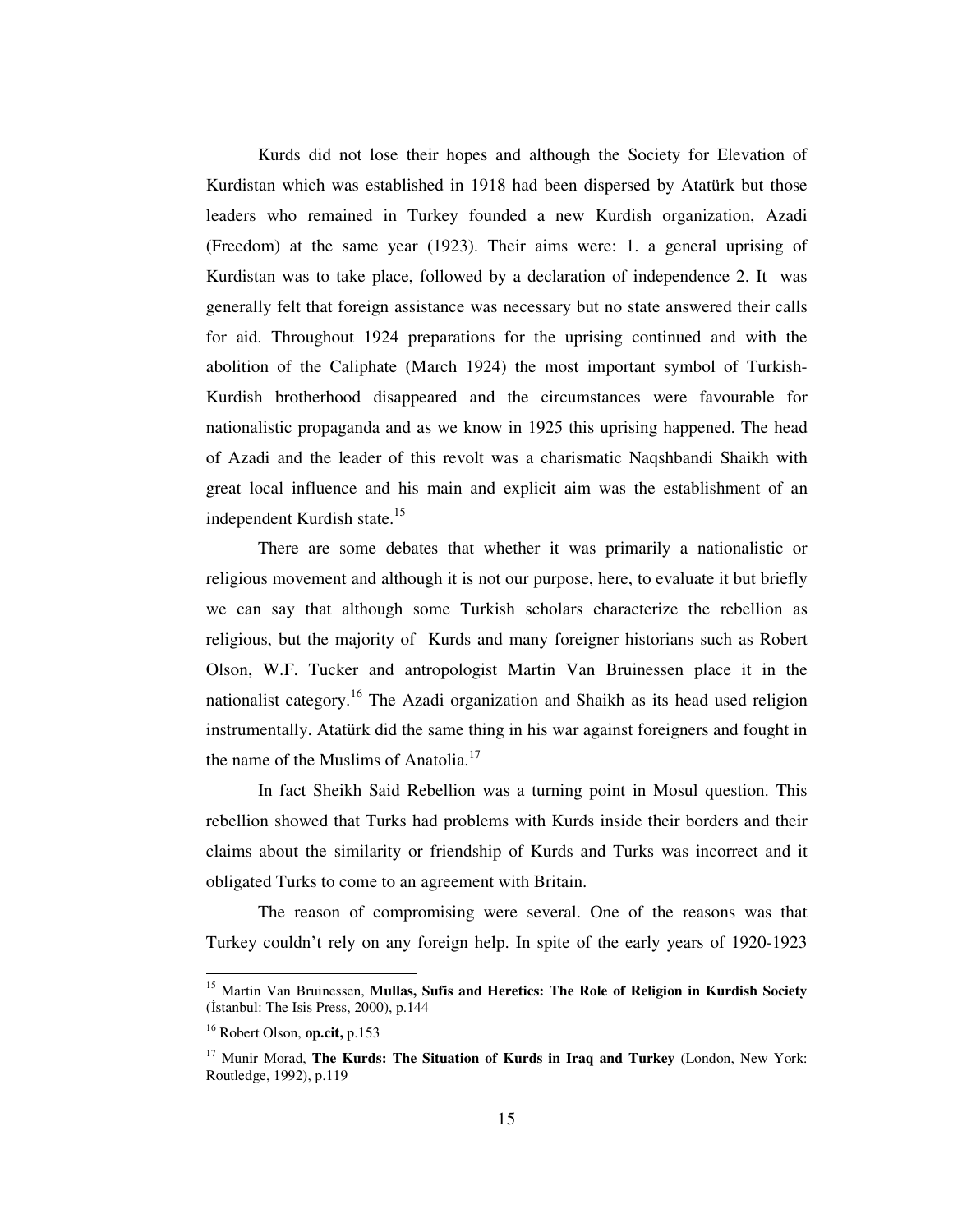Kurds did not lose their hopes and although the Society for Elevation of Kurdistan which was established in 1918 had been dispersed by Atatürk but those leaders who remained in Turkey founded a new Kurdish organization, Azadi (Freedom) at the same year (1923). Their aims were: 1. a general uprising of Kurdistan was to take place, followed by a declaration of independence 2. It was generally felt that foreign assistance was necessary but no state answered their calls for aid. Throughout 1924 preparations for the uprising continued and with the abolition of the Caliphate (March 1924) the most important symbol of Turkish-Kurdish brotherhood disappeared and the circumstances were favourable for nationalistic propaganda and as we know in 1925 this uprising happened. The head of Azadi and the leader of this revolt was a charismatic Naqshbandi Shaikh with great local influence and his main and explicit aim was the establishment of an independent Kurdish state.[15]

There are some debates that whether it was primarily a nationalistic or religious movement and although it is not our purpose, here, to evaluate it but briefly we can say that although some Turkish scholars characterize the rebellion as religious, but the majority of Kurds and many foreigner historians such as Robert Olson, W.F. Tucker and antropologist Martin Van Bruinessen place it in the nationalist category.[16] The Azadi organization and Shaikh as its head used religion instrumentally. Atatürk did the same thing in his war against foreigners and fought in the name of the Muslims of Anatolia.[17]

In fact Sheikh Said Rebellion was a turning point in Mosul question. This rebellion showed that Turks had problems with Kurds inside their borders and their claims about the similarity or friendship of Kurds and Turks was incorrect and it obligated Turks to come to an agreement with Britain.

The reason of compromising were several. One of the reasons was that Turkey couldn't rely on any foreign help. In spite of the early years of 1920-1923

---

[15] Martin Van Bruinessen, **Mullas, Sufis and Heretics: The Role of Religion in Kurdish Society** (İstanbul: The Isis Press, 2000), p.144

[16] Robert Olson, **op.cit,** p.153

[17] Munir Morad, **The Kurds: The Situation of Kurds in Iraq and Turkey** (London, New York: Routledge, 1992), p.119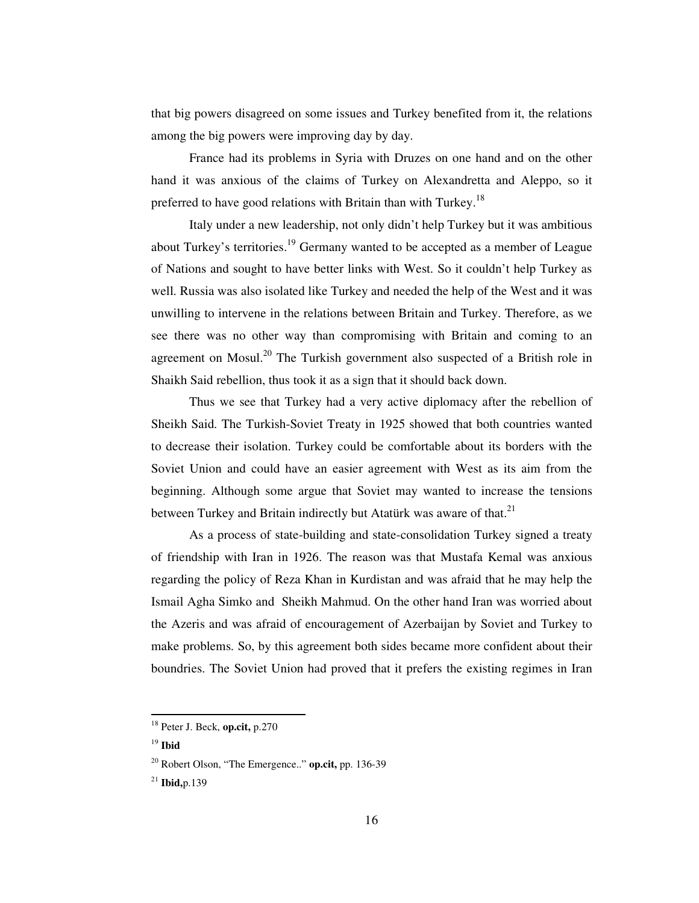that big powers disagreed on some issues and Turkey benefited from it, the relations among the big powers were improving day by day.

France had its problems in Syria with Druzes on one hand and on the other hand it was anxious of the claims of Turkey on Alexandretta and Aleppo, so it preferred to have good relations with Britain than with Turkey.[18]

Italy under a new leadership, not only didn't help Turkey but it was ambitious about Turkey's territories.[19] Germany wanted to be accepted as a member of League of Nations and sought to have better links with West. So it couldn't help Turkey as well. Russia was also isolated like Turkey and needed the help of the West and it was unwilling to intervene in the relations between Britain and Turkey. Therefore, as we see there was no other way than compromising with Britain and coming to an agreement on Mosul.[20] The Turkish government also suspected of a British role in Shaikh Said rebellion, thus took it as a sign that it should back down.

Thus we see that Turkey had a very active diplomacy after the rebellion of Sheikh Said. The Turkish-Soviet Treaty in 1925 showed that both countries wanted to decrease their isolation. Turkey could be comfortable about its borders with the Soviet Union and could have an easier agreement with West as its aim from the beginning. Although some argue that Soviet may wanted to increase the tensions between Turkey and Britain indirectly but Atatürk was aware of that.[21]

As a process of state-building and state-consolidation Turkey signed a treaty of friendship with Iran in 1926. The reason was that Mustafa Kemal was anxious regarding the policy of Reza Khan in Kurdistan and was afraid that he may help the Ismail Agha Simko and Sheikh Mahmud. On the other hand Iran was worried about the Azeris and was afraid of encouragement of Azerbaijan by Soviet and Turkey to make problems. So, by this agreement both sides became more confident about their boundries. The Soviet Union had proved that it prefers the existing regimes in Iran

---

[18] Peter J. Beck, **op.cit,** p.270

[19] **Ibid**

[20] Robert Olson, "The Emergence.." **op.cit,** pp. 136-39

[21] **Ibid,**p.139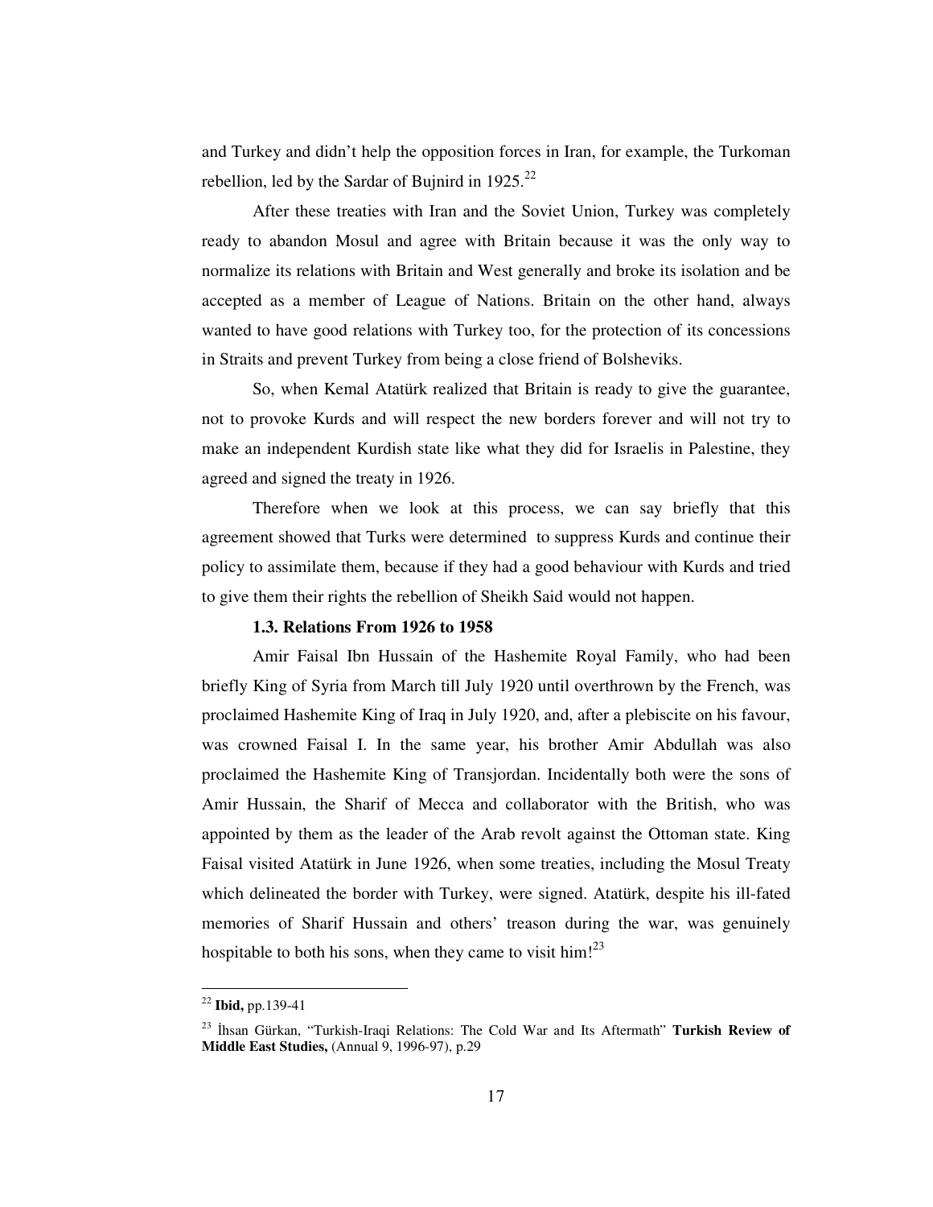and Turkey and didn't help the opposition forces in Iran, for example, the Turkoman rebellion, led by the Sardar of Bujnird in 1925.[22]

After these treaties with Iran and the Soviet Union, Turkey was completely ready to abandon Mosul and agree with Britain because it was the only way to normalize its relations with Britain and West generally and broke its isolation and be accepted as a member of League of Nations. Britain on the other hand, always wanted to have good relations with Turkey too, for the protection of its concessions in Straits and prevent Turkey from being a close friend of Bolsheviks.

So, when Kemal Atatürk realized that Britain is ready to give the guarantee, not to provoke Kurds and will respect the new borders forever and will not try to make an independent Kurdish state like what they did for Israelis in Palestine, they agreed and signed the treaty in 1926.

Therefore when we look at this process, we can say briefly that this agreement showed that Turks were determined to suppress Kurds and continue their policy to assimilate them, because if they had a good behaviour with Kurds and tried to give them their rights the rebellion of Sheikh Said would not happen.

### 1.3. Relations From 1926 to 1958

Amir Faisal Ibn Hussain of the Hashemite Royal Family, who had been briefly King of Syria from March till July 1920 until overthrown by the French, was proclaimed Hashemite King of Iraq in July 1920, and, after a plebiscite on his favour, was crowned Faisal I. In the same year, his brother Amir Abdullah was also proclaimed the Hashemite King of Transjordan. Incidentally both were the sons of Amir Hussain, the Sharif of Mecca and collaborator with the British, who was appointed by them as the leader of the Arab revolt against the Ottoman state. King Faisal visited Atatürk in June 1926, when some treaties, including the Mosul Treaty which delineated the border with Turkey, were signed. Atatürk, despite his ill-fated memories of Sharif Hussain and others' treason during the war, was genuinely hospitable to both his sons, when they came to visit him![23]

---

[22] **Ibid,** pp.139-41

[23] İhsan Gürkan, "Turkish-Iraqi Relations: The Cold War and Its Aftermath" **Turkish Review of Middle East Studies,** (Annual 9, 1996-97), p.29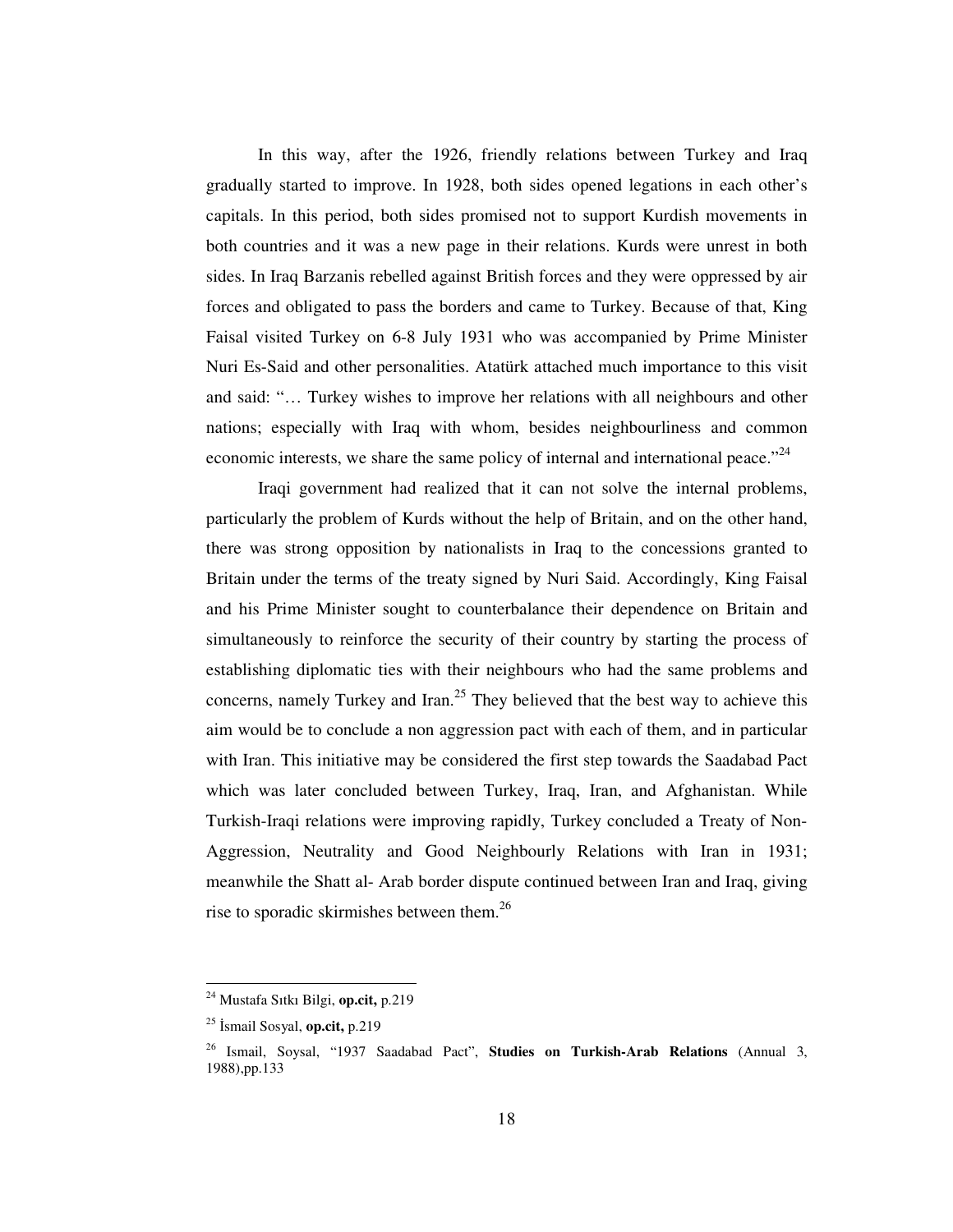In this way, after the 1926, friendly relations between Turkey and Iraq gradually started to improve. In 1928, both sides opened legations in each other's capitals. In this period, both sides promised not to support Kurdish movements in both countries and it was a new page in their relations. Kurds were unrest in both sides. In Iraq Barzanis rebelled against British forces and they were oppressed by air forces and obligated to pass the borders and came to Turkey. Because of that, King Faisal visited Turkey on 6-8 July 1931 who was accompanied by Prime Minister Nuri Es-Said and other personalities. Atatürk attached much importance to this visit and said: "… Turkey wishes to improve her relations with all neighbours and other nations; especially with Iraq with whom, besides neighbourliness and common economic interests, we share the same policy of internal and international peace."[24]

Iraqi government had realized that it can not solve the internal problems, particularly the problem of Kurds without the help of Britain, and on the other hand, there was strong opposition by nationalists in Iraq to the concessions granted to Britain under the terms of the treaty signed by Nuri Said. Accordingly, King Faisal and his Prime Minister sought to counterbalance their dependence on Britain and simultaneously to reinforce the security of their country by starting the process of establishing diplomatic ties with their neighbours who had the same problems and concerns, namely Turkey and Iran.[25] They believed that the best way to achieve this aim would be to conclude a non aggression pact with each of them, and in particular with Iran. This initiative may be considered the first step towards the Saadabad Pact which was later concluded between Turkey, Iraq, Iran, and Afghanistan. While Turkish-Iraqi relations were improving rapidly, Turkey concluded a Treaty of Non-Aggression, Neutrality and Good Neighbourly Relations with Iran in 1931; meanwhile the Shatt al- Arab border dispute continued between Iran and Iraq, giving rise to sporadic skirmishes between them.[26]

---

[24] Mustafa Sıtkı Bilgi, **op.cit,** p.219

[25] İsmail Sosyal, **op.cit,** p.219

[26] Ismail, Soysal, "1937 Saadabad Pact", **Studies on Turkish-Arab Relations** (Annual 3, 1988),pp.133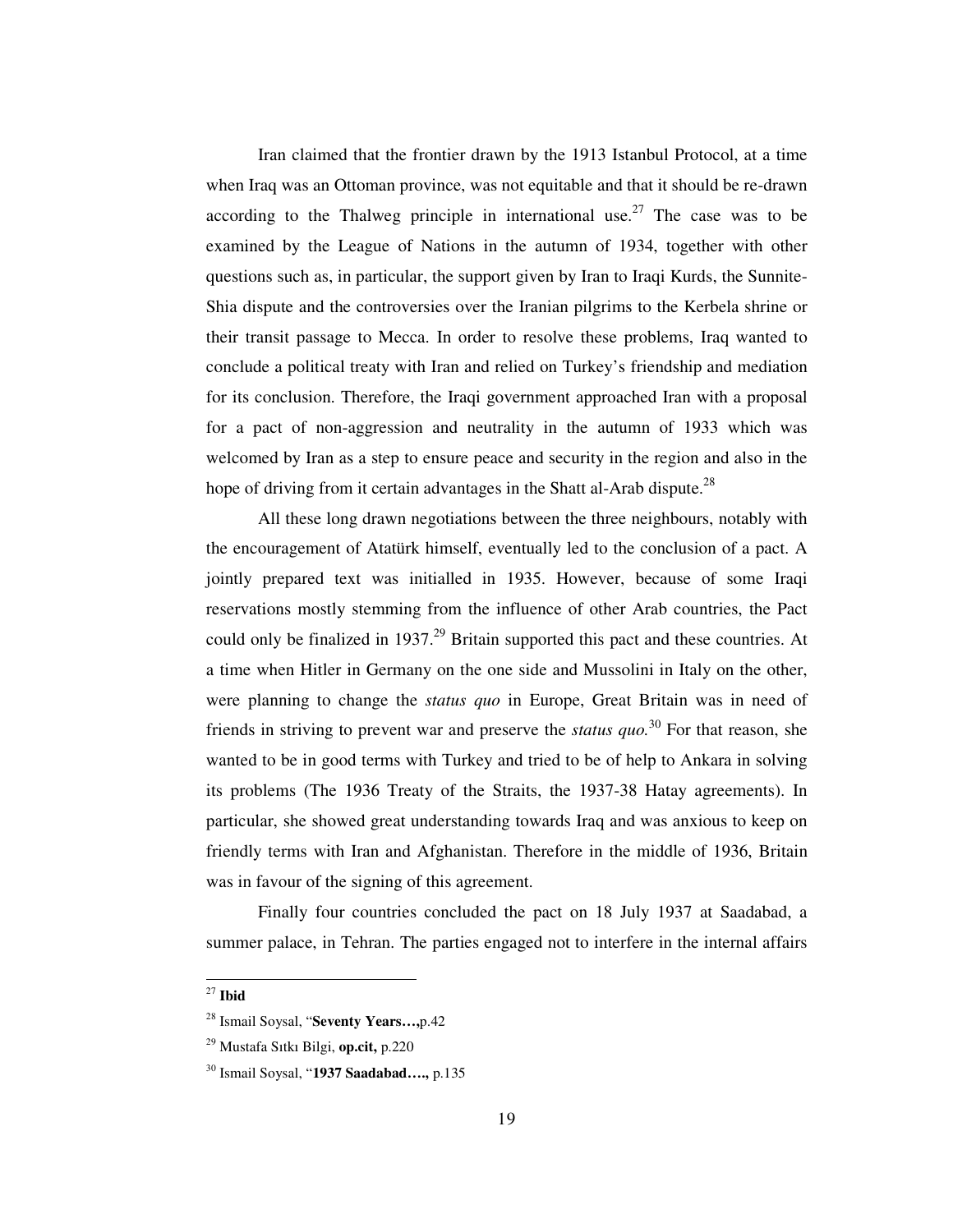Iran claimed that the frontier drawn by the 1913 Istanbul Protocol, at a time when Iraq was an Ottoman province, was not equitable and that it should be re-drawn according to the Thalweg principle in international use.[27] The case was to be examined by the League of Nations in the autumn of 1934, together with other questions such as, in particular, the support given by Iran to Iraqi Kurds, the Sunnite-Shia dispute and the controversies over the Iranian pilgrims to the Kerbela shrine or their transit passage to Mecca. In order to resolve these problems, Iraq wanted to conclude a political treaty with Iran and relied on Turkey's friendship and mediation for its conclusion. Therefore, the Iraqi government approached Iran with a proposal for a pact of non-aggression and neutrality in the autumn of 1933 which was welcomed by Iran as a step to ensure peace and security in the region and also in the hope of driving from it certain advantages in the Shatt al-Arab dispute.[28]

All these long drawn negotiations between the three neighbours, notably with the encouragement of Atatürk himself, eventually led to the conclusion of a pact. A jointly prepared text was initialled in 1935. However, because of some Iraqi reservations mostly stemming from the influence of other Arab countries, the Pact could only be finalized in 1937.[29] Britain supported this pact and these countries. At a time when Hitler in Germany on the one side and Mussolini in Italy on the other, were planning to change the *status quo* in Europe, Great Britain was in need of friends in striving to prevent war and preserve the *status quo*.[30] For that reason, she wanted to be in good terms with Turkey and tried to be of help to Ankara in solving its problems (The 1936 Treaty of the Straits, the 1937-38 Hatay agreements). In particular, she showed great understanding towards Iraq and was anxious to keep on friendly terms with Iran and Afghanistan. Therefore in the middle of 1936, Britain was in favour of the signing of this agreement.

Finally four countries concluded the pact on 18 July 1937 at Saadabad, a summer palace, in Tehran. The parties engaged not to interfere in the internal affairs

---

[27] **Ibid**

[28] Ismail Soysal, "**Seventy Years…,**p.42

[29] Mustafa Sıtkı Bilgi, **op.cit,** p.220

[30] Ismail Soysal, "**1937 Saadabad….,** p.135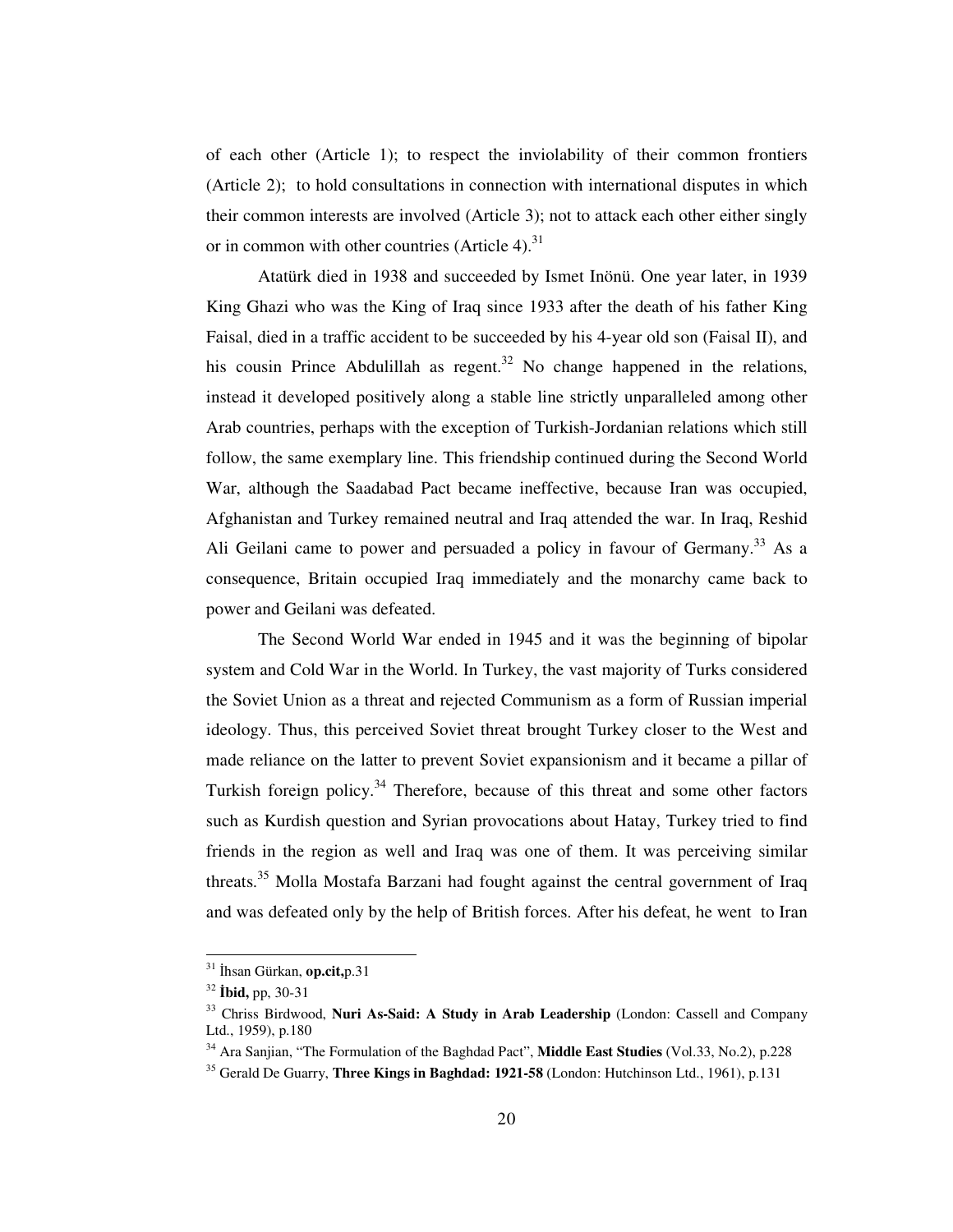of each other (Article 1); to respect the inviolability of their common frontiers (Article 2); to hold consultations in connection with international disputes in which their common interests are involved (Article 3); not to attack each other either singly or in common with other countries (Article 4).[31]

Atatürk died in 1938 and succeeded by Ismet Inönü. One year later, in 1939 King Ghazi who was the King of Iraq since 1933 after the death of his father King Faisal, died in a traffic accident to be succeeded by his 4-year old son (Faisal II), and his cousin Prince Abdulillah as regent.[32] No change happened in the relations, instead it developed positively along a stable line strictly unparalleled among other Arab countries, perhaps with the exception of Turkish-Jordanian relations which still follow, the same exemplary line. This friendship continued during the Second World War, although the Saadabad Pact became ineffective, because Iran was occupied, Afghanistan and Turkey remained neutral and Iraq attended the war. In Iraq, Reshid Ali Geilani came to power and persuaded a policy in favour of Germany.[33] As a consequence, Britain occupied Iraq immediately and the monarchy came back to power and Geilani was defeated.

The Second World War ended in 1945 and it was the beginning of bipolar system and Cold War in the World. In Turkey, the vast majority of Turks considered the Soviet Union as a threat and rejected Communism as a form of Russian imperial ideology. Thus, this perceived Soviet threat brought Turkey closer to the West and made reliance on the latter to prevent Soviet expansionism and it became a pillar of Turkish foreign policy.[34] Therefore, because of this threat and some other factors such as Kurdish question and Syrian provocations about Hatay, Turkey tried to find friends in the region as well and Iraq was one of them. It was perceiving similar threats.[35] Molla Mostafa Barzani had fought against the central government of Iraq and was defeated only by the help of British forces. After his defeat, he went to Iran

---

[31] İhsan Gürkan, **op.cit,** p.31

[32] **İbid,** pp, 30-31

[33] Chriss Birdwood, **Nuri As-Said: A Study in Arab Leadership** (London: Cassell and Company Ltd., 1959), p.180

[34] Ara Sanjian, "The Formulation of the Baghdad Pact", **Middle East Studies** (Vol.33, No.2), p.228

[35] Gerald De Guarry, **Three Kings in Baghdad: 1921-58** (London: Hutchinson Ltd., 1961), p.131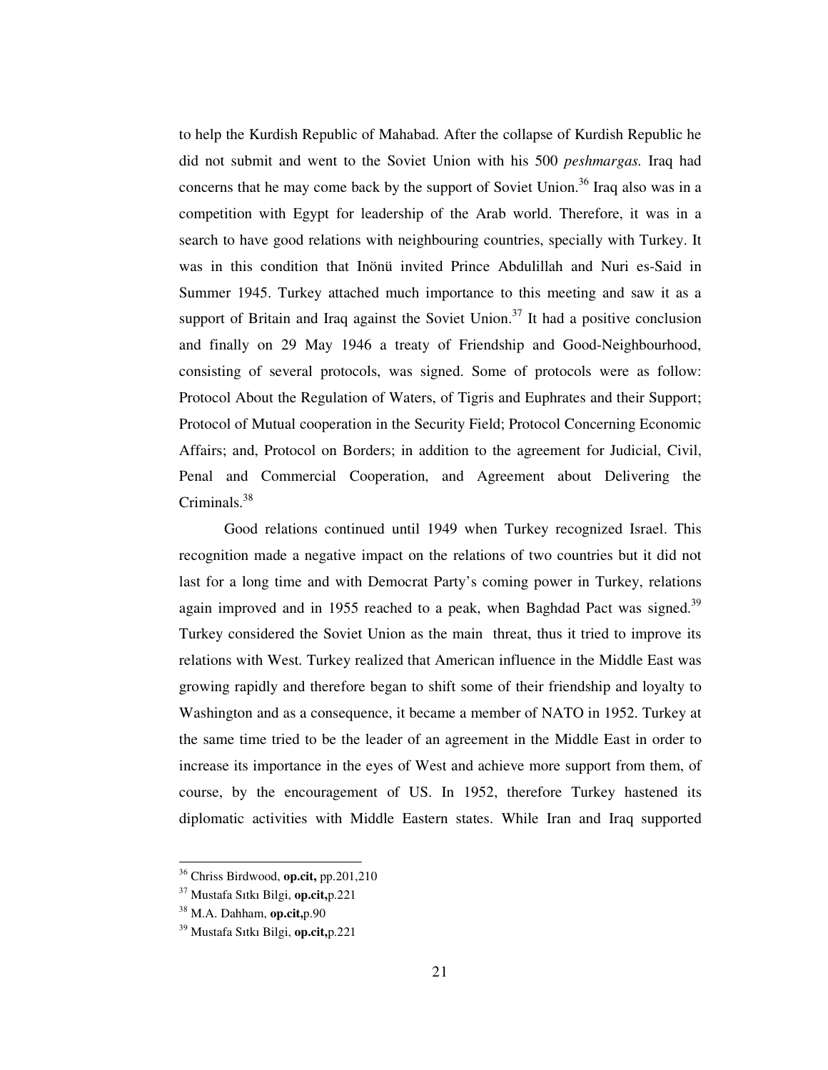to help the Kurdish Republic of Mahabad. After the collapse of Kurdish Republic he did not submit and went to the Soviet Union with his 500 *peshmargas.* Iraq had concerns that he may come back by the support of Soviet Union.[36] Iraq also was in a competition with Egypt for leadership of the Arab world. Therefore, it was in a search to have good relations with neighbouring countries, specially with Turkey. It was in this condition that Inönü invited Prince Abdulillah and Nuri es-Said in Summer 1945. Turkey attached much importance to this meeting and saw it as a support of Britain and Iraq against the Soviet Union.[37] It had a positive conclusion and finally on 29 May 1946 a treaty of Friendship and Good-Neighbourhood, consisting of several protocols, was signed. Some of protocols were as follow: Protocol About the Regulation of Waters, of Tigris and Euphrates and their Support; Protocol of Mutual cooperation in the Security Field; Protocol Concerning Economic Affairs; and, Protocol on Borders; in addition to the agreement for Judicial, Civil, Penal and Commercial Cooperation, and Agreement about Delivering the Criminals.[38]

Good relations continued until 1949 when Turkey recognized Israel. This recognition made a negative impact on the relations of two countries but it did not last for a long time and with Democrat Party's coming power in Turkey, relations again improved and in 1955 reached to a peak, when Baghdad Pact was signed.[39] Turkey considered the Soviet Union as the main threat, thus it tried to improve its relations with West. Turkey realized that American influence in the Middle East was growing rapidly and therefore began to shift some of their friendship and loyalty to Washington and as a consequence, it became a member of NATO in 1952. Turkey at the same time tried to be the leader of an agreement in the Middle East in order to increase its importance in the eyes of West and achieve more support from them, of course, by the encouragement of US. In 1952, therefore Turkey hastened its diplomatic activities with Middle Eastern states. While Iran and Iraq supported

---

[36] Chriss Birdwood, **op.cit,** pp.201,210

[37] Mustafa Sıtkı Bilgi, **op.cit,**p.221

[38] M.A. Dahham, **op.cit,**p.90

[39] Mustafa Sıtkı Bilgi, **op.cit,**p.221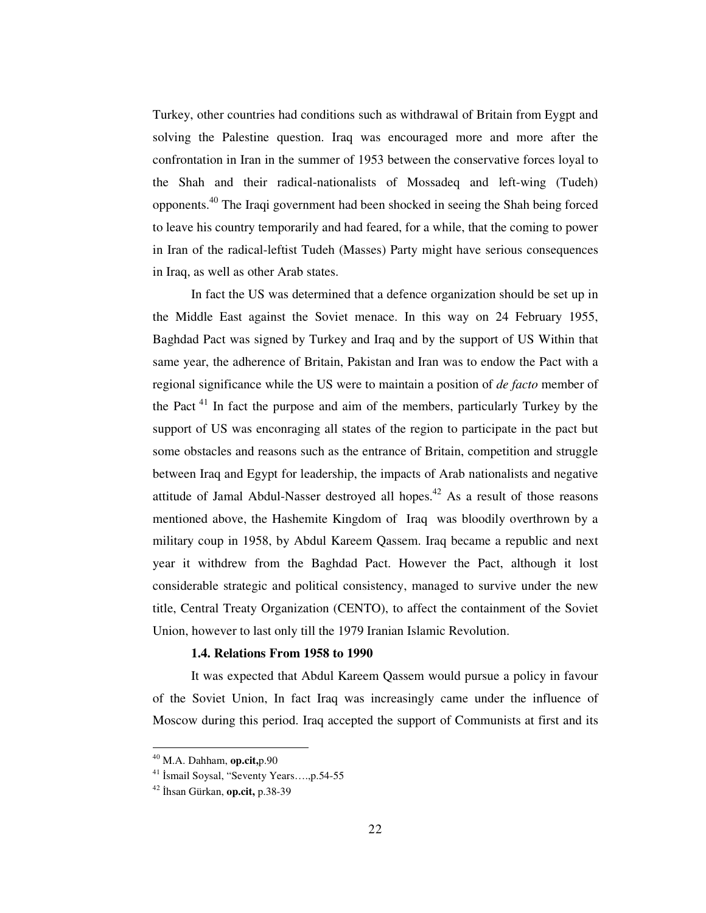Turkey, other countries had conditions such as withdrawal of Britain from Eygpt and solving the Palestine question. Iraq was encouraged more and more after the confrontation in Iran in the summer of 1953 between the conservative forces loyal to the Shah and their radical-nationalists of Mossadeq and left-wing (Tudeh) opponents.[40] The Iraqi government had been shocked in seeing the Shah being forced to leave his country temporarily and had feared, for a while, that the coming to power in Iran of the radical-leftist Tudeh (Masses) Party might have serious consequences in Iraq, as well as other Arab states.

In fact the US was determined that a defence organization should be set up in the Middle East against the Soviet menace. In this way on 24 February 1955, Baghdad Pact was signed by Turkey and Iraq and by the support of US Within that same year, the adherence of Britain, Pakistan and Iran was to endow the Pact with a regional significance while the US were to maintain a position of *de facto* member of the Pact [41] In fact the purpose and aim of the members, particularly Turkey by the support of US was enconraging all states of the region to participate in the pact but some obstacles and reasons such as the entrance of Britain, competition and struggle between Iraq and Egypt for leadership, the impacts of Arab nationalists and negative attitude of Jamal Abdul-Nasser destroyed all hopes.[42] As a result of those reasons mentioned above, the Hashemite Kingdom of Iraq was bloodily overthrown by a military coup in 1958, by Abdul Kareem Qassem. Iraq became a republic and next year it withdrew from the Baghdad Pact. However the Pact, although it lost considerable strategic and political consistency, managed to survive under the new title, Central Treaty Organization (CENTO), to affect the containment of the Soviet Union, however to last only till the 1979 Iranian Islamic Revolution.

### 1.4. Relations From 1958 to 1990

It was expected that Abdul Kareem Qassem would pursue a policy in favour of the Soviet Union, In fact Iraq was increasingly came under the influence of Moscow during this period. Iraq accepted the support of Communists at first and its

---

[40] M.A. Dahham, **op.cit,**p.90

[41] İsmail Soysal, "Seventy Years….,p.54-55

[42] İhsan Gürkan, **op.cit,** p.38-39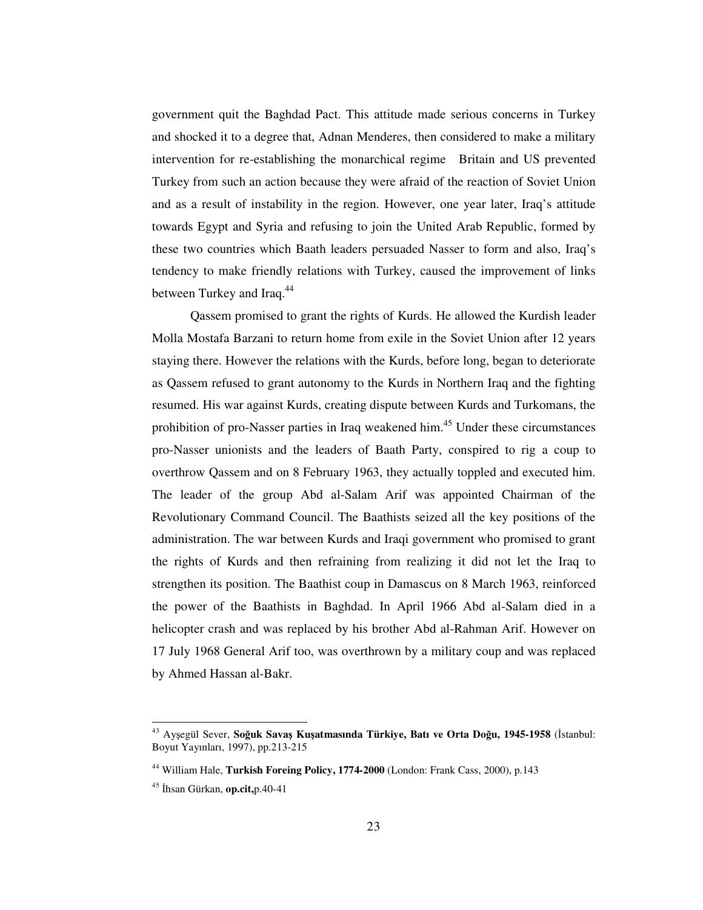government quit the Baghdad Pact. This attitude made serious concerns in Turkey and shocked it to a degree that, Adnan Menderes, then considered to make a military intervention for re-establishing the monarchical regime  Britain and US prevented Turkey from such an action because they were afraid of the reaction of Soviet Union and as a result of instability in the region. However, one year later, Iraq's attitude towards Egypt and Syria and refusing to join the United Arab Republic, formed by these two countries which Baath leaders persuaded Nasser to form and also, Iraq's tendency to make friendly relations with Turkey, caused the improvement of links between Turkey and Iraq.[44]

Qassem promised to grant the rights of Kurds. He allowed the Kurdish leader Molla Mostafa Barzani to return home from exile in the Soviet Union after 12 years staying there. However the relations with the Kurds, before long, began to deteriorate as Qassem refused to grant autonomy to the Kurds in Northern Iraq and the fighting resumed. His war against Kurds, creating dispute between Kurds and Turkomans, the prohibition of pro-Nasser parties in Iraq weakened him.[45] Under these circumstances pro-Nasser unionists and the leaders of Baath Party, conspired to rig a coup to overthrow Qassem and on 8 February 1963, they actually toppled and executed him. The leader of the group Abd al-Salam Arif was appointed Chairman of the Revolutionary Command Council. The Baathists seized all the key positions of the administration. The war between Kurds and Iraqi government who promised to grant the rights of Kurds and then refraining from realizing it did not let the Iraq to strengthen its position. The Baathist coup in Damascus on 8 March 1963, reinforced the power of the Baathists in Baghdad. In April 1966 Abd al-Salam died in a helicopter crash and was replaced by his brother Abd al-Rahman Arif. However on 17 July 1968 General Arif too, was overthrown by a military coup and was replaced by Ahmed Hassan al-Bakr.

---

[43] Ayşegül Sever, **Soğuk Savaş Kuşatmasında Türkiye, Batı ve Orta Doğu, 1945-1958** (İstanbul: Boyut Yayınları, 1997), pp.213-215

[44] William Hale, **Turkish Foreing Policy, 1774-2000** (London: Frank Cass, 2000), p.143

[45] İhsan Gürkan, **op.cit,**p.40-41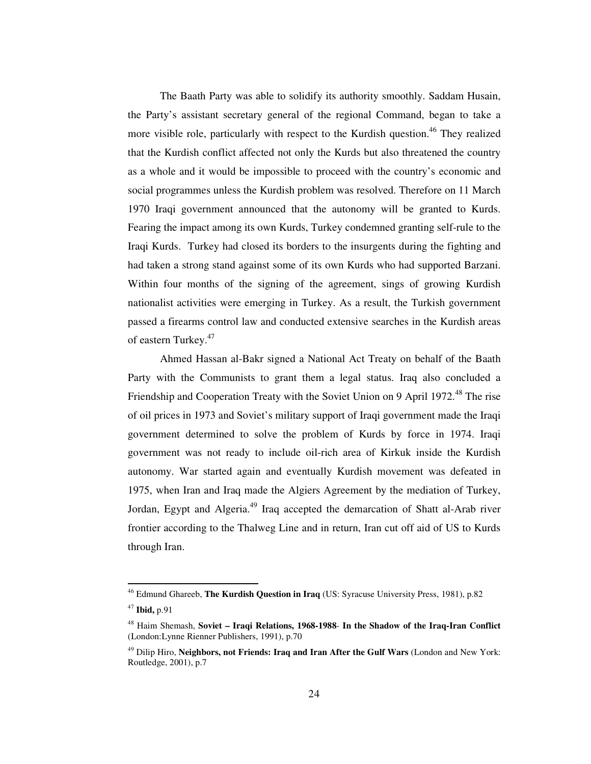The Baath Party was able to solidify its authority smoothly. Saddam Husain, the Party's assistant secretary general of the regional Command, began to take a more visible role, particularly with respect to the Kurdish question.[46] They realized that the Kurdish conflict affected not only the Kurds but also threatened the country as a whole and it would be impossible to proceed with the country's economic and social programmes unless the Kurdish problem was resolved. Therefore on 11 March 1970 Iraqi government announced that the autonomy will be granted to Kurds. Fearing the impact among its own Kurds, Turkey condemned granting self-rule to the Iraqi Kurds. Turkey had closed its borders to the insurgents during the fighting and had taken a strong stand against some of its own Kurds who had supported Barzani. Within four months of the signing of the agreement, sings of growing Kurdish nationalist activities were emerging in Turkey. As a result, the Turkish government passed a firearms control law and conducted extensive searches in the Kurdish areas of eastern Turkey.[47]

Ahmed Hassan al-Bakr signed a National Act Treaty on behalf of the Baath Party with the Communists to grant them a legal status. Iraq also concluded a Friendship and Cooperation Treaty with the Soviet Union on 9 April 1972.[48] The rise of oil prices in 1973 and Soviet's military support of Iraqi government made the Iraqi government determined to solve the problem of Kurds by force in 1974. Iraqi government was not ready to include oil-rich area of Kirkuk inside the Kurdish autonomy. War started again and eventually Kurdish movement was defeated in 1975, when Iran and Iraq made the Algiers Agreement by the mediation of Turkey, Jordan, Egypt and Algeria.[49] Iraq accepted the demarcation of Shatt al-Arab river frontier according to the Thalweg Line and in return, Iran cut off aid of US to Kurds through Iran.

---

[46] Edmund Ghareeb, **The Kurdish Question in Iraq** (US: Syracuse University Press, 1981), p.82

[47] **Ibid,** p.91

[48] Haim Shemash, **Soviet – Iraqi Relations, 1968-1988- In the Shadow of the Iraq-Iran Conflict** (London:Lynne Rienner Publishers, 1991), p.70

[49] Dilip Hiro, **Neighbors, not Friends: Iraq and Iran After the Gulf Wars** (London and New York: Routledge, 2001), p.7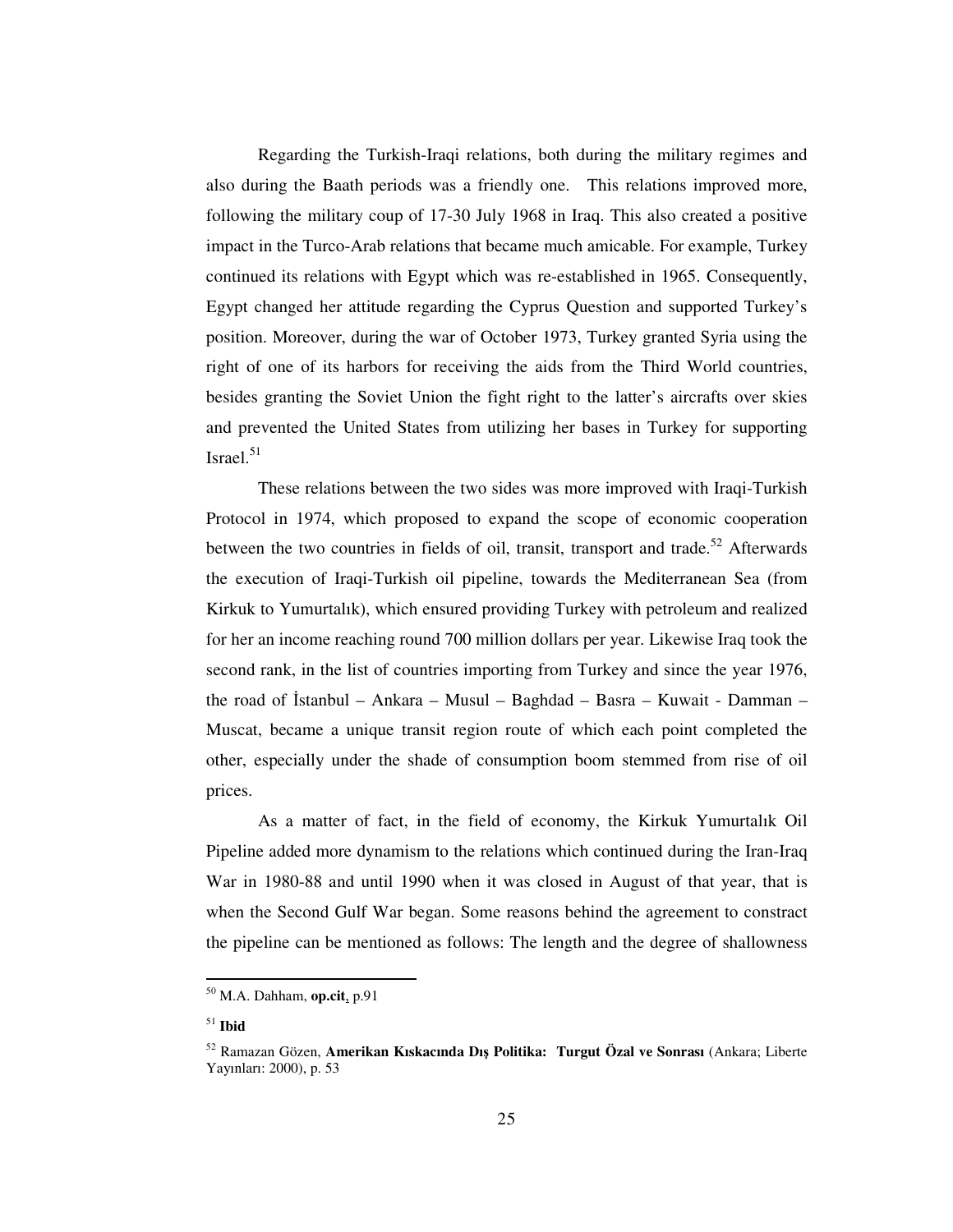Regarding the Turkish-Iraqi relations, both during the military regimes and also during the Baath periods was a friendly one. This relations improved more, following the military coup of 17-30 July 1968 in Iraq. This also created a positive impact in the Turco-Arab relations that became much amicable. For example, Turkey continued its relations with Egypt which was re-established in 1965. Consequently, Egypt changed her attitude regarding the Cyprus Question and supported Turkey's position. Moreover, during the war of October 1973, Turkey granted Syria using the right of one of its harbors for receiving the aids from the Third World countries, besides granting the Soviet Union the fight right to the latter's aircrafts over skies and prevented the United States from utilizing her bases in Turkey for supporting Israel.[51]

These relations between the two sides was more improved with Iraqi-Turkish Protocol in 1974, which proposed to expand the scope of economic cooperation between the two countries in fields of oil, transit, transport and trade.[52] Afterwards the execution of Iraqi-Turkish oil pipeline, towards the Mediterranean Sea (from Kirkuk to Yumurtalık), which ensured providing Turkey with petroleum and realized for her an income reaching round 700 million dollars per year. Likewise Iraq took the second rank, in the list of countries importing from Turkey and since the year 1976, the road of İstanbul – Ankara – Musul – Baghdad – Basra – Kuwait - Damman – Muscat, became a unique transit region route of which each point completed the other, especially under the shade of consumption boom stemmed from rise of oil prices.

As a matter of fact, in the field of economy, the Kirkuk Yumurtalık Oil Pipeline added more dynamism to the relations which continued during the Iran-Iraq War in 1980-88 and until 1990 when it was closed in August of that year, that is when the Second Gulf War began. Some reasons behind the agreement to constract the pipeline can be mentioned as follows: The length and the degree of shallowness

---

[50] M.A. Dahham, **op.cit**, p.91

[51] **Ibid**

[52] Ramazan Gözen, **Amerikan Kıskacında Dış Politika: Turgut Özal ve Sonrası** (Ankara; Liberte Yayınları: 2000), p. 53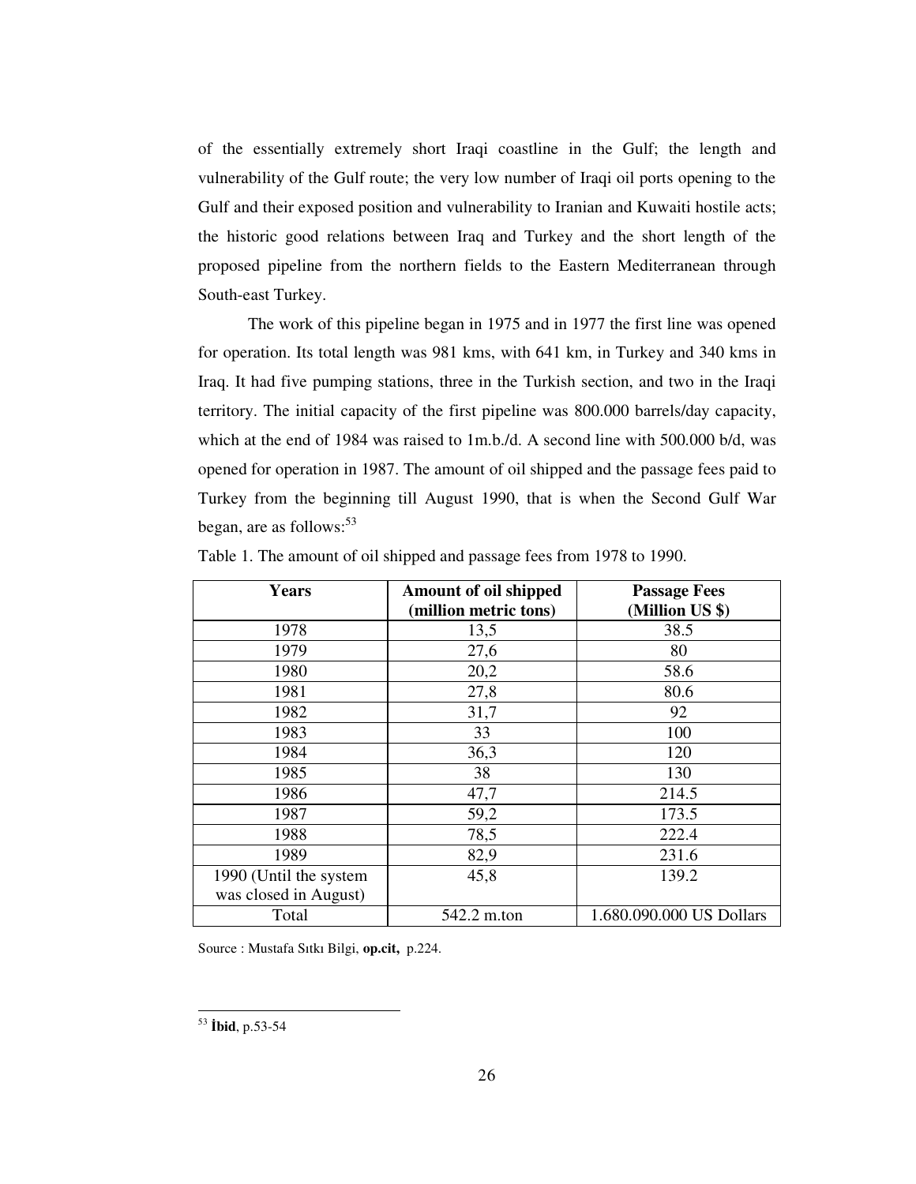of the essentially extremely short Iraqi coastline in the Gulf; the length and vulnerability of the Gulf route; the very low number of Iraqi oil ports opening to the Gulf and their exposed position and vulnerability to Iranian and Kuwaiti hostile acts; the historic good relations between Iraq and Turkey and the short length of the proposed pipeline from the northern fields to the Eastern Mediterranean through South-east Turkey.

The work of this pipeline began in 1975 and in 1977 the first line was opened for operation. Its total length was 981 kms, with 641 km, in Turkey and 340 kms in Iraq. It had five pumping stations, three in the Turkish section, and two in the Iraqi territory. The initial capacity of the first pipeline was 800.000 barrels/day capacity, which at the end of 1984 was raised to 1m.b./d. A second line with 500.000 b/d, was opened for operation in 1987. The amount of oil shipped and the passage fees paid to Turkey from the beginning till August 1990, that is when the Second Gulf War began, are as follows:[53]

Table 1. The amount of oil shipped and passage fees from 1978 to 1990.

| Years | Amount of oil shipped (million metric tons) | Passage Fees (Million US $) |
|---|---|---|
| 1978 | 13,5 | 38.5 |
| 1979 | 27,6 | 80 |
| 1980 | 20,2 | 58.6 |
| 1981 | 27,8 | 80.6 |
| 1982 | 31,7 | 92 |
| 1983 | 33 | 100 |
| 1984 | 36,3 | 120 |
| 1985 | 38 | 130 |
| 1986 | 47,7 | 214.5 |
| 1987 | 59,2 | 173.5 |
| 1988 | 78,5 | 222.4 |
| 1989 | 82,9 | 231.6 |
| 1990 (Until the system was closed in August) | 45,8 | 139.2 |
| Total | 542.2 m.ton | 1.680.090.000 US Dollars |

Source : Mustafa Sıtkı Bilgi, **op.cit,** p.224.

[53] **İbid**, p.53-54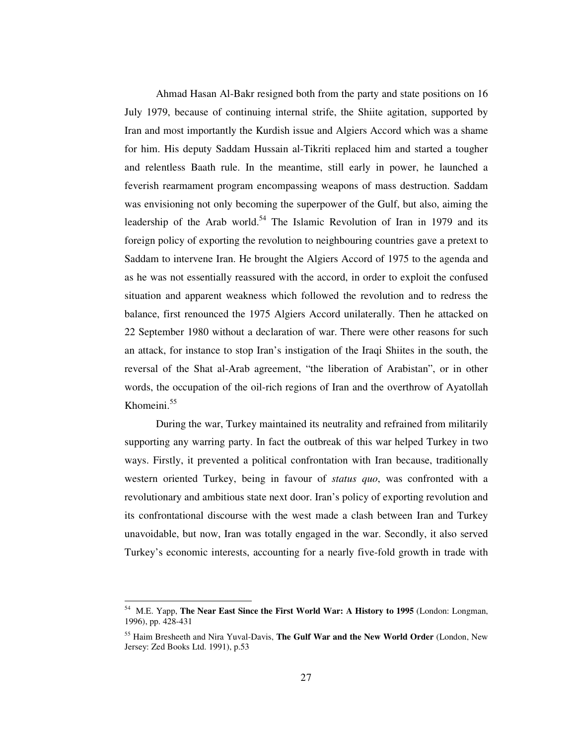Ahmad Hasan Al-Bakr resigned both from the party and state positions on 16 July 1979, because of continuing internal strife, the Shiite agitation, supported by Iran and most importantly the Kurdish issue and Algiers Accord which was a shame for him. His deputy Saddam Hussain al-Tikriti replaced him and started a tougher and relentless Baath rule. In the meantime, still early in power, he launched a feverish rearmament program encompassing weapons of mass destruction. Saddam was envisioning not only becoming the superpower of the Gulf, but also, aiming the leadership of the Arab world.[54] The Islamic Revolution of Iran in 1979 and its foreign policy of exporting the revolution to neighbouring countries gave a pretext to Saddam to intervene Iran. He brought the Algiers Accord of 1975 to the agenda and as he was not essentially reassured with the accord, in order to exploit the confused situation and apparent weakness which followed the revolution and to redress the balance, first renounced the 1975 Algiers Accord unilaterally. Then he attacked on 22 September 1980 without a declaration of war. There were other reasons for such an attack, for instance to stop Iran's instigation of the Iraqi Shiites in the south, the reversal of the Shat al-Arab agreement, "the liberation of Arabistan", or in other words, the occupation of the oil-rich regions of Iran and the overthrow of Ayatollah Khomeini.[55]

During the war, Turkey maintained its neutrality and refrained from militarily supporting any warring party. In fact the outbreak of this war helped Turkey in two ways. Firstly, it prevented a political confrontation with Iran because, traditionally western oriented Turkey, being in favour of *status quo*, was confronted with a revolutionary and ambitious state next door. Iran's policy of exporting revolution and its confrontational discourse with the west made a clash between Iran and Turkey unavoidable, but now, Iran was totally engaged in the war. Secondly, it also served Turkey's economic interests, accounting for a nearly five-fold growth in trade with

---

[54] M.E. Yapp, **The Near East Since the First World War: A History to 1995** (London: Longman, 1996), pp. 428-431

[55] Haim Bresheeth and Nira Yuval-Davis, **The Gulf War and the New World Order** (London, New Jersey: Zed Books Ltd. 1991), p.53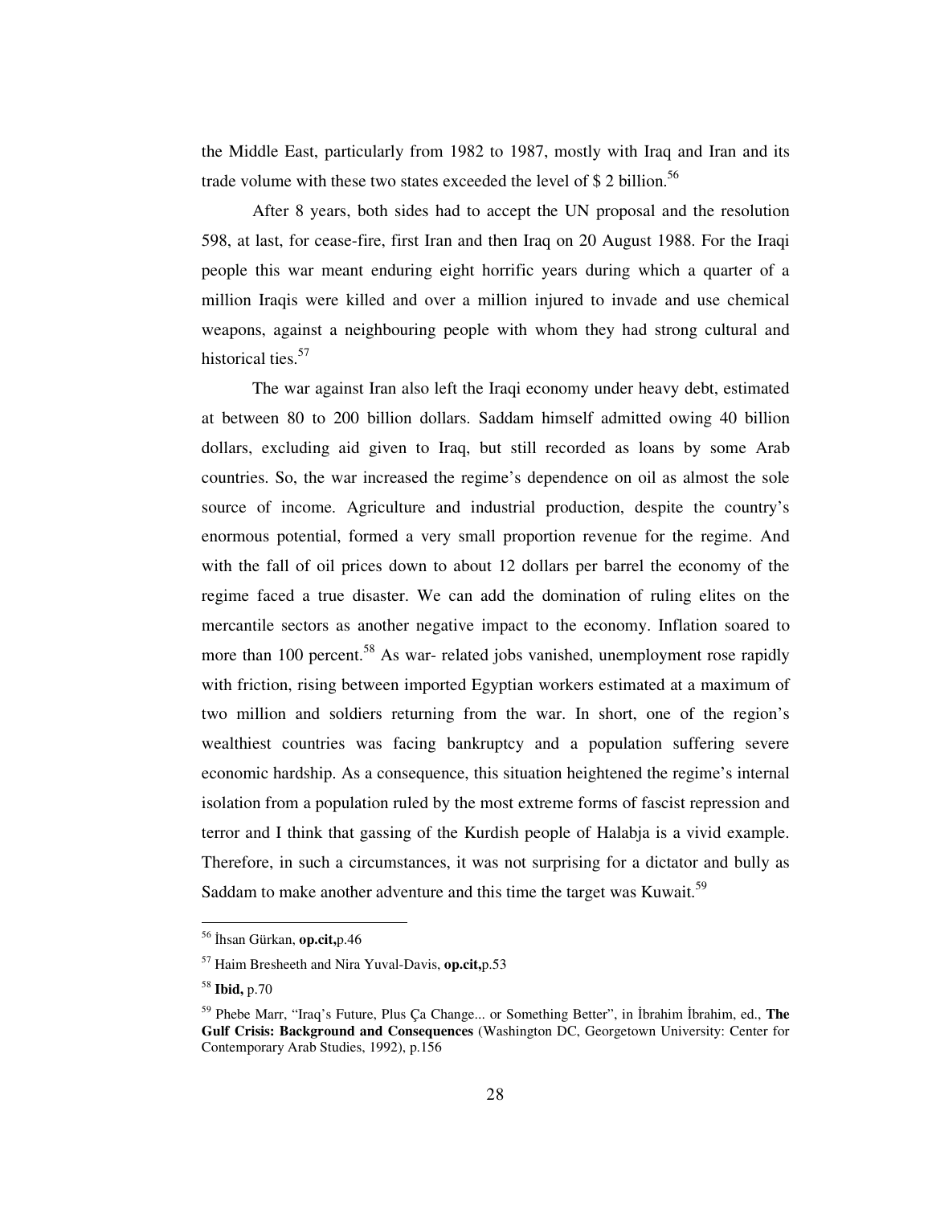the Middle East, particularly from 1982 to 1987, mostly with Iraq and Iran and its trade volume with these two states exceeded the level of $ 2 billion.[56]

After 8 years, both sides had to accept the UN proposal and the resolution 598, at last, for cease-fire, first Iran and then Iraq on 20 August 1988. For the Iraqi people this war meant enduring eight horrific years during which a quarter of a million Iraqis were killed and over a million injured to invade and use chemical weapons, against a neighbouring people with whom they had strong cultural and historical ties.[57]

The war against Iran also left the Iraqi economy under heavy debt, estimated at between 80 to 200 billion dollars. Saddam himself admitted owing 40 billion dollars, excluding aid given to Iraq, but still recorded as loans by some Arab countries. So, the war increased the regime's dependence on oil as almost the sole source of income. Agriculture and industrial production, despite the country's enormous potential, formed a very small proportion revenue for the regime. And with the fall of oil prices down to about 12 dollars per barrel the economy of the regime faced a true disaster. We can add the domination of ruling elites on the mercantile sectors as another negative impact to the economy. Inflation soared to more than 100 percent.[58] As war- related jobs vanished, unemployment rose rapidly with friction, rising between imported Egyptian workers estimated at a maximum of two million and soldiers returning from the war. In short, one of the region's wealthiest countries was facing bankruptcy and a population suffering severe economic hardship. As a consequence, this situation heightened the regime's internal isolation from a population ruled by the most extreme forms of fascist repression and terror and I think that gassing of the Kurdish people of Halabja is a vivid example. Therefore, in such a circumstances, it was not surprising for a dictator and bully as Saddam to make another adventure and this time the target was Kuwait.[59]

---

[56] İhsan Gürkan, **op.cit,**p.46

[57] Haim Bresheeth and Nira Yuval-Davis, **op.cit,**p.53

[58] **Ibid,** p.70

[59] Phebe Marr, "Iraq's Future, Plus Ça Change... or Something Better", in İbrahim İbrahim, ed., **The Gulf Crisis: Background and Consequences** (Washington DC, Georgetown University: Center for Contemporary Arab Studies, 1992), p.156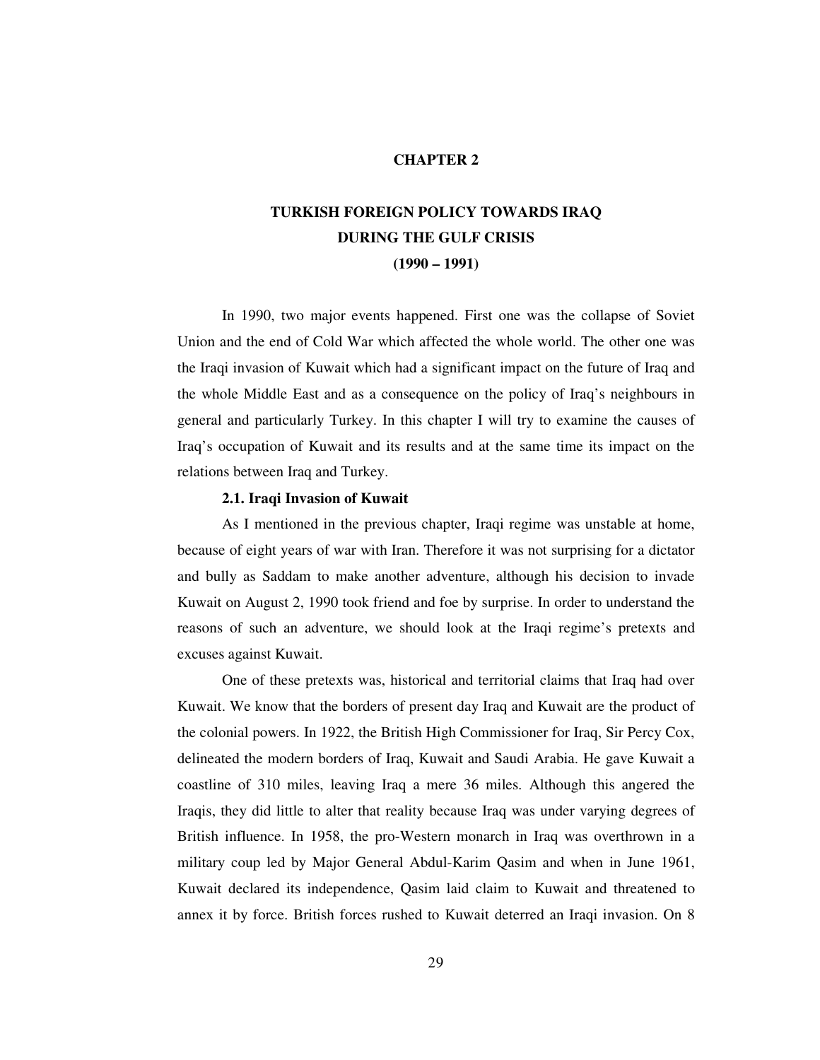# CHAPTER 2

# TURKISH FOREIGN POLICY TOWARDS IRAQ DURING THE GULF CRISIS (1990 – 1991)

In 1990, two major events happened. First one was the collapse of Soviet Union and the end of Cold War which affected the whole world. The other one was the Iraqi invasion of Kuwait which had a significant impact on the future of Iraq and the whole Middle East and as a consequence on the policy of Iraq's neighbours in general and particularly Turkey. In this chapter I will try to examine the causes of Iraq's occupation of Kuwait and its results and at the same time its impact on the relations between Iraq and Turkey.

## 2.1. Iraqi Invasion of Kuwait

As I mentioned in the previous chapter, Iraqi regime was unstable at home, because of eight years of war with Iran. Therefore it was not surprising for a dictator and bully as Saddam to make another adventure, although his decision to invade Kuwait on August 2, 1990 took friend and foe by surprise. In order to understand the reasons of such an adventure, we should look at the Iraqi regime's pretexts and excuses against Kuwait.

One of these pretexts was, historical and territorial claims that Iraq had over Kuwait. We know that the borders of present day Iraq and Kuwait are the product of the colonial powers. In 1922, the British High Commissioner for Iraq, Sir Percy Cox, delineated the modern borders of Iraq, Kuwait and Saudi Arabia. He gave Kuwait a coastline of 310 miles, leaving Iraq a mere 36 miles. Although this angered the Iraqis, they did little to alter that reality because Iraq was under varying degrees of British influence. In 1958, the pro-Western monarch in Iraq was overthrown in a military coup led by Major General Abdul-Karim Qasim and when in June 1961, Kuwait declared its independence, Qasim laid claim to Kuwait and threatened to annex it by force. British forces rushed to Kuwait deterred an Iraqi invasion. On 8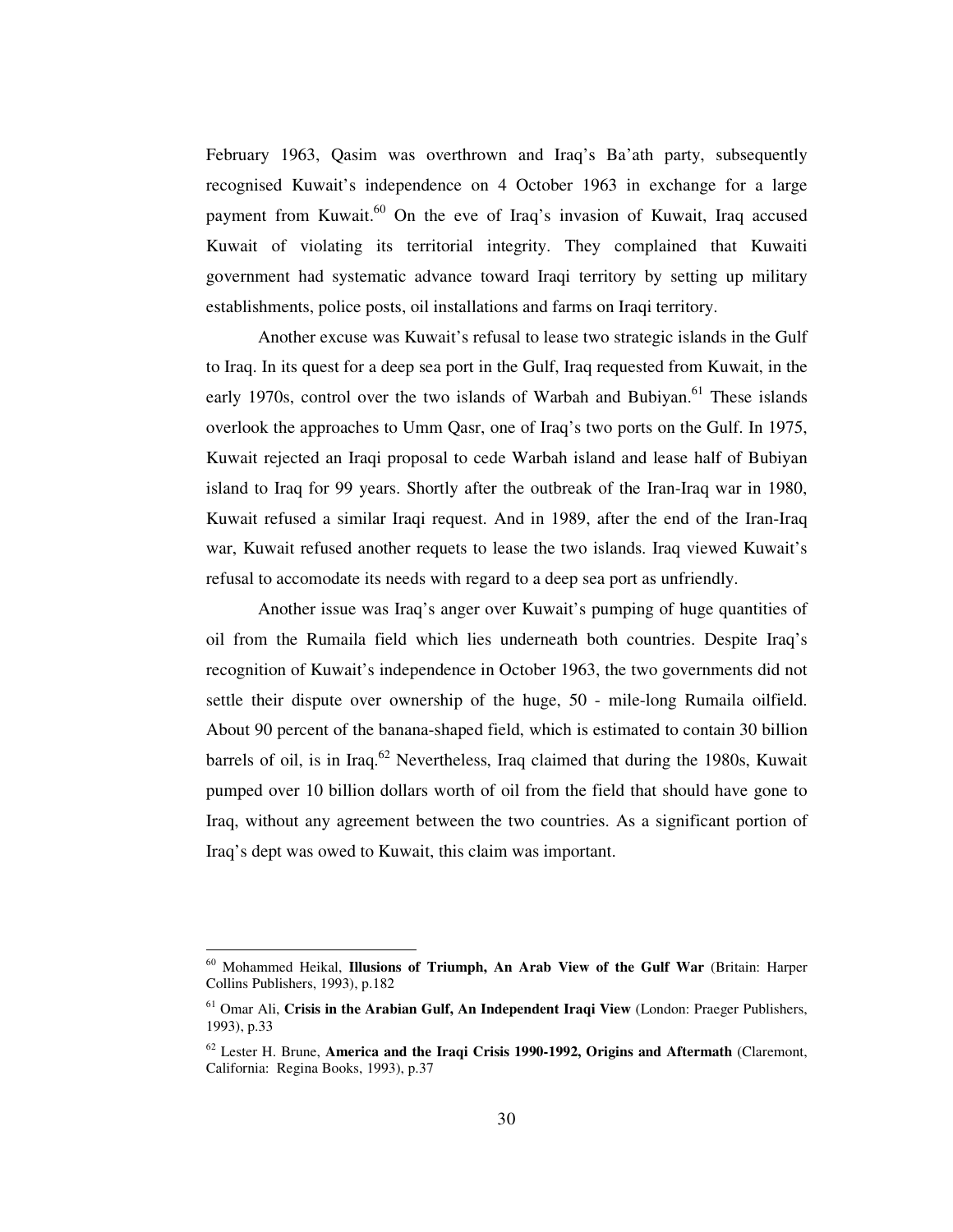February 1963, Qasim was overthrown and Iraq's Ba'ath party, subsequently recognised Kuwait's independence on 4 October 1963 in exchange for a large payment from Kuwait.[60] On the eve of Iraq's invasion of Kuwait, Iraq accused Kuwait of violating its territorial integrity. They complained that Kuwaiti government had systematic advance toward Iraqi territory by setting up military establishments, police posts, oil installations and farms on Iraqi territory.

Another excuse was Kuwait's refusal to lease two strategic islands in the Gulf to Iraq. In its quest for a deep sea port in the Gulf, Iraq requested from Kuwait, in the early 1970s, control over the two islands of Warbah and Bubiyan.[61] These islands overlook the approaches to Umm Qasr, one of Iraq's two ports on the Gulf. In 1975, Kuwait rejected an Iraqi proposal to cede Warbah island and lease half of Bubiyan island to Iraq for 99 years. Shortly after the outbreak of the Iran-Iraq war in 1980, Kuwait refused a similar Iraqi request. And in 1989, after the end of the Iran-Iraq war, Kuwait refused another requets to lease the two islands. Iraq viewed Kuwait's refusal to accomodate its needs with regard to a deep sea port as unfriendly.

Another issue was Iraq's anger over Kuwait's pumping of huge quantities of oil from the Rumaila field which lies underneath both countries. Despite Iraq's recognition of Kuwait's independence in October 1963, the two governments did not settle their dispute over ownership of the huge, 50 - mile-long Rumaila oilfield. About 90 percent of the banana-shaped field, which is estimated to contain 30 billion barrels of oil, is in Iraq.[62] Nevertheless, Iraq claimed that during the 1980s, Kuwait pumped over 10 billion dollars worth of oil from the field that should have gone to Iraq, without any agreement between the two countries. As a significant portion of Iraq's dept was owed to Kuwait, this claim was important.

---

[60] Mohammed Heikal, **Illusions of Triumph, An Arab View of the Gulf War** (Britain: Harper Collins Publishers, 1993), p.182

[61] Omar Ali, **Crisis in the Arabian Gulf, An Independent Iraqi View** (London: Praeger Publishers, 1993), p.33

[62] Lester H. Brune, **America and the Iraqi Crisis 1990-1992, Origins and Aftermath** (Claremont, California: Regina Books, 1993), p.37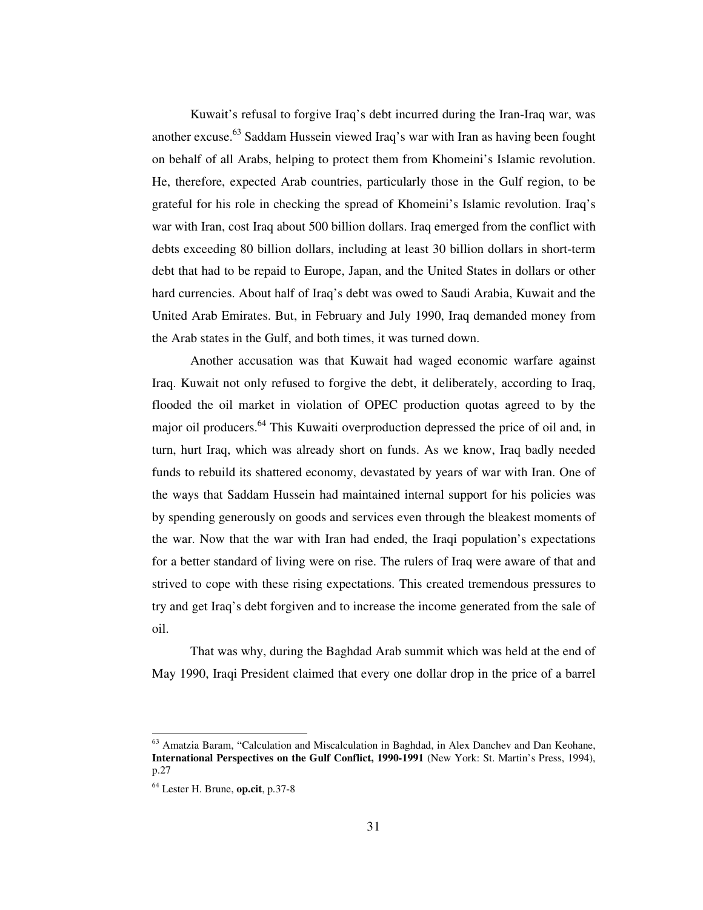Kuwait's refusal to forgive Iraq's debt incurred during the Iran-Iraq war, was another excuse.[63] Saddam Hussein viewed Iraq's war with Iran as having been fought on behalf of all Arabs, helping to protect them from Khomeini's Islamic revolution. He, therefore, expected Arab countries, particularly those in the Gulf region, to be grateful for his role in checking the spread of Khomeini's Islamic revolution. Iraq's war with Iran, cost Iraq about 500 billion dollars. Iraq emerged from the conflict with debts exceeding 80 billion dollars, including at least 30 billion dollars in short-term debt that had to be repaid to Europe, Japan, and the United States in dollars or other hard currencies. About half of Iraq's debt was owed to Saudi Arabia, Kuwait and the United Arab Emirates. But, in February and July 1990, Iraq demanded money from the Arab states in the Gulf, and both times, it was turned down.

Another accusation was that Kuwait had waged economic warfare against Iraq. Kuwait not only refused to forgive the debt, it deliberately, according to Iraq, flooded the oil market in violation of OPEC production quotas agreed to by the major oil producers.[64] This Kuwaiti overproduction depressed the price of oil and, in turn, hurt Iraq, which was already short on funds. As we know, Iraq badly needed funds to rebuild its shattered economy, devastated by years of war with Iran. One of the ways that Saddam Hussein had maintained internal support for his policies was by spending generously on goods and services even through the bleakest moments of the war. Now that the war with Iran had ended, the Iraqi population's expectations for a better standard of living were on rise. The rulers of Iraq were aware of that and strived to cope with these rising expectations. This created tremendous pressures to try and get Iraq's debt forgiven and to increase the income generated from the sale of oil.

That was why, during the Baghdad Arab summit which was held at the end of May 1990, Iraqi President claimed that every one dollar drop in the price of a barrel

---

[63] Amatzia Baram, "Calculation and Miscalculation in Baghdad, in Alex Danchev and Dan Keohane, **International Perspectives on the Gulf Conflict, 1990-1991** (New York: St. Martin's Press, 1994), p.27

[64] Lester H. Brune, **op.cit**, p.37-8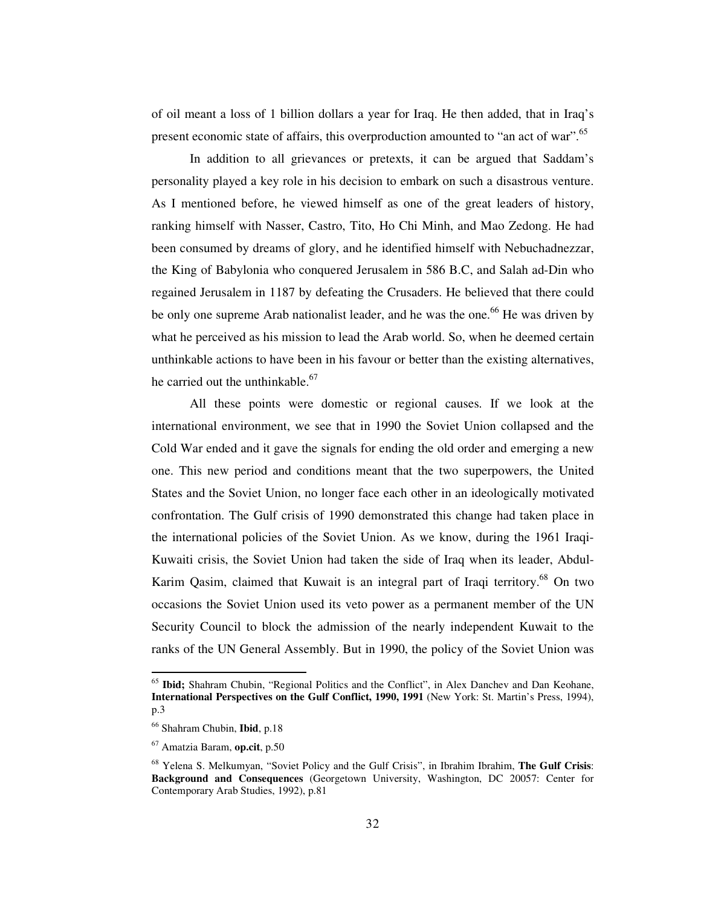of oil meant a loss of 1 billion dollars a year for Iraq. He then added, that in Iraq's present economic state of affairs, this overproduction amounted to "an act of war".[65]

In addition to all grievances or pretexts, it can be argued that Saddam's personality played a key role in his decision to embark on such a disastrous venture. As I mentioned before, he viewed himself as one of the great leaders of history, ranking himself with Nasser, Castro, Tito, Ho Chi Minh, and Mao Zedong. He had been consumed by dreams of glory, and he identified himself with Nebuchadnezzar, the King of Babylonia who conquered Jerusalem in 586 B.C, and Salah ad-Din who regained Jerusalem in 1187 by defeating the Crusaders. He believed that there could be only one supreme Arab nationalist leader, and he was the one.[66] He was driven by what he perceived as his mission to lead the Arab world. So, when he deemed certain unthinkable actions to have been in his favour or better than the existing alternatives, he carried out the unthinkable.[67]

All these points were domestic or regional causes. If we look at the international environment, we see that in 1990 the Soviet Union collapsed and the Cold War ended and it gave the signals for ending the old order and emerging a new one. This new period and conditions meant that the two superpowers, the United States and the Soviet Union, no longer face each other in an ideologically motivated confrontation. The Gulf crisis of 1990 demonstrated this change had taken place in the international policies of the Soviet Union. As we know, during the 1961 Iraqi-Kuwaiti crisis, the Soviet Union had taken the side of Iraq when its leader, Abdul-Karim Qasim, claimed that Kuwait is an integral part of Iraqi territory.[68] On two occasions the Soviet Union used its veto power as a permanent member of the UN Security Council to block the admission of the nearly independent Kuwait to the ranks of the UN General Assembly. But in 1990, the policy of the Soviet Union was

---

[65] **Ibid;** Shahram Chubin, "Regional Politics and the Conflict", in Alex Danchev and Dan Keohane, **International Perspectives on the Gulf Conflict, 1990, 1991** (New York: St. Martin's Press, 1994), p.3

[66] Shahram Chubin, **Ibid**, p.18

[67] Amatzia Baram, **op.cit**, p.50

[68] Yelena S. Melkumyan, "Soviet Policy and the Gulf Crisis", in Ibrahim Ibrahim, **The Gulf Crisis**: **Background and Consequences** (Georgetown University, Washington, DC 20057: Center for Contemporary Arab Studies, 1992), p.81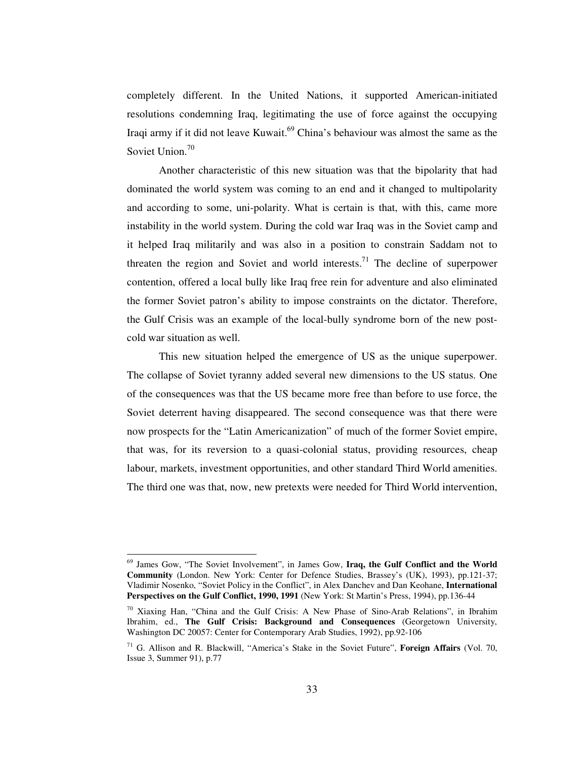completely different. In the United Nations, it supported American-initiated resolutions condemning Iraq, legitimating the use of force against the occupying Iraqi army if it did not leave Kuwait.[69] China's behaviour was almost the same as the Soviet Union.[70]

Another characteristic of this new situation was that the bipolarity that had dominated the world system was coming to an end and it changed to multipolarity and according to some, uni-polarity. What is certain is that, with this, came more instability in the world system. During the cold war Iraq was in the Soviet camp and it helped Iraq militarily and was also in a position to constrain Saddam not to threaten the region and Soviet and world interests.[71] The decline of superpower contention, offered a local bully like Iraq free rein for adventure and also eliminated the former Soviet patron's ability to impose constraints on the dictator. Therefore, the Gulf Crisis was an example of the local-bully syndrome born of the new post-cold war situation as well.

This new situation helped the emergence of US as the unique superpower. The collapse of Soviet tyranny added several new dimensions to the US status. One of the consequences was that the US became more free than before to use force, the Soviet deterrent having disappeared. The second consequence was that there were now prospects for the "Latin Americanization" of much of the former Soviet empire, that was, for its reversion to a quasi-colonial status, providing resources, cheap labour, markets, investment opportunities, and other standard Third World amenities. The third one was that, now, new pretexts were needed for Third World intervention,

---

[69] James Gow, "The Soviet Involvement", in James Gow, **Iraq, the Gulf Conflict and the World Community** (London. New York: Center for Defence Studies, Brassey's (UK), 1993), pp.121-37; Vladimir Nosenko, "Soviet Policy in the Conflict", in Alex Danchev and Dan Keohane, **International Perspectives on the Gulf Conflict, 1990, 1991** (New York: St Martin's Press, 1994), pp.136-44

[70] Xiaxing Han, "China and the Gulf Crisis: A New Phase of Sino-Arab Relations", in Ibrahim Ibrahim, ed., **The Gulf Crisis: Background and Consequences** (Georgetown University, Washington DC 20057: Center for Contemporary Arab Studies, 1992), pp.92-106

[71] G. Allison and R. Blackwill, "America's Stake in the Soviet Future", **Foreign Affairs** (Vol. 70, Issue 3, Summer 91), p.77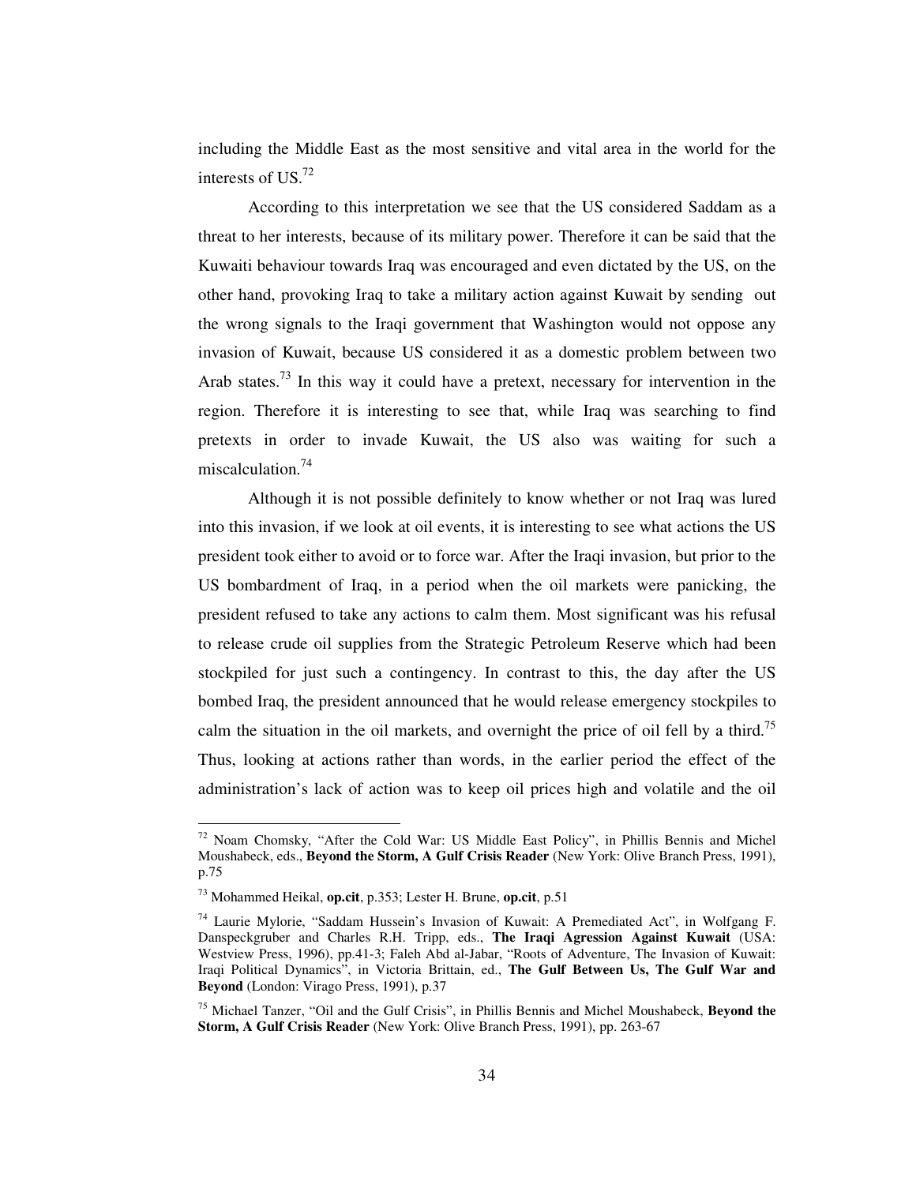including the Middle East as the most sensitive and vital area in the world for the interests of US.[72]

According to this interpretation we see that the US considered Saddam as a threat to her interests, because of its military power. Therefore it can be said that the Kuwaiti behaviour towards Iraq was encouraged and even dictated by the US, on the other hand, provoking Iraq to take a military action against Kuwait by sending out the wrong signals to the Iraqi government that Washington would not oppose any invasion of Kuwait, because US considered it as a domestic problem between two Arab states.[73] In this way it could have a pretext, necessary for intervention in the region. Therefore it is interesting to see that, while Iraq was searching to find pretexts in order to invade Kuwait, the US also was waiting for such a miscalculation.[74]

Although it is not possible definitely to know whether or not Iraq was lured into this invasion, if we look at oil events, it is interesting to see what actions the US president took either to avoid or to force war. After the Iraqi invasion, but prior to the US bombardment of Iraq, in a period when the oil markets were panicking, the president refused to take any actions to calm them. Most significant was his refusal to release crude oil supplies from the Strategic Petroleum Reserve which had been stockpiled for just such a contingency. In contrast to this, the day after the US bombed Iraq, the president announced that he would release emergency stockpiles to calm the situation in the oil markets, and overnight the price of oil fell by a third.[75] Thus, looking at actions rather than words, in the earlier period the effect of the administration's lack of action was to keep oil prices high and volatile and the oil

---

[72] Noam Chomsky, "After the Cold War: US Middle East Policy", in Phillis Bennis and Michel Moushabeck, eds., **Beyond the Storm, A Gulf Crisis Reader** (New York: Olive Branch Press, 1991), p.75

[73] Mohammed Heikal, **op.cit**, p.353; Lester H. Brune, **op.cit**, p.51

[74] Laurie Mylorie, "Saddam Hussein's Invasion of Kuwait: A Premediated Act", in Wolfgang F. Danspeckgruber and Charles R.H. Tripp, eds., **The Iraqi Agression Against Kuwait** (USA: Westview Press, 1996), pp.41-3; Faleh Abd al-Jabar, "Roots of Adventure, The Invasion of Kuwait: Iraqi Political Dynamics", in Victoria Brittain, ed., **The Gulf Between Us, The Gulf War and Beyond** (London: Virago Press, 1991), p.37

[75] Michael Tanzer, "Oil and the Gulf Crisis", in Phillis Bennis and Michel Moushabeck, **Beyond the Storm, A Gulf Crisis Reader** (New York: Olive Branch Press, 1991), pp. 263-67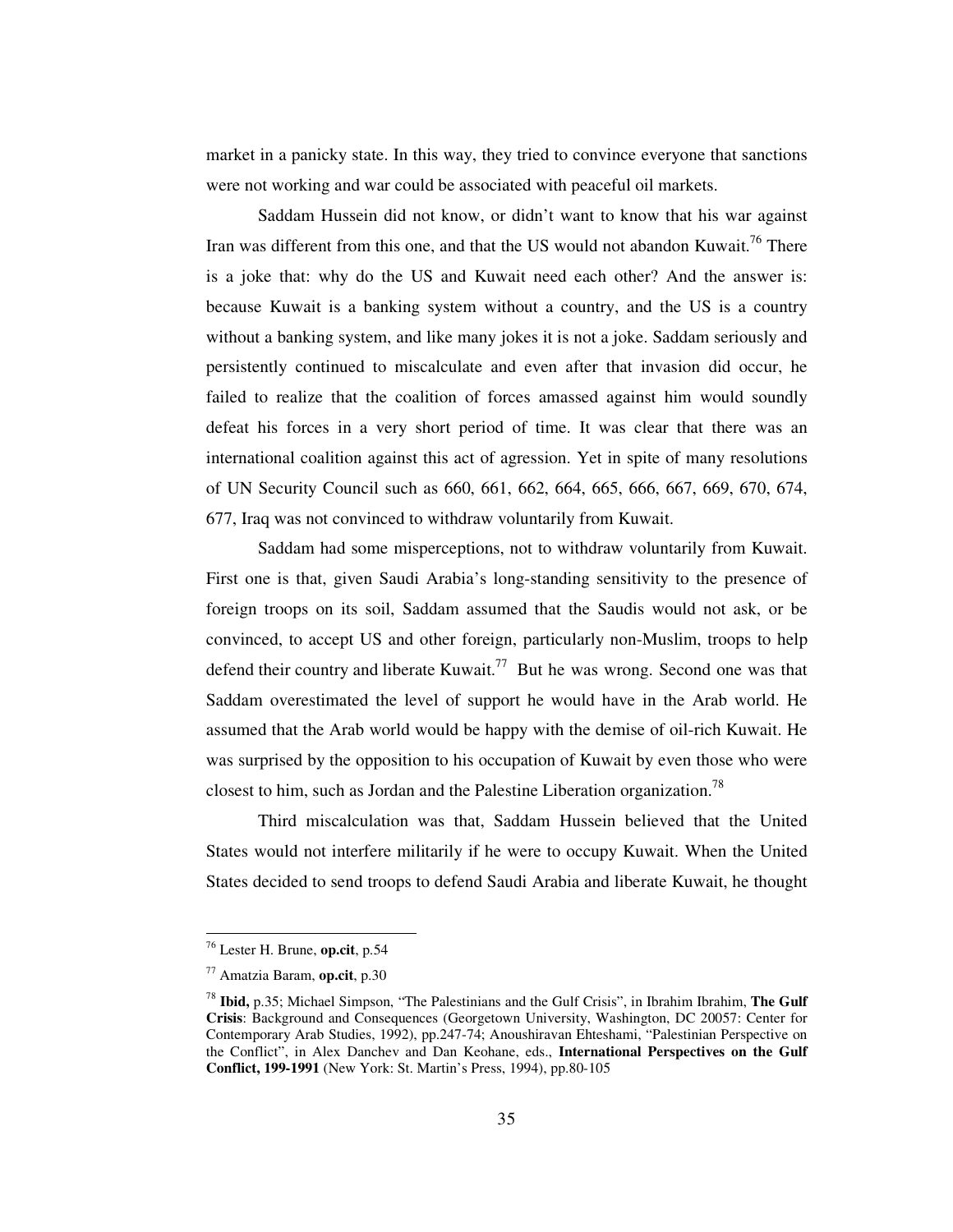market in a panicky state. In this way, they tried to convince everyone that sanctions were not working and war could be associated with peaceful oil markets.

Saddam Hussein did not know, or didn't want to know that his war against Iran was different from this one, and that the US would not abandon Kuwait.[76] There is a joke that: why do the US and Kuwait need each other? And the answer is: because Kuwait is a banking system without a country, and the US is a country without a banking system, and like many jokes it is not a joke. Saddam seriously and persistently continued to miscalculate and even after that invasion did occur, he failed to realize that the coalition of forces amassed against him would soundly defeat his forces in a very short period of time. It was clear that there was an international coalition against this act of agression. Yet in spite of many resolutions of UN Security Council such as 660, 661, 662, 664, 665, 666, 667, 669, 670, 674, 677, Iraq was not convinced to withdraw voluntarily from Kuwait.

Saddam had some misperceptions, not to withdraw voluntarily from Kuwait. First one is that, given Saudi Arabia's long-standing sensitivity to the presence of foreign troops on its soil, Saddam assumed that the Saudis would not ask, or be convinced, to accept US and other foreign, particularly non-Muslim, troops to help defend their country and liberate Kuwait.[77] But he was wrong. Second one was that Saddam overestimated the level of support he would have in the Arab world. He assumed that the Arab world would be happy with the demise of oil-rich Kuwait. He was surprised by the opposition to his occupation of Kuwait by even those who were closest to him, such as Jordan and the Palestine Liberation organization.[78]

Third miscalculation was that, Saddam Hussein believed that the United States would not interfere militarily if he were to occupy Kuwait. When the United States decided to send troops to defend Saudi Arabia and liberate Kuwait, he thought

---

[76] Lester H. Brune, **op.cit**, p.54

[77] Amatzia Baram, **op.cit**, p.30

[78] **Ibid,** p.35; Michael Simpson, "The Palestinians and the Gulf Crisis", in Ibrahim Ibrahim, **The Gulf Crisis**: Background and Consequences (Georgetown University, Washington, DC 20057: Center for Contemporary Arab Studies, 1992), pp.247-74; Anoushiravan Ehteshami, "Palestinian Perspective on the Conflict", in Alex Danchev and Dan Keohane, eds., **International Perspectives on the Gulf Conflict, 199-1991** (New York: St. Martin's Press, 1994), pp.80-105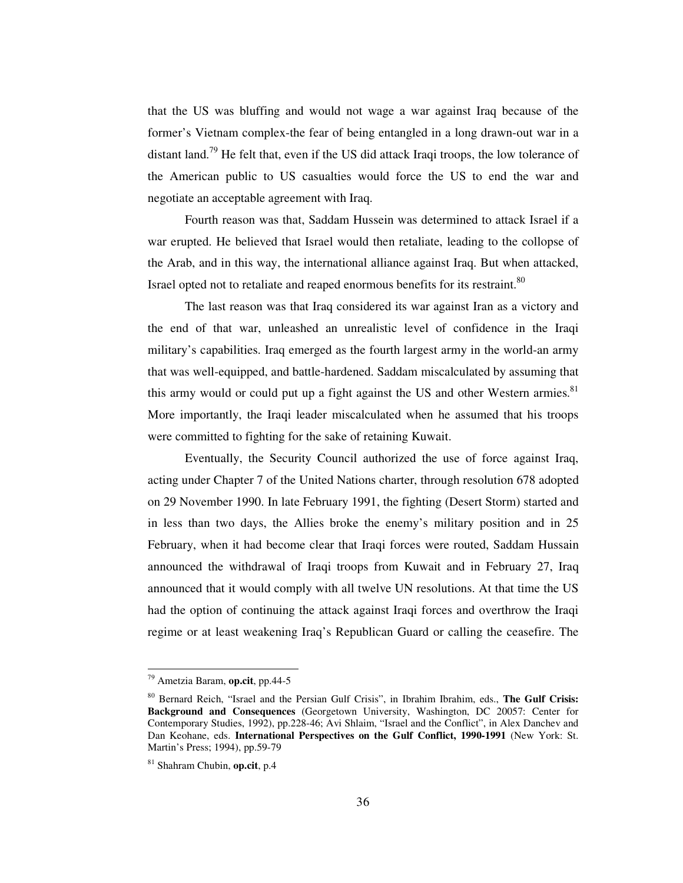that the US was bluffing and would not wage a war against Iraq because of the former's Vietnam complex-the fear of being entangled in a long drawn-out war in a distant land.[79] He felt that, even if the US did attack Iraqi troops, the low tolerance of the American public to US casualties would force the US to end the war and negotiate an acceptable agreement with Iraq.

Fourth reason was that, Saddam Hussein was determined to attack Israel if a war erupted. He believed that Israel would then retaliate, leading to the collopse of the Arab, and in this way, the international alliance against Iraq. But when attacked, Israel opted not to retaliate and reaped enormous benefits for its restraint.[80]

The last reason was that Iraq considered its war against Iran as a victory and the end of that war, unleashed an unrealistic level of confidence in the Iraqi military's capabilities. Iraq emerged as the fourth largest army in the world-an army that was well-equipped, and battle-hardened. Saddam miscalculated by assuming that this army would or could put up a fight against the US and other Western armies.[81] More importantly, the Iraqi leader miscalculated when he assumed that his troops were committed to fighting for the sake of retaining Kuwait.

Eventually, the Security Council authorized the use of force against Iraq, acting under Chapter 7 of the United Nations charter, through resolution 678 adopted on 29 November 1990. In late February 1991, the fighting (Desert Storm) started and in less than two days, the Allies broke the enemy's military position and in 25 February, when it had become clear that Iraqi forces were routed, Saddam Hussain announced the withdrawal of Iraqi troops from Kuwait and in February 27, Iraq announced that it would comply with all twelve UN resolutions. At that time the US had the option of continuing the attack against Iraqi forces and overthrow the Iraqi regime or at least weakening Iraq's Republican Guard or calling the ceasefire. The

---

[79] Ametzia Baram, **op.cit**, pp.44-5

[80] Bernard Reich, "Israel and the Persian Gulf Crisis", in Ibrahim Ibrahim, eds., **The Gulf Crisis: Background and Consequences** (Georgetown University, Washington, DC 20057: Center for Contemporary Studies, 1992), pp.228-46; Avi Shlaim, "Israel and the Conflict", in Alex Danchev and Dan Keohane, eds. **International Perspectives on the Gulf Conflict, 1990-1991** (New York: St. Martin's Press; 1994), pp.59-79

[81] Shahram Chubin, **op.cit**, p.4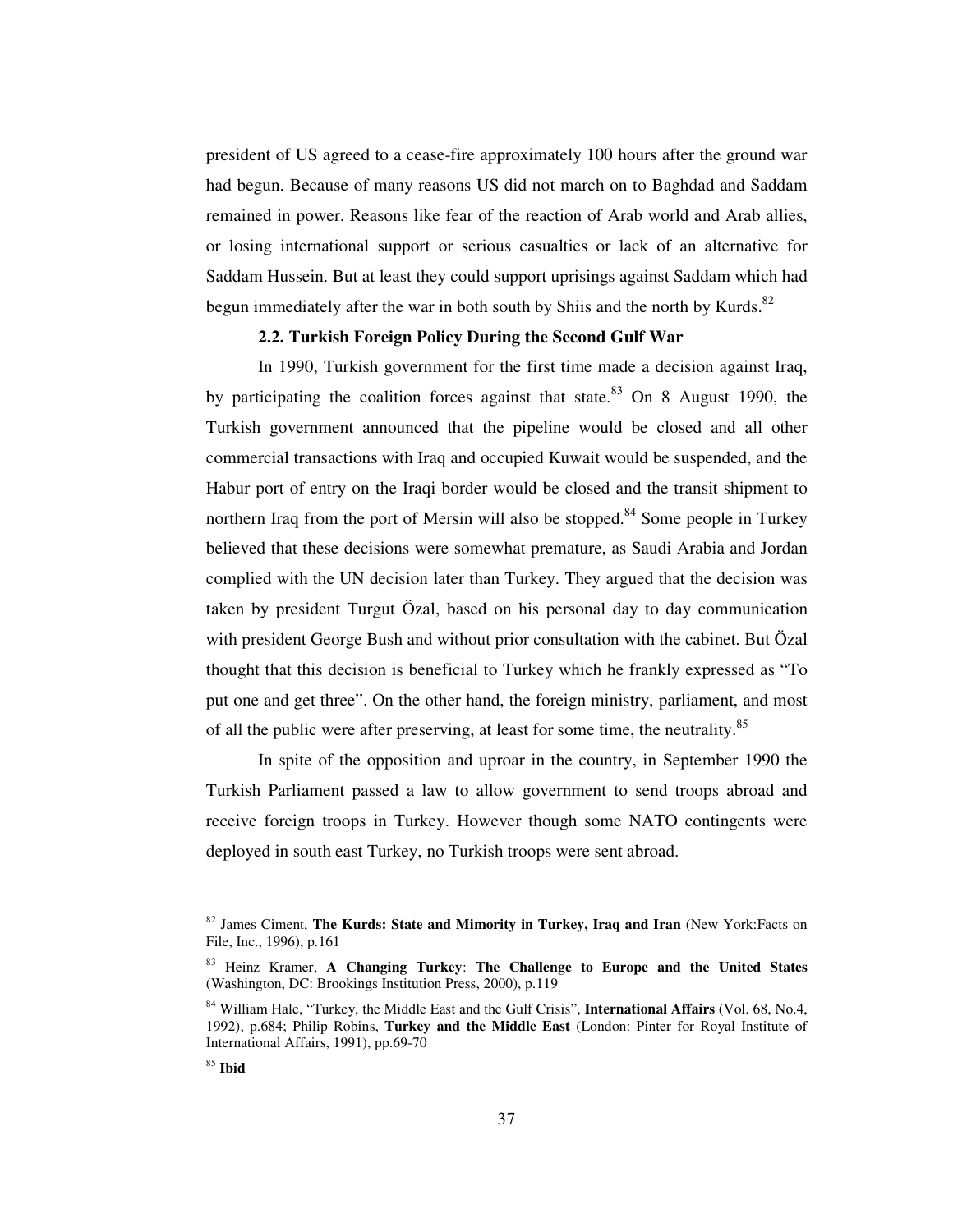president of US agreed to a cease-fire approximately 100 hours after the ground war had begun. Because of many reasons US did not march on to Baghdad and Saddam remained in power. Reasons like fear of the reaction of Arab world and Arab allies, or losing international support or serious casualties or lack of an alternative for Saddam Hussein. But at least they could support uprisings against Saddam which had begun immediately after the war in both south by Shiis and the north by Kurds.[82]

### 2.2. Turkish Foreign Policy During the Second Gulf War

In 1990, Turkish government for the first time made a decision against Iraq, by participating the coalition forces against that state.[83] On 8 August 1990, the Turkish government announced that the pipeline would be closed and all other commercial transactions with Iraq and occupied Kuwait would be suspended, and the Habur port of entry on the Iraqi border would be closed and the transit shipment to northern Iraq from the port of Mersin will also be stopped.[84] Some people in Turkey believed that these decisions were somewhat premature, as Saudi Arabia and Jordan complied with the UN decision later than Turkey. They argued that the decision was taken by president Turgut Özal, based on his personal day to day communication with president George Bush and without prior consultation with the cabinet. But Özal thought that this decision is beneficial to Turkey which he frankly expressed as "To put one and get three". On the other hand, the foreign ministry, parliament, and most of all the public were after preserving, at least for some time, the neutrality.[85]

In spite of the opposition and uproar in the country, in September 1990 the Turkish Parliament passed a law to allow government to send troops abroad and receive foreign troops in Turkey. However though some NATO contingents were deployed in south east Turkey, no Turkish troops were sent abroad.

---

[82] James Ciment, **The Kurds: State and Mimority in Turkey, Iraq and Iran** (New York:Facts on File, Inc., 1996), p.161

[83] Heinz Kramer, **A Changing Turkey**: **The Challenge to Europe and the United States** (Washington, DC: Brookings Institution Press, 2000), p.119

[84] William Hale, "Turkey, the Middle East and the Gulf Crisis", **International Affairs** (Vol. 68, No.4, 1992), p.684; Philip Robins, **Turkey and the Middle East** (London: Pinter for Royal Institute of International Affairs, 1991), pp.69-70

[85] **Ibid**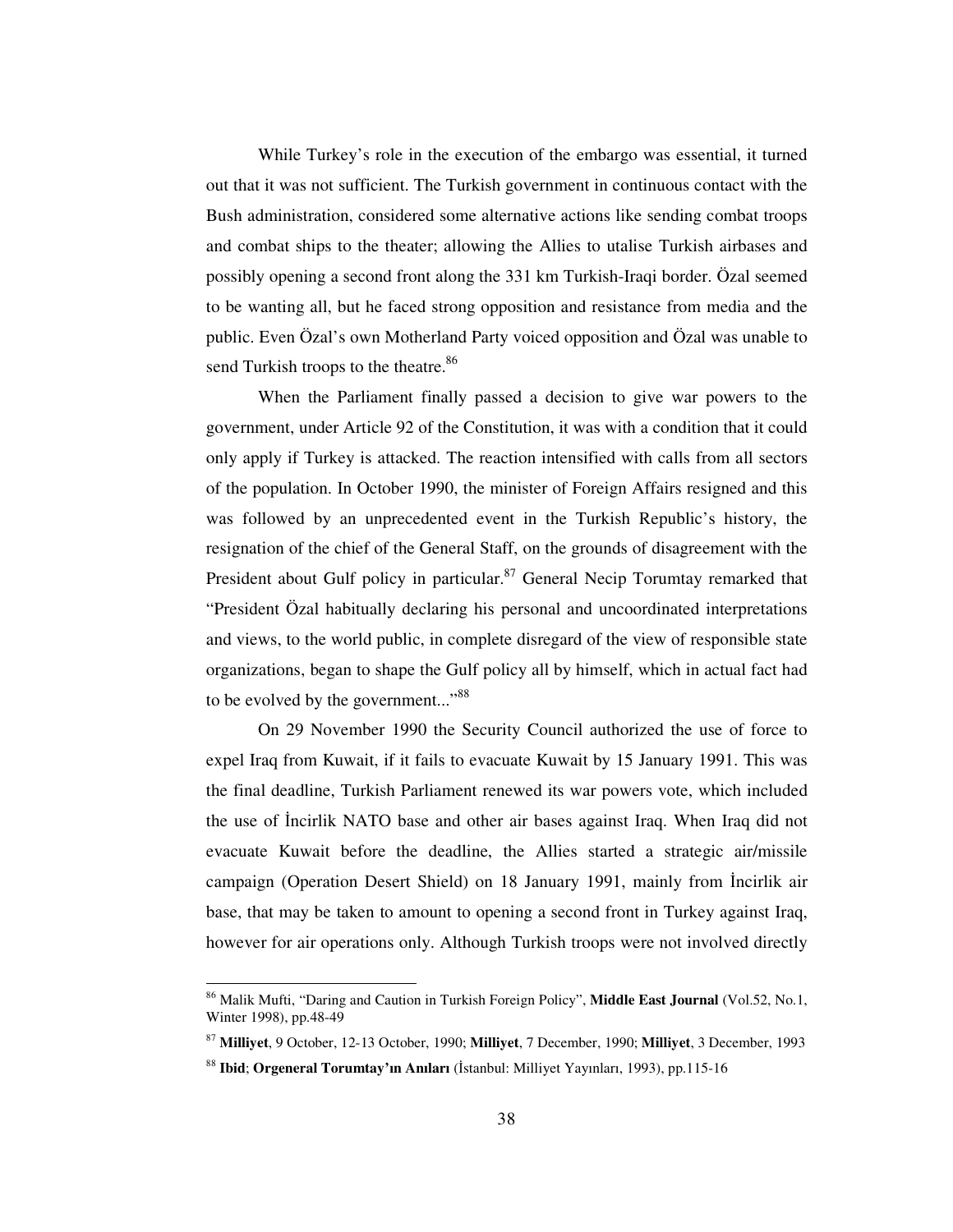While Turkey's role in the execution of the embargo was essential, it turned out that it was not sufficient. The Turkish government in continuous contact with the Bush administration, considered some alternative actions like sending combat troops and combat ships to the theater; allowing the Allies to utalise Turkish airbases and possibly opening a second front along the 331 km Turkish-Iraqi border. Özal seemed to be wanting all, but he faced strong opposition and resistance from media and the public. Even Özal's own Motherland Party voiced opposition and Özal was unable to send Turkish troops to the theatre.[86]

When the Parliament finally passed a decision to give war powers to the government, under Article 92 of the Constitution, it was with a condition that it could only apply if Turkey is attacked. The reaction intensified with calls from all sectors of the population. In October 1990, the minister of Foreign Affairs resigned and this was followed by an unprecedented event in the Turkish Republic's history, the resignation of the chief of the General Staff, on the grounds of disagreement with the President about Gulf policy in particular.[87] General Necip Torumtay remarked that "President Özal habitually declaring his personal and uncoordinated interpretations and views, to the world public, in complete disregard of the view of responsible state organizations, began to shape the Gulf policy all by himself, which in actual fact had to be evolved by the government..."[88]

On 29 November 1990 the Security Council authorized the use of force to expel Iraq from Kuwait, if it fails to evacuate Kuwait by 15 January 1991. This was the final deadline, Turkish Parliament renewed its war powers vote, which included the use of İncirlik NATO base and other air bases against Iraq. When Iraq did not evacuate Kuwait before the deadline, the Allies started a strategic air/missile campaign (Operation Desert Shield) on 18 January 1991, mainly from İncirlik air base, that may be taken to amount to opening a second front in Turkey against Iraq, however for air operations only. Although Turkish troops were not involved directly

---

[86] Malik Mufti, "Daring and Caution in Turkish Foreign Policy", **Middle East Journal** (Vol.52, No.1, Winter 1998), pp.48-49

[87] **Milliyet**, 9 October, 12-13 October, 1990; **Milliyet**, 7 December, 1990; **Milliyet**, 3 December, 1993

[88] **Ibid**; **Orgeneral Torumtay'ın Anıları** (İstanbul: Milliyet Yayınları, 1993), pp.115-16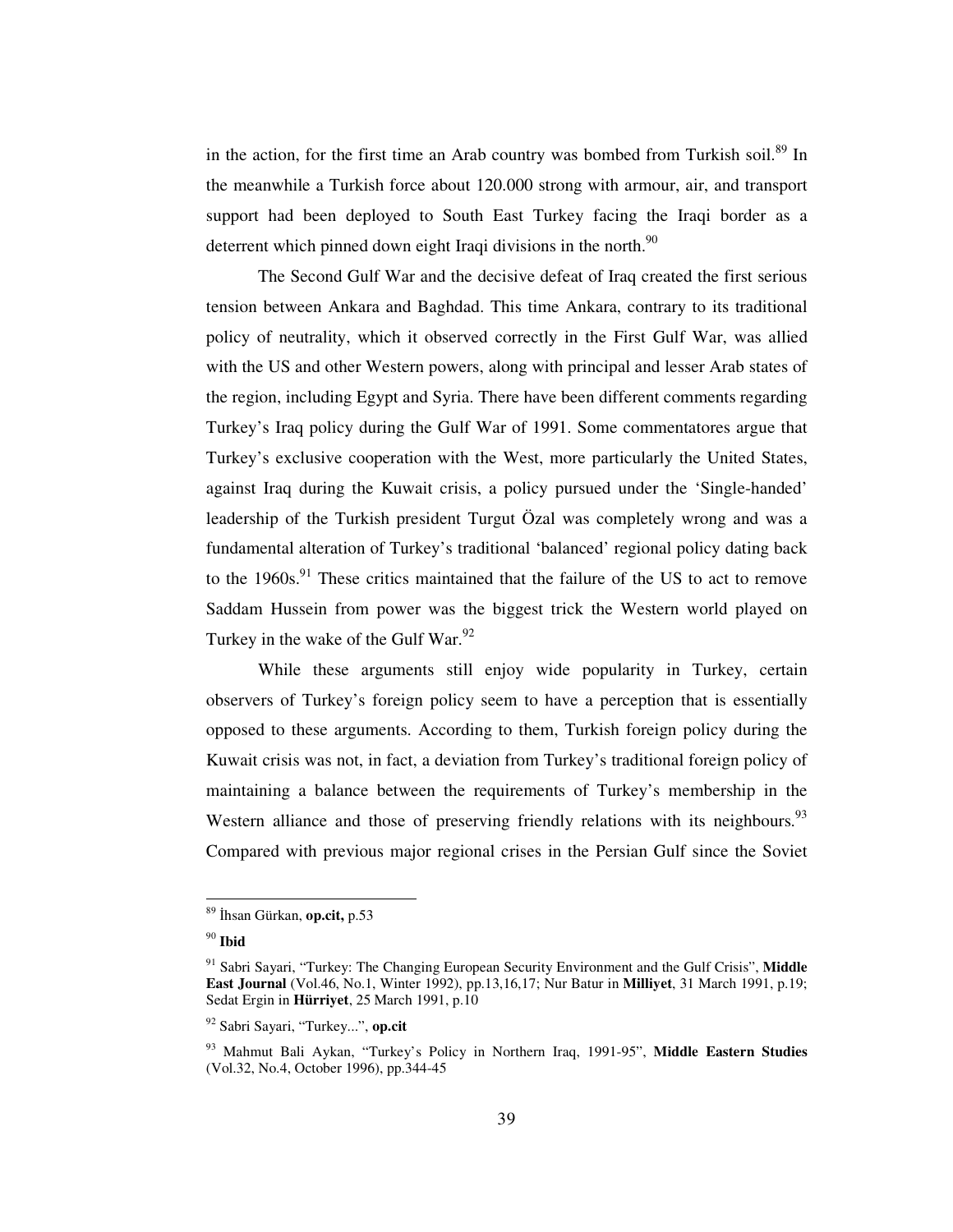in the action, for the first time an Arab country was bombed from Turkish soil.[89] In the meanwhile a Turkish force about 120.000 strong with armour, air, and transport support had been deployed to South East Turkey facing the Iraqi border as a deterrent which pinned down eight Iraqi divisions in the north.[90]

The Second Gulf War and the decisive defeat of Iraq created the first serious tension between Ankara and Baghdad. This time Ankara, contrary to its traditional policy of neutrality, which it observed correctly in the First Gulf War, was allied with the US and other Western powers, along with principal and lesser Arab states of the region, including Egypt and Syria. There have been different comments regarding Turkey's Iraq policy during the Gulf War of 1991. Some commentatores argue that Turkey's exclusive cooperation with the West, more particularly the United States, against Iraq during the Kuwait crisis, a policy pursued under the 'Single-handed' leadership of the Turkish president Turgut Özal was completely wrong and was a fundamental alteration of Turkey's traditional 'balanced' regional policy dating back to the 1960s.[91] These critics maintained that the failure of the US to act to remove Saddam Hussein from power was the biggest trick the Western world played on Turkey in the wake of the Gulf War.[92]

While these arguments still enjoy wide popularity in Turkey, certain observers of Turkey's foreign policy seem to have a perception that is essentially opposed to these arguments. According to them, Turkish foreign policy during the Kuwait crisis was not, in fact, a deviation from Turkey's traditional foreign policy of maintaining a balance between the requirements of Turkey's membership in the Western alliance and those of preserving friendly relations with its neighbours.[93] Compared with previous major regional crises in the Persian Gulf since the Soviet

---

[89] İhsan Gürkan, **op.cit,** p.53

[90] **Ibid**

[91] Sabri Sayari, "Turkey: The Changing European Security Environment and the Gulf Crisis", **Middle East Journal** (Vol.46, No.1, Winter 1992), pp.13,16,17; Nur Batur in **Milliyet**, 31 March 1991, p.19; Sedat Ergin in **Hürriyet**, 25 March 1991, p.10

[92] Sabri Sayari, "Turkey...", **op.cit**

[93] Mahmut Bali Aykan, "Turkey's Policy in Northern Iraq, 1991-95", **Middle Eastern Studies** (Vol.32, No.4, October 1996), pp.344-45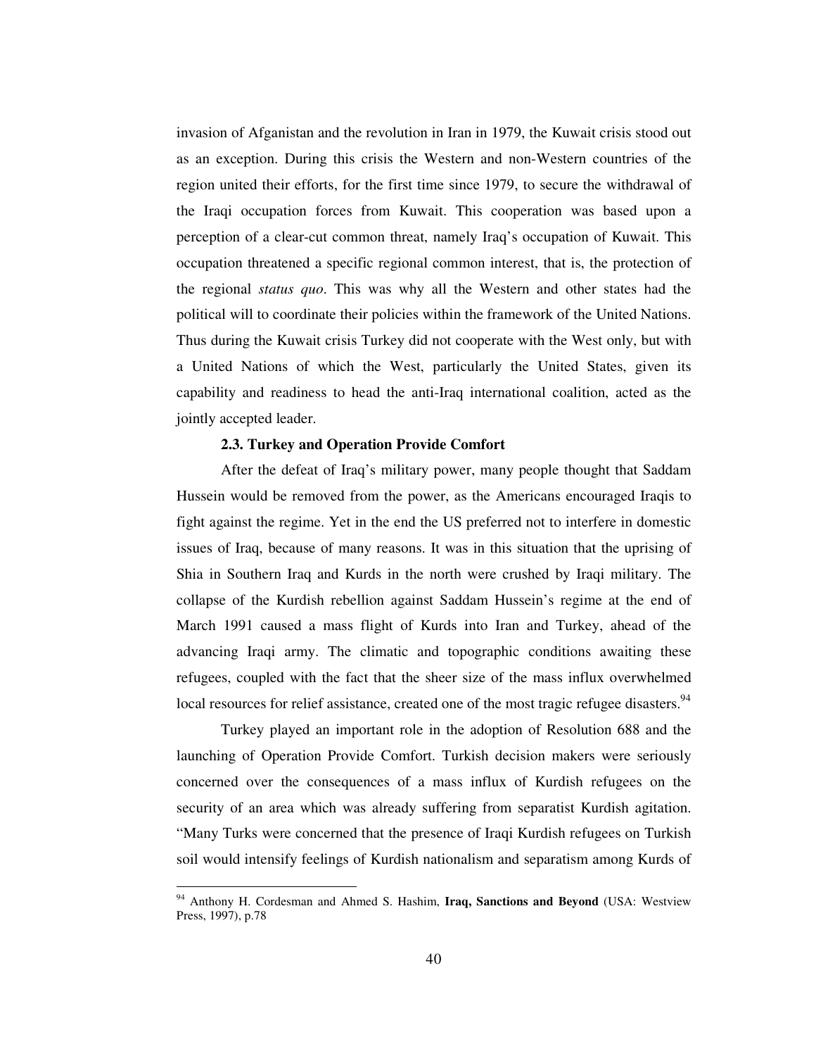invasion of Afganistan and the revolution in Iran in 1979, the Kuwait crisis stood out as an exception. During this crisis the Western and non-Western countries of the region united their efforts, for the first time since 1979, to secure the withdrawal of the Iraqi occupation forces from Kuwait. This cooperation was based upon a perception of a clear-cut common threat, namely Iraq's occupation of Kuwait. This occupation threatened a specific regional common interest, that is, the protection of the regional *status quo*. This was why all the Western and other states had the political will to coordinate their policies within the framework of the United Nations. Thus during the Kuwait crisis Turkey did not cooperate with the West only, but with a United Nations of which the West, particularly the United States, given its capability and readiness to head the anti-Iraq international coalition, acted as the jointly accepted leader.

### 2.3. Turkey and Operation Provide Comfort

After the defeat of Iraq's military power, many people thought that Saddam Hussein would be removed from the power, as the Americans encouraged Iraqis to fight against the regime. Yet in the end the US preferred not to interfere in domestic issues of Iraq, because of many reasons. It was in this situation that the uprising of Shia in Southern Iraq and Kurds in the north were crushed by Iraqi military. The collapse of the Kurdish rebellion against Saddam Hussein's regime at the end of March 1991 caused a mass flight of Kurds into Iran and Turkey, ahead of the advancing Iraqi army. The climatic and topographic conditions awaiting these refugees, coupled with the fact that the sheer size of the mass influx overwhelmed local resources for relief assistance, created one of the most tragic refugee disasters.[94]

Turkey played an important role in the adoption of Resolution 688 and the launching of Operation Provide Comfort. Turkish decision makers were seriously concerned over the consequences of a mass influx of Kurdish refugees on the security of an area which was already suffering from separatist Kurdish agitation. "Many Turks were concerned that the presence of Iraqi Kurdish refugees on Turkish soil would intensify feelings of Kurdish nationalism and separatism among Kurds of

---

[94] Anthony H. Cordesman and Ahmed S. Hashim, **Iraq, Sanctions and Beyond** (USA: Westview Press, 1997), p.78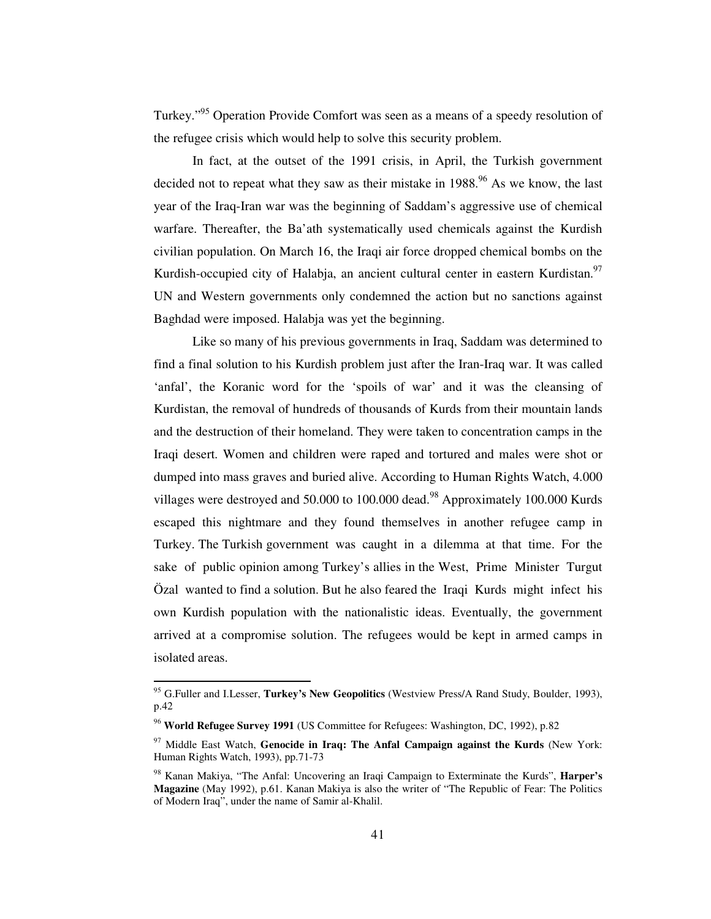Turkey."[95] Operation Provide Comfort was seen as a means of a speedy resolution of the refugee crisis which would help to solve this security problem.

In fact, at the outset of the 1991 crisis, in April, the Turkish government decided not to repeat what they saw as their mistake in 1988.[96] As we know, the last year of the Iraq-Iran war was the beginning of Saddam's aggressive use of chemical warfare. Thereafter, the Ba'ath systematically used chemicals against the Kurdish civilian population. On March 16, the Iraqi air force dropped chemical bombs on the Kurdish-occupied city of Halabja, an ancient cultural center in eastern Kurdistan.[97] UN and Western governments only condemned the action but no sanctions against Baghdad were imposed. Halabja was yet the beginning.

Like so many of his previous governments in Iraq, Saddam was determined to find a final solution to his Kurdish problem just after the Iran-Iraq war. It was called 'anfal', the Koranic word for the 'spoils of war' and it was the cleansing of Kurdistan, the removal of hundreds of thousands of Kurds from their mountain lands and the destruction of their homeland. They were taken to concentration camps in the Iraqi desert. Women and children were raped and tortured and males were shot or dumped into mass graves and buried alive. According to Human Rights Watch, 4.000 villages were destroyed and 50.000 to 100.000 dead.[98] Approximately 100.000 Kurds escaped this nightmare and they found themselves in another refugee camp in Turkey. The Turkish government was caught in a dilemma at that time. For the sake of public opinion among Turkey's allies in the West, Prime Minister Turgut Özal wanted to find a solution. But he also feared the Iraqi Kurds might infect his own Kurdish population with the nationalistic ideas. Eventually, the government arrived at a compromise solution. The refugees would be kept in armed camps in isolated areas.

---

[95] G.Fuller and I.Lesser, **Turkey's New Geopolitics** (Westview Press/A Rand Study, Boulder, 1993), p.42

[96] **World Refugee Survey 1991** (US Committee for Refugees: Washington, DC, 1992), p.82

[97] Middle East Watch, **Genocide in Iraq: The Anfal Campaign against the Kurds** (New York: Human Rights Watch, 1993), pp.71-73

[98] Kanan Makiya, "The Anfal: Uncovering an Iraqi Campaign to Exterminate the Kurds", **Harper's Magazine** (May 1992), p.61. Kanan Makiya is also the writer of "The Republic of Fear: The Politics of Modern Iraq", under the name of Samir al-Khalil.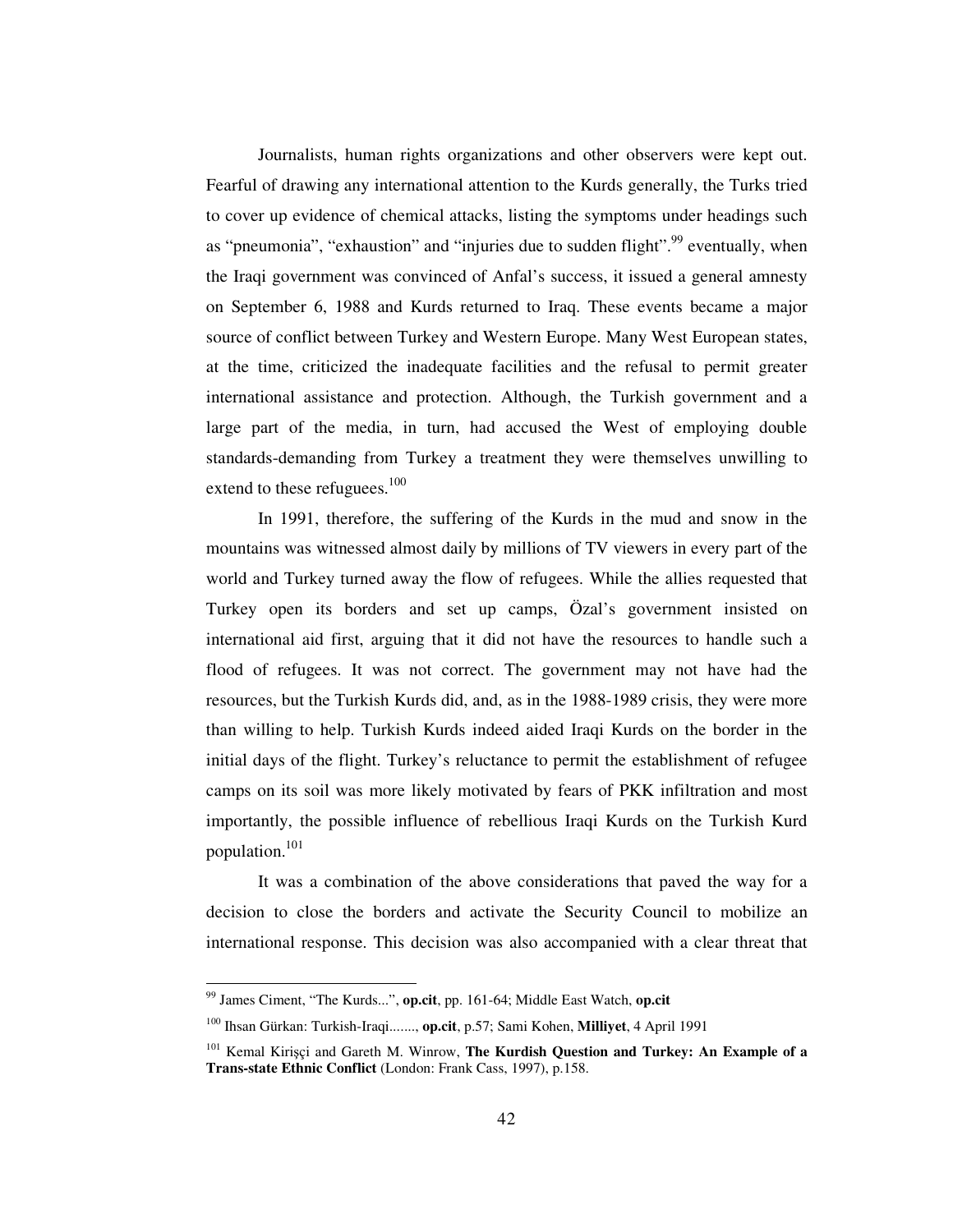Journalists, human rights organizations and other observers were kept out. Fearful of drawing any international attention to the Kurds generally, the Turks tried to cover up evidence of chemical attacks, listing the symptoms under headings such as "pneumonia", "exhaustion" and "injuries due to sudden flight".[99] eventually, when the Iraqi government was convinced of Anfal's success, it issued a general amnesty on September 6, 1988 and Kurds returned to Iraq. These events became a major source of conflict between Turkey and Western Europe. Many West European states, at the time, criticized the inadequate facilities and the refusal to permit greater international assistance and protection. Although, the Turkish government and a large part of the media, in turn, had accused the West of employing double standards-demanding from Turkey a treatment they were themselves unwilling to extend to these refuguees.[100]

In 1991, therefore, the suffering of the Kurds in the mud and snow in the mountains was witnessed almost daily by millions of TV viewers in every part of the world and Turkey turned away the flow of refugees. While the allies requested that Turkey open its borders and set up camps, Özal's government insisted on international aid first, arguing that it did not have the resources to handle such a flood of refugees. It was not correct. The government may not have had the resources, but the Turkish Kurds did, and, as in the 1988-1989 crisis, they were more than willing to help. Turkish Kurds indeed aided Iraqi Kurds on the border in the initial days of the flight. Turkey's reluctance to permit the establishment of refugee camps on its soil was more likely motivated by fears of PKK infiltration and most importantly, the possible influence of rebellious Iraqi Kurds on the Turkish Kurd population.[101]

It was a combination of the above considerations that paved the way for a decision to close the borders and activate the Security Council to mobilize an international response. This decision was also accompanied with a clear threat that

---

[99] James Ciment, "The Kurds...", **op.cit**, pp. 161-64; Middle East Watch, **op.cit**

[100] Ihsan Gürkan: Turkish-Iraqi......., **op.cit**, p.57; Sami Kohen, **Milliyet**, 4 April 1991

[101] Kemal Kirişçi and Gareth M. Winrow, **The Kurdish Question and Turkey: An Example of a Trans-state Ethnic Conflict** (London: Frank Cass, 1997), p.158.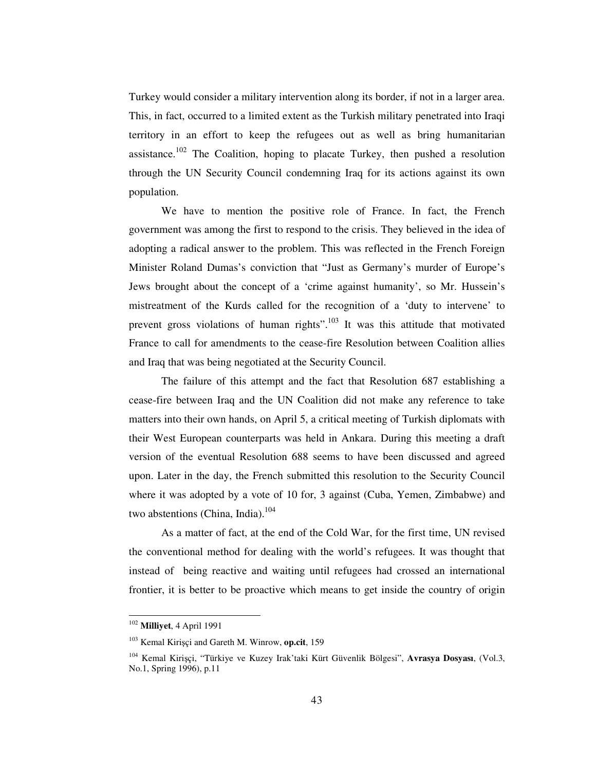Turkey would consider a military intervention along its border, if not in a larger area. This, in fact, occurred to a limited extent as the Turkish military penetrated into Iraqi territory in an effort to keep the refugees out as well as bring humanitarian assistance.[102] The Coalition, hoping to placate Turkey, then pushed a resolution through the UN Security Council condemning Iraq for its actions against its own population.

We have to mention the positive role of France. In fact, the French government was among the first to respond to the crisis. They believed in the idea of adopting a radical answer to the problem. This was reflected in the French Foreign Minister Roland Dumas's conviction that "Just as Germany's murder of Europe's Jews brought about the concept of a 'crime against humanity', so Mr. Hussein's mistreatment of the Kurds called for the recognition of a 'duty to intervene' to prevent gross violations of human rights".[103] It was this attitude that motivated France to call for amendments to the cease-fire Resolution between Coalition allies and Iraq that was being negotiated at the Security Council.

The failure of this attempt and the fact that Resolution 687 establishing a cease-fire between Iraq and the UN Coalition did not make any reference to take matters into their own hands, on April 5, a critical meeting of Turkish diplomats with their West European counterparts was held in Ankara. During this meeting a draft version of the eventual Resolution 688 seems to have been discussed and agreed upon. Later in the day, the French submitted this resolution to the Security Council where it was adopted by a vote of 10 for, 3 against (Cuba, Yemen, Zimbabwe) and two abstentions (China, India).[104]

As a matter of fact, at the end of the Cold War, for the first time, UN revised the conventional method for dealing with the world's refugees. It was thought that instead of being reactive and waiting until refugees had crossed an international frontier, it is better to be proactive which means to get inside the country of origin

---

[102] **Milliyet**, 4 April 1991

[103] Kemal Kirişçi and Gareth M. Winrow, **op.cit**, 159

[104] Kemal Kirişçi, "Türkiye ve Kuzey Irak'taki Kürt Güvenlik Bölgesi", **Avrasya Dosyası**, (Vol.3, No.1, Spring 1996), p.11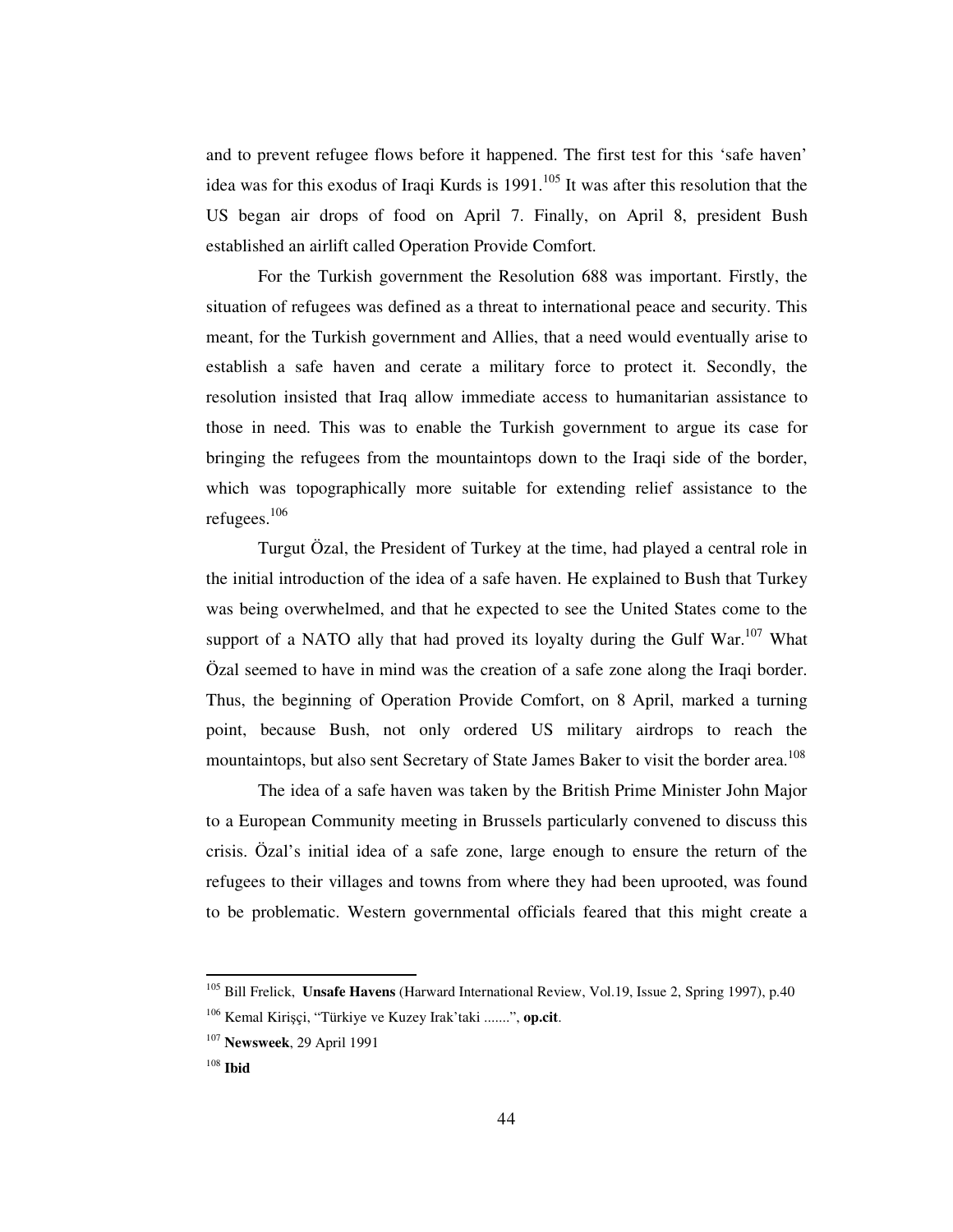and to prevent refugee flows before it happened. The first test for this 'safe haven' idea was for this exodus of Iraqi Kurds is 1991.[105] It was after this resolution that the US began air drops of food on April 7. Finally, on April 8, president Bush established an airlift called Operation Provide Comfort.

For the Turkish government the Resolution 688 was important. Firstly, the situation of refugees was defined as a threat to international peace and security. This meant, for the Turkish government and Allies, that a need would eventually arise to establish a safe haven and cerate a military force to protect it. Secondly, the resolution insisted that Iraq allow immediate access to humanitarian assistance to those in need. This was to enable the Turkish government to argue its case for bringing the refugees from the mountaintops down to the Iraqi side of the border, which was topographically more suitable for extending relief assistance to the refugees.[106]

Turgut Özal, the President of Turkey at the time, had played a central role in the initial introduction of the idea of a safe haven. He explained to Bush that Turkey was being overwhelmed, and that he expected to see the United States come to the support of a NATO ally that had proved its loyalty during the Gulf War.[107] What Özal seemed to have in mind was the creation of a safe zone along the Iraqi border. Thus, the beginning of Operation Provide Comfort, on 8 April, marked a turning point, because Bush, not only ordered US military airdrops to reach the mountaintops, but also sent Secretary of State James Baker to visit the border area.[108]

The idea of a safe haven was taken by the British Prime Minister John Major to a European Community meeting in Brussels particularly convened to discuss this crisis. Özal's initial idea of a safe zone, large enough to ensure the return of the refugees to their villages and towns from where they had been uprooted, was found to be problematic. Western governmental officials feared that this might create a

---

[105] Bill Frelick, **Unsafe Havens** (Harward International Review, Vol.19, Issue 2, Spring 1997), p.40

[106] Kemal Kirişçi, "Türkiye ve Kuzey Irak'taki .......", **op.cit**.

[107] **Newsweek**, 29 April 1991

[108] **Ibid**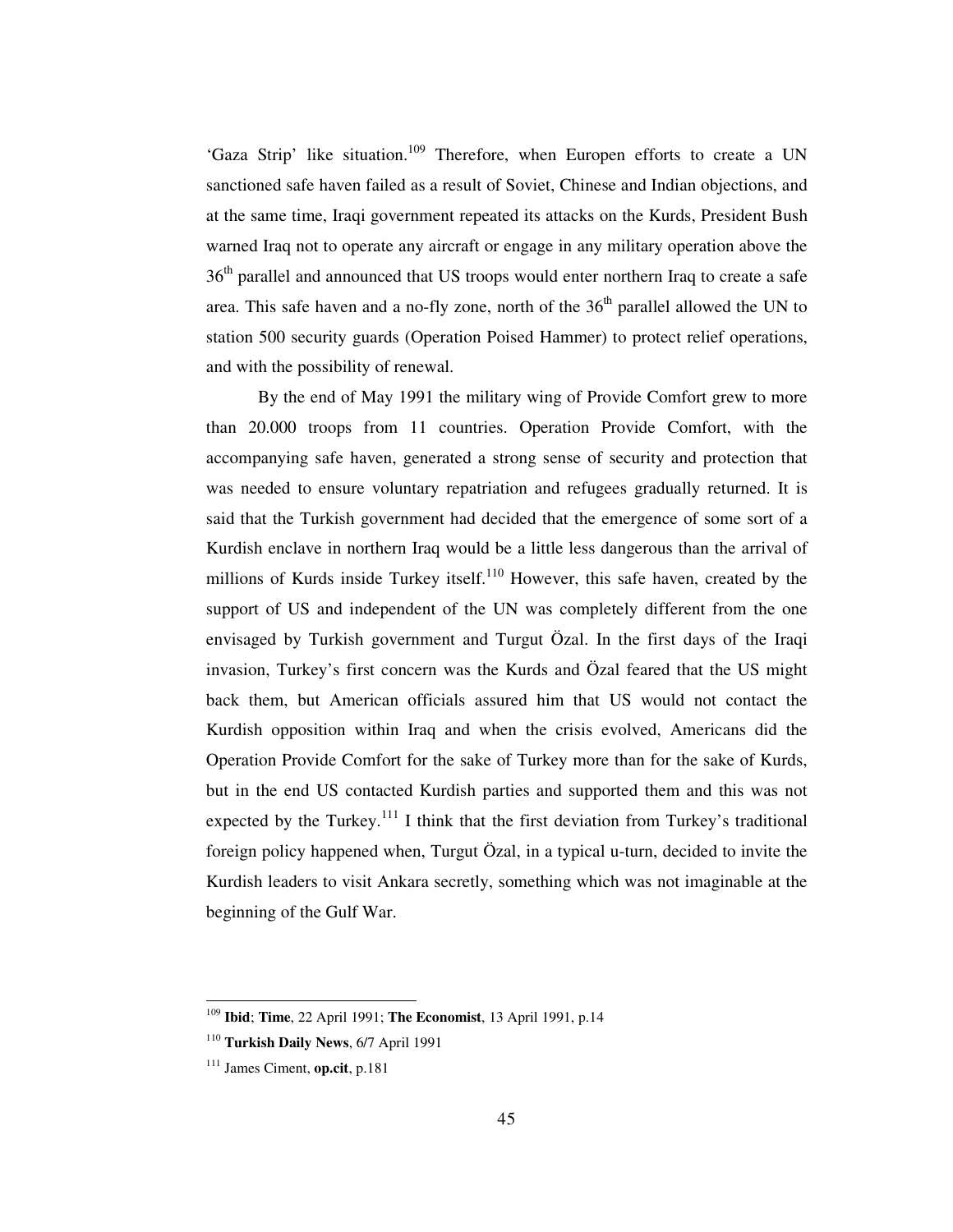'Gaza Strip' like situation.[109] Therefore, when Europen efforts to create a UN sanctioned safe haven failed as a result of Soviet, Chinese and Indian objections, and at the same time, Iraqi government repeated its attacks on the Kurds, President Bush warned Iraq not to operate any aircraft or engage in any military operation above the 36th parallel and announced that US troops would enter northern Iraq to create a safe area. This safe haven and a no-fly zone, north of the 36th parallel allowed the UN to station 500 security guards (Operation Poised Hammer) to protect relief operations, and with the possibility of renewal.

By the end of May 1991 the military wing of Provide Comfort grew to more than 20.000 troops from 11 countries. Operation Provide Comfort, with the accompanying safe haven, generated a strong sense of security and protection that was needed to ensure voluntary repatriation and refugees gradually returned. It is said that the Turkish government had decided that the emergence of some sort of a Kurdish enclave in northern Iraq would be a little less dangerous than the arrival of millions of Kurds inside Turkey itself.[110] However, this safe haven, created by the support of US and independent of the UN was completely different from the one envisaged by Turkish government and Turgut Özal. In the first days of the Iraqi invasion, Turkey's first concern was the Kurds and Özal feared that the US might back them, but American officials assured him that US would not contact the Kurdish opposition within Iraq and when the crisis evolved, Americans did the Operation Provide Comfort for the sake of Turkey more than for the sake of Kurds, but in the end US contacted Kurdish parties and supported them and this was not expected by the Turkey.[111] I think that the first deviation from Turkey's traditional foreign policy happened when, Turgut Özal, in a typical u-turn, decided to invite the Kurdish leaders to visit Ankara secretly, something which was not imaginable at the beginning of the Gulf War.

---

[109] **Ibid**; **Time**, 22 April 1991; **The Economist**, 13 April 1991, p.14

[110] **Turkish Daily News**, 6/7 April 1991

[111] James Ciment, **op.cit**, p.181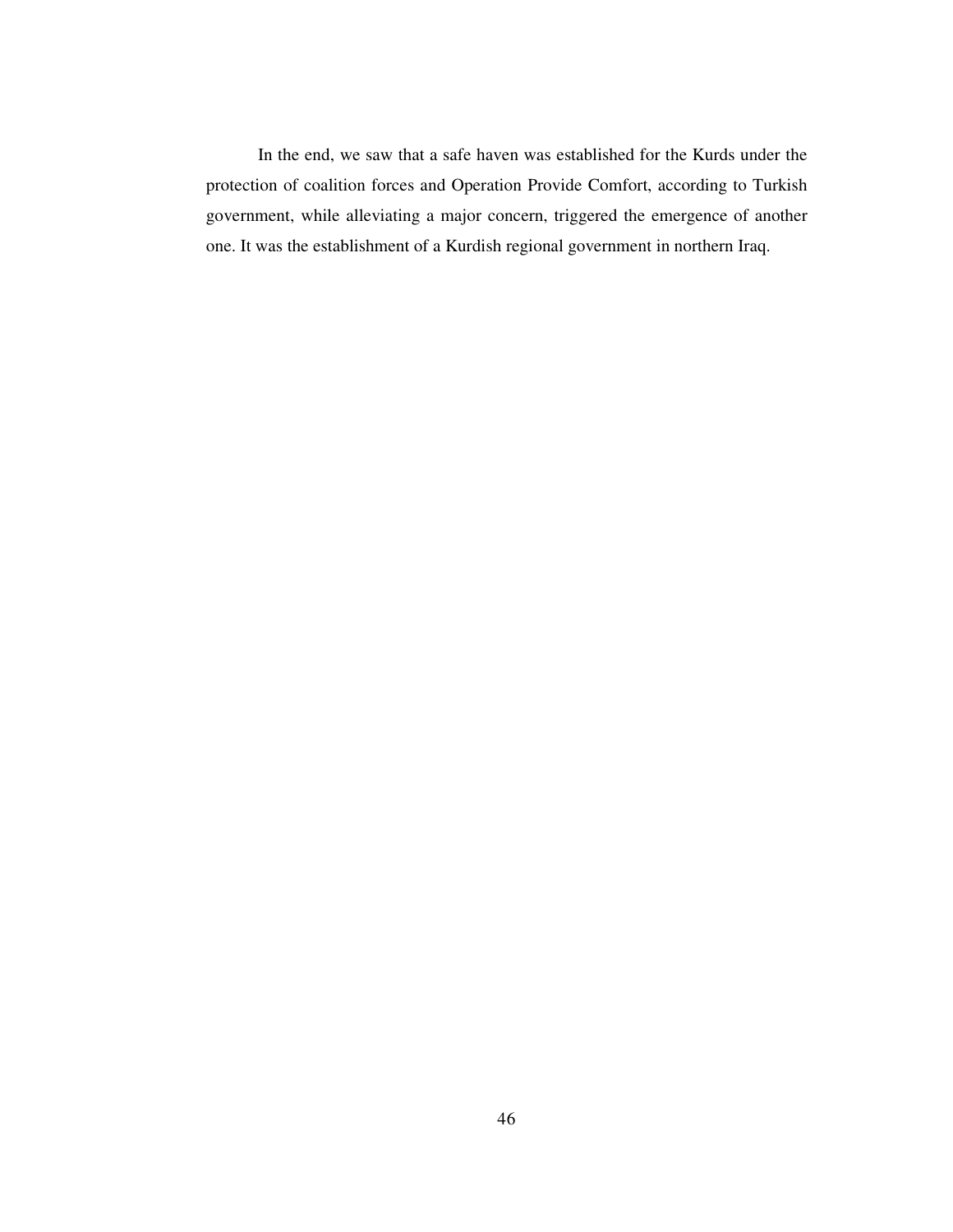In the end, we saw that a safe haven was established for the Kurds under the protection of coalition forces and Operation Provide Comfort, according to Turkish government, while alleviating a major concern, triggered the emergence of another one. It was the establishment of a Kurdish regional government in northern Iraq.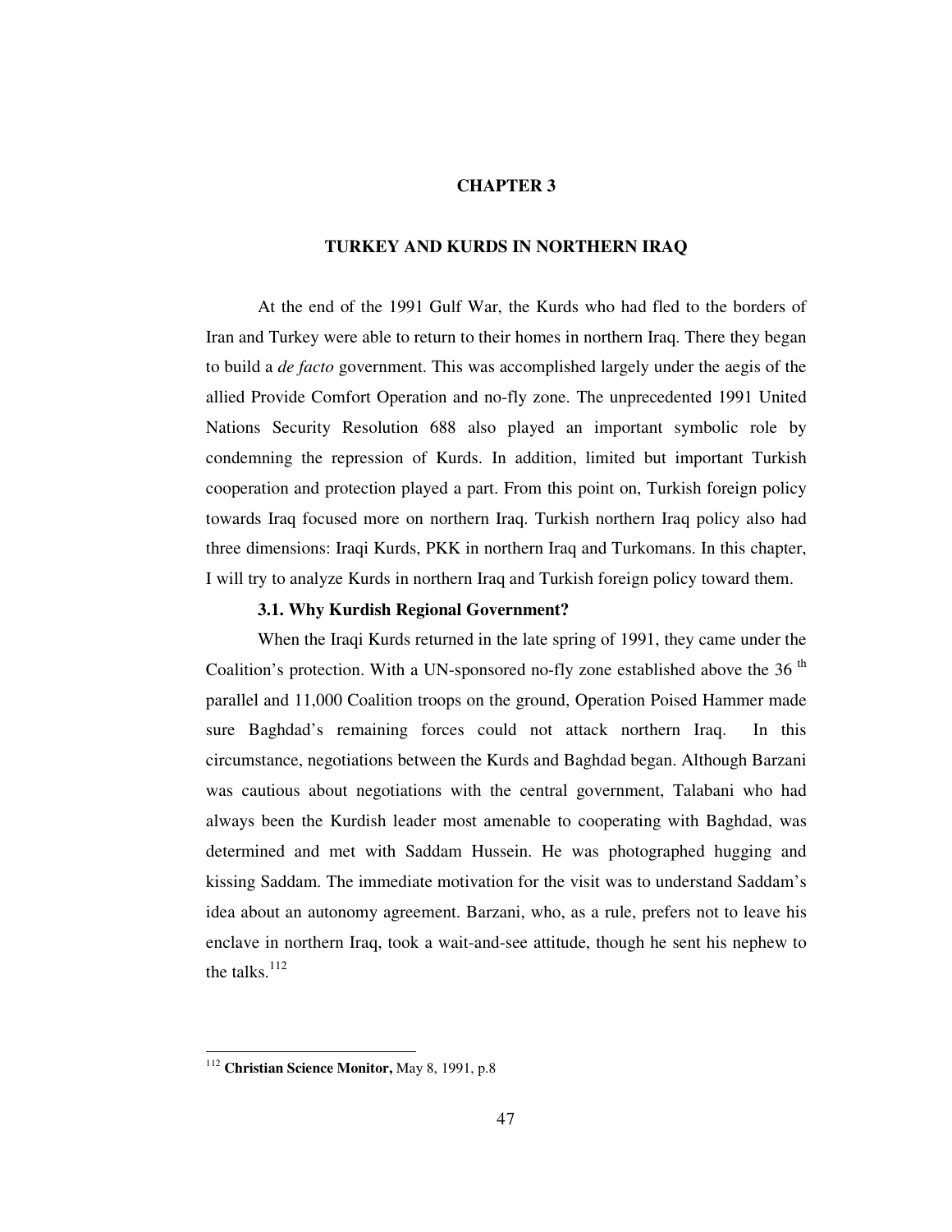# CHAPTER 3

# TURKEY AND KURDS IN NORTHERN IRAQ

At the end of the 1991 Gulf War, the Kurds who had fled to the borders of Iran and Turkey were able to return to their homes in northern Iraq. There they began to build a *de facto* government. This was accomplished largely under the aegis of the allied Provide Comfort Operation and no-fly zone. The unprecedented 1991 United Nations Security Resolution 688 also played an important symbolic role by condemning the repression of Kurds. In addition, limited but important Turkish cooperation and protection played a part. From this point on, Turkish foreign policy towards Iraq focused more on northern Iraq. Turkish northern Iraq policy also had three dimensions: Iraqi Kurds, PKK in northern Iraq and Turkomans. In this chapter, I will try to analyze Kurds in northern Iraq and Turkish foreign policy toward them.

## 3.1. Why Kurdish Regional Government?

When the Iraqi Kurds returned in the late spring of 1991, they came under the Coalition's protection. With a UN-sponsored no-fly zone established above the 36 th parallel and 11,000 Coalition troops on the ground, Operation Poised Hammer made sure Baghdad's remaining forces could not attack northern Iraq. In this circumstance, negotiations between the Kurds and Baghdad began. Although Barzani was cautious about negotiations with the central government, Talabani who had always been the Kurdish leader most amenable to cooperating with Baghdad, was determined and met with Saddam Hussein. He was photographed hugging and kissing Saddam. The immediate motivation for the visit was to understand Saddam's idea about an autonomy agreement. Barzani, who, as a rule, prefers not to leave his enclave in northern Iraq, took a wait-and-see attitude, though he sent his nephew to the talks.[112]

---

[112] **Christian Science Monitor,** May 8, 1991, p.8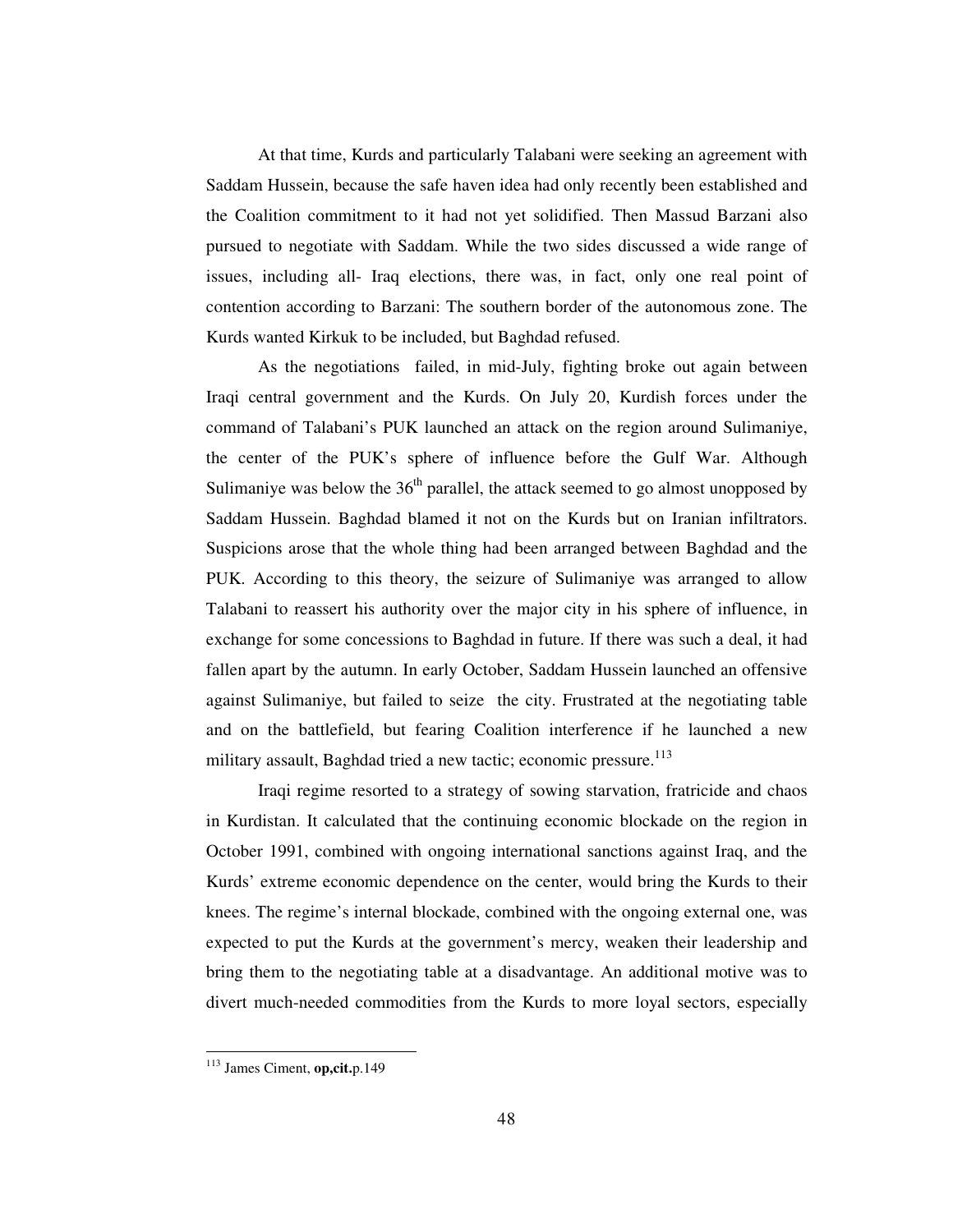At that time, Kurds and particularly Talabani were seeking an agreement with Saddam Hussein, because the safe haven idea had only recently been established and the Coalition commitment to it had not yet solidified. Then Massud Barzani also pursued to negotiate with Saddam. While the two sides discussed a wide range of issues, including all- Iraq elections, there was, in fact, only one real point of contention according to Barzani: The southern border of the autonomous zone. The Kurds wanted Kirkuk to be included, but Baghdad refused.

As the negotiations failed, in mid-July, fighting broke out again between Iraqi central government and the Kurds. On July 20, Kurdish forces under the command of Talabani's PUK launched an attack on the region around Sulimaniye, the center of the PUK's sphere of influence before the Gulf War. Although Sulimaniye was below the 36th parallel, the attack seemed to go almost unopposed by Saddam Hussein. Baghdad blamed it not on the Kurds but on Iranian infiltrators. Suspicions arose that the whole thing had been arranged between Baghdad and the PUK. According to this theory, the seizure of Sulimaniye was arranged to allow Talabani to reassert his authority over the major city in his sphere of influence, in exchange for some concessions to Baghdad in future. If there was such a deal, it had fallen apart by the autumn. In early October, Saddam Hussein launched an offensive against Sulimaniye, but failed to seize the city. Frustrated at the negotiating table and on the battlefield, but fearing Coalition interference if he launched a new military assault, Baghdad tried a new tactic; economic pressure.[113]

Iraqi regime resorted to a strategy of sowing starvation, fratricide and chaos in Kurdistan. It calculated that the continuing economic blockade on the region in October 1991, combined with ongoing international sanctions against Iraq, and the Kurds' extreme economic dependence on the center, would bring the Kurds to their knees. The regime's internal blockade, combined with the ongoing external one, was expected to put the Kurds at the government's mercy, weaken their leadership and bring them to the negotiating table at a disadvantage. An additional motive was to divert much-needed commodities from the Kurds to more loyal sectors, especially

---

[113] James Ciment, **op,cit.**p.149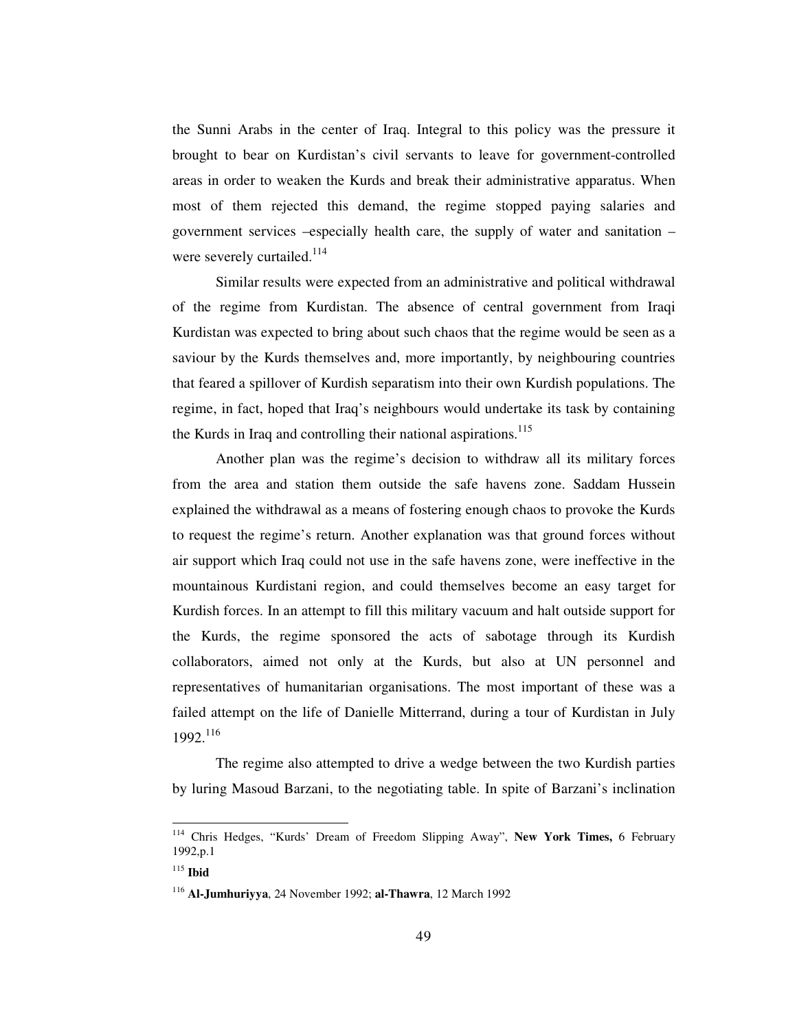the Sunni Arabs in the center of Iraq. Integral to this policy was the pressure it brought to bear on Kurdistan's civil servants to leave for government-controlled areas in order to weaken the Kurds and break their administrative apparatus. When most of them rejected this demand, the regime stopped paying salaries and government services –especially health care, the supply of water and sanitation – were severely curtailed.[114]

Similar results were expected from an administrative and political withdrawal of the regime from Kurdistan. The absence of central government from Iraqi Kurdistan was expected to bring about such chaos that the regime would be seen as a saviour by the Kurds themselves and, more importantly, by neighbouring countries that feared a spillover of Kurdish separatism into their own Kurdish populations. The regime, in fact, hoped that Iraq's neighbours would undertake its task by containing the Kurds in Iraq and controlling their national aspirations.[115]

Another plan was the regime's decision to withdraw all its military forces from the area and station them outside the safe havens zone. Saddam Hussein explained the withdrawal as a means of fostering enough chaos to provoke the Kurds to request the regime's return. Another explanation was that ground forces without air support which Iraq could not use in the safe havens zone, were ineffective in the mountainous Kurdistani region, and could themselves become an easy target for Kurdish forces. In an attempt to fill this military vacuum and halt outside support for the Kurds, the regime sponsored the acts of sabotage through its Kurdish collaborators, aimed not only at the Kurds, but also at UN personnel and representatives of humanitarian organisations. The most important of these was a failed attempt on the life of Danielle Mitterrand, during a tour of Kurdistan in July 1992.[116]

The regime also attempted to drive a wedge between the two Kurdish parties by luring Masoud Barzani, to the negotiating table. In spite of Barzani's inclination

---

[114] Chris Hedges, "Kurds' Dream of Freedom Slipping Away", **New York Times,** 6 February 1992,p.1

[115] **Ibid**

[116] **Al-Jumhuriyya**, 24 November 1992; **al-Thawra**, 12 March 1992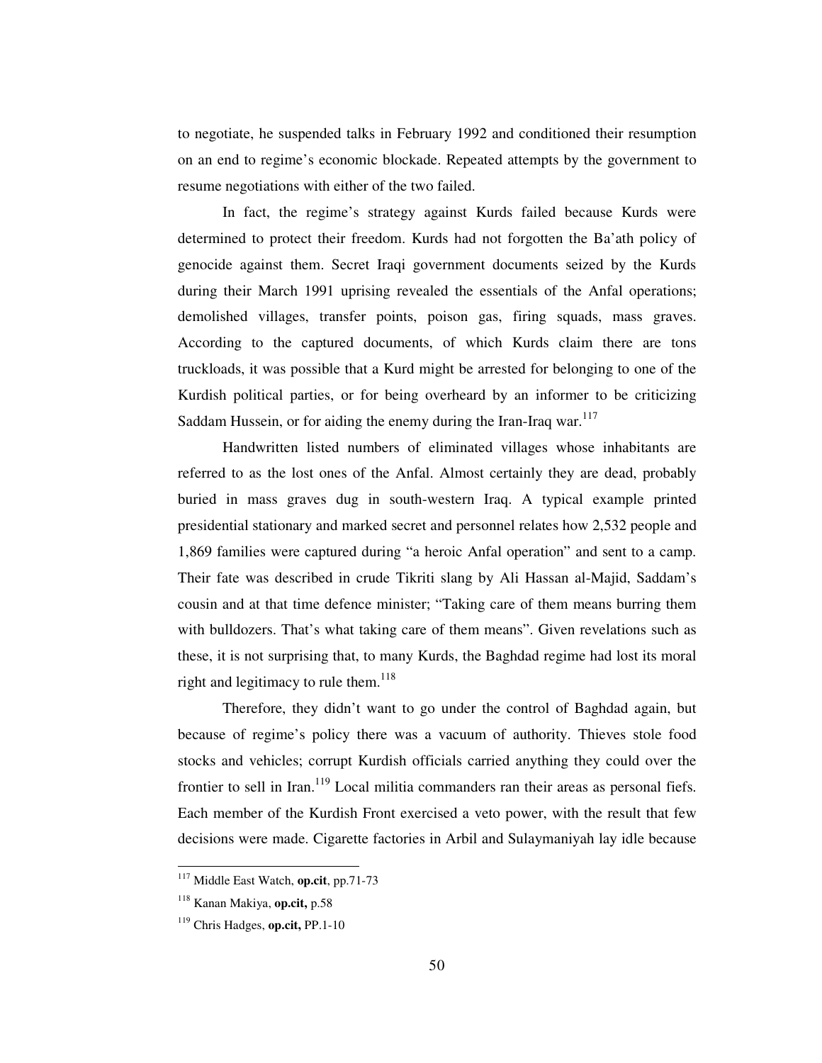to negotiate, he suspended talks in February 1992 and conditioned their resumption on an end to regime's economic blockade. Repeated attempts by the government to resume negotiations with either of the two failed.

In fact, the regime's strategy against Kurds failed because Kurds were determined to protect their freedom. Kurds had not forgotten the Ba'ath policy of genocide against them. Secret Iraqi government documents seized by the Kurds during their March 1991 uprising revealed the essentials of the Anfal operations; demolished villages, transfer points, poison gas, firing squads, mass graves. According to the captured documents, of which Kurds claim there are tons truckloads, it was possible that a Kurd might be arrested for belonging to one of the Kurdish political parties, or for being overheard by an informer to be criticizing Saddam Hussein, or for aiding the enemy during the Iran-Iraq war.[117]

Handwritten listed numbers of eliminated villages whose inhabitants are referred to as the lost ones of the Anfal. Almost certainly they are dead, probably buried in mass graves dug in south-western Iraq. A typical example printed presidential stationary and marked secret and personnel relates how 2,532 people and 1,869 families were captured during "a heroic Anfal operation" and sent to a camp. Their fate was described in crude Tikriti slang by Ali Hassan al-Majid, Saddam's cousin and at that time defence minister; "Taking care of them means burring them with bulldozers. That's what taking care of them means". Given revelations such as these, it is not surprising that, to many Kurds, the Baghdad regime had lost its moral right and legitimacy to rule them.[118]

Therefore, they didn't want to go under the control of Baghdad again, but because of regime's policy there was a vacuum of authority. Thieves stole food stocks and vehicles; corrupt Kurdish officials carried anything they could over the frontier to sell in Iran.[119] Local militia commanders ran their areas as personal fiefs. Each member of the Kurdish Front exercised a veto power, with the result that few decisions were made. Cigarette factories in Arbil and Sulaymaniyah lay idle because

---

[117] Middle East Watch, **op.cit**, pp.71-73

[118] Kanan Makiya, **op.cit,** p.58

[119] Chris Hadges, **op.cit,** PP.1-10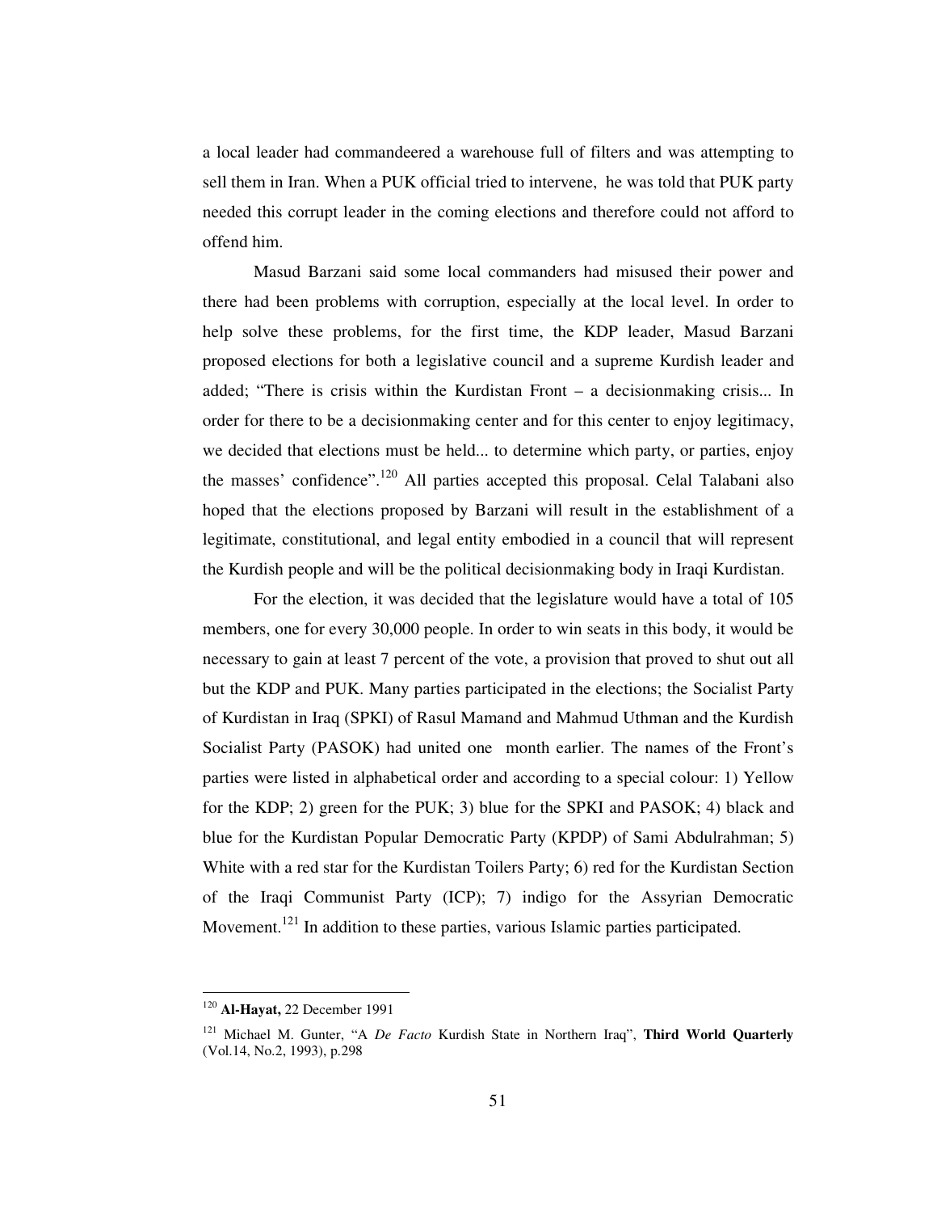a local leader had commandeered a warehouse full of filters and was attempting to sell them in Iran. When a PUK official tried to intervene, he was told that PUK party needed this corrupt leader in the coming elections and therefore could not afford to offend him.

Masud Barzani said some local commanders had misused their power and there had been problems with corruption, especially at the local level. In order to help solve these problems, for the first time, the KDP leader, Masud Barzani proposed elections for both a legislative council and a supreme Kurdish leader and added; "There is crisis within the Kurdistan Front – a decisionmaking crisis... In order for there to be a decisionmaking center and for this center to enjoy legitimacy, we decided that elections must be held... to determine which party, or parties, enjoy the masses' confidence".[120] All parties accepted this proposal. Celal Talabani also hoped that the elections proposed by Barzani will result in the establishment of a legitimate, constitutional, and legal entity embodied in a council that will represent the Kurdish people and will be the political decisionmaking body in Iraqi Kurdistan.

For the election, it was decided that the legislature would have a total of 105 members, one for every 30,000 people. In order to win seats in this body, it would be necessary to gain at least 7 percent of the vote, a provision that proved to shut out all but the KDP and PUK. Many parties participated in the elections; the Socialist Party of Kurdistan in Iraq (SPKI) of Rasul Mamand and Mahmud Uthman and the Kurdish Socialist Party (PASOK) had united one month earlier. The names of the Front's parties were listed in alphabetical order and according to a special colour: 1) Yellow for the KDP; 2) green for the PUK; 3) blue for the SPKI and PASOK; 4) black and blue for the Kurdistan Popular Democratic Party (KPDP) of Sami Abdulrahman; 5) White with a red star for the Kurdistan Toilers Party; 6) red for the Kurdistan Section of the Iraqi Communist Party (ICP); 7) indigo for the Assyrian Democratic Movement.[121] In addition to these parties, various Islamic parties participated.

---

[120] **Al-Hayat,** 22 December 1991

[121] Michael M. Gunter, "A *De Facto* Kurdish State in Northern Iraq", **Third World Quarterly** (Vol.14, No.2, 1993), p.298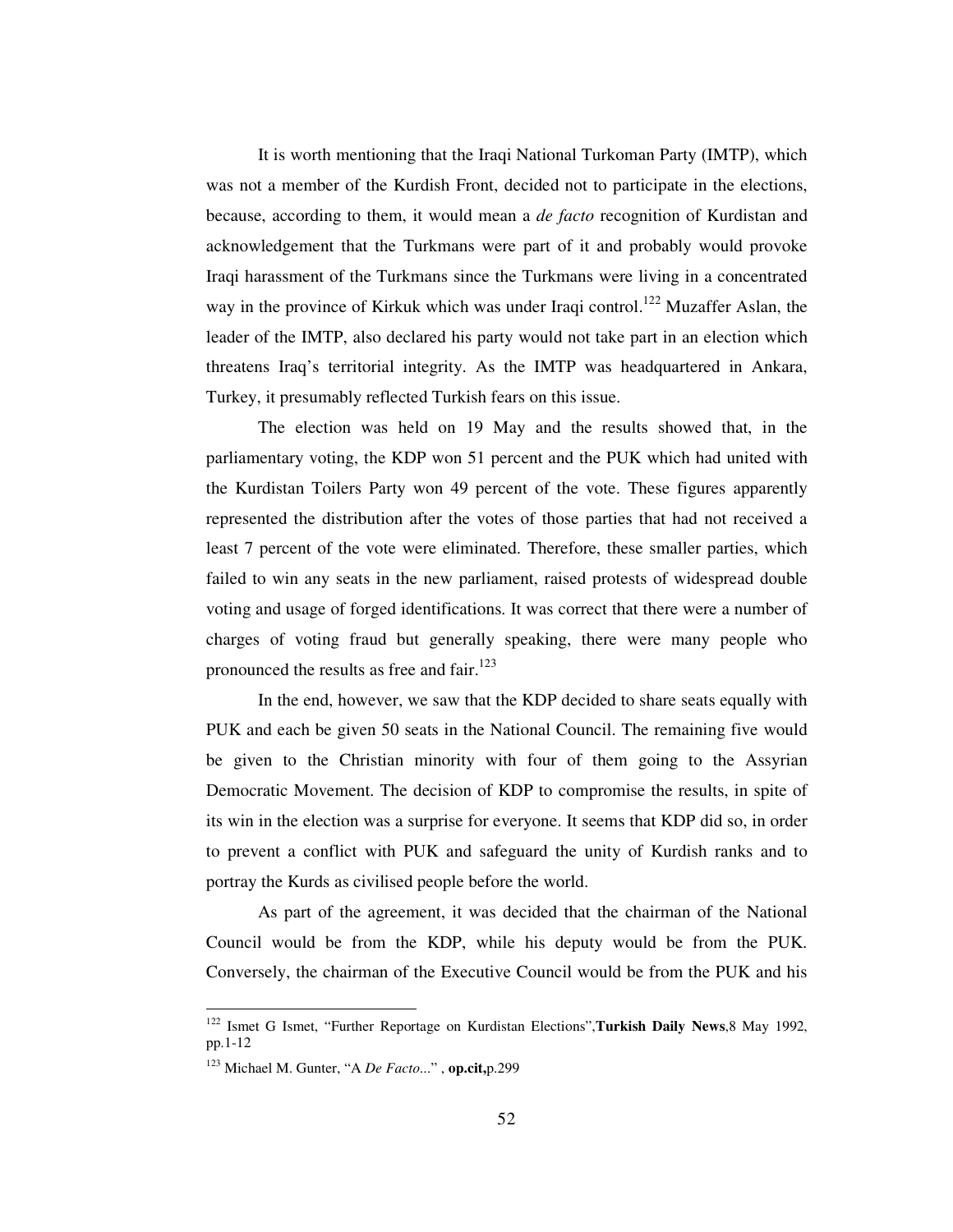It is worth mentioning that the Iraqi National Turkoman Party (IMTP), which was not a member of the Kurdish Front, decided not to participate in the elections, because, according to them, it would mean a *de facto* recognition of Kurdistan and acknowledgement that the Turkmans were part of it and probably would provoke Iraqi harassment of the Turkmans since the Turkmans were living in a concentrated way in the province of Kirkuk which was under Iraqi control.[122] Muzaffer Aslan, the leader of the IMTP, also declared his party would not take part in an election which threatens Iraq's territorial integrity. As the IMTP was headquartered in Ankara, Turkey, it presumably reflected Turkish fears on this issue.

The election was held on 19 May and the results showed that, in the parliamentary voting, the KDP won 51 percent and the PUK which had united with the Kurdistan Toilers Party won 49 percent of the vote. These figures apparently represented the distribution after the votes of those parties that had not received a least 7 percent of the vote were eliminated. Therefore, these smaller parties, which failed to win any seats in the new parliament, raised protests of widespread double voting and usage of forged identifications. It was correct that there were a number of charges of voting fraud but generally speaking, there were many people who pronounced the results as free and fair.[123]

In the end, however, we saw that the KDP decided to share seats equally with PUK and each be given 50 seats in the National Council. The remaining five would be given to the Christian minority with four of them going to the Assyrian Democratic Movement. The decision of KDP to compromise the results, in spite of its win in the election was a surprise for everyone. It seems that KDP did so, in order to prevent a conflict with PUK and safeguard the unity of Kurdish ranks and to portray the Kurds as civilised people before the world.

As part of the agreement, it was decided that the chairman of the National Council would be from the KDP, while his deputy would be from the PUK. Conversely, the chairman of the Executive Council would be from the PUK and his

---

[122] Ismet G Ismet, "Further Reportage on Kurdistan Elections",**Turkish Daily News**,8 May 1992, pp.1-12

[123] Michael M. Gunter, "A *De Facto*..." , **op.cit,**p.299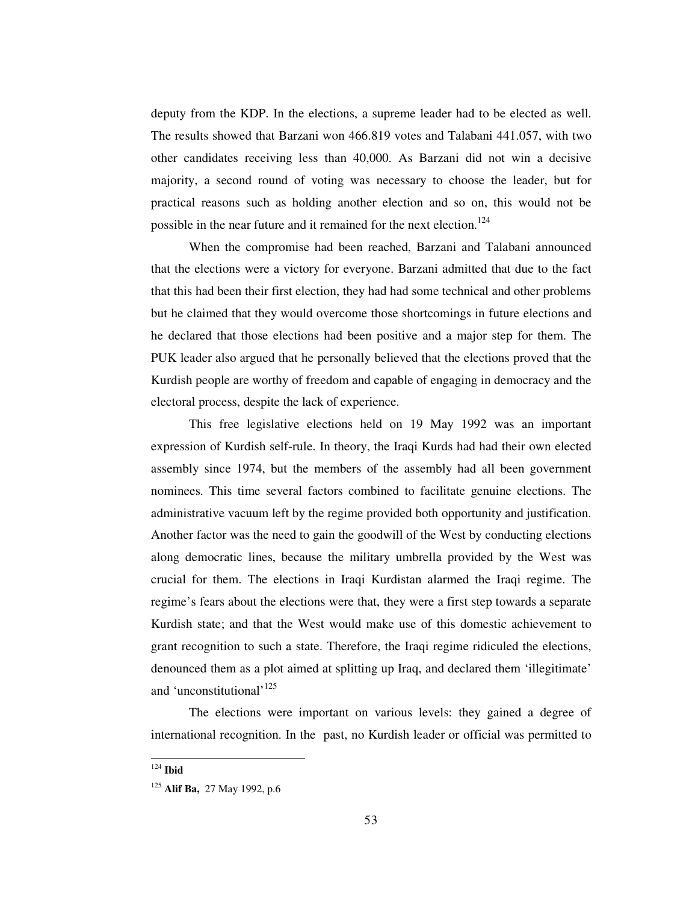deputy from the KDP. In the elections, a supreme leader had to be elected as well. The results showed that Barzani won 466.819 votes and Talabani 441.057, with two other candidates receiving less than 40,000. As Barzani did not win a decisive majority, a second round of voting was necessary to choose the leader, but for practical reasons such as holding another election and so on, this would not be possible in the near future and it remained for the next election.[124]

When the compromise had been reached, Barzani and Talabani announced that the elections were a victory for everyone. Barzani admitted that due to the fact that this had been their first election, they had had some technical and other problems but he claimed that they would overcome those shortcomings in future elections and he declared that those elections had been positive and a major step for them. The PUK leader also argued that he personally believed that the elections proved that the Kurdish people are worthy of freedom and capable of engaging in democracy and the electoral process, despite the lack of experience.

This free legislative elections held on 19 May 1992 was an important expression of Kurdish self-rule. In theory, the Iraqi Kurds had had their own elected assembly since 1974, but the members of the assembly had all been government nominees. This time several factors combined to facilitate genuine elections. The administrative vacuum left by the regime provided both opportunity and justification. Another factor was the need to gain the goodwill of the West by conducting elections along democratic lines, because the military umbrella provided by the West was crucial for them. The elections in Iraqi Kurdistan alarmed the Iraqi regime. The regime's fears about the elections were that, they were a first step towards a separate Kurdish state; and that the West would make use of this domestic achievement to grant recognition to such a state. Therefore, the Iraqi regime ridiculed the elections, denounced them as a plot aimed at splitting up Iraq, and declared them 'illegitimate' and 'unconstitutional'[125]

The elections were important on various levels: they gained a degree of international recognition. In the past, no Kurdish leader or official was permitted to

---

[124] **Ibid**

[125] **Alif Ba,** 27 May 1992, p.6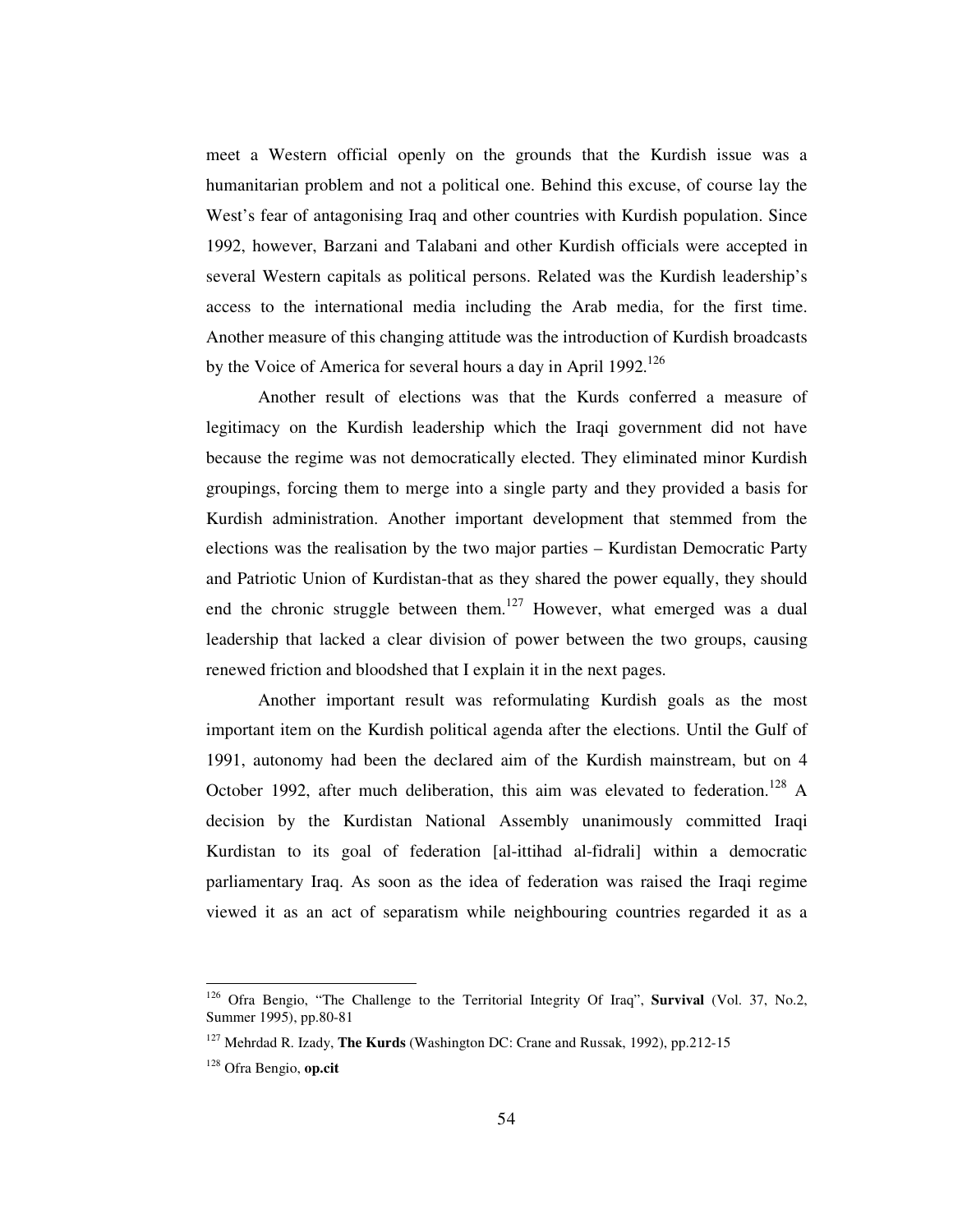meet a Western official openly on the grounds that the Kurdish issue was a humanitarian problem and not a political one. Behind this excuse, of course lay the West's fear of antagonising Iraq and other countries with Kurdish population. Since 1992, however, Barzani and Talabani and other Kurdish officials were accepted in several Western capitals as political persons. Related was the Kurdish leadership's access to the international media including the Arab media, for the first time. Another measure of this changing attitude was the introduction of Kurdish broadcasts by the Voice of America for several hours a day in April 1992.[126]

Another result of elections was that the Kurds conferred a measure of legitimacy on the Kurdish leadership which the Iraqi government did not have because the regime was not democratically elected. They eliminated minor Kurdish groupings, forcing them to merge into a single party and they provided a basis for Kurdish administration. Another important development that stemmed from the elections was the realisation by the two major parties – Kurdistan Democratic Party and Patriotic Union of Kurdistan-that as they shared the power equally, they should end the chronic struggle between them.[127] However, what emerged was a dual leadership that lacked a clear division of power between the two groups, causing renewed friction and bloodshed that I explain it in the next pages.

Another important result was reformulating Kurdish goals as the most important item on the Kurdish political agenda after the elections. Until the Gulf of 1991, autonomy had been the declared aim of the Kurdish mainstream, but on 4 October 1992, after much deliberation, this aim was elevated to federation.[128] A decision by the Kurdistan National Assembly unanimously committed Iraqi Kurdistan to its goal of federation [al-ittihad al-fidrali] within a democratic parliamentary Iraq. As soon as the idea of federation was raised the Iraqi regime viewed it as an act of separatism while neighbouring countries regarded it as a

---

[126] Ofra Bengio, "The Challenge to the Territorial Integrity Of Iraq", **Survival** (Vol. 37, No.2, Summer 1995), pp.80-81

[127] Mehrdad R. Izady, **The Kurds** (Washington DC: Crane and Russak, 1992), pp.212-15

[128] Ofra Bengio, **op.cit**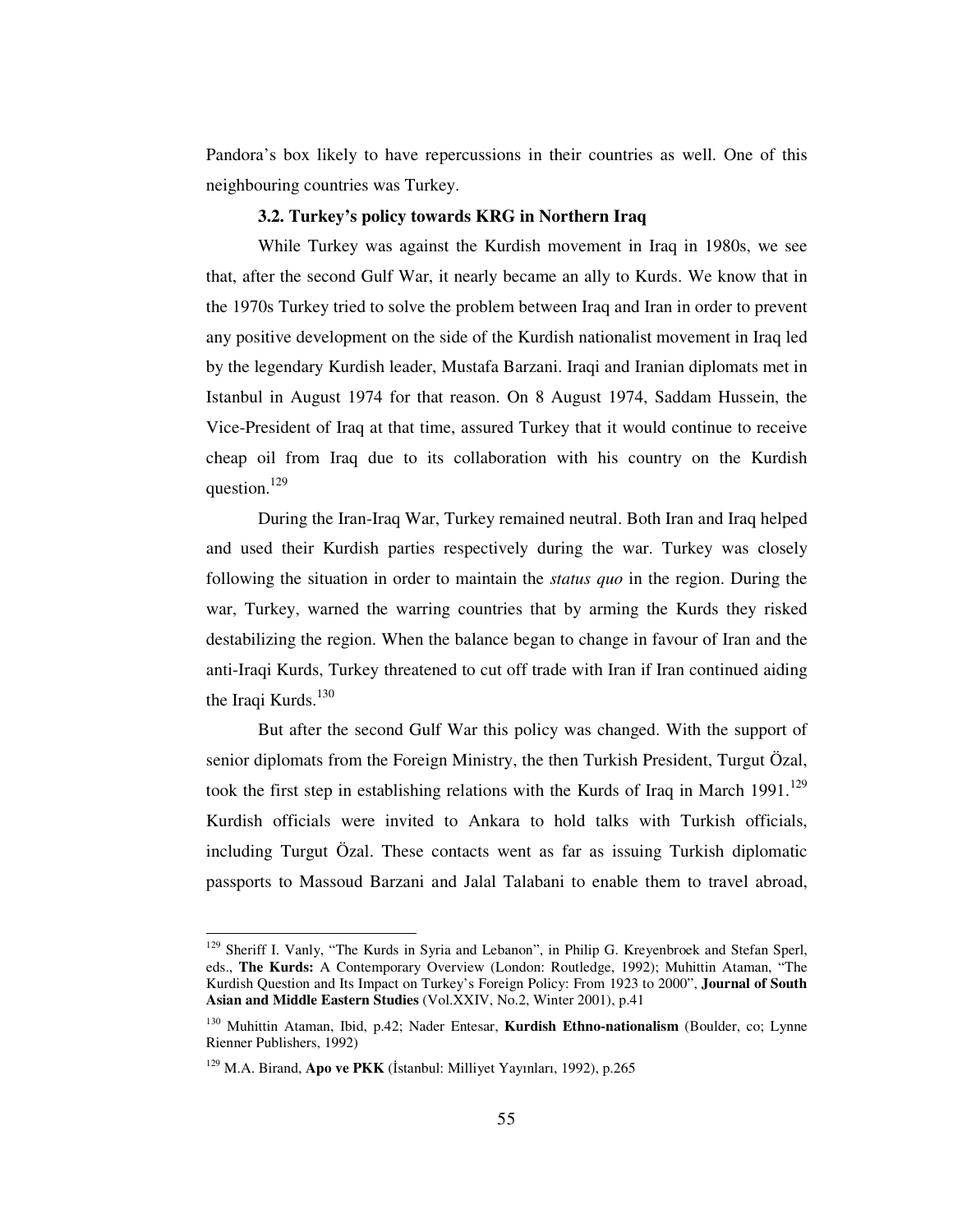Pandora's box likely to have repercussions in their countries as well. One of this neighbouring countries was Turkey.

### 3.2. Turkey's policy towards KRG in Northern Iraq

While Turkey was against the Kurdish movement in Iraq in 1980s, we see that, after the second Gulf War, it nearly became an ally to Kurds. We know that in the 1970s Turkey tried to solve the problem between Iraq and Iran in order to prevent any positive development on the side of the Kurdish nationalist movement in Iraq led by the legendary Kurdish leader, Mustafa Barzani. Iraqi and Iranian diplomats met in Istanbul in August 1974 for that reason. On 8 August 1974, Saddam Hussein, the Vice-President of Iraq at that time, assured Turkey that it would continue to receive cheap oil from Iraq due to its collaboration with his country on the Kurdish question.[129]

During the Iran-Iraq War, Turkey remained neutral. Both Iran and Iraq helped and used their Kurdish parties respectively during the war. Turkey was closely following the situation in order to maintain the *status quo* in the region. During the war, Turkey, warned the warring countries that by arming the Kurds they risked destabilizing the region. When the balance began to change in favour of Iran and the anti-Iraqi Kurds, Turkey threatened to cut off trade with Iran if Iran continued aiding the Iraqi Kurds.[130]

But after the second Gulf War this policy was changed. With the support of senior diplomats from the Foreign Ministry, the then Turkish President, Turgut Özal, took the first step in establishing relations with the Kurds of Iraq in March 1991.[129] Kurdish officials were invited to Ankara to hold talks with Turkish officials, including Turgut Özal. These contacts went as far as issuing Turkish diplomatic passports to Massoud Barzani and Jalal Talabani to enable them to travel abroad,

---

[129] Sheriff I. Vanly, "The Kurds in Syria and Lebanon", in Philip G. Kreyenbroek and Stefan Sperl, eds., **The Kurds:** A Contemporary Overview (London: Routledge, 1992); Muhittin Ataman, "The Kurdish Question and Its Impact on Turkey's Foreign Policy: From 1923 to 2000", **Journal of South Asian and Middle Eastern Studies** (Vol.XXIV, No.2, Winter 2001), p.41

[130] Muhittin Ataman, Ibid, p.42; Nader Entesar, **Kurdish Ethno-nationalism** (Boulder, co; Lynne Rienner Publishers, 1992)

[129] M.A. Birand, **Apo ve PKK** (İstanbul: Milliyet Yayınları, 1992), p.265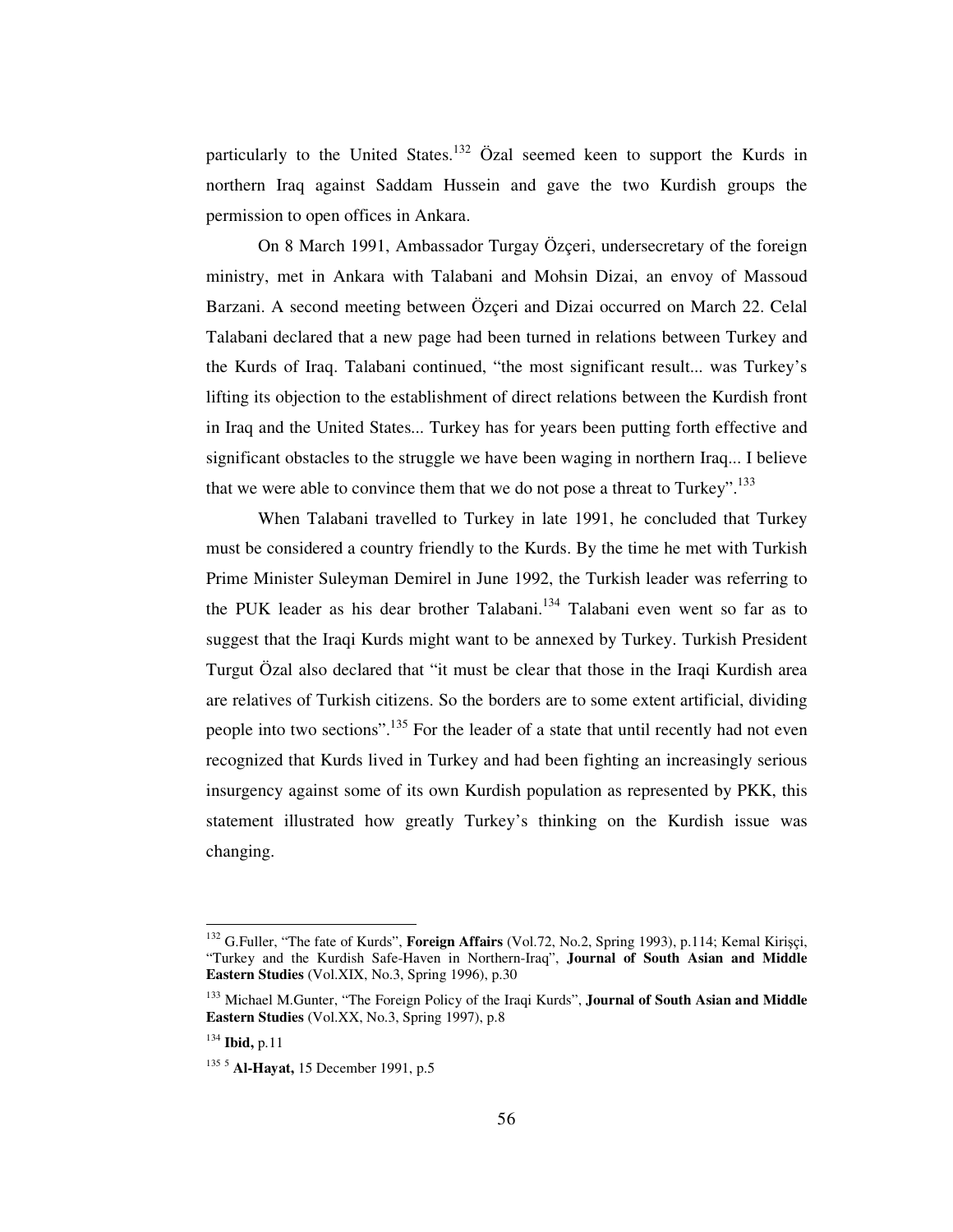particularly to the United States.[132] Özal seemed keen to support the Kurds in northern Iraq against Saddam Hussein and gave the two Kurdish groups the permission to open offices in Ankara.

On 8 March 1991, Ambassador Turgay Özçeri, undersecretary of the foreign ministry, met in Ankara with Talabani and Mohsin Dizai, an envoy of Massoud Barzani. A second meeting between Özçeri and Dizai occurred on March 22. Celal Talabani declared that a new page had been turned in relations between Turkey and the Kurds of Iraq. Talabani continued, "the most significant result... was Turkey's lifting its objection to the establishment of direct relations between the Kurdish front in Iraq and the United States... Turkey has for years been putting forth effective and significant obstacles to the struggle we have been waging in northern Iraq... I believe that we were able to convince them that we do not pose a threat to Turkey".[133]

When Talabani travelled to Turkey in late 1991, he concluded that Turkey must be considered a country friendly to the Kurds. By the time he met with Turkish Prime Minister Suleyman Demirel in June 1992, the Turkish leader was referring to the PUK leader as his dear brother Talabani.[134] Talabani even went so far as to suggest that the Iraqi Kurds might want to be annexed by Turkey. Turkish President Turgut Özal also declared that "it must be clear that those in the Iraqi Kurdish area are relatives of Turkish citizens. So the borders are to some extent artificial, dividing people into two sections".[135] For the leader of a state that until recently had not even recognized that Kurds lived in Turkey and had been fighting an increasingly serious insurgency against some of its own Kurdish population as represented by PKK, this statement illustrated how greatly Turkey's thinking on the Kurdish issue was changing.

---

[132] G.Fuller, "The fate of Kurds", **Foreign Affairs** (Vol.72, No.2, Spring 1993), p.114; Kemal Kirişçi, "Turkey and the Kurdish Safe-Haven in Northern-Iraq", **Journal of South Asian and Middle Eastern Studies** (Vol.XIX, No.3, Spring 1996), p.30

[133] Michael M.Gunter, "The Foreign Policy of the Iraqi Kurds", **Journal of South Asian and Middle Eastern Studies** (Vol.XX, No.3, Spring 1997), p.8

[134] **Ibid,** p.11

[135] [5] **Al-Hayat,** 15 December 1991, p.5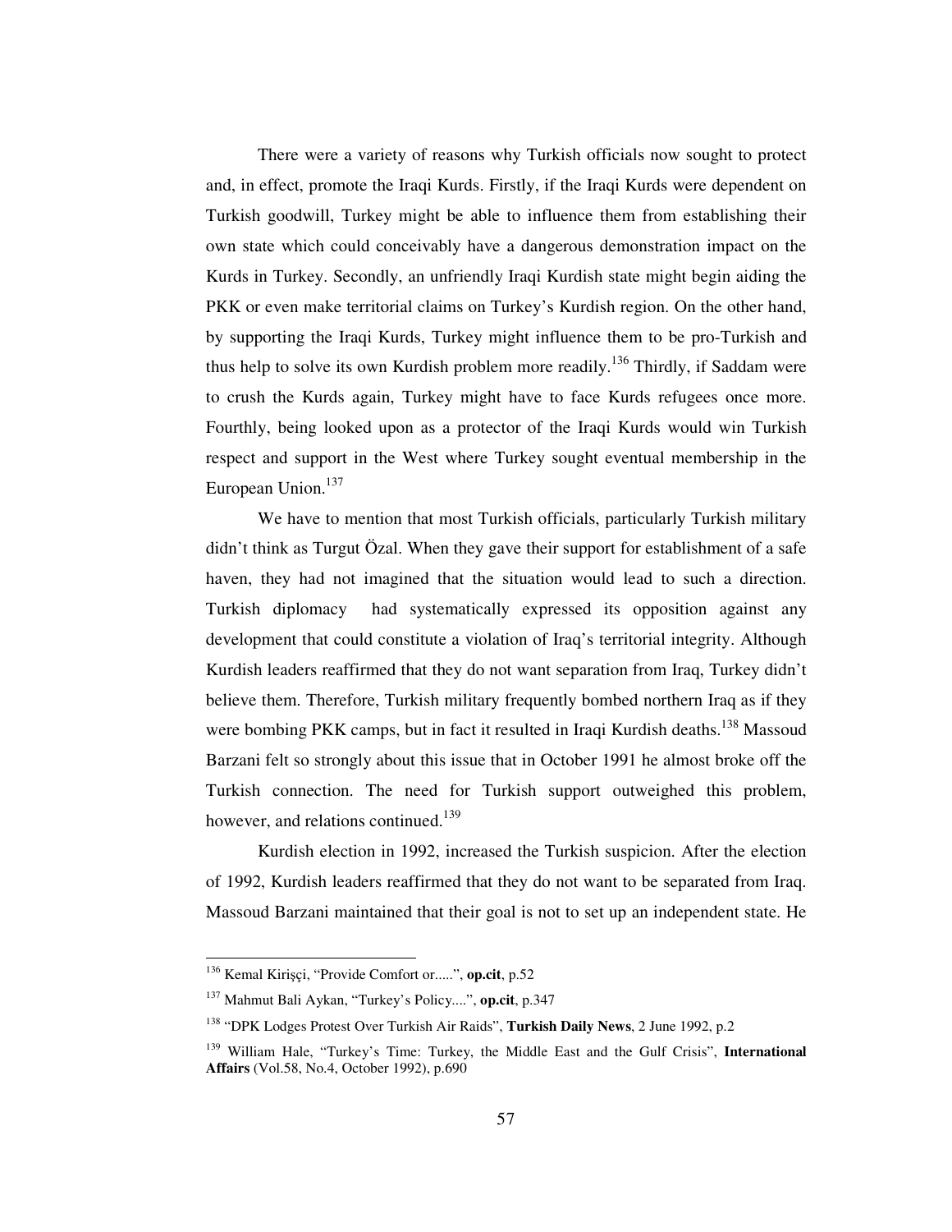There were a variety of reasons why Turkish officials now sought to protect and, in effect, promote the Iraqi Kurds. Firstly, if the Iraqi Kurds were dependent on Turkish goodwill, Turkey might be able to influence them from establishing their own state which could conceivably have a dangerous demonstration impact on the Kurds in Turkey. Secondly, an unfriendly Iraqi Kurdish state might begin aiding the PKK or even make territorial claims on Turkey's Kurdish region. On the other hand, by supporting the Iraqi Kurds, Turkey might influence them to be pro-Turkish and thus help to solve its own Kurdish problem more readily.[136] Thirdly, if Saddam were to crush the Kurds again, Turkey might have to face Kurds refugees once more. Fourthly, being looked upon as a protector of the Iraqi Kurds would win Turkish respect and support in the West where Turkey sought eventual membership in the European Union.[137]

We have to mention that most Turkish officials, particularly Turkish military didn't think as Turgut Özal. When they gave their support for establishment of a safe haven, they had not imagined that the situation would lead to such a direction. Turkish diplomacy had systematically expressed its opposition against any development that could constitute a violation of Iraq's territorial integrity. Although Kurdish leaders reaffirmed that they do not want separation from Iraq, Turkey didn't believe them. Therefore, Turkish military frequently bombed northern Iraq as if they were bombing PKK camps, but in fact it resulted in Iraqi Kurdish deaths.[138] Massoud Barzani felt so strongly about this issue that in October 1991 he almost broke off the Turkish connection. The need for Turkish support outweighed this problem, however, and relations continued.[139]

Kurdish election in 1992, increased the Turkish suspicion. After the election of 1992, Kurdish leaders reaffirmed that they do not want to be separated from Iraq. Massoud Barzani maintained that their goal is not to set up an independent state. He

---

[136] Kemal Kirişçi, "Provide Comfort or.....", **op.cit**, p.52

[137] Mahmut Bali Aykan, "Turkey's Policy....", **op.cit**, p.347

[138] "DPK Lodges Protest Over Turkish Air Raids", **Turkish Daily News**, 2 June 1992, p.2

[139] William Hale, "Turkey's Time: Turkey, the Middle East and the Gulf Crisis", **International Affairs** (Vol.58, No.4, October 1992), p.690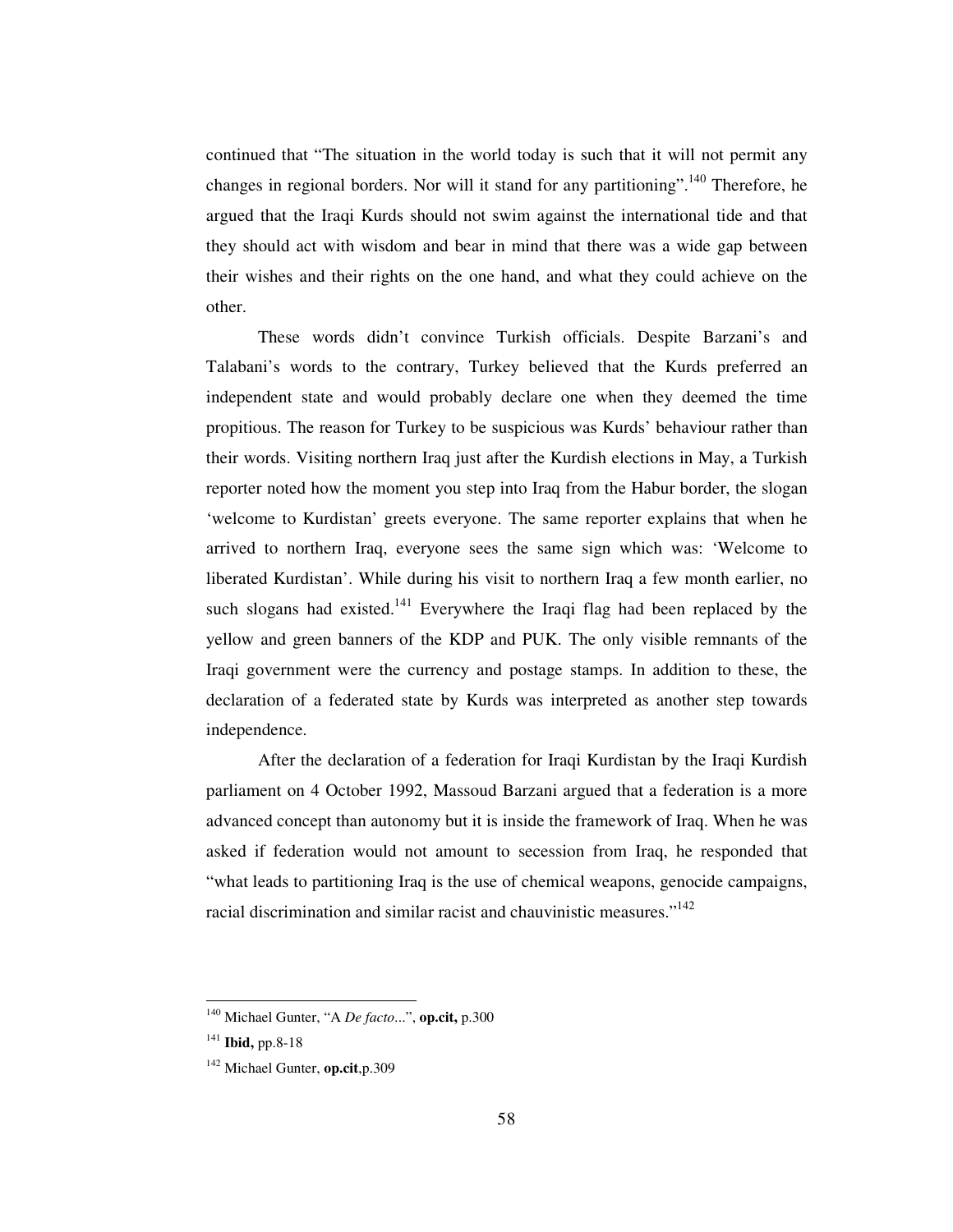continued that "The situation in the world today is such that it will not permit any changes in regional borders. Nor will it stand for any partitioning".[140] Therefore, he argued that the Iraqi Kurds should not swim against the international tide and that they should act with wisdom and bear in mind that there was a wide gap between their wishes and their rights on the one hand, and what they could achieve on the other.

These words didn't convince Turkish officials. Despite Barzani's and Talabani's words to the contrary, Turkey believed that the Kurds preferred an independent state and would probably declare one when they deemed the time propitious. The reason for Turkey to be suspicious was Kurds' behaviour rather than their words. Visiting northern Iraq just after the Kurdish elections in May, a Turkish reporter noted how the moment you step into Iraq from the Habur border, the slogan 'welcome to Kurdistan' greets everyone. The same reporter explains that when he arrived to northern Iraq, everyone sees the same sign which was: 'Welcome to liberated Kurdistan'. While during his visit to northern Iraq a few month earlier, no such slogans had existed.[141] Everywhere the Iraqi flag had been replaced by the yellow and green banners of the KDP and PUK. The only visible remnants of the Iraqi government were the currency and postage stamps. In addition to these, the declaration of a federated state by Kurds was interpreted as another step towards independence.

After the declaration of a federation for Iraqi Kurdistan by the Iraqi Kurdish parliament on 4 October 1992, Massoud Barzani argued that a federation is a more advanced concept than autonomy but it is inside the framework of Iraq. When he was asked if federation would not amount to secession from Iraq, he responded that "what leads to partitioning Iraq is the use of chemical weapons, genocide campaigns, racial discrimination and similar racist and chauvinistic measures."[142]

---

[140] Michael Gunter, "A *De facto...*", **op.cit,** p.300

[141] **Ibid,** pp.8-18

[142] Michael Gunter, **op.cit**,p.309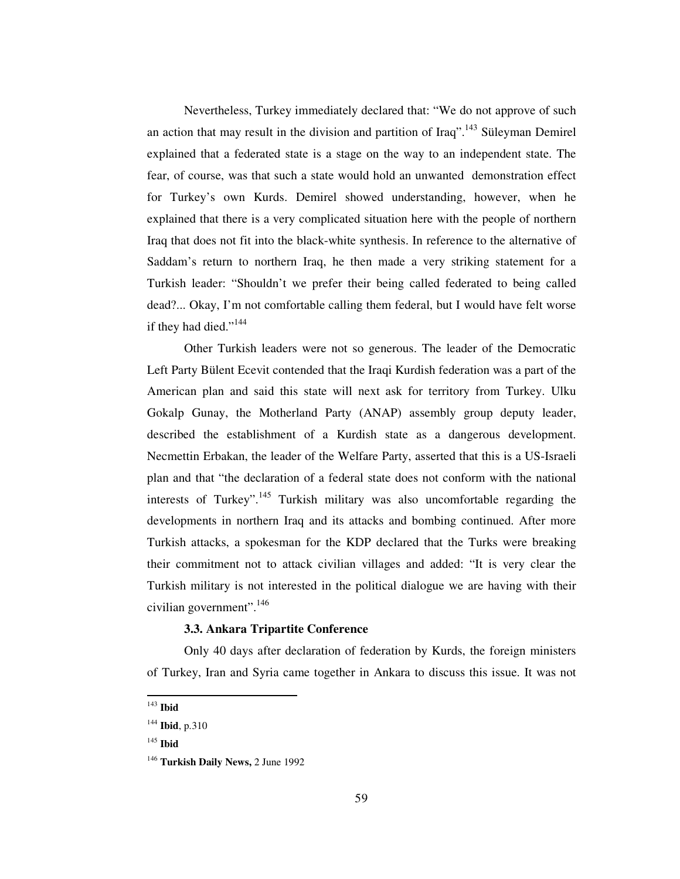Nevertheless, Turkey immediately declared that: "We do not approve of such an action that may result in the division and partition of Iraq".[143] Süleyman Demirel explained that a federated state is a stage on the way to an independent state. The fear, of course, was that such a state would hold an unwanted demonstration effect for Turkey's own Kurds. Demirel showed understanding, however, when he explained that there is a very complicated situation here with the people of northern Iraq that does not fit into the black-white synthesis. In reference to the alternative of Saddam's return to northern Iraq, he then made a very striking statement for a Turkish leader: "Shouldn't we prefer their being called federated to being called dead?... Okay, I'm not comfortable calling them federal, but I would have felt worse if they had died."[144]

Other Turkish leaders were not so generous. The leader of the Democratic Left Party Bülent Ecevit contended that the Iraqi Kurdish federation was a part of the American plan and said this state will next ask for territory from Turkey. Ulku Gokalp Gunay, the Motherland Party (ANAP) assembly group deputy leader, described the establishment of a Kurdish state as a dangerous development. Necmettin Erbakan, the leader of the Welfare Party, asserted that this is a US-Israeli plan and that "the declaration of a federal state does not conform with the national interests of Turkey".[145] Turkish military was also uncomfortable regarding the developments in northern Iraq and its attacks and bombing continued. After more Turkish attacks, a spokesman for the KDP declared that the Turks were breaking their commitment not to attack civilian villages and added: "It is very clear the Turkish military is not interested in the political dialogue we are having with their civilian government".[146]

### 3.3. Ankara Tripartite Conference

Only 40 days after declaration of federation by Kurds, the foreign ministers of Turkey, Iran and Syria came together in Ankara to discuss this issue. It was not

---

[143] **Ibid**

[144] **Ibid**, p.310

[145] **Ibid**

[146] **Turkish Daily News,** 2 June 1992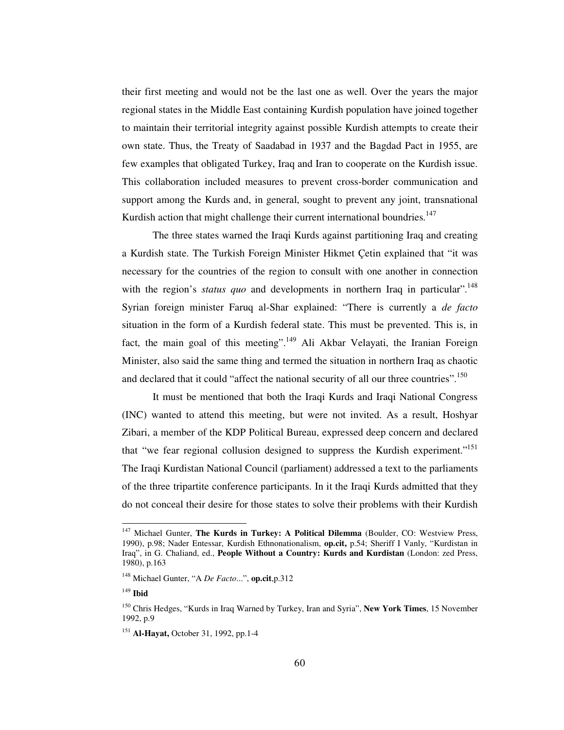their first meeting and would not be the last one as well. Over the years the major regional states in the Middle East containing Kurdish population have joined together to maintain their territorial integrity against possible Kurdish attempts to create their own state. Thus, the Treaty of Saadabad in 1937 and the Bagdad Pact in 1955, are few examples that obligated Turkey, Iraq and Iran to cooperate on the Kurdish issue. This collaboration included measures to prevent cross-border communication and support among the Kurds and, in general, sought to prevent any joint, transnational Kurdish action that might challenge their current international boundries.[147]

The three states warned the Iraqi Kurds against partitioning Iraq and creating a Kurdish state. The Turkish Foreign Minister Hikmet Çetin explained that "it was necessary for the countries of the region to consult with one another in connection with the region's *status quo* and developments in northern Iraq in particular".[148] Syrian foreign minister Faruq al-Shar explained: "There is currently a *de facto* situation in the form of a Kurdish federal state. This must be prevented. This is, in fact, the main goal of this meeting".[149] Ali Akbar Velayati, the Iranian Foreign Minister, also said the same thing and termed the situation in northern Iraq as chaotic and declared that it could "affect the national security of all our three countries".[150]

It must be mentioned that both the Iraqi Kurds and Iraqi National Congress (INC) wanted to attend this meeting, but were not invited. As a result, Hoshyar Zibari, a member of the KDP Political Bureau, expressed deep concern and declared that "we fear regional collusion designed to suppress the Kurdish experiment."[151] The Iraqi Kurdistan National Council (parliament) addressed a text to the parliaments of the three tripartite conference participants. In it the Iraqi Kurds admitted that they do not conceal their desire for those states to solve their problems with their Kurdish

---

[147] Michael Gunter, **The Kurds in Turkey: A Political Dilemma** (Boulder, CO: Westview Press, 1990), p.98; Nader Entessar, Kurdish Ethnonationalism, **op.cit,** p.54; Sheriff I Vanly, "Kurdistan in Iraq", in G. Chaliand, ed., **People Without a Country: Kurds and Kurdistan** (London: zed Press, 1980), p.163

[148] Michael Gunter, "A *De Facto*...", **op.cit**,p.312

[149] **Ibid**

[150] Chris Hedges, "Kurds in Iraq Warned by Turkey, Iran and Syria", **New York Times**, 15 November 1992, p.9

[151] **Al-Hayat,** October 31, 1992, pp.1-4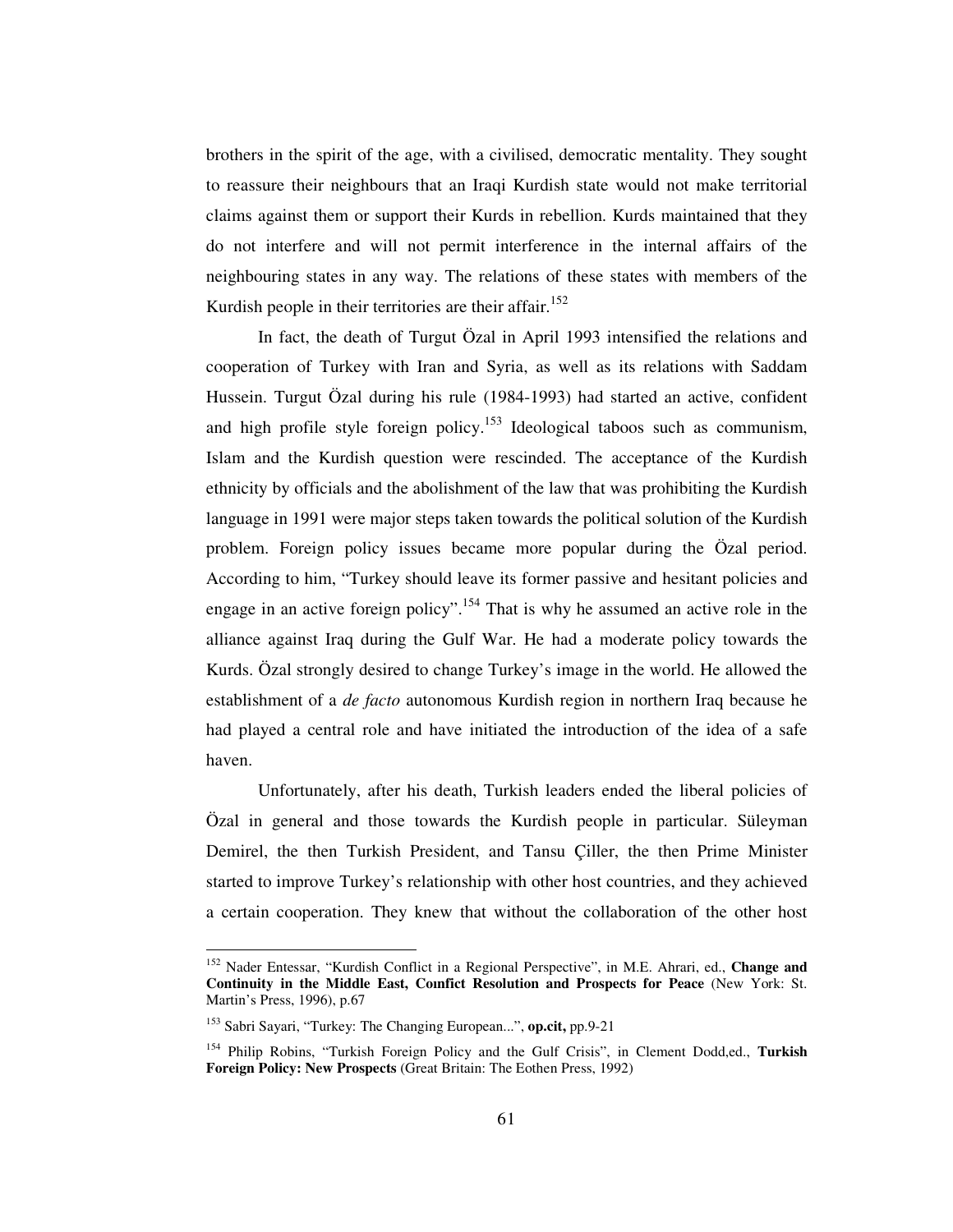brothers in the spirit of the age, with a civilised, democratic mentality. They sought to reassure their neighbours that an Iraqi Kurdish state would not make territorial claims against them or support their Kurds in rebellion. Kurds maintained that they do not interfere and will not permit interference in the internal affairs of the neighbouring states in any way. The relations of these states with members of the Kurdish people in their territories are their affair.[152]

In fact, the death of Turgut Özal in April 1993 intensified the relations and cooperation of Turkey with Iran and Syria, as well as its relations with Saddam Hussein. Turgut Özal during his rule (1984-1993) had started an active, confident and high profile style foreign policy.[153] Ideological taboos such as communism, Islam and the Kurdish question were rescinded. The acceptance of the Kurdish ethnicity by officials and the abolishment of the law that was prohibiting the Kurdish language in 1991 were major steps taken towards the political solution of the Kurdish problem. Foreign policy issues became more popular during the Özal period. According to him, "Turkey should leave its former passive and hesitant policies and engage in an active foreign policy".[154] That is why he assumed an active role in the alliance against Iraq during the Gulf War. He had a moderate policy towards the Kurds. Özal strongly desired to change Turkey's image in the world. He allowed the establishment of a *de facto* autonomous Kurdish region in northern Iraq because he had played a central role and have initiated the introduction of the idea of a safe haven.

Unfortunately, after his death, Turkish leaders ended the liberal policies of Özal in general and those towards the Kurdish people in particular. Süleyman Demirel, the then Turkish President, and Tansu Çiller, the then Prime Minister started to improve Turkey's relationship with other host countries, and they achieved a certain cooperation. They knew that without the collaboration of the other host

---

[152] Nader Entessar, "Kurdish Conflict in a Regional Perspective", in M.E. Ahrari, ed., **Change and Continuity in the Middle East, Conflict Resolution and Prospects for Peace** (New York: St. Martin's Press, 1996), p.67

[153] Sabri Sayari, "Turkey: The Changing European...", **op.cit,** pp.9-21

[154] Philip Robins, "Turkish Foreign Policy and the Gulf Crisis", in Clement Dodd,ed., **Turkish Foreign Policy: New Prospects** (Great Britain: The Eothen Press, 1992)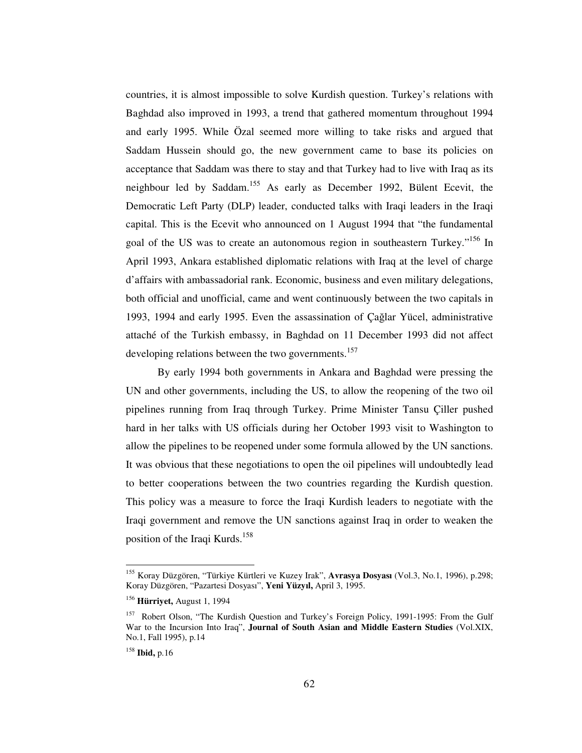countries, it is almost impossible to solve Kurdish question. Turkey's relations with Baghdad also improved in 1993, a trend that gathered momentum throughout 1994 and early 1995. While Özal seemed more willing to take risks and argued that Saddam Hussein should go, the new government came to base its policies on acceptance that Saddam was there to stay and that Turkey had to live with Iraq as its neighbour led by Saddam.[155] As early as December 1992, Bülent Ecevit, the Democratic Left Party (DLP) leader, conducted talks with Iraqi leaders in the Iraqi capital. This is the Ecevit who announced on 1 August 1994 that "the fundamental goal of the US was to create an autonomous region in southeastern Turkey."[156] In April 1993, Ankara established diplomatic relations with Iraq at the level of charge d'affairs with ambassadorial rank. Economic, business and even military delegations, both official and unofficial, came and went continuously between the two capitals in 1993, 1994 and early 1995. Even the assassination of Çağlar Yücel, administrative attaché of the Turkish embassy, in Baghdad on 11 December 1993 did not affect developing relations between the two governments.[157]

By early 1994 both governments in Ankara and Baghdad were pressing the UN and other governments, including the US, to allow the reopening of the two oil pipelines running from Iraq through Turkey. Prime Minister Tansu Çiller pushed hard in her talks with US officials during her October 1993 visit to Washington to allow the pipelines to be reopened under some formula allowed by the UN sanctions. It was obvious that these negotiations to open the oil pipelines will undoubtedly lead to better cooperations between the two countries regarding the Kurdish question. This policy was a measure to force the Iraqi Kurdish leaders to negotiate with the Iraqi government and remove the UN sanctions against Iraq in order to weaken the position of the Iraqi Kurds.[158]

---

[155] Koray Düzgören, "Türkiye Kürtleri ve Kuzey Irak", **Avrasya Dosyası** (Vol.3, No.1, 1996), p.298; Koray Düzgören, "Pazartesi Dosyası", **Yeni Yüzyıl,** April 3, 1995.

[156] **Hürriyet,** August 1, 1994

[157] Robert Olson, "The Kurdish Question and Turkey's Foreign Policy, 1991-1995: From the Gulf War to the Incursion Into Iraq", **Journal of South Asian and Middle Eastern Studies** (Vol.XIX, No.1, Fall 1995), p.14

[158] **Ibid,** p.16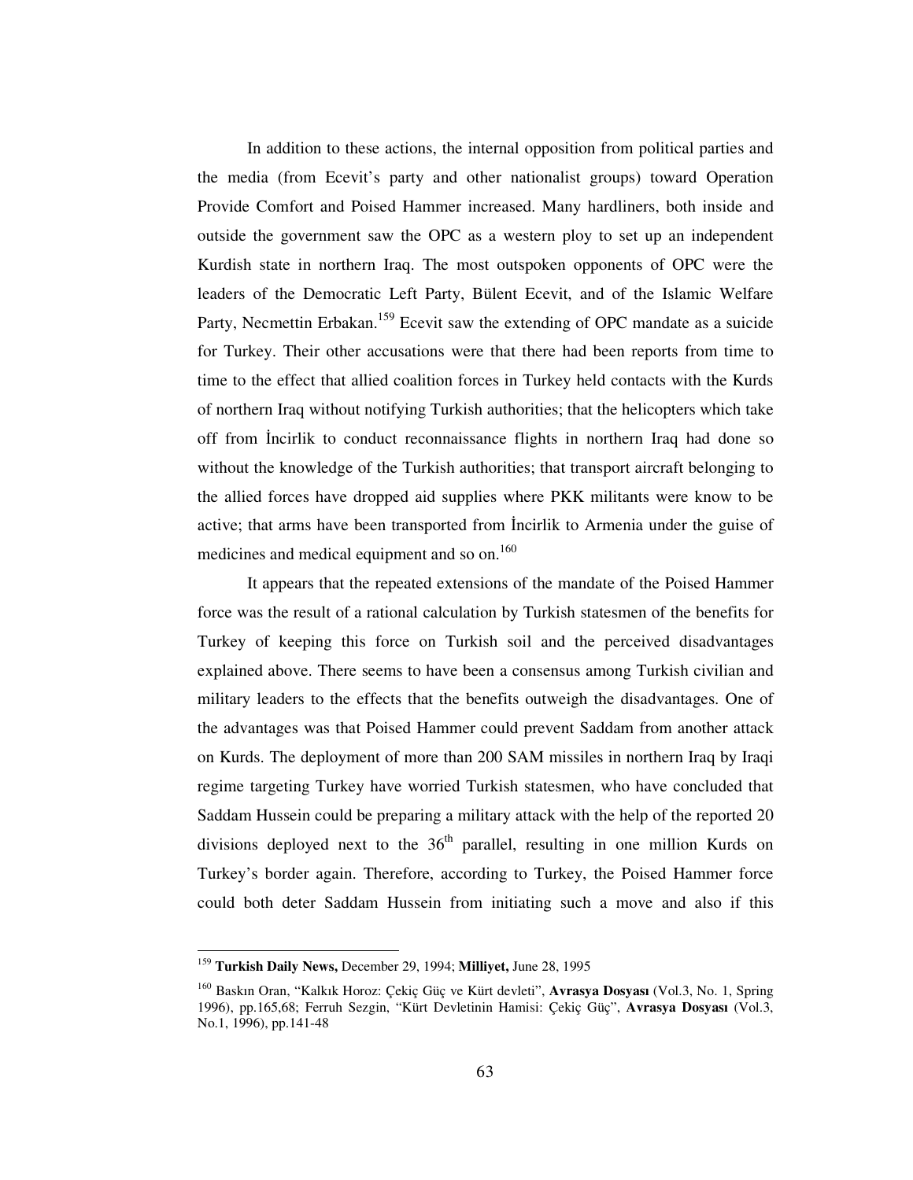In addition to these actions, the internal opposition from political parties and the media (from Ecevit's party and other nationalist groups) toward Operation Provide Comfort and Poised Hammer increased. Many hardliners, both inside and outside the government saw the OPC as a western ploy to set up an independent Kurdish state in northern Iraq. The most outspoken opponents of OPC were the leaders of the Democratic Left Party, Bülent Ecevit, and of the Islamic Welfare Party, Necmettin Erbakan.[159] Ecevit saw the extending of OPC mandate as a suicide for Turkey. Their other accusations were that there had been reports from time to time to the effect that allied coalition forces in Turkey held contacts with the Kurds of northern Iraq without notifying Turkish authorities; that the helicopters which take off from İncirlik to conduct reconnaissance flights in northern Iraq had done so without the knowledge of the Turkish authorities; that transport aircraft belonging to the allied forces have dropped aid supplies where PKK militants were know to be active; that arms have been transported from İncirlik to Armenia under the guise of medicines and medical equipment and so on.[160]

It appears that the repeated extensions of the mandate of the Poised Hammer force was the result of a rational calculation by Turkish statesmen of the benefits for Turkey of keeping this force on Turkish soil and the perceived disadvantages explained above. There seems to have been a consensus among Turkish civilian and military leaders to the effects that the benefits outweigh the disadvantages. One of the advantages was that Poised Hammer could prevent Saddam from another attack on Kurds. The deployment of more than 200 SAM missiles in northern Iraq by Iraqi regime targeting Turkey have worried Turkish statesmen, who have concluded that Saddam Hussein could be preparing a military attack with the help of the reported 20 divisions deployed next to the 36th parallel, resulting in one million Kurds on Turkey's border again. Therefore, according to Turkey, the Poised Hammer force could both deter Saddam Hussein from initiating such a move and also if this

---

[159] **Turkish Daily News,** December 29, 1994; **Milliyet,** June 28, 1995

[160] Baskın Oran, "Kalkık Horoz: Çekiç Güç ve Kürt devleti", **Avrasya Dosyası** (Vol.3, No. 1, Spring 1996), pp.165,68; Ferruh Sezgin, "Kürt Devletinin Hamisi: Çekiç Güç", **Avrasya Dosyası** (Vol.3, No.1, 1996), pp.141-48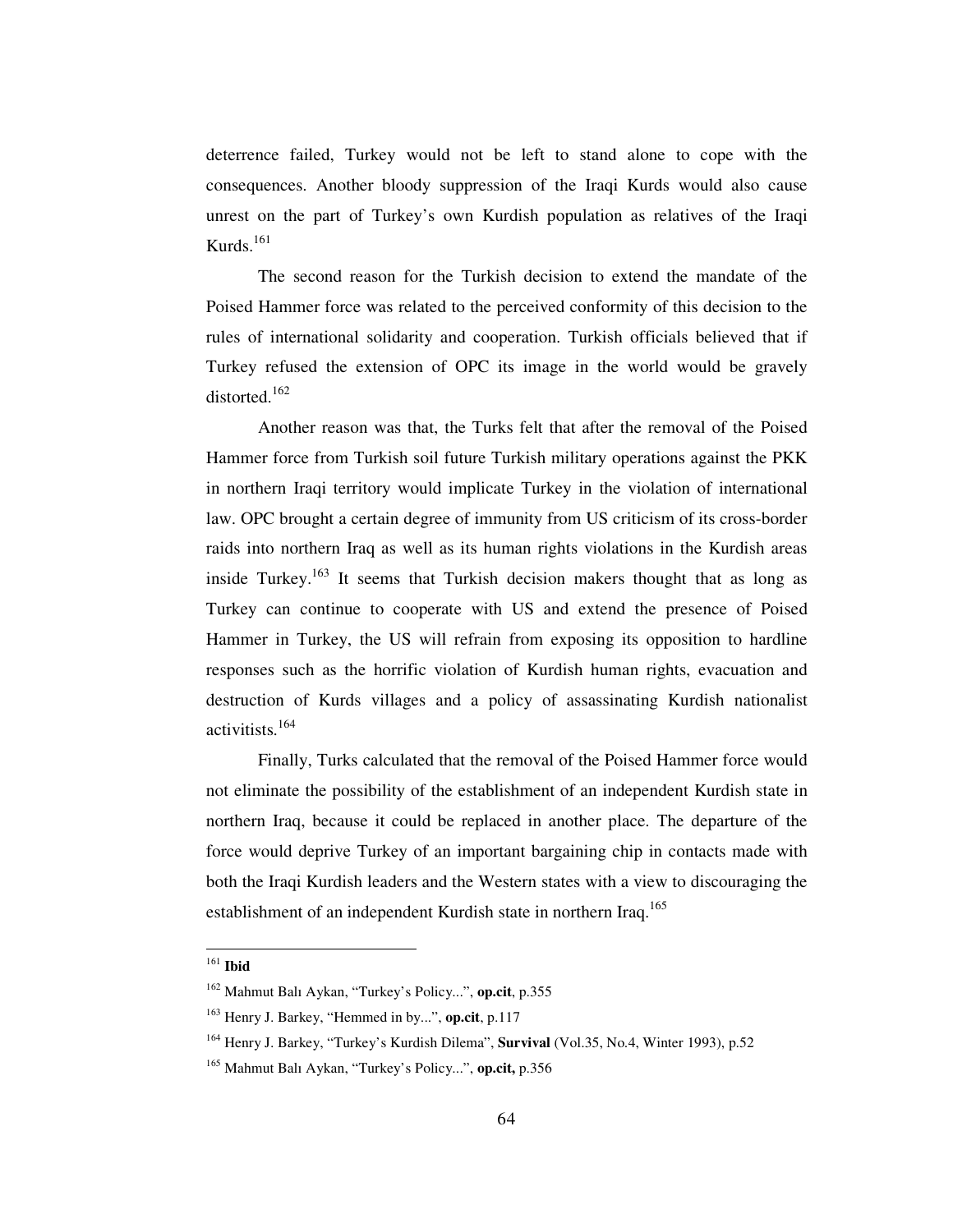deterrence failed, Turkey would not be left to stand alone to cope with the consequences. Another bloody suppression of the Iraqi Kurds would also cause unrest on the part of Turkey's own Kurdish population as relatives of the Iraqi Kurds.[161]

The second reason for the Turkish decision to extend the mandate of the Poised Hammer force was related to the perceived conformity of this decision to the rules of international solidarity and cooperation. Turkish officials believed that if Turkey refused the extension of OPC its image in the world would be gravely distorted.[162]

Another reason was that, the Turks felt that after the removal of the Poised Hammer force from Turkish soil future Turkish military operations against the PKK in northern Iraqi territory would implicate Turkey in the violation of international law. OPC brought a certain degree of immunity from US criticism of its cross-border raids into northern Iraq as well as its human rights violations in the Kurdish areas inside Turkey.[163] It seems that Turkish decision makers thought that as long as Turkey can continue to cooperate with US and extend the presence of Poised Hammer in Turkey, the US will refrain from exposing its opposition to hardline responses such as the horrific violation of Kurdish human rights, evacuation and destruction of Kurds villages and a policy of assassinating Kurdish nationalist activitists.[164]

Finally, Turks calculated that the removal of the Poised Hammer force would not eliminate the possibility of the establishment of an independent Kurdish state in northern Iraq, because it could be replaced in another place. The departure of the force would deprive Turkey of an important bargaining chip in contacts made with both the Iraqi Kurdish leaders and the Western states with a view to discouraging the establishment of an independent Kurdish state in northern Iraq.[165]

---

[161] **Ibid**

[162] Mahmut Balı Aykan, "Turkey's Policy...", **op.cit**, p.355

[163] Henry J. Barkey, "Hemmed in by...", **op.cit**, p.117

[164] Henry J. Barkey, "Turkey's Kurdish Dilema", **Survival** (Vol.35, No.4, Winter 1993), p.52

[165] Mahmut Balı Aykan, "Turkey's Policy...", **op.cit,** p.356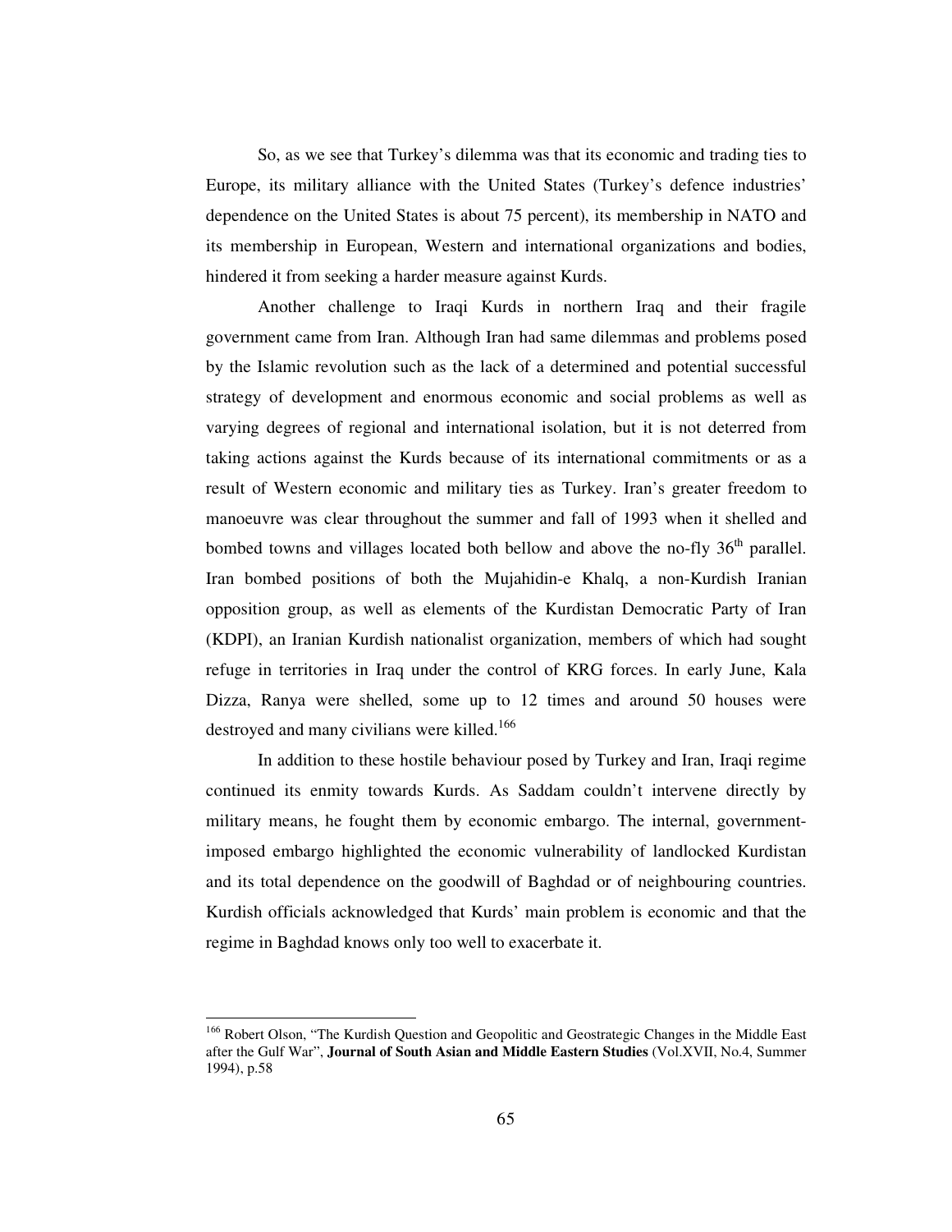So, as we see that Turkey's dilemma was that its economic and trading ties to Europe, its military alliance with the United States (Turkey's defence industries' dependence on the United States is about 75 percent), its membership in NATO and its membership in European, Western and international organizations and bodies, hindered it from seeking a harder measure against Kurds.

Another challenge to Iraqi Kurds in northern Iraq and their fragile government came from Iran. Although Iran had same dilemmas and problems posed by the Islamic revolution such as the lack of a determined and potential successful strategy of development and enormous economic and social problems as well as varying degrees of regional and international isolation, but it is not deterred from taking actions against the Kurds because of its international commitments or as a result of Western economic and military ties as Turkey. Iran's greater freedom to manoeuvre was clear throughout the summer and fall of 1993 when it shelled and bombed towns and villages located both bellow and above the no-fly 36th parallel. Iran bombed positions of both the Mujahidin-e Khalq, a non-Kurdish Iranian opposition group, as well as elements of the Kurdistan Democratic Party of Iran (KDPI), an Iranian Kurdish nationalist organization, members of which had sought refuge in territories in Iraq under the control of KRG forces. In early June, Kala Dizza, Ranya were shelled, some up to 12 times and around 50 houses were destroyed and many civilians were killed.[166]

In addition to these hostile behaviour posed by Turkey and Iran, Iraqi regime continued its enmity towards Kurds. As Saddam couldn't intervene directly by military means, he fought them by economic embargo. The internal, government-imposed embargo highlighted the economic vulnerability of landlocked Kurdistan and its total dependence on the goodwill of Baghdad or of neighbouring countries. Kurdish officials acknowledged that Kurds' main problem is economic and that the regime in Baghdad knows only too well to exacerbate it.

---

[166] Robert Olson, "The Kurdish Question and Geopolitic and Geostrategic Changes in the Middle East after the Gulf War", **Journal of South Asian and Middle Eastern Studies** (Vol.XVII, No.4, Summer 1994), p.58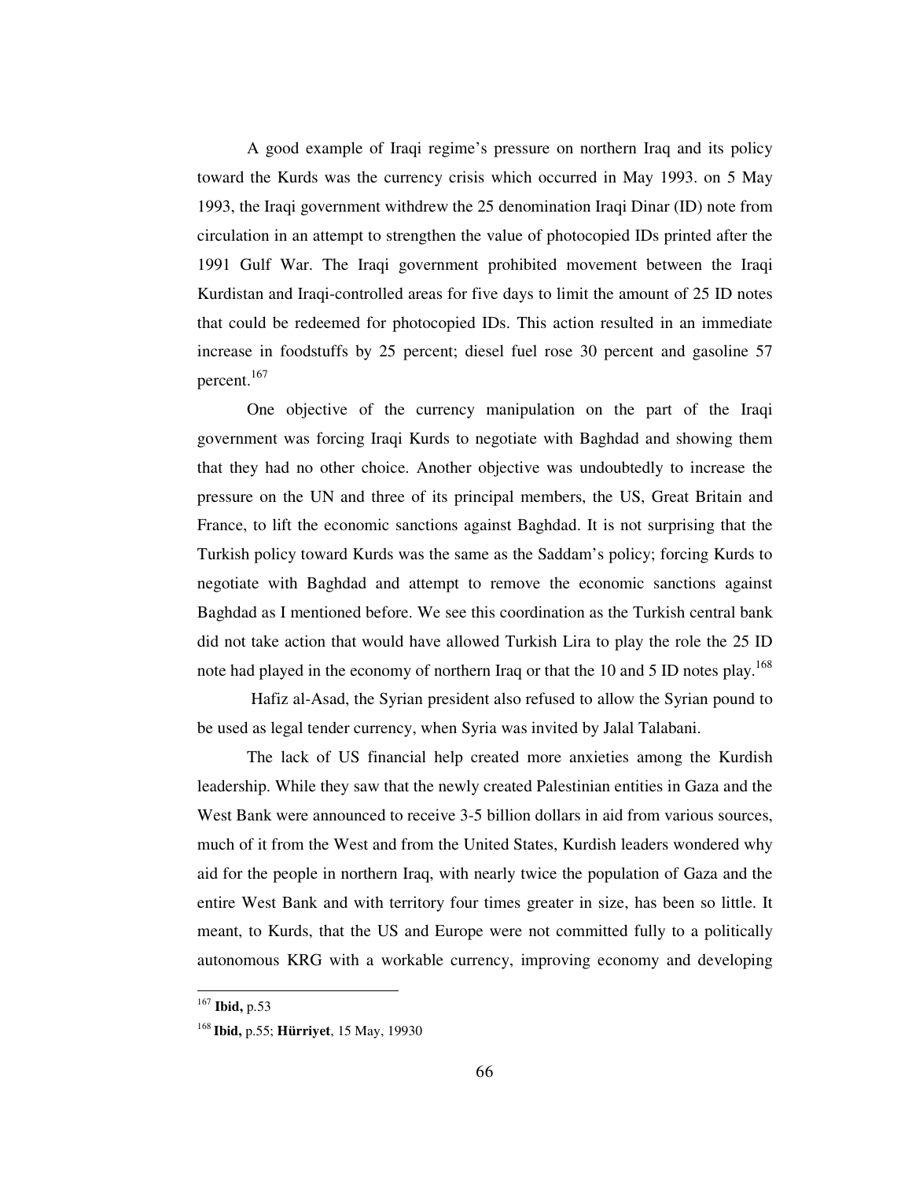A good example of Iraqi regime's pressure on northern Iraq and its policy toward the Kurds was the currency crisis which occurred in May 1993. on 5 May 1993, the Iraqi government withdrew the 25 denomination Iraqi Dinar (ID) note from circulation in an attempt to strengthen the value of photocopied IDs printed after the 1991 Gulf War. The Iraqi government prohibited movement between the Iraqi Kurdistan and Iraqi-controlled areas for five days to limit the amount of 25 ID notes that could be redeemed for photocopied IDs. This action resulted in an immediate increase in foodstuffs by 25 percent; diesel fuel rose 30 percent and gasoline 57 percent.[167]

One objective of the currency manipulation on the part of the Iraqi government was forcing Iraqi Kurds to negotiate with Baghdad and showing them that they had no other choice. Another objective was undoubtedly to increase the pressure on the UN and three of its principal members, the US, Great Britain and France, to lift the economic sanctions against Baghdad. It is not surprising that the Turkish policy toward Kurds was the same as the Saddam's policy; forcing Kurds to negotiate with Baghdad and attempt to remove the economic sanctions against Baghdad as I mentioned before. We see this coordination as the Turkish central bank did not take action that would have allowed Turkish Lira to play the role the 25 ID note had played in the economy of northern Iraq or that the 10 and 5 ID notes play.[168]

Hafiz al-Asad, the Syrian president also refused to allow the Syrian pound to be used as legal tender currency, when Syria was invited by Jalal Talabani.

The lack of US financial help created more anxieties among the Kurdish leadership. While they saw that the newly created Palestinian entities in Gaza and the West Bank were announced to receive 3-5 billion dollars in aid from various sources, much of it from the West and from the United States, Kurdish leaders wondered why aid for the people in northern Iraq, with nearly twice the population of Gaza and the entire West Bank and with territory four times greater in size, has been so little. It meant, to Kurds, that the US and Europe were not committed fully to a politically autonomous KRG with a workable currency, improving economy and developing

---

[167] **Ibid,** p.53

[168] **Ibid,** p.55; **Hürriyet**, 15 May, 19930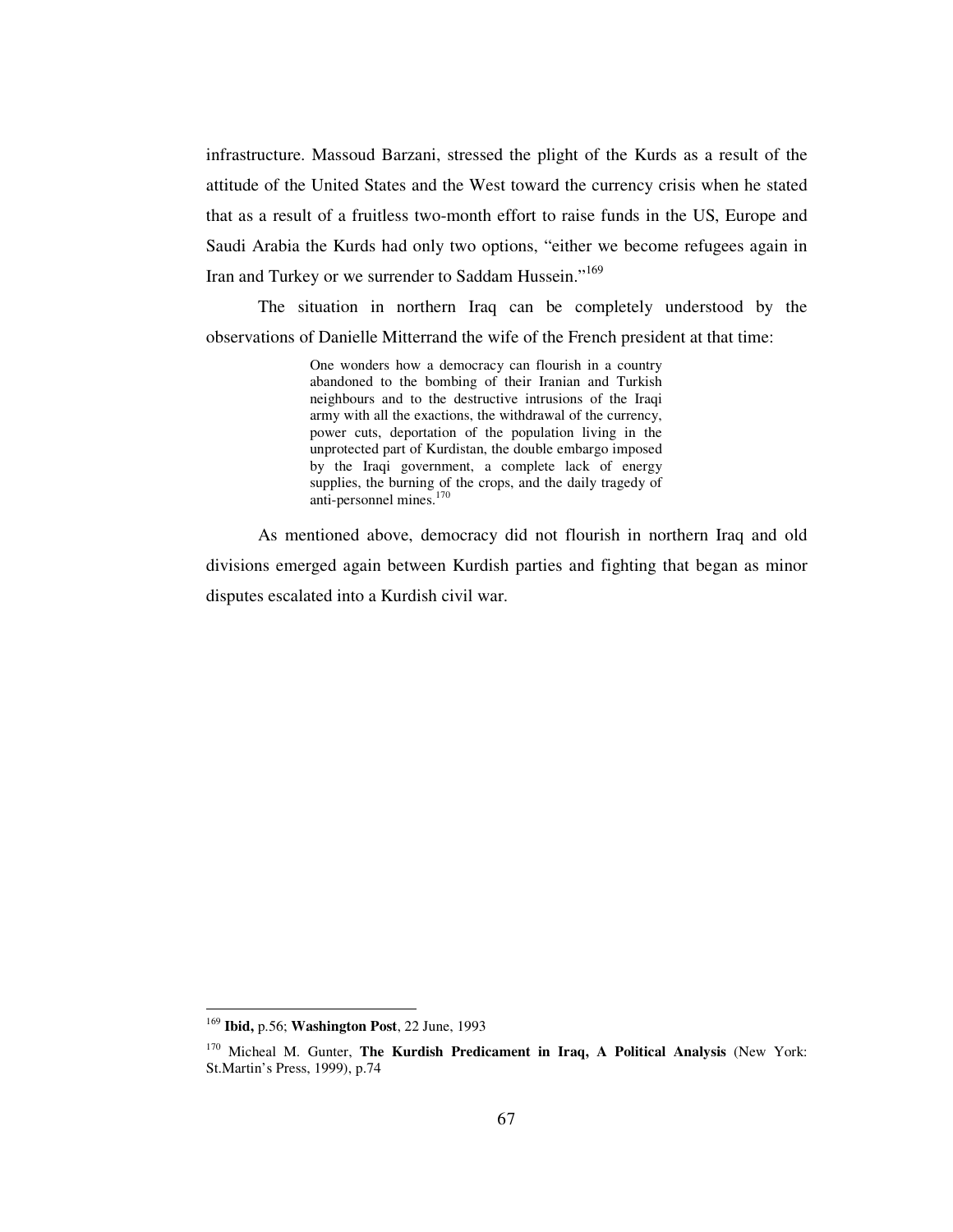infrastructure. Massoud Barzani, stressed the plight of the Kurds as a result of the attitude of the United States and the West toward the currency crisis when he stated that as a result of a fruitless two-month effort to raise funds in the US, Europe and Saudi Arabia the Kurds had only two options, "either we become refugees again in Iran and Turkey or we surrender to Saddam Hussein."[169]

The situation in northern Iraq can be completely understood by the observations of Danielle Mitterrand the wife of the French president at that time:

> One wonders how a democracy can flourish in a country abandoned to the bombing of their Iranian and Turkish neighbours and to the destructive intrusions of the Iraqi army with all the exactions, the withdrawal of the currency, power cuts, deportation of the population living in the unprotected part of Kurdistan, the double embargo imposed by the Iraqi government, a complete lack of energy supplies, the burning of the crops, and the daily tragedy of anti-personnel mines.[170]

As mentioned above, democracy did not flourish in northern Iraq and old divisions emerged again between Kurdish parties and fighting that began as minor disputes escalated into a Kurdish civil war.

---

[169] **Ibid,** p.56; **Washington Post**, 22 June, 1993

[170] Micheal M. Gunter, **The Kurdish Predicament in Iraq, A Political Analysis** (New York: St.Martin's Press, 1999), p.74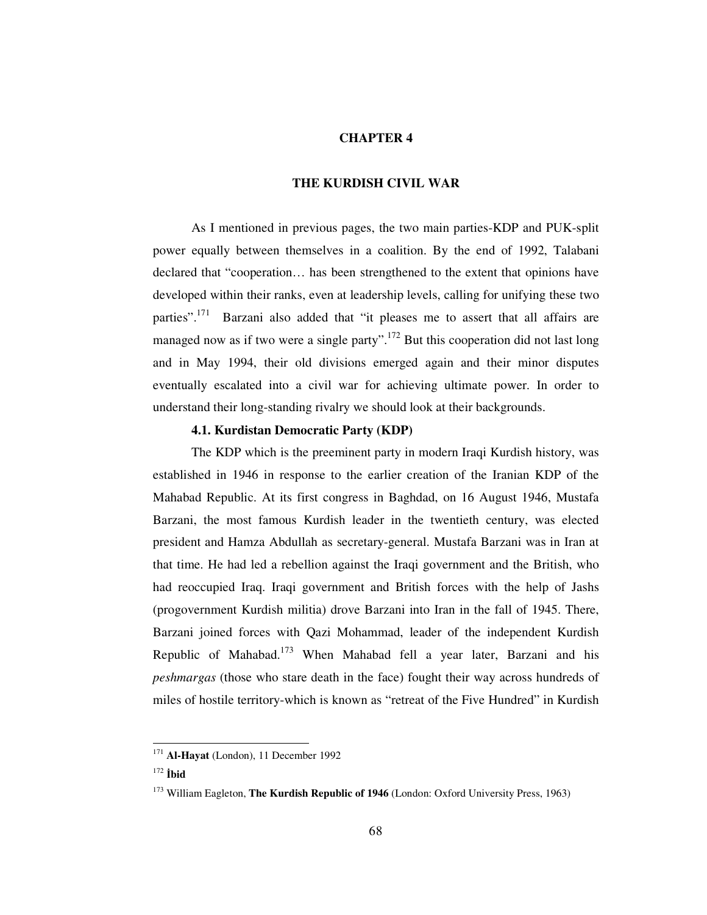# CHAPTER 4

# THE KURDISH CIVIL WAR

As I mentioned in previous pages, the two main parties-KDP and PUK-split power equally between themselves in a coalition. By the end of 1992, Talabani declared that "cooperation… has been strengthened to the extent that opinions have developed within their ranks, even at leadership levels, calling for unifying these two parties".[171] Barzani also added that "it pleases me to assert that all affairs are managed now as if two were a single party".[172] But this cooperation did not last long and in May 1994, their old divisions emerged again and their minor disputes eventually escalated into a civil war for achieving ultimate power. In order to understand their long-standing rivalry we should look at their backgrounds.

## 4.1. Kurdistan Democratic Party (KDP)

The KDP which is the preeminent party in modern Iraqi Kurdish history, was established in 1946 in response to the earlier creation of the Iranian KDP of the Mahabad Republic. At its first congress in Baghdad, on 16 August 1946, Mustafa Barzani, the most famous Kurdish leader in the twentieth century, was elected president and Hamza Abdullah as secretary-general. Mustafa Barzani was in Iran at that time. He had led a rebellion against the Iraqi government and the British, who had reoccupied Iraq. Iraqi government and British forces with the help of Jashs (progovernment Kurdish militia) drove Barzani into Iran in the fall of 1945. There, Barzani joined forces with Qazi Mohammad, leader of the independent Kurdish Republic of Mahabad.[173] When Mahabad fell a year later, Barzani and his *peshmargas* (those who stare death in the face) fought their way across hundreds of miles of hostile territory-which is known as "retreat of the Five Hundred" in Kurdish

---

[171] **Al-Hayat** (London), 11 December 1992

[172] **İbid**

[173] William Eagleton, **The Kurdish Republic of 1946** (London: Oxford University Press, 1963)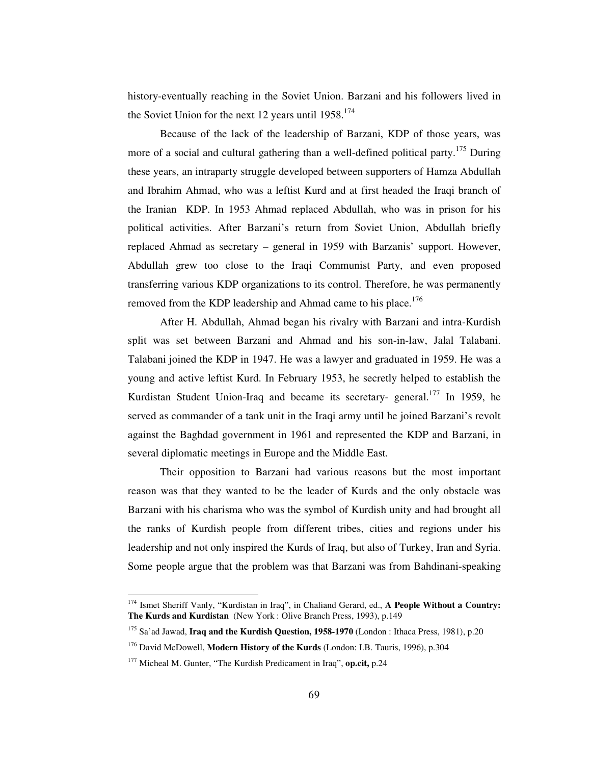history-eventually reaching in the Soviet Union. Barzani and his followers lived in the Soviet Union for the next 12 years until 1958.[174]

Because of the lack of the leadership of Barzani, KDP of those years, was more of a social and cultural gathering than a well-defined political party.[175] During these years, an intraparty struggle developed between supporters of Hamza Abdullah and Ibrahim Ahmad, who was a leftist Kurd and at first headed the Iraqi branch of the Iranian KDP. In 1953 Ahmad replaced Abdullah, who was in prison for his political activities. After Barzani's return from Soviet Union, Abdullah briefly replaced Ahmad as secretary – general in 1959 with Barzanis' support. However, Abdullah grew too close to the Iraqi Communist Party, and even proposed transferring various KDP organizations to its control. Therefore, he was permanently removed from the KDP leadership and Ahmad came to his place.[176]

After H. Abdullah, Ahmad began his rivalry with Barzani and intra-Kurdish split was set between Barzani and Ahmad and his son-in-law, Jalal Talabani. Talabani joined the KDP in 1947. He was a lawyer and graduated in 1959. He was a young and active leftist Kurd. In February 1953, he secretly helped to establish the Kurdistan Student Union-Iraq and became its secretary- general.[177] In 1959, he served as commander of a tank unit in the Iraqi army until he joined Barzani's revolt against the Baghdad government in 1961 and represented the KDP and Barzani, in several diplomatic meetings in Europe and the Middle East.

Their opposition to Barzani had various reasons but the most important reason was that they wanted to be the leader of Kurds and the only obstacle was Barzani with his charisma who was the symbol of Kurdish unity and had brought all the ranks of Kurdish people from different tribes, cities and regions under his leadership and not only inspired the Kurds of Iraq, but also of Turkey, Iran and Syria. Some people argue that the problem was that Barzani was from Bahdinani-speaking

---

[174] Ismet Sheriff Vanly, "Kurdistan in Iraq", in Chaliand Gerard, ed., **A People Without a Country: The Kurds and Kurdistan** (New York : Olive Branch Press, 1993), p.149

[175] Sa'ad Jawad, **Iraq and the Kurdish Question, 1958-1970** (London : Ithaca Press, 1981), p.20

[176] David McDowell, **Modern History of the Kurds** (London: I.B. Tauris, 1996), p.304

[177] Micheal M. Gunter, "The Kurdish Predicament in Iraq", **op.cit,** p.24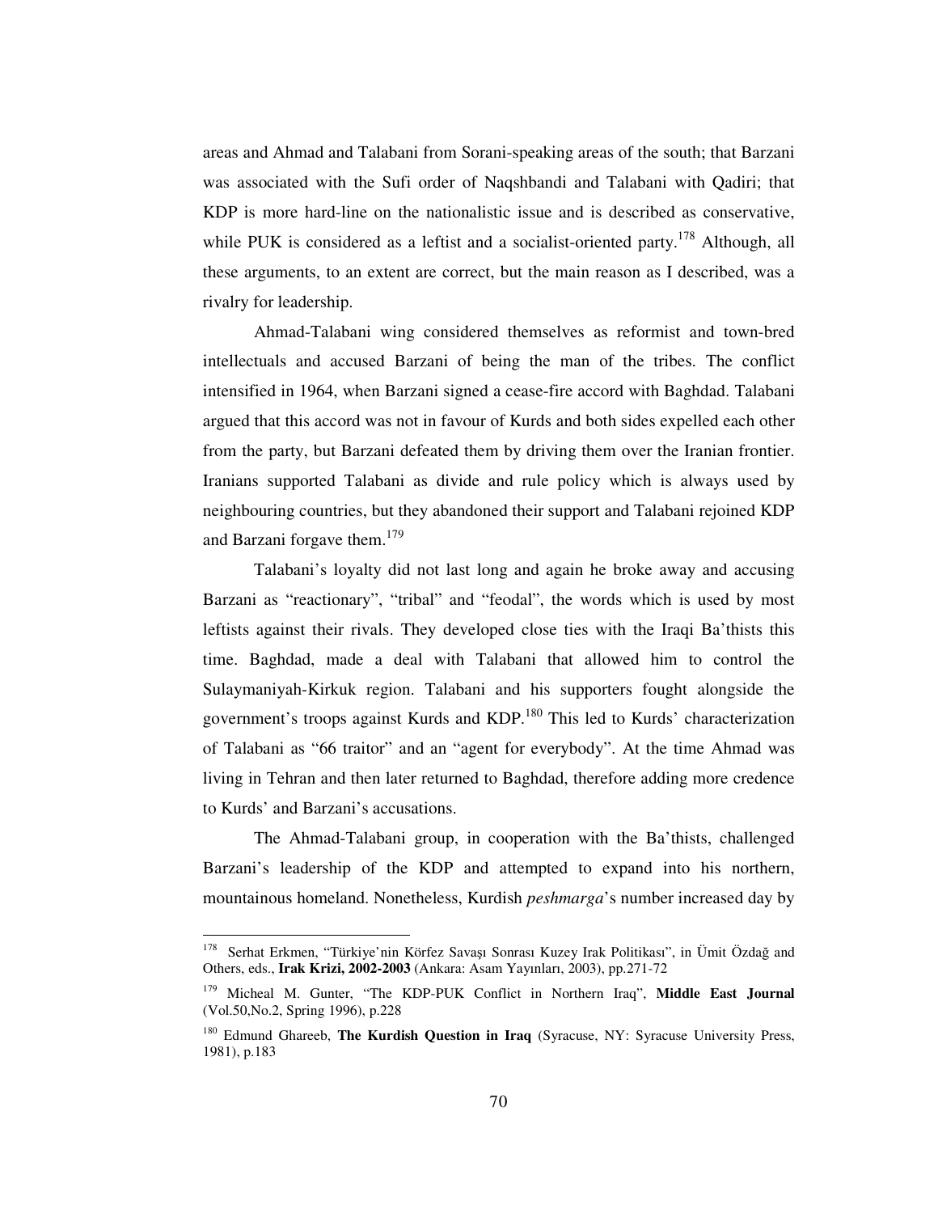areas and Ahmad and Talabani from Sorani-speaking areas of the south; that Barzani was associated with the Sufi order of Naqshbandi and Talabani with Qadiri; that KDP is more hard-line on the nationalistic issue and is described as conservative, while PUK is considered as a leftist and a socialist-oriented party.[178] Although, all these arguments, to an extent are correct, but the main reason as I described, was a rivalry for leadership.

Ahmad-Talabani wing considered themselves as reformist and town-bred intellectuals and accused Barzani of being the man of the tribes. The conflict intensified in 1964, when Barzani signed a cease-fire accord with Baghdad. Talabani argued that this accord was not in favour of Kurds and both sides expelled each other from the party, but Barzani defeated them by driving them over the Iranian frontier. Iranians supported Talabani as divide and rule policy which is always used by neighbouring countries, but they abandoned their support and Talabani rejoined KDP and Barzani forgave them.[179]

Talabani's loyalty did not last long and again he broke away and accusing Barzani as "reactionary", "tribal" and "feodal", the words which is used by most leftists against their rivals. They developed close ties with the Iraqi Ba'thists this time. Baghdad, made a deal with Talabani that allowed him to control the Sulaymaniyah-Kirkuk region. Talabani and his supporters fought alongside the government's troops against Kurds and KDP.[180] This led to Kurds' characterization of Talabani as "66 traitor" and an "agent for everybody". At the time Ahmad was living in Tehran and then later returned to Baghdad, therefore adding more credence to Kurds' and Barzani's accusations.

The Ahmad-Talabani group, in cooperation with the Ba'thists, challenged Barzani's leadership of the KDP and attempted to expand into his northern, mountainous homeland. Nonetheless, Kurdish *peshmarga*'s number increased day by

---

[178] Serhat Erkmen, "Türkiye'nin Körfez Savaşı Sonrası Kuzey Irak Politikası", in Ümit Özdağ and Others, eds., **Irak Krizi, 2002-2003** (Ankara: Asam Yayınları, 2003), pp.271-72

[179] Micheal M. Gunter, "The KDP-PUK Conflict in Northern Iraq", **Middle East Journal** (Vol.50,No.2, Spring 1996), p.228

[180] Edmund Ghareeb, **The Kurdish Question in Iraq** (Syracuse, NY: Syracuse University Press, 1981), p.183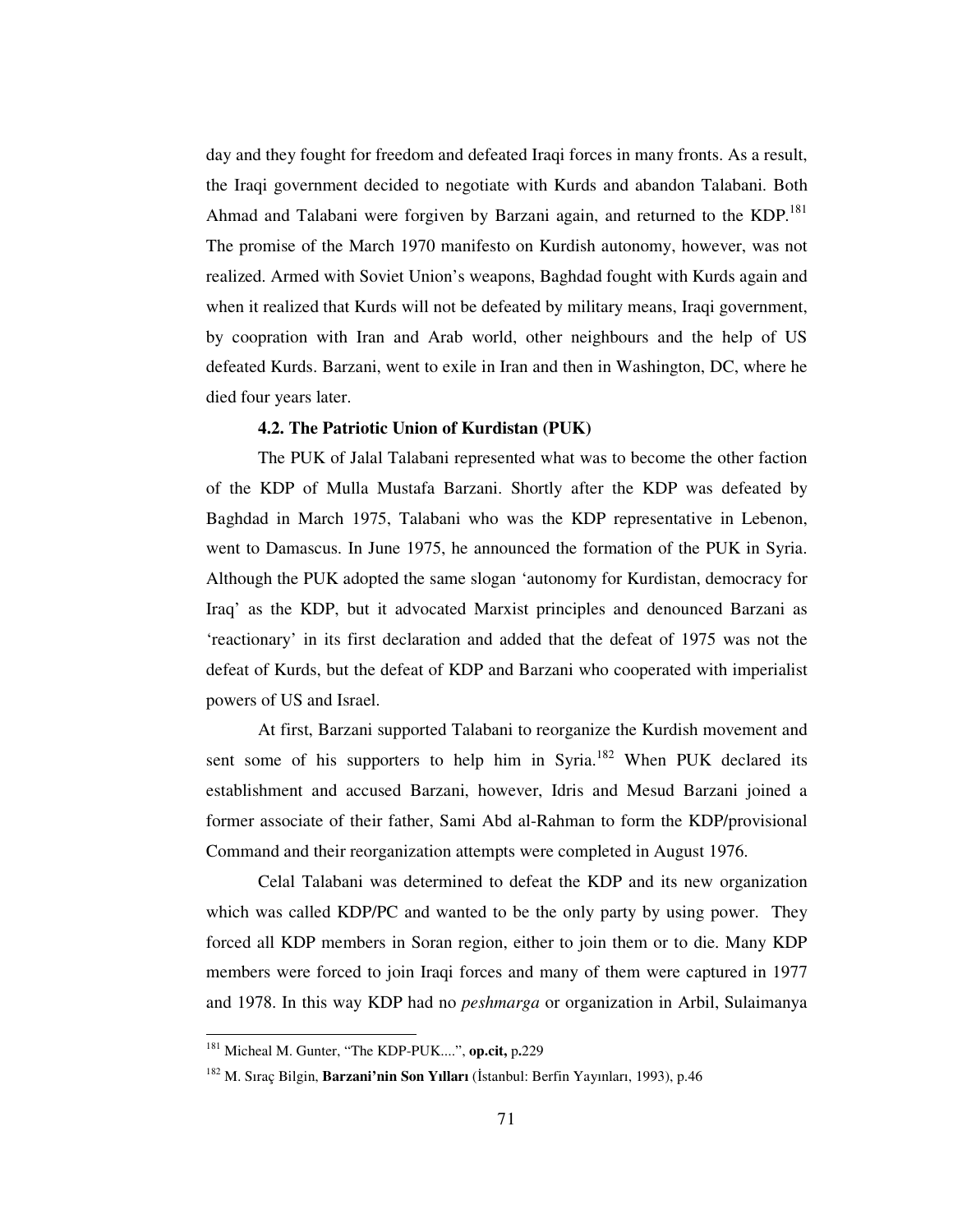day and they fought for freedom and defeated Iraqi forces in many fronts. As a result, the Iraqi government decided to negotiate with Kurds and abandon Talabani. Both Ahmad and Talabani were forgiven by Barzani again, and returned to the KDP.[181] The promise of the March 1970 manifesto on Kurdish autonomy, however, was not realized. Armed with Soviet Union's weapons, Baghdad fought with Kurds again and when it realized that Kurds will not be defeated by military means, Iraqi government, by coopration with Iran and Arab world, other neighbours and the help of US defeated Kurds. Barzani, went to exile in Iran and then in Washington, DC, where he died four years later.

### 4.2. The Patriotic Union of Kurdistan (PUK)

The PUK of Jalal Talabani represented what was to become the other faction of the KDP of Mulla Mustafa Barzani. Shortly after the KDP was defeated by Baghdad in March 1975, Talabani who was the KDP representative in Lebenon, went to Damascus. In June 1975, he announced the formation of the PUK in Syria. Although the PUK adopted the same slogan 'autonomy for Kurdistan, democracy for Iraq' as the KDP, but it advocated Marxist principles and denounced Barzani as 'reactionary' in its first declaration and added that the defeat of 1975 was not the defeat of Kurds, but the defeat of KDP and Barzani who cooperated with imperialist powers of US and Israel.

At first, Barzani supported Talabani to reorganize the Kurdish movement and sent some of his supporters to help him in Syria.[182] When PUK declared its establishment and accused Barzani, however, Idris and Mesud Barzani joined a former associate of their father, Sami Abd al-Rahman to form the KDP/provisional Command and their reorganization attempts were completed in August 1976.

Celal Talabani was determined to defeat the KDP and its new organization which was called KDP/PC and wanted to be the only party by using power. They forced all KDP members in Soran region, either to join them or to die. Many KDP members were forced to join Iraqi forces and many of them were captured in 1977 and 1978. In this way KDP had no *peshmarga* or organization in Arbil, Sulaimanya

---

[181] Micheal M. Gunter, "The KDP-PUK....", **op.cit,** p**.**229

[182] M. Sıraç Bilgin, **Barzani'nin Son Yılları** (İstanbul: Berfin Yayınları, 1993), p.46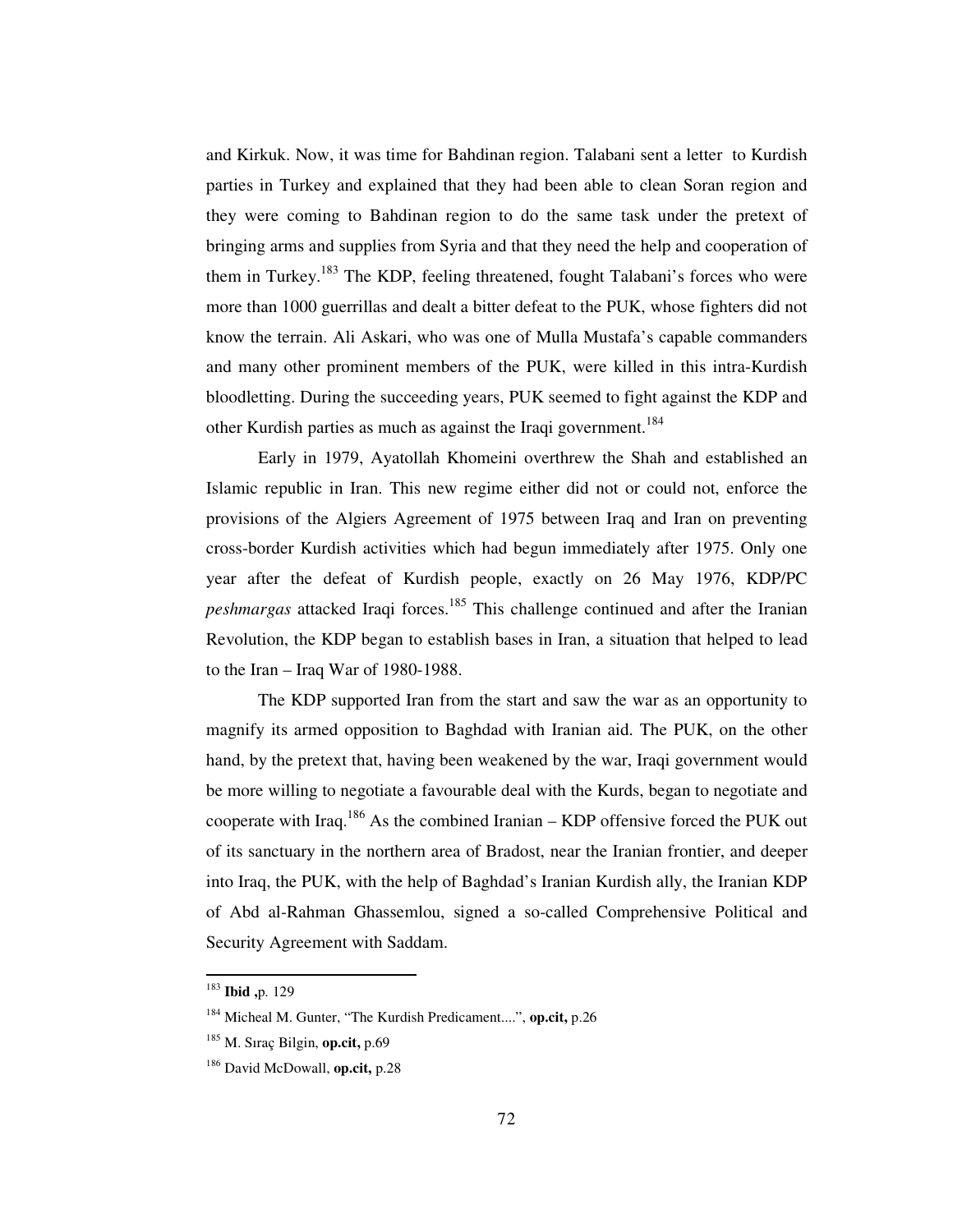and Kirkuk. Now, it was time for Bahdinan region. Talabani sent a letter to Kurdish parties in Turkey and explained that they had been able to clean Soran region and they were coming to Bahdinan region to do the same task under the pretext of bringing arms and supplies from Syria and that they need the help and cooperation of them in Turkey.[183] The KDP, feeling threatened, fought Talabani's forces who were more than 1000 guerrillas and dealt a bitter defeat to the PUK, whose fighters did not know the terrain. Ali Askari, who was one of Mulla Mustafa's capable commanders and many other prominent members of the PUK, were killed in this intra-Kurdish bloodletting. During the succeeding years, PUK seemed to fight against the KDP and other Kurdish parties as much as against the Iraqi government.[184]

Early in 1979, Ayatollah Khomeini overthrew the Shah and established an Islamic republic in Iran. This new regime either did not or could not, enforce the provisions of the Algiers Agreement of 1975 between Iraq and Iran on preventing cross-border Kurdish activities which had begun immediately after 1975. Only one year after the defeat of Kurdish people, exactly on 26 May 1976, KDP/PC *peshmargas* attacked Iraqi forces.[185] This challenge continued and after the Iranian Revolution, the KDP began to establish bases in Iran, a situation that helped to lead to the Iran – Iraq War of 1980-1988.

The KDP supported Iran from the start and saw the war as an opportunity to magnify its armed opposition to Baghdad with Iranian aid. The PUK, on the other hand, by the pretext that, having been weakened by the war, Iraqi government would be more willing to negotiate a favourable deal with the Kurds, began to negotiate and cooperate with Iraq.[186] As the combined Iranian – KDP offensive forced the PUK out of its sanctuary in the northern area of Bradost, near the Iranian frontier, and deeper into Iraq, the PUK, with the help of Baghdad's Iranian Kurdish ally, the Iranian KDP of Abd al-Rahman Ghassemlou, signed a so-called Comprehensive Political and Security Agreement with Saddam.

---

[183] **Ibid ,**p. 129

[184] Micheal M. Gunter, "The Kurdish Predicament....", **op.cit,** p.26

[185] M. Sıraç Bilgin, **op.cit,** p.69

[186] David McDowall, **op.cit,** p.28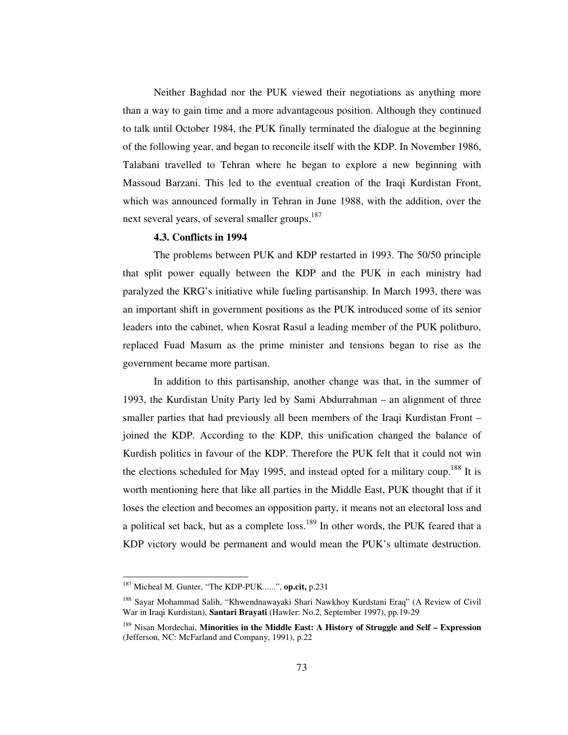Neither Baghdad nor the PUK viewed their negotiations as anything more than a way to gain time and a more advantageous position. Although they continued to talk until October 1984, the PUK finally terminated the dialogue at the beginning of the following year, and began to reconcile itself with the KDP. In November 1986, Talabani travelled to Tehran where he began to explore a new beginning with Massoud Barzani. This led to the eventual creation of the Iraqi Kurdistan Front, which was announced formally in Tehran in June 1988, with the addition, over the next several years, of several smaller groups.[187]

### 4.3. Conflicts in 1994

The problems between PUK and KDP restarted in 1993. The 50/50 principle that split power equally between the KDP and the PUK in each ministry had paralyzed the KRG's initiative while fueling partisanship. In March 1993, there was an important shift in government positions as the PUK introduced some of its senior leaders into the cabinet, when Kosrat Rasul a leading member of the PUK politburo, replaced Fuad Masum as the prime minister and tensions began to rise as the government became more partisan.

In addition to this partisanship, another change was that, in the summer of 1993, the Kurdistan Unity Party led by Sami Abdurrahman – an alignment of three smaller parties that had previously all been members of the Iraqi Kurdistan Front – joined the KDP. According to the KDP, this unification changed the balance of Kurdish politics in favour of the KDP. Therefore the PUK felt that it could not win the elections scheduled for May 1995, and instead opted for a military coup.[188] It is worth mentioning here that like all parties in the Middle East, PUK thought that if it loses the election and becomes an opposition party, it means not an electoral loss and a political set back, but as a complete loss.[189] In other words, the PUK feared that a KDP victory would be permanent and would mean the PUK's ultimate destruction.

---

[187] Micheal M. Gunter, "The KDP-PUK......", **op.cit,** p.231

[188] Sayar Mohammad Salih, "Khwendnawayaki Shari Nawkhoy Kurdstani Eraq" (A Review of Civil War in Iraqi Kurdistan), **Santari Brayati** (Hawler: No.2, September 1997), pp.19-29

[189] Nisan Mordechai, **Minorities in the Middle East: A History of Struggle and Self – Expression** (Jefferson, NC: McFarland and Company, 1991), p.22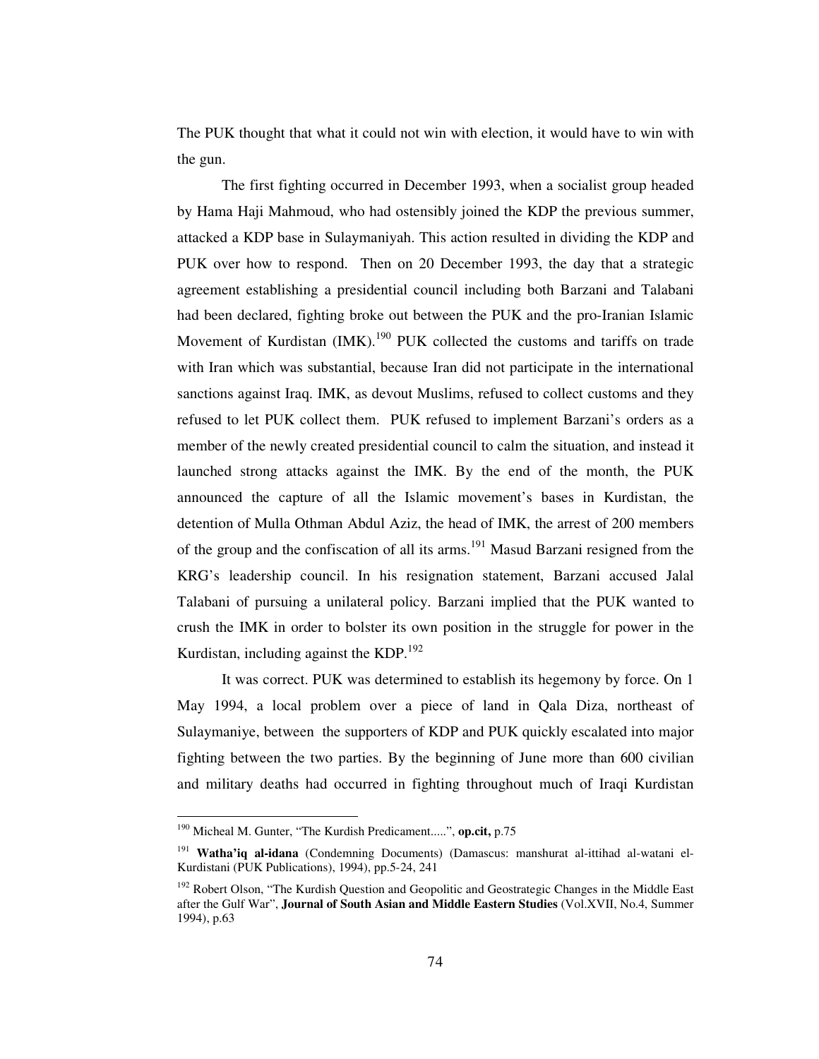The PUK thought that what it could not win with election, it would have to win with the gun.

The first fighting occurred in December 1993, when a socialist group headed by Hama Haji Mahmoud, who had ostensibly joined the KDP the previous summer, attacked a KDP base in Sulaymaniyah. This action resulted in dividing the KDP and PUK over how to respond. Then on 20 December 1993, the day that a strategic agreement establishing a presidential council including both Barzani and Talabani had been declared, fighting broke out between the PUK and the pro-Iranian Islamic Movement of Kurdistan (IMK).[190] PUK collected the customs and tariffs on trade with Iran which was substantial, because Iran did not participate in the international sanctions against Iraq. IMK, as devout Muslims, refused to collect customs and they refused to let PUK collect them. PUK refused to implement Barzani's orders as a member of the newly created presidential council to calm the situation, and instead it launched strong attacks against the IMK. By the end of the month, the PUK announced the capture of all the Islamic movement's bases in Kurdistan, the detention of Mulla Othman Abdul Aziz, the head of IMK, the arrest of 200 members of the group and the confiscation of all its arms.[191] Masud Barzani resigned from the KRG's leadership council. In his resignation statement, Barzani accused Jalal Talabani of pursuing a unilateral policy. Barzani implied that the PUK wanted to crush the IMK in order to bolster its own position in the struggle for power in the Kurdistan, including against the KDP.[192]

It was correct. PUK was determined to establish its hegemony by force. On 1 May 1994, a local problem over a piece of land in Qala Diza, northeast of Sulaymaniye, between the supporters of KDP and PUK quickly escalated into major fighting between the two parties. By the beginning of June more than 600 civilian and military deaths had occurred in fighting throughout much of Iraqi Kurdistan

---

[190] Micheal M. Gunter, "The Kurdish Predicament.....", **op.cit,** p.75

[191] **Watha'iq al-idana** (Condemning Documents) (Damascus: manshurat al-ittihad al-watani el-Kurdistani (PUK Publications), 1994), pp.5-24, 241

[192] Robert Olson, "The Kurdish Question and Geopolitic and Geostrategic Changes in the Middle East after the Gulf War", **Journal of South Asian and Middle Eastern Studies** (Vol.XVII, No.4, Summer 1994), p.63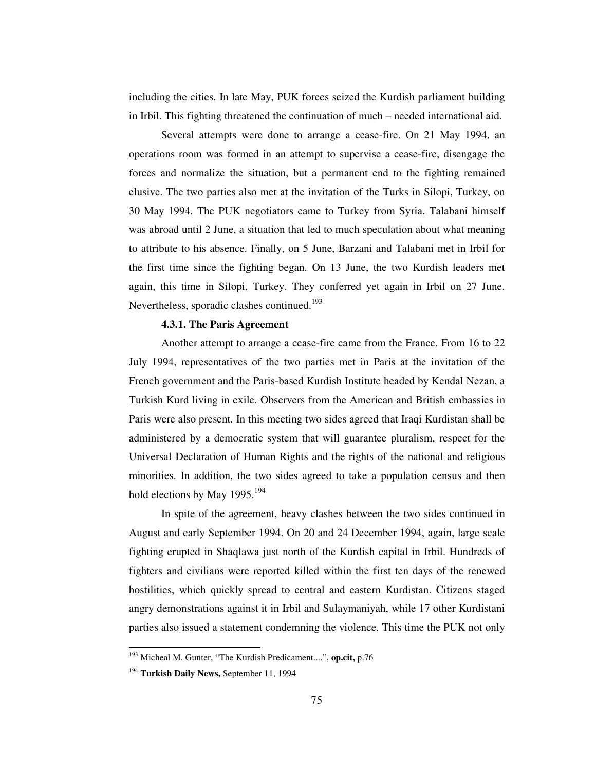including the cities. In late May, PUK forces seized the Kurdish parliament building in Irbil. This fighting threatened the continuation of much – needed international aid.

Several attempts were done to arrange a cease-fire. On 21 May 1994, an operations room was formed in an attempt to supervise a cease-fire, disengage the forces and normalize the situation, but a permanent end to the fighting remained elusive. The two parties also met at the invitation of the Turks in Silopi, Turkey, on 30 May 1994. The PUK negotiators came to Turkey from Syria. Talabani himself was abroad until 2 June, a situation that led to much speculation about what meaning to attribute to his absence. Finally, on 5 June, Barzani and Talabani met in Irbil for the first time since the fighting began. On 13 June, the two Kurdish leaders met again, this time in Silopi, Turkey. They conferred yet again in Irbil on 27 June. Nevertheless, sporadic clashes continued.[193]

#### 4.3.1. The Paris Agreement

Another attempt to arrange a cease-fire came from the France. From 16 to 22 July 1994, representatives of the two parties met in Paris at the invitation of the French government and the Paris-based Kurdish Institute headed by Kendal Nezan, a Turkish Kurd living in exile. Observers from the American and British embassies in Paris were also present. In this meeting two sides agreed that Iraqi Kurdistan shall be administered by a democratic system that will guarantee pluralism, respect for the Universal Declaration of Human Rights and the rights of the national and religious minorities. In addition, the two sides agreed to take a population census and then hold elections by May 1995.[194]

In spite of the agreement, heavy clashes between the two sides continued in August and early September 1994. On 20 and 24 December 1994, again, large scale fighting erupted in Shaqlawa just north of the Kurdish capital in Irbil. Hundreds of fighters and civilians were reported killed within the first ten days of the renewed hostilities, which quickly spread to central and eastern Kurdistan. Citizens staged angry demonstrations against it in Irbil and Sulaymaniyah, while 17 other Kurdistani parties also issued a statement condemning the violence. This time the PUK not only

---

[193] Micheal M. Gunter, "The Kurdish Predicament....", **op.cit,** p.76

[194] **Turkish Daily News,** September 11, 1994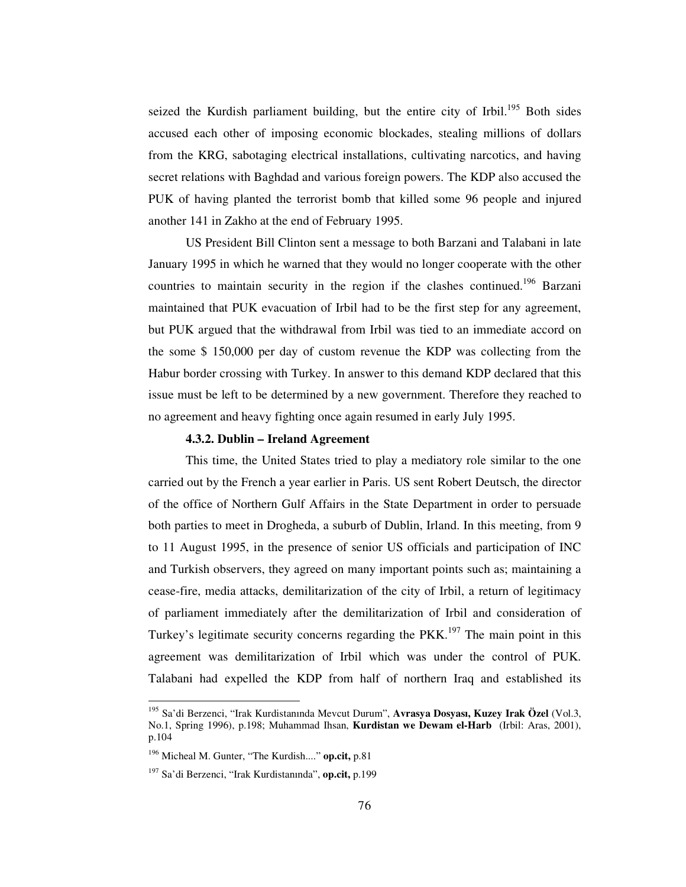seized the Kurdish parliament building, but the entire city of Irbil.[195] Both sides accused each other of imposing economic blockades, stealing millions of dollars from the KRG, sabotaging electrical installations, cultivating narcotics, and having secret relations with Baghdad and various foreign powers. The KDP also accused the PUK of having planted the terrorist bomb that killed some 96 people and injured another 141 in Zakho at the end of February 1995.

US President Bill Clinton sent a message to both Barzani and Talabani in late January 1995 in which he warned that they would no longer cooperate with the other countries to maintain security in the region if the clashes continued.[196] Barzani maintained that PUK evacuation of Irbil had to be the first step for any agreement, but PUK argued that the withdrawal from Irbil was tied to an immediate accord on the some $ 150,000 per day of custom revenue the KDP was collecting from the Habur border crossing with Turkey. In answer to this demand KDP declared that this issue must be left to be determined by a new government. Therefore they reached to no agreement and heavy fighting once again resumed in early July 1995.

#### 4.3.2. Dublin – Ireland Agreement

This time, the United States tried to play a mediatory role similar to the one carried out by the French a year earlier in Paris. US sent Robert Deutsch, the director of the office of Northern Gulf Affairs in the State Department in order to persuade both parties to meet in Drogheda, a suburb of Dublin, Irland. In this meeting, from 9 to 11 August 1995, in the presence of senior US officials and participation of INC and Turkish observers, they agreed on many important points such as; maintaining a cease-fire, media attacks, demilitarization of the city of Irbil, a return of legitimacy of parliament immediately after the demilitarization of Irbil and consideration of Turkey's legitimate security concerns regarding the PKK.[197] The main point in this agreement was demilitarization of Irbil which was under the control of PUK. Talabani had expelled the KDP from half of northern Iraq and established its

---

[195] Sa'di Berzenci, "Irak Kurdistanında Mevcut Durum", **Avrasya Dosyası, Kuzey Irak Özel** (Vol.3, No.1, Spring 1996), p.198; Muhammad Ihsan, **Kurdistan we Dewam el-Harb** (Irbil: Aras, 2001), p.104

[196] Micheal M. Gunter, "The Kurdish...." **op.cit,** p.81

[197] Sa'di Berzenci, "Irak Kurdistanında", **op.cit,** p.199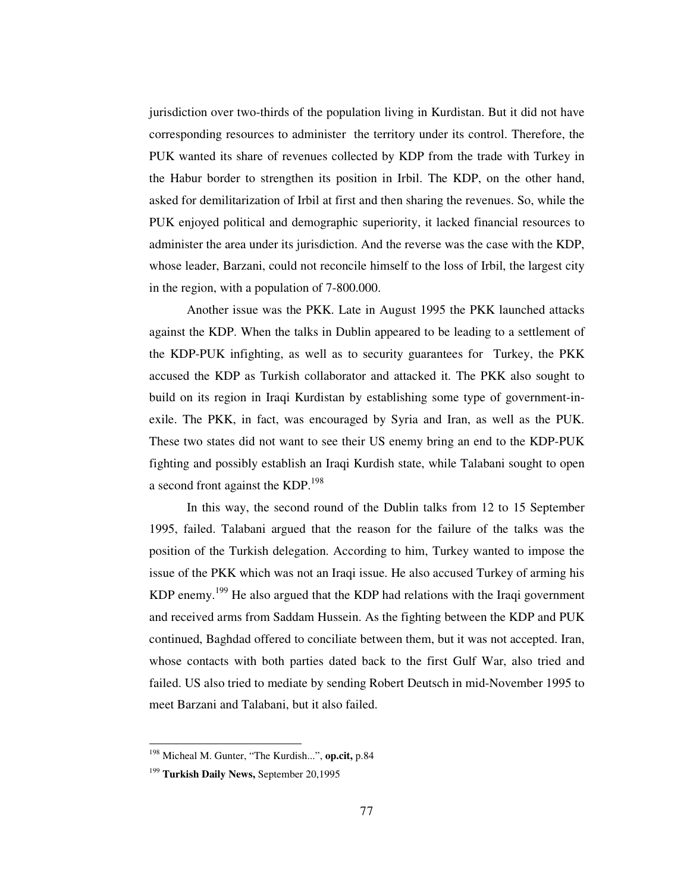jurisdiction over two-thirds of the population living in Kurdistan. But it did not have corresponding resources to administer the territory under its control. Therefore, the PUK wanted its share of revenues collected by KDP from the trade with Turkey in the Habur border to strengthen its position in Irbil. The KDP, on the other hand, asked for demilitarization of Irbil at first and then sharing the revenues. So, while the PUK enjoyed political and demographic superiority, it lacked financial resources to administer the area under its jurisdiction. And the reverse was the case with the KDP, whose leader, Barzani, could not reconcile himself to the loss of Irbil, the largest city in the region, with a population of 7-800.000.

Another issue was the PKK. Late in August 1995 the PKK launched attacks against the KDP. When the talks in Dublin appeared to be leading to a settlement of the KDP-PUK infighting, as well as to security guarantees for Turkey, the PKK accused the KDP as Turkish collaborator and attacked it. The PKK also sought to build on its region in Iraqi Kurdistan by establishing some type of government-in-exile. The PKK, in fact, was encouraged by Syria and Iran, as well as the PUK. These two states did not want to see their US enemy bring an end to the KDP-PUK fighting and possibly establish an Iraqi Kurdish state, while Talabani sought to open a second front against the KDP.[198]

In this way, the second round of the Dublin talks from 12 to 15 September 1995, failed. Talabani argued that the reason for the failure of the talks was the position of the Turkish delegation. According to him, Turkey wanted to impose the issue of the PKK which was not an Iraqi issue. He also accused Turkey of arming his KDP enemy.[199] He also argued that the KDP had relations with the Iraqi government and received arms from Saddam Hussein. As the fighting between the KDP and PUK continued, Baghdad offered to conciliate between them, but it was not accepted. Iran, whose contacts with both parties dated back to the first Gulf War, also tried and failed. US also tried to mediate by sending Robert Deutsch in mid-November 1995 to meet Barzani and Talabani, but it also failed.

---

[198] Micheal M. Gunter, "The Kurdish...", **op.cit,** p.84

[199] **Turkish Daily News,** September 20,1995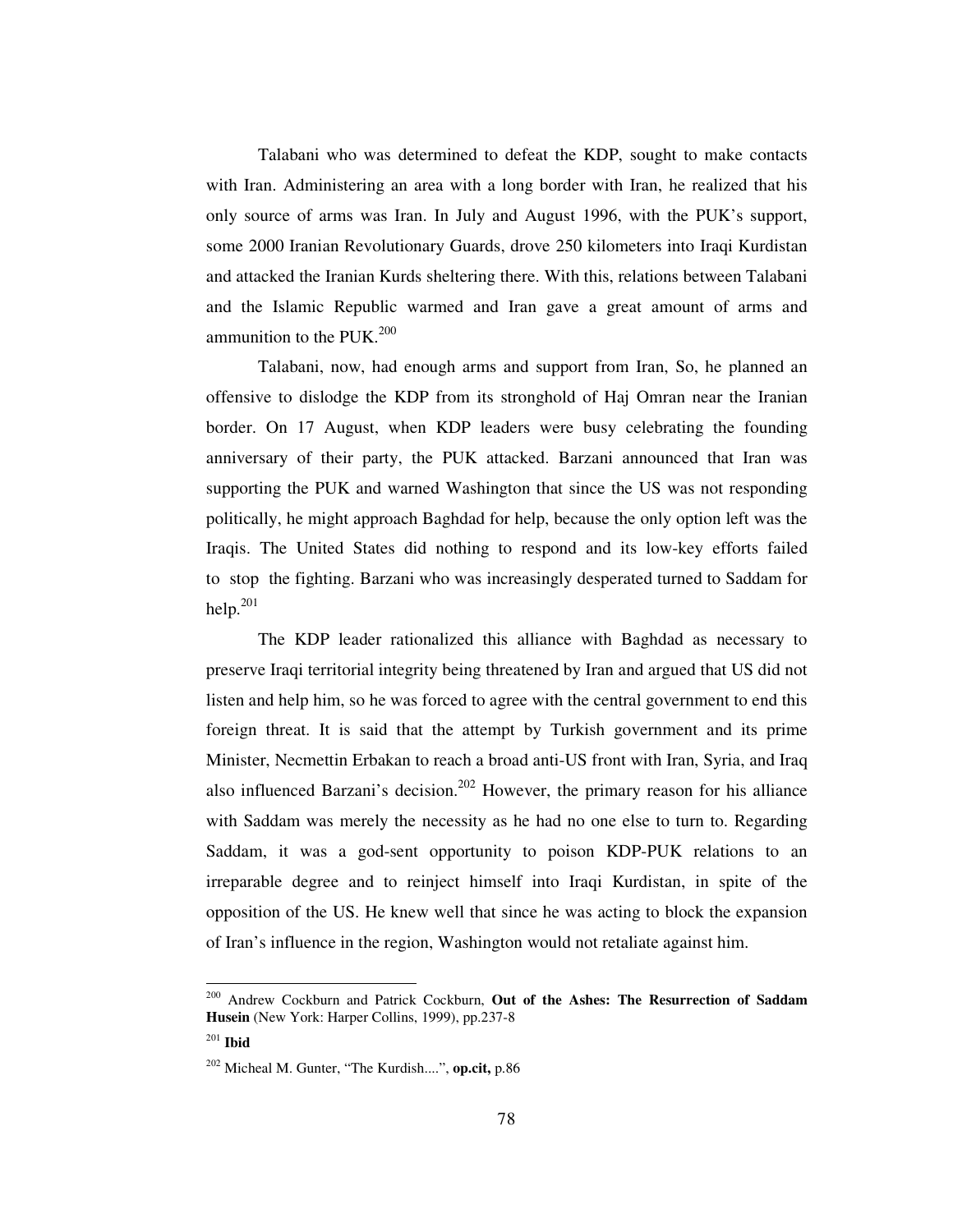Talabani who was determined to defeat the KDP, sought to make contacts with Iran. Administering an area with a long border with Iran, he realized that his only source of arms was Iran. In July and August 1996, with the PUK's support, some 2000 Iranian Revolutionary Guards, drove 250 kilometers into Iraqi Kurdistan and attacked the Iranian Kurds sheltering there. With this, relations between Talabani and the Islamic Republic warmed and Iran gave a great amount of arms and ammunition to the PUK.[200]

Talabani, now, had enough arms and support from Iran, So, he planned an offensive to dislodge the KDP from its stronghold of Haj Omran near the Iranian border. On 17 August, when KDP leaders were busy celebrating the founding anniversary of their party, the PUK attacked. Barzani announced that Iran was supporting the PUK and warned Washington that since the US was not responding politically, he might approach Baghdad for help, because the only option left was the Iraqis. The United States did nothing to respond and its low-key efforts failed to stop the fighting. Barzani who was increasingly desperated turned to Saddam for help.[201]

The KDP leader rationalized this alliance with Baghdad as necessary to preserve Iraqi territorial integrity being threatened by Iran and argued that US did not listen and help him, so he was forced to agree with the central government to end this foreign threat. It is said that the attempt by Turkish government and its prime Minister, Necmettin Erbakan to reach a broad anti-US front with Iran, Syria, and Iraq also influenced Barzani's decision.[202] However, the primary reason for his alliance with Saddam was merely the necessity as he had no one else to turn to. Regarding Saddam, it was a god-sent opportunity to poison KDP-PUK relations to an irreparable degree and to reinject himself into Iraqi Kurdistan, in spite of the opposition of the US. He knew well that since he was acting to block the expansion of Iran's influence in the region, Washington would not retaliate against him.

---

[200] Andrew Cockburn and Patrick Cockburn, **Out of the Ashes: The Resurrection of Saddam Husein** (New York: Harper Collins, 1999), pp.237-8

[201] **Ibid**

[202] Micheal M. Gunter, "The Kurdish....", **op.cit,** p.86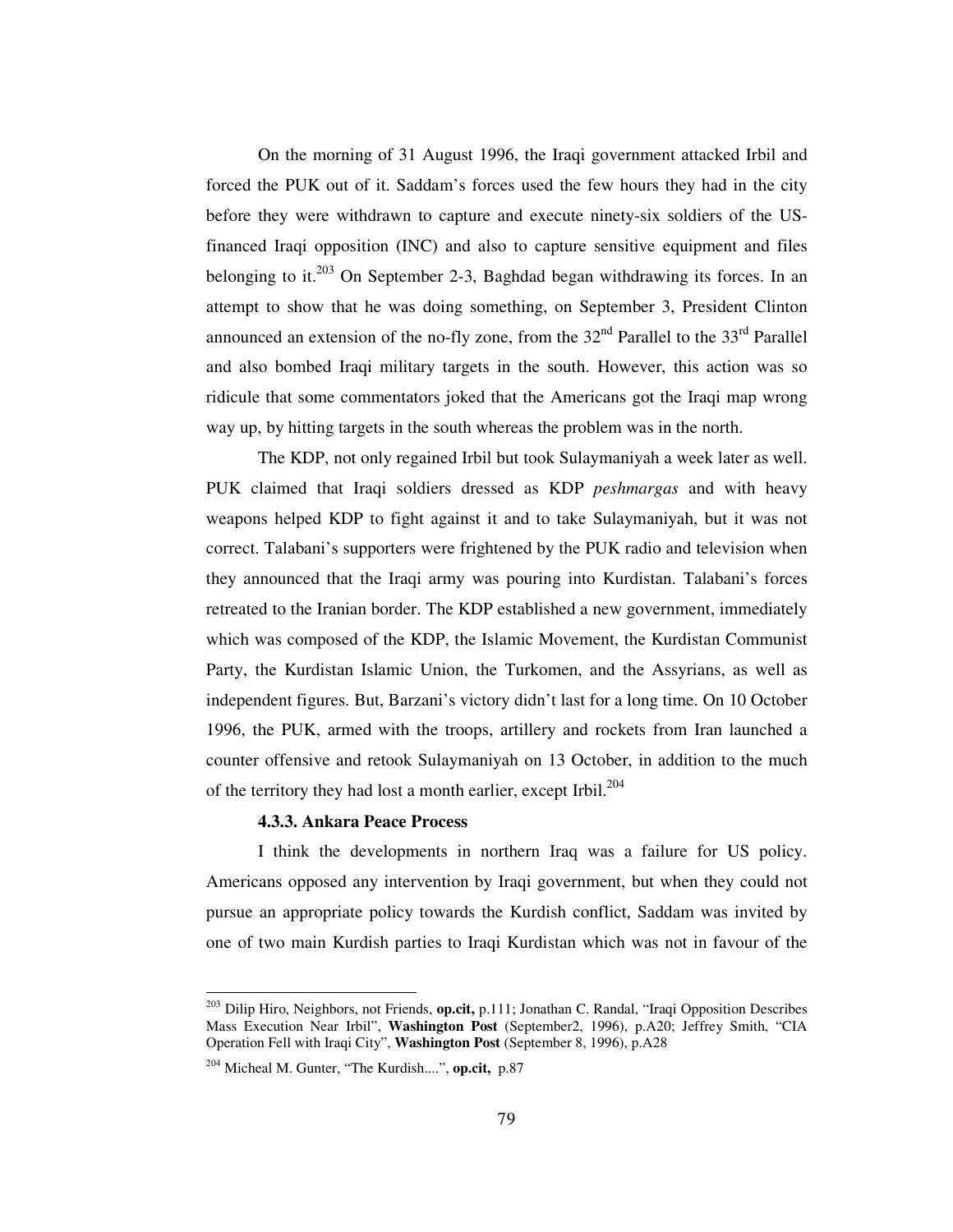On the morning of 31 August 1996, the Iraqi government attacked Irbil and forced the PUK out of it. Saddam's forces used the few hours they had in the city before they were withdrawn to capture and execute ninety-six soldiers of the US-financed Iraqi opposition (INC) and also to capture sensitive equipment and files belonging to it.[203] On September 2-3, Baghdad began withdrawing its forces. In an attempt to show that he was doing something, on September 3, President Clinton announced an extension of the no-fly zone, from the 32nd Parallel to the 33rd Parallel and also bombed Iraqi military targets in the south. However, this action was so ridicule that some commentators joked that the Americans got the Iraqi map wrong way up, by hitting targets in the south whereas the problem was in the north.

The KDP, not only regained Irbil but took Sulaymaniyah a week later as well. PUK claimed that Iraqi soldiers dressed as KDP *peshmargas* and with heavy weapons helped KDP to fight against it and to take Sulaymaniyah, but it was not correct. Talabani's supporters were frightened by the PUK radio and television when they announced that the Iraqi army was pouring into Kurdistan. Talabani's forces retreated to the Iranian border. The KDP established a new government, immediately which was composed of the KDP, the Islamic Movement, the Kurdistan Communist Party, the Kurdistan Islamic Union, the Turkomen, and the Assyrians, as well as independent figures. But, Barzani's victory didn't last for a long time. On 10 October 1996, the PUK, armed with the troops, artillery and rockets from Iran launched a counter offensive and retook Sulaymaniyah on 13 October, in addition to the much of the territory they had lost a month earlier, except Irbil.[204]

#### 4.3.3. Ankara Peace Process

I think the developments in northern Iraq was a failure for US policy. Americans opposed any intervention by Iraqi government, but when they could not pursue an appropriate policy towards the Kurdish conflict, Saddam was invited by one of two main Kurdish parties to Iraqi Kurdistan which was not in favour of the

---

[203] Dilip Hiro, Neighbors, not Friends, **op.cit,** p.111; Jonathan C. Randal, "Iraqi Opposition Describes Mass Execution Near Irbil", **Washington Post** (September2, 1996), p.A20; Jeffrey Smith, "CIA Operation Fell with Iraqi City", **Washington Post** (September 8, 1996), p.A28

[204] Micheal M. Gunter, "The Kurdish....", **op.cit,** p.87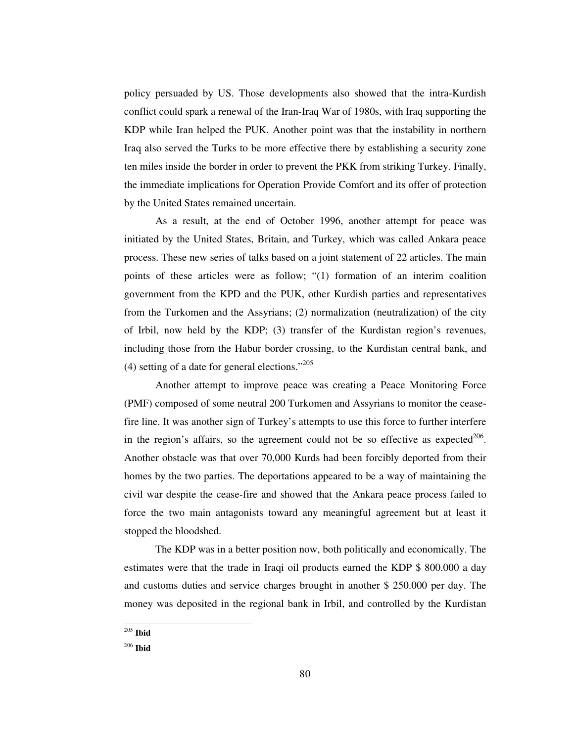policy persuaded by US. Those developments also showed that the intra-Kurdish conflict could spark a renewal of the Iran-Iraq War of 1980s, with Iraq supporting the KDP while Iran helped the PUK. Another point was that the instability in northern Iraq also served the Turks to be more effective there by establishing a security zone ten miles inside the border in order to prevent the PKK from striking Turkey. Finally, the immediate implications for Operation Provide Comfort and its offer of protection by the United States remained uncertain.

As a result, at the end of October 1996, another attempt for peace was initiated by the United States, Britain, and Turkey, which was called Ankara peace process. These new series of talks based on a joint statement of 22 articles. The main points of these articles were as follow; "(1) formation of an interim coalition government from the KPD and the PUK, other Kurdish parties and representatives from the Turkomen and the Assyrians; (2) normalization (neutralization) of the city of Irbil, now held by the KDP; (3) transfer of the Kurdistan region's revenues, including those from the Habur border crossing, to the Kurdistan central bank, and (4) setting of a date for general elections."[205]

Another attempt to improve peace was creating a Peace Monitoring Force (PMF) composed of some neutral 200 Turkomen and Assyrians to monitor the cease-fire line. It was another sign of Turkey's attempts to use this force to further interfere in the region's affairs, so the agreement could not be so effective as expected[206]. Another obstacle was that over 70,000 Kurds had been forcibly deported from their homes by the two parties. The deportations appeared to be a way of maintaining the civil war despite the cease-fire and showed that the Ankara peace process failed to force the two main antagonists toward any meaningful agreement but at least it stopped the bloodshed.

The KDP was in a better position now, both politically and economically. The estimates were that the trade in Iraqi oil products earned the KDP $ 800.000 a day and customs duties and service charges brought in another $ 250.000 per day. The money was deposited in the regional bank in Irbil, and controlled by the Kurdistan

---

[205] **Ibid**

[206] **Ibid**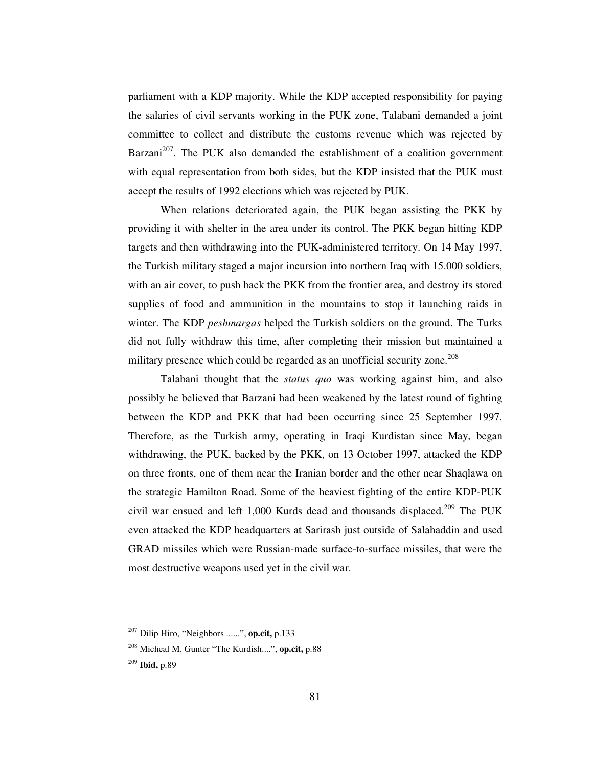parliament with a KDP majority. While the KDP accepted responsibility for paying the salaries of civil servants working in the PUK zone, Talabani demanded a joint committee to collect and distribute the customs revenue which was rejected by Barzani[207]. The PUK also demanded the establishment of a coalition government with equal representation from both sides, but the KDP insisted that the PUK must accept the results of 1992 elections which was rejected by PUK.

When relations deteriorated again, the PUK began assisting the PKK by providing it with shelter in the area under its control. The PKK began hitting KDP targets and then withdrawing into the PUK-administered territory. On 14 May 1997, the Turkish military staged a major incursion into northern Iraq with 15.000 soldiers, with an air cover, to push back the PKK from the frontier area, and destroy its stored supplies of food and ammunition in the mountains to stop it launching raids in winter. The KDP *peshmargas* helped the Turkish soldiers on the ground. The Turks did not fully withdraw this time, after completing their mission but maintained a military presence which could be regarded as an unofficial security zone.[208]

Talabani thought that the *status quo* was working against him, and also possibly he believed that Barzani had been weakened by the latest round of fighting between the KDP and PKK that had been occurring since 25 September 1997. Therefore, as the Turkish army, operating in Iraqi Kurdistan since May, began withdrawing, the PUK, backed by the PKK, on 13 October 1997, attacked the KDP on three fronts, one of them near the Iranian border and the other near Shaqlawa on the strategic Hamilton Road. Some of the heaviest fighting of the entire KDP-PUK civil war ensued and left 1,000 Kurds dead and thousands displaced.[209] The PUK even attacked the KDP headquarters at Sarirash just outside of Salahaddin and used GRAD missiles which were Russian-made surface-to-surface missiles, that were the most destructive weapons used yet in the civil war.

---

[207] Dilip Hiro, "Neighbors ......", **op.cit,** p.133

[208] Micheal M. Gunter "The Kurdish....", **op.cit,** p.88

[209] **Ibid,** p.89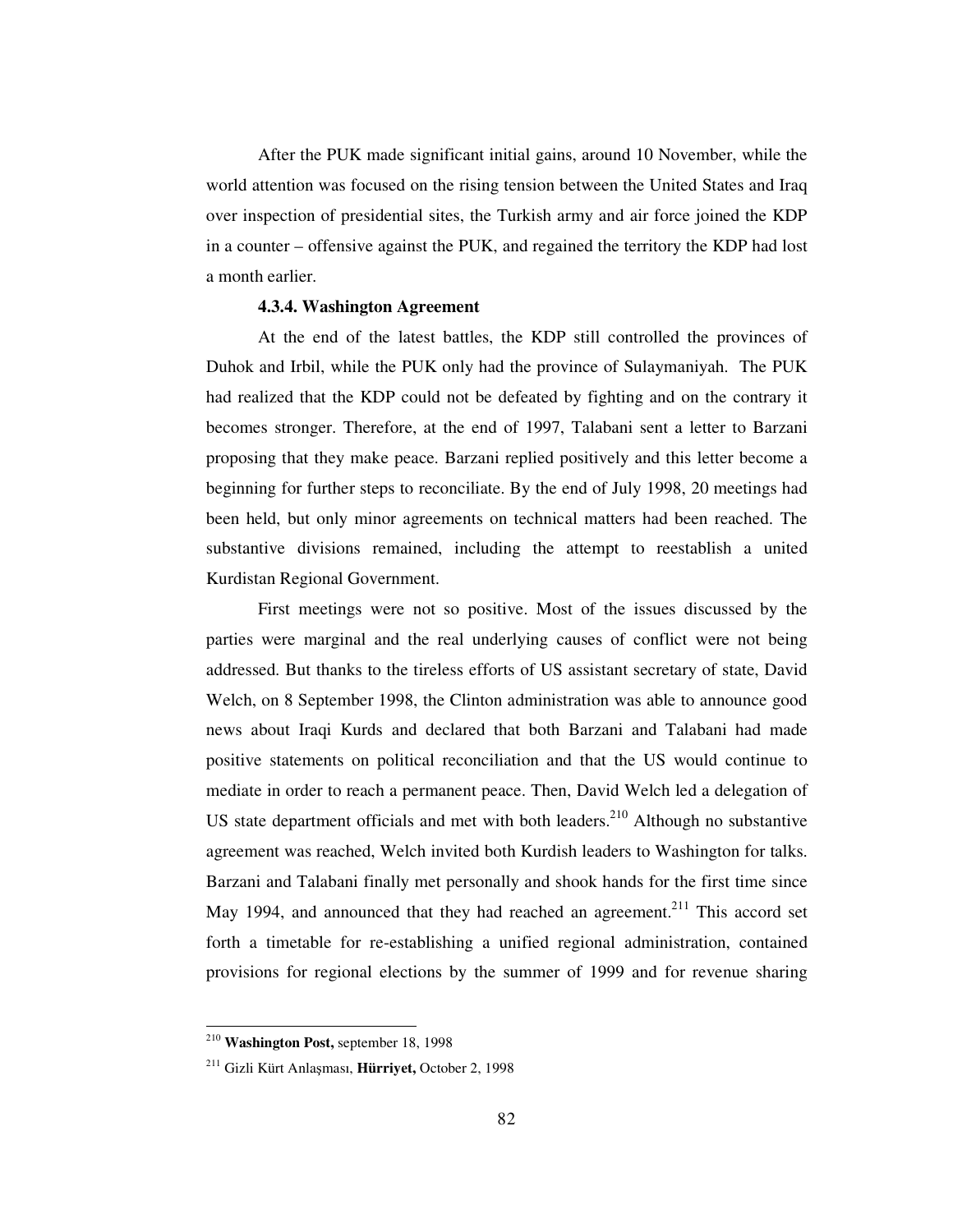After the PUK made significant initial gains, around 10 November, while the world attention was focused on the rising tension between the United States and Iraq over inspection of presidential sites, the Turkish army and air force joined the KDP in a counter – offensive against the PUK, and regained the territory the KDP had lost a month earlier.

#### 4.3.4. Washington Agreement

At the end of the latest battles, the KDP still controlled the provinces of Duhok and Irbil, while the PUK only had the province of Sulaymaniyah. The PUK had realized that the KDP could not be defeated by fighting and on the contrary it becomes stronger. Therefore, at the end of 1997, Talabani sent a letter to Barzani proposing that they make peace. Barzani replied positively and this letter become a beginning for further steps to reconciliate. By the end of July 1998, 20 meetings had been held, but only minor agreements on technical matters had been reached. The substantive divisions remained, including the attempt to reestablish a united Kurdistan Regional Government.

First meetings were not so positive. Most of the issues discussed by the parties were marginal and the real underlying causes of conflict were not being addressed. But thanks to the tireless efforts of US assistant secretary of state, David Welch, on 8 September 1998, the Clinton administration was able to announce good news about Iraqi Kurds and declared that both Barzani and Talabani had made positive statements on political reconciliation and that the US would continue to mediate in order to reach a permanent peace. Then, David Welch led a delegation of US state department officials and met with both leaders.[210] Although no substantive agreement was reached, Welch invited both Kurdish leaders to Washington for talks. Barzani and Talabani finally met personally and shook hands for the first time since May 1994, and announced that they had reached an agreement.[211] This accord set forth a timetable for re-establishing a unified regional administration, contained provisions for regional elections by the summer of 1999 and for revenue sharing

---

[210] **Washington Post,** september 18, 1998

[211] Gizli Kürt Anlaşması, **Hürriyet,** October 2, 1998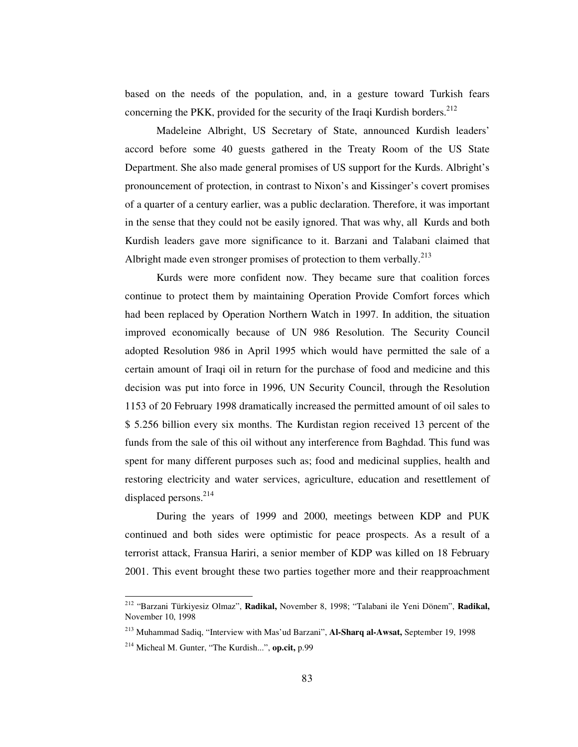based on the needs of the population, and, in a gesture toward Turkish fears concerning the PKK, provided for the security of the Iraqi Kurdish borders.[212]

Madeleine Albright, US Secretary of State, announced Kurdish leaders' accord before some 40 guests gathered in the Treaty Room of the US State Department. She also made general promises of US support for the Kurds. Albright's pronouncement of protection, in contrast to Nixon's and Kissinger's covert promises of a quarter of a century earlier, was a public declaration. Therefore, it was important in the sense that they could not be easily ignored. That was why, all Kurds and both Kurdish leaders gave more significance to it. Barzani and Talabani claimed that Albright made even stronger promises of protection to them verbally.[213]

Kurds were more confident now. They became sure that coalition forces continue to protect them by maintaining Operation Provide Comfort forces which had been replaced by Operation Northern Watch in 1997. In addition, the situation improved economically because of UN 986 Resolution. The Security Council adopted Resolution 986 in April 1995 which would have permitted the sale of a certain amount of Iraqi oil in return for the purchase of food and medicine and this decision was put into force in 1996, UN Security Council, through the Resolution 1153 of 20 February 1998 dramatically increased the permitted amount of oil sales to $ 5.256 billion every six months. The Kurdistan region received 13 percent of the funds from the sale of this oil without any interference from Baghdad. This fund was spent for many different purposes such as; food and medicinal supplies, health and restoring electricity and water services, agriculture, education and resettlement of displaced persons.[214]

During the years of 1999 and 2000, meetings between KDP and PUK continued and both sides were optimistic for peace prospects. As a result of a terrorist attack, Fransua Hariri, a senior member of KDP was killed on 18 February 2001. This event brought these two parties together more and their reapproachment

---

[212] "Barzani Türkiyesiz Olmaz", **Radikal,** November 8, 1998; "Talabani ile Yeni Dönem", **Radikal,** November 10, 1998

[213] Muhammad Sadiq, "Interview with Mas'ud Barzani", **Al-Sharq al-Awsat,** September 19, 1998

[214] Micheal M. Gunter, "The Kurdish...", **op.cit,** p.99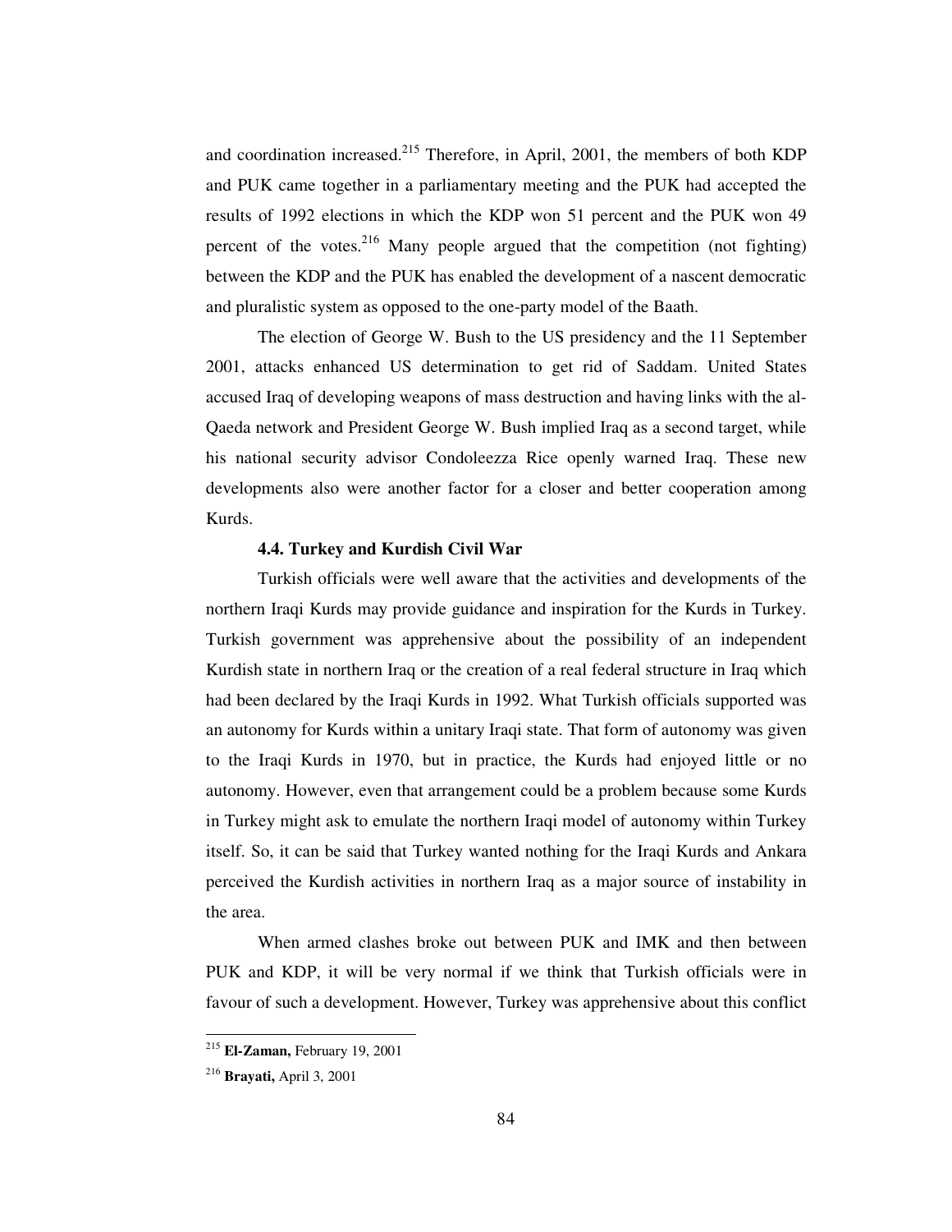and coordination increased.[215] Therefore, in April, 2001, the members of both KDP and PUK came together in a parliamentary meeting and the PUK had accepted the results of 1992 elections in which the KDP won 51 percent and the PUK won 49 percent of the votes.[216] Many people argued that the competition (not fighting) between the KDP and the PUK has enabled the development of a nascent democratic and pluralistic system as opposed to the one-party model of the Baath.

The election of George W. Bush to the US presidency and the 11 September 2001, attacks enhanced US determination to get rid of Saddam. United States accused Iraq of developing weapons of mass destruction and having links with the al-Qaeda network and President George W. Bush implied Iraq as a second target, while his national security advisor Condoleezza Rice openly warned Iraq. These new developments also were another factor for a closer and better cooperation among Kurds.

### 4.4. Turkey and Kurdish Civil War

Turkish officials were well aware that the activities and developments of the northern Iraqi Kurds may provide guidance and inspiration for the Kurds in Turkey. Turkish government was apprehensive about the possibility of an independent Kurdish state in northern Iraq or the creation of a real federal structure in Iraq which had been declared by the Iraqi Kurds in 1992. What Turkish officials supported was an autonomy for Kurds within a unitary Iraqi state. That form of autonomy was given to the Iraqi Kurds in 1970, but in practice, the Kurds had enjoyed little or no autonomy. However, even that arrangement could be a problem because some Kurds in Turkey might ask to emulate the northern Iraqi model of autonomy within Turkey itself. So, it can be said that Turkey wanted nothing for the Iraqi Kurds and Ankara perceived the Kurdish activities in northern Iraq as a major source of instability in the area.

When armed clashes broke out between PUK and IMK and then between PUK and KDP, it will be very normal if we think that Turkish officials were in favour of such a development. However, Turkey was apprehensive about this conflict

---

[215] **El-Zaman,** February 19, 2001

[216] **Brayati,** April 3, 2001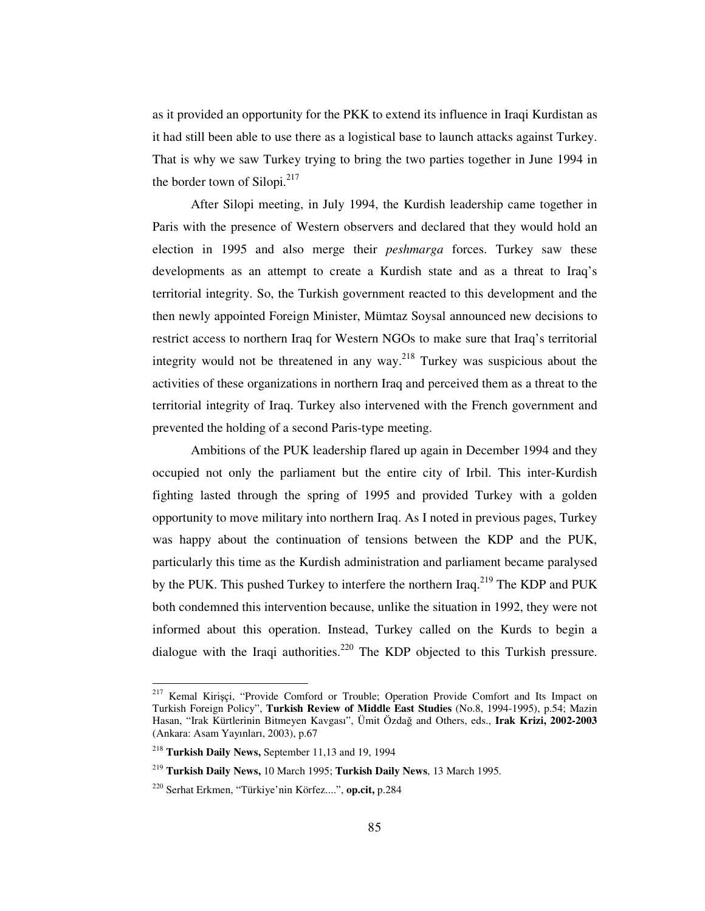as it provided an opportunity for the PKK to extend its influence in Iraqi Kurdistan as it had still been able to use there as a logistical base to launch attacks against Turkey. That is why we saw Turkey trying to bring the two parties together in June 1994 in the border town of Silopi.[217]

After Silopi meeting, in July 1994, the Kurdish leadership came together in Paris with the presence of Western observers and declared that they would hold an election in 1995 and also merge their *peshmarga* forces. Turkey saw these developments as an attempt to create a Kurdish state and as a threat to Iraq's territorial integrity. So, the Turkish government reacted to this development and the then newly appointed Foreign Minister, Mümtaz Soysal announced new decisions to restrict access to northern Iraq for Western NGOs to make sure that Iraq's territorial integrity would not be threatened in any way.[218] Turkey was suspicious about the activities of these organizations in northern Iraq and perceived them as a threat to the territorial integrity of Iraq. Turkey also intervened with the French government and prevented the holding of a second Paris-type meeting.

Ambitions of the PUK leadership flared up again in December 1994 and they occupied not only the parliament but the entire city of Irbil. This inter-Kurdish fighting lasted through the spring of 1995 and provided Turkey with a golden opportunity to move military into northern Iraq. As I noted in previous pages, Turkey was happy about the continuation of tensions between the KDP and the PUK, particularly this time as the Kurdish administration and parliament became paralysed by the PUK. This pushed Turkey to interfere the northern Iraq.[219] The KDP and PUK both condemned this intervention because, unlike the situation in 1992, they were not informed about this operation. Instead, Turkey called on the Kurds to begin a dialogue with the Iraqi authorities.[220] The KDP objected to this Turkish pressure.

---

[217] Kemal Kirişçi, "Provide Comford or Trouble; Operation Provide Comfort and Its Impact on Turkish Foreign Policy", **Turkish Review of Middle East Studies** (No.8, 1994-1995), p.54; Mazin Hasan, "Irak Kürtlerinin Bitmeyen Kavgası", Ümit Özdağ and Others, eds., **Irak Krizi, 2002-2003** (Ankara: Asam Yayınları, 2003), p.67

[218] **Turkish Daily News,** September 11,13 and 19, 1994

[219] **Turkish Daily News,** 10 March 1995; **Turkish Daily News**, 13 March 1995.

[220] Serhat Erkmen, "Türkiye'nin Körfez....", **op.cit,** p.284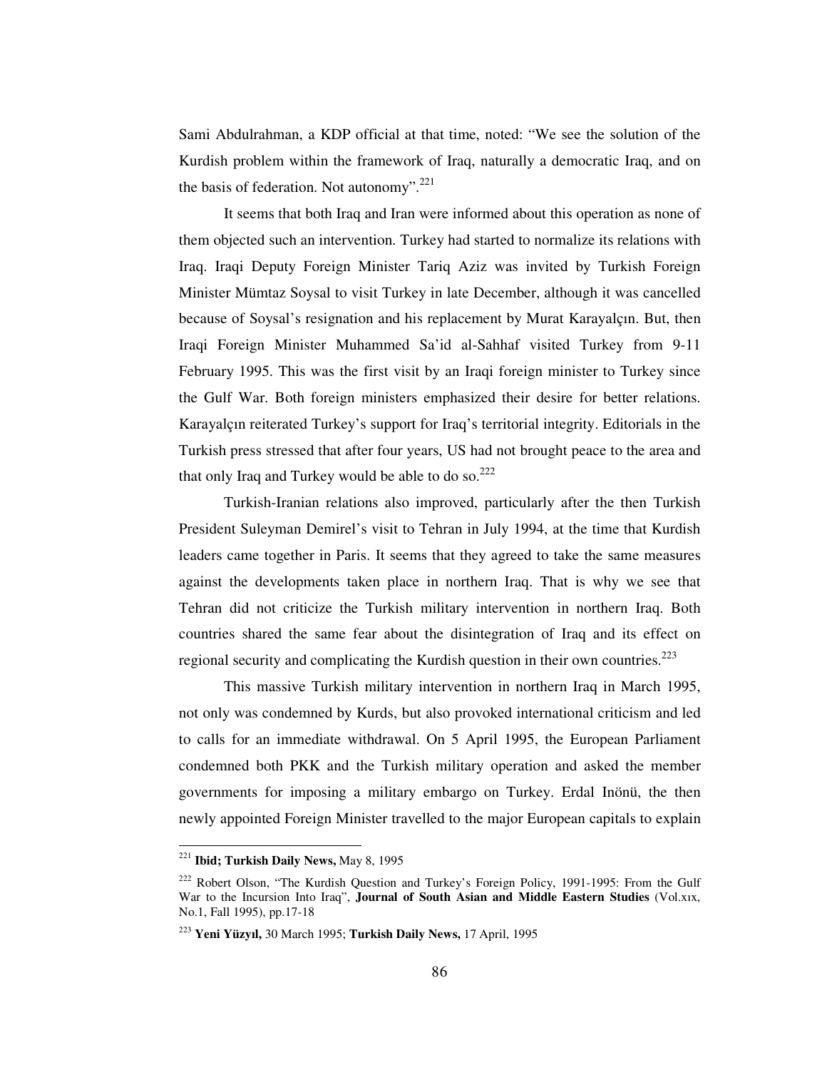Sami Abdulrahman, a KDP official at that time, noted: "We see the solution of the Kurdish problem within the framework of Iraq, naturally a democratic Iraq, and on the basis of federation. Not autonomy".[221]

It seems that both Iraq and Iran were informed about this operation as none of them objected such an intervention. Turkey had started to normalize its relations with Iraq. Iraqi Deputy Foreign Minister Tariq Aziz was invited by Turkish Foreign Minister Mümtaz Soysal to visit Turkey in late December, although it was cancelled because of Soysal's resignation and his replacement by Murat Karayalçın. But, then Iraqi Foreign Minister Muhammed Sa'id al-Sahhaf visited Turkey from 9-11 February 1995. This was the first visit by an Iraqi foreign minister to Turkey since the Gulf War. Both foreign ministers emphasized their desire for better relations. Karayalçın reiterated Turkey's support for Iraq's territorial integrity. Editorials in the Turkish press stressed that after four years, US had not brought peace to the area and that only Iraq and Turkey would be able to do so.[222]

Turkish-Iranian relations also improved, particularly after the then Turkish President Suleyman Demirel's visit to Tehran in July 1994, at the time that Kurdish leaders came together in Paris. It seems that they agreed to take the same measures against the developments taken place in northern Iraq. That is why we see that Tehran did not criticize the Turkish military intervention in northern Iraq. Both countries shared the same fear about the disintegration of Iraq and its effect on regional security and complicating the Kurdish question in their own countries.[223]

This massive Turkish military intervention in northern Iraq in March 1995, not only was condemned by Kurds, but also provoked international criticism and led to calls for an immediate withdrawal. On 5 April 1995, the European Parliament condemned both PKK and the Turkish military operation and asked the member governments for imposing a military embargo on Turkey. Erdal Inönü, the then newly appointed Foreign Minister travelled to the major European capitals to explain

---

[221] **Ibid; Turkish Daily News,** May 8, 1995

[222] Robert Olson, "The Kurdish Question and Turkey's Foreign Policy, 1991-1995: From the Gulf War to the Incursion Into Iraq", **Journal of South Asian and Middle Eastern Studies** (Vol.xıx, No.1, Fall 1995), pp.17-18

[223] **Yeni Yüzyıl,** 30 March 1995; **Turkish Daily News,** 17 April, 1995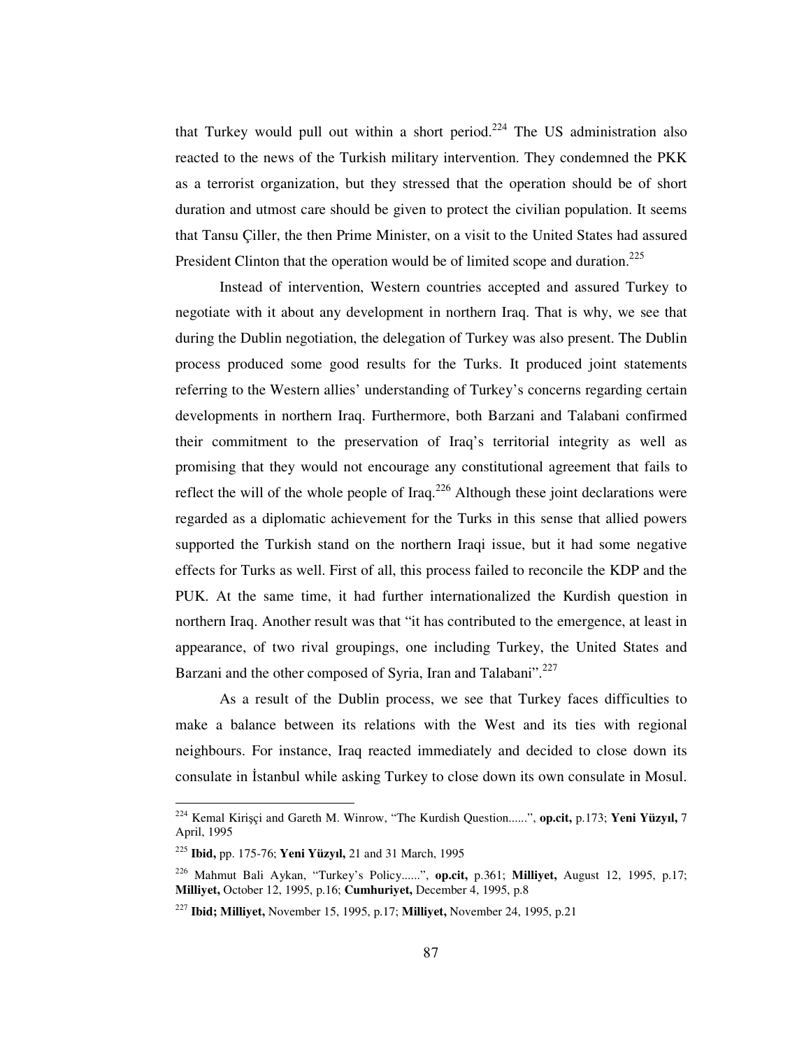that Turkey would pull out within a short period.[224] The US administration also reacted to the news of the Turkish military intervention. They condemned the PKK as a terrorist organization, but they stressed that the operation should be of short duration and utmost care should be given to protect the civilian population. It seems that Tansu Çiller, the then Prime Minister, on a visit to the United States had assured President Clinton that the operation would be of limited scope and duration.[225]

Instead of intervention, Western countries accepted and assured Turkey to negotiate with it about any development in northern Iraq. That is why, we see that during the Dublin negotiation, the delegation of Turkey was also present. The Dublin process produced some good results for the Turks. It produced joint statements referring to the Western allies' understanding of Turkey's concerns regarding certain developments in northern Iraq. Furthermore, both Barzani and Talabani confirmed their commitment to the preservation of Iraq's territorial integrity as well as promising that they would not encourage any constitutional agreement that fails to reflect the will of the whole people of Iraq.[226] Although these joint declarations were regarded as a diplomatic achievement for the Turks in this sense that allied powers supported the Turkish stand on the northern Iraqi issue, but it had some negative effects for Turks as well. First of all, this process failed to reconcile the KDP and the PUK. At the same time, it had further internationalized the Kurdish question in northern Iraq. Another result was that "it has contributed to the emergence, at least in appearance, of two rival groupings, one including Turkey, the United States and Barzani and the other composed of Syria, Iran and Talabani".[227]

As a result of the Dublin process, we see that Turkey faces difficulties to make a balance between its relations with the West and its ties with regional neighbours. For instance, Iraq reacted immediately and decided to close down its consulate in İstanbul while asking Turkey to close down its own consulate in Mosul.

---

[224] Kemal Kirişçi and Gareth M. Winrow, "The Kurdish Question......", **op.cit,** p.173; **Yeni Yüzyıl,** 7 April, 1995

[225] **Ibid,** pp. 175-76; **Yeni Yüzyıl,** 21 and 31 March, 1995

[226] Mahmut Bali Aykan, "Turkey's Policy......", **op.cit,** p.361; **Milliyet,** August 12, 1995, p.17; **Milliyet,** October 12, 1995, p.16; **Cumhuriyet,** December 4, 1995, p.8

[227] **Ibid; Milliyet,** November 15, 1995, p.17; **Milliyet,** November 24, 1995, p.21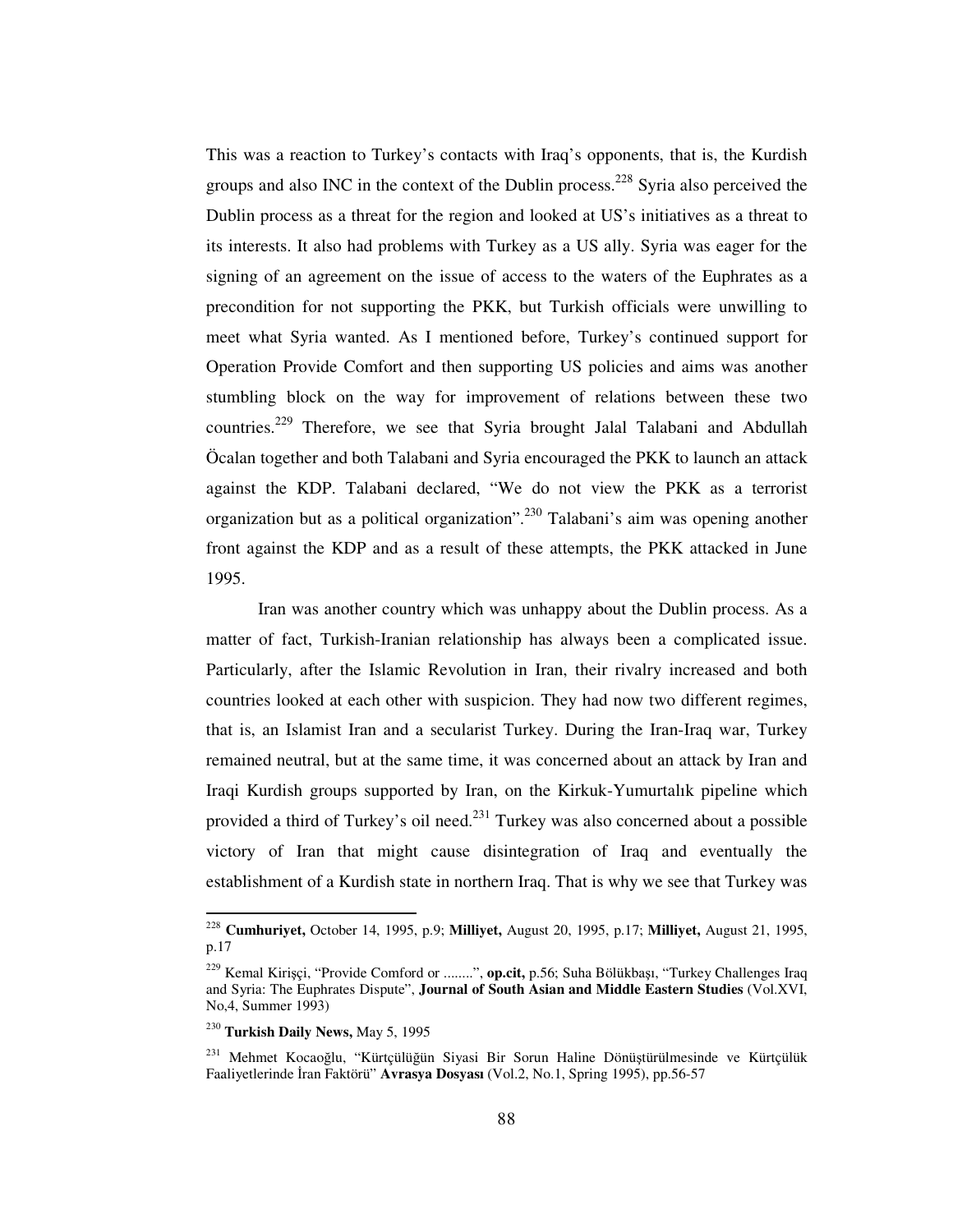This was a reaction to Turkey's contacts with Iraq's opponents, that is, the Kurdish groups and also INC in the context of the Dublin process.[228] Syria also perceived the Dublin process as a threat for the region and looked at US's initiatives as a threat to its interests. It also had problems with Turkey as a US ally. Syria was eager for the signing of an agreement on the issue of access to the waters of the Euphrates as a precondition for not supporting the PKK, but Turkish officials were unwilling to meet what Syria wanted. As I mentioned before, Turkey's continued support for Operation Provide Comfort and then supporting US policies and aims was another stumbling block on the way for improvement of relations between these two countries.[229] Therefore, we see that Syria brought Jalal Talabani and Abdullah Öcalan together and both Talabani and Syria encouraged the PKK to launch an attack against the KDP. Talabani declared, "We do not view the PKK as a terrorist organization but as a political organization".[230] Talabani's aim was opening another front against the KDP and as a result of these attempts, the PKK attacked in June 1995.

Iran was another country which was unhappy about the Dublin process. As a matter of fact, Turkish-Iranian relationship has always been a complicated issue. Particularly, after the Islamic Revolution in Iran, their rivalry increased and both countries looked at each other with suspicion. They had now two different regimes, that is, an Islamist Iran and a secularist Turkey. During the Iran-Iraq war, Turkey remained neutral, but at the same time, it was concerned about an attack by Iran and Iraqi Kurdish groups supported by Iran, on the Kirkuk-Yumurtalık pipeline which provided a third of Turkey's oil need.[231] Turkey was also concerned about a possible victory of Iran that might cause disintegration of Iraq and eventually the establishment of a Kurdish state in northern Iraq. That is why we see that Turkey was

---

[228] **Cumhuriyet,** October 14, 1995, p.9; **Milliyet,** August 20, 1995, p.17; **Milliyet,** August 21, 1995, p.17

[229] Kemal Kirişçi, "Provide Comford or ........", **op.cit,** p.56; Suha Bölükbaşı, "Turkey Challenges Iraq and Syria: The Euphrates Dispute", **Journal of South Asian and Middle Eastern Studies** (Vol.XVI, No,4, Summer 1993)

[230] **Turkish Daily News,** May 5, 1995

[231] Mehmet Kocaoğlu, "Kürtçülüğün Siyasi Bir Sorun Haline Dönüştürülmesinde ve Kürtçülük Faaliyetlerinde İran Faktörü" **Avrasya Dosyası** (Vol.2, No.1, Spring 1995), pp.56-57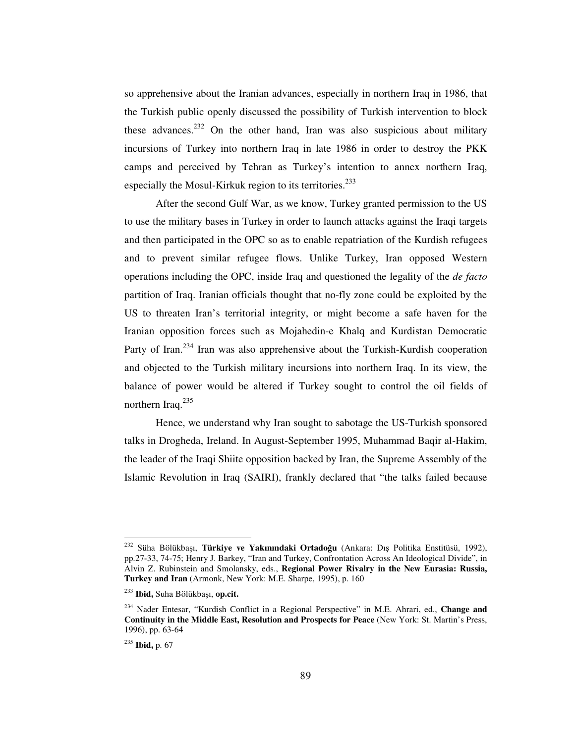so apprehensive about the Iranian advances, especially in northern Iraq in 1986, that the Turkish public openly discussed the possibility of Turkish intervention to block these advances.[232] On the other hand, Iran was also suspicious about military incursions of Turkey into northern Iraq in late 1986 in order to destroy the PKK camps and perceived by Tehran as Turkey's intention to annex northern Iraq, especially the Mosul-Kirkuk region to its territories.[233]

After the second Gulf War, as we know, Turkey granted permission to the US to use the military bases in Turkey in order to launch attacks against the Iraqi targets and then participated in the OPC so as to enable repatriation of the Kurdish refugees and to prevent similar refugee flows. Unlike Turkey, Iran opposed Western operations including the OPC, inside Iraq and questioned the legality of the *de facto* partition of Iraq. Iranian officials thought that no-fly zone could be exploited by the US to threaten Iran's territorial integrity, or might become a safe haven for the Iranian opposition forces such as Mojahedin-e Khalq and Kurdistan Democratic Party of Iran.[234] Iran was also apprehensive about the Turkish-Kurdish cooperation and objected to the Turkish military incursions into northern Iraq. In its view, the balance of power would be altered if Turkey sought to control the oil fields of northern Iraq.[235]

Hence, we understand why Iran sought to sabotage the US-Turkish sponsored talks in Drogheda, Ireland. In August-September 1995, Muhammad Baqir al-Hakim, the leader of the Iraqi Shiite opposition backed by Iran, the Supreme Assembly of the Islamic Revolution in Iraq (SAIRI), frankly declared that "the talks failed because

---

[232] Süha Bölükbaşı, **Türkiye ve Yakınındaki Ortadoğu** (Ankara: Dış Politika Enstitüsü, 1992), pp.27-33, 74-75; Henry J. Barkey, "Iran and Turkey, Confrontation Across An Ideological Divide", in Alvin Z. Rubinstein and Smolansky, eds., **Regional Power Rivalry in the New Eurasia: Russia, Turkey and Iran** (Armonk, New York: M.E. Sharpe, 1995), p. 160

[233] **Ibid,** Suha Bölükbaşı, **op.cit.**

[234] Nader Entesar, "Kurdish Conflict in a Regional Perspective" in M.E. Ahrari, ed., **Change and Continuity in the Middle East, Resolution and Prospects for Peace** (New York: St. Martin's Press, 1996), pp. 63-64

[235] **Ibid,** p. 67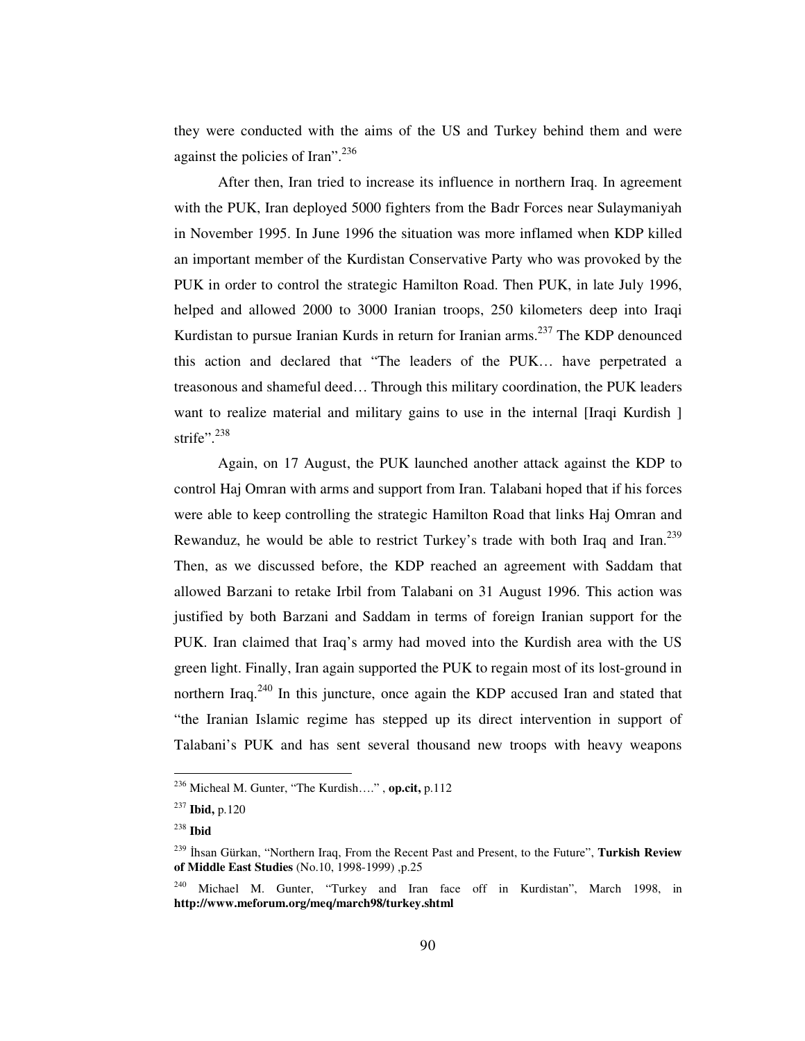they were conducted with the aims of the US and Turkey behind them and were against the policies of Iran".[236]

After then, Iran tried to increase its influence in northern Iraq. In agreement with the PUK, Iran deployed 5000 fighters from the Badr Forces near Sulaymaniyah in November 1995. In June 1996 the situation was more inflamed when KDP killed an important member of the Kurdistan Conservative Party who was provoked by the PUK in order to control the strategic Hamilton Road. Then PUK, in late July 1996, helped and allowed 2000 to 3000 Iranian troops, 250 kilometers deep into Iraqi Kurdistan to pursue Iranian Kurds in return for Iranian arms.[237] The KDP denounced this action and declared that "The leaders of the PUK… have perpetrated a treasonous and shameful deed… Through this military coordination, the PUK leaders want to realize material and military gains to use in the internal [Iraqi Kurdish ] strife".[238]

Again, on 17 August, the PUK launched another attack against the KDP to control Haj Omran with arms and support from Iran. Talabani hoped that if his forces were able to keep controlling the strategic Hamilton Road that links Haj Omran and Rewanduz, he would be able to restrict Turkey's trade with both Iraq and Iran.[239] Then, as we discussed before, the KDP reached an agreement with Saddam that allowed Barzani to retake Irbil from Talabani on 31 August 1996. This action was justified by both Barzani and Saddam in terms of foreign Iranian support for the PUK. Iran claimed that Iraq's army had moved into the Kurdish area with the US green light. Finally, Iran again supported the PUK to regain most of its lost-ground in northern Iraq.[240] In this juncture, once again the KDP accused Iran and stated that "the Iranian Islamic regime has stepped up its direct intervention in support of Talabani's PUK and has sent several thousand new troops with heavy weapons

---

[236] Micheal M. Gunter, "The Kurdish…." , **op.cit,** p.112

[237] **Ibid,** p.120

[238] **Ibid**

[239] İhsan Gürkan, "Northern Iraq, From the Recent Past and Present, to the Future", **Turkish Review of Middle East Studies** (No.10, 1998-1999) ,p.25

[240] Michael M. Gunter, "Turkey and Iran face off in Kurdistan", March 1998, in **http://www.meforum.org/meq/march98/turkey.shtml**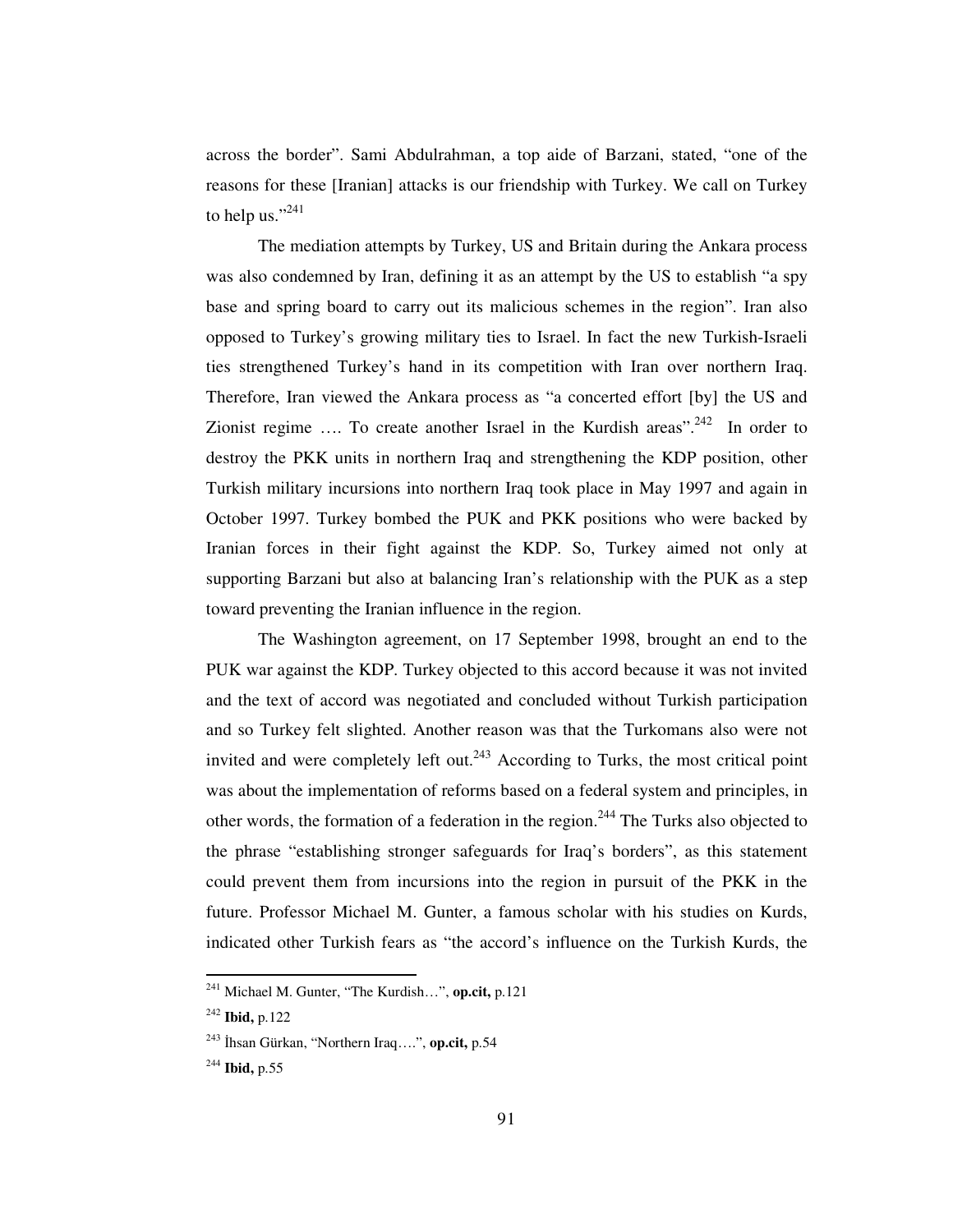across the border". Sami Abdulrahman, a top aide of Barzani, stated, "one of the reasons for these [Iranian] attacks is our friendship with Turkey. We call on Turkey to help us."[241]

The mediation attempts by Turkey, US and Britain during the Ankara process was also condemned by Iran, defining it as an attempt by the US to establish "a spy base and spring board to carry out its malicious schemes in the region". Iran also opposed to Turkey's growing military ties to Israel. In fact the new Turkish-Israeli ties strengthened Turkey's hand in its competition with Iran over northern Iraq. Therefore, Iran viewed the Ankara process as "a concerted effort [by] the US and Zionist regime …. To create another Israel in the Kurdish areas".[242] In order to destroy the PKK units in northern Iraq and strengthening the KDP position, other Turkish military incursions into northern Iraq took place in May 1997 and again in October 1997. Turkey bombed the PUK and PKK positions who were backed by Iranian forces in their fight against the KDP. So, Turkey aimed not only at supporting Barzani but also at balancing Iran's relationship with the PUK as a step toward preventing the Iranian influence in the region.

The Washington agreement, on 17 September 1998, brought an end to the PUK war against the KDP. Turkey objected to this accord because it was not invited and the text of accord was negotiated and concluded without Turkish participation and so Turkey felt slighted. Another reason was that the Turkomans also were not invited and were completely left out.[243] According to Turks, the most critical point was about the implementation of reforms based on a federal system and principles, in other words, the formation of a federation in the region.[244] The Turks also objected to the phrase "establishing stronger safeguards for Iraq's borders", as this statement could prevent them from incursions into the region in pursuit of the PKK in the future. Professor Michael M. Gunter, a famous scholar with his studies on Kurds, indicated other Turkish fears as "the accord's influence on the Turkish Kurds, the

---

[241] Michael M. Gunter, "The Kurdish…", **op.cit,** p.121

[242] **Ibid,** p.122

[243] İhsan Gürkan, "Northern Iraq….", **op.cit,** p.54

[244] **Ibid,** p.55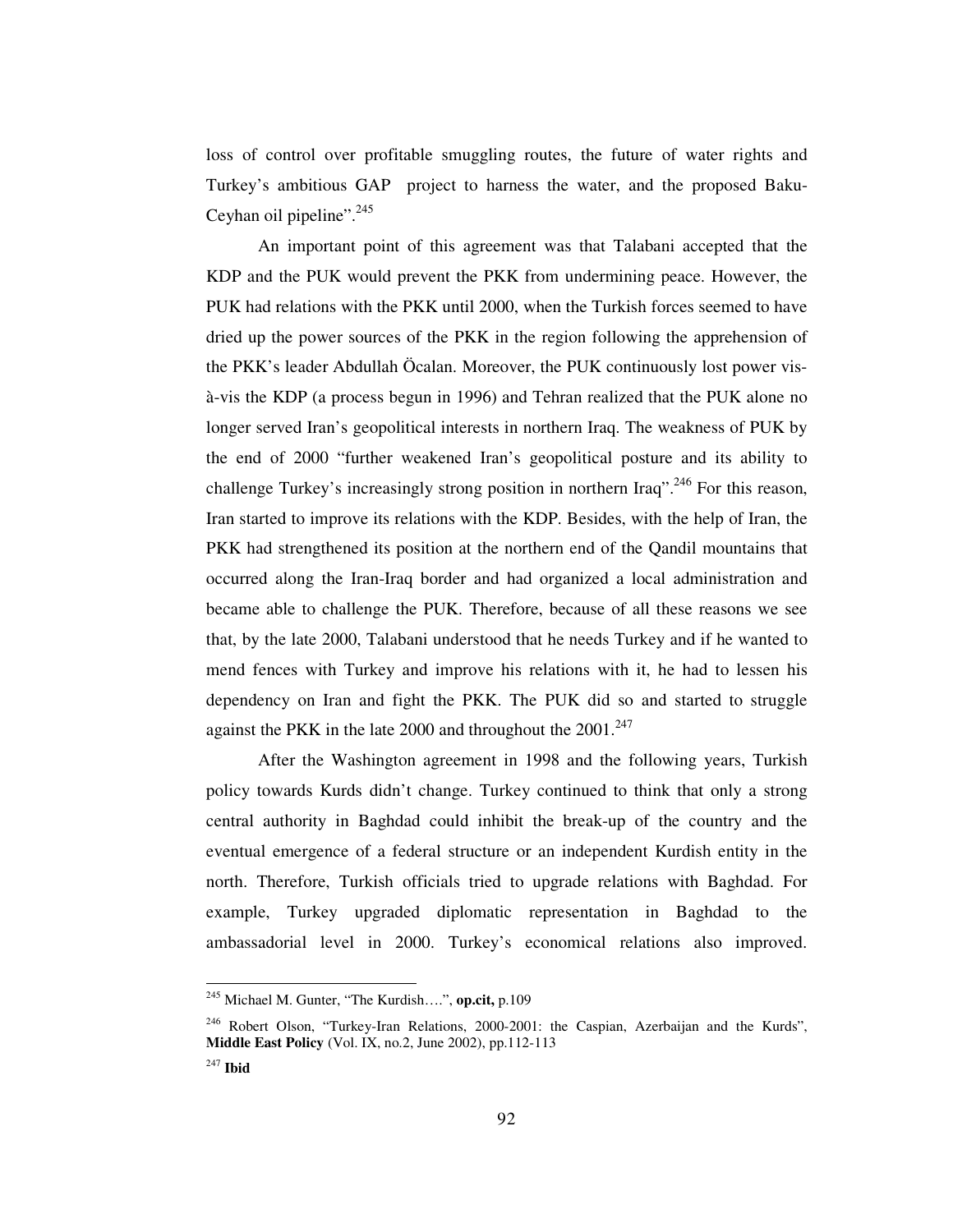loss of control over profitable smuggling routes, the future of water rights and Turkey's ambitious GAP project to harness the water, and the proposed Baku-Ceyhan oil pipeline".[245]

An important point of this agreement was that Talabani accepted that the KDP and the PUK would prevent the PKK from undermining peace. However, the PUK had relations with the PKK until 2000, when the Turkish forces seemed to have dried up the power sources of the PKK in the region following the apprehension of the PKK's leader Abdullah Öcalan. Moreover, the PUK continuously lost power vis-à-vis the KDP (a process begun in 1996) and Tehran realized that the PUK alone no longer served Iran's geopolitical interests in northern Iraq. The weakness of PUK by the end of 2000 "further weakened Iran's geopolitical posture and its ability to challenge Turkey's increasingly strong position in northern Iraq".[246] For this reason, Iran started to improve its relations with the KDP. Besides, with the help of Iran, the PKK had strengthened its position at the northern end of the Qandil mountains that occurred along the Iran-Iraq border and had organized a local administration and became able to challenge the PUK. Therefore, because of all these reasons we see that, by the late 2000, Talabani understood that he needs Turkey and if he wanted to mend fences with Turkey and improve his relations with it, he had to lessen his dependency on Iran and fight the PKK. The PUK did so and started to struggle against the PKK in the late 2000 and throughout the 2001.[247]

After the Washington agreement in 1998 and the following years, Turkish policy towards Kurds didn't change. Turkey continued to think that only a strong central authority in Baghdad could inhibit the break-up of the country and the eventual emergence of a federal structure or an independent Kurdish entity in the north. Therefore, Turkish officials tried to upgrade relations with Baghdad. For example, Turkey upgraded diplomatic representation in Baghdad to the ambassadorial level in 2000. Turkey's economical relations also improved.

---

[245] Michael M. Gunter, "The Kurdish….", **op.cit,** p.109

[246] Robert Olson, "Turkey-Iran Relations, 2000-2001: the Caspian, Azerbaijan and the Kurds", **Middle East Policy** (Vol. IX, no.2, June 2002), pp.112-113

[247] **Ibid**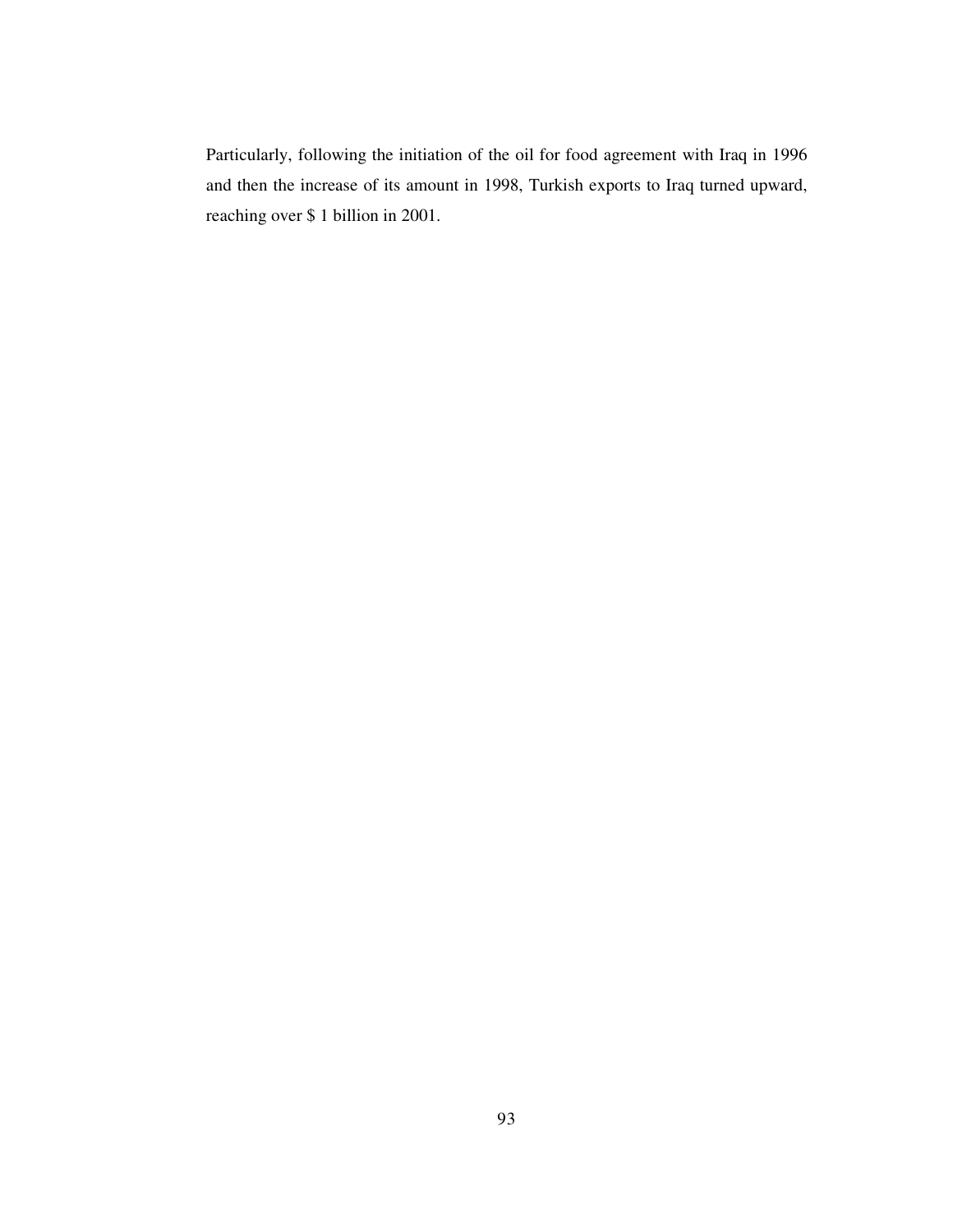Particularly, following the initiation of the oil for food agreement with Iraq in 1996 and then the increase of its amount in 1998, Turkish exports to Iraq turned upward, reaching over $ 1 billion in 2001.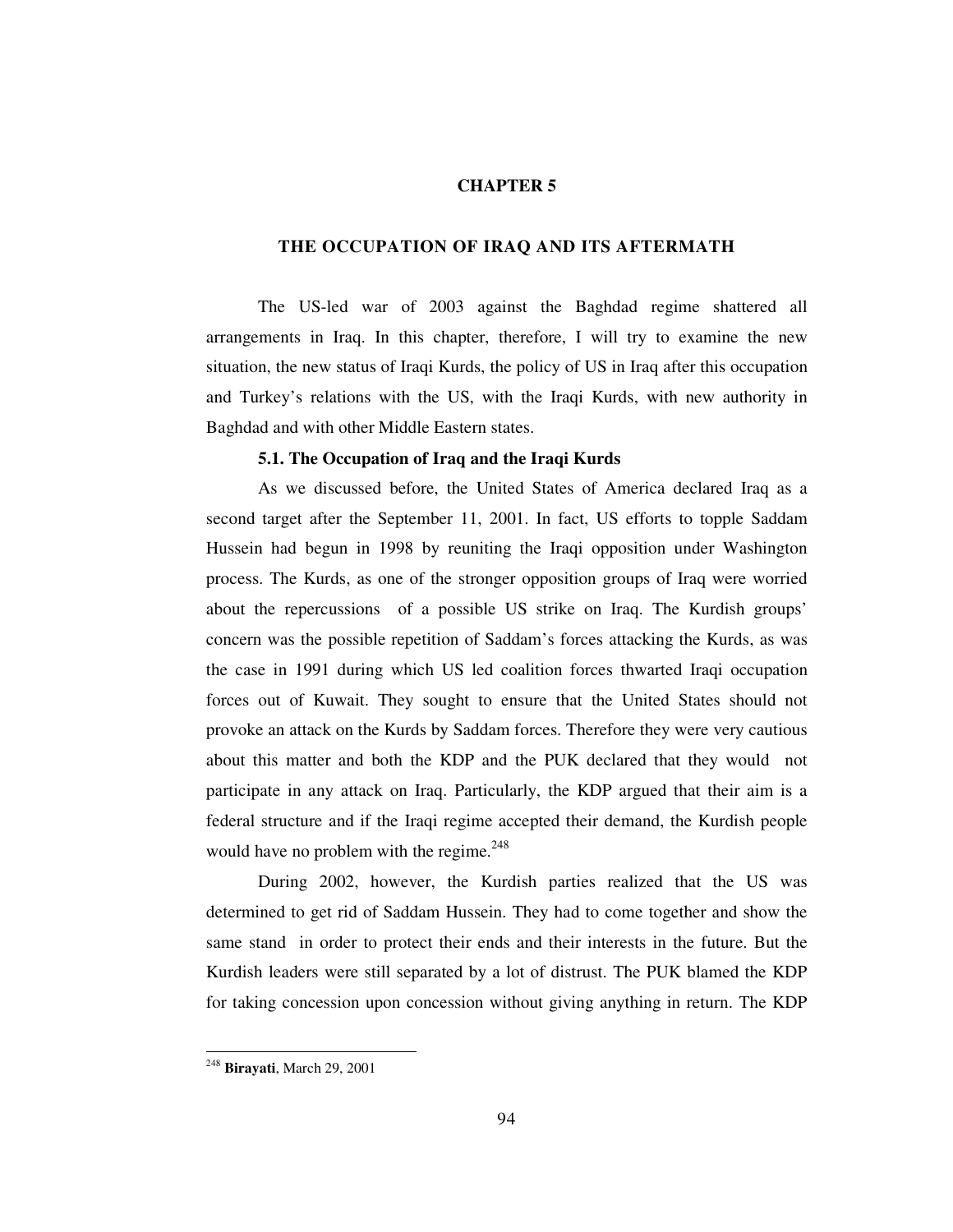# CHAPTER 5

# THE OCCUPATION OF IRAQ AND ITS AFTERMATH

The US-led war of 2003 against the Baghdad regime shattered all arrangements in Iraq. In this chapter, therefore, I will try to examine the new situation, the new status of Iraqi Kurds, the policy of US in Iraq after this occupation and Turkey's relations with the US, with the Iraqi Kurds, with new authority in Baghdad and with other Middle Eastern states.

## 5.1. The Occupation of Iraq and the Iraqi Kurds

As we discussed before, the United States of America declared Iraq as a second target after the September 11, 2001. In fact, US efforts to topple Saddam Hussein had begun in 1998 by reuniting the Iraqi opposition under Washington process. The Kurds, as one of the stronger opposition groups of Iraq were worried about the repercussions of a possible US strike on Iraq. The Kurdish groups' concern was the possible repetition of Saddam's forces attacking the Kurds, as was the case in 1991 during which US led coalition forces thwarted Iraqi occupation forces out of Kuwait. They sought to ensure that the United States should not provoke an attack on the Kurds by Saddam forces. Therefore they were very cautious about this matter and both the KDP and the PUK declared that they would not participate in any attack on Iraq. Particularly, the KDP argued that their aim is a federal structure and if the Iraqi regime accepted their demand, the Kurdish people would have no problem with the regime.[248]

During 2002, however, the Kurdish parties realized that the US was determined to get rid of Saddam Hussein. They had to come together and show the same stand in order to protect their ends and their interests in the future. But the Kurdish leaders were still separated by a lot of distrust. The PUK blamed the KDP for taking concession upon concession without giving anything in return. The KDP

---

[248] **Birayati**, March 29, 2001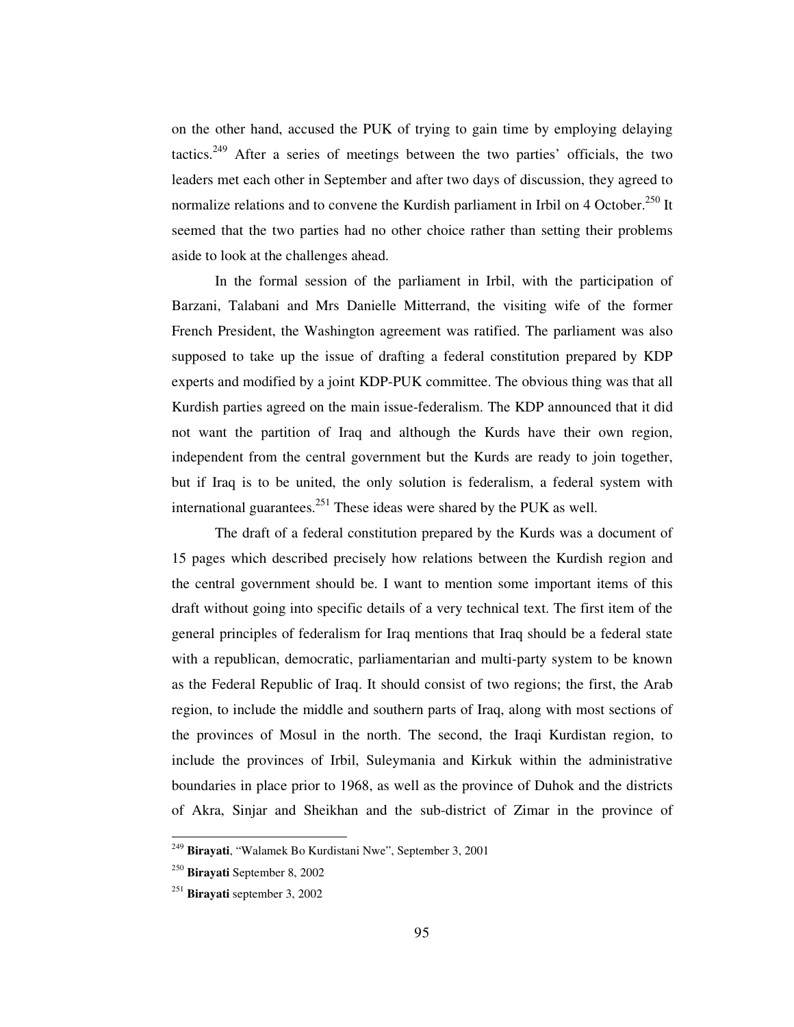on the other hand, accused the PUK of trying to gain time by employing delaying tactics.[249] After a series of meetings between the two parties' officials, the two leaders met each other in September and after two days of discussion, they agreed to normalize relations and to convene the Kurdish parliament in Irbil on 4 October.[250] It seemed that the two parties had no other choice rather than setting their problems aside to look at the challenges ahead.

In the formal session of the parliament in Irbil, with the participation of Barzani, Talabani and Mrs Danielle Mitterrand, the visiting wife of the former French President, the Washington agreement was ratified. The parliament was also supposed to take up the issue of drafting a federal constitution prepared by KDP experts and modified by a joint KDP-PUK committee. The obvious thing was that all Kurdish parties agreed on the main issue-federalism. The KDP announced that it did not want the partition of Iraq and although the Kurds have their own region, independent from the central government but the Kurds are ready to join together, but if Iraq is to be united, the only solution is federalism, a federal system with international guarantees.[251] These ideas were shared by the PUK as well.

The draft of a federal constitution prepared by the Kurds was a document of 15 pages which described precisely how relations between the Kurdish region and the central government should be. I want to mention some important items of this draft without going into specific details of a very technical text. The first item of the general principles of federalism for Iraq mentions that Iraq should be a federal state with a republican, democratic, parliamentarian and multi-party system to be known as the Federal Republic of Iraq. It should consist of two regions; the first, the Arab region, to include the middle and southern parts of Iraq, along with most sections of the provinces of Mosul in the north. The second, the Iraqi Kurdistan region, to include the provinces of Irbil, Suleymania and Kirkuk within the administrative boundaries in place prior to 1968, as well as the province of Duhok and the districts of Akra, Sinjar and Sheikhan and the sub-district of Zimar in the province of

---

[249] **Birayati**, "Walamek Bo Kurdistani Nwe", September 3, 2001

[250] **Birayati** September 8, 2002

[251] **Birayati** september 3, 2002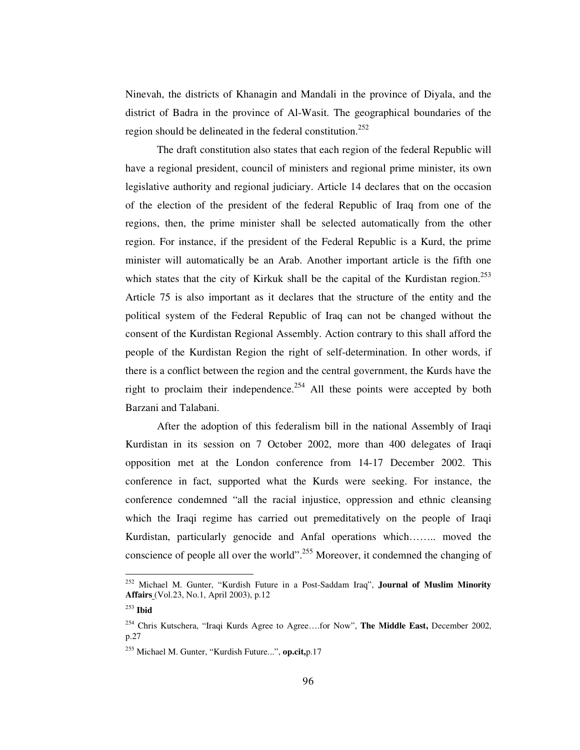Ninevah, the districts of Khanagin and Mandali in the province of Diyala, and the district of Badra in the province of Al-Wasit. The geographical boundaries of the region should be delineated in the federal constitution.[252]

The draft constitution also states that each region of the federal Republic will have a regional president, council of ministers and regional prime minister, its own legislative authority and regional judiciary. Article 14 declares that on the occasion of the election of the president of the federal Republic of Iraq from one of the regions, then, the prime minister shall be selected automatically from the other region. For instance, if the president of the Federal Republic is a Kurd, the prime minister will automatically be an Arab. Another important article is the fifth one which states that the city of Kirkuk shall be the capital of the Kurdistan region.[253] Article 75 is also important as it declares that the structure of the entity and the political system of the Federal Republic of Iraq can not be changed without the consent of the Kurdistan Regional Assembly. Action contrary to this shall afford the people of the Kurdistan Region the right of self-determination. In other words, if there is a conflict between the region and the central government, the Kurds have the right to proclaim their independence.[254] All these points were accepted by both Barzani and Talabani.

After the adoption of this federalism bill in the national Assembly of Iraqi Kurdistan in its session on 7 October 2002, more than 400 delegates of Iraqi opposition met at the London conference from 14-17 December 2002. This conference in fact, supported what the Kurds were seeking. For instance, the conference condemned "all the racial injustice, oppression and ethnic cleansing which the Iraqi regime has carried out premeditatively on the people of Iraqi Kurdistan, particularly genocide and Anfal operations which…….. moved the conscience of people all over the world".[255] Moreover, it condemned the changing of

---

[252] Michael M. Gunter, "Kurdish Future in a Post-Saddam Iraq", **Journal of Muslim Minority Affairs** (Vol.23, No.1, April 2003), p.12

[253] **Ibid**

[254] Chris Kutschera, "Iraqi Kurds Agree to Agree….for Now", **The Middle East,** December 2002, p.27

[255] Michael M. Gunter, "Kurdish Future...", **op.cit,**p.17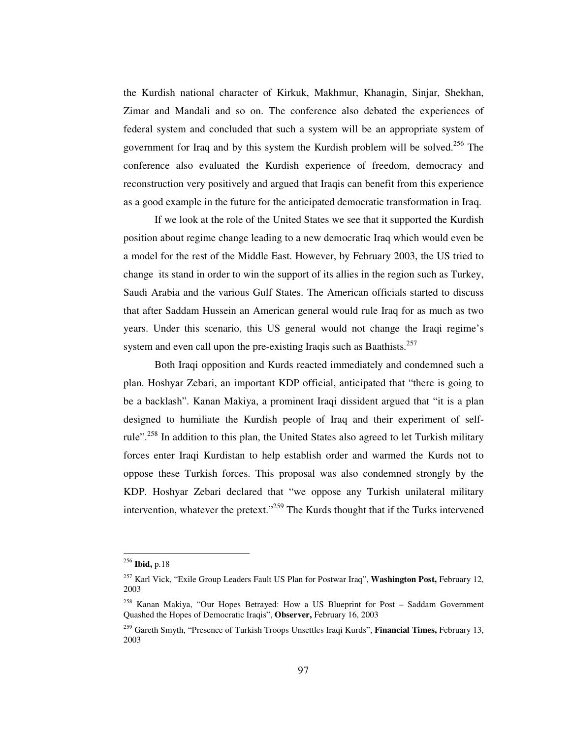the Kurdish national character of Kirkuk, Makhmur, Khanagin, Sinjar, Shekhan, Zimar and Mandali and so on. The conference also debated the experiences of federal system and concluded that such a system will be an appropriate system of government for Iraq and by this system the Kurdish problem will be solved.[256] The conference also evaluated the Kurdish experience of freedom, democracy and reconstruction very positively and argued that Iraqis can benefit from this experience as a good example in the future for the anticipated democratic transformation in Iraq.

If we look at the role of the United States we see that it supported the Kurdish position about regime change leading to a new democratic Iraq which would even be a model for the rest of the Middle East. However, by February 2003, the US tried to change its stand in order to win the support of its allies in the region such as Turkey, Saudi Arabia and the various Gulf States. The American officials started to discuss that after Saddam Hussein an American general would rule Iraq for as much as two years. Under this scenario, this US general would not change the Iraqi regime's system and even call upon the pre-existing Iraqis such as Baathists.[257]

Both Iraqi opposition and Kurds reacted immediately and condemned such a plan. Hoshyar Zebari, an important KDP official, anticipated that "there is going to be a backlash". Kanan Makiya, a prominent Iraqi dissident argued that "it is a plan designed to humiliate the Kurdish people of Iraq and their experiment of self-rule".[258] In addition to this plan, the United States also agreed to let Turkish military forces enter Iraqi Kurdistan to help establish order and warmed the Kurds not to oppose these Turkish forces. This proposal was also condemned strongly by the KDP. Hoshyar Zebari declared that "we oppose any Turkish unilateral military intervention, whatever the pretext."[259] The Kurds thought that if the Turks intervened

---

[256] **Ibid,** p.18

[257] Karl Vick, "Exile Group Leaders Fault US Plan for Postwar Iraq", **Washington Post,** February 12, 2003

[258] Kanan Makiya, "Our Hopes Betrayed: How a US Blueprint for Post – Saddam Government Quashed the Hopes of Democratic Iraqis", **Observer,** February 16, 2003

[259] Gareth Smyth, "Presence of Turkish Troops Unsettles Iraqi Kurds", **Financial Times,** February 13, 2003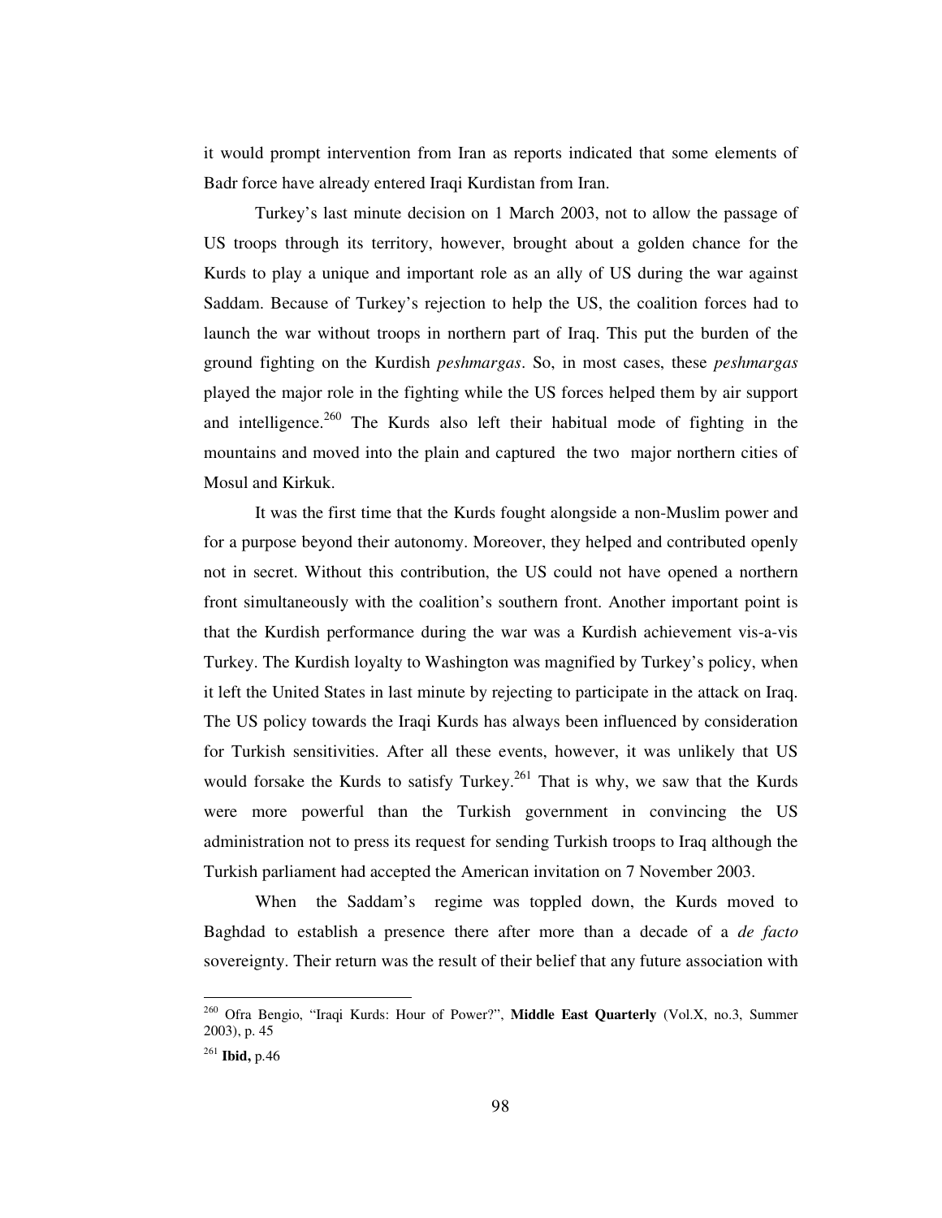it would prompt intervention from Iran as reports indicated that some elements of Badr force have already entered Iraqi Kurdistan from Iran.

Turkey's last minute decision on 1 March 2003, not to allow the passage of US troops through its territory, however, brought about a golden chance for the Kurds to play a unique and important role as an ally of US during the war against Saddam. Because of Turkey's rejection to help the US, the coalition forces had to launch the war without troops in northern part of Iraq. This put the burden of the ground fighting on the Kurdish *peshmargas*. So, in most cases, these *peshmargas* played the major role in the fighting while the US forces helped them by air support and intelligence.[260] The Kurds also left their habitual mode of fighting in the mountains and moved into the plain and captured the two major northern cities of Mosul and Kirkuk.

It was the first time that the Kurds fought alongside a non-Muslim power and for a purpose beyond their autonomy. Moreover, they helped and contributed openly not in secret. Without this contribution, the US could not have opened a northern front simultaneously with the coalition's southern front. Another important point is that the Kurdish performance during the war was a Kurdish achievement vis-a-vis Turkey. The Kurdish loyalty to Washington was magnified by Turkey's policy, when it left the United States in last minute by rejecting to participate in the attack on Iraq. The US policy towards the Iraqi Kurds has always been influenced by consideration for Turkish sensitivities. After all these events, however, it was unlikely that US would forsake the Kurds to satisfy Turkey.[261] That is why, we saw that the Kurds were more powerful than the Turkish government in convincing the US administration not to press its request for sending Turkish troops to Iraq although the Turkish parliament had accepted the American invitation on 7 November 2003.

When the Saddam's regime was toppled down, the Kurds moved to Baghdad to establish a presence there after more than a decade of a *de facto* sovereignty. Their return was the result of their belief that any future association with

---

[260] Ofra Bengio, "Iraqi Kurds: Hour of Power?", **Middle East Quarterly** (Vol.X, no.3, Summer 2003), p. 45

[261] **Ibid,** p.46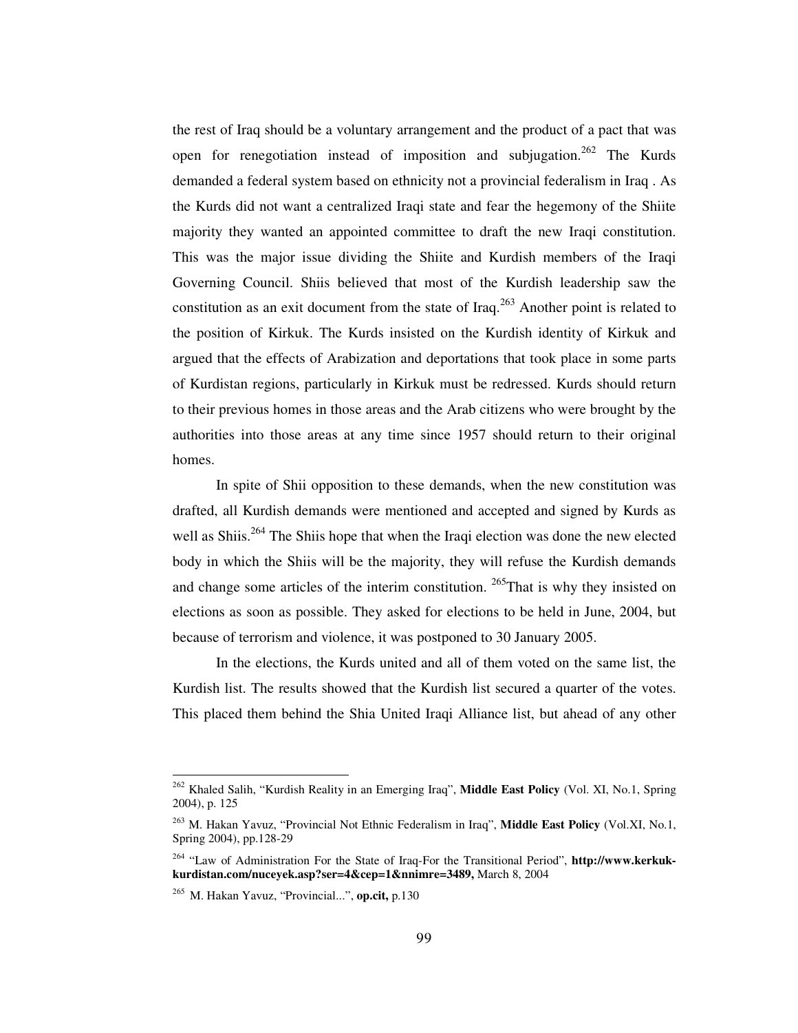the rest of Iraq should be a voluntary arrangement and the product of a pact that was open for renegotiation instead of imposition and subjugation.[262] The Kurds demanded a federal system based on ethnicity not a provincial federalism in Iraq . As the Kurds did not want a centralized Iraqi state and fear the hegemony of the Shiite majority they wanted an appointed committee to draft the new Iraqi constitution. This was the major issue dividing the Shiite and Kurdish members of the Iraqi Governing Council. Shiis believed that most of the Kurdish leadership saw the constitution as an exit document from the state of Iraq.[263] Another point is related to the position of Kirkuk. The Kurds insisted on the Kurdish identity of Kirkuk and argued that the effects of Arabization and deportations that took place in some parts of Kurdistan regions, particularly in Kirkuk must be redressed. Kurds should return to their previous homes in those areas and the Arab citizens who were brought by the authorities into those areas at any time since 1957 should return to their original homes.

In spite of Shii opposition to these demands, when the new constitution was drafted, all Kurdish demands were mentioned and accepted and signed by Kurds as well as Shiis.[264] The Shiis hope that when the Iraqi election was done the new elected body in which the Shiis will be the majority, they will refuse the Kurdish demands and change some articles of the interim constitution. [265]That is why they insisted on elections as soon as possible. They asked for elections to be held in June, 2004, but because of terrorism and violence, it was postponed to 30 January 2005.

In the elections, the Kurds united and all of them voted on the same list, the Kurdish list. The results showed that the Kurdish list secured a quarter of the votes. This placed them behind the Shia United Iraqi Alliance list, but ahead of any other

---

[262] Khaled Salih, "Kurdish Reality in an Emerging Iraq", **Middle East Policy** (Vol. XI, No.1, Spring 2004), p. 125

[263] M. Hakan Yavuz, "Provincial Not Ethnic Federalism in Iraq", **Middle East Policy** (Vol.XI, No.1, Spring 2004), pp.128-29

[264] "Law of Administration For the State of Iraq-For the Transitional Period", **http://www.kerkuk-kurdistan.com/nuceyek.asp?ser=4&cep=1&nnimre=3489,** March 8, 2004

[265] M. Hakan Yavuz, "Provincial...", **op.cit,** p.130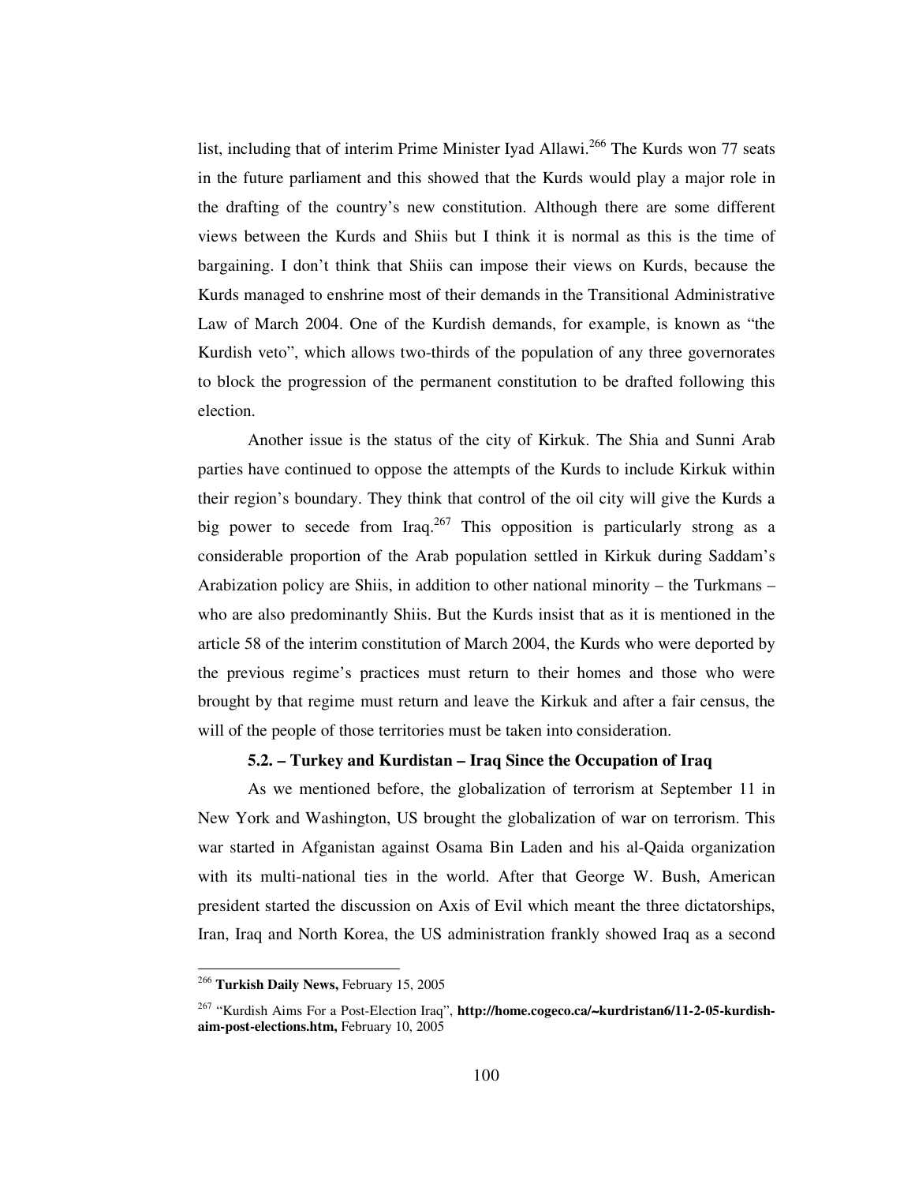list, including that of interim Prime Minister Iyad Allawi.[266] The Kurds won 77 seats in the future parliament and this showed that the Kurds would play a major role in the drafting of the country's new constitution. Although there are some different views between the Kurds and Shiis but I think it is normal as this is the time of bargaining. I don't think that Shiis can impose their views on Kurds, because the Kurds managed to enshrine most of their demands in the Transitional Administrative Law of March 2004. One of the Kurdish demands, for example, is known as "the Kurdish veto", which allows two-thirds of the population of any three governorates to block the progression of the permanent constitution to be drafted following this election.

Another issue is the status of the city of Kirkuk. The Shia and Sunni Arab parties have continued to oppose the attempts of the Kurds to include Kirkuk within their region's boundary. They think that control of the oil city will give the Kurds a big power to secede from Iraq.[267] This opposition is particularly strong as a considerable proportion of the Arab population settled in Kirkuk during Saddam's Arabization policy are Shiis, in addition to other national minority – the Turkmans – who are also predominantly Shiis. But the Kurds insist that as it is mentioned in the article 58 of the interim constitution of March 2004, the Kurds who were deported by the previous regime's practices must return to their homes and those who were brought by that regime must return and leave the Kirkuk and after a fair census, the will of the people of those territories must be taken into consideration.

### 5.2. – Turkey and Kurdistan – Iraq Since the Occupation of Iraq

As we mentioned before, the globalization of terrorism at September 11 in New York and Washington, US brought the globalization of war on terrorism. This war started in Afganistan against Osama Bin Laden and his al-Qaida organization with its multi-national ties in the world. After that George W. Bush, American president started the discussion on Axis of Evil which meant the three dictatorships, Iran, Iraq and North Korea, the US administration frankly showed Iraq as a second

---

[266] **Turkish Daily News,** February 15, 2005

[267] "Kurdish Aims For a Post-Election Iraq", **http://home.cogeco.ca/~kurdristan6/11-2-05-kurdish-aim-post-elections.htm,** February 10, 2005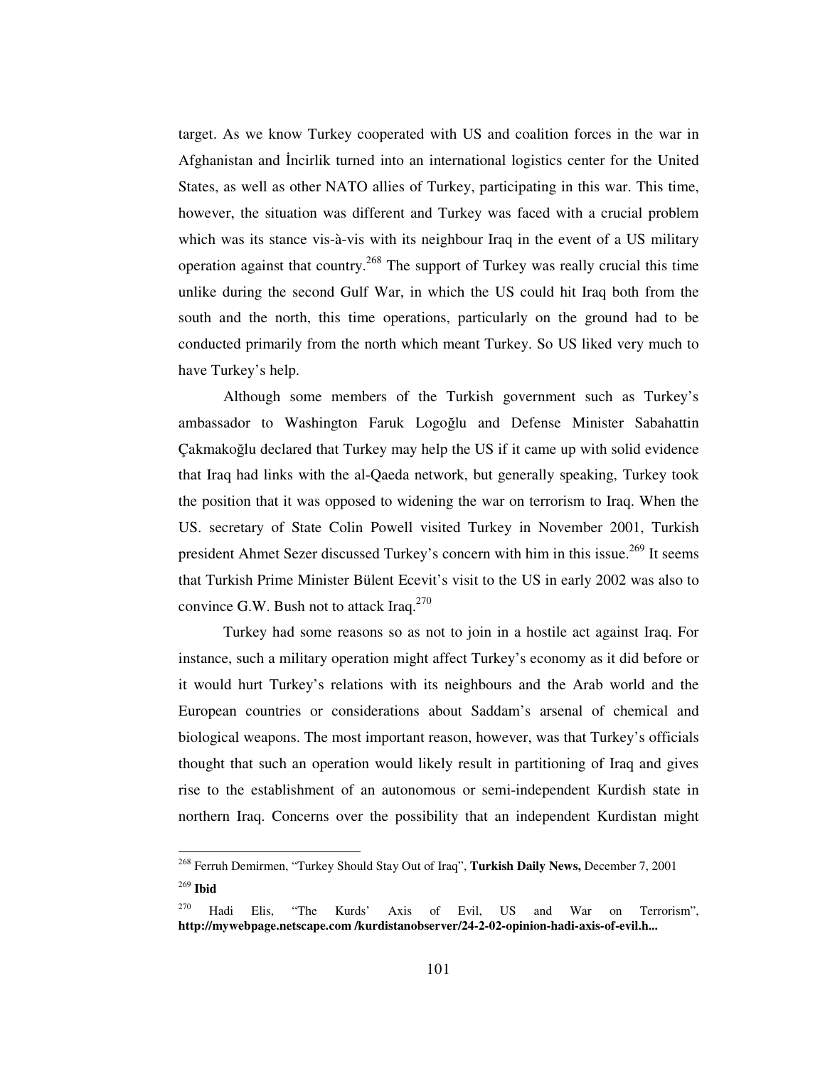target. As we know Turkey cooperated with US and coalition forces in the war in Afghanistan and İncirlik turned into an international logistics center for the United States, as well as other NATO allies of Turkey, participating in this war. This time, however, the situation was different and Turkey was faced with a crucial problem which was its stance vis-à-vis with its neighbour Iraq in the event of a US military operation against that country.[268] The support of Turkey was really crucial this time unlike during the second Gulf War, in which the US could hit Iraq both from the south and the north, this time operations, particularly on the ground had to be conducted primarily from the north which meant Turkey. So US liked very much to have Turkey's help.

Although some members of the Turkish government such as Turkey's ambassador to Washington Faruk Logoğlu and Defense Minister Sabahattin Çakmakoğlu declared that Turkey may help the US if it came up with solid evidence that Iraq had links with the al-Qaeda network, but generally speaking, Turkey took the position that it was opposed to widening the war on terrorism to Iraq. When the US. secretary of State Colin Powell visited Turkey in November 2001, Turkish president Ahmet Sezer discussed Turkey's concern with him in this issue.[269] It seems that Turkish Prime Minister Bülent Ecevit's visit to the US in early 2002 was also to convince G.W. Bush not to attack Iraq.[270]

Turkey had some reasons so as not to join in a hostile act against Iraq. For instance, such a military operation might affect Turkey's economy as it did before or it would hurt Turkey's relations with its neighbours and the Arab world and the European countries or considerations about Saddam's arsenal of chemical and biological weapons. The most important reason, however, was that Turkey's officials thought that such an operation would likely result in partitioning of Iraq and gives rise to the establishment of an autonomous or semi-independent Kurdish state in northern Iraq. Concerns over the possibility that an independent Kurdistan might

---

[268] Ferruh Demirmen, "Turkey Should Stay Out of Iraq", **Turkish Daily News,** December 7, 2001

[269] **Ibid**

[270] Hadi Elis, "The Kurds' Axis of Evil, US and War on Terrorism", **http://mywebpage.netscape.com /kurdistanobserver/24-2-02-opinion-hadi-axis-of-evil.h...**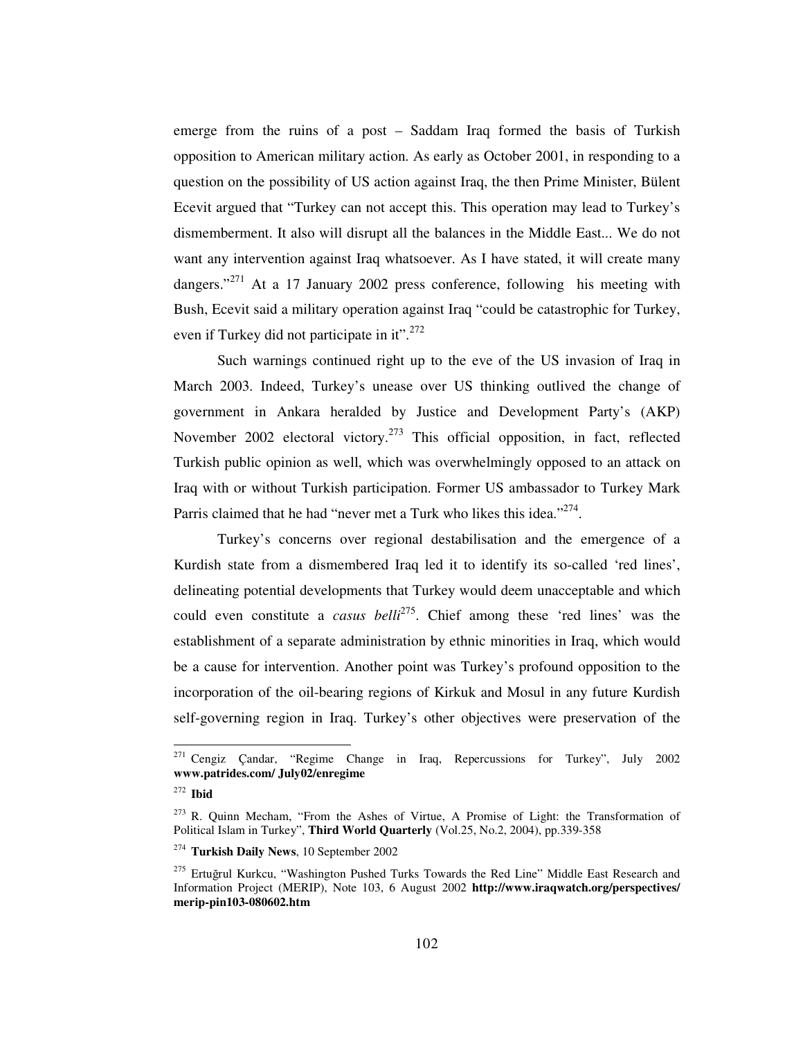emerge from the ruins of a post – Saddam Iraq formed the basis of Turkish opposition to American military action. As early as October 2001, in responding to a question on the possibility of US action against Iraq, the then Prime Minister, Bülent Ecevit argued that "Turkey can not accept this. This operation may lead to Turkey's dismemberment. It also will disrupt all the balances in the Middle East... We do not want any intervention against Iraq whatsoever. As I have stated, it will create many dangers."[271] At a 17 January 2002 press conference, following his meeting with Bush, Ecevit said a military operation against Iraq "could be catastrophic for Turkey, even if Turkey did not participate in it".[272]

Such warnings continued right up to the eve of the US invasion of Iraq in March 2003. Indeed, Turkey's unease over US thinking outlived the change of government in Ankara heralded by Justice and Development Party's (AKP) November 2002 electoral victory.[273] This official opposition, in fact, reflected Turkish public opinion as well, which was overwhelmingly opposed to an attack on Iraq with or without Turkish participation. Former US ambassador to Turkey Mark Parris claimed that he had "never met a Turk who likes this idea."[274].

Turkey's concerns over regional destabilisation and the emergence of a Kurdish state from a dismembered Iraq led it to identify its so-called 'red lines', delineating potential developments that Turkey would deem unacceptable and which could even constitute a *casus belli*[275]. Chief among these 'red lines' was the establishment of a separate administration by ethnic minorities in Iraq, which would be a cause for intervention. Another point was Turkey's profound opposition to the incorporation of the oil-bearing regions of Kirkuk and Mosul in any future Kurdish self-governing region in Iraq. Turkey's other objectives were preservation of the

---

[271] Cengiz Çandar, "Regime Change in Iraq, Repercussions for Turkey", July 2002 **www.patrides.com/ July02/enregime**

[272] **Ibid**

[273] R. Quinn Mecham, "From the Ashes of Virtue, A Promise of Light: the Transformation of Political Islam in Turkey", **Third World Quarterly** (Vol.25, No.2, 2004), pp.339-358

[274] **Turkish Daily News**, 10 September 2002

[275] Ertuğrul Kurkcu, "Washington Pushed Turks Towards the Red Line" Middle East Research and Information Project (MERIP), Note 103, 6 August 2002 **http://www.iraqwatch.org/perspectives/merip-pin103-080602.htm**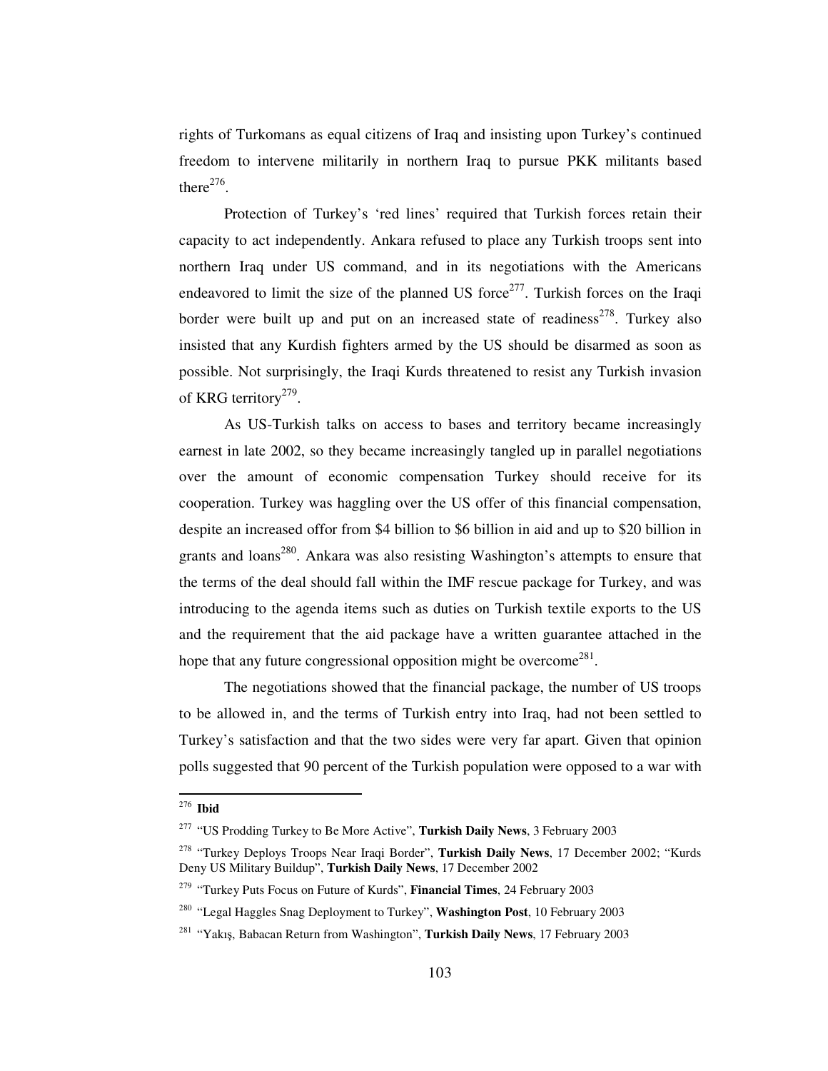rights of Turkomans as equal citizens of Iraq and insisting upon Turkey's continued freedom to intervene militarily in northern Iraq to pursue PKK militants based there[276].

Protection of Turkey's 'red lines' required that Turkish forces retain their capacity to act independently. Ankara refused to place any Turkish troops sent into northern Iraq under US command, and in its negotiations with the Americans endeavored to limit the size of the planned US force[277]. Turkish forces on the Iraqi border were built up and put on an increased state of readiness[278]. Turkey also insisted that any Kurdish fighters armed by the US should be disarmed as soon as possible. Not surprisingly, the Iraqi Kurds threatened to resist any Turkish invasion of KRG territory[279].

As US-Turkish talks on access to bases and territory became increasingly earnest in late 2002, so they became increasingly tangled up in parallel negotiations over the amount of economic compensation Turkey should receive for its cooperation. Turkey was haggling over the US offer of this financial compensation, despite an increased offor from $4 billion to $6 billion in aid and up to $20 billion in grants and loans[280]. Ankara was also resisting Washington's attempts to ensure that the terms of the deal should fall within the IMF rescue package for Turkey, and was introducing to the agenda items such as duties on Turkish textile exports to the US and the requirement that the aid package have a written guarantee attached in the hope that any future congressional opposition might be overcome[281].

The negotiations showed that the financial package, the number of US troops to be allowed in, and the terms of Turkish entry into Iraq, had not been settled to Turkey's satisfaction and that the two sides were very far apart. Given that opinion polls suggested that 90 percent of the Turkish population were opposed to a war with

---

[276] **Ibid**

[277] "US Prodding Turkey to Be More Active", **Turkish Daily News**, 3 February 2003

[278] "Turkey Deploys Troops Near Iraqi Border", **Turkish Daily News**, 17 December 2002; "Kurds Deny US Military Buildup", **Turkish Daily News**, 17 December 2002

[279] "Turkey Puts Focus on Future of Kurds", **Financial Times**, 24 February 2003

[280] "Legal Haggles Snag Deployment to Turkey", **Washington Post**, 10 February 2003

[281] "Yakış, Babacan Return from Washington", **Turkish Daily News**, 17 February 2003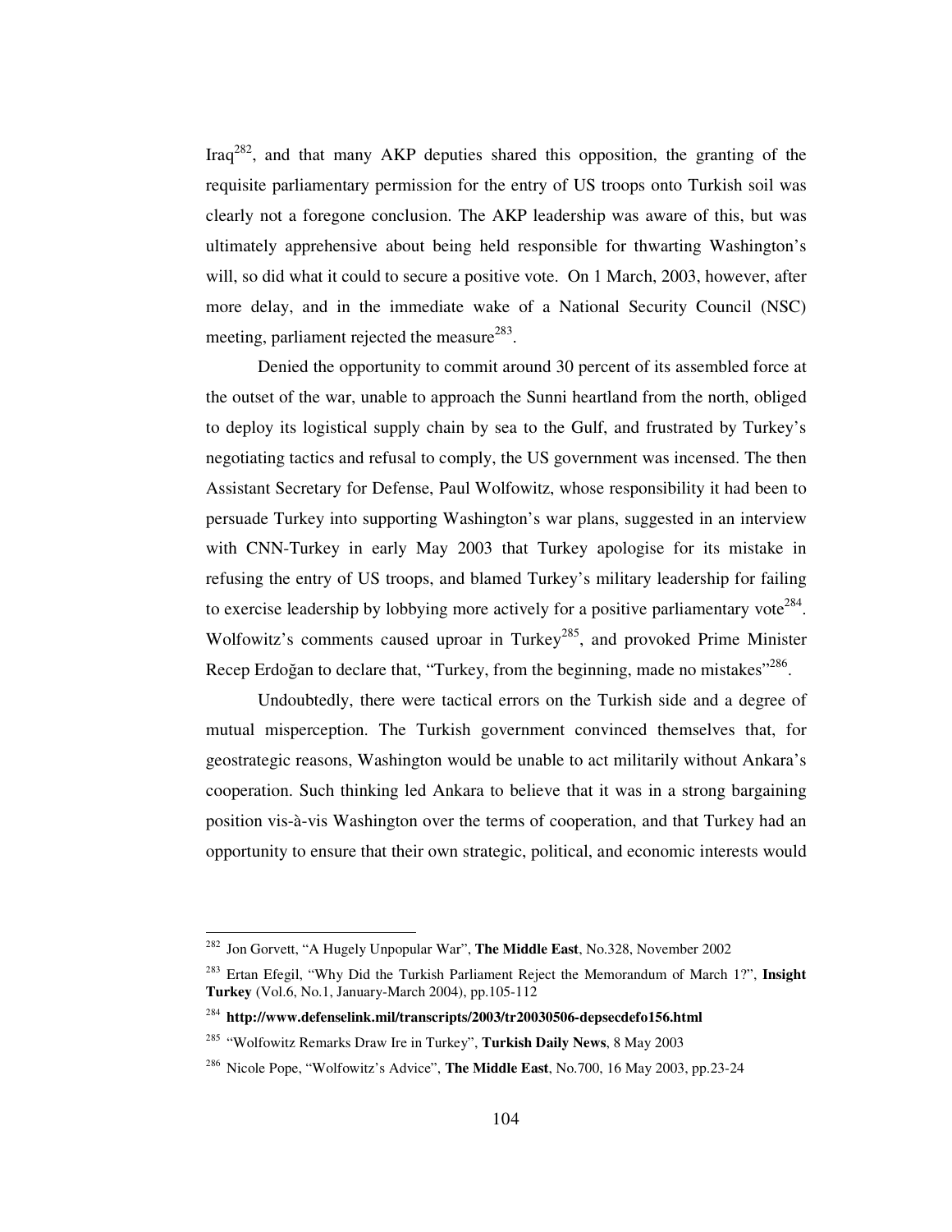Iraq[282], and that many AKP deputies shared this opposition, the granting of the requisite parliamentary permission for the entry of US troops onto Turkish soil was clearly not a foregone conclusion. The AKP leadership was aware of this, but was ultimately apprehensive about being held responsible for thwarting Washington's will, so did what it could to secure a positive vote. On 1 March, 2003, however, after more delay, and in the immediate wake of a National Security Council (NSC) meeting, parliament rejected the measure[283].

Denied the opportunity to commit around 30 percent of its assembled force at the outset of the war, unable to approach the Sunni heartland from the north, obliged to deploy its logistical supply chain by sea to the Gulf, and frustrated by Turkey's negotiating tactics and refusal to comply, the US government was incensed. The then Assistant Secretary for Defense, Paul Wolfowitz, whose responsibility it had been to persuade Turkey into supporting Washington's war plans, suggested in an interview with CNN-Turkey in early May 2003 that Turkey apologise for its mistake in refusing the entry of US troops, and blamed Turkey's military leadership for failing to exercise leadership by lobbying more actively for a positive parliamentary vote[284]. Wolfowitz's comments caused uproar in Turkey[285], and provoked Prime Minister Recep Erdoğan to declare that, "Turkey, from the beginning, made no mistakes"[286].

Undoubtedly, there were tactical errors on the Turkish side and a degree of mutual misperception. The Turkish government convinced themselves that, for geostrategic reasons, Washington would be unable to act militarily without Ankara's cooperation. Such thinking led Ankara to believe that it was in a strong bargaining position vis-à-vis Washington over the terms of cooperation, and that Turkey had an opportunity to ensure that their own strategic, political, and economic interests would

---

[282] Jon Gorvett, "A Hugely Unpopular War", **The Middle East**, No.328, November 2002

[283] Ertan Efegil, "Why Did the Turkish Parliament Reject the Memorandum of March 1?", **Insight Turkey** (Vol.6, No.1, January-March 2004), pp.105-112

[284] **http://www.defenselink.mil/transcripts/2003/tr20030506-depsecdefo156.html**

[285] "Wolfowitz Remarks Draw Ire in Turkey", **Turkish Daily News**, 8 May 2003

[286] Nicole Pope, "Wolfowitz's Advice", **The Middle East**, No.700, 16 May 2003, pp.23-24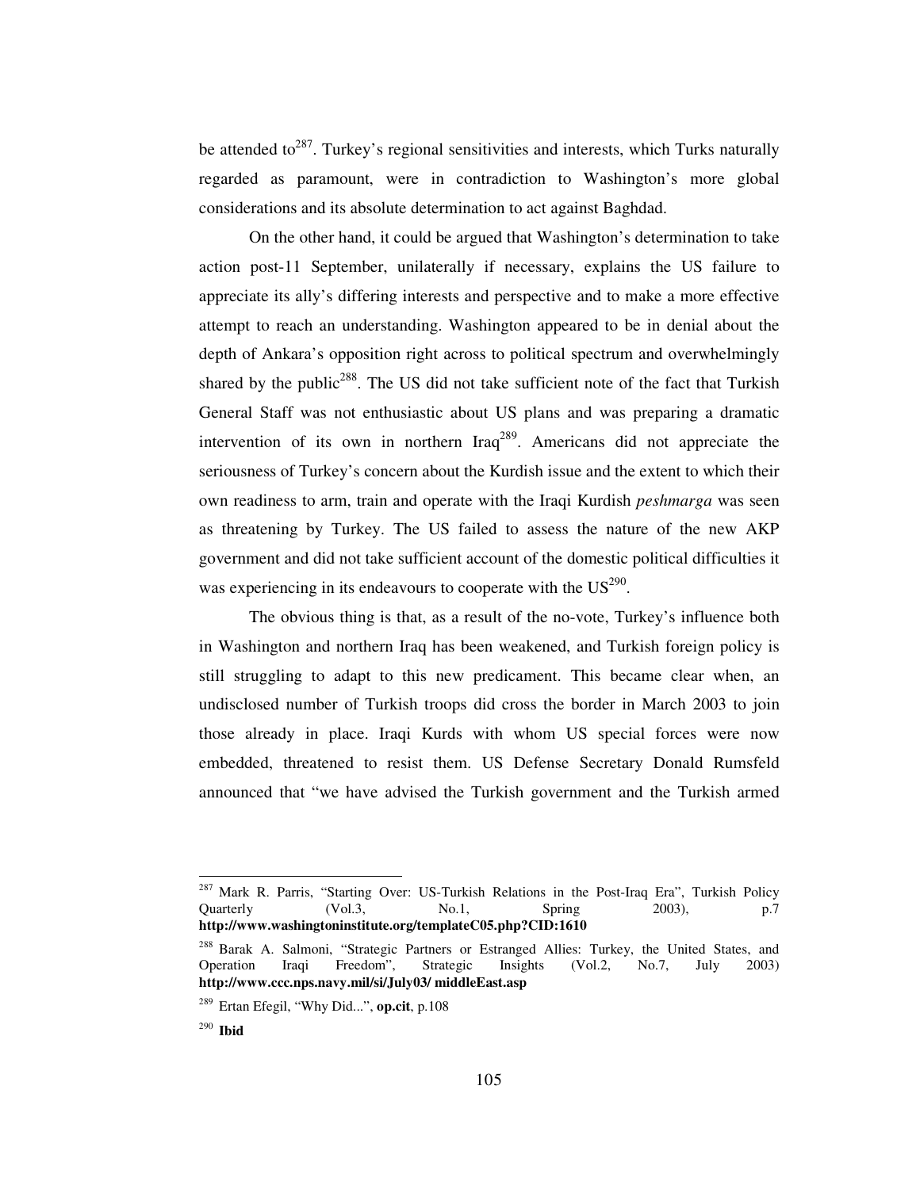be attended to[287]. Turkey's regional sensitivities and interests, which Turks naturally regarded as paramount, were in contradiction to Washington's more global considerations and its absolute determination to act against Baghdad.

On the other hand, it could be argued that Washington's determination to take action post-11 September, unilaterally if necessary, explains the US failure to appreciate its ally's differing interests and perspective and to make a more effective attempt to reach an understanding. Washington appeared to be in denial about the depth of Ankara's opposition right across to political spectrum and overwhelmingly shared by the public[288]. The US did not take sufficient note of the fact that Turkish General Staff was not enthusiastic about US plans and was preparing a dramatic intervention of its own in northern Iraq[289]. Americans did not appreciate the seriousness of Turkey's concern about the Kurdish issue and the extent to which their own readiness to arm, train and operate with the Iraqi Kurdish *peshmarga* was seen as threatening by Turkey. The US failed to assess the nature of the new AKP government and did not take sufficient account of the domestic political difficulties it was experiencing in its endeavours to cooperate with the US[290].

The obvious thing is that, as a result of the no-vote, Turkey's influence both in Washington and northern Iraq has been weakened, and Turkish foreign policy is still struggling to adapt to this new predicament. This became clear when, an undisclosed number of Turkish troops did cross the border in March 2003 to join those already in place. Iraqi Kurds with whom US special forces were now embedded, threatened to resist them. US Defense Secretary Donald Rumsfeld announced that "we have advised the Turkish government and the Turkish armed

---

[287] Mark R. Parris, "Starting Over: US-Turkish Relations in the Post-Iraq Era", Turkish Policy Quarterly (Vol.3, No.1, Spring 2003), p.7 **http://www.washingtoninstitute.org/templateC05.php?CID:1610**

[288] Barak A. Salmoni, "Strategic Partners or Estranged Allies: Turkey, the United States, and Operation Iraqi Freedom", Strategic Insights (Vol.2, No.7, July 2003) **http://www.ccc.nps.navy.mil/si/July03/ middleEast.asp**

[289] Ertan Efegil, "Why Did...", **op.cit**, p.108

[290] **Ibid**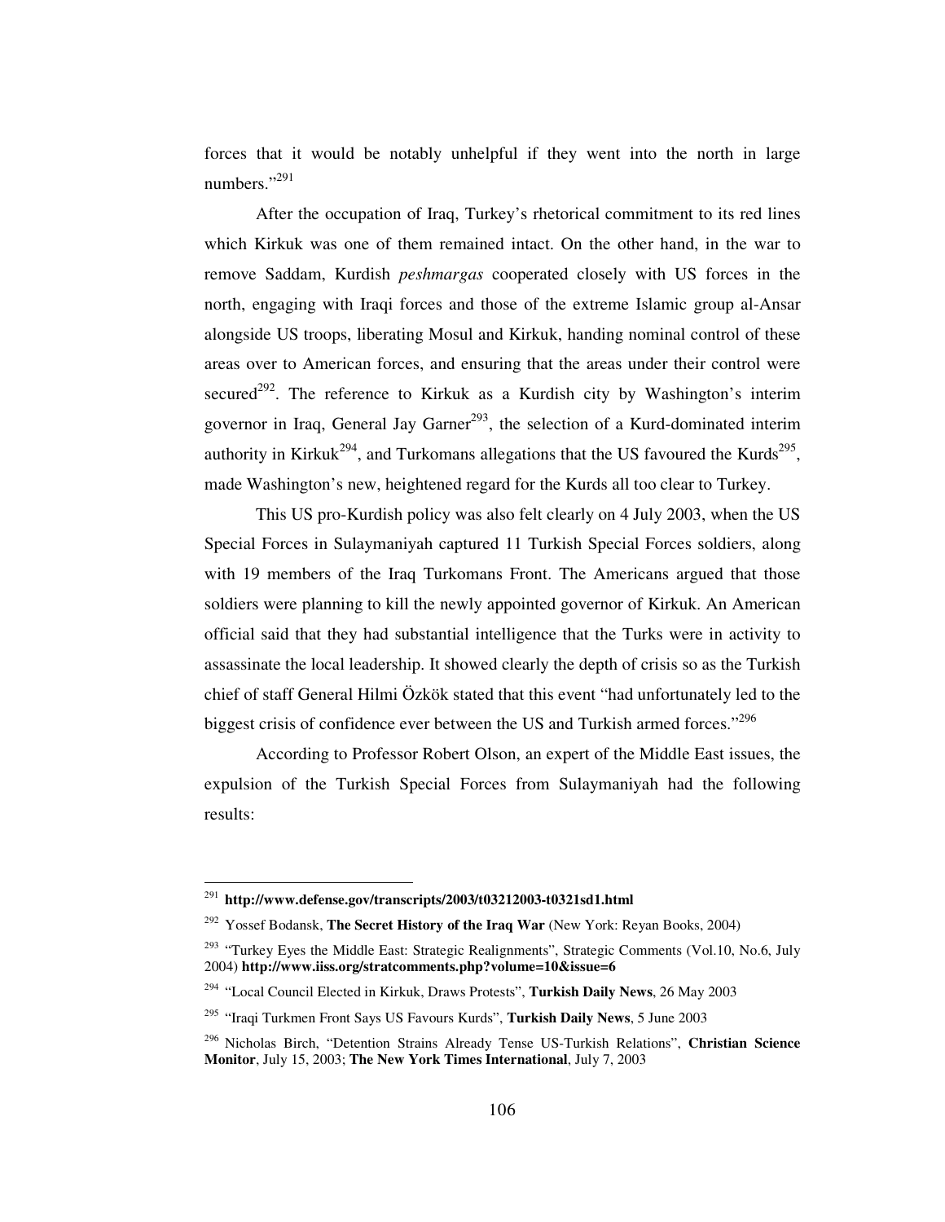forces that it would be notably unhelpful if they went into the north in large numbers."[291]

After the occupation of Iraq, Turkey's rhetorical commitment to its red lines which Kirkuk was one of them remained intact. On the other hand, in the war to remove Saddam, Kurdish *peshmargas* cooperated closely with US forces in the north, engaging with Iraqi forces and those of the extreme Islamic group al-Ansar alongside US troops, liberating Mosul and Kirkuk, handing nominal control of these areas over to American forces, and ensuring that the areas under their control were secured[292]. The reference to Kirkuk as a Kurdish city by Washington's interim governor in Iraq, General Jay Garner[293], the selection of a Kurd-dominated interim authority in Kirkuk[294], and Turkomans allegations that the US favoured the Kurds[295], made Washington's new, heightened regard for the Kurds all too clear to Turkey.

This US pro-Kurdish policy was also felt clearly on 4 July 2003, when the US Special Forces in Sulaymaniyah captured 11 Turkish Special Forces soldiers, along with 19 members of the Iraq Turkomans Front. The Americans argued that those soldiers were planning to kill the newly appointed governor of Kirkuk. An American official said that they had substantial intelligence that the Turks were in activity to assassinate the local leadership. It showed clearly the depth of crisis so as the Turkish chief of staff General Hilmi Özkök stated that this event "had unfortunately led to the biggest crisis of confidence ever between the US and Turkish armed forces."[296]

According to Professor Robert Olson, an expert of the Middle East issues, the expulsion of the Turkish Special Forces from Sulaymaniyah had the following results:

---

[291] **http://www.defense.gov/transcripts/2003/t03212003-t0321sd1.html**

[292] Yossef Bodansk, **The Secret History of the Iraq War** (New York: Reyan Books, 2004)

[293] "Turkey Eyes the Middle East: Strategic Realignments", Strategic Comments (Vol.10, No.6, July 2004) **http://www.iiss.org/stratcomments.php?volume=10&issue=6**

[294] "Local Council Elected in Kirkuk, Draws Protests", **Turkish Daily News**, 26 May 2003

[295] "Iraqi Turkmen Front Says US Favours Kurds", **Turkish Daily News**, 5 June 2003

[296] Nicholas Birch, "Detention Strains Already Tense US-Turkish Relations", **Christian Science Monitor**, July 15, 2003; **The New York Times International**, July 7, 2003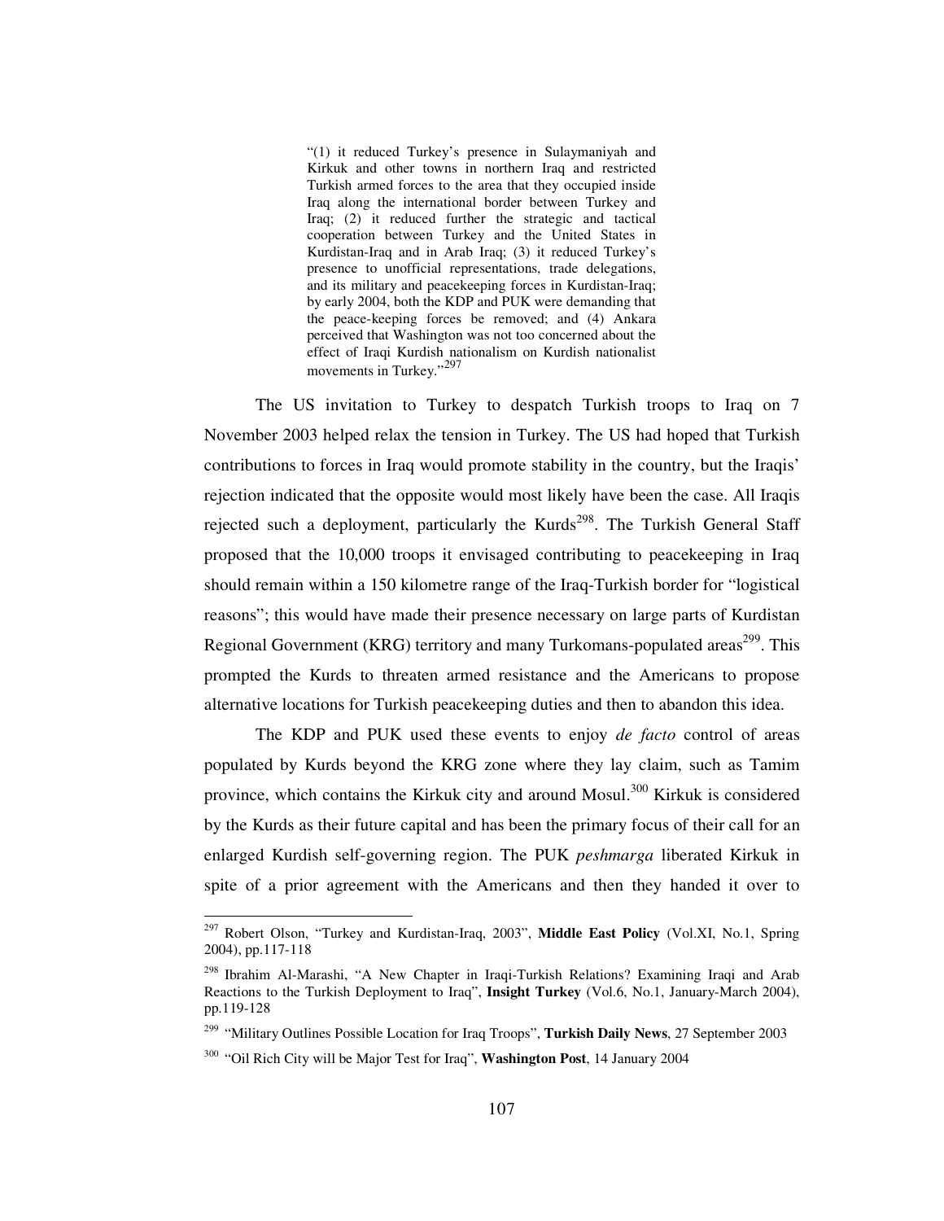> "(1) it reduced Turkey's presence in Sulaymaniyah and Kirkuk and other towns in northern Iraq and restricted Turkish armed forces to the area that they occupied inside Iraq along the international border between Turkey and Iraq; (2) it reduced further the strategic and tactical cooperation between Turkey and the United States in Kurdistan-Iraq and in Arab Iraq; (3) it reduced Turkey's presence to unofficial representations, trade delegations, and its military and peacekeeping forces in Kurdistan-Iraq; by early 2004, both the KDP and PUK were demanding that the peace-keeping forces be removed; and (4) Ankara perceived that Washington was not too concerned about the effect of Iraqi Kurdish nationalism on Kurdish nationalist movements in Turkey."[297]

The US invitation to Turkey to despatch Turkish troops to Iraq on 7 November 2003 helped relax the tension in Turkey. The US had hoped that Turkish contributions to forces in Iraq would promote stability in the country, but the Iraqis' rejection indicated that the opposite would most likely have been the case. All Iraqis rejected such a deployment, particularly the Kurds[298]. The Turkish General Staff proposed that the 10,000 troops it envisaged contributing to peacekeeping in Iraq should remain within a 150 kilometre range of the Iraq-Turkish border for "logistical reasons"; this would have made their presence necessary on large parts of Kurdistan Regional Government (KRG) territory and many Turkomans-populated areas[299]. This prompted the Kurds to threaten armed resistance and the Americans to propose alternative locations for Turkish peacekeeping duties and then to abandon this idea.

The KDP and PUK used these events to enjoy *de facto* control of areas populated by Kurds beyond the KRG zone where they lay claim, such as Tamim province, which contains the Kirkuk city and around Mosul.[300] Kirkuk is considered by the Kurds as their future capital and has been the primary focus of their call for an enlarged Kurdish self-governing region. The PUK *peshmarga* liberated Kirkuk in spite of a prior agreement with the Americans and then they handed it over to

---

[297] Robert Olson, "Turkey and Kurdistan-Iraq, 2003", **Middle East Policy** (Vol.XI, No.1, Spring 2004), pp.117-118

[298] Ibrahim Al-Marashi, "A New Chapter in Iraqi-Turkish Relations? Examining Iraqi and Arab Reactions to the Turkish Deployment to Iraq", **Insight Turkey** (Vol.6, No.1, January-March 2004), pp.119-128

[299] "Military Outlines Possible Location for Iraq Troops", **Turkish Daily News**, 27 September 2003

[300] "Oil Rich City will be Major Test for Iraq", **Washington Post**, 14 January 2004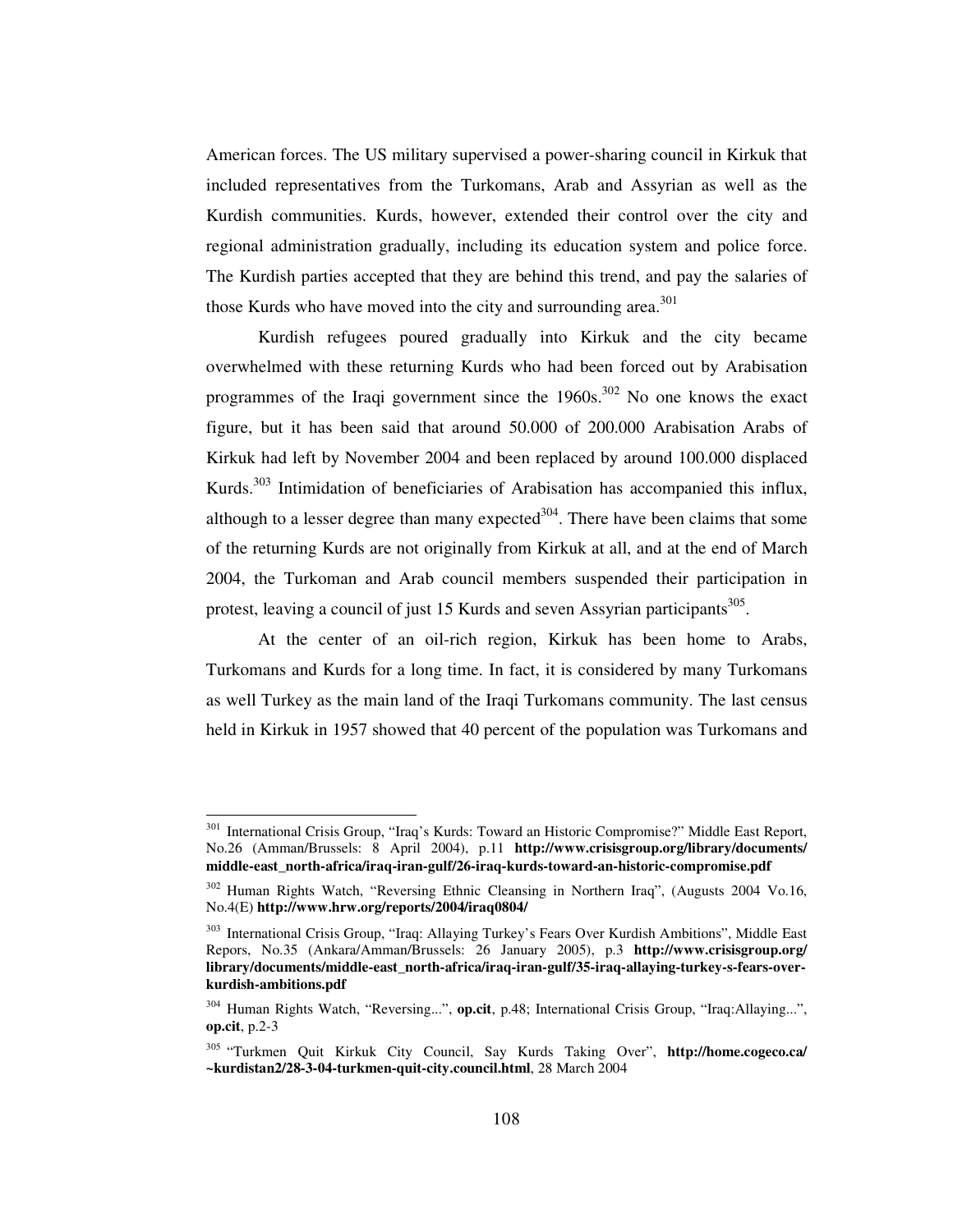American forces. The US military supervised a power-sharing council in Kirkuk that included representatives from the Turkomans, Arab and Assyrian as well as the Kurdish communities. Kurds, however, extended their control over the city and regional administration gradually, including its education system and police force. The Kurdish parties accepted that they are behind this trend, and pay the salaries of those Kurds who have moved into the city and surrounding area.[301]

Kurdish refugees poured gradually into Kirkuk and the city became overwhelmed with these returning Kurds who had been forced out by Arabisation programmes of the Iraqi government since the 1960s.[302] No one knows the exact figure, but it has been said that around 50.000 of 200.000 Arabisation Arabs of Kirkuk had left by November 2004 and been replaced by around 100.000 displaced Kurds.[303] Intimidation of beneficiaries of Arabisation has accompanied this influx, although to a lesser degree than many expected[304]. There have been claims that some of the returning Kurds are not originally from Kirkuk at all, and at the end of March 2004, the Turkoman and Arab council members suspended their participation in protest, leaving a council of just 15 Kurds and seven Assyrian participants[305].

At the center of an oil-rich region, Kirkuk has been home to Arabs, Turkomans and Kurds for a long time. In fact, it is considered by many Turkomans as well Turkey as the main land of the Iraqi Turkomans community. The last census held in Kirkuk in 1957 showed that 40 percent of the population was Turkomans and

---

[301] International Crisis Group, "Iraq's Kurds: Toward an Historic Compromise?" Middle East Report, No.26 (Amman/Brussels: 8 April 2004), p.11 **http://www.crisisgroup.org/library/documents/middle-east_north-africa/iraq-iran-gulf/26-iraq-kurds-toward-an-historic-compromise.pdf**

[302] Human Rights Watch, "Reversing Ethnic Cleansing in Northern Iraq", (Augusts 2004 Vo.16, No.4(E) **http://www.hrw.org/reports/2004/iraq0804/**

[303] International Crisis Group, "Iraq: Allaying Turkey's Fears Over Kurdish Ambitions", Middle East Repors, No.35 (Ankara/Amman/Brussels: 26 January 2005), p.3 **http://www.crisisgroup.org/library/documents/middle-east_north-africa/iraq-iran-gulf/35-iraq-allaying-turkey-s-fears-over-kurdish-ambitions.pdf**

[304] Human Rights Watch, "Reversing...", **op.cit**, p.48; International Crisis Group, "Iraq:Allaying...", **op.cit**, p.2-3

[305] "Turkmen Quit Kirkuk City Council, Say Kurds Taking Over", **http://home.cogeco.ca/~kurdistan2/28-3-04-turkmen-quit-city.council.html**, 28 March 2004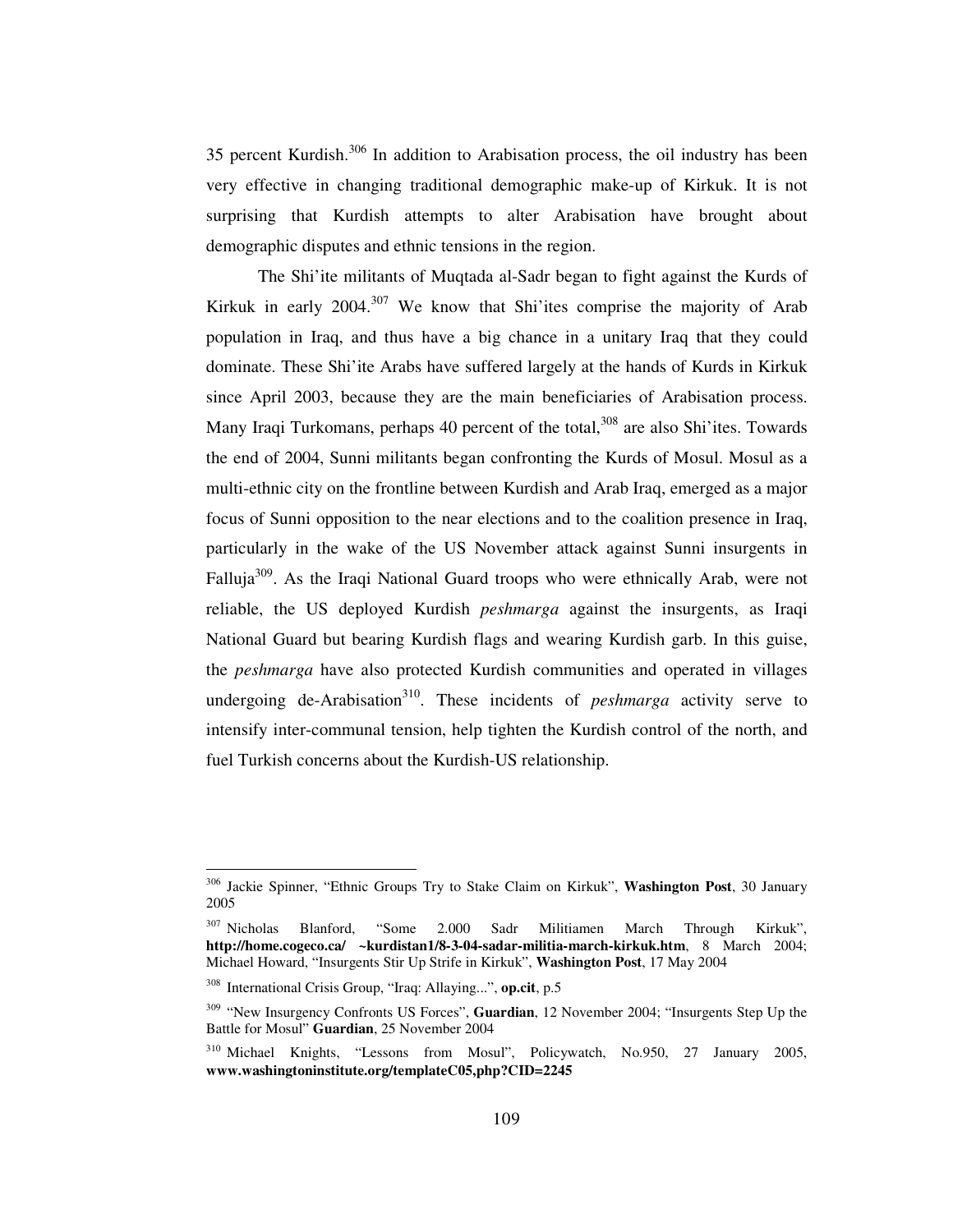35 percent Kurdish.[306] In addition to Arabisation process, the oil industry has been very effective in changing traditional demographic make-up of Kirkuk. It is not surprising that Kurdish attempts to alter Arabisation have brought about demographic disputes and ethnic tensions in the region.

The Shi'ite militants of Muqtada al-Sadr began to fight against the Kurds of Kirkuk in early 2004.[307] We know that Shi'ites comprise the majority of Arab population in Iraq, and thus have a big chance in a unitary Iraq that they could dominate. These Shi'ite Arabs have suffered largely at the hands of Kurds in Kirkuk since April 2003, because they are the main beneficiaries of Arabisation process. Many Iraqi Turkomans, perhaps 40 percent of the total,[308] are also Shi'ites. Towards the end of 2004, Sunni militants began confronting the Kurds of Mosul. Mosul as a multi-ethnic city on the frontline between Kurdish and Arab Iraq, emerged as a major focus of Sunni opposition to the near elections and to the coalition presence in Iraq, particularly in the wake of the US November attack against Sunni insurgents in Falluja[309]. As the Iraqi National Guard troops who were ethnically Arab, were not reliable, the US deployed Kurdish *peshmarga* against the insurgents, as Iraqi National Guard but bearing Kurdish flags and wearing Kurdish garb. In this guise, the *peshmarga* have also protected Kurdish communities and operated in villages undergoing de-Arabisation[310]. These incidents of *peshmarga* activity serve to intensify inter-communal tension, help tighten the Kurdish control of the north, and fuel Turkish concerns about the Kurdish-US relationship.

---

[306] Jackie Spinner, "Ethnic Groups Try to Stake Claim on Kirkuk", **Washington Post**, 30 January 2005

[307] Nicholas Blanford, "Some 2.000 Sadr Militiamen March Through Kirkuk", **http://home.cogeco.ca/ ~kurdistan1/8-3-04-sadar-militia-march-kirkuk.htm**, 8 March 2004; Michael Howard, "Insurgents Stir Up Strife in Kirkuk", **Washington Post**, 17 May 2004

[308] International Crisis Group, "Iraq: Allaying...", **op.cit**, p.5

[309] "New Insurgency Confronts US Forces", **Guardian**, 12 November 2004; "Insurgents Step Up the Battle for Mosul" **Guardian**, 25 November 2004

[310] Michael Knights, "Lessons from Mosul", Policywatch, No.950, 27 January 2005, **www.washingtoninstitute.org/templateC05,php?CID=2245**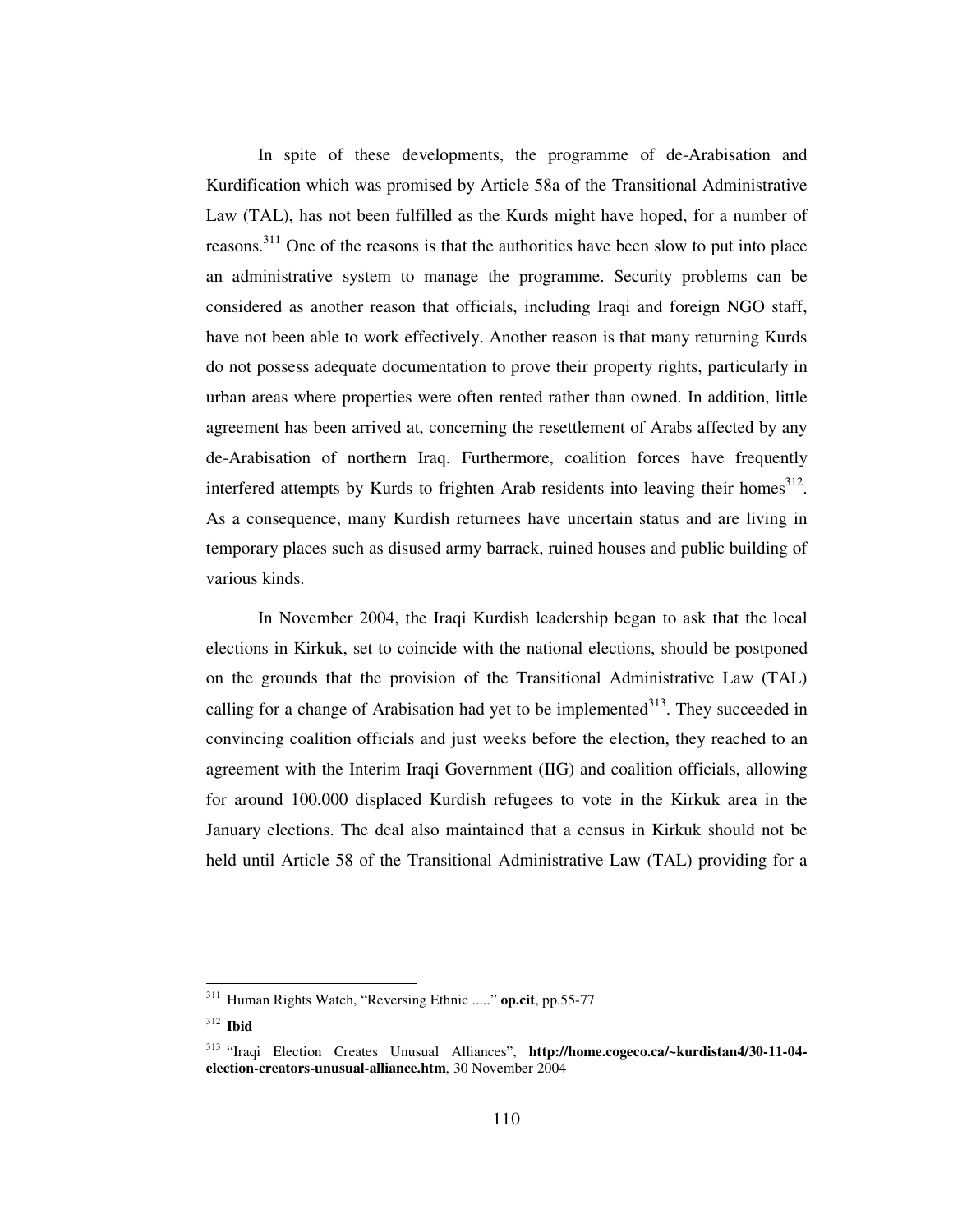In spite of these developments, the programme of de-Arabisation and Kurdification which was promised by Article 58a of the Transitional Administrative Law (TAL), has not been fulfilled as the Kurds might have hoped, for a number of reasons.[311] One of the reasons is that the authorities have been slow to put into place an administrative system to manage the programme. Security problems can be considered as another reason that officials, including Iraqi and foreign NGO staff, have not been able to work effectively. Another reason is that many returning Kurds do not possess adequate documentation to prove their property rights, particularly in urban areas where properties were often rented rather than owned. In addition, little agreement has been arrived at, concerning the resettlement of Arabs affected by any de-Arabisation of northern Iraq. Furthermore, coalition forces have frequently interfered attempts by Kurds to frighten Arab residents into leaving their homes[312]. As a consequence, many Kurdish returnees have uncertain status and are living in temporary places such as disused army barrack, ruined houses and public building of various kinds.

In November 2004, the Iraqi Kurdish leadership began to ask that the local elections in Kirkuk, set to coincide with the national elections, should be postponed on the grounds that the provision of the Transitional Administrative Law (TAL) calling for a change of Arabisation had yet to be implemented[313]. They succeeded in convincing coalition officials and just weeks before the election, they reached to an agreement with the Interim Iraqi Government (IIG) and coalition officials, allowing for around 100.000 displaced Kurdish refugees to vote in the Kirkuk area in the January elections. The deal also maintained that a census in Kirkuk should not be held until Article 58 of the Transitional Administrative Law (TAL) providing for a

---

[311] Human Rights Watch, "Reversing Ethnic ....." **op.cit**, pp.55-77

[312] **Ibid**

[313] "Iraqi Election Creates Unusual Alliances", **http://home.cogeco.ca/~kurdistan4/30-11-04-election-creators-unusual-alliance.htm**, 30 November 2004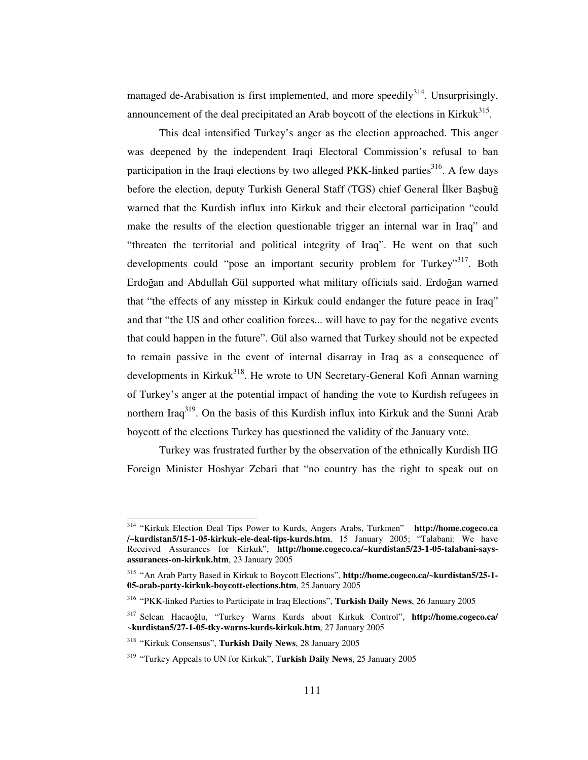managed de-Arabisation is first implemented, and more speedily[314]. Unsurprisingly, announcement of the deal precipitated an Arab boycott of the elections in Kirkuk[315].

This deal intensified Turkey's anger as the election approached. This anger was deepened by the independent Iraqi Electoral Commission's refusal to ban participation in the Iraqi elections by two alleged PKK-linked parties[316]. A few days before the election, deputy Turkish General Staff (TGS) chief General İlker Başbuğ warned that the Kurdish influx into Kirkuk and their electoral participation "could make the results of the election questionable trigger an internal war in Iraq" and "threaten the territorial and political integrity of Iraq". He went on that such developments could "pose an important security problem for Turkey"[317]. Both Erdoğan and Abdullah Gül supported what military officials said. Erdoğan warned that "the effects of any misstep in Kirkuk could endanger the future peace in Iraq" and that "the US and other coalition forces... will have to pay for the negative events that could happen in the future". Gül also warned that Turkey should not be expected to remain passive in the event of internal disarray in Iraq as a consequence of developments in Kirkuk[318]. He wrote to UN Secretary-General Kofi Annan warning of Turkey's anger at the potential impact of handing the vote to Kurdish refugees in northern Iraq[319]. On the basis of this Kurdish influx into Kirkuk and the Sunni Arab boycott of the elections Turkey has questioned the validity of the January vote.

Turkey was frustrated further by the observation of the ethnically Kurdish IIG Foreign Minister Hoshyar Zebari that "no country has the right to speak out on

---

[314] "Kirkuk Election Deal Tips Power to Kurds, Angers Arabs, Turkmen" **http://home.cogeco.ca /~kurdistan5/15-1-05-kirkuk-ele-deal-tips-kurds.htm**, 15 January 2005; "Talabani: We have Received Assurances for Kirkuk", **http://home.cogeco.ca/~kurdistan5/23-1-05-talabani-says-assurances-on-kirkuk.htm**, 23 January 2005

[315] "An Arab Party Based in Kirkuk to Boycott Elections", **http://home.cogeco.ca/~kurdistan5/25-1-05-arab-party-kirkuk-boycott-elections.htm**, 25 January 2005

[316] "PKK-linked Parties to Participate in Iraq Elections", **Turkish Daily News**, 26 January 2005

[317] Selcan Hacaoğlu, "Turkey Warns Kurds about Kirkuk Control", **http://home.cogeco.ca/ ~kurdistan5/27-1-05-tky-warns-kurds-kirkuk.htm**, 27 January 2005

[318] "Kirkuk Consensus", **Turkish Daily News**, 28 January 2005

[319] "Turkey Appeals to UN for Kirkuk", **Turkish Daily News**, 25 January 2005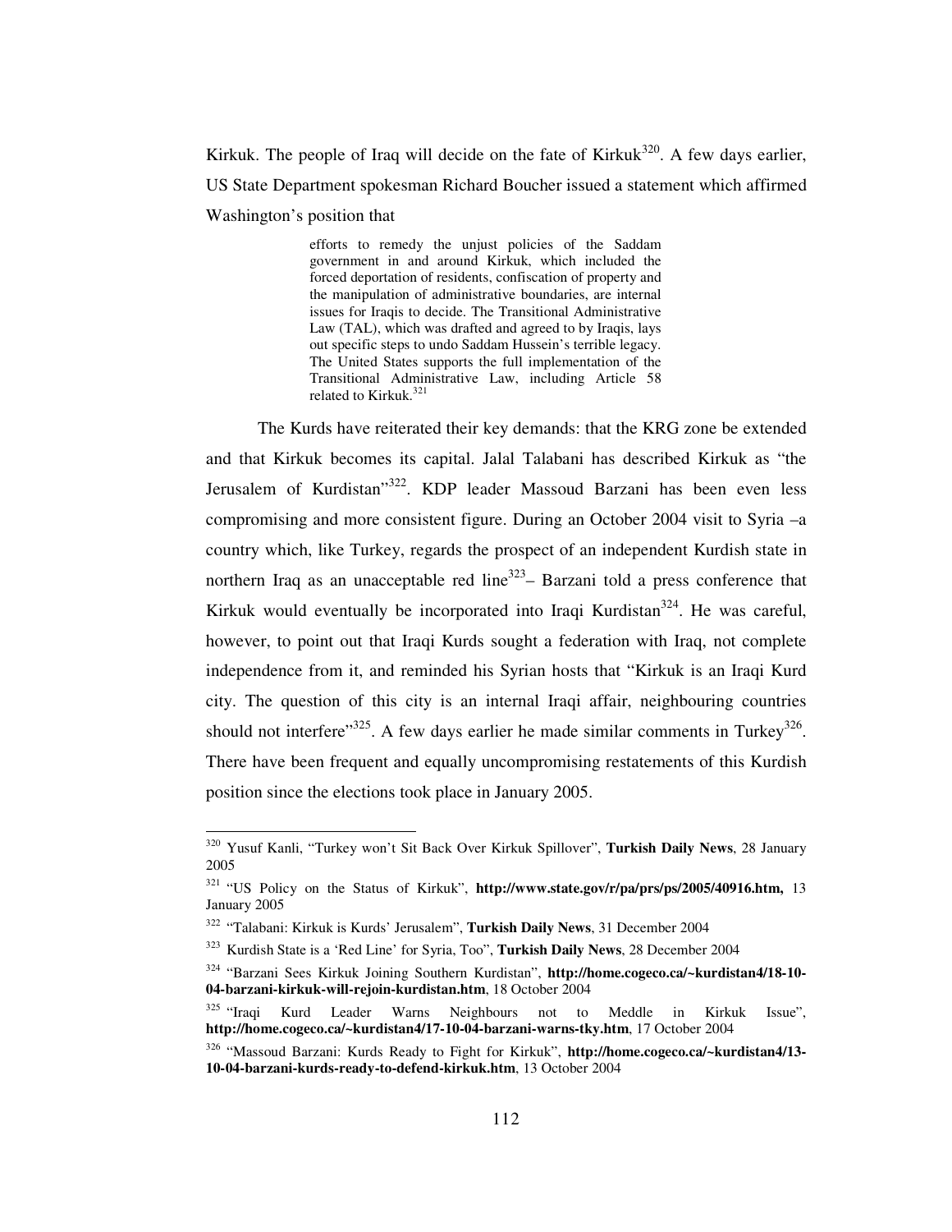Kirkuk. The people of Iraq will decide on the fate of Kirkuk[320]. A few days earlier, US State Department spokesman Richard Boucher issued a statement which affirmed Washington's position that

> efforts to remedy the unjust policies of the Saddam government in and around Kirkuk, which included the forced deportation of residents, confiscation of property and the manipulation of administrative boundaries, are internal issues for Iraqis to decide. The Transitional Administrative Law (TAL), which was drafted and agreed to by Iraqis, lays out specific steps to undo Saddam Hussein's terrible legacy. The United States supports the full implementation of the Transitional Administrative Law, including Article 58 related to Kirkuk.[321]

The Kurds have reiterated their key demands: that the KRG zone be extended and that Kirkuk becomes its capital. Jalal Talabani has described Kirkuk as "the Jerusalem of Kurdistan"[322]. KDP leader Massoud Barzani has been even less compromising and more consistent figure. During an October 2004 visit to Syria –a country which, like Turkey, regards the prospect of an independent Kurdish state in northern Iraq as an unacceptable red line[323]– Barzani told a press conference that Kirkuk would eventually be incorporated into Iraqi Kurdistan[324]. He was careful, however, to point out that Iraqi Kurds sought a federation with Iraq, not complete independence from it, and reminded his Syrian hosts that "Kirkuk is an Iraqi Kurd city. The question of this city is an internal Iraqi affair, neighbouring countries should not interfere"[325]. A few days earlier he made similar comments in Turkey[326]. There have been frequent and equally uncompromising restatements of this Kurdish position since the elections took place in January 2005.

---

[320] Yusuf Kanli, "Turkey won't Sit Back Over Kirkuk Spillover", **Turkish Daily News**, 28 January 2005

[321] "US Policy on the Status of Kirkuk", **http://www.state.gov/r/pa/prs/ps/2005/40916.htm,** 13 January 2005

[322] "Talabani: Kirkuk is Kurds' Jerusalem", **Turkish Daily News**, 31 December 2004

[323] Kurdish State is a 'Red Line' for Syria, Too", **Turkish Daily News**, 28 December 2004

[324] "Barzani Sees Kirkuk Joining Southern Kurdistan", **http://home.cogeco.ca/~kurdistan4/18-10-04-barzani-kirkuk-will-rejoin-kurdistan.htm**, 18 October 2004

[325] "Iraqi Kurd Leader Warns Neighbours not to Meddle in Kirkuk Issue", **http://home.cogeco.ca/~kurdistan4/17-10-04-barzani-warns-tky.htm**, 17 October 2004

[326] "Massoud Barzani: Kurds Ready to Fight for Kirkuk", **http://home.cogeco.ca/~kurdistan4/13-10-04-barzani-kurds-ready-to-defend-kirkuk.htm**, 13 October 2004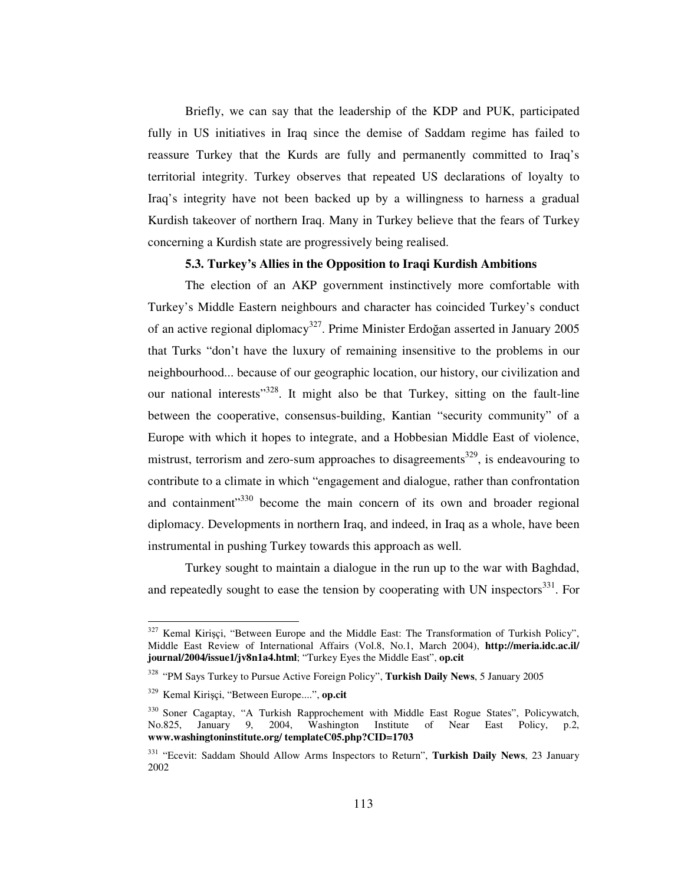Briefly, we can say that the leadership of the KDP and PUK, participated fully in US initiatives in Iraq since the demise of Saddam regime has failed to reassure Turkey that the Kurds are fully and permanently committed to Iraq's territorial integrity. Turkey observes that repeated US declarations of loyalty to Iraq's integrity have not been backed up by a willingness to harness a gradual Kurdish takeover of northern Iraq. Many in Turkey believe that the fears of Turkey concerning a Kurdish state are progressively being realised.

### 5.3. Turkey's Allies in the Opposition to Iraqi Kurdish Ambitions

The election of an AKP government instinctively more comfortable with Turkey's Middle Eastern neighbours and character has coincided Turkey's conduct of an active regional diplomacy[327]. Prime Minister Erdoğan asserted in January 2005 that Turks "don't have the luxury of remaining insensitive to the problems in our neighbourhood... because of our geographic location, our history, our civilization and our national interests"[328]. It might also be that Turkey, sitting on the fault-line between the cooperative, consensus-building, Kantian "security community" of a Europe with which it hopes to integrate, and a Hobbesian Middle East of violence, mistrust, terrorism and zero-sum approaches to disagreements[329], is endeavouring to contribute to a climate in which "engagement and dialogue, rather than confrontation and containment"[330] become the main concern of its own and broader regional diplomacy. Developments in northern Iraq, and indeed, in Iraq as a whole, have been instrumental in pushing Turkey towards this approach as well.

Turkey sought to maintain a dialogue in the run up to the war with Baghdad, and repeatedly sought to ease the tension by cooperating with UN inspectors[331]. For

---

[327] Kemal Kirişçi, "Between Europe and the Middle East: The Transformation of Turkish Policy", Middle East Review of International Affairs (Vol.8, No.1, March 2004), **http://meria.idc.ac.il/journal/2004/issue1/jv8n1a4.html**; "Turkey Eyes the Middle East", **op.cit**

[328] "PM Says Turkey to Pursue Active Foreign Policy", **Turkish Daily News**, 5 January 2005

[329] Kemal Kirişçi, "Between Europe....", **op.cit**

[330] Soner Cagaptay, "A Turkish Rapprochement with Middle East Rogue States", Policywatch, No.825, January 9, 2004, Washington Institute of Near East Policy, p.2, **www.washingtoninstitute.org/ templateC05.php?CID=1703**

[331] "Ecevit: Saddam Should Allow Arms Inspectors to Return", **Turkish Daily News**, 23 January 2002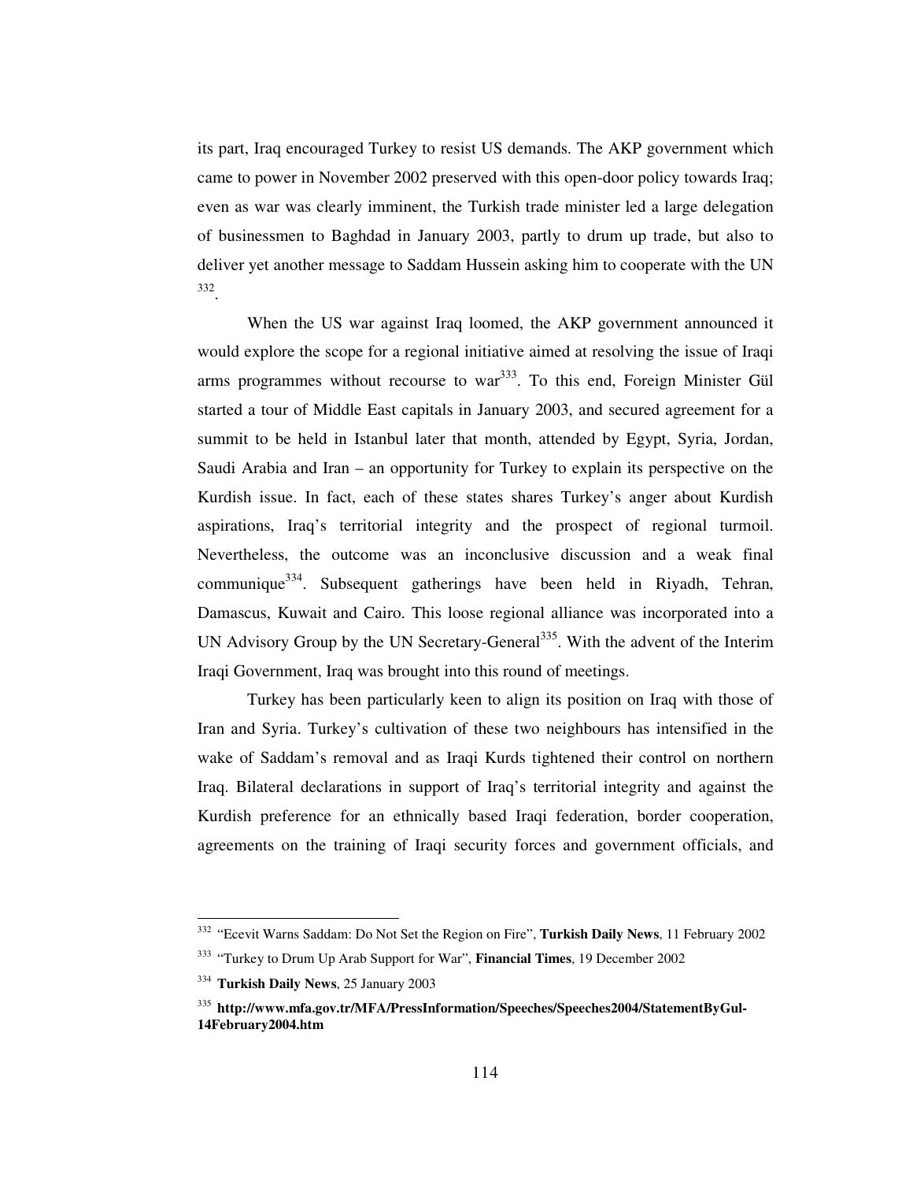its part, Iraq encouraged Turkey to resist US demands. The AKP government which came to power in November 2002 preserved with this open-door policy towards Iraq; even as war was clearly imminent, the Turkish trade minister led a large delegation of businessmen to Baghdad in January 2003, partly to drum up trade, but also to deliver yet another message to Saddam Hussein asking him to cooperate with the UN [332].

When the US war against Iraq loomed, the AKP government announced it would explore the scope for a regional initiative aimed at resolving the issue of Iraqi arms programmes without recourse to war[333]. To this end, Foreign Minister Gül started a tour of Middle East capitals in January 2003, and secured agreement for a summit to be held in Istanbul later that month, attended by Egypt, Syria, Jordan, Saudi Arabia and Iran – an opportunity for Turkey to explain its perspective on the Kurdish issue. In fact, each of these states shares Turkey's anger about Kurdish aspirations, Iraq's territorial integrity and the prospect of regional turmoil. Nevertheless, the outcome was an inconclusive discussion and a weak final communique[334]. Subsequent gatherings have been held in Riyadh, Tehran, Damascus, Kuwait and Cairo. This loose regional alliance was incorporated into a UN Advisory Group by the UN Secretary-General[335]. With the advent of the Interim Iraqi Government, Iraq was brought into this round of meetings.

Turkey has been particularly keen to align its position on Iraq with those of Iran and Syria. Turkey's cultivation of these two neighbours has intensified in the wake of Saddam's removal and as Iraqi Kurds tightened their control on northern Iraq. Bilateral declarations in support of Iraq's territorial integrity and against the Kurdish preference for an ethnically based Iraqi federation, border cooperation, agreements on the training of Iraqi security forces and government officials, and

---

[332] "Ecevit Warns Saddam: Do Not Set the Region on Fire", **Turkish Daily News**, 11 February 2002

[333] "Turkey to Drum Up Arab Support for War", **Financial Times**, 19 December 2002

[334] **Turkish Daily News**, 25 January 2003

[335] **http://www.mfa.gov.tr/MFA/PressInformation/Speeches/Speeches2004/StatementByGul-14February2004.htm**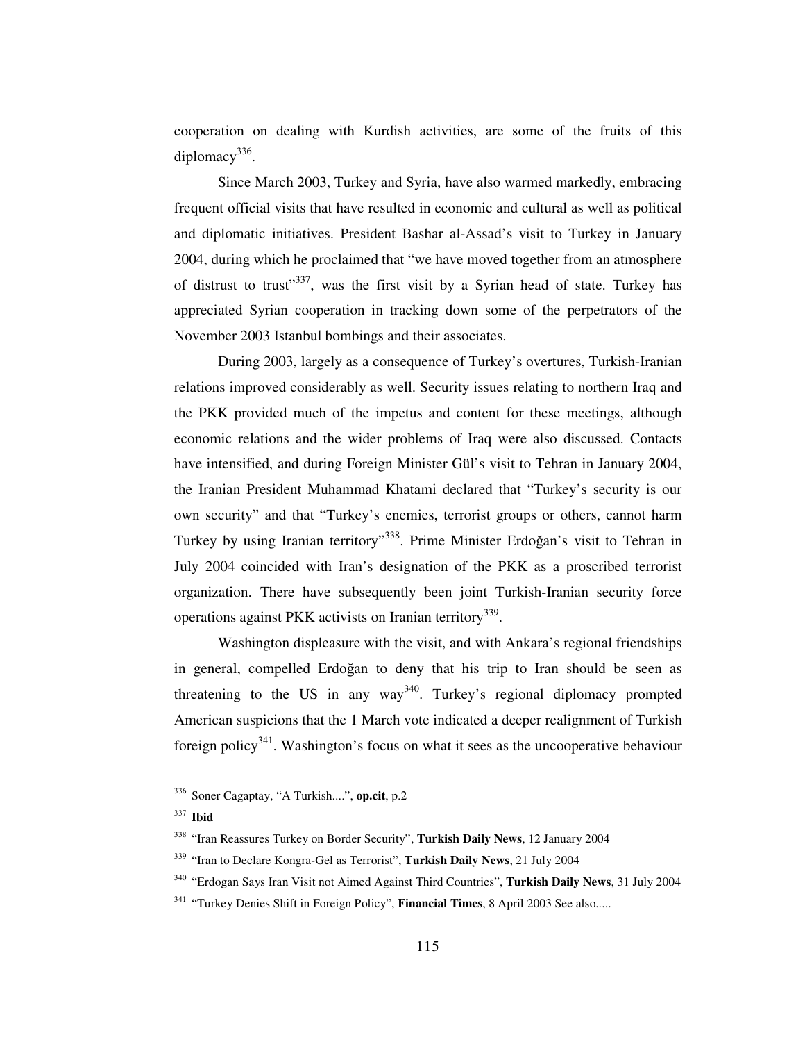cooperation on dealing with Kurdish activities, are some of the fruits of this diplomacy[336].

Since March 2003, Turkey and Syria, have also warmed markedly, embracing frequent official visits that have resulted in economic and cultural as well as political and diplomatic initiatives. President Bashar al-Assad's visit to Turkey in January 2004, during which he proclaimed that "we have moved together from an atmosphere of distrust to trust"[337], was the first visit by a Syrian head of state. Turkey has appreciated Syrian cooperation in tracking down some of the perpetrators of the November 2003 Istanbul bombings and their associates.

During 2003, largely as a consequence of Turkey's overtures, Turkish-Iranian relations improved considerably as well. Security issues relating to northern Iraq and the PKK provided much of the impetus and content for these meetings, although economic relations and the wider problems of Iraq were also discussed. Contacts have intensified, and during Foreign Minister Gül's visit to Tehran in January 2004, the Iranian President Muhammad Khatami declared that "Turkey's security is our own security" and that "Turkey's enemies, terrorist groups or others, cannot harm Turkey by using Iranian territory"[338]. Prime Minister Erdoğan's visit to Tehran in July 2004 coincided with Iran's designation of the PKK as a proscribed terrorist organization. There have subsequently been joint Turkish-Iranian security force operations against PKK activists on Iranian territory[339].

Washington displeasure with the visit, and with Ankara's regional friendships in general, compelled Erdoğan to deny that his trip to Iran should be seen as threatening to the US in any way[340]. Turkey's regional diplomacy prompted American suspicions that the 1 March vote indicated a deeper realignment of Turkish foreign policy[341]. Washington's focus on what it sees as the uncooperative behaviour

---

[336] Soner Cagaptay, "A Turkish....", **op.cit**, p.2

[337] **Ibid**

[338] "Iran Reassures Turkey on Border Security", **Turkish Daily News**, 12 January 2004

[339] "Iran to Declare Kongra-Gel as Terrorist", **Turkish Daily News**, 21 July 2004

[340] "Erdogan Says Iran Visit not Aimed Against Third Countries", **Turkish Daily News**, 31 July 2004

[341] "Turkey Denies Shift in Foreign Policy", **Financial Times**, 8 April 2003 See also.....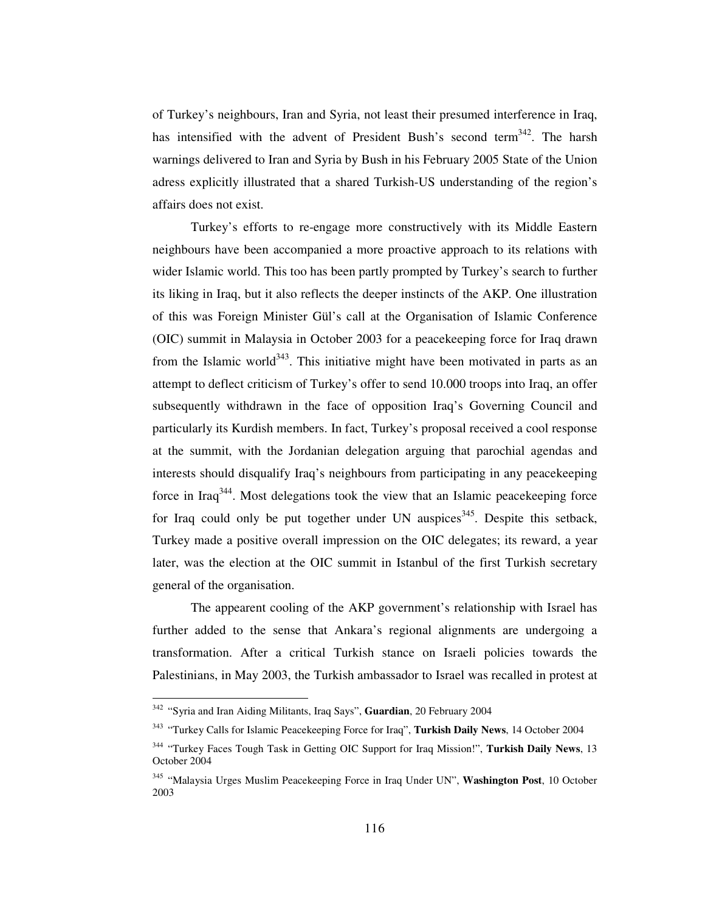of Turkey's neighbours, Iran and Syria, not least their presumed interference in Iraq, has intensified with the advent of President Bush's second term[342]. The harsh warnings delivered to Iran and Syria by Bush in his February 2005 State of the Union adress explicitly illustrated that a shared Turkish-US understanding of the region's affairs does not exist.

Turkey's efforts to re-engage more constructively with its Middle Eastern neighbours have been accompanied a more proactive approach to its relations with wider Islamic world. This too has been partly prompted by Turkey's search to further its liking in Iraq, but it also reflects the deeper instincts of the AKP. One illustration of this was Foreign Minister Gül's call at the Organisation of Islamic Conference (OIC) summit in Malaysia in October 2003 for a peacekeeping force for Iraq drawn from the Islamic world[343]. This initiative might have been motivated in parts as an attempt to deflect criticism of Turkey's offer to send 10.000 troops into Iraq, an offer subsequently withdrawn in the face of opposition Iraq's Governing Council and particularly its Kurdish members. In fact, Turkey's proposal received a cool response at the summit, with the Jordanian delegation arguing that parochial agendas and interests should disqualify Iraq's neighbours from participating in any peacekeeping force in Iraq[344]. Most delegations took the view that an Islamic peacekeeping force for Iraq could only be put together under UN auspices[345]. Despite this setback, Turkey made a positive overall impression on the OIC delegates; its reward, a year later, was the election at the OIC summit in Istanbul of the first Turkish secretary general of the organisation.

The appearent cooling of the AKP government's relationship with Israel has further added to the sense that Ankara's regional alignments are undergoing a transformation. After a critical Turkish stance on Israeli policies towards the Palestinians, in May 2003, the Turkish ambassador to Israel was recalled in protest at

---

[342] "Syria and Iran Aiding Militants, Iraq Says", **Guardian**, 20 February 2004

[343] "Turkey Calls for Islamic Peacekeeping Force for Iraq", **Turkish Daily News**, 14 October 2004

[344] "Turkey Faces Tough Task in Getting OIC Support for Iraq Mission!", **Turkish Daily News**, 13 October 2004

[345] "Malaysia Urges Muslim Peacekeeping Force in Iraq Under UN", **Washington Post**, 10 October 2003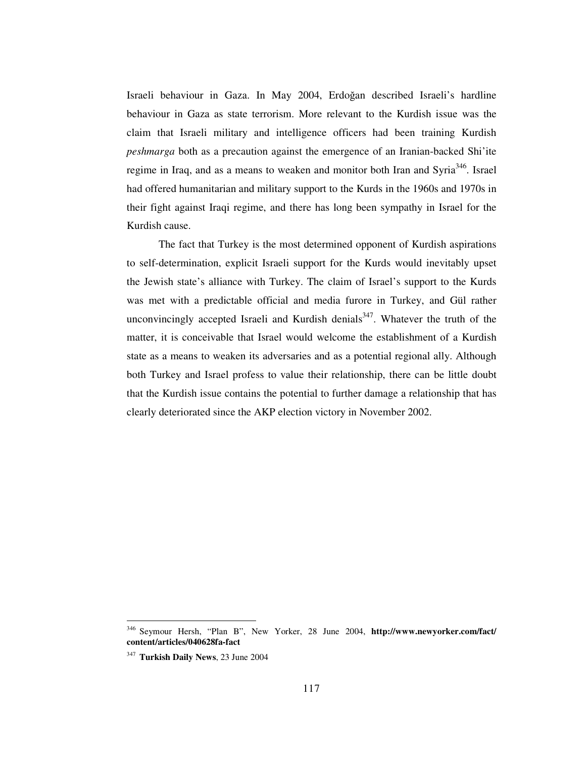Israeli behaviour in Gaza. In May 2004, Erdoğan described Israeli's hardline behaviour in Gaza as state terrorism. More relevant to the Kurdish issue was the claim that Israeli military and intelligence officers had been training Kurdish *peshmarga* both as a precaution against the emergence of an Iranian-backed Shi'ite regime in Iraq, and as a means to weaken and monitor both Iran and Syria[346]. Israel had offered humanitarian and military support to the Kurds in the 1960s and 1970s in their fight against Iraqi regime, and there has long been sympathy in Israel for the Kurdish cause.

The fact that Turkey is the most determined opponent of Kurdish aspirations to self-determination, explicit Israeli support for the Kurds would inevitably upset the Jewish state's alliance with Turkey. The claim of Israel's support to the Kurds was met with a predictable official and media furore in Turkey, and Gül rather unconvincingly accepted Israeli and Kurdish denials[347]. Whatever the truth of the matter, it is conceivable that Israel would welcome the establishment of a Kurdish state as a means to weaken its adversaries and as a potential regional ally. Although both Turkey and Israel profess to value their relationship, there can be little doubt that the Kurdish issue contains the potential to further damage a relationship that has clearly deteriorated since the AKP election victory in November 2002.

---

[346] Seymour Hersh, "Plan B", New Yorker, 28 June 2004, **http://www.newyorker.com/fact/content/articles/040628fa-fact**

[347] **Turkish Daily News**, 23 June 2004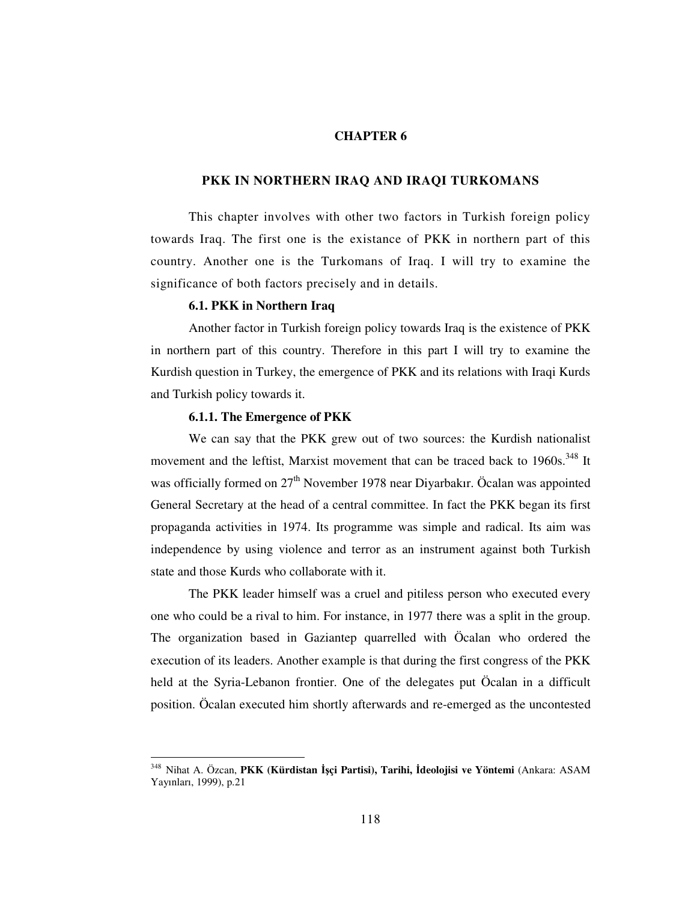# CHAPTER 6

## PKK IN NORTHERN IRAQ AND IRAQI TURKOMANS

This chapter involves with other two factors in Turkish foreign policy towards Iraq. The first one is the existance of PKK in northern part of this country. Another one is the Turkomans of Iraq. I will try to examine the significance of both factors precisely and in details.

### 6.1. PKK in Northern Iraq

Another factor in Turkish foreign policy towards Iraq is the existence of PKK in northern part of this country. Therefore in this part I will try to examine the Kurdish question in Turkey, the emergence of PKK and its relations with Iraqi Kurds and Turkish policy towards it.

#### 6.1.1. The Emergence of PKK

We can say that the PKK grew out of two sources: the Kurdish nationalist movement and the leftist, Marxist movement that can be traced back to 1960s.[348] It was officially formed on 27th November 1978 near Diyarbakır. Öcalan was appointed General Secretary at the head of a central committee. In fact the PKK began its first propaganda activities in 1974. Its programme was simple and radical. Its aim was independence by using violence and terror as an instrument against both Turkish state and those Kurds who collaborate with it.

The PKK leader himself was a cruel and pitiless person who executed every one who could be a rival to him. For instance, in 1977 there was a split in the group. The organization based in Gaziantep quarrelled with Öcalan who ordered the execution of its leaders. Another example is that during the first congress of the PKK held at the Syria-Lebanon frontier. One of the delegates put Öcalan in a difficult position. Öcalan executed him shortly afterwards and re-emerged as the uncontested

---

[348] Nihat A. Özcan, **PKK (Kürdistan İşçi Partisi), Tarihi, İdeolojisi ve Yöntemi** (Ankara: ASAM Yayınları, 1999), p.21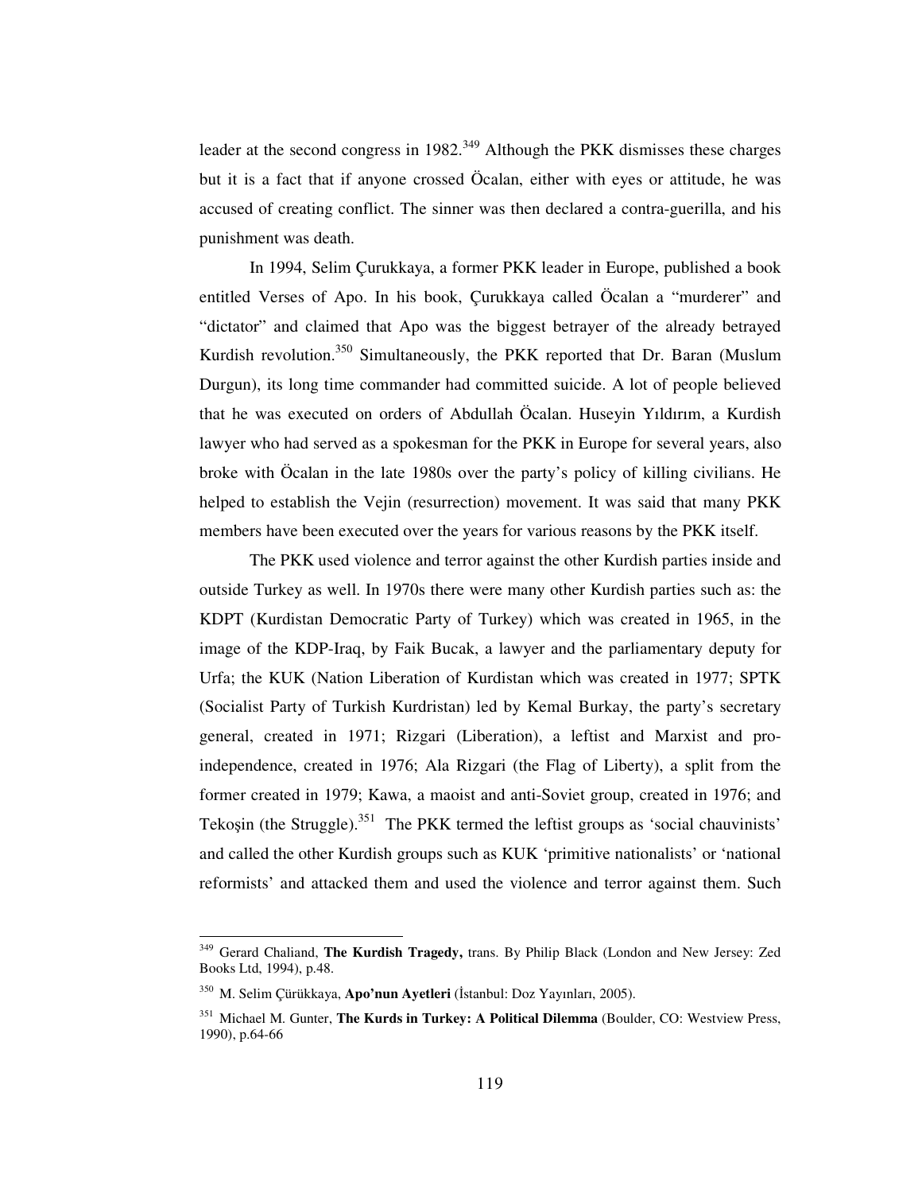leader at the second congress in 1982.[349] Although the PKK dismisses these charges but it is a fact that if anyone crossed Öcalan, either with eyes or attitude, he was accused of creating conflict. The sinner was then declared a contra-guerilla, and his punishment was death.

In 1994, Selim Çurukkaya, a former PKK leader in Europe, published a book entitled Verses of Apo. In his book, Çurukkaya called Öcalan a "murderer" and "dictator" and claimed that Apo was the biggest betrayer of the already betrayed Kurdish revolution.[350] Simultaneously, the PKK reported that Dr. Baran (Muslum Durgun), its long time commander had committed suicide. A lot of people believed that he was executed on orders of Abdullah Öcalan. Huseyin Yıldırım, a Kurdish lawyer who had served as a spokesman for the PKK in Europe for several years, also broke with Öcalan in the late 1980s over the party's policy of killing civilians. He helped to establish the Vejin (resurrection) movement. It was said that many PKK members have been executed over the years for various reasons by the PKK itself.

The PKK used violence and terror against the other Kurdish parties inside and outside Turkey as well. In 1970s there were many other Kurdish parties such as: the KDPT (Kurdistan Democratic Party of Turkey) which was created in 1965, in the image of the KDP-Iraq, by Faik Bucak, a lawyer and the parliamentary deputy for Urfa; the KUK (Nation Liberation of Kurdistan which was created in 1977; SPTK (Socialist Party of Turkish Kurdristan) led by Kemal Burkay, the party's secretary general, created in 1971; Rizgari (Liberation), a leftist and Marxist and pro-independence, created in 1976; Ala Rizgari (the Flag of Liberty), a split from the former created in 1979; Kawa, a maoist and anti-Soviet group, created in 1976; and Tekoşin (the Struggle).[351] The PKK termed the leftist groups as 'social chauvinists' and called the other Kurdish groups such as KUK 'primitive nationalists' or 'national reformists' and attacked them and used the violence and terror against them. Such

---

[349] Gerard Chaliand, **The Kurdish Tragedy,** trans. By Philip Black (London and New Jersey: Zed Books Ltd, 1994), p.48.

[350] M. Selim Çürükkaya, **Apo'nun Ayetleri** (İstanbul: Doz Yayınları, 2005).

[351] Michael M. Gunter, **The Kurds in Turkey: A Political Dilemma** (Boulder, CO: Westview Press, 1990), p.64-66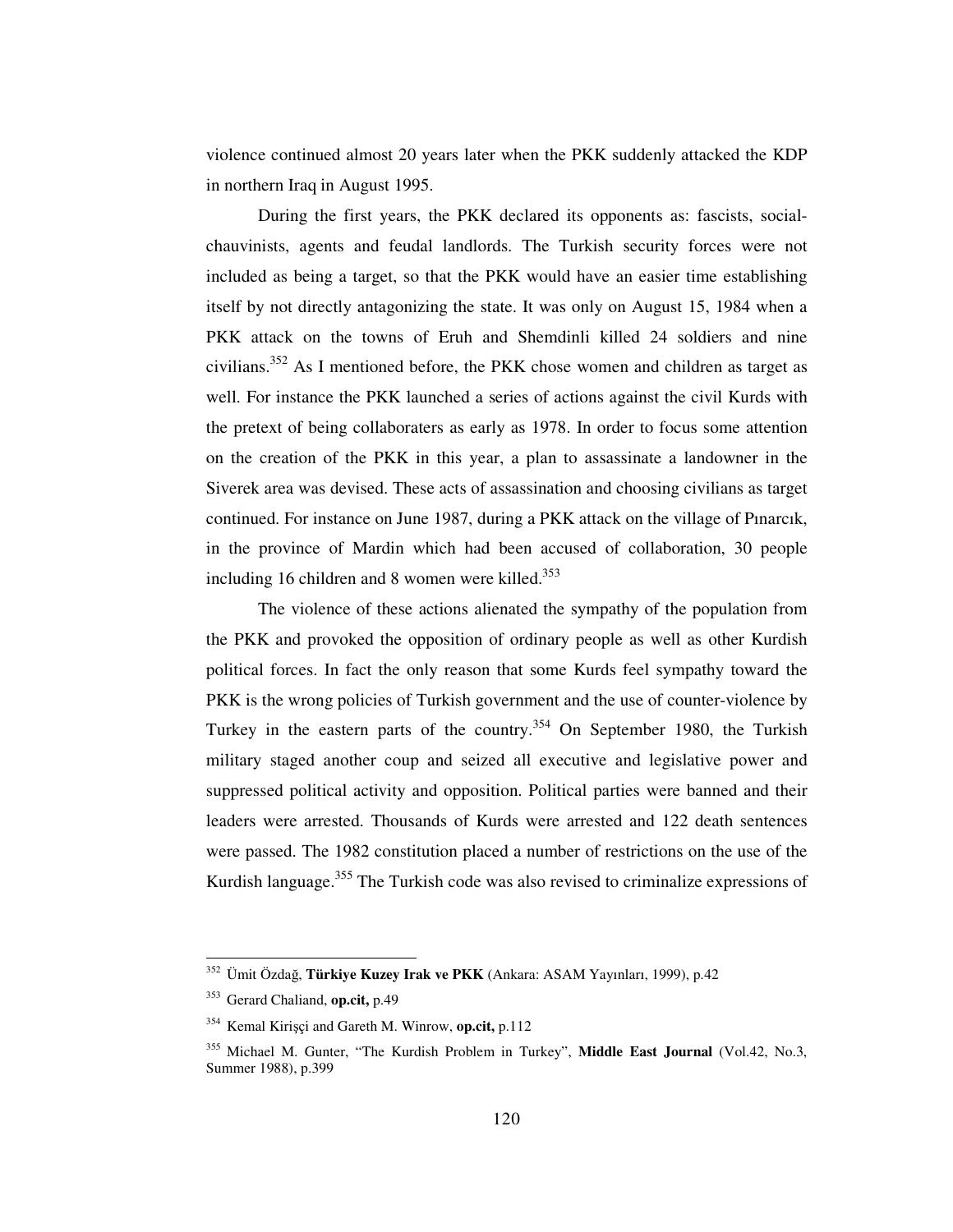violence continued almost 20 years later when the PKK suddenly attacked the KDP in northern Iraq in August 1995.

During the first years, the PKK declared its opponents as: fascists, social-chauvinists, agents and feudal landlords. The Turkish security forces were not included as being a target, so that the PKK would have an easier time establishing itself by not directly antagonizing the state. It was only on August 15, 1984 when a PKK attack on the towns of Eruh and Shemdinli killed 24 soldiers and nine civilians.[352] As I mentioned before, the PKK chose women and children as target as well. For instance the PKK launched a series of actions against the civil Kurds with the pretext of being collaboraters as early as 1978. In order to focus some attention on the creation of the PKK in this year, a plan to assassinate a landowner in the Siverek area was devised. These acts of assassination and choosing civilians as target continued. For instance on June 1987, during a PKK attack on the village of Pınarcık, in the province of Mardin which had been accused of collaboration, 30 people including 16 children and 8 women were killed.[353]

The violence of these actions alienated the sympathy of the population from the PKK and provoked the opposition of ordinary people as well as other Kurdish political forces. In fact the only reason that some Kurds feel sympathy toward the PKK is the wrong policies of Turkish government and the use of counter-violence by Turkey in the eastern parts of the country.[354] On September 1980, the Turkish military staged another coup and seized all executive and legislative power and suppressed political activity and opposition. Political parties were banned and their leaders were arrested. Thousands of Kurds were arrested and 122 death sentences were passed. The 1982 constitution placed a number of restrictions on the use of the Kurdish language.[355] The Turkish code was also revised to criminalize expressions of

---

[352] Ümit Özdağ, **Türkiye Kuzey Irak ve PKK** (Ankara: ASAM Yayınları, 1999), p.42

[353] Gerard Chaliand, **op.cit,** p.49

[354] Kemal Kirişçi and Gareth M. Winrow, **op.cit,** p.112

[355] Michael M. Gunter, "The Kurdish Problem in Turkey", **Middle East Journal** (Vol.42, No.3, Summer 1988), p.399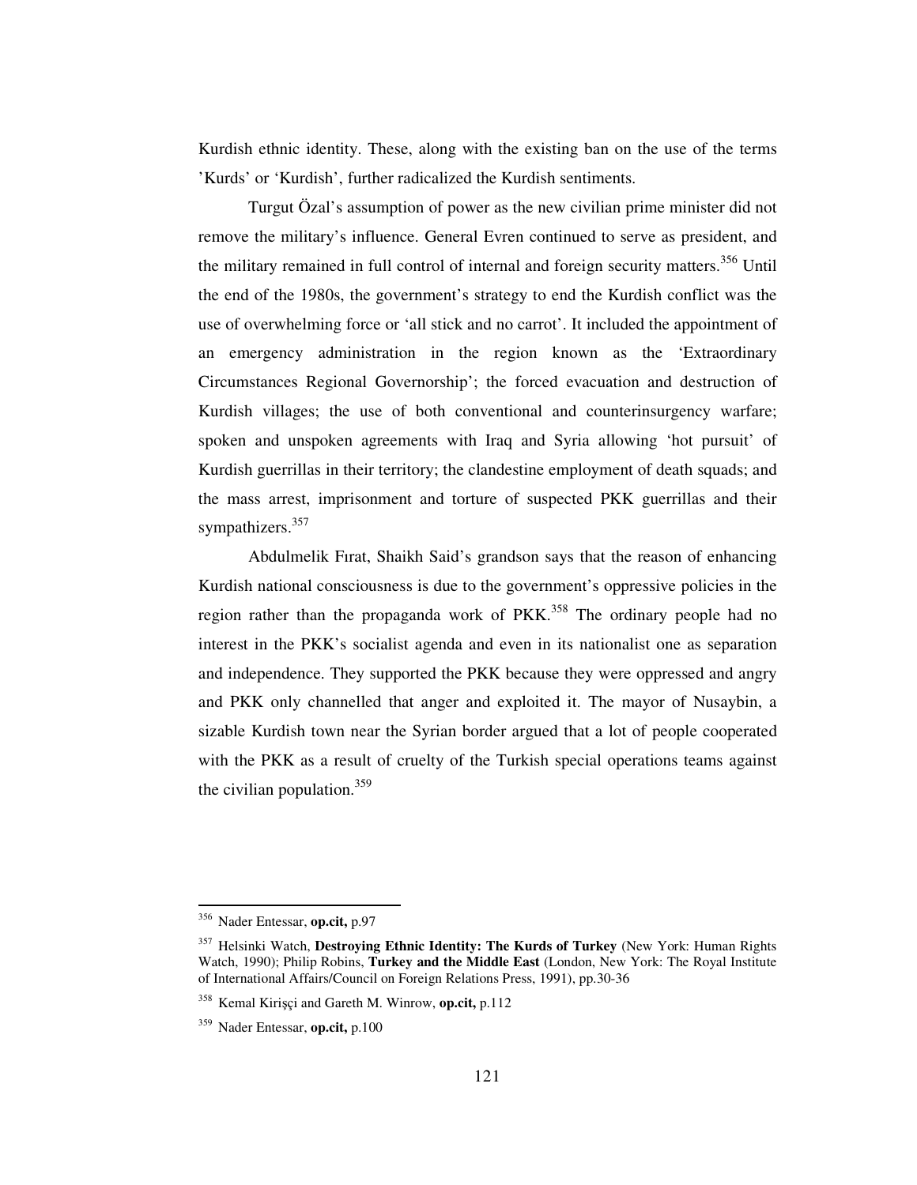Kurdish ethnic identity. These, along with the existing ban on the use of the terms 'Kurds' or 'Kurdish', further radicalized the Kurdish sentiments.

Turgut Özal's assumption of power as the new civilian prime minister did not remove the military's influence. General Evren continued to serve as president, and the military remained in full control of internal and foreign security matters.[356] Until the end of the 1980s, the government's strategy to end the Kurdish conflict was the use of overwhelming force or 'all stick and no carrot'. It included the appointment of an emergency administration in the region known as the 'Extraordinary Circumstances Regional Governorship'; the forced evacuation and destruction of Kurdish villages; the use of both conventional and counterinsurgency warfare; spoken and unspoken agreements with Iraq and Syria allowing 'hot pursuit' of Kurdish guerrillas in their territory; the clandestine employment of death squads; and the mass arrest, imprisonment and torture of suspected PKK guerrillas and their sympathizers.[357]

Abdulmelik Fırat, Shaikh Said's grandson says that the reason of enhancing Kurdish national consciousness is due to the government's oppressive policies in the region rather than the propaganda work of PKK.[358] The ordinary people had no interest in the PKK's socialist agenda and even in its nationalist one as separation and independence. They supported the PKK because they were oppressed and angry and PKK only channelled that anger and exploited it. The mayor of Nusaybin, a sizable Kurdish town near the Syrian border argued that a lot of people cooperated with the PKK as a result of cruelty of the Turkish special operations teams against the civilian population.[359]

---

[356] Nader Entessar, **op.cit,** p.97

[357] Helsinki Watch, **Destroying Ethnic Identity: The Kurds of Turkey** (New York: Human Rights Watch, 1990); Philip Robins, **Turkey and the Middle East** (London, New York: The Royal Institute of International Affairs/Council on Foreign Relations Press, 1991), pp.30-36

[358] Kemal Kirişçi and Gareth M. Winrow, **op.cit,** p.112

[359] Nader Entessar, **op.cit,** p.100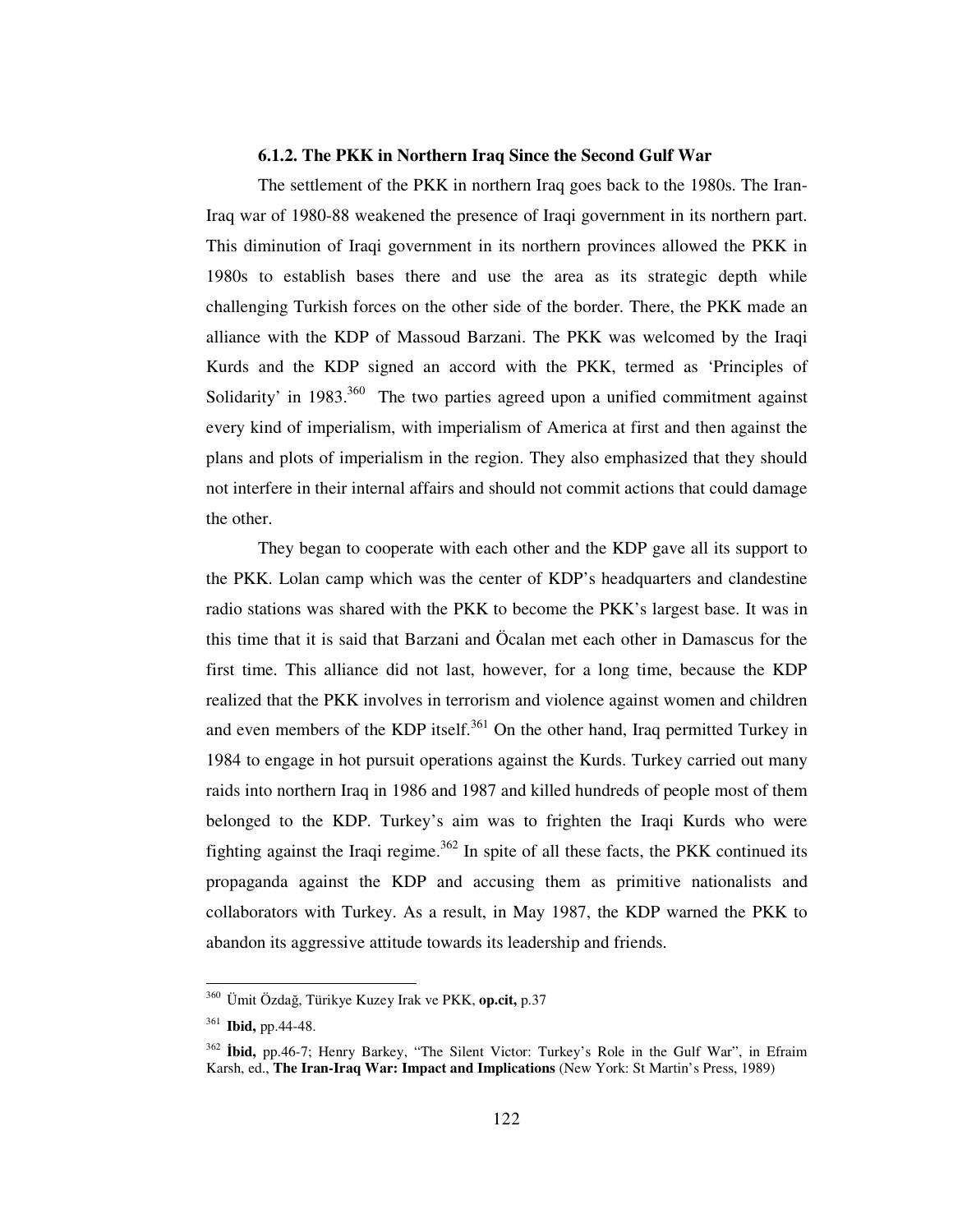### 6.1.2. The PKK in Northern Iraq Since the Second Gulf War

The settlement of the PKK in northern Iraq goes back to the 1980s. The Iran-Iraq war of 1980-88 weakened the presence of Iraqi government in its northern part. This diminution of Iraqi government in its northern provinces allowed the PKK in 1980s to establish bases there and use the area as its strategic depth while challenging Turkish forces on the other side of the border. There, the PKK made an alliance with the KDP of Massoud Barzani. The PKK was welcomed by the Iraqi Kurds and the KDP signed an accord with the PKK, termed as 'Principles of Solidarity' in 1983.[360] The two parties agreed upon a unified commitment against every kind of imperialism, with imperialism of America at first and then against the plans and plots of imperialism in the region. They also emphasized that they should not interfere in their internal affairs and should not commit actions that could damage the other.

They began to cooperate with each other and the KDP gave all its support to the PKK. Lolan camp which was the center of KDP's headquarters and clandestine radio stations was shared with the PKK to become the PKK's largest base. It was in this time that it is said that Barzani and Öcalan met each other in Damascus for the first time. This alliance did not last, however, for a long time, because the KDP realized that the PKK involves in terrorism and violence against women and children and even members of the KDP itself.[361] On the other hand, Iraq permitted Turkey in 1984 to engage in hot pursuit operations against the Kurds. Turkey carried out many raids into northern Iraq in 1986 and 1987 and killed hundreds of people most of them belonged to the KDP. Turkey's aim was to frighten the Iraqi Kurds who were fighting against the Iraqi regime.[362] In spite of all these facts, the PKK continued its propaganda against the KDP and accusing them as primitive nationalists and collaborators with Turkey. As a result, in May 1987, the KDP warned the PKK to abandon its aggressive attitude towards its leadership and friends.

---

[360] Ümit Özdağ, Türikye Kuzey Irak ve PKK, **op.cit,** p.37

[361] **Ibid,** pp.44-48.

[362] **İbid,** pp.46-7; Henry Barkey, "The Silent Victor: Turkey's Role in the Gulf War", in Efraim Karsh, ed., **The Iran-Iraq War: Impact and Implications** (New York: St Martin's Press, 1989)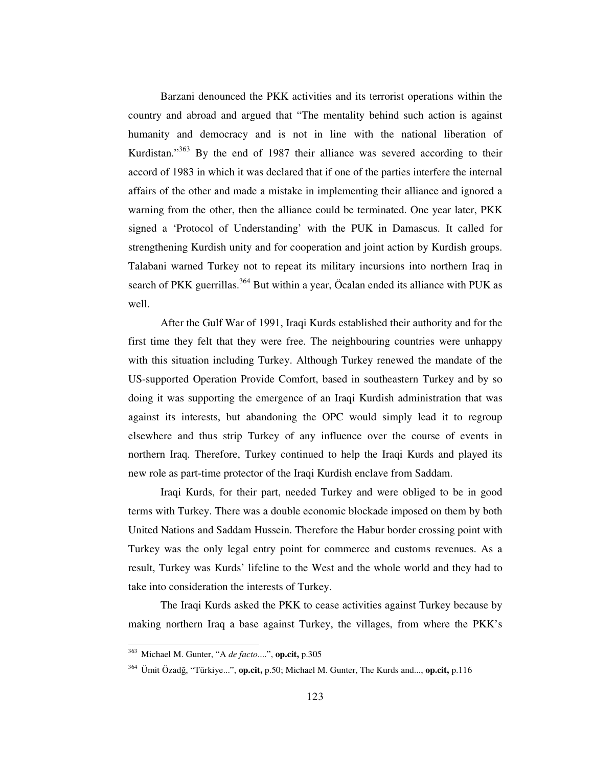Barzani denounced the PKK activities and its terrorist operations within the country and abroad and argued that "The mentality behind such action is against humanity and democracy and is not in line with the national liberation of Kurdistan."[363] By the end of 1987 their alliance was severed according to their accord of 1983 in which it was declared that if one of the parties interfere the internal affairs of the other and made a mistake in implementing their alliance and ignored a warning from the other, then the alliance could be terminated. One year later, PKK signed a 'Protocol of Understanding' with the PUK in Damascus. It called for strengthening Kurdish unity and for cooperation and joint action by Kurdish groups. Talabani warned Turkey not to repeat its military incursions into northern Iraq in search of PKK guerrillas.[364] But within a year, Öcalan ended its alliance with PUK as well.

After the Gulf War of 1991, Iraqi Kurds established their authority and for the first time they felt that they were free. The neighbouring countries were unhappy with this situation including Turkey. Although Turkey renewed the mandate of the US-supported Operation Provide Comfort, based in southeastern Turkey and by so doing it was supporting the emergence of an Iraqi Kurdish administration that was against its interests, but abandoning the OPC would simply lead it to regroup elsewhere and thus strip Turkey of any influence over the course of events in northern Iraq. Therefore, Turkey continued to help the Iraqi Kurds and played its new role as part-time protector of the Iraqi Kurdish enclave from Saddam.

Iraqi Kurds, for their part, needed Turkey and were obliged to be in good terms with Turkey. There was a double economic blockade imposed on them by both United Nations and Saddam Hussein. Therefore the Habur border crossing point with Turkey was the only legal entry point for commerce and customs revenues. As a result, Turkey was Kurds' lifeline to the West and the whole world and they had to take into consideration the interests of Turkey.

The Iraqi Kurds asked the PKK to cease activities against Turkey because by making northern Iraq a base against Turkey, the villages, from where the PKK's

---

[363] Michael M. Gunter, "A *de facto*....", **op.cit,** p.305

[364] Ümit Özadğ, "Türkiye...", **op.cit,** p.50; Michael M. Gunter, The Kurds and..., **op.cit,** p.116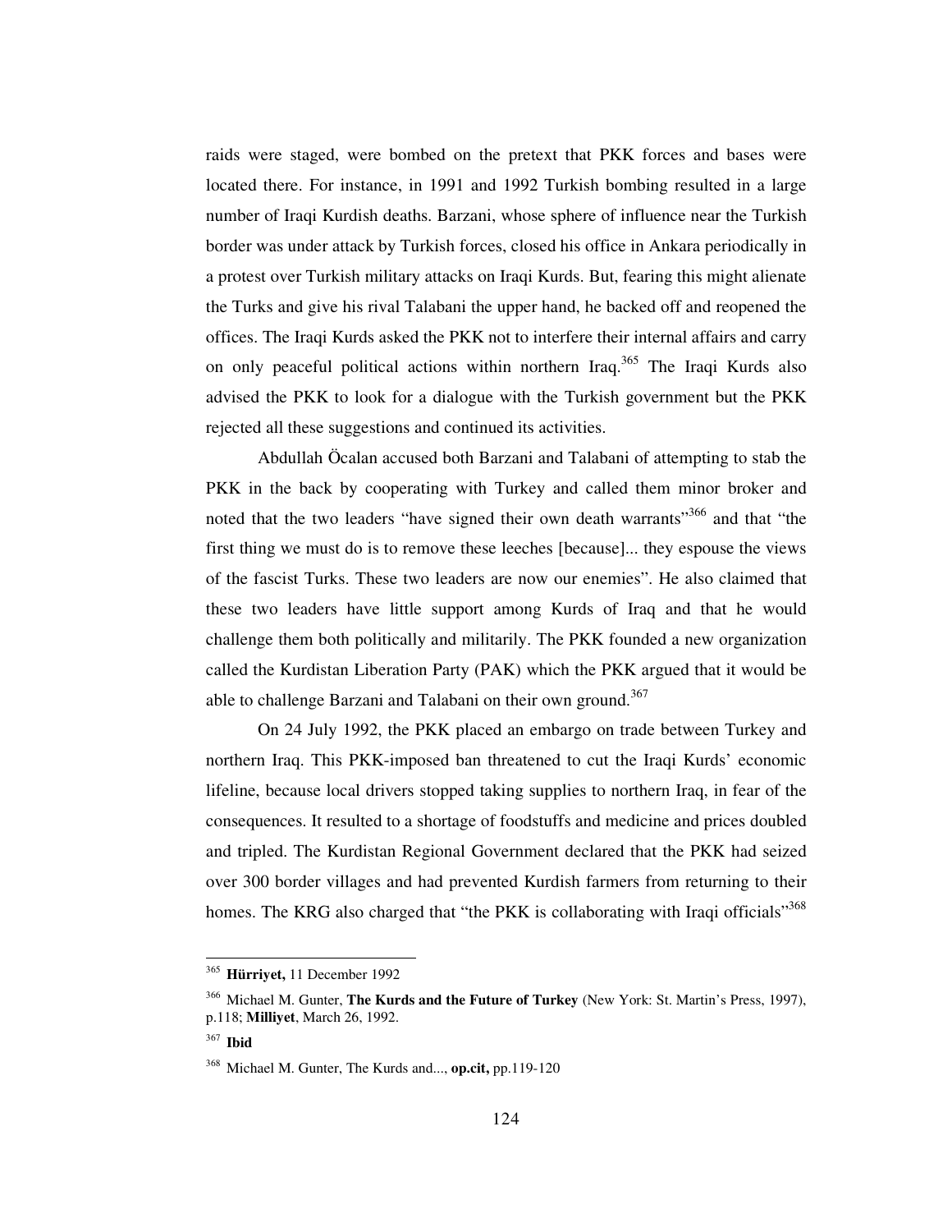raids were staged, were bombed on the pretext that PKK forces and bases were located there. For instance, in 1991 and 1992 Turkish bombing resulted in a large number of Iraqi Kurdish deaths. Barzani, whose sphere of influence near the Turkish border was under attack by Turkish forces, closed his office in Ankara periodically in a protest over Turkish military attacks on Iraqi Kurds. But, fearing this might alienate the Turks and give his rival Talabani the upper hand, he backed off and reopened the offices. The Iraqi Kurds asked the PKK not to interfere their internal affairs and carry on only peaceful political actions within northern Iraq.[365] The Iraqi Kurds also advised the PKK to look for a dialogue with the Turkish government but the PKK rejected all these suggestions and continued its activities.

Abdullah Öcalan accused both Barzani and Talabani of attempting to stab the PKK in the back by cooperating with Turkey and called them minor broker and noted that the two leaders "have signed their own death warrants"[366] and that "the first thing we must do is to remove these leeches [because]... they espouse the views of the fascist Turks. These two leaders are now our enemies". He also claimed that these two leaders have little support among Kurds of Iraq and that he would challenge them both politically and militarily. The PKK founded a new organization called the Kurdistan Liberation Party (PAK) which the PKK argued that it would be able to challenge Barzani and Talabani on their own ground.[367]

On 24 July 1992, the PKK placed an embargo on trade between Turkey and northern Iraq. This PKK-imposed ban threatened to cut the Iraqi Kurds' economic lifeline, because local drivers stopped taking supplies to northern Iraq, in fear of the consequences. It resulted to a shortage of foodstuffs and medicine and prices doubled and tripled. The Kurdistan Regional Government declared that the PKK had seized over 300 border villages and had prevented Kurdish farmers from returning to their homes. The KRG also charged that "the PKK is collaborating with Iraqi officials"[368]

---

[365] **Hürriyet,** 11 December 1992

[366] Michael M. Gunter, **The Kurds and the Future of Turkey** (New York: St. Martin's Press, 1997), p.118; **Milliyet**, March 26, 1992.

[367] **Ibid**

[368] Michael M. Gunter, The Kurds and..., **op.cit,** pp.119-120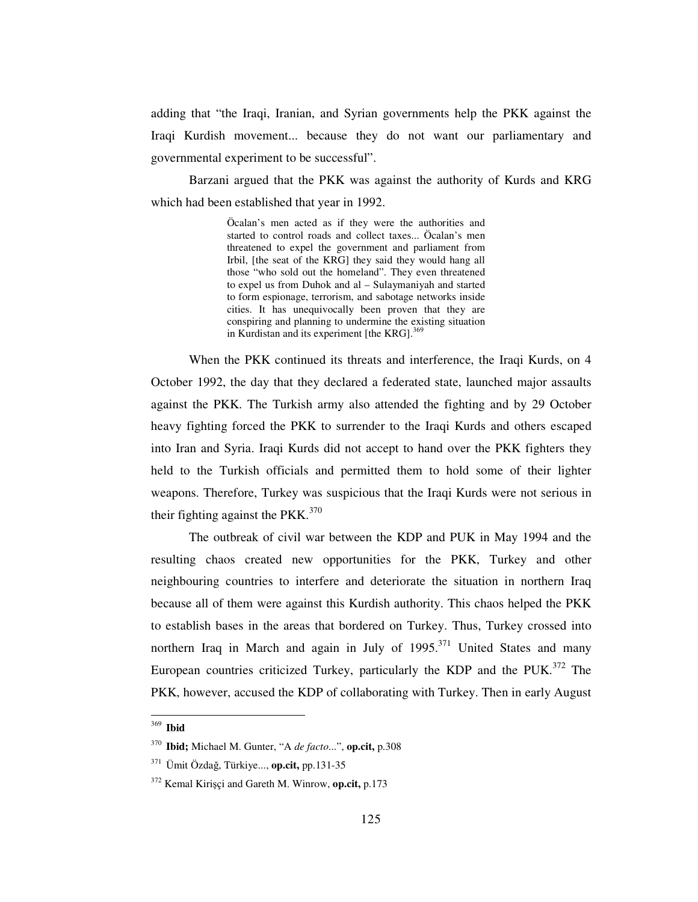adding that "the Iraqi, Iranian, and Syrian governments help the PKK against the Iraqi Kurdish movement... because they do not want our parliamentary and governmental experiment to be successful".

Barzani argued that the PKK was against the authority of Kurds and KRG which had been established that year in 1992.

> Öcalan's men acted as if they were the authorities and started to control roads and collect taxes... Öcalan's men threatened to expel the government and parliament from Irbil, [the seat of the KRG] they said they would hang all those "who sold out the homeland". They even threatened to expel us from Duhok and al – Sulaymaniyah and started to form espionage, terrorism, and sabotage networks inside cities. It has unequivocally been proven that they are conspiring and planning to undermine the existing situation in Kurdistan and its experiment [the KRG].[369]

When the PKK continued its threats and interference, the Iraqi Kurds, on 4 October 1992, the day that they declared a federated state, launched major assaults against the PKK. The Turkish army also attended the fighting and by 29 October heavy fighting forced the PKK to surrender to the Iraqi Kurds and others escaped into Iran and Syria. Iraqi Kurds did not accept to hand over the PKK fighters they held to the Turkish officials and permitted them to hold some of their lighter weapons. Therefore, Turkey was suspicious that the Iraqi Kurds were not serious in their fighting against the PKK.[370]

The outbreak of civil war between the KDP and PUK in May 1994 and the resulting chaos created new opportunities for the PKK, Turkey and other neighbouring countries to interfere and deteriorate the situation in northern Iraq because all of them were against this Kurdish authority. This chaos helped the PKK to establish bases in the areas that bordered on Turkey. Thus, Turkey crossed into northern Iraq in March and again in July of 1995.[371] United States and many European countries criticized Turkey, particularly the KDP and the PUK.[372] The PKK, however, accused the KDP of collaborating with Turkey. Then in early August

---

[369] **Ibid**

[370] **Ibid;** Michael M. Gunter, "A *de facto*...", **op.cit,** p.308

[371] Ümit Özdağ, Türkiye..., **op.cit,** pp.131-35

[372] Kemal Kirişçi and Gareth M. Winrow, **op.cit,** p.173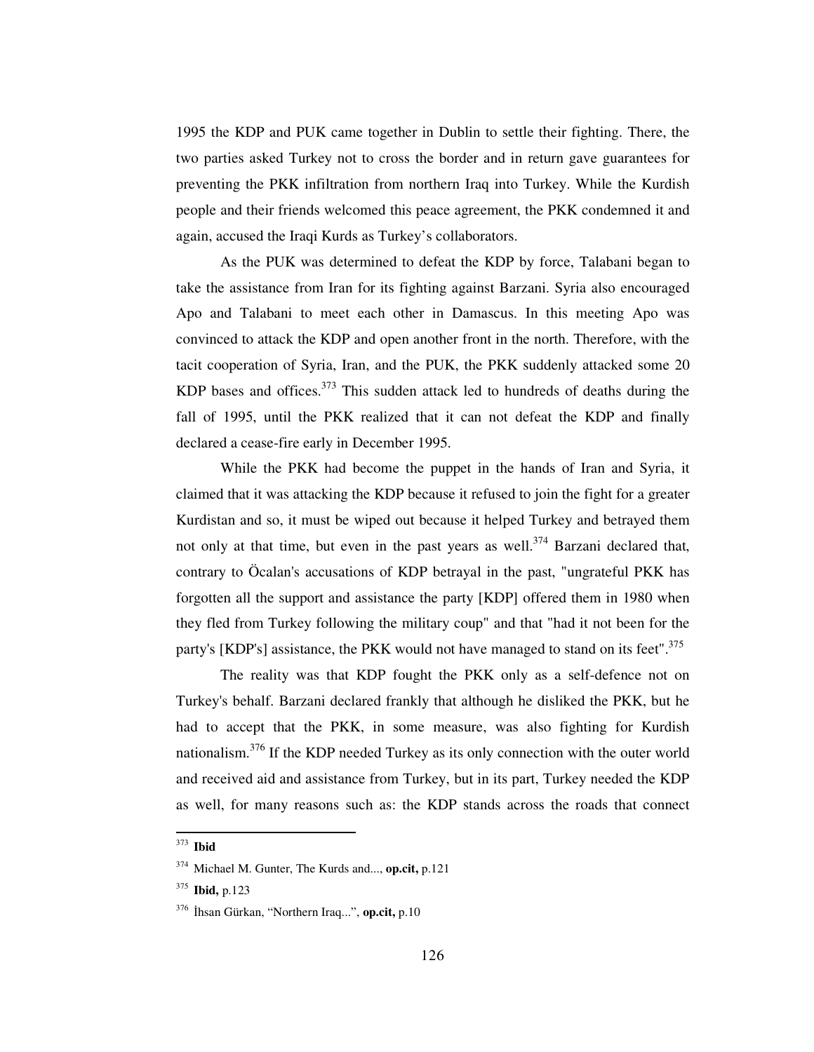1995 the KDP and PUK came together in Dublin to settle their fighting. There, the two parties asked Turkey not to cross the border and in return gave guarantees for preventing the PKK infiltration from northern Iraq into Turkey. While the Kurdish people and their friends welcomed this peace agreement, the PKK condemned it and again, accused the Iraqi Kurds as Turkey's collaborators.

As the PUK was determined to defeat the KDP by force, Talabani began to take the assistance from Iran for its fighting against Barzani. Syria also encouraged Apo and Talabani to meet each other in Damascus. In this meeting Apo was convinced to attack the KDP and open another front in the north. Therefore, with the tacit cooperation of Syria, Iran, and the PUK, the PKK suddenly attacked some 20 KDP bases and offices.[373] This sudden attack led to hundreds of deaths during the fall of 1995, until the PKK realized that it can not defeat the KDP and finally declared a cease-fire early in December 1995.

While the PKK had become the puppet in the hands of Iran and Syria, it claimed that it was attacking the KDP because it refused to join the fight for a greater Kurdistan and so, it must be wiped out because it helped Turkey and betrayed them not only at that time, but even in the past years as well.[374] Barzani declared that, contrary to Öcalan's accusations of KDP betrayal in the past, "ungrateful PKK has forgotten all the support and assistance the party [KDP] offered them in 1980 when they fled from Turkey following the military coup" and that "had it not been for the party's [KDP's] assistance, the PKK would not have managed to stand on its feet".[375]

The reality was that KDP fought the PKK only as a self-defence not on Turkey's behalf. Barzani declared frankly that although he disliked the PKK, but he had to accept that the PKK, in some measure, was also fighting for Kurdish nationalism.[376] If the KDP needed Turkey as its only connection with the outer world and received aid and assistance from Turkey, but in its part, Turkey needed the KDP as well, for many reasons such as: the KDP stands across the roads that connect

---

[373] **Ibid**

[374] Michael M. Gunter, The Kurds and..., **op.cit,** p.121

[375] **Ibid,** p.123

[376] İhsan Gürkan, "Northern Iraq...", **op.cit,** p.10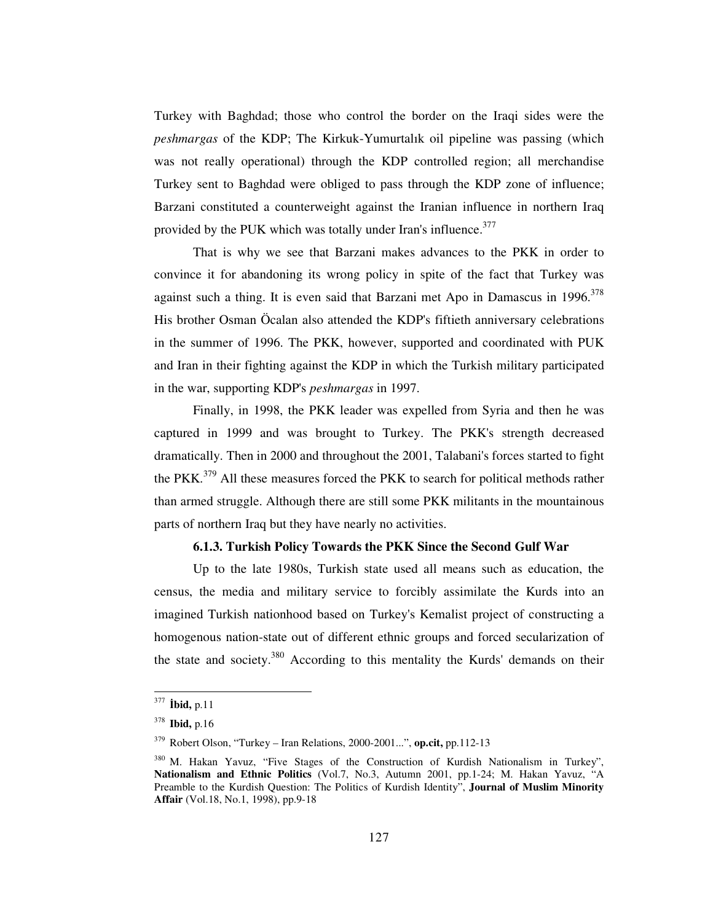Turkey with Baghdad; those who control the border on the Iraqi sides were the *peshmargas* of the KDP; The Kirkuk-Yumurtalık oil pipeline was passing (which was not really operational) through the KDP controlled region; all merchandise Turkey sent to Baghdad were obliged to pass through the KDP zone of influence; Barzani constituted a counterweight against the Iranian influence in northern Iraq provided by the PUK which was totally under Iran's influence.[377]

That is why we see that Barzani makes advances to the PKK in order to convince it for abandoning its wrong policy in spite of the fact that Turkey was against such a thing. It is even said that Barzani met Apo in Damascus in 1996.[378] His brother Osman Öcalan also attended the KDP's fiftieth anniversary celebrations in the summer of 1996. The PKK, however, supported and coordinated with PUK and Iran in their fighting against the KDP in which the Turkish military participated in the war, supporting KDP's *peshmargas* in 1997.

Finally, in 1998, the PKK leader was expelled from Syria and then he was captured in 1999 and was brought to Turkey. The PKK's strength decreased dramatically. Then in 2000 and throughout the 2001, Talabani's forces started to fight the PKK.[379] All these measures forced the PKK to search for political methods rather than armed struggle. Although there are still some PKK militants in the mountainous parts of northern Iraq but they have nearly no activities.

#### 6.1.3. Turkish Policy Towards the PKK Since the Second Gulf War

Up to the late 1980s, Turkish state used all means such as education, the census, the media and military service to forcibly assimilate the Kurds into an imagined Turkish nationhood based on Turkey's Kemalist project of constructing a homogenous nation-state out of different ethnic groups and forced secularization of the state and society.[380] According to this mentality the Kurds' demands on their

---

[377] **İbid,** p.11

[378] **Ibid,** p.16

[379] Robert Olson, "Turkey – Iran Relations, 2000-2001...", **op.cit,** pp.112-13

[380] M. Hakan Yavuz, "Five Stages of the Construction of Kurdish Nationalism in Turkey", **Nationalism and Ethnic Politics** (Vol.7, No.3, Autumn 2001, pp.1-24; M. Hakan Yavuz, "A Preamble to the Kurdish Question: The Politics of Kurdish Identity", **Journal of Muslim Minority Affair** (Vol.18, No.1, 1998), pp.9-18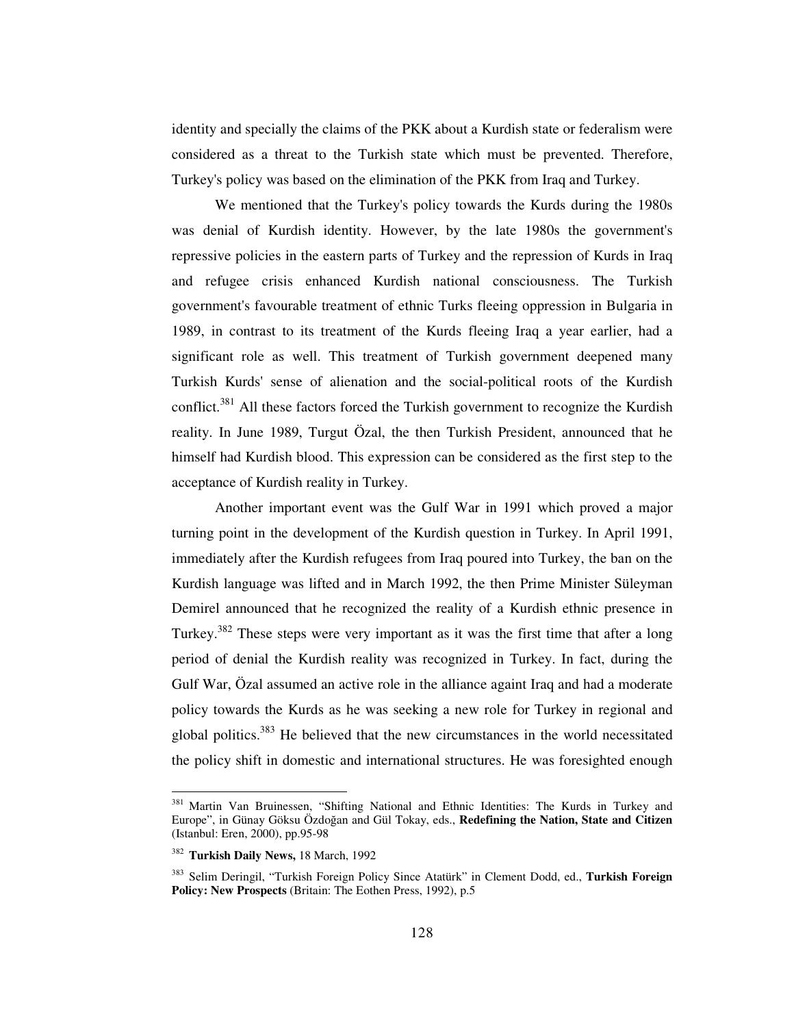identity and specially the claims of the PKK about a Kurdish state or federalism were considered as a threat to the Turkish state which must be prevented. Therefore, Turkey's policy was based on the elimination of the PKK from Iraq and Turkey.

We mentioned that the Turkey's policy towards the Kurds during the 1980s was denial of Kurdish identity. However, by the late 1980s the government's repressive policies in the eastern parts of Turkey and the repression of Kurds in Iraq and refugee crisis enhanced Kurdish national consciousness. The Turkish government's favourable treatment of ethnic Turks fleeing oppression in Bulgaria in 1989, in contrast to its treatment of the Kurds fleeing Iraq a year earlier, had a significant role as well. This treatment of Turkish government deepened many Turkish Kurds' sense of alienation and the social-political roots of the Kurdish conflict.[381] All these factors forced the Turkish government to recognize the Kurdish reality. In June 1989, Turgut Özal, the then Turkish President, announced that he himself had Kurdish blood. This expression can be considered as the first step to the acceptance of Kurdish reality in Turkey.

Another important event was the Gulf War in 1991 which proved a major turning point in the development of the Kurdish question in Turkey. In April 1991, immediately after the Kurdish refugees from Iraq poured into Turkey, the ban on the Kurdish language was lifted and in March 1992, the then Prime Minister Süleyman Demirel announced that he recognized the reality of a Kurdish ethnic presence in Turkey.[382] These steps were very important as it was the first time that after a long period of denial the Kurdish reality was recognized in Turkey. In fact, during the Gulf War, Özal assumed an active role in the alliance againt Iraq and had a moderate policy towards the Kurds as he was seeking a new role for Turkey in regional and global politics.[383] He believed that the new circumstances in the world necessitated the policy shift in domestic and international structures. He was foresighted enough

---

[381] Martin Van Bruinessen, "Shifting National and Ethnic Identities: The Kurds in Turkey and Europe", in Günay Göksu Özdoğan and Gül Tokay, eds., **Redefining the Nation, State and Citizen** (Istanbul: Eren, 2000), pp.95-98

[382] **Turkish Daily News,** 18 March, 1992

[383] Selim Deringil, "Turkish Foreign Policy Since Atatürk" in Clement Dodd, ed., **Turkish Foreign Policy: New Prospects** (Britain: The Eothen Press, 1992), p.5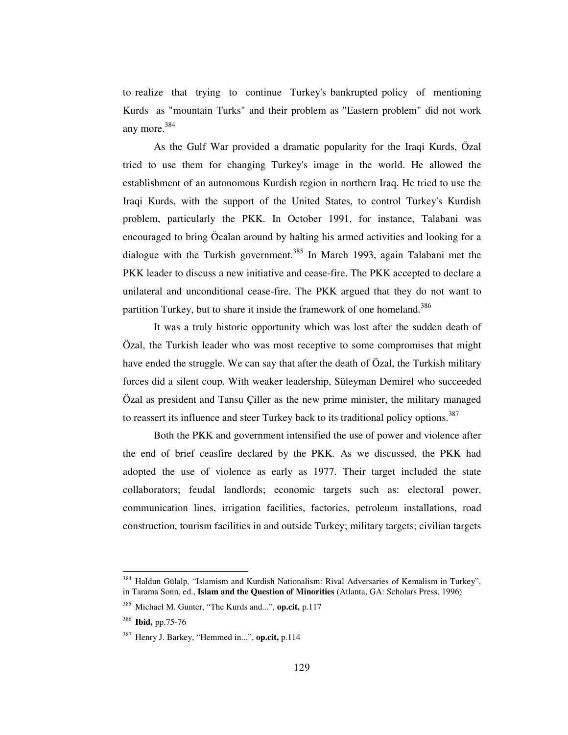to realize that trying to continue Turkey's bankrupted policy of mentioning Kurds as "mountain Turks" and their problem as "Eastern problem" did not work any more.[384]

As the Gulf War provided a dramatic popularity for the Iraqi Kurds, Özal tried to use them for changing Turkey's image in the world. He allowed the establishment of an autonomous Kurdish region in northern Iraq. He tried to use the Iraqi Kurds, with the support of the United States, to control Turkey's Kurdish problem, particularly the PKK. In October 1991, for instance, Talabani was encouraged to bring Öcalan around by halting his armed activities and looking for a dialogue with the Turkish government.[385] In March 1993, again Talabani met the PKK leader to discuss a new initiative and cease-fire. The PKK accepted to declare a unilateral and unconditional cease-fire. The PKK argued that they do not want to partition Turkey, but to share it inside the framework of one homeland.[386]

It was a truly historic opportunity which was lost after the sudden death of Özal, the Turkish leader who was most receptive to some compromises that might have ended the struggle. We can say that after the death of Özal, the Turkish military forces did a silent coup. With weaker leadership, Süleyman Demirel who succeeded Özal as president and Tansu Çiller as the new prime minister, the military managed to reassert its influence and steer Turkey back to its traditional policy options.[387]

Both the PKK and government intensified the use of power and violence after the end of brief ceasfire declared by the PKK. As we discussed, the PKK had adopted the use of violence as early as 1977. Their target included the state collaborators; feudal landlords; economic targets such as: electoral power, communication lines, irrigation facilities, factories, petroleum installations, road construction, tourism facilities in and outside Turkey; military targets; civilian targets

---

[384] Haldun Gülalp, "Islamism and Kurdish Nationalism: Rival Adversaries of Kemalism in Turkey", in Tarama Sonn, ed., **Islam and the Question of Minorities** (Atlanta, GA: Scholars Press, 1996)

[385] Michael M. Gunter, "The Kurds and...", **op.cit,** p.117

[386] **Ibid,** pp.75-76

[387] Henry J. Barkey, "Hemmed in...", **op.cit,** p.114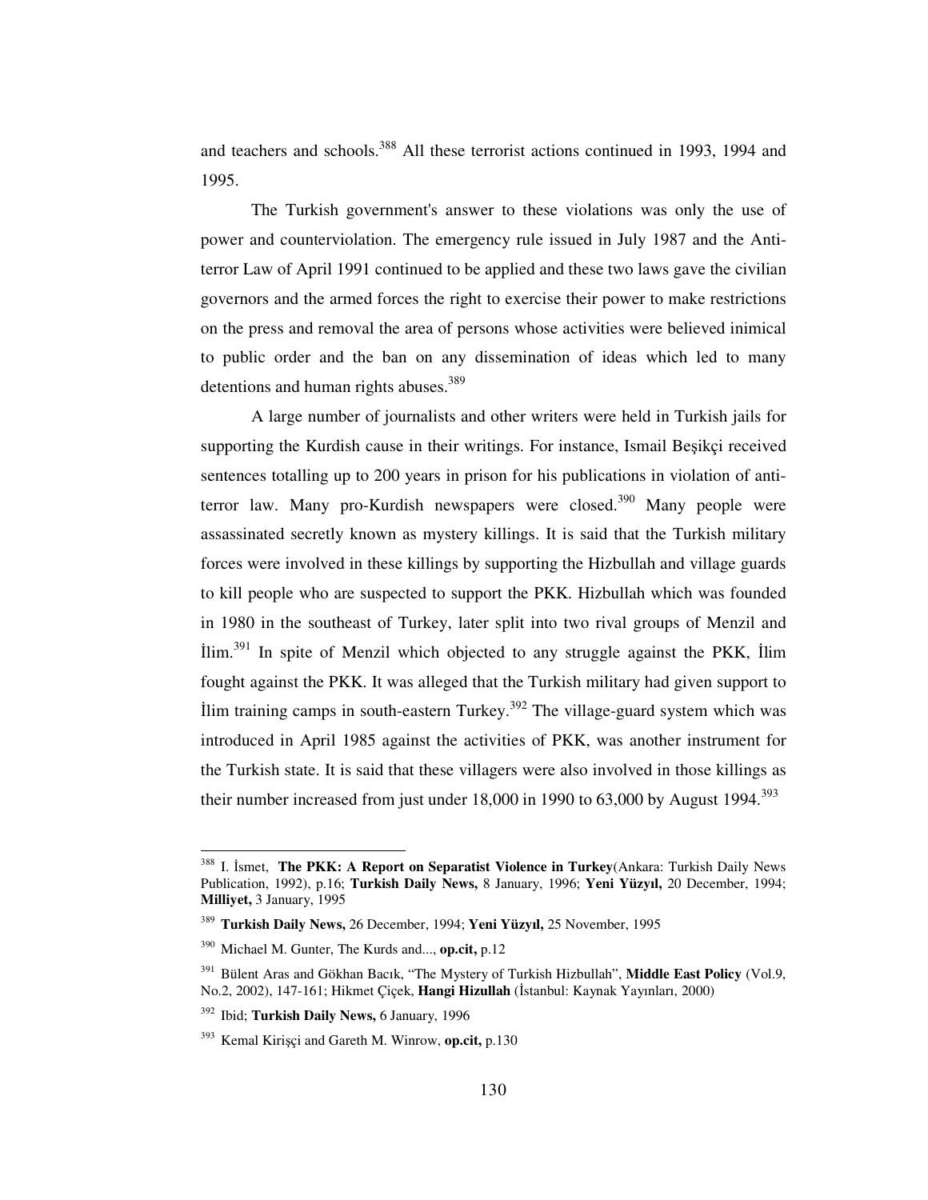and teachers and schools.[388] All these terrorist actions continued in 1993, 1994 and 1995.

The Turkish government's answer to these violations was only the use of power and counterviolation. The emergency rule issued in July 1987 and the Anti-terror Law of April 1991 continued to be applied and these two laws gave the civilian governors and the armed forces the right to exercise their power to make restrictions on the press and removal the area of persons whose activities were believed inimical to public order and the ban on any dissemination of ideas which led to many detentions and human rights abuses.[389]

A large number of journalists and other writers were held in Turkish jails for supporting the Kurdish cause in their writings. For instance, Ismail Beşikçi received sentences totalling up to 200 years in prison for his publications in violation of anti-terror law. Many pro-Kurdish newspapers were closed.[390] Many people were assassinated secretly known as mystery killings. It is said that the Turkish military forces were involved in these killings by supporting the Hizbullah and village guards to kill people who are suspected to support the PKK. Hizbullah which was founded in 1980 in the southeast of Turkey, later split into two rival groups of Menzil and İlim.[391] In spite of Menzil which objected to any struggle against the PKK, İlim fought against the PKK. It was alleged that the Turkish military had given support to İlim training camps in south-eastern Turkey.[392] The village-guard system which was introduced in April 1985 against the activities of PKK, was another instrument for the Turkish state. It is said that these villagers were also involved in those killings as their number increased from just under 18,000 in 1990 to 63,000 by August 1994.[393]

---

[388] I. İsmet, **The PKK: A Report on Separatist Violence in Turkey**(Ankara: Turkish Daily News Publication, 1992), p.16; **Turkish Daily News,** 8 January, 1996; **Yeni Yüzyıl,** 20 December, 1994; **Milliyet,** 3 January, 1995

[389] **Turkish Daily News,** 26 December, 1994; **Yeni Yüzyıl,** 25 November, 1995

[390] Michael M. Gunter, The Kurds and..., **op.cit,** p.12

[391] Bülent Aras and Gökhan Bacık, "The Mystery of Turkish Hizbullah", **Middle East Policy** (Vol.9, No.2, 2002), 147-161; Hikmet Çiçek, **Hangi Hizullah** (İstanbul: Kaynak Yayınları, 2000)

[392] Ibid; **Turkish Daily News,** 6 January, 1996

[393] Kemal Kirişçi and Gareth M. Winrow, **op.cit,** p.130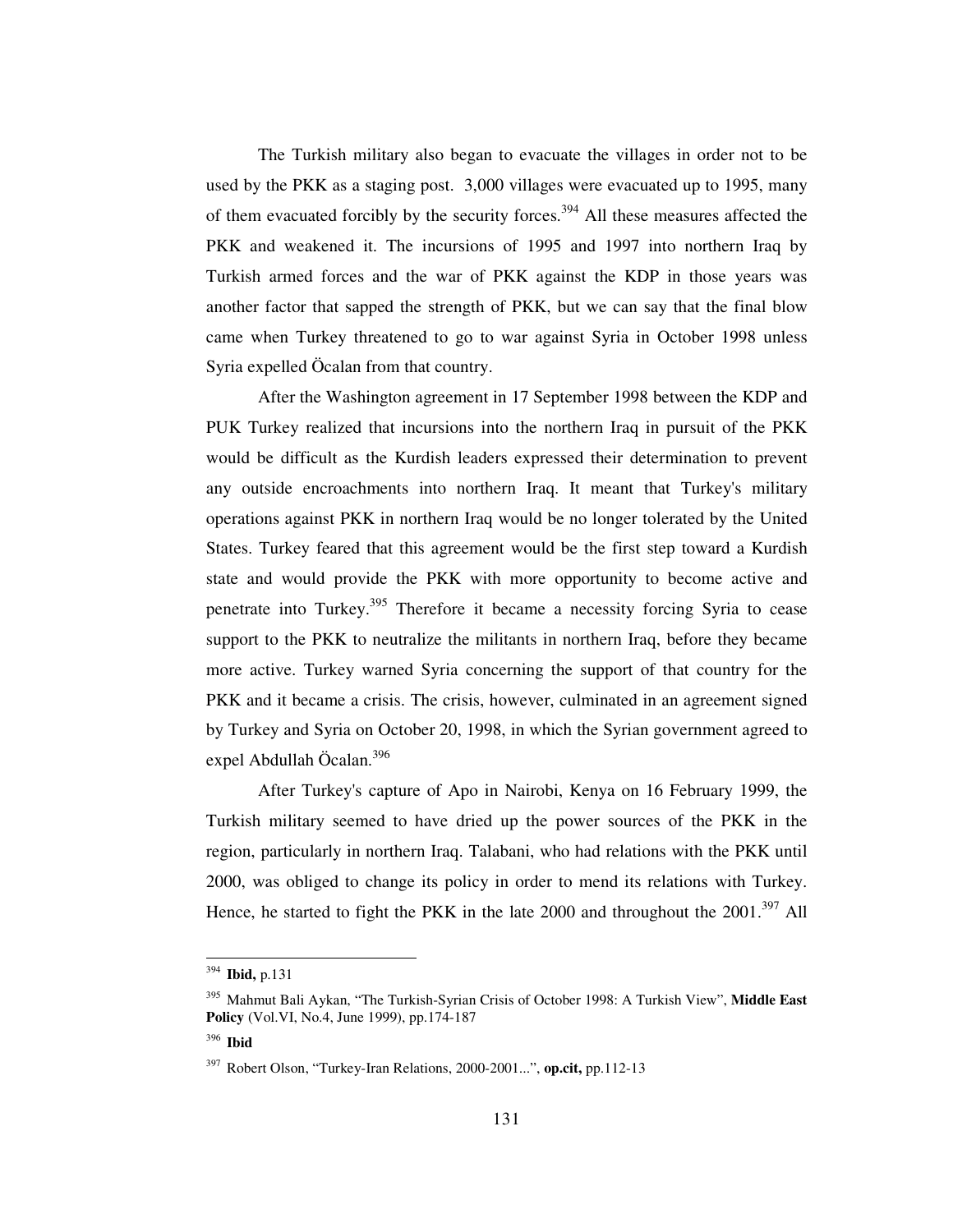The Turkish military also began to evacuate the villages in order not to be used by the PKK as a staging post. 3,000 villages were evacuated up to 1995, many of them evacuated forcibly by the security forces.[394] All these measures affected the PKK and weakened it. The incursions of 1995 and 1997 into northern Iraq by Turkish armed forces and the war of PKK against the KDP in those years was another factor that sapped the strength of PKK, but we can say that the final blow came when Turkey threatened to go to war against Syria in October 1998 unless Syria expelled Öcalan from that country.

After the Washington agreement in 17 September 1998 between the KDP and PUK Turkey realized that incursions into the northern Iraq in pursuit of the PKK would be difficult as the Kurdish leaders expressed their determination to prevent any outside encroachments into northern Iraq. It meant that Turkey's military operations against PKK in northern Iraq would be no longer tolerated by the United States. Turkey feared that this agreement would be the first step toward a Kurdish state and would provide the PKK with more opportunity to become active and penetrate into Turkey.[395] Therefore it became a necessity forcing Syria to cease support to the PKK to neutralize the militants in northern Iraq, before they became more active. Turkey warned Syria concerning the support of that country for the PKK and it became a crisis. The crisis, however, culminated in an agreement signed by Turkey and Syria on October 20, 1998, in which the Syrian government agreed to expel Abdullah Öcalan.[396]

After Turkey's capture of Apo in Nairobi, Kenya on 16 February 1999, the Turkish military seemed to have dried up the power sources of the PKK in the region, particularly in northern Iraq. Talabani, who had relations with the PKK until 2000, was obliged to change its policy in order to mend its relations with Turkey. Hence, he started to fight the PKK in the late 2000 and throughout the 2001.[397] All

---

[394] **Ibid,** p.131

[395] Mahmut Bali Aykan, "The Turkish-Syrian Crisis of October 1998: A Turkish View", **Middle East Policy** (Vol.VI, No.4, June 1999), pp.174-187

[396] **Ibid**

[397] Robert Olson, "Turkey-Iran Relations, 2000-2001...", **op.cit,** pp.112-13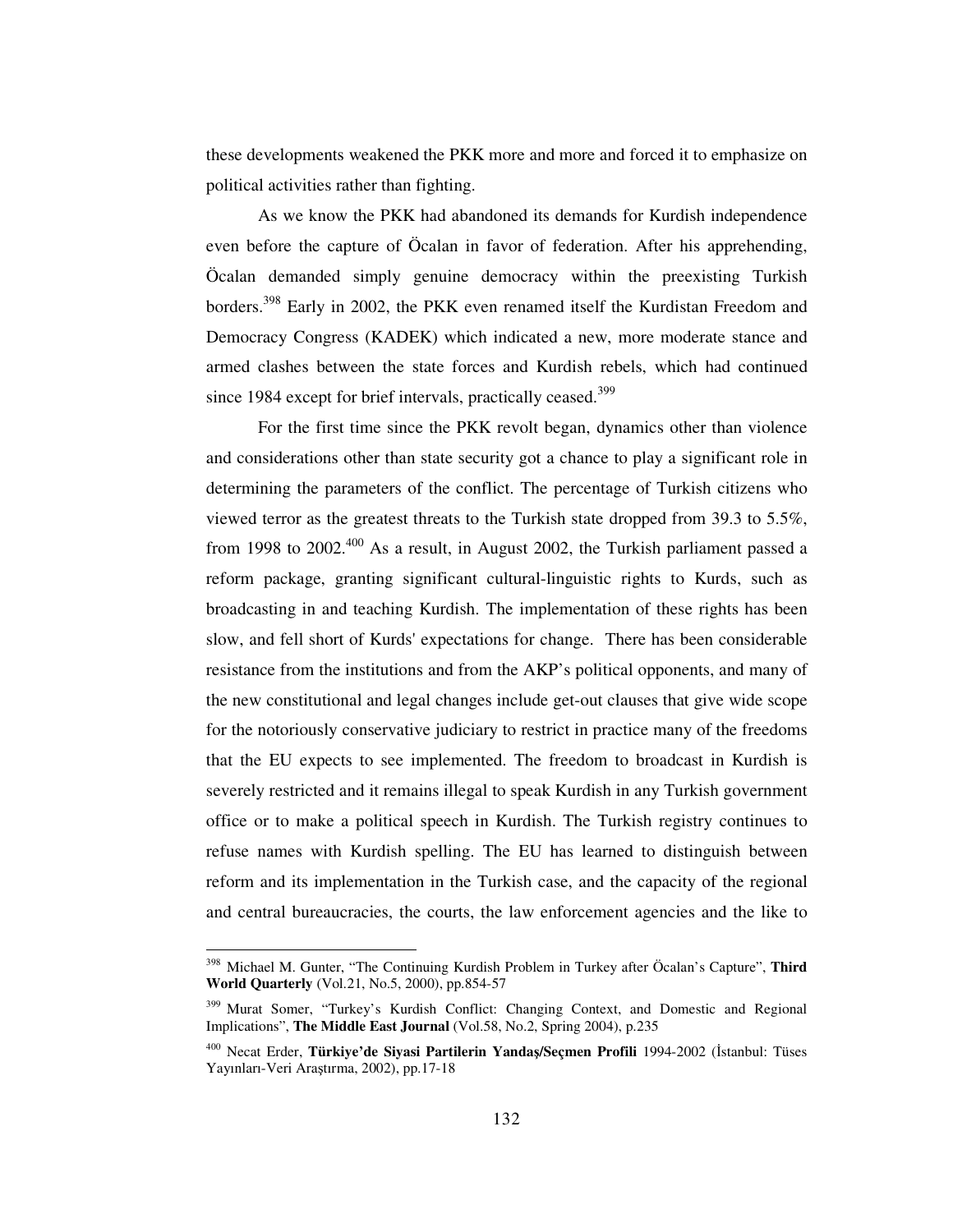these developments weakened the PKK more and more and forced it to emphasize on political activities rather than fighting.

As we know the PKK had abandoned its demands for Kurdish independence even before the capture of Öcalan in favor of federation. After his apprehending, Öcalan demanded simply genuine democracy within the preexisting Turkish borders.[398] Early in 2002, the PKK even renamed itself the Kurdistan Freedom and Democracy Congress (KADEK) which indicated a new, more moderate stance and armed clashes between the state forces and Kurdish rebels, which had continued since 1984 except for brief intervals, practically ceased.[399]

For the first time since the PKK revolt began, dynamics other than violence and considerations other than state security got a chance to play a significant role in determining the parameters of the conflict. The percentage of Turkish citizens who viewed terror as the greatest threats to the Turkish state dropped from 39.3 to 5.5%, from 1998 to 2002.[400] As a result, in August 2002, the Turkish parliament passed a reform package, granting significant cultural-linguistic rights to Kurds, such as broadcasting in and teaching Kurdish. The implementation of these rights has been slow, and fell short of Kurds' expectations for change. There has been considerable resistance from the institutions and from the AKP's political opponents, and many of the new constitutional and legal changes include get-out clauses that give wide scope for the notoriously conservative judiciary to restrict in practice many of the freedoms that the EU expects to see implemented. The freedom to broadcast in Kurdish is severely restricted and it remains illegal to speak Kurdish in any Turkish government office or to make a political speech in Kurdish. The Turkish registry continues to refuse names with Kurdish spelling. The EU has learned to distinguish between reform and its implementation in the Turkish case, and the capacity of the regional and central bureaucracies, the courts, the law enforcement agencies and the like to

---

[398] Michael M. Gunter, "The Continuing Kurdish Problem in Turkey after Öcalan's Capture", **Third World Quarterly** (Vol.21, No.5, 2000), pp.854-57

[399] Murat Somer, "Turkey's Kurdish Conflict: Changing Context, and Domestic and Regional Implications", **The Middle East Journal** (Vol.58, No.2, Spring 2004), p.235

[400] Necat Erder, **Türkiye'de Siyasi Partilerin Yandaş/Seçmen Profili** 1994-2002 (İstanbul: Tüses Yayınları-Veri Araştırma, 2002), pp.17-18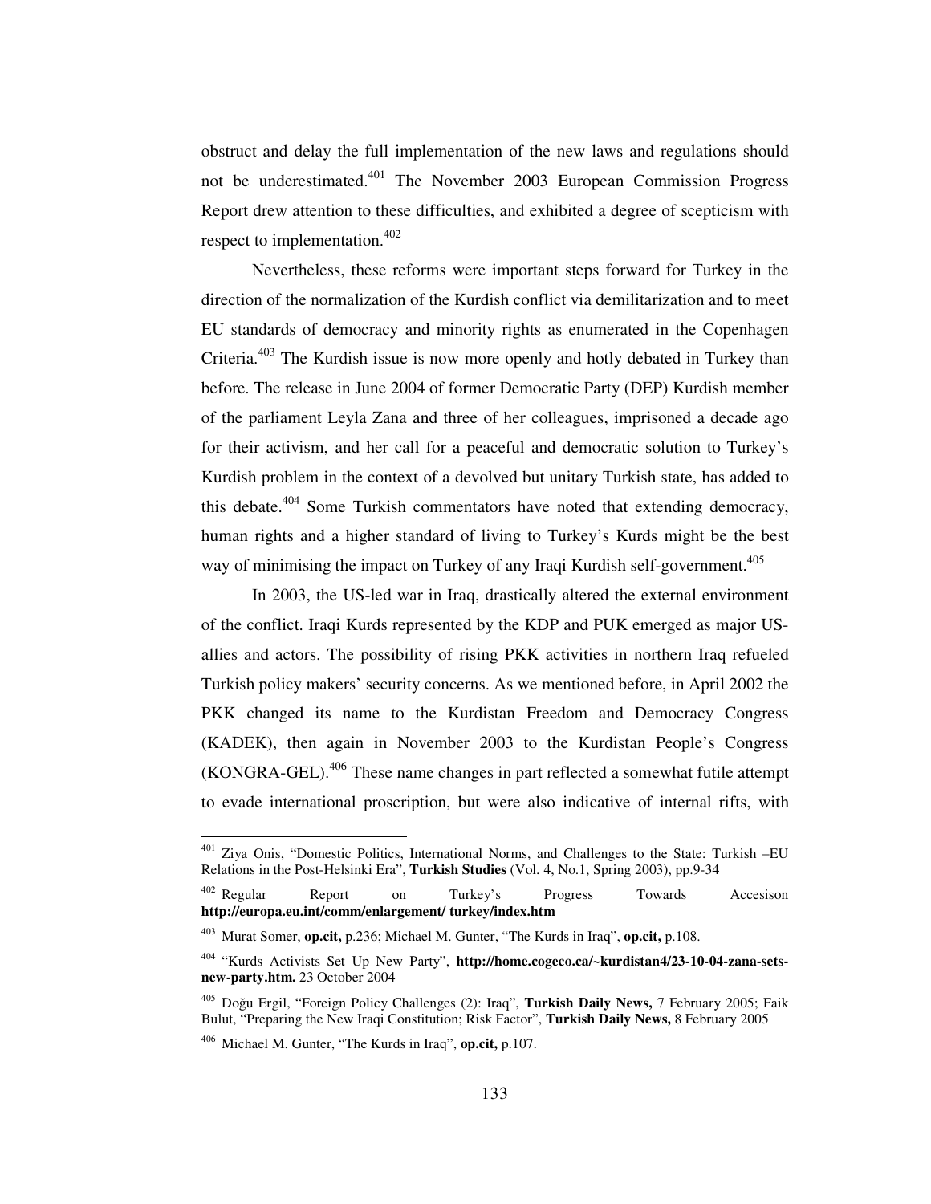obstruct and delay the full implementation of the new laws and regulations should not be underestimated.[401] The November 2003 European Commission Progress Report drew attention to these difficulties, and exhibited a degree of scepticism with respect to implementation.[402]

Nevertheless, these reforms were important steps forward for Turkey in the direction of the normalization of the Kurdish conflict via demilitarization and to meet EU standards of democracy and minority rights as enumerated in the Copenhagen Criteria.[403] The Kurdish issue is now more openly and hotly debated in Turkey than before. The release in June 2004 of former Democratic Party (DEP) Kurdish member of the parliament Leyla Zana and three of her colleagues, imprisoned a decade ago for their activism, and her call for a peaceful and democratic solution to Turkey's Kurdish problem in the context of a devolved but unitary Turkish state, has added to this debate.[404] Some Turkish commentators have noted that extending democracy, human rights and a higher standard of living to Turkey's Kurds might be the best way of minimising the impact on Turkey of any Iraqi Kurdish self-government.[405]

In 2003, the US-led war in Iraq, drastically altered the external environment of the conflict. Iraqi Kurds represented by the KDP and PUK emerged as major US-allies and actors. The possibility of rising PKK activities in northern Iraq refueled Turkish policy makers' security concerns. As we mentioned before, in April 2002 the PKK changed its name to the Kurdistan Freedom and Democracy Congress (KADEK), then again in November 2003 to the Kurdistan People's Congress (KONGRA-GEL).[406] These name changes in part reflected a somewhat futile attempt to evade international proscription, but were also indicative of internal rifts, with

---

[401] Ziya Onis, "Domestic Politics, International Norms, and Challenges to the State: Turkish –EU Relations in the Post-Helsinki Era", **Turkish Studies** (Vol. 4, No.1, Spring 2003), pp.9-34

[402] Regular Report on Turkey's Progress Towards Accesison **http://europa.eu.int/comm/enlargement/ turkey/index.htm**

[403] Murat Somer, **op.cit,** p.236; Michael M. Gunter, "The Kurds in Iraq", **op.cit,** p.108.

[404] "Kurds Activists Set Up New Party", **http://home.cogeco.ca/~kurdistan4/23-10-04-zana-sets-new-party.htm.** 23 October 2004

[405] Doğu Ergil, "Foreign Policy Challenges (2): Iraq", **Turkish Daily News,** 7 February 2005; Faik Bulut, "Preparing the New Iraqi Constitution; Risk Factor", **Turkish Daily News,** 8 February 2005

[406] Michael M. Gunter, "The Kurds in Iraq", **op.cit,** p.107.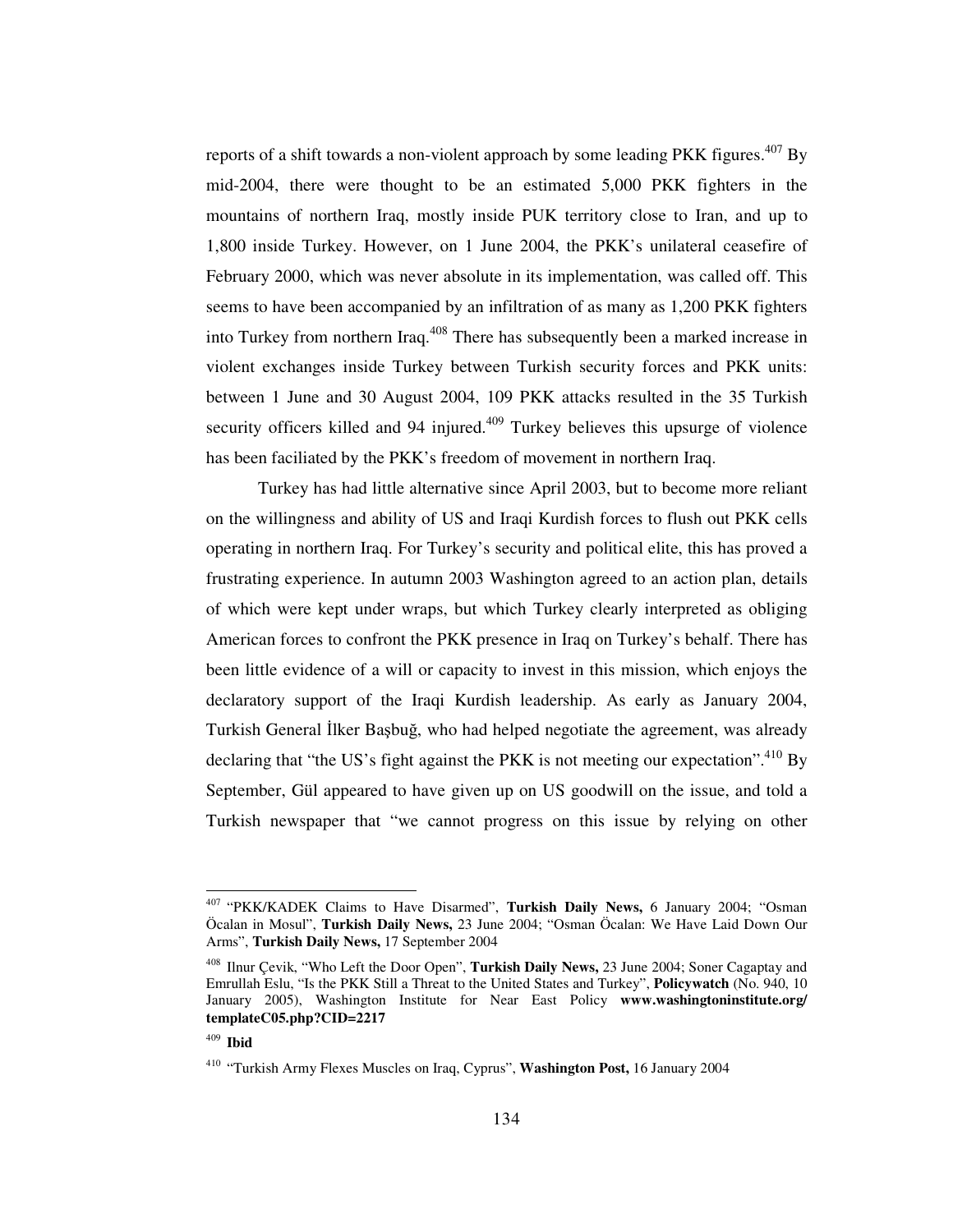reports of a shift towards a non-violent approach by some leading PKK figures.[407] By mid-2004, there were thought to be an estimated 5,000 PKK fighters in the mountains of northern Iraq, mostly inside PUK territory close to Iran, and up to 1,800 inside Turkey. However, on 1 June 2004, the PKK's unilateral ceasefire of February 2000, which was never absolute in its implementation, was called off. This seems to have been accompanied by an infiltration of as many as 1,200 PKK fighters into Turkey from northern Iraq.[408] There has subsequently been a marked increase in violent exchanges inside Turkey between Turkish security forces and PKK units: between 1 June and 30 August 2004, 109 PKK attacks resulted in the 35 Turkish security officers killed and 94 injured.[409] Turkey believes this upsurge of violence has been faciliated by the PKK's freedom of movement in northern Iraq.

Turkey has had little alternative since April 2003, but to become more reliant on the willingness and ability of US and Iraqi Kurdish forces to flush out PKK cells operating in northern Iraq. For Turkey's security and political elite, this has proved a frustrating experience. In autumn 2003 Washington agreed to an action plan, details of which were kept under wraps, but which Turkey clearly interpreted as obliging American forces to confront the PKK presence in Iraq on Turkey's behalf. There has been little evidence of a will or capacity to invest in this mission, which enjoys the declaratory support of the Iraqi Kurdish leadership. As early as January 2004, Turkish General İlker Başbuğ, who had helped negotiate the agreement, was already declaring that "the US's fight against the PKK is not meeting our expectation".[410] By September, Gül appeared to have given up on US goodwill on the issue, and told a Turkish newspaper that "we cannot progress on this issue by relying on other

---

[407] "PKK/KADEK Claims to Have Disarmed", **Turkish Daily News,** 6 January 2004; "Osman Öcalan in Mosul", **Turkish Daily News,** 23 June 2004; "Osman Öcalan: We Have Laid Down Our Arms", **Turkish Daily News,** 17 September 2004

[408] Ilnur Çevik, "Who Left the Door Open", **Turkish Daily News,** 23 June 2004; Soner Cagaptay and Emrullah Eslu, "Is the PKK Still a Threat to the United States and Turkey", **Policywatch** (No. 940, 10 January 2005), Washington Institute for Near East Policy **www.washingtoninstitute.org/templateC05.php?CID=2217**

[409] **Ibid**

[410] "Turkish Army Flexes Muscles on Iraq, Cyprus", **Washington Post,** 16 January 2004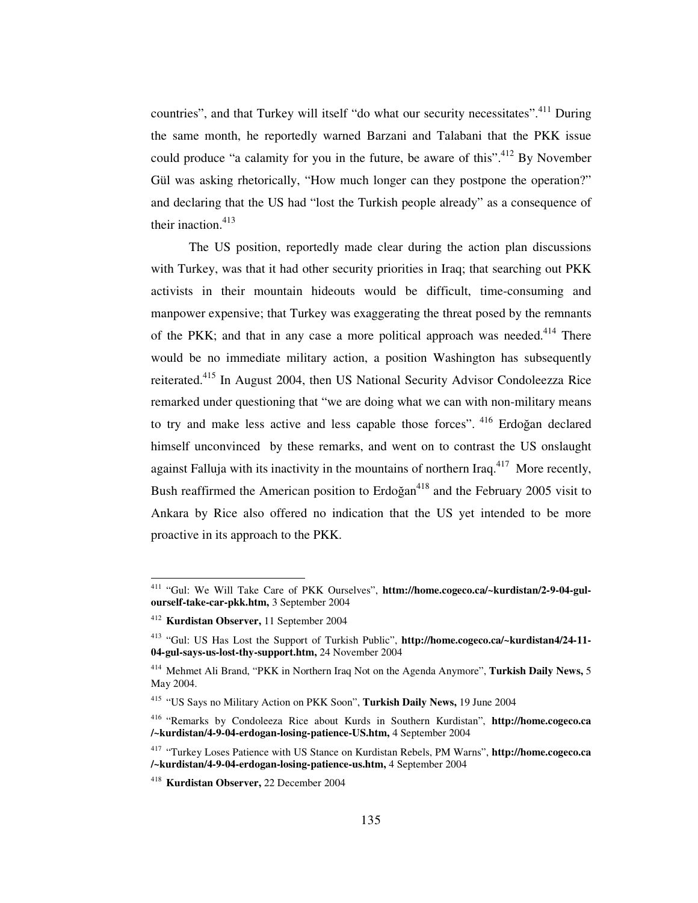countries", and that Turkey will itself "do what our security necessitates".[411] During the same month, he reportedly warned Barzani and Talabani that the PKK issue could produce "a calamity for you in the future, be aware of this".[412] By November Gül was asking rhetorically, "How much longer can they postpone the operation?" and declaring that the US had "lost the Turkish people already" as a consequence of their inaction.[413]

The US position, reportedly made clear during the action plan discussions with Turkey, was that it had other security priorities in Iraq; that searching out PKK activists in their mountain hideouts would be difficult, time-consuming and manpower expensive; that Turkey was exaggerating the threat posed by the remnants of the PKK; and that in any case a more political approach was needed.[414] There would be no immediate military action, a position Washington has subsequently reiterated.[415] In August 2004, then US National Security Advisor Condoleezza Rice remarked under questioning that "we are doing what we can with non-military means to try and make less active and less capable those forces".[416] Erdoğan declared himself unconvinced by these remarks, and went on to contrast the US onslaught against Falluja with its inactivity in the mountains of northern Iraq.[417] More recently, Bush reaffirmed the American position to Erdoğan[418] and the February 2005 visit to Ankara by Rice also offered no indication that the US yet intended to be more proactive in its approach to the PKK.

---

[411] "Gul: We Will Take Care of PKK Ourselves", **httm://home.cogeco.ca/~kurdistan/2-9-04-gul-ourself-take-car-pkk.htm,** 3 September 2004

[412] **Kurdistan Observer,** 11 September 2004

[413] "Gul: US Has Lost the Support of Turkish Public", **http://home.cogeco.ca/~kurdistan4/24-11-04-gul-says-us-lost-thy-support.htm,** 24 November 2004

[414] Mehmet Ali Brand, "PKK in Northern Iraq Not on the Agenda Anymore", **Turkish Daily News,** 5 May 2004.

[415] "US Says no Military Action on PKK Soon", **Turkish Daily News,** 19 June 2004

[416] "Remarks by Condoleeza Rice about Kurds in Southern Kurdistan", **http://home.cogeco.ca /~kurdistan/4-9-04-erdogan-losing-patience-US.htm,** 4 September 2004

[417] "Turkey Loses Patience with US Stance on Kurdistan Rebels, PM Warns", **http://home.cogeco.ca /~kurdistan/4-9-04-erdogan-losing-patience-us.htm,** 4 September 2004

[418] **Kurdistan Observer,** 22 December 2004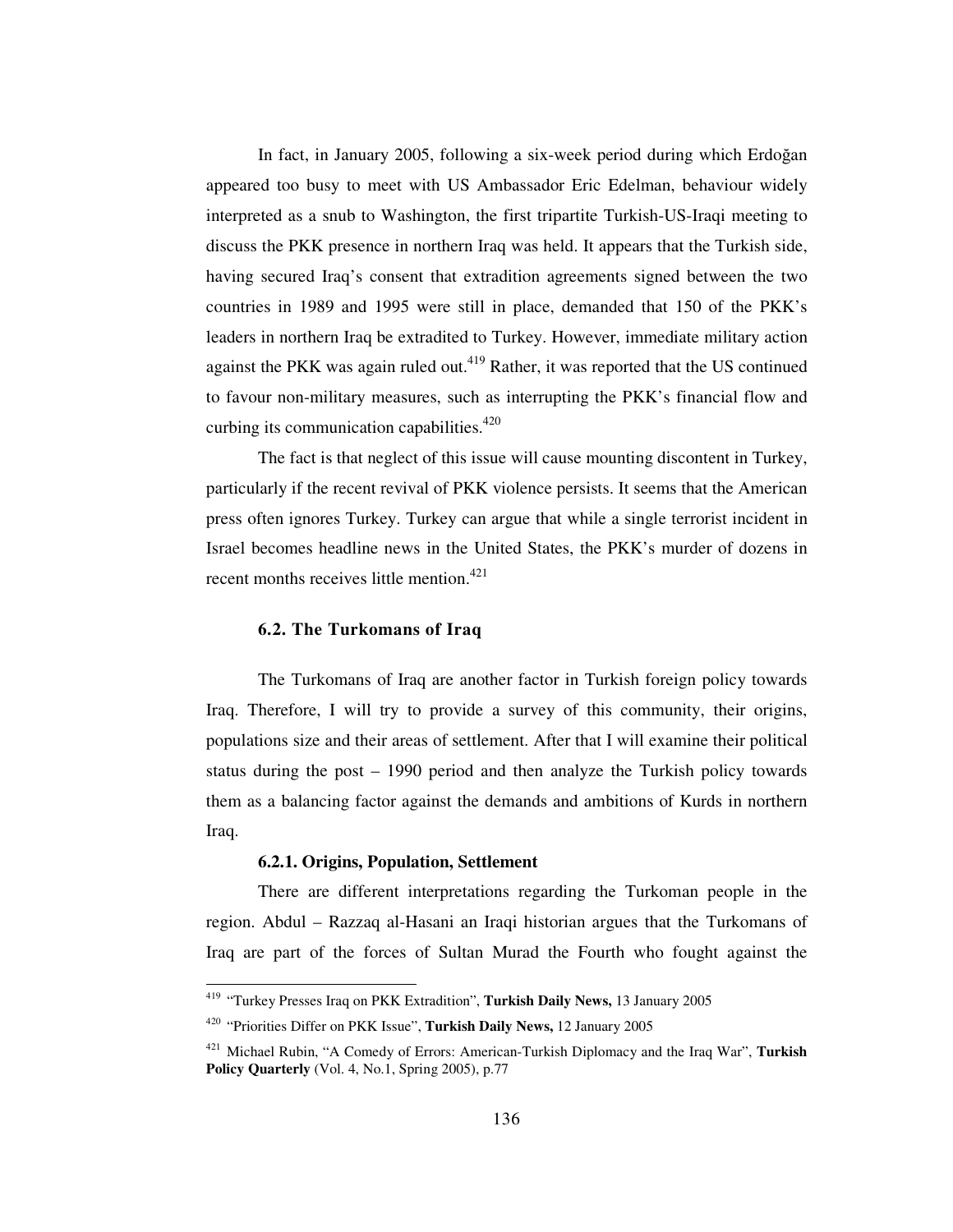In fact, in January 2005, following a six-week period during which Erdoğan appeared too busy to meet with US Ambassador Eric Edelman, behaviour widely interpreted as a snub to Washington, the first tripartite Turkish-US-Iraqi meeting to discuss the PKK presence in northern Iraq was held. It appears that the Turkish side, having secured Iraq's consent that extradition agreements signed between the two countries in 1989 and 1995 were still in place, demanded that 150 of the PKK's leaders in northern Iraq be extradited to Turkey. However, immediate military action against the PKK was again ruled out.[419] Rather, it was reported that the US continued to favour non-military measures, such as interrupting the PKK's financial flow and curbing its communication capabilities.[420]

The fact is that neglect of this issue will cause mounting discontent in Turkey, particularly if the recent revival of PKK violence persists. It seems that the American press often ignores Turkey. Turkey can argue that while a single terrorist incident in Israel becomes headline news in the United States, the PKK's murder of dozens in recent months receives little mention.[421]

## 6.2. The Turkomans of Iraq

The Turkomans of Iraq are another factor in Turkish foreign policy towards Iraq. Therefore, I will try to provide a survey of this community, their origins, populations size and their areas of settlement. After that I will examine their political status during the post – 1990 period and then analyze the Turkish policy towards them as a balancing factor against the demands and ambitions of Kurds in northern Iraq.

### 6.2.1. Origins, Population, Settlement

There are different interpretations regarding the Turkoman people in the region. Abdul – Razzaq al-Hasani an Iraqi historian argues that the Turkomans of Iraq are part of the forces of Sultan Murad the Fourth who fought against the

---

[419] "Turkey Presses Iraq on PKK Extradition", **Turkish Daily News,** 13 January 2005

[420] "Priorities Differ on PKK Issue", **Turkish Daily News,** 12 January 2005

[421] Michael Rubin, "A Comedy of Errors: American-Turkish Diplomacy and the Iraq War", **Turkish Policy Quarterly** (Vol. 4, No.1, Spring 2005), p.77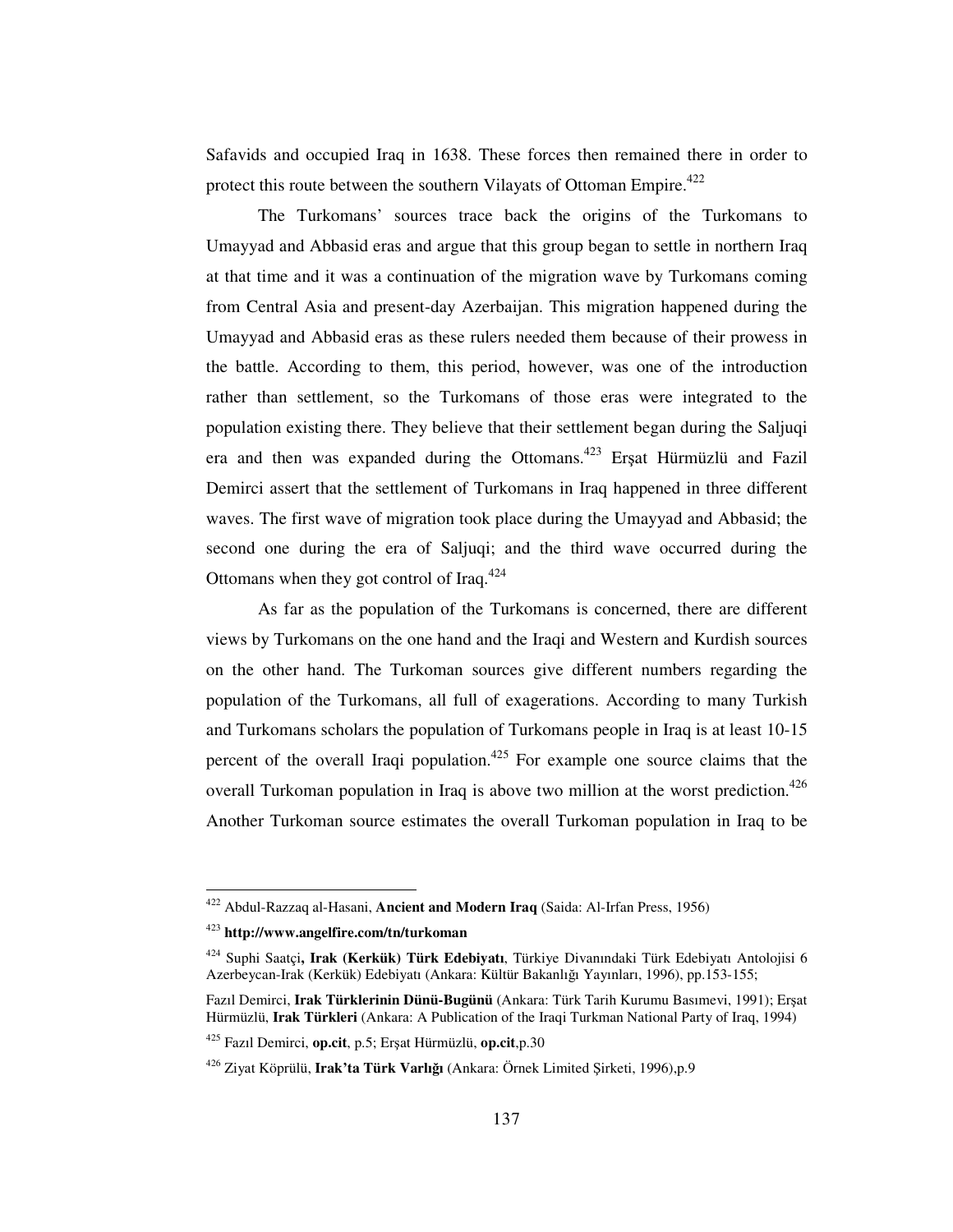Safavids and occupied Iraq in 1638. These forces then remained there in order to protect this route between the southern Vilayats of Ottoman Empire.[422]

The Turkomans' sources trace back the origins of the Turkomans to Umayyad and Abbasid eras and argue that this group began to settle in northern Iraq at that time and it was a continuation of the migration wave by Turkomans coming from Central Asia and present-day Azerbaijan. This migration happened during the Umayyad and Abbasid eras as these rulers needed them because of their prowess in the battle. According to them, this period, however, was one of the introduction rather than settlement, so the Turkomans of those eras were integrated to the population existing there. They believe that their settlement began during the Saljuqi era and then was expanded during the Ottomans.[423] Erşat Hürmüzlü and Fazil Demirci assert that the settlement of Turkomans in Iraq happened in three different waves. The first wave of migration took place during the Umayyad and Abbasid; the second one during the era of Saljuqi; and the third wave occurred during the Ottomans when they got control of Iraq.[424]

As far as the population of the Turkomans is concerned, there are different views by Turkomans on the one hand and the Iraqi and Western and Kurdish sources on the other hand. The Turkoman sources give different numbers regarding the population of the Turkomans, all full of exagerations. According to many Turkish and Turkomans scholars the population of Turkomans people in Iraq is at least 10-15 percent of the overall Iraqi population.[425] For example one source claims that the overall Turkoman population in Iraq is above two million at the worst prediction.[426] Another Turkoman source estimates the overall Turkoman population in Iraq to be

---

[422] Abdul-Razzaq al-Hasani, **Ancient and Modern Iraq** (Saida: Al-Irfan Press, 1956)

[423] **http://www.angelfire.com/tn/turkoman**

[424] Suphi Saatçi**, Irak (Kerkük) Türk Edebiyatı**, Türkiye Divanındaki Türk Edebiyatı Antolojisi 6 Azerbeycan-Irak (Kerkük) Edebiyatı (Ankara: Kültür Bakanlığı Yayınları, 1996), pp.153-155;

Fazıl Demirci, **Irak Türklerinin Dünü-Bugünü** (Ankara: Türk Tarih Kurumu Basımevi, 1991); Erşat Hürmüzlü, **Irak Türkleri** (Ankara: A Publication of the Iraqi Turkman National Party of Iraq, 1994)

[425] Fazıl Demirci, **op.cit**, p.5; Erşat Hürmüzlü, **op.cit**,p.30

[426] Ziyat Köprülü, **Irak'ta Türk Varlığı** (Ankara: Örnek Limited Şirketi, 1996),p.9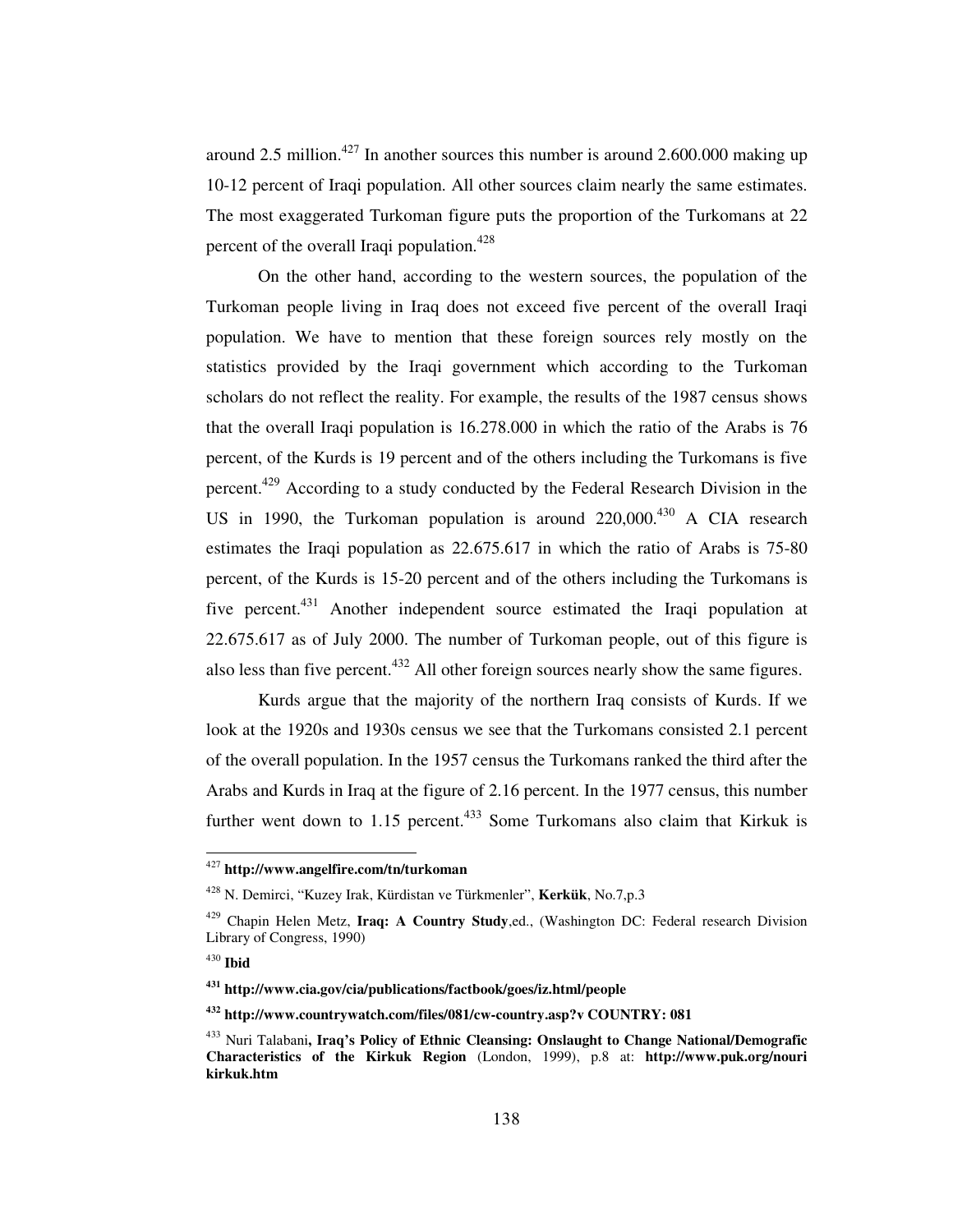around 2.5 million.[427] In another sources this number is around 2.600.000 making up 10-12 percent of Iraqi population. All other sources claim nearly the same estimates. The most exaggerated Turkoman figure puts the proportion of the Turkomans at 22 percent of the overall Iraqi population.[428]

On the other hand, according to the western sources, the population of the Turkoman people living in Iraq does not exceed five percent of the overall Iraqi population. We have to mention that these foreign sources rely mostly on the statistics provided by the Iraqi government which according to the Turkoman scholars do not reflect the reality. For example, the results of the 1987 census shows that the overall Iraqi population is 16.278.000 in which the ratio of the Arabs is 76 percent, of the Kurds is 19 percent and of the others including the Turkomans is five percent.[429] According to a study conducted by the Federal Research Division in the US in 1990, the Turkoman population is around 220,000.[430] A CIA research estimates the Iraqi population as 22.675.617 in which the ratio of Arabs is 75-80 percent, of the Kurds is 15-20 percent and of the others including the Turkomans is five percent.[431] Another independent source estimated the Iraqi population at 22.675.617 as of July 2000. The number of Turkoman people, out of this figure is also less than five percent.[432] All other foreign sources nearly show the same figures.

Kurds argue that the majority of the northern Iraq consists of Kurds. If we look at the 1920s and 1930s census we see that the Turkomans consisted 2.1 percent of the overall population. In the 1957 census the Turkomans ranked the third after the Arabs and Kurds in Iraq at the figure of 2.16 percent. In the 1977 census, this number further went down to 1.15 percent.[433] Some Turkomans also claim that Kirkuk is

---

[427] **http://www.angelfire.com/tn/turkoman**

[428] N. Demirci, "Kuzey Irak, Kürdistan ve Türkmenler", **Kerkük**, No.7,p.3

[429] Chapin Helen Metz, **Iraq: A Country Study**,ed., (Washington DC: Federal research Division Library of Congress, 1990)

[430] **Ibid**

[431] **http://www.cia.gov/cia/publications/factbook/goes/iz.html/people**

[432] **http://www.countrywatch.com/files/081/cw-country.asp?v COUNTRY: 081**

[433] Nuri Talabani**, Iraq's Policy of Ethnic Cleansing: Onslaught to Change National/Demografic Characteristics of the Kirkuk Region** (London, 1999), p.8 at: **http://www.puk.org/nouri kirkuk.htm**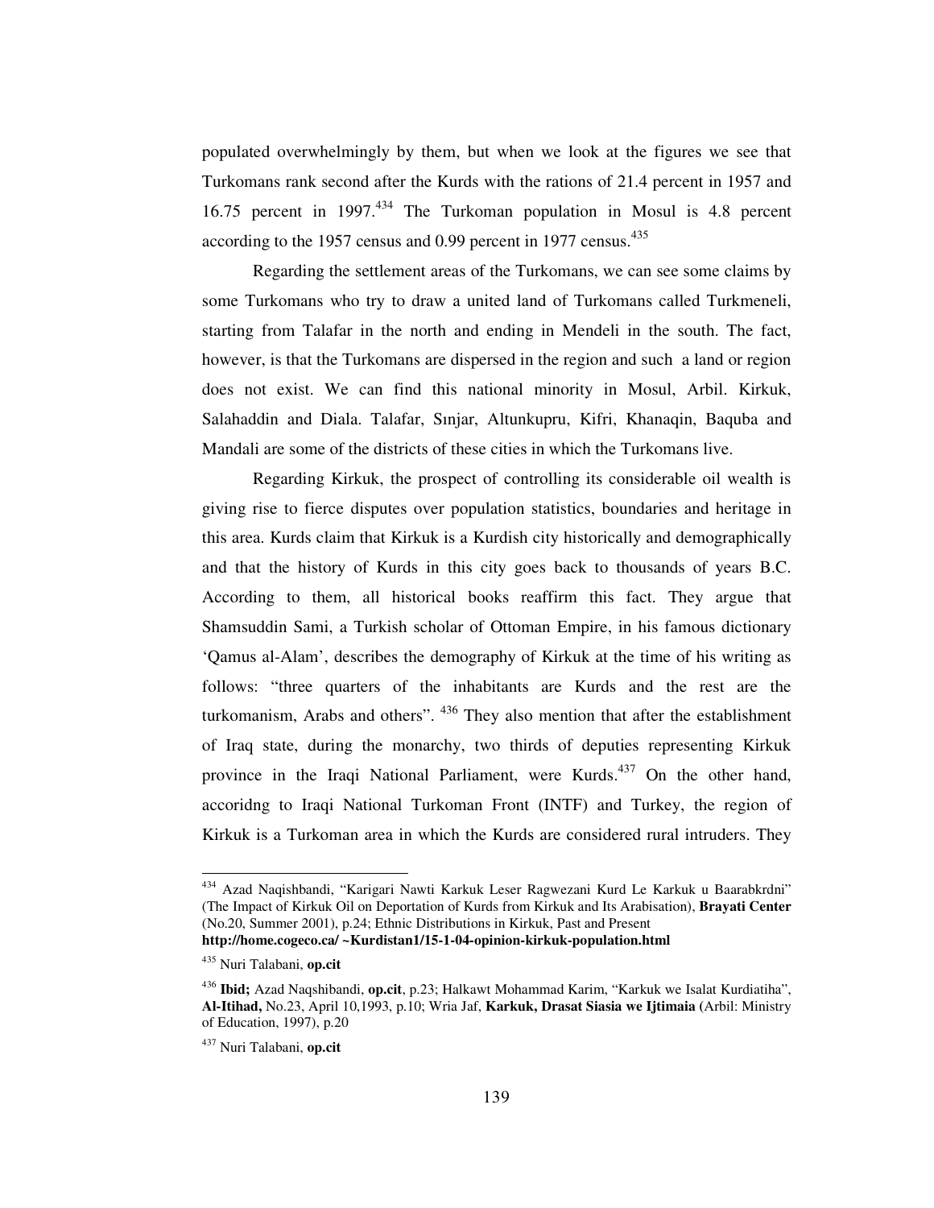populated overwhelmingly by them, but when we look at the figures we see that Turkomans rank second after the Kurds with the rations of 21.4 percent in 1957 and 16.75 percent in 1997.[434] The Turkoman population in Mosul is 4.8 percent according to the 1957 census and 0.99 percent in 1977 census.[435]

Regarding the settlement areas of the Turkomans, we can see some claims by some Turkomans who try to draw a united land of Turkomans called Turkmeneli, starting from Talafar in the north and ending in Mendeli in the south. The fact, however, is that the Turkomans are dispersed in the region and such a land or region does not exist. We can find this national minority in Mosul, Arbil. Kirkuk, Salahaddin and Diala. Talafar, Sınjar, Altunkupru, Kifri, Khanaqin, Baquba and Mandali are some of the districts of these cities in which the Turkomans live.

Regarding Kirkuk, the prospect of controlling its considerable oil wealth is giving rise to fierce disputes over population statistics, boundaries and heritage in this area. Kurds claim that Kirkuk is a Kurdish city historically and demographically and that the history of Kurds in this city goes back to thousands of years B.C. According to them, all historical books reaffirm this fact. They argue that Shamsuddin Sami, a Turkish scholar of Ottoman Empire, in his famous dictionary 'Qamus al-Alam', describes the demography of Kirkuk at the time of his writing as follows: "three quarters of the inhabitants are Kurds and the rest are the turkomanism, Arabs and others". [436] They also mention that after the establishment of Iraq state, during the monarchy, two thirds of deputies representing Kirkuk province in the Iraqi National Parliament, were Kurds.[437] On the other hand, accoridng to Iraqi National Turkoman Front (INTF) and Turkey, the region of Kirkuk is a Turkoman area in which the Kurds are considered rural intruders. They

---

[434] Azad Naqishbandi, "Karigari Nawti Karkuk Leser Ragwezani Kurd Le Karkuk u Baarabkrdni" (The Impact of Kirkuk Oil on Deportation of Kurds from Kirkuk and Its Arabisation), **Brayati Center** (No.20, Summer 2001), p.24; Ethnic Distributions in Kirkuk, Past and Present **http://home.cogeco.ca/ ~Kurdistan1/15-1-04-opinion-kirkuk-population.html**

[435] Nuri Talabani, **op.cit**

[436] **Ibid;** Azad Naqshibandi, **op.cit**, p.23; Halkawt Mohammad Karim, "Karkuk we Isalat Kurdiatiha", **Al-Itihad,** No.23, April 10,1993, p.10; Wria Jaf, **Karkuk, Drasat Siasia we Ijtimaia** (Arbil: Ministry of Education, 1997), p.20

[437] Nuri Talabani, **op.cit**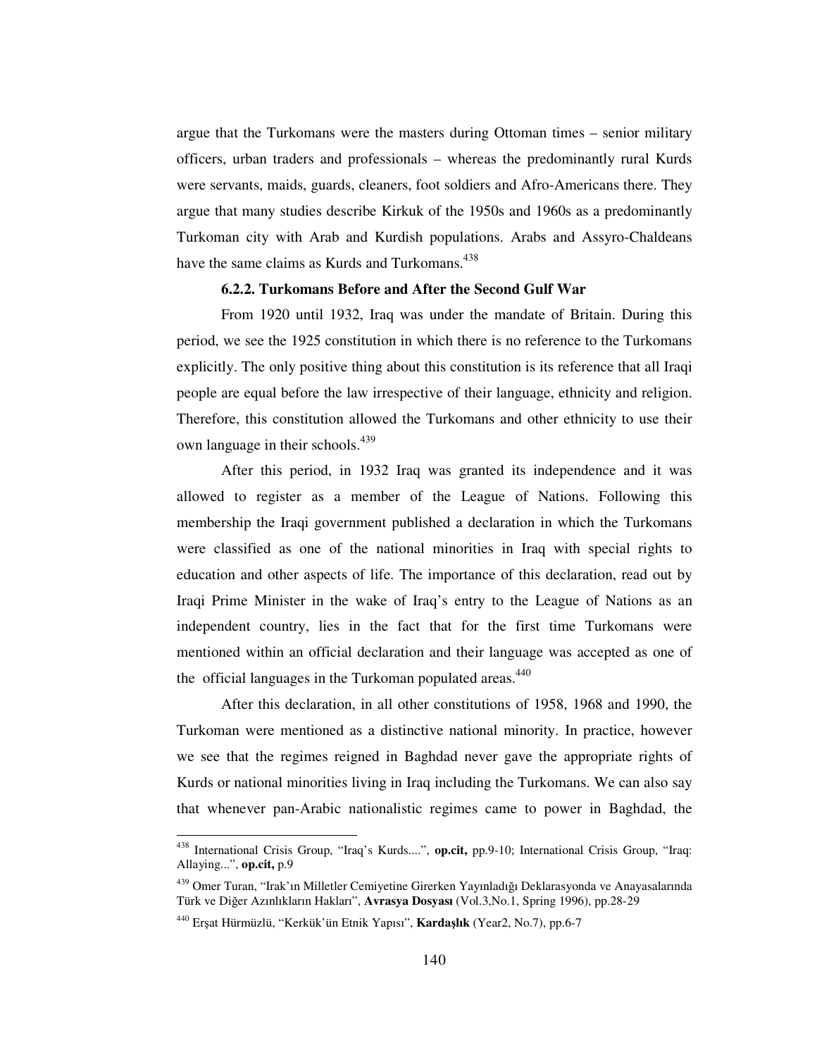argue that the Turkomans were the masters during Ottoman times – senior military officers, urban traders and professionals – whereas the predominantly rural Kurds were servants, maids, guards, cleaners, foot soldiers and Afro-Americans there. They argue that many studies describe Kirkuk of the 1950s and 1960s as a predominantly Turkoman city with Arab and Kurdish populations. Arabs and Assyro-Chaldeans have the same claims as Kurds and Turkomans.[438]

### 6.2.2. Turkomans Before and After the Second Gulf War

From 1920 until 1932, Iraq was under the mandate of Britain. During this period, we see the 1925 constitution in which there is no reference to the Turkomans explicitly. The only positive thing about this constitution is its reference that all Iraqi people are equal before the law irrespective of their language, ethnicity and religion. Therefore, this constitution allowed the Turkomans and other ethnicity to use their own language in their schools.[439]

After this period, in 1932 Iraq was granted its independence and it was allowed to register as a member of the League of Nations. Following this membership the Iraqi government published a declaration in which the Turkomans were classified as one of the national minorities in Iraq with special rights to education and other aspects of life. The importance of this declaration, read out by Iraqi Prime Minister in the wake of Iraq's entry to the League of Nations as an independent country, lies in the fact that for the first time Turkomans were mentioned within an official declaration and their language was accepted as one of the official languages in the Turkoman populated areas.[440]

After this declaration, in all other constitutions of 1958, 1968 and 1990, the Turkoman were mentioned as a distinctive national minority. In practice, however we see that the regimes reigned in Baghdad never gave the appropriate rights of Kurds or national minorities living in Iraq including the Turkomans. We can also say that whenever pan-Arabic nationalistic regimes came to power in Baghdad, the

---

[438] International Crisis Group, "Iraq's Kurds....", **op.cit,** pp.9-10; International Crisis Group, "Iraq: Allaying...", **op.cit,** p.9

[439] Omer Turan, "Irak'ın Milletler Cemiyetine Girerken Yayınladığı Deklarasyonda ve Anayasalarında Türk ve Diğer Azınlıkların Hakları", **Avrasya Dosyası** (Vol.3,No.1, Spring 1996), pp.28-29

[440] Erşat Hürmüzlü, "Kerkük'ün Etnik Yapısı", **Kardaşlık** (Year2, No.7), pp.6-7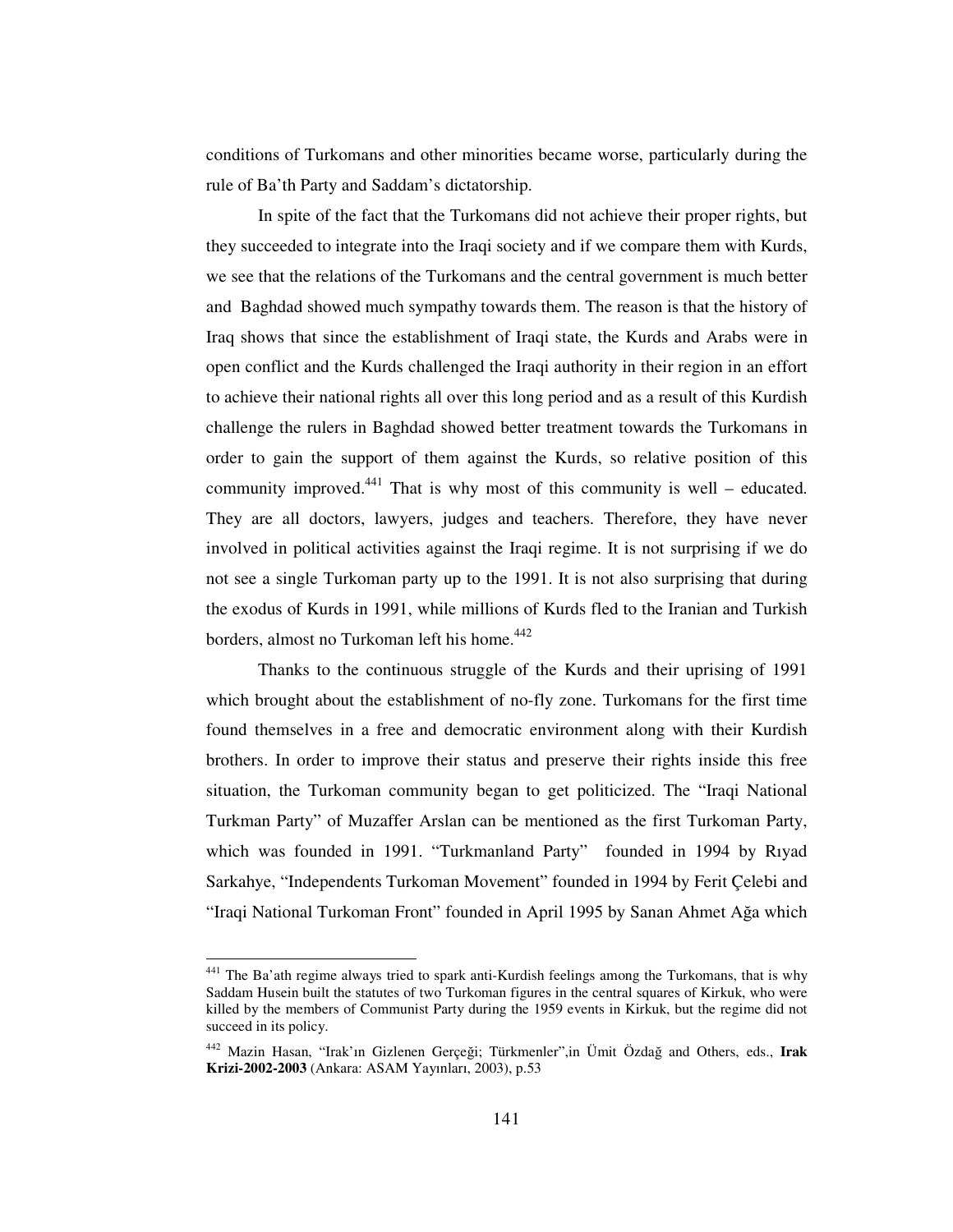conditions of Turkomans and other minorities became worse, particularly during the rule of Ba'th Party and Saddam's dictatorship.

In spite of the fact that the Turkomans did not achieve their proper rights, but they succeeded to integrate into the Iraqi society and if we compare them with Kurds, we see that the relations of the Turkomans and the central government is much better and Baghdad showed much sympathy towards them. The reason is that the history of Iraq shows that since the establishment of Iraqi state, the Kurds and Arabs were in open conflict and the Kurds challenged the Iraqi authority in their region in an effort to achieve their national rights all over this long period and as a result of this Kurdish challenge the rulers in Baghdad showed better treatment towards the Turkomans in order to gain the support of them against the Kurds, so relative position of this community improved.[441] That is why most of this community is well – educated. They are all doctors, lawyers, judges and teachers. Therefore, they have never involved in political activities against the Iraqi regime. It is not surprising if we do not see a single Turkoman party up to the 1991. It is not also surprising that during the exodus of Kurds in 1991, while millions of Kurds fled to the Iranian and Turkish borders, almost no Turkoman left his home.[442]

Thanks to the continuous struggle of the Kurds and their uprising of 1991 which brought about the establishment of no-fly zone. Turkomans for the first time found themselves in a free and democratic environment along with their Kurdish brothers. In order to improve their status and preserve their rights inside this free situation, the Turkoman community began to get politicized. The "Iraqi National Turkman Party" of Muzaffer Arslan can be mentioned as the first Turkoman Party, which was founded in 1991. "Turkmanland Party" founded in 1994 by Rıyad Sarkahye, "Independents Turkoman Movement" founded in 1994 by Ferit Çelebi and "Iraqi National Turkoman Front" founded in April 1995 by Sanan Ahmet Ağa which

---

[441] The Ba'ath regime always tried to spark anti-Kurdish feelings among the Turkomans, that is why Saddam Husein built the statutes of two Turkoman figures in the central squares of Kirkuk, who were killed by the members of Communist Party during the 1959 events in Kirkuk, but the regime did not succeed in its policy.

[442] Mazin Hasan, "Irak'ın Gizlenen Gerçeği; Türkmenler",in Ümit Özdağ and Others, eds., **Irak Krizi-2002-2003** (Ankara: ASAM Yayınları, 2003), p.53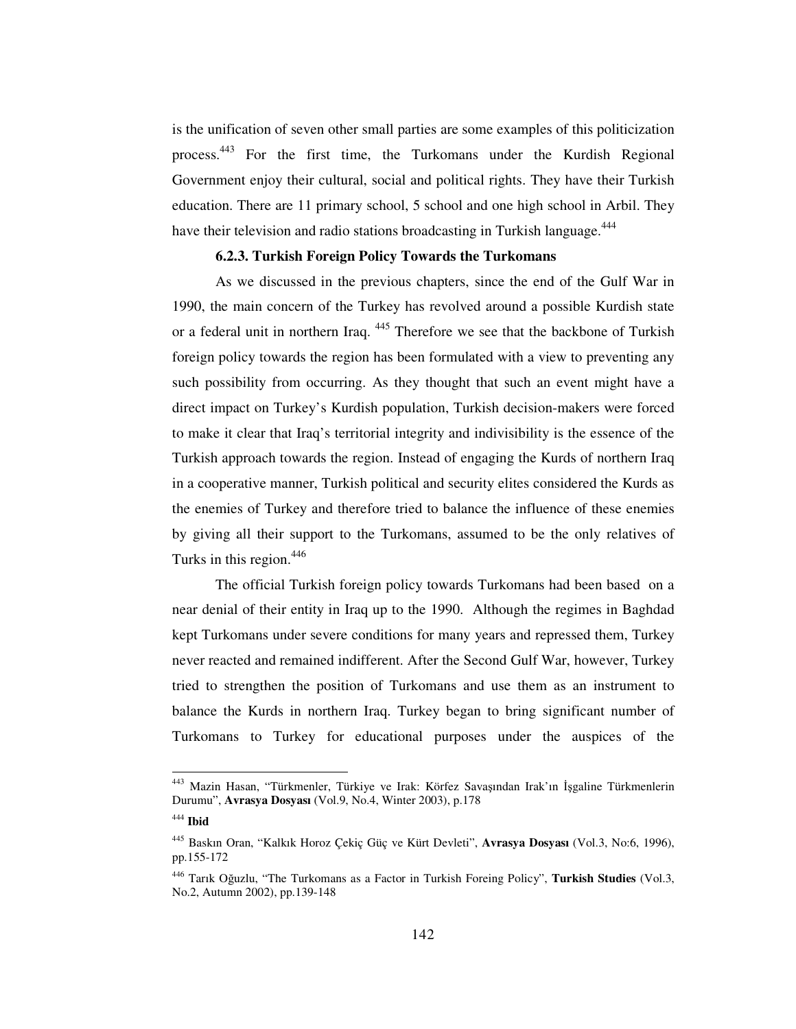is the unification of seven other small parties are some examples of this politicization process.[443] For the first time, the Turkomans under the Kurdish Regional Government enjoy their cultural, social and political rights. They have their Turkish education. There are 11 primary school, 5 school and one high school in Arbil. They have their television and radio stations broadcasting in Turkish language.[444]

### 6.2.3. Turkish Foreign Policy Towards the Turkomans

As we discussed in the previous chapters, since the end of the Gulf War in 1990, the main concern of the Turkey has revolved around a possible Kurdish state or a federal unit in northern Iraq. [445] Therefore we see that the backbone of Turkish foreign policy towards the region has been formulated with a view to preventing any such possibility from occurring. As they thought that such an event might have a direct impact on Turkey's Kurdish population, Turkish decision-makers were forced to make it clear that Iraq's territorial integrity and indivisibility is the essence of the Turkish approach towards the region. Instead of engaging the Kurds of northern Iraq in a cooperative manner, Turkish political and security elites considered the Kurds as the enemies of Turkey and therefore tried to balance the influence of these enemies by giving all their support to the Turkomans, assumed to be the only relatives of Turks in this region.[446]

The official Turkish foreign policy towards Turkomans had been based on a near denial of their entity in Iraq up to the 1990. Although the regimes in Baghdad kept Turkomans under severe conditions for many years and repressed them, Turkey never reacted and remained indifferent. After the Second Gulf War, however, Turkey tried to strengthen the position of Turkomans and use them as an instrument to balance the Kurds in northern Iraq. Turkey began to bring significant number of Turkomans to Turkey for educational purposes under the auspices of the

---

[443] Mazin Hasan, "Türkmenler, Türkiye ve Irak: Körfez Savaşından Irak'ın İşgaline Türkmenlerin Durumu", **Avrasya Dosyası** (Vol.9, No.4, Winter 2003), p.178

[444] **Ibid**

[445] Baskın Oran, "Kalkık Horoz Çekiç Güç ve Kürt Devleti", **Avrasya Dosyası** (Vol.3, No:6, 1996), pp.155-172

[446] Tarık Oğuzlu, "The Turkomans as a Factor in Turkish Foreing Policy", **Turkish Studies** (Vol.3, No.2, Autumn 2002), pp.139-148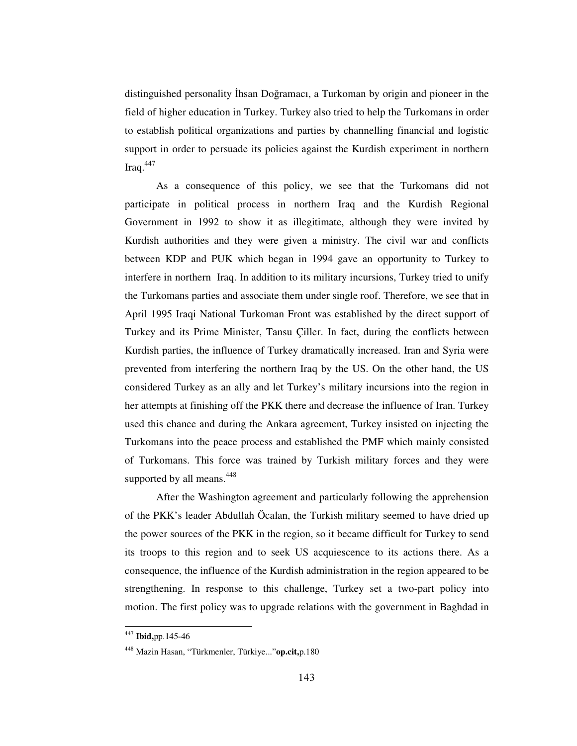distinguished personality İhsan Doğramacı, a Turkoman by origin and pioneer in the field of higher education in Turkey. Turkey also tried to help the Turkomans in order to establish political organizations and parties by channelling financial and logistic support in order to persuade its policies against the Kurdish experiment in northern Iraq.[447]

As a consequence of this policy, we see that the Turkomans did not participate in political process in northern Iraq and the Kurdish Regional Government in 1992 to show it as illegitimate, although they were invited by Kurdish authorities and they were given a ministry. The civil war and conflicts between KDP and PUK which began in 1994 gave an opportunity to Turkey to interfere in northern Iraq. In addition to its military incursions, Turkey tried to unify the Turkomans parties and associate them under single roof. Therefore, we see that in April 1995 Iraqi National Turkoman Front was established by the direct support of Turkey and its Prime Minister, Tansu Çiller. In fact, during the conflicts between Kurdish parties, the influence of Turkey dramatically increased. Iran and Syria were prevented from interfering the northern Iraq by the US. On the other hand, the US considered Turkey as an ally and let Turkey's military incursions into the region in her attempts at finishing off the PKK there and decrease the influence of Iran. Turkey used this chance and during the Ankara agreement, Turkey insisted on injecting the Turkomans into the peace process and established the PMF which mainly consisted of Turkomans. This force was trained by Turkish military forces and they were supported by all means.[448]

After the Washington agreement and particularly following the apprehension of the PKK's leader Abdullah Öcalan, the Turkish military seemed to have dried up the power sources of the PKK in the region, so it became difficult for Turkey to send its troops to this region and to seek US acquiescence to its actions there. As a consequence, the influence of the Kurdish administration in the region appeared to be strengthening. In response to this challenge, Turkey set a two-part policy into motion. The first policy was to upgrade relations with the government in Baghdad in

---

[447] **Ibid,**pp.145-46

[448] Mazin Hasan, "Türkmenler, Türkiye..."**op.cit,**p.180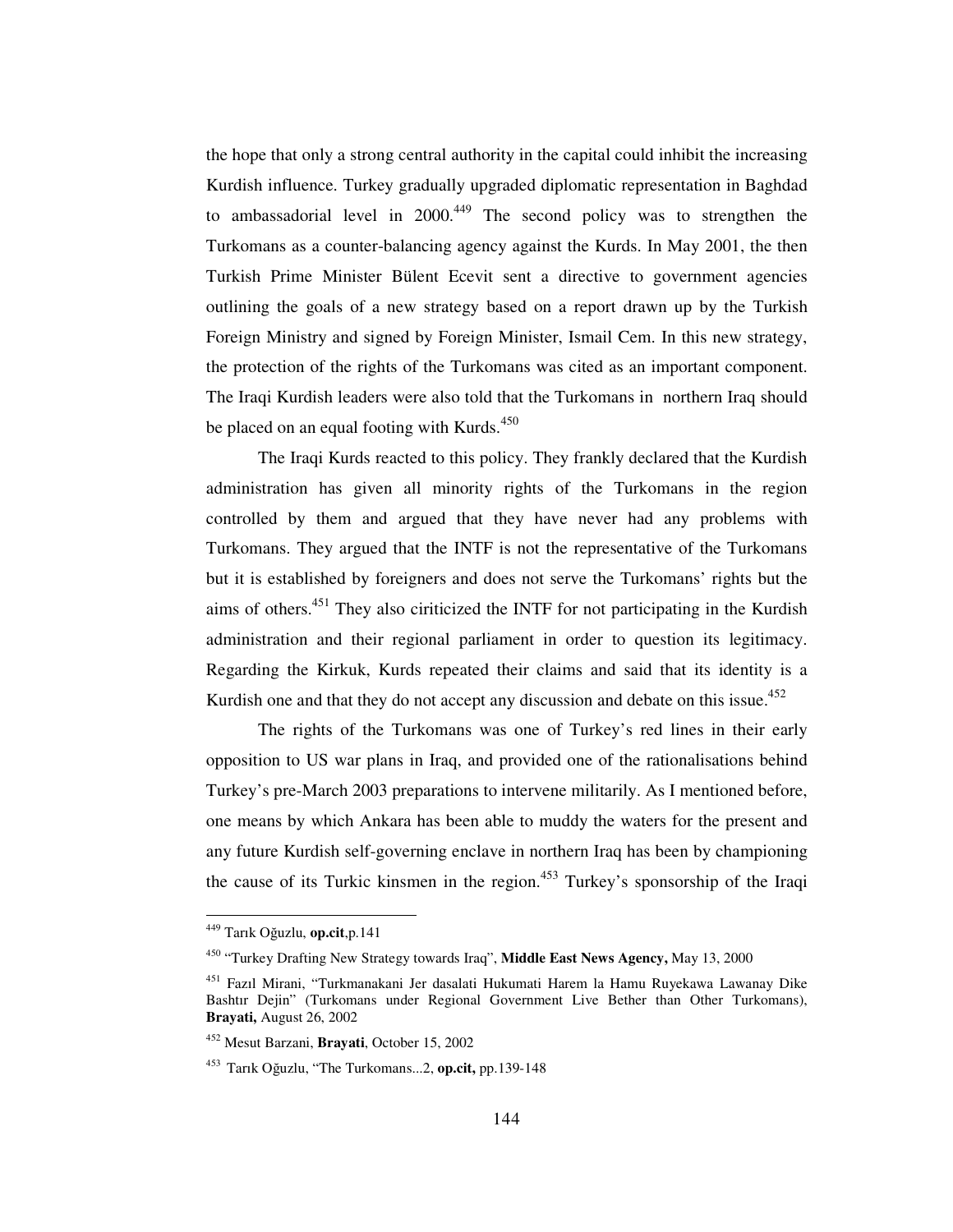the hope that only a strong central authority in the capital could inhibit the increasing Kurdish influence. Turkey gradually upgraded diplomatic representation in Baghdad to ambassadorial level in 2000.[449] The second policy was to strengthen the Turkomans as a counter-balancing agency against the Kurds. In May 2001, the then Turkish Prime Minister Bülent Ecevit sent a directive to government agencies outlining the goals of a new strategy based on a report drawn up by the Turkish Foreign Ministry and signed by Foreign Minister, Ismail Cem. In this new strategy, the protection of the rights of the Turkomans was cited as an important component. The Iraqi Kurdish leaders were also told that the Turkomans in northern Iraq should be placed on an equal footing with Kurds.[450]

The Iraqi Kurds reacted to this policy. They frankly declared that the Kurdish administration has given all minority rights of the Turkomans in the region controlled by them and argued that they have never had any problems with Turkomans. They argued that the INTF is not the representative of the Turkomans but it is established by foreigners and does not serve the Turkomans' rights but the aims of others.[451] They also ciriticized the INTF for not participating in the Kurdish administration and their regional parliament in order to question its legitimacy. Regarding the Kirkuk, Kurds repeated their claims and said that its identity is a Kurdish one and that they do not accept any discussion and debate on this issue.[452]

The rights of the Turkomans was one of Turkey's red lines in their early opposition to US war plans in Iraq, and provided one of the rationalisations behind Turkey's pre-March 2003 preparations to intervene militarily. As I mentioned before, one means by which Ankara has been able to muddy the waters for the present and any future Kurdish self-governing enclave in northern Iraq has been by championing the cause of its Turkic kinsmen in the region.[453] Turkey's sponsorship of the Iraqi

---

[449] Tarık Oğuzlu, **op.cit**,p.141

[450] "Turkey Drafting New Strategy towards Iraq", **Middle East News Agency,** May 13, 2000

[451] Fazıl Mirani, "Turkmanakani Jer dasalati Hukumati Harem la Hamu Ruyekawa Lawanay Dike Bashtır Dejin" (Turkomans under Regional Government Live Bether than Other Turkomans), **Brayati,** August 26, 2002

[452] Mesut Barzani, **Brayati**, October 15, 2002

[453] Tarık Oğuzlu, "The Turkomans...2, **op.cit,** pp.139-148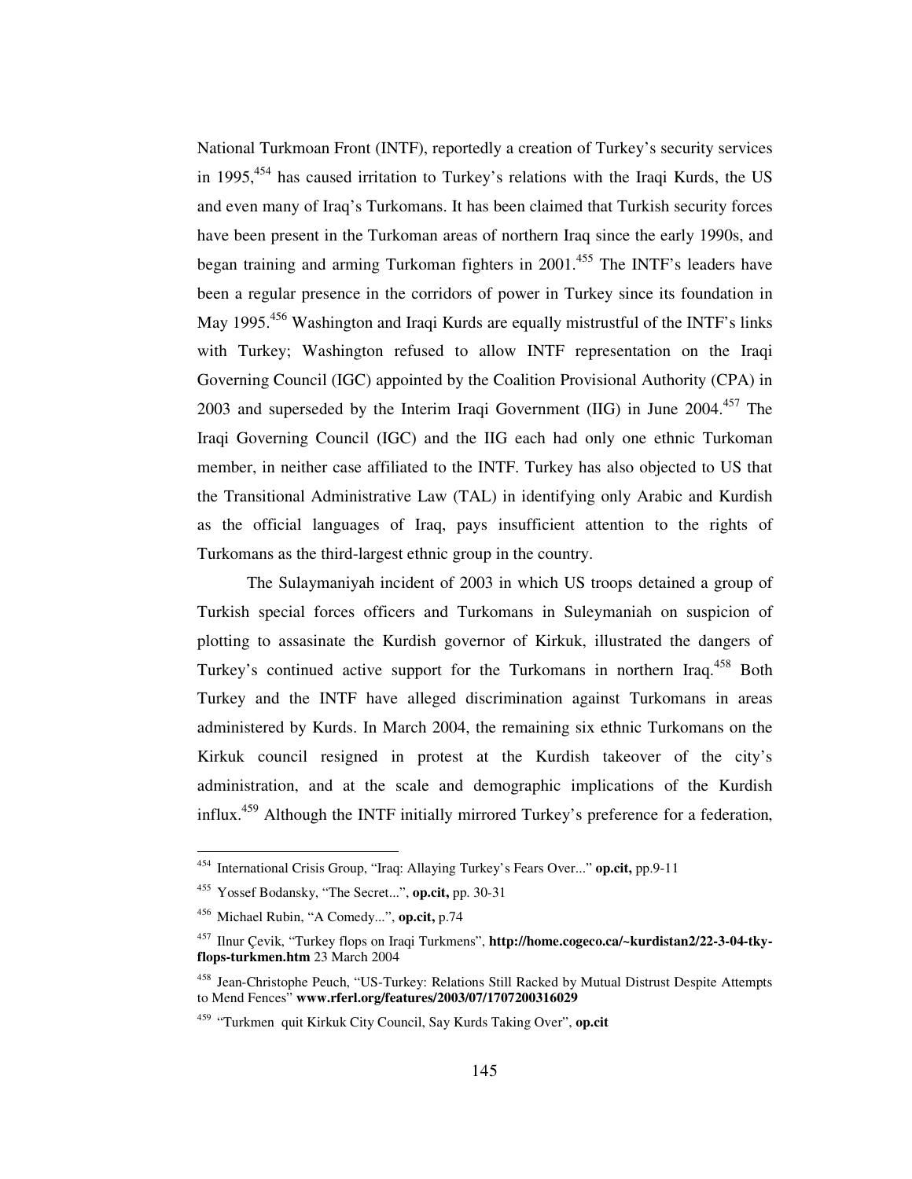National Turkmoan Front (INTF), reportedly a creation of Turkey's security services in 1995,[454] has caused irritation to Turkey's relations with the Iraqi Kurds, the US and even many of Iraq's Turkomans. It has been claimed that Turkish security forces have been present in the Turkoman areas of northern Iraq since the early 1990s, and began training and arming Turkoman fighters in 2001.[455] The INTF's leaders have been a regular presence in the corridors of power in Turkey since its foundation in May 1995.[456] Washington and Iraqi Kurds are equally mistrustful of the INTF's links with Turkey; Washington refused to allow INTF representation on the Iraqi Governing Council (IGC) appointed by the Coalition Provisional Authority (CPA) in 2003 and superseded by the Interim Iraqi Government (IIG) in June 2004.[457] The Iraqi Governing Council (IGC) and the IIG each had only one ethnic Turkoman member, in neither case affiliated to the INTF. Turkey has also objected to US that the Transitional Administrative Law (TAL) in identifying only Arabic and Kurdish as the official languages of Iraq, pays insufficient attention to the rights of Turkomans as the third-largest ethnic group in the country.

The Sulaymaniyah incident of 2003 in which US troops detained a group of Turkish special forces officers and Turkomans in Suleymaniah on suspicion of plotting to assasinate the Kurdish governor of Kirkuk, illustrated the dangers of Turkey's continued active support for the Turkomans in northern Iraq.[458] Both Turkey and the INTF have alleged discrimination against Turkomans in areas administered by Kurds. In March 2004, the remaining six ethnic Turkomans on the Kirkuk council resigned in protest at the Kurdish takeover of the city's administration, and at the scale and demographic implications of the Kurdish influx.[459] Although the INTF initially mirrored Turkey's preference for a federation,

---

[454] International Crisis Group, "Iraq: Allaying Turkey's Fears Over..." **op.cit,** pp.9-11

[455] Yossef Bodansky, "The Secret...", **op.cit,** pp. 30-31

[456] Michael Rubin, "A Comedy...", **op.cit,** p.74

[457] Ilnur Çevik, "Turkey flops on Iraqi Turkmens", **http://home.cogeco.ca/~kurdistan2/22-3-04-tky-flops-turkmen.htm** 23 March 2004

[458] Jean-Christophe Peuch, "US-Turkey: Relations Still Racked by Mutual Distrust Despite Attempts to Mend Fences" **www.rferl.org/features/2003/07/1707200316029**

[459] "Turkmen quit Kirkuk City Council, Say Kurds Taking Over", **op.cit**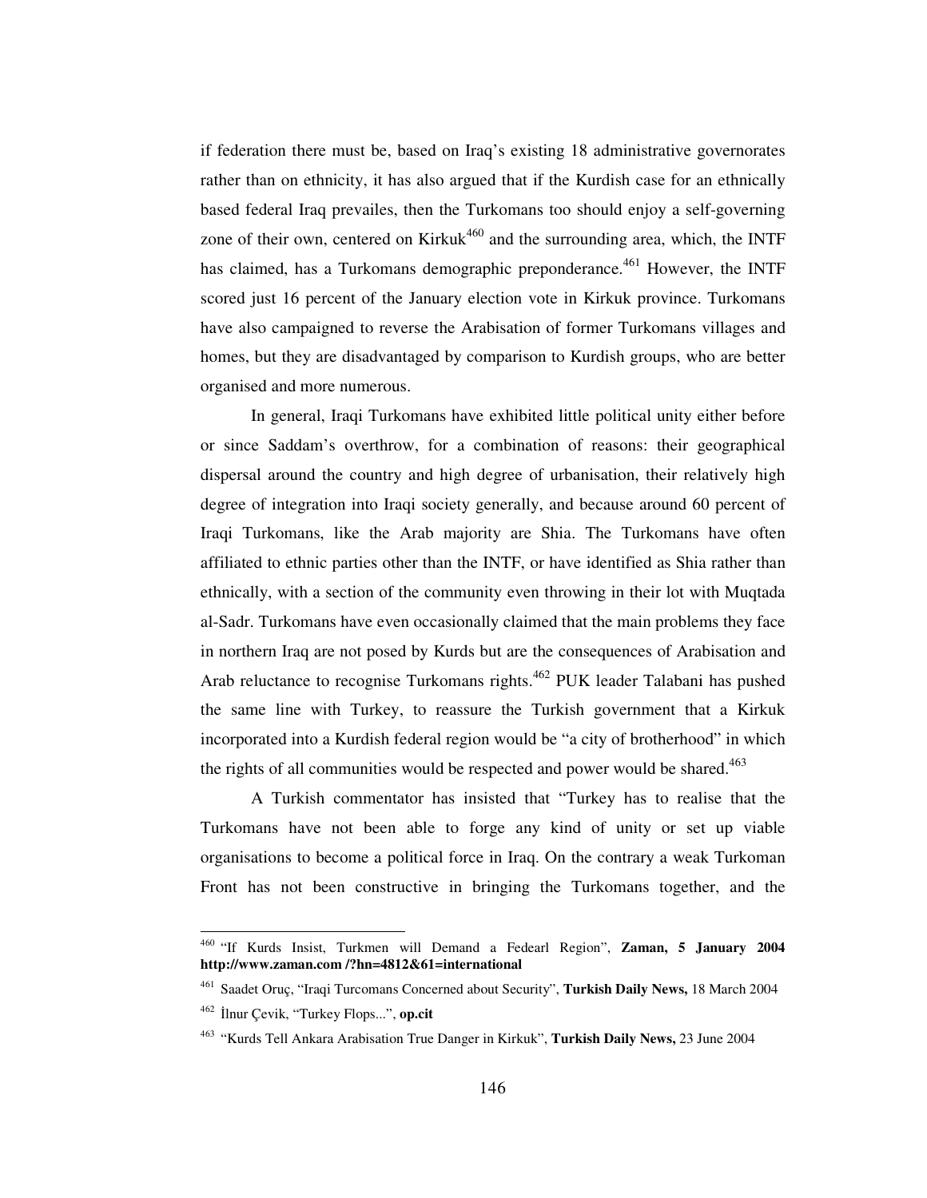if federation there must be, based on Iraq's existing 18 administrative governorates rather than on ethnicity, it has also argued that if the Kurdish case for an ethnically based federal Iraq prevailes, then the Turkomans too should enjoy a self-governing zone of their own, centered on Kirkuk[460] and the surrounding area, which, the INTF has claimed, has a Turkomans demographic preponderance.[461] However, the INTF scored just 16 percent of the January election vote in Kirkuk province. Turkomans have also campaigned to reverse the Arabisation of former Turkomans villages and homes, but they are disadvantaged by comparison to Kurdish groups, who are better organised and more numerous.

In general, Iraqi Turkomans have exhibited little political unity either before or since Saddam's overthrow, for a combination of reasons: their geographical dispersal around the country and high degree of urbanisation, their relatively high degree of integration into Iraqi society generally, and because around 60 percent of Iraqi Turkomans, like the Arab majority are Shia. The Turkomans have often affiliated to ethnic parties other than the INTF, or have identified as Shia rather than ethnically, with a section of the community even throwing in their lot with Muqtada al-Sadr. Turkomans have even occasionally claimed that the main problems they face in northern Iraq are not posed by Kurds but are the consequences of Arabisation and Arab reluctance to recognise Turkomans rights.[462] PUK leader Talabani has pushed the same line with Turkey, to reassure the Turkish government that a Kirkuk incorporated into a Kurdish federal region would be "a city of brotherhood" in which the rights of all communities would be respected and power would be shared.[463]

A Turkish commentator has insisted that "Turkey has to realise that the Turkomans have not been able to forge any kind of unity or set up viable organisations to become a political force in Iraq. On the contrary a weak Turkoman Front has not been constructive in bringing the Turkomans together, and the

---

[460] "If Kurds Insist, Turkmen will Demand a Fedearl Region", **Zaman, 5 January 2004 http://www.zaman.com /?hn=4812&61=international**

[461] Saadet Oruç, "Iraqi Turcomans Concerned about Security", **Turkish Daily News,** 18 March 2004

[462] İlnur Çevik, "Turkey Flops...", **op.cit**

[463] "Kurds Tell Ankara Arabisation True Danger in Kirkuk", **Turkish Daily News,** 23 June 2004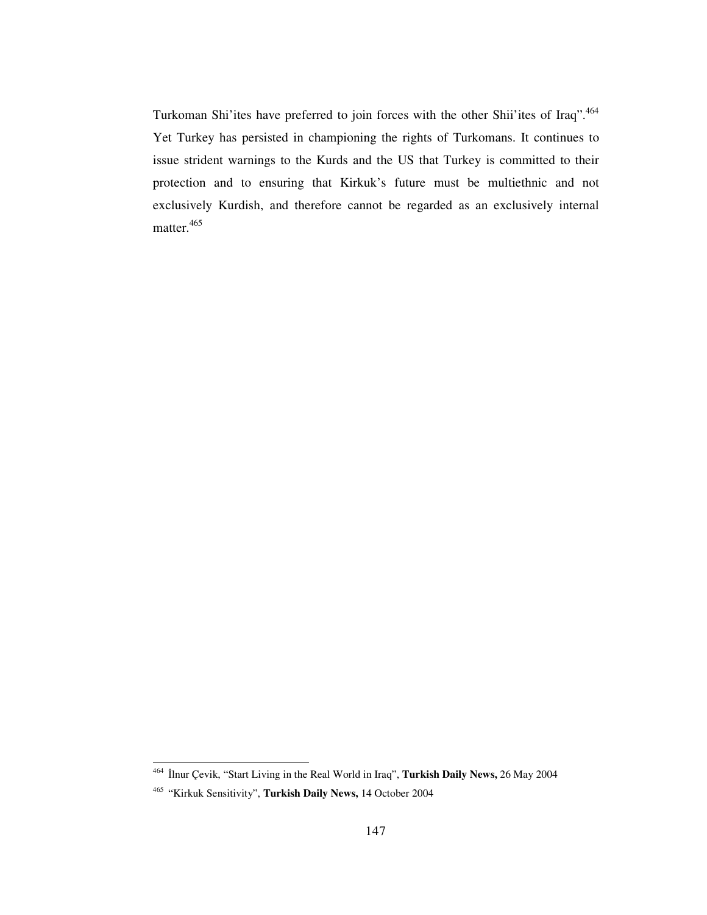Turkoman Shi'ites have preferred to join forces with the other Shii'ites of Iraq".[464] Yet Turkey has persisted in championing the rights of Turkomans. It continues to issue strident warnings to the Kurds and the US that Turkey is committed to their protection and to ensuring that Kirkuk's future must be multiethnic and not exclusively Kurdish, and therefore cannot be regarded as an exclusively internal matter.[465]

---

[464] İlnur Çevik, "Start Living in the Real World in Iraq", **Turkish Daily News,** 26 May 2004

[465] "Kirkuk Sensitivity", **Turkish Daily News,** 14 October 2004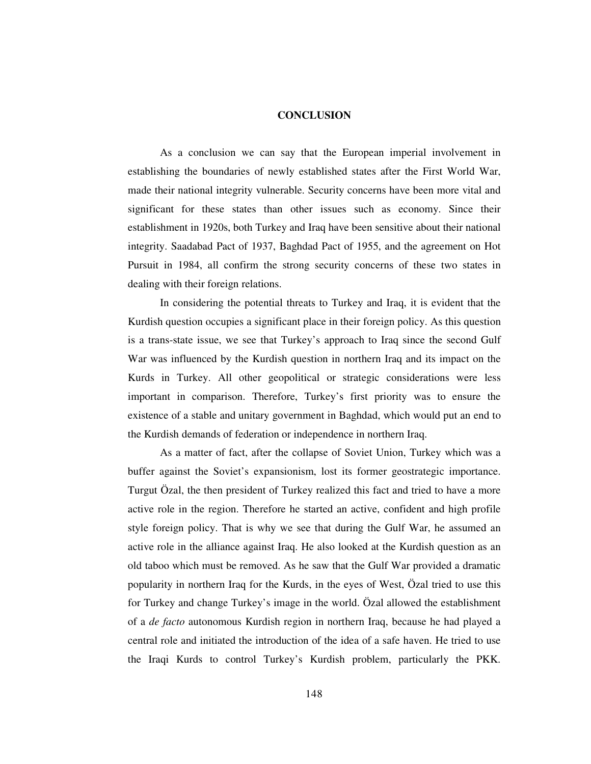# CONCLUSION

As a conclusion we can say that the European imperial involvement in establishing the boundaries of newly established states after the First World War, made their national integrity vulnerable. Security concerns have been more vital and significant for these states than other issues such as economy. Since their establishment in 1920s, both Turkey and Iraq have been sensitive about their national integrity. Saadabad Pact of 1937, Baghdad Pact of 1955, and the agreement on Hot Pursuit in 1984, all confirm the strong security concerns of these two states in dealing with their foreign relations.

In considering the potential threats to Turkey and Iraq, it is evident that the Kurdish question occupies a significant place in their foreign policy. As this question is a trans-state issue, we see that Turkey's approach to Iraq since the second Gulf War was influenced by the Kurdish question in northern Iraq and its impact on the Kurds in Turkey. All other geopolitical or strategic considerations were less important in comparison. Therefore, Turkey's first priority was to ensure the existence of a stable and unitary government in Baghdad, which would put an end to the Kurdish demands of federation or independence in northern Iraq.

As a matter of fact, after the collapse of Soviet Union, Turkey which was a buffer against the Soviet's expansionism, lost its former geostrategic importance. Turgut Özal, the then president of Turkey realized this fact and tried to have a more active role in the region. Therefore he started an active, confident and high profile style foreign policy. That is why we see that during the Gulf War, he assumed an active role in the alliance against Iraq. He also looked at the Kurdish question as an old taboo which must be removed. As he saw that the Gulf War provided a dramatic popularity in northern Iraq for the Kurds, in the eyes of West, Özal tried to use this for Turkey and change Turkey's image in the world. Özal allowed the establishment of a *de facto* autonomous Kurdish region in northern Iraq, because he had played a central role and initiated the introduction of the idea of a safe haven. He tried to use the Iraqi Kurds to control Turkey's Kurdish problem, particularly the PKK.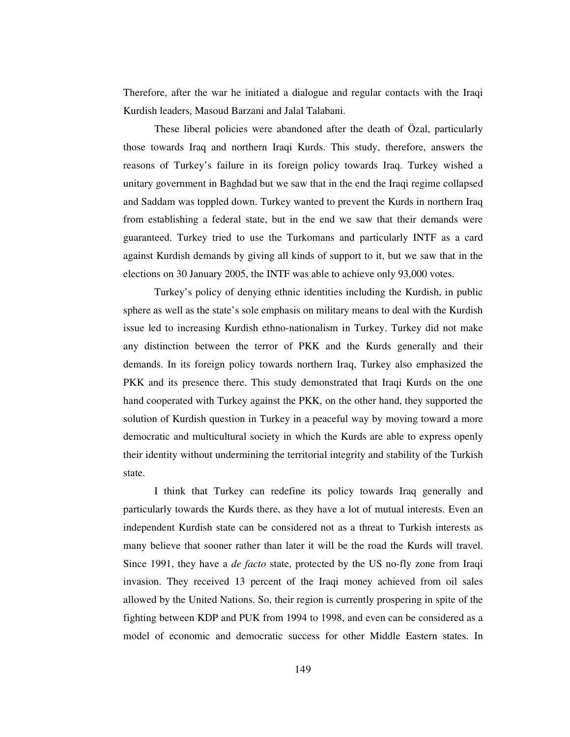Therefore, after the war he initiated a dialogue and regular contacts with the Iraqi Kurdish leaders, Masoud Barzani and Jalal Talabani.

These liberal policies were abandoned after the death of Özal, particularly those towards Iraq and northern Iraqi Kurds. This study, therefore, answers the reasons of Turkey's failure in its foreign policy towards Iraq. Turkey wished a unitary government in Baghdad but we saw that in the end the Iraqi regime collapsed and Saddam was toppled down. Turkey wanted to prevent the Kurds in northern Iraq from establishing a federal state, but in the end we saw that their demands were guaranteed. Turkey tried to use the Turkomans and particularly INTF as a card against Kurdish demands by giving all kinds of support to it, but we saw that in the elections on 30 January 2005, the INTF was able to achieve only 93,000 votes.

Turkey's policy of denying ethnic identities including the Kurdish, in public sphere as well as the state's sole emphasis on military means to deal with the Kurdish issue led to increasing Kurdish ethno-nationalism in Turkey. Turkey did not make any distinction between the terror of PKK and the Kurds generally and their demands. In its foreign policy towards northern Iraq, Turkey also emphasized the PKK and its presence there. This study demonstrated that Iraqi Kurds on the one hand cooperated with Turkey against the PKK, on the other hand, they supported the solution of Kurdish question in Turkey in a peaceful way by moving toward a more democratic and multicultural society in which the Kurds are able to express openly their identity without undermining the territorial integrity and stability of the Turkish state.

I think that Turkey can redefine its policy towards Iraq generally and particularly towards the Kurds there, as they have a lot of mutual interests. Even an independent Kurdish state can be considered not as a threat to Turkish interests as many believe that sooner rather than later it will be the road the Kurds will travel. Since 1991, they have a *de facto* state, protected by the US no-fly zone from Iraqi invasion. They received 13 percent of the Iraqi money achieved from oil sales allowed by the United Nations. So, their region is currently prospering in spite of the fighting between KDP and PUK from 1994 to 1998, and even can be considered as a model of economic and democratic success for other Middle Eastern states. In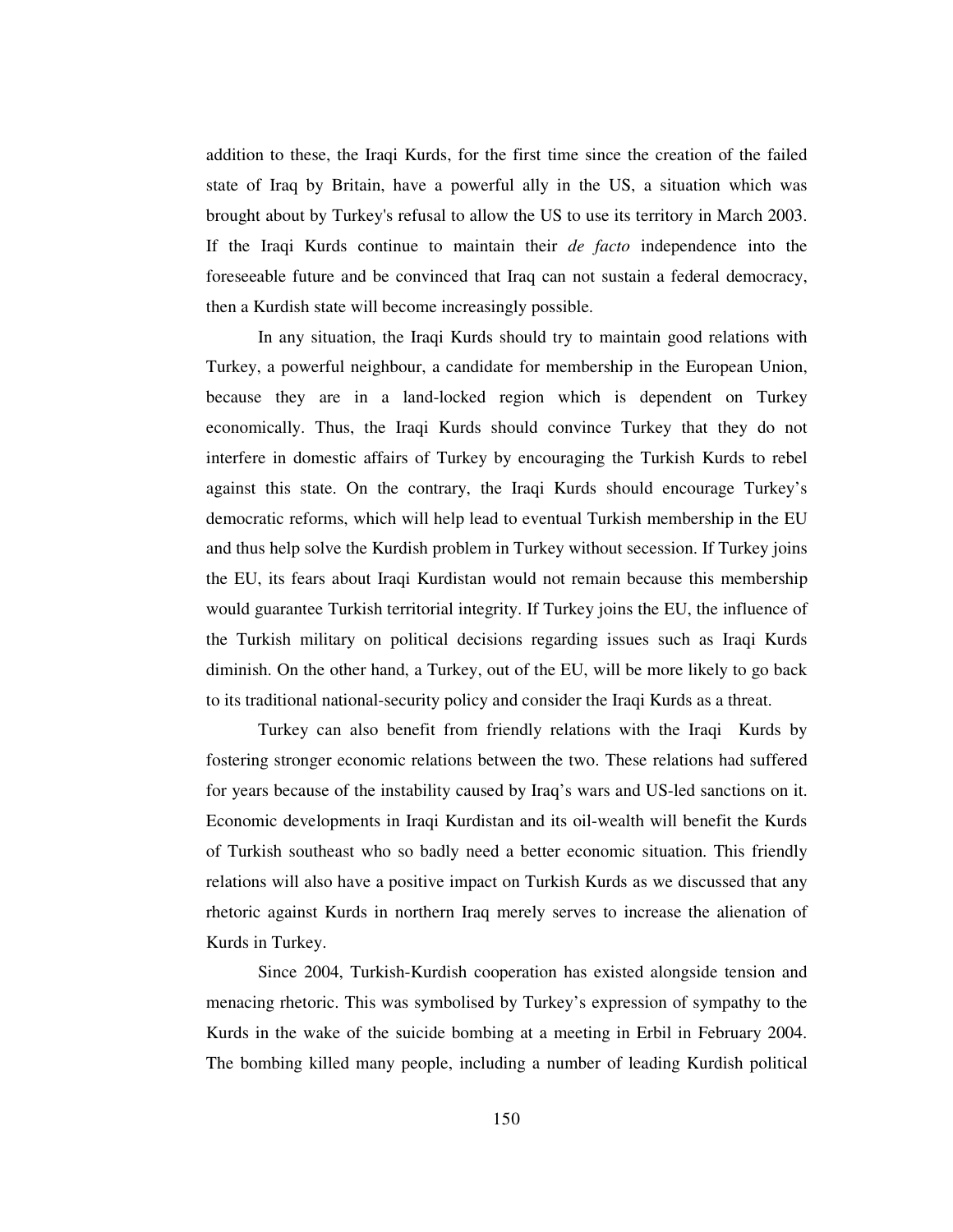addition to these, the Iraqi Kurds, for the first time since the creation of the failed state of Iraq by Britain, have a powerful ally in the US, a situation which was brought about by Turkey's refusal to allow the US to use its territory in March 2003. If the Iraqi Kurds continue to maintain their *de facto* independence into the foreseeable future and be convinced that Iraq can not sustain a federal democracy, then a Kurdish state will become increasingly possible.

In any situation, the Iraqi Kurds should try to maintain good relations with Turkey, a powerful neighbour, a candidate for membership in the European Union, because they are in a land-locked region which is dependent on Turkey economically. Thus, the Iraqi Kurds should convince Turkey that they do not interfere in domestic affairs of Turkey by encouraging the Turkish Kurds to rebel against this state. On the contrary, the Iraqi Kurds should encourage Turkey's democratic reforms, which will help lead to eventual Turkish membership in the EU and thus help solve the Kurdish problem in Turkey without secession. If Turkey joins the EU, its fears about Iraqi Kurdistan would not remain because this membership would guarantee Turkish territorial integrity. If Turkey joins the EU, the influence of the Turkish military on political decisions regarding issues such as Iraqi Kurds diminish. On the other hand, a Turkey, out of the EU, will be more likely to go back to its traditional national-security policy and consider the Iraqi Kurds as a threat.

Turkey can also benefit from friendly relations with the Iraqi Kurds by fostering stronger economic relations between the two. These relations had suffered for years because of the instability caused by Iraq's wars and US-led sanctions on it. Economic developments in Iraqi Kurdistan and its oil-wealth will benefit the Kurds of Turkish southeast who so badly need a better economic situation. This friendly relations will also have a positive impact on Turkish Kurds as we discussed that any rhetoric against Kurds in northern Iraq merely serves to increase the alienation of Kurds in Turkey.

Since 2004, Turkish-Kurdish cooperation has existed alongside tension and menacing rhetoric. This was symbolised by Turkey's expression of sympathy to the Kurds in the wake of the suicide bombing at a meeting in Erbil in February 2004. The bombing killed many people, including a number of leading Kurdish political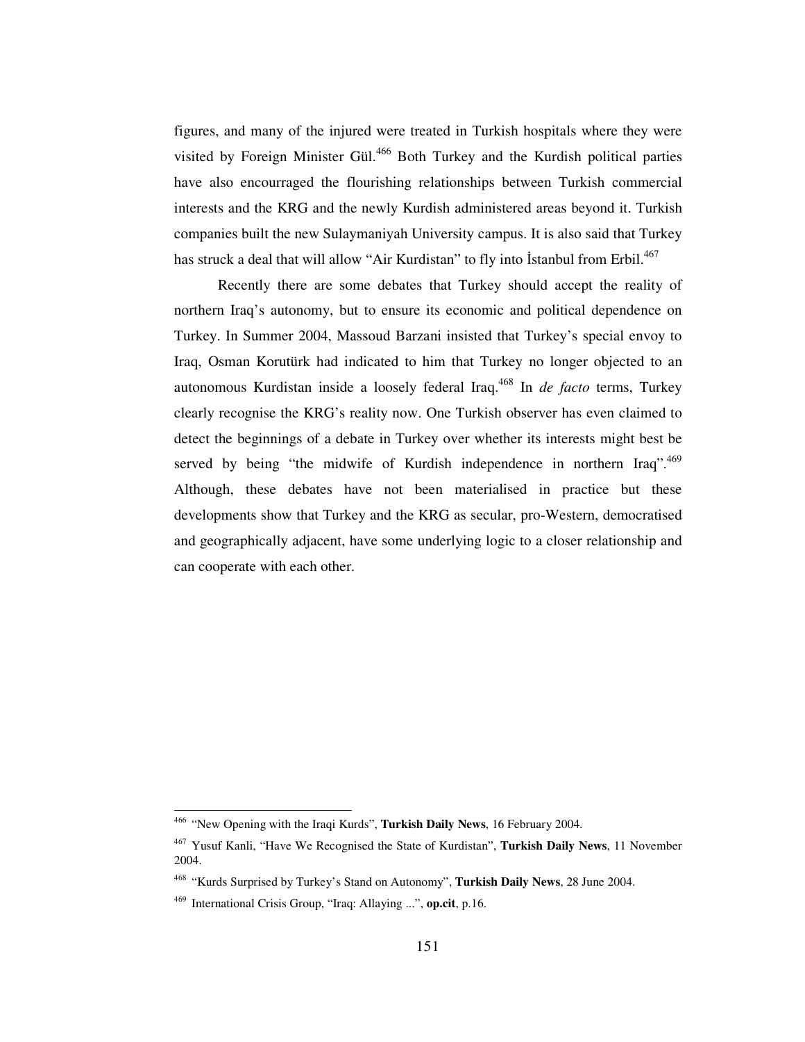figures, and many of the injured were treated in Turkish hospitals where they were visited by Foreign Minister Gül.[466] Both Turkey and the Kurdish political parties have also encourraged the flourishing relationships between Turkish commercial interests and the KRG and the newly Kurdish administered areas beyond it. Turkish companies built the new Sulaymaniyah University campus. It is also said that Turkey has struck a deal that will allow "Air Kurdistan" to fly into İstanbul from Erbil.[467]

Recently there are some debates that Turkey should accept the reality of northern Iraq's autonomy, but to ensure its economic and political dependence on Turkey. In Summer 2004, Massoud Barzani insisted that Turkey's special envoy to Iraq, Osman Korutürk had indicated to him that Turkey no longer objected to an autonomous Kurdistan inside a loosely federal Iraq.[468] In *de facto* terms, Turkey clearly recognise the KRG's reality now. One Turkish observer has even claimed to detect the beginnings of a debate in Turkey over whether its interests might best be served by being "the midwife of Kurdish independence in northern Iraq".[469] Although, these debates have not been materialised in practice but these developments show that Turkey and the KRG as secular, pro-Western, democratised and geographically adjacent, have some underlying logic to a closer relationship and can cooperate with each other.

---

[466] "New Opening with the Iraqi Kurds", **Turkish Daily News**, 16 February 2004.

[467] Yusuf Kanli, "Have We Recognised the State of Kurdistan", **Turkish Daily News**, 11 November 2004.

[468] "Kurds Surprised by Turkey's Stand on Autonomy", **Turkish Daily News**, 28 June 2004.

[469] International Crisis Group, "Iraq: Allaying ...", **op.cit**, p.16.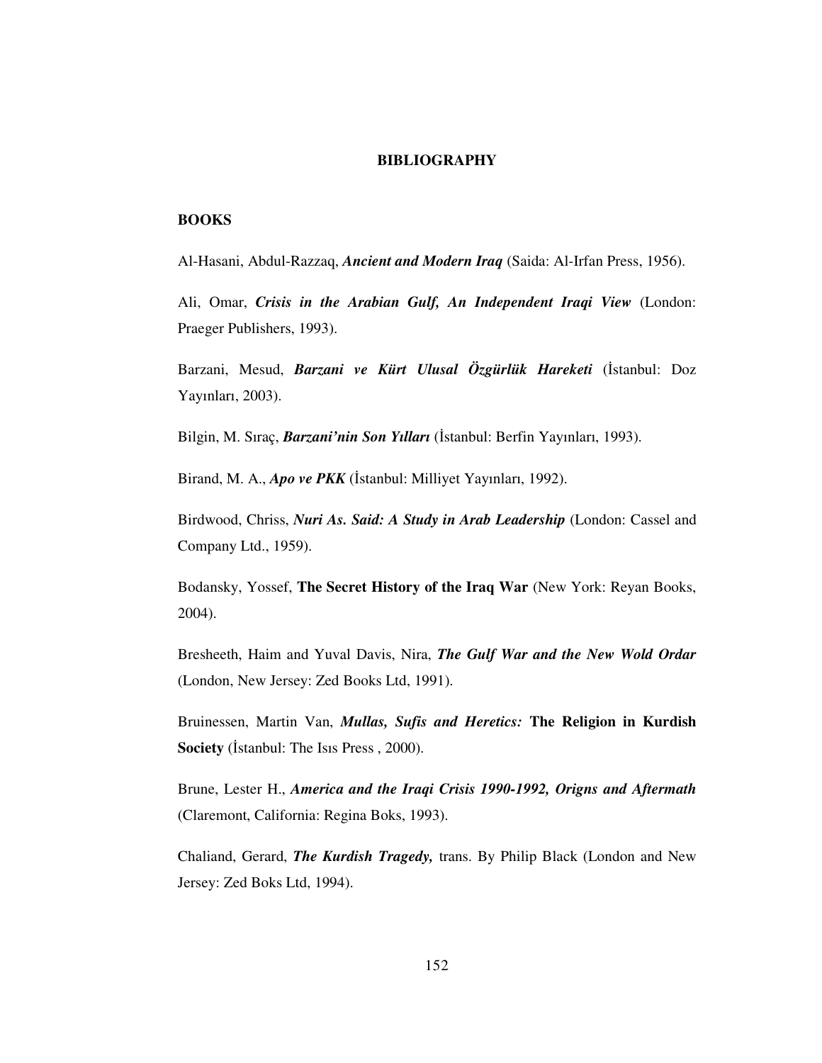# BIBLIOGRAPHY

## BOOKS

Al-Hasani, Abdul-Razzaq, ***Ancient and Modern Iraq*** (Saida: Al-Irfan Press, 1956).

Ali, Omar, ***Crisis in the Arabian Gulf, An Independent Iraqi View*** (London: Praeger Publishers, 1993).

Barzani, Mesud, ***Barzani ve Kürt Ulusal Özgürlük Hareketi*** (İstanbul: Doz Yayınları, 2003).

Bilgin, M. Sıraç, ***Barzani'nin Son Yılları*** (İstanbul: Berfin Yayınları, 1993).

Birand, M. A., ***Apo ve PKK*** (İstanbul: Milliyet Yayınları, 1992).

Birdwood, Chriss, ***Nuri As. Said: A Study in Arab Leadership*** (London: Cassel and Company Ltd., 1959).

Bodansky, Yossef, **The Secret History of the Iraq War** (New York: Reyan Books, 2004).

Bresheeth, Haim and Yuval Davis, Nira, ***The Gulf War and the New Wold Ordar*** (London, New Jersey: Zed Books Ltd, 1991).

Bruinessen, Martin Van, ***Mullas, Sufis and Heretics:*** **The Religion in Kurdish Society** (İstanbul: The Isıs Press , 2000).

Brune, Lester H., ***America and the Iraqi Crisis 1990-1992, Origns and Aftermath*** (Claremont, California: Regina Boks, 1993).

Chaliand, Gerard, ***The Kurdish Tragedy,*** trans. By Philip Black (London and New Jersey: Zed Boks Ltd, 1994).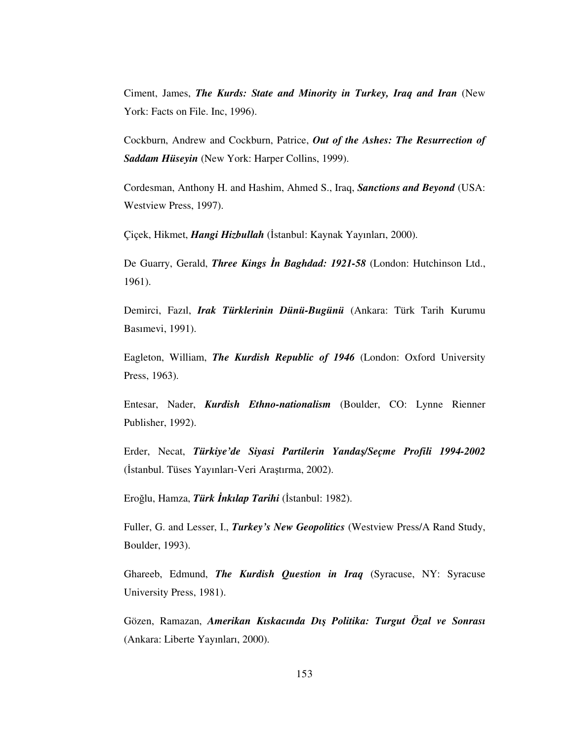Ciment, James, ***The Kurds: State and Minority in Turkey, Iraq and Iran*** (New York: Facts on File. Inc, 1996).

Cockburn, Andrew and Cockburn, Patrice, ***Out of the Ashes: The Resurrection of Saddam Hüseyin*** (New York: Harper Collins, 1999).

Cordesman, Anthony H. and Hashim, Ahmed S., Iraq, ***Sanctions and Beyond*** (USA: Westview Press, 1997).

Çiçek, Hikmet, ***Hangi Hizbullah*** (İstanbul: Kaynak Yayınları, 2000).

De Guarry, Gerald, ***Three Kings İn Baghdad: 1921-58*** (London: Hutchinson Ltd., 1961).

Demirci, Fazıl, ***Irak Türklerinin Dünü-Bugünü*** (Ankara: Türk Tarih Kurumu Basımevi, 1991).

Eagleton, William, ***The Kurdish Republic of 1946*** (London: Oxford University Press, 1963).

Entesar, Nader, ***Kurdish Ethno-nationalism*** (Boulder, CO: Lynne Rienner Publisher, 1992).

Erder, Necat, ***Türkiye'de Siyasi Partilerin Yandaş/Seçme Profili 1994-2002*** (İstanbul. Tüses Yayınları-Veri Araştırma, 2002).

Eroğlu, Hamza, ***Türk İnkılap Tarihi*** (İstanbul: 1982).

Fuller, G. and Lesser, I., ***Turkey's New Geopolitics*** (Westview Press/A Rand Study, Boulder, 1993).

Ghareeb, Edmund, ***The Kurdish Question in Iraq*** (Syracuse, NY: Syracuse University Press, 1981).

Gözen, Ramazan, ***Amerikan Kıskacında Dış Politika: Turgut Özal ve Sonrası*** (Ankara: Liberte Yayınları, 2000).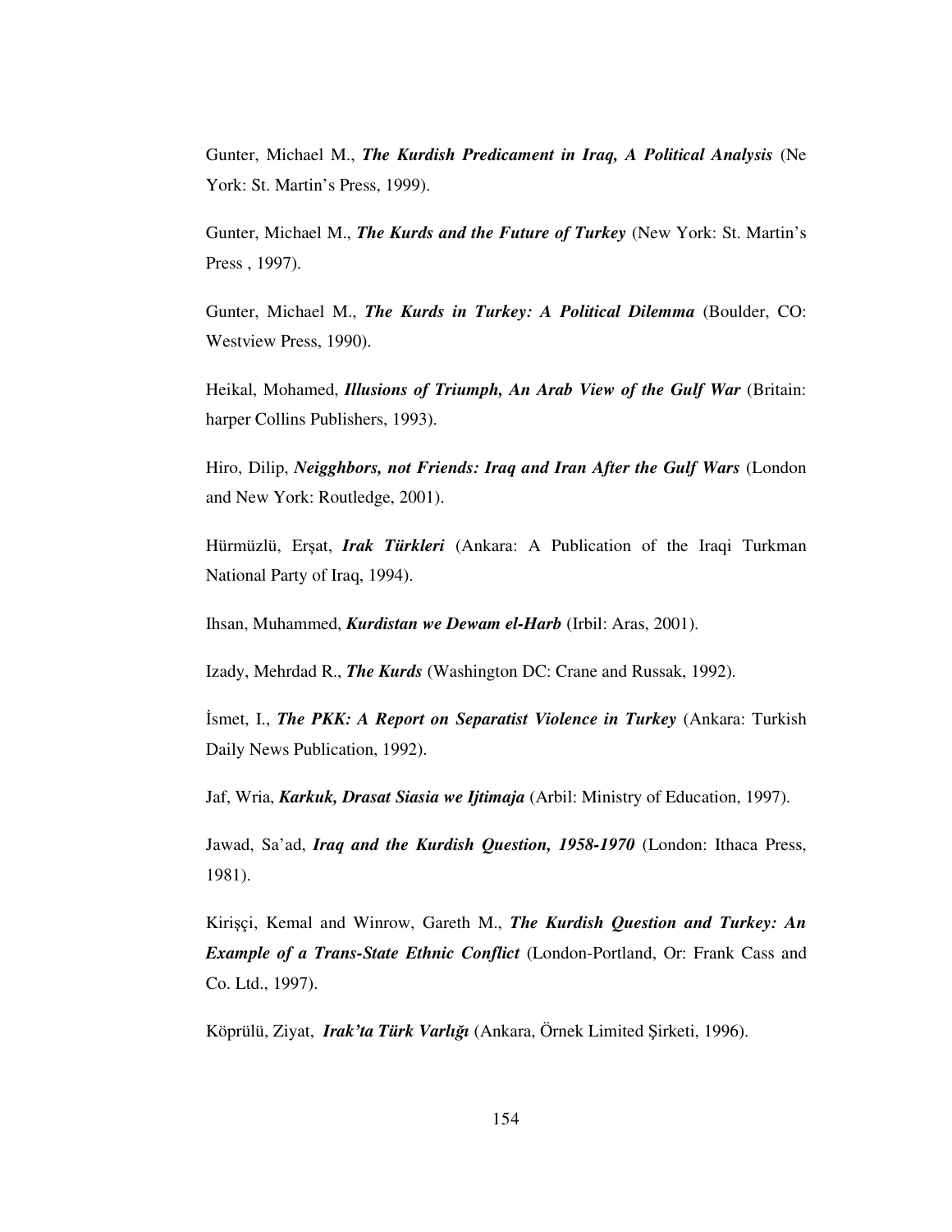Gunter, Michael M., ***The Kurdish Predicament in Iraq, A Political Analysis*** (Ne York: St. Martin's Press, 1999).

Gunter, Michael M., ***The Kurds and the Future of Turkey*** (New York: St. Martin's Press , 1997).

Gunter, Michael M., ***The Kurds in Turkey: A Political Dilemma*** (Boulder, CO: Westview Press, 1990).

Heikal, Mohamed, ***Illusions of Triumph, An Arab View of the Gulf War*** (Britain: harper Collins Publishers, 1993).

Hiro, Dilip, ***Neigghbors, not Friends: Iraq and Iran After the Gulf Wars*** (London and New York: Routledge, 2001).

Hürmüzlü, Erşat, ***Irak Türkleri*** (Ankara: A Publication of the Iraqi Turkman National Party of Iraq, 1994).

Ihsan, Muhammed, ***Kurdistan we Dewam el-Harb*** (Irbil: Aras, 2001).

Izady, Mehrdad R., ***The Kurds*** (Washington DC: Crane and Russak, 1992).

İsmet, I., ***The PKK: A Report on Separatist Violence in Turkey*** (Ankara: Turkish Daily News Publication, 1992).

Jaf, Wria, ***Karkuk, Drasat Siasia we Ijtimaja*** (Arbil: Ministry of Education, 1997).

Jawad, Sa'ad, ***Iraq and the Kurdish Question, 1958-1970*** (London: Ithaca Press, 1981).

Kirişçi, Kemal and Winrow, Gareth M., ***The Kurdish Question and Turkey: An Example of a Trans-State Ethnic Conflict*** (London-Portland, Or: Frank Cass and Co. Ltd., 1997).

Köprülü, Ziyat, ***Irak'ta Türk Varlığı*** (Ankara, Örnek Limited Şirketi, 1996).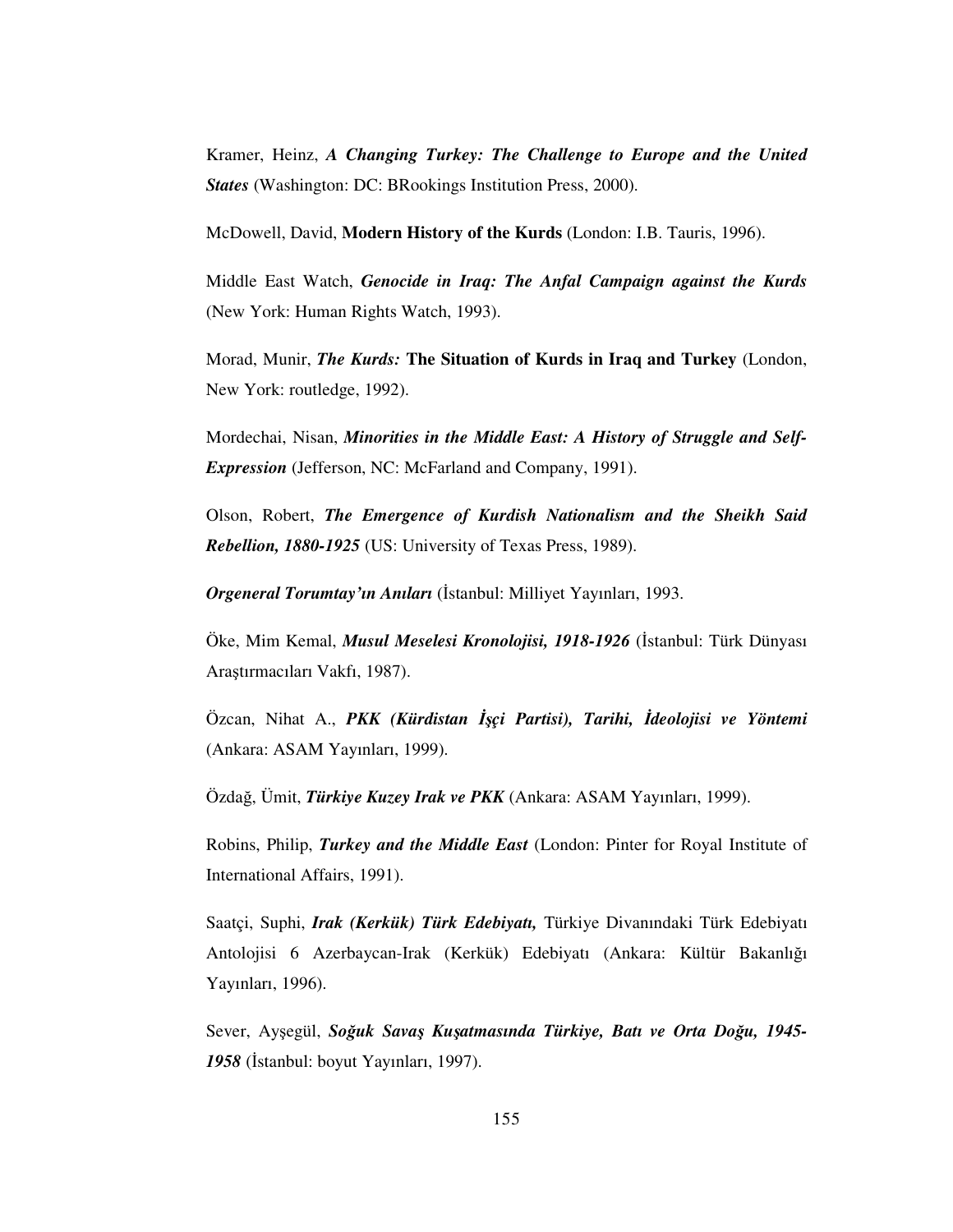Kramer, Heinz, ***A Changing Turkey: The Challenge to Europe and the United States*** (Washington: DC: BRookings Institution Press, 2000).

McDowell, David, **Modern History of the Kurds** (London: I.B. Tauris, 1996).

Middle East Watch, ***Genocide in Iraq: The Anfal Campaign against the Kurds*** (New York: Human Rights Watch, 1993).

Morad, Munir, ***The Kurds:*** **The Situation of Kurds in Iraq and Turkey** (London, New York: routledge, 1992).

Mordechai, Nisan, ***Minorities in the Middle East: A History of Struggle and Self-Expression*** (Jefferson, NC: McFarland and Company, 1991).

Olson, Robert, ***The Emergence of Kurdish Nationalism and the Sheikh Said Rebellion, 1880-1925*** (US: University of Texas Press, 1989).

***Orgeneral Torumtay'ın Anıları*** (İstanbul: Milliyet Yayınları, 1993.

Öke, Mim Kemal, ***Musul Meselesi Kronolojisi, 1918-1926*** (İstanbul: Türk Dünyası Araştırmacıları Vakfı, 1987).

Özcan, Nihat A., ***PKK (Kürdistan İşçi Partisi), Tarihi, İdeolojisi ve Yöntemi*** (Ankara: ASAM Yayınları, 1999).

Özdağ, Ümit, ***Türkiye Kuzey Irak ve PKK*** (Ankara: ASAM Yayınları, 1999).

Robins, Philip, ***Turkey and the Middle East*** (London: Pinter for Royal Institute of International Affairs, 1991).

Saatçi, Suphi, ***Irak (Kerkük) Türk Edebiyatı,*** Türkiye Divanındaki Türk Edebiyatı Antolojisi 6 Azerbaycan-Irak (Kerkük) Edebiyatı (Ankara: Kültür Bakanlığı Yayınları, 1996).

Sever, Ayşegül, ***Soğuk Savaş Kuşatmasında Türkiye, Batı ve Orta Doğu, 1945-1958*** (İstanbul: boyut Yayınları, 1997).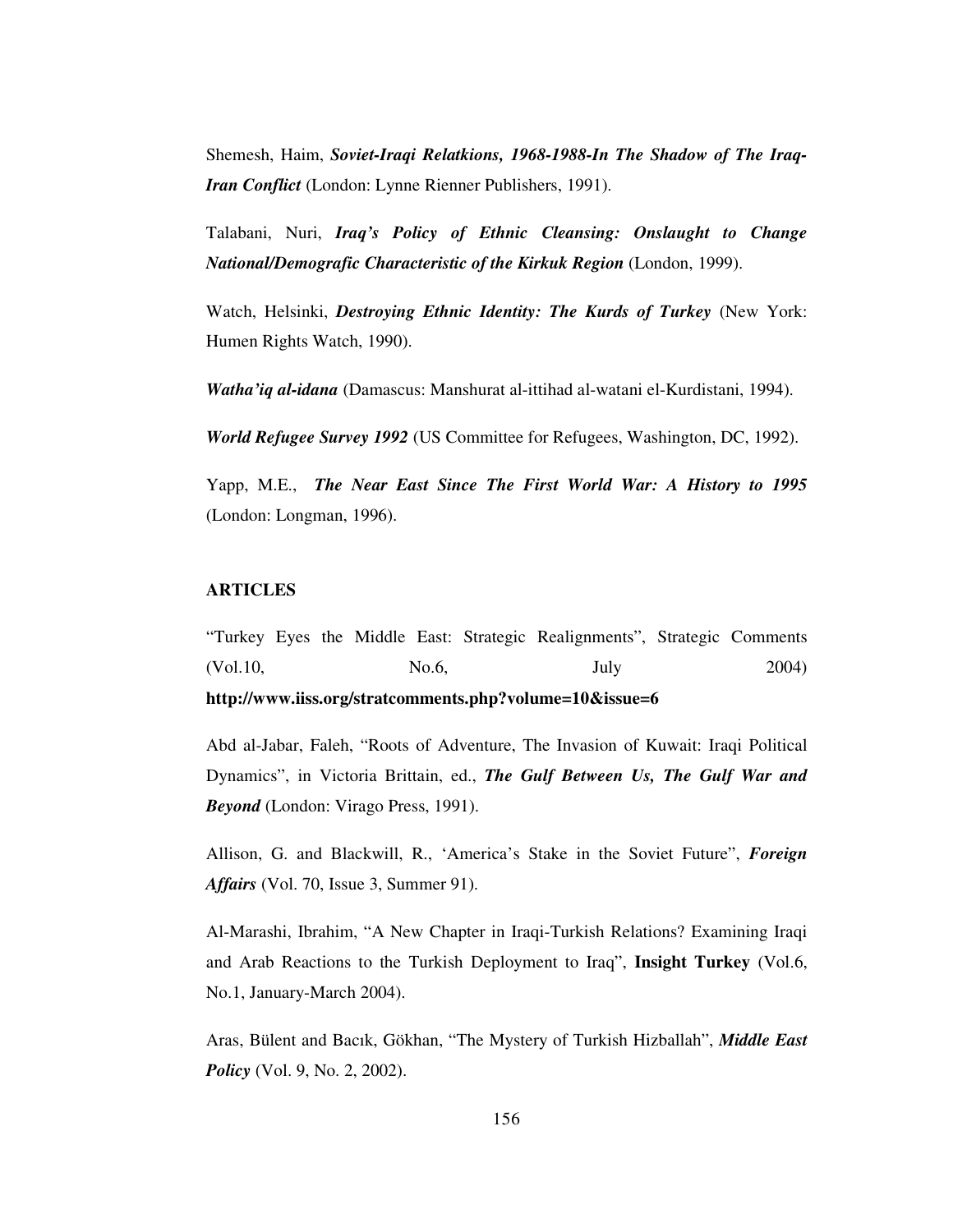Shemesh, Haim, ***Soviet-Iraqi Relatkions, 1968-1988-In The Shadow of The Iraq-Iran Conflict*** (London: Lynne Rienner Publishers, 1991).

Talabani, Nuri, ***Iraq's Policy of Ethnic Cleansing: Onslaught to Change National/Demografic Characteristic of the Kirkuk Region*** (London, 1999).

Watch, Helsinki, ***Destroying Ethnic Identity: The Kurds of Turkey*** (New York: Humen Rights Watch, 1990).

***Watha'iq al-idana*** (Damascus: Manshurat al-ittihad al-watani el-Kurdistani, 1994).

***World Refugee Survey 1992*** (US Committee for Refugees, Washington, DC, 1992).

Yapp, M.E., ***The Near East Since The First World War: A History to 1995*** (London: Longman, 1996).

**ARTICLES**

"Turkey Eyes the Middle East: Strategic Realignments", Strategic Comments (Vol.10, No.6, July 2004) **http://www.iiss.org/stratcomments.php?volume=10&issue=6**

Abd al-Jabar, Faleh, "Roots of Adventure, The Invasion of Kuwait: Iraqi Political Dynamics", in Victoria Brittain, ed., ***The Gulf Between Us, The Gulf War and Beyond*** (London: Virago Press, 1991).

Allison, G. and Blackwill, R., 'America's Stake in the Soviet Future", ***Foreign Affairs*** (Vol. 70, Issue 3, Summer 91).

Al-Marashi, Ibrahim, "A New Chapter in Iraqi-Turkish Relations? Examining Iraqi and Arab Reactions to the Turkish Deployment to Iraq", **Insight Turkey** (Vol.6, No.1, January-March 2004).

Aras, Bülent and Bacık, Gökhan, "The Mystery of Turkish Hizballah", ***Middle East Policy*** (Vol. 9, No. 2, 2002).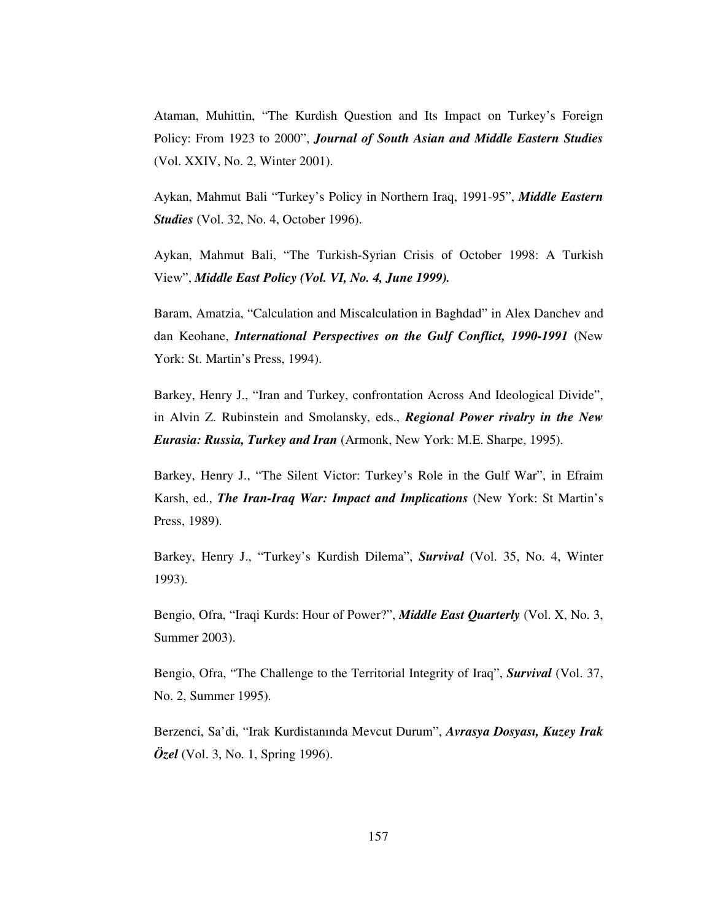Ataman, Muhittin, "The Kurdish Question and Its Impact on Turkey's Foreign Policy: From 1923 to 2000", ***Journal of South Asian and Middle Eastern Studies*** (Vol. XXIV, No. 2, Winter 2001).

Aykan, Mahmut Bali "Turkey's Policy in Northern Iraq, 1991-95", ***Middle Eastern Studies*** (Vol. 32, No. 4, October 1996).

Aykan, Mahmut Bali, "The Turkish-Syrian Crisis of October 1998: A Turkish View", ***Middle East Policy (Vol. VI, No. 4, June 1999).***

Baram, Amatzia, "Calculation and Miscalculation in Baghdad" in Alex Danchev and dan Keohane, ***International Perspectives on the Gulf Conflict, 1990-1991*** (New York: St. Martin's Press, 1994).

Barkey, Henry J., "Iran and Turkey, confrontation Across And Ideological Divide", in Alvin Z. Rubinstein and Smolansky, eds., ***Regional Power rivalry in the New Eurasia: Russia, Turkey and Iran*** (Armonk, New York: M.E. Sharpe, 1995).

Barkey, Henry J., "The Silent Victor: Turkey's Role in the Gulf War", in Efraim Karsh, ed., ***The Iran-Iraq War: Impact and Implications*** (New York: St Martin's Press, 1989).

Barkey, Henry J., "Turkey's Kurdish Dilema", ***Survival*** (Vol. 35, No. 4, Winter 1993).

Bengio, Ofra, "Iraqi Kurds: Hour of Power?", ***Middle East Quarterly*** (Vol. X, No. 3, Summer 2003).

Bengio, Ofra, "The Challenge to the Territorial Integrity of Iraq", ***Survival*** (Vol. 37, No. 2, Summer 1995).

Berzenci, Sa'di, "Irak Kurdistanında Mevcut Durum", ***Avrasya Dosyası, Kuzey Irak Özel*** (Vol. 3, No. 1, Spring 1996).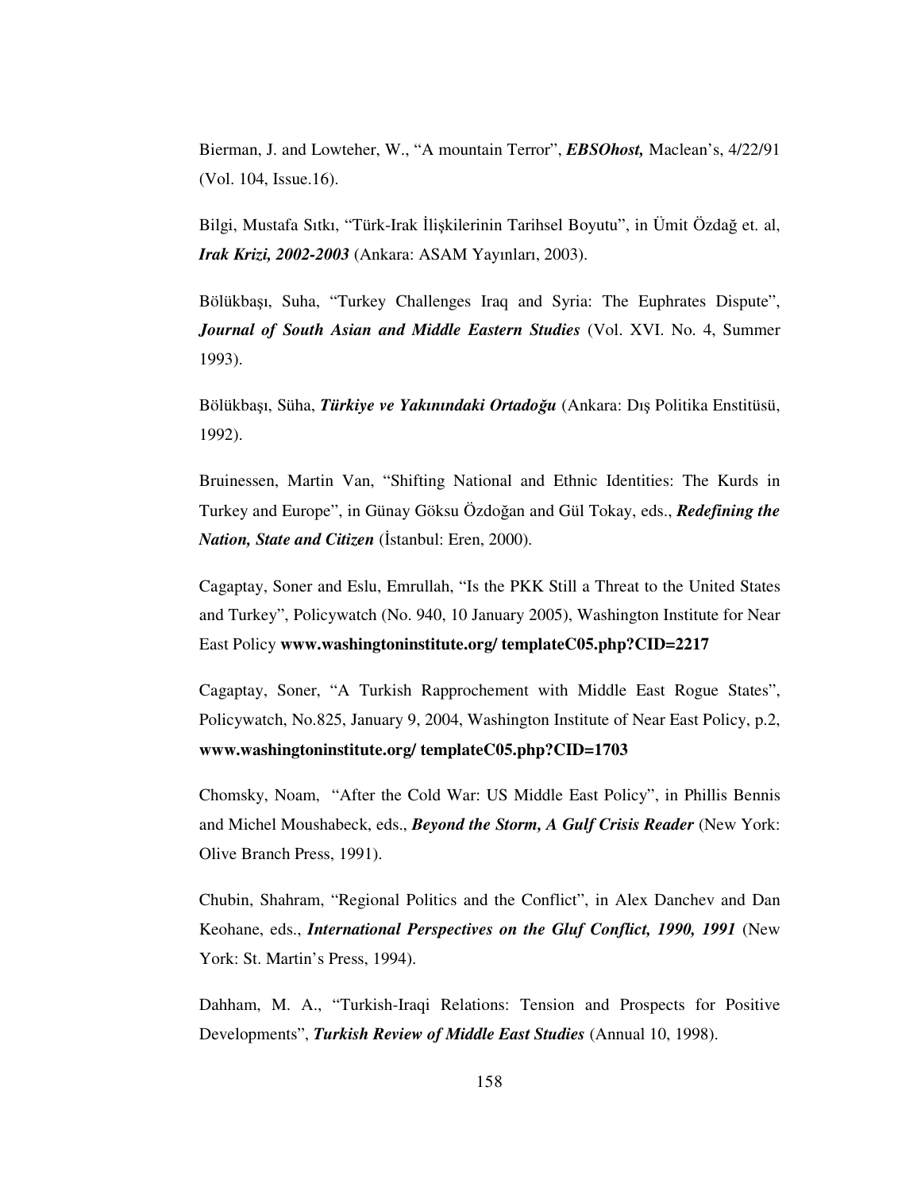Bierman, J. and Lowteher, W., “A mountain Terror”, ***EBSOhost,*** Maclean’s, 4/22/91 (Vol. 104, Issue.16).

Bilgi, Mustafa Sıtkı, “Türk-Irak İlişkilerinin Tarihsel Boyutu”, in Ümit Özdağ et. al, ***Irak Krizi, 2002-2003*** (Ankara: ASAM Yayınları, 2003).

Bölükbaşı, Suha, “Turkey Challenges Iraq and Syria: The Euphrates Dispute”, ***Journal of South Asian and Middle Eastern Studies*** (Vol. XVI. No. 4, Summer 1993).

Bölükbaşı, Süha, ***Türkiye ve Yakınındaki Ortadoğu*** (Ankara: Dış Politika Enstitüsü, 1992).

Bruinessen, Martin Van, “Shifting National and Ethnic Identities: The Kurds in Turkey and Europe”, in Günay Göksu Özdoğan and Gül Tokay, eds., ***Redefining the Nation, State and Citizen*** (İstanbul: Eren, 2000).

Cagaptay, Soner and Eslu, Emrullah, “Is the PKK Still a Threat to the United States and Turkey”, Policywatch (No. 940, 10 January 2005), Washington Institute for Near East Policy **www.washingtoninstitute.org/ templateC05.php?CID=2217**

Cagaptay, Soner, “A Turkish Rapprochement with Middle East Rogue States”, Policywatch, No.825, January 9, 2004, Washington Institute of Near East Policy, p.2, **www.washingtoninstitute.org/ templateC05.php?CID=1703**

Chomsky, Noam, “After the Cold War: US Middle East Policy”, in Phillis Bennis and Michel Moushabeck, eds., ***Beyond the Storm, A Gulf Crisis Reader*** (New York: Olive Branch Press, 1991).

Chubin, Shahram, “Regional Politics and the Conflict”, in Alex Danchev and Dan Keohane, eds., ***International Perspectives on the Gluf Conflict, 1990, 1991*** (New York: St. Martin’s Press, 1994).

Dahham, M. A., “Turkish-Iraqi Relations: Tension and Prospects for Positive Developments”, ***Turkish Review of Middle East Studies*** (Annual 10, 1998).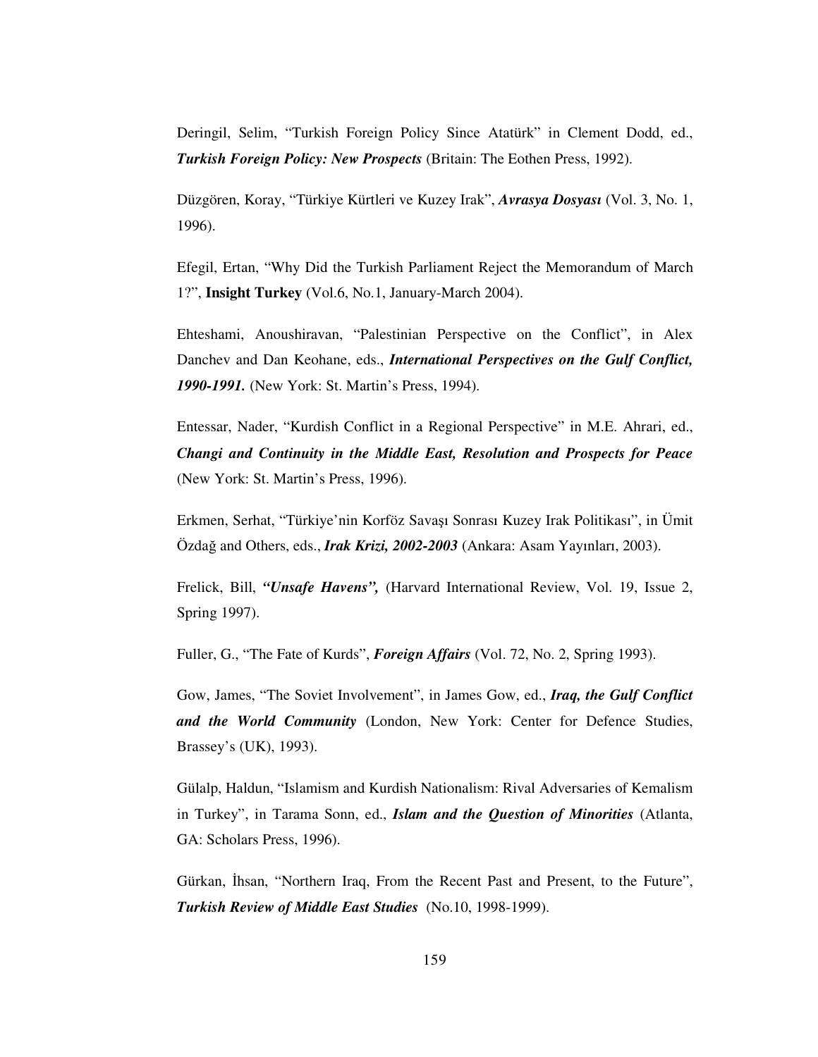Deringil, Selim, "Turkish Foreign Policy Since Atatürk" in Clement Dodd, ed., ***Turkish Foreign Policy: New Prospects*** (Britain: The Eothen Press, 1992).

Düzgören, Koray, "Türkiye Kürtleri ve Kuzey Irak", ***Avrasya Dosyası*** (Vol. 3, No. 1, 1996).

Efegil, Ertan, "Why Did the Turkish Parliament Reject the Memorandum of March 1?", **Insight Turkey** (Vol.6, No.1, January-March 2004).

Ehteshami, Anoushiravan, "Palestinian Perspective on the Conflict", in Alex Danchev and Dan Keohane, eds., ***International Perspectives on the Gulf Conflict, 1990-1991.*** (New York: St. Martin's Press, 1994).

Entessar, Nader, "Kurdish Conflict in a Regional Perspective" in M.E. Ahrari, ed., ***Changi and Continuity in the Middle East, Resolution and Prospects for Peace*** (New York: St. Martin's Press, 1996).

Erkmen, Serhat, "Türkiye'nin Korföz Savaşı Sonrası Kuzey Irak Politikası", in Ümit Özdağ and Others, eds., ***Irak Krizi, 2002-2003*** (Ankara: Asam Yayınları, 2003).

Frelick, Bill, ***"Unsafe Havens",*** (Harvard International Review, Vol. 19, Issue 2, Spring 1997).

Fuller, G., "The Fate of Kurds", ***Foreign Affairs*** (Vol. 72, No. 2, Spring 1993).

Gow, James, "The Soviet Involvement", in James Gow, ed., ***Iraq, the Gulf Conflict and the World Community*** (London, New York: Center for Defence Studies, Brassey's (UK), 1993).

Gülalp, Haldun, "Islamism and Kurdish Nationalism: Rival Adversaries of Kemalism in Turkey", in Tarama Sonn, ed., ***Islam and the Question of Minorities*** (Atlanta, GA: Scholars Press, 1996).

Gürkan, İhsan, "Northern Iraq, From the Recent Past and Present, to the Future", ***Turkish Review of Middle East Studies*** (No.10, 1998-1999).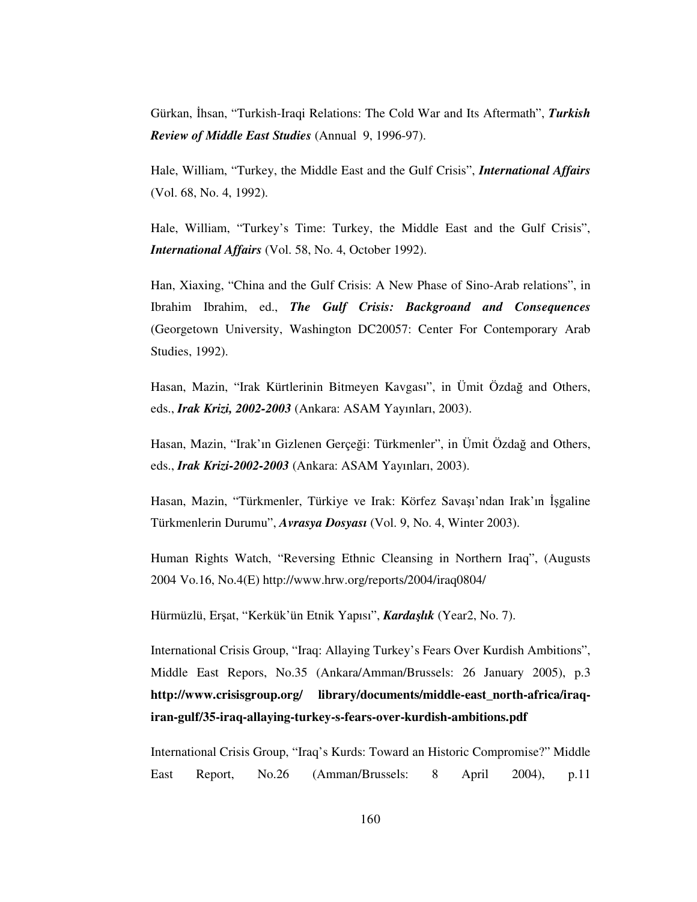Gürkan, İhsan, "Turkish-Iraqi Relations: The Cold War and Its Aftermath", ***Turkish Review of Middle East Studies*** (Annual 9, 1996-97).

Hale, William, "Turkey, the Middle East and the Gulf Crisis", ***International Affairs*** (Vol. 68, No. 4, 1992).

Hale, William, "Turkey's Time: Turkey, the Middle East and the Gulf Crisis", ***International Affairs*** (Vol. 58, No. 4, October 1992).

Han, Xiaxing, "China and the Gulf Crisis: A New Phase of Sino-Arab relations", in Ibrahim Ibrahim, ed., ***The Gulf Crisis: Backgroand and Consequences*** (Georgetown University, Washington DC20057: Center For Contemporary Arab Studies, 1992).

Hasan, Mazin, "Irak Kürtlerinin Bitmeyen Kavgası", in Ümit Özdağ and Others, eds., ***Irak Krizi, 2002-2003*** (Ankara: ASAM Yayınları, 2003).

Hasan, Mazin, "Irak'ın Gizlenen Gerçeği: Türkmenler", in Ümit Özdağ and Others, eds., ***Irak Krizi-2002-2003*** (Ankara: ASAM Yayınları, 2003).

Hasan, Mazin, "Türkmenler, Türkiye ve Irak: Körfez Savaşı'ndan Irak'ın İşgaline Türkmenlerin Durumu", ***Avrasya Dosyası*** (Vol. 9, No. 4, Winter 2003).

Human Rights Watch, "Reversing Ethnic Cleansing in Northern Iraq", (Augusts 2004 Vo.16, No.4(E) http://www.hrw.org/reports/2004/iraq0804/

Hürmüzlü, Erşat, "Kerkük'ün Etnik Yapısı", ***Kardaşlık*** (Year2, No. 7).

International Crisis Group, "Iraq: Allaying Turkey's Fears Over Kurdish Ambitions", Middle East Repors, No.35 (Ankara/Amman/Brussels: 26 January 2005), p.3 **http://www.crisisgroup.org/ library/documents/middle-east_north-africa/iraq-iran-gulf/35-iraq-allaying-turkey-s-fears-over-kurdish-ambitions.pdf**

International Crisis Group, "Iraq's Kurds: Toward an Historic Compromise?" Middle East Report, No.26 (Amman/Brussels: 8 April 2004), p.11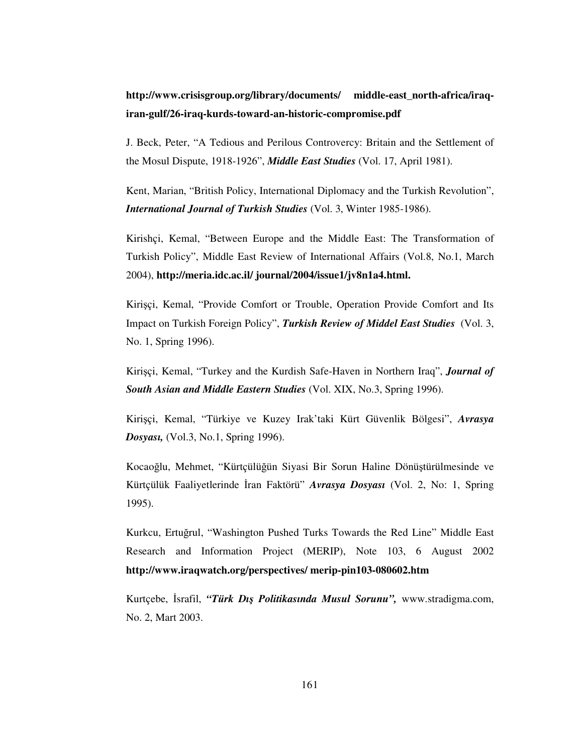**http://www.crisisgroup.org/library/documents/ middle-east_north-africa/iraq-iran-gulf/26-iraq-kurds-toward-an-historic-compromise.pdf**

J. Beck, Peter, "A Tedious and Perilous Controvercy: Britain and the Settlement of the Mosul Dispute, 1918-1926", ***Middle East Studies*** (Vol. 17, April 1981).

Kent, Marian, "British Policy, International Diplomacy and the Turkish Revolution", ***International Journal of Turkish Studies*** (Vol. 3, Winter 1985-1986).

Kirishçi, Kemal, "Between Europe and the Middle East: The Transformation of Turkish Policy", Middle East Review of International Affairs (Vol.8, No.1, March 2004), **http://meria.idc.ac.il/ journal/2004/issue1/jv8n1a4.html.**

Kirişçi, Kemal, "Provide Comfort or Trouble, Operation Provide Comfort and Its Impact on Turkish Foreign Policy", ***Turkish Review of Middel East Studies*** (Vol. 3, No. 1, Spring 1996).

Kirişçi, Kemal, "Turkey and the Kurdish Safe-Haven in Northern Iraq", ***Journal of South Asian and Middle Eastern Studies*** (Vol. XIX, No.3, Spring 1996).

Kirişçi, Kemal, "Türkiye ve Kuzey Irak'taki Kürt Güvenlik Bölgesi", ***Avrasya Dosyası,*** (Vol.3, No.1, Spring 1996).

Kocaoğlu, Mehmet, "Kürtçülüğün Siyasi Bir Sorun Haline Dönüştürülmesinde ve Kürtçülük Faaliyetlerinde İran Faktörü" ***Avrasya Dosyası*** (Vol. 2, No: 1, Spring 1995).

Kurkcu, Ertuğrul, "Washington Pushed Turks Towards the Red Line" Middle East Research and Information Project (MERIP), Note 103, 6 August 2002 **http://www.iraqwatch.org/perspectives/ merip-pin103-080602.htm**

Kurtçebe, İsrafil, ***"Türk Dış Politikasında Musul Sorunu",*** www.stradigma.com, No. 2, Mart 2003.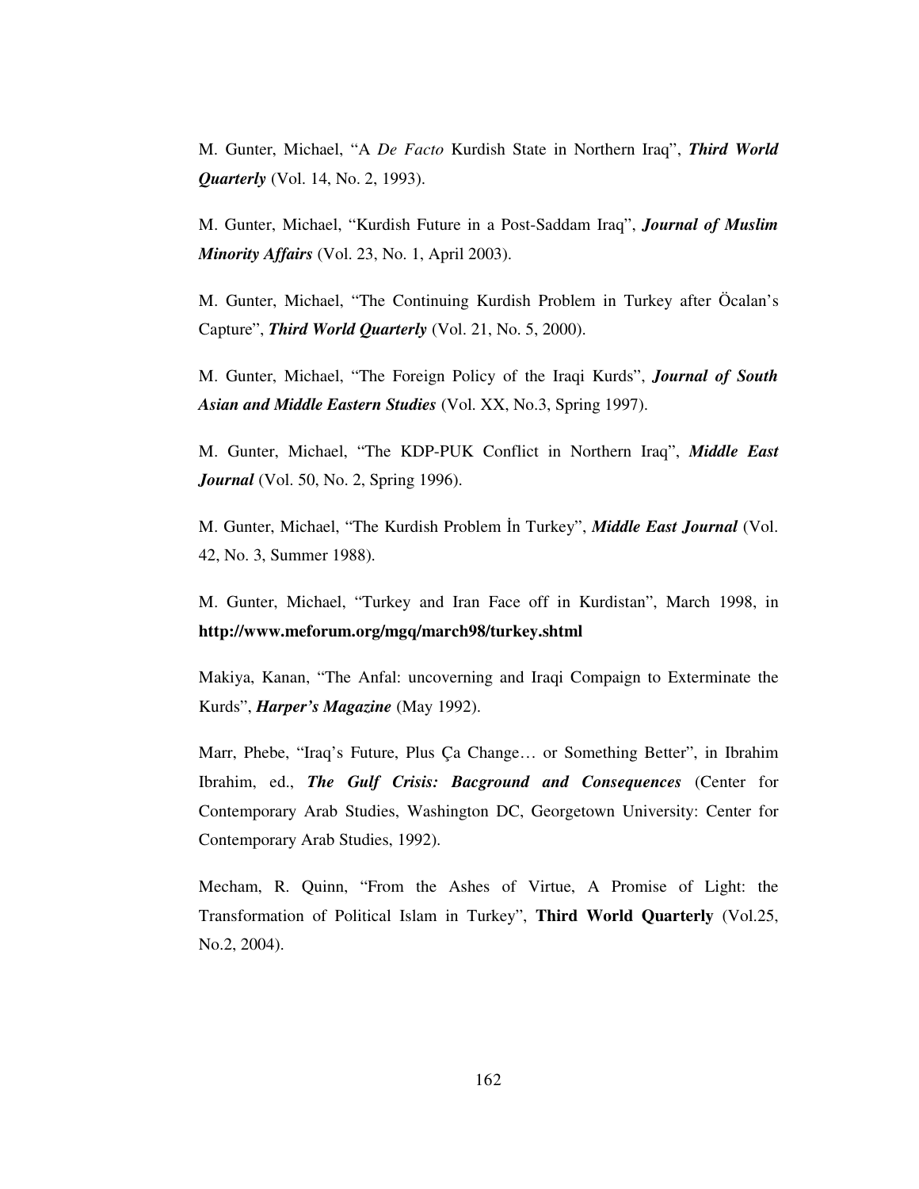M. Gunter, Michael, "A *De Facto* Kurdish State in Northern Iraq", ***Third World Quarterly*** (Vol. 14, No. 2, 1993).

M. Gunter, Michael, "Kurdish Future in a Post-Saddam Iraq", ***Journal of Muslim Minority Affairs*** (Vol. 23, No. 1, April 2003).

M. Gunter, Michael, "The Continuing Kurdish Problem in Turkey after Öcalan's Capture", ***Third World Quarterly*** (Vol. 21, No. 5, 2000).

M. Gunter, Michael, "The Foreign Policy of the Iraqi Kurds", ***Journal of South Asian and Middle Eastern Studies*** (Vol. XX, No.3, Spring 1997).

M. Gunter, Michael, "The KDP-PUK Conflict in Northern Iraq", ***Middle East Journal*** (Vol. 50, No. 2, Spring 1996).

M. Gunter, Michael, "The Kurdish Problem İn Turkey", ***Middle East Journal*** (Vol. 42, No. 3, Summer 1988).

M. Gunter, Michael, "Turkey and Iran Face off in Kurdistan", March 1998, in **http://www.meforum.org/mgq/march98/turkey.shtml**

Makiya, Kanan, "The Anfal: uncoverning and Iraqi Compaign to Exterminate the Kurds", ***Harper's Magazine*** (May 1992).

Marr, Phebe, "Iraq's Future, Plus Ça Change… or Something Better", in Ibrahim Ibrahim, ed., ***The Gulf Crisis: Bacground and Consequences*** (Center for Contemporary Arab Studies, Washington DC, Georgetown University: Center for Contemporary Arab Studies, 1992).

Mecham, R. Quinn, "From the Ashes of Virtue, A Promise of Light: the Transformation of Political Islam in Turkey", **Third World Quarterly** (Vol.25, No.2, 2004).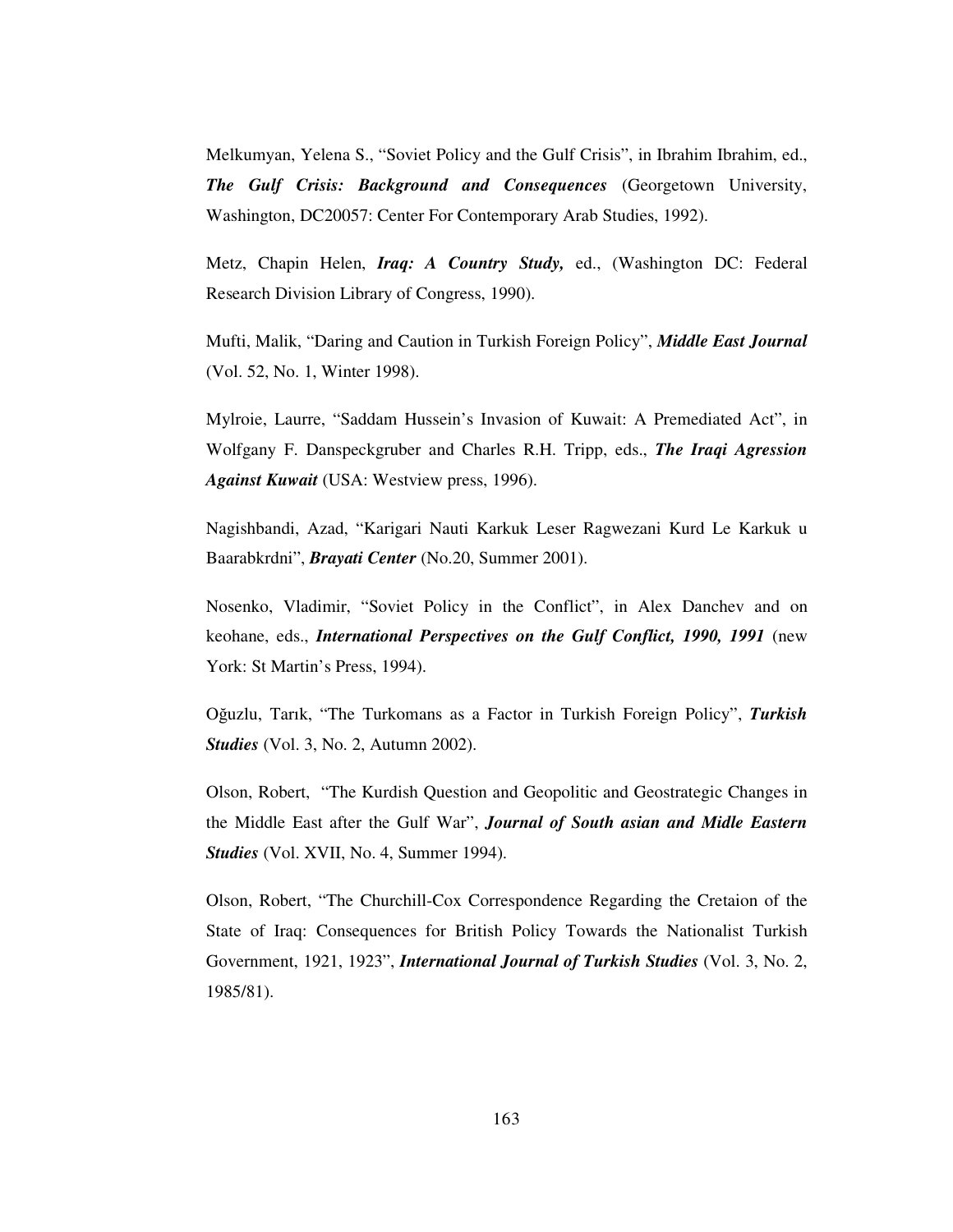Melkumyan, Yelena S., “Soviet Policy and the Gulf Crisis”, in Ibrahim Ibrahim, ed., ***The Gulf Crisis: Background and Consequences*** (Georgetown University, Washington, DC20057: Center For Contemporary Arab Studies, 1992).

Metz, Chapin Helen, ***Iraq: A Country Study,*** ed., (Washington DC: Federal Research Division Library of Congress, 1990).

Mufti, Malik, “Daring and Caution in Turkish Foreign Policy”, ***Middle East Journal*** (Vol. 52, No. 1, Winter 1998).

Mylroie, Laurre, “Saddam Hussein’s Invasion of Kuwait: A Premediated Act”, in Wolfgany F. Danspeckgruber and Charles R.H. Tripp, eds., ***The Iraqi Agression Against Kuwait*** (USA: Westview press, 1996).

Nagishbandi, Azad, “Karigari Nauti Karkuk Leser Ragwezani Kurd Le Karkuk u Baarabkrdni”, ***Brayati Center*** (No.20, Summer 2001).

Nosenko, Vladimir, “Soviet Policy in the Conflict”, in Alex Danchev and on keohane, eds., ***International Perspectives on the Gulf Conflict, 1990, 1991*** (new York: St Martin’s Press, 1994).

Oğuzlu, Tarık, “The Turkomans as a Factor in Turkish Foreign Policy”, ***Turkish Studies*** (Vol. 3, No. 2, Autumn 2002).

Olson, Robert, “The Kurdish Question and Geopolitic and Geostrategic Changes in the Middle East after the Gulf War”, ***Journal of South asian and Midle Eastern Studies*** (Vol. XVII, No. 4, Summer 1994).

Olson, Robert, “The Churchill-Cox Correspondence Regarding the Cretaion of the State of Iraq: Consequences for British Policy Towards the Nationalist Turkish Government, 1921, 1923”, ***International Journal of Turkish Studies*** (Vol. 3, No. 2, 1985/81).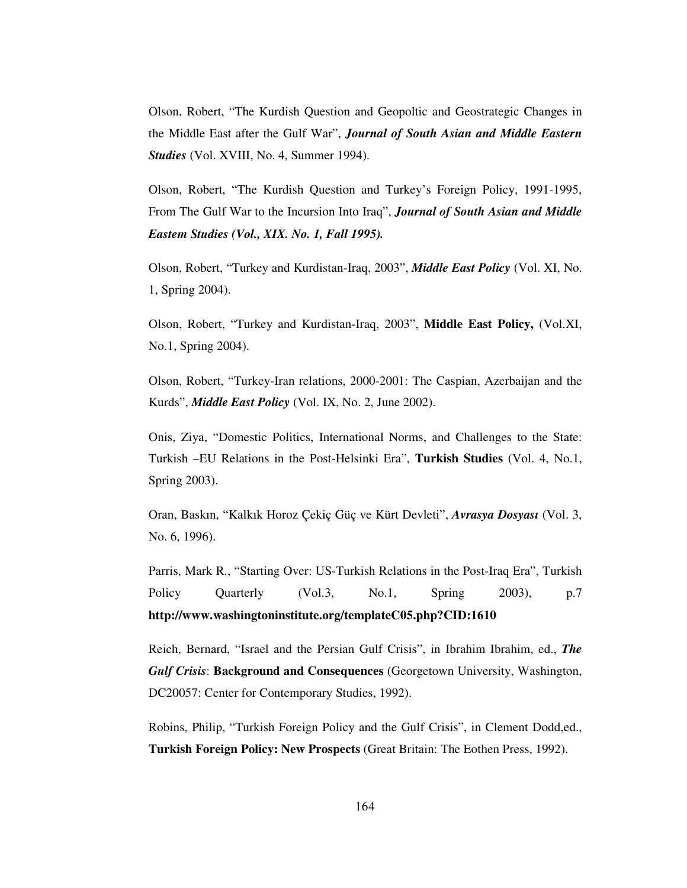Olson, Robert, “The Kurdish Question and Geopoltic and Geostrategic Changes in the Middle East after the Gulf War”, ***Journal of South Asian and Middle Eastern Studies*** (Vol. XVIII, No. 4, Summer 1994).

Olson, Robert, “The Kurdish Question and Turkey’s Foreign Policy, 1991-1995, From The Gulf War to the Incursion Into Iraq”, ***Journal of South Asian and Middle Eastem Studies (Vol., XIX. No. 1, Fall 1995).***

Olson, Robert, “Turkey and Kurdistan-Iraq, 2003”, ***Middle East Policy*** (Vol. XI, No. 1, Spring 2004).

Olson, Robert, “Turkey and Kurdistan-Iraq, 2003”, **Middle East Policy,** (Vol.XI, No.1, Spring 2004).

Olson, Robert, “Turkey-Iran relations, 2000-2001: The Caspian, Azerbaijan and the Kurds”, ***Middle East Policy*** (Vol. IX, No. 2, June 2002).

Onis, Ziya, “Domestic Politics, International Norms, and Challenges to the State: Turkish –EU Relations in the Post-Helsinki Era”, **Turkish Studies** (Vol. 4, No.1, Spring 2003).

Oran, Baskın, “Kalkık Horoz Çekiç Güç ve Kürt Devleti”, ***Avrasya Dosyası*** (Vol. 3, No. 6, 1996).

Parris, Mark R., “Starting Over: US-Turkish Relations in the Post-Iraq Era”, Turkish Policy Quarterly (Vol.3, No.1, Spring 2003), p.7 **http://www.washingtoninstitute.org/templateC05.php?CID:1610**

Reich, Bernard, “Israel and the Persian Gulf Crisis”, in Ibrahim Ibrahim, ed., ***The Gulf Crisis***: **Background and Consequences** (Georgetown University, Washington, DC20057: Center for Contemporary Studies, 1992).

Robins, Philip, “Turkish Foreign Policy and the Gulf Crisis”, in Clement Dodd,ed., **Turkish Foreign Policy: New Prospects** (Great Britain: The Eothen Press, 1992).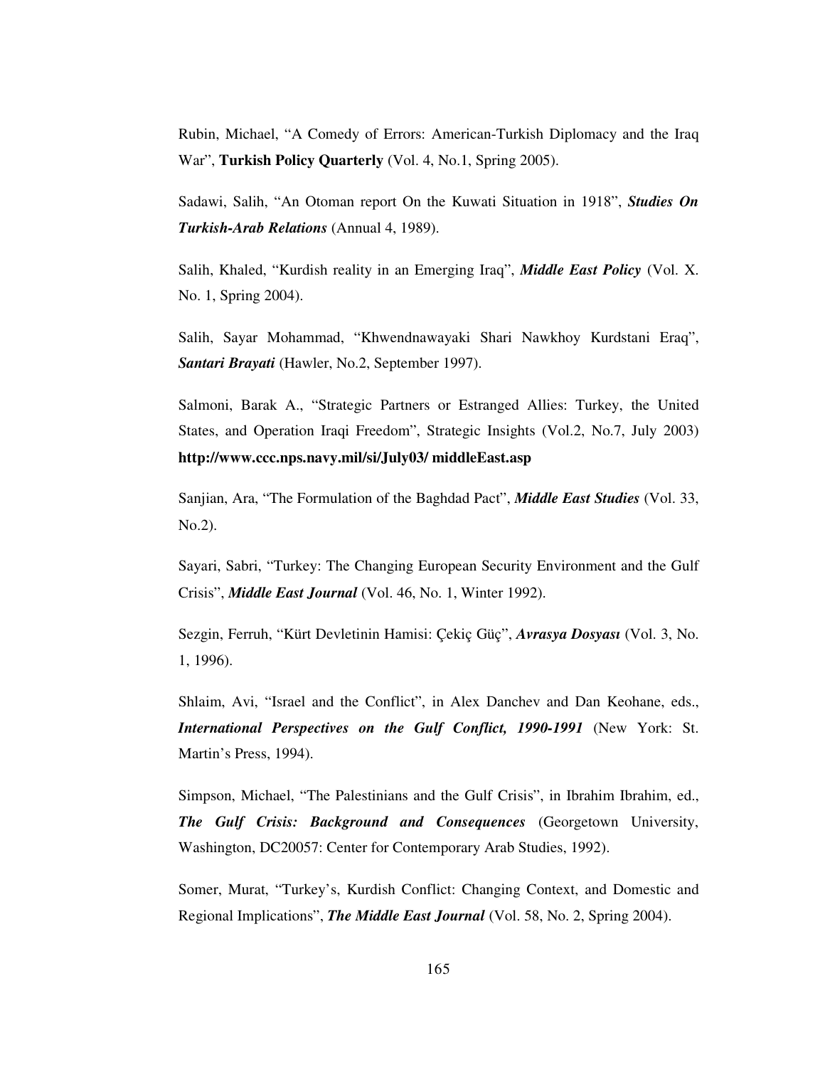Rubin, Michael, "A Comedy of Errors: American-Turkish Diplomacy and the Iraq War", **Turkish Policy Quarterly** (Vol. 4, No.1, Spring 2005).

Sadawi, Salih, "An Otoman report On the Kuwati Situation in 1918", ***Studies On Turkish-Arab Relations*** (Annual 4, 1989).

Salih, Khaled, "Kurdish reality in an Emerging Iraq", ***Middle East Policy*** (Vol. X. No. 1, Spring 2004).

Salih, Sayar Mohammad, "Khwendnawayaki Shari Nawkhoy Kurdstani Eraq", ***Santari Brayati*** (Hawler, No.2, September 1997).

Salmoni, Barak A., "Strategic Partners or Estranged Allies: Turkey, the United States, and Operation Iraqi Freedom", Strategic Insights (Vol.2, No.7, July 2003) **http://www.ccc.nps.navy.mil/si/July03/ middleEast.asp**

Sanjian, Ara, "The Formulation of the Baghdad Pact", ***Middle East Studies*** (Vol. 33, No.2).

Sayari, Sabri, "Turkey: The Changing European Security Environment and the Gulf Crisis", ***Middle East Journal*** (Vol. 46, No. 1, Winter 1992).

Sezgin, Ferruh, "Kürt Devletinin Hamisi: Çekiç Güç", ***Avrasya Dosyası*** (Vol. 3, No. 1, 1996).

Shlaim, Avi, "Israel and the Conflict", in Alex Danchev and Dan Keohane, eds., ***International Perspectives on the Gulf Conflict, 1990-1991*** (New York: St. Martin's Press, 1994).

Simpson, Michael, "The Palestinians and the Gulf Crisis", in Ibrahim Ibrahim, ed., ***The Gulf Crisis: Background and Consequences*** (Georgetown University, Washington, DC20057: Center for Contemporary Arab Studies, 1992).

Somer, Murat, "Turkey's, Kurdish Conflict: Changing Context, and Domestic and Regional Implications", ***The Middle East Journal*** (Vol. 58, No. 2, Spring 2004).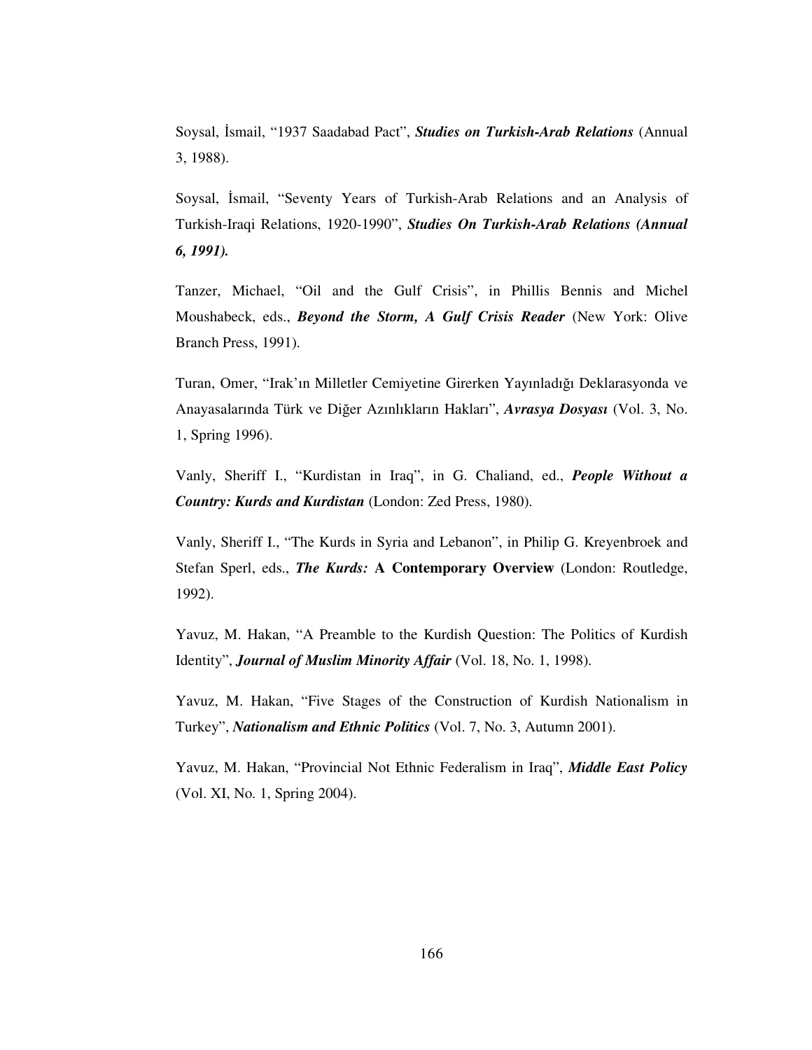Soysal, İsmail, "1937 Saadabad Pact", ***Studies on Turkish-Arab Relations*** (Annual 3, 1988).

Soysal, İsmail, "Seventy Years of Turkish-Arab Relations and an Analysis of Turkish-Iraqi Relations, 1920-1990", ***Studies On Turkish-Arab Relations (Annual 6, 1991).***

Tanzer, Michael, "Oil and the Gulf Crisis", in Phillis Bennis and Michel Moushabeck, eds., ***Beyond the Storm, A Gulf Crisis Reader*** (New York: Olive Branch Press, 1991).

Turan, Omer, "Irak'ın Milletler Cemiyetine Girerken Yayınladığı Deklarasyonda ve Anayasalarında Türk ve Diğer Azınlıkların Hakları", ***Avrasya Dosyası*** (Vol. 3, No. 1, Spring 1996).

Vanly, Sheriff I., "Kurdistan in Iraq", in G. Chaliand, ed., ***People Without a Country: Kurds and Kurdistan*** (London: Zed Press, 1980).

Vanly, Sheriff I., "The Kurds in Syria and Lebanon", in Philip G. Kreyenbroek and Stefan Sperl, eds., ***The Kurds:*** **A Contemporary Overview** (London: Routledge, 1992).

Yavuz, M. Hakan, "A Preamble to the Kurdish Question: The Politics of Kurdish Identity", ***Journal of Muslim Minority Affair*** (Vol. 18, No. 1, 1998).

Yavuz, M. Hakan, "Five Stages of the Construction of Kurdish Nationalism in Turkey", ***Nationalism and Ethnic Politics*** (Vol. 7, No. 3, Autumn 2001).

Yavuz, M. Hakan, "Provincial Not Ethnic Federalism in Iraq", ***Middle East Policy*** (Vol. XI, No. 1, Spring 2004).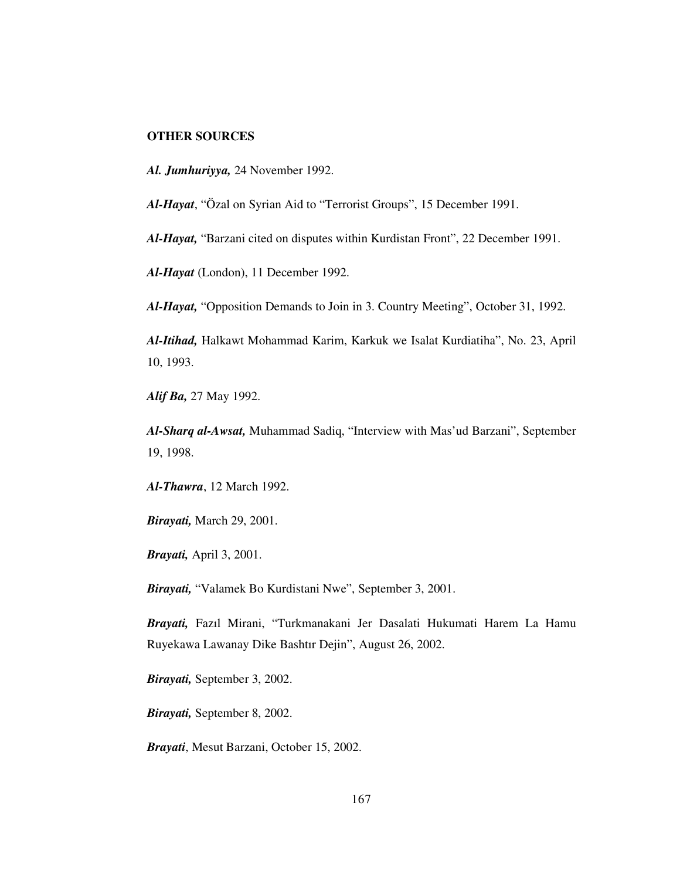**OTHER SOURCES**

***Al. Jumhuriyya,*** 24 November 1992.

***Al-Hayat***, "Özal on Syrian Aid to "Terrorist Groups", 15 December 1991.

***Al-Hayat,*** "Barzani cited on disputes within Kurdistan Front", 22 December 1991.

***Al-Hayat*** (London), 11 December 1992.

***Al-Hayat,*** "Opposition Demands to Join in 3. Country Meeting", October 31, 1992.

***Al-Itihad,*** Halkawt Mohammad Karim, Karkuk we Isalat Kurdiatiha", No. 23, April 10, 1993.

***Alif Ba,*** 27 May 1992.

***Al-Sharq al-Awsat,*** Muhammad Sadiq, "Interview with Mas'ud Barzani", September 19, 1998.

***Al-Thawra***, 12 March 1992.

***Birayati,*** March 29, 2001.

***Brayati,*** April 3, 2001.

***Birayati,*** "Valamek Bo Kurdistani Nwe", September 3, 2001.

***Brayati,*** Fazıl Mirani, "Turkmanakani Jer Dasalati Hukumati Harem La Hamu Ruyekawa Lawanay Dike Bashtır Dejin", August 26, 2002.

***Birayati,*** September 3, 2002.

***Birayati,*** September 8, 2002.

***Brayati***, Mesut Barzani, October 15, 2002.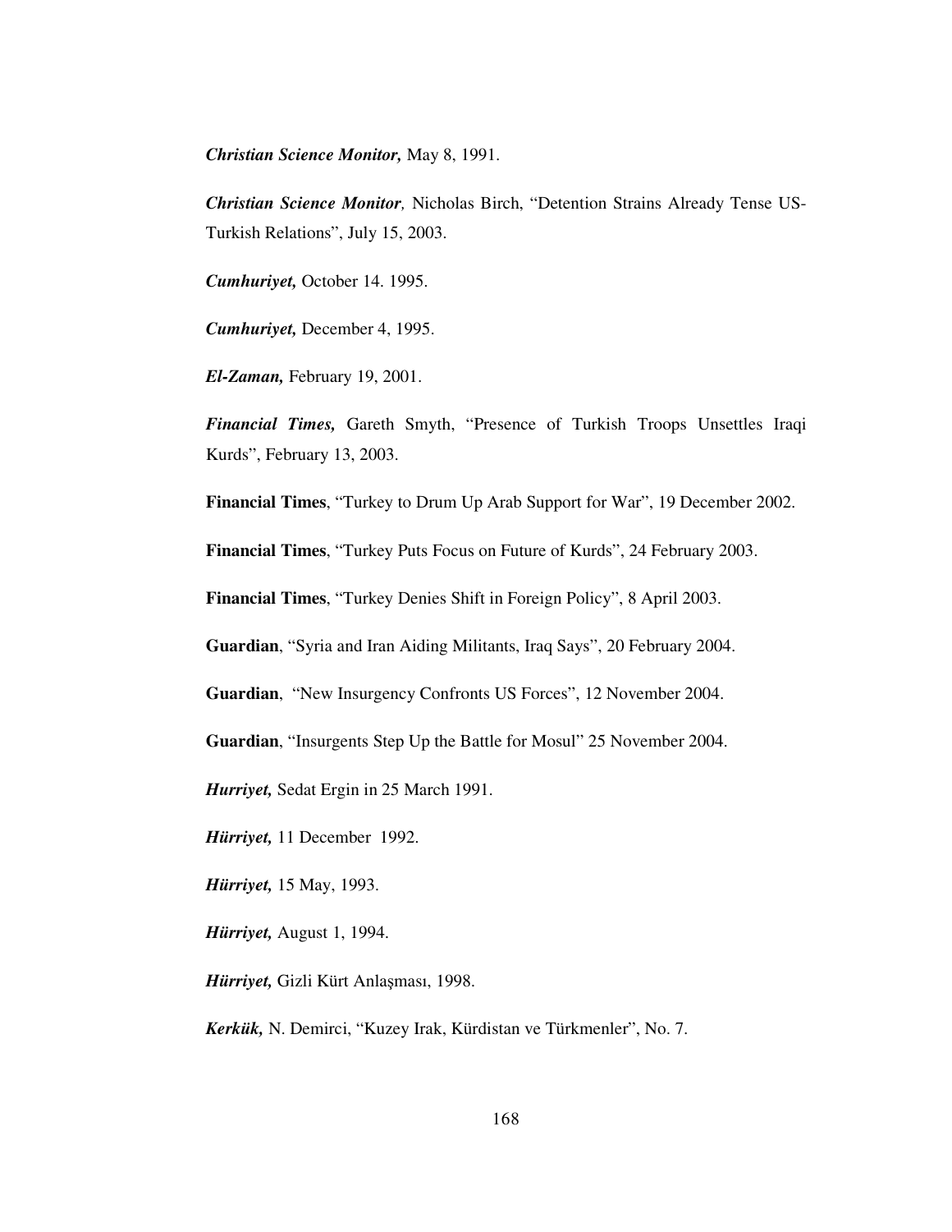***Christian Science Monitor,*** May 8, 1991.

***Christian Science Monitor,*** Nicholas Birch, "Detention Strains Already Tense US-Turkish Relations", July 15, 2003.

***Cumhuriyet,*** October 14. 1995.

***Cumhuriyet,*** December 4, 1995.

***El-Zaman,*** February 19, 2001.

***Financial Times,*** Gareth Smyth, "Presence of Turkish Troops Unsettles Iraqi Kurds", February 13, 2003.

**Financial Times**, "Turkey to Drum Up Arab Support for War", 19 December 2002.

**Financial Times**, "Turkey Puts Focus on Future of Kurds", 24 February 2003.

**Financial Times**, "Turkey Denies Shift in Foreign Policy", 8 April 2003.

**Guardian**, "Syria and Iran Aiding Militants, Iraq Says", 20 February 2004.

**Guardian**, "New Insurgency Confronts US Forces", 12 November 2004.

**Guardian**, "Insurgents Step Up the Battle for Mosul" 25 November 2004.

***Hurriyet,*** Sedat Ergin in 25 March 1991.

***Hürriyet,*** 11 December 1992.

***Hürriyet,*** 15 May, 1993.

***Hürriyet,*** August 1, 1994.

***Hürriyet,*** Gizli Kürt Anlaşması, 1998.

***Kerkük,*** N. Demirci, "Kuzey Irak, Kürdistan ve Türkmenler", No. 7.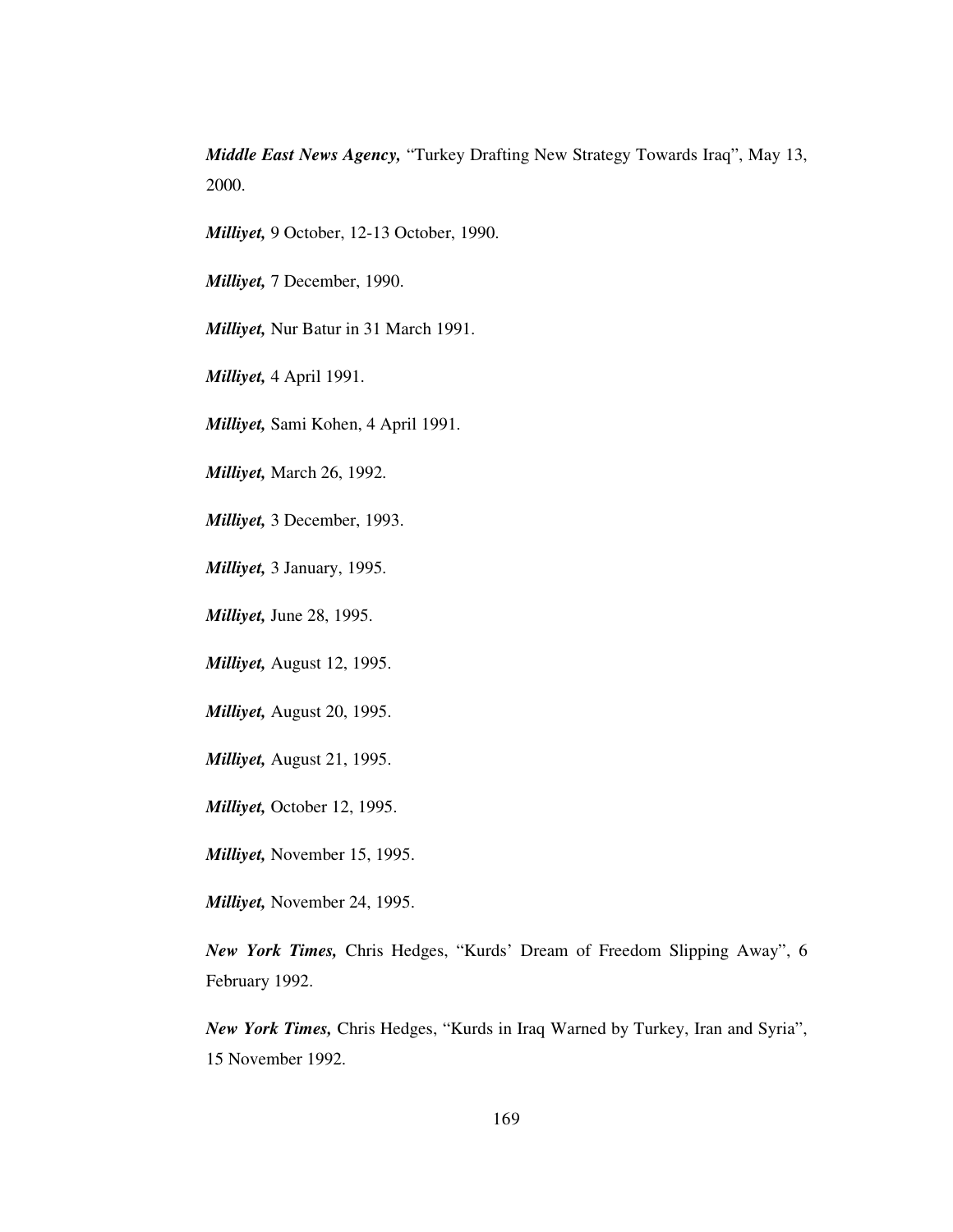***Middle East News Agency,*** "Turkey Drafting New Strategy Towards Iraq", May 13, 2000.

***Milliyet,*** 9 October, 12-13 October, 1990.

***Milliyet,*** 7 December, 1990.

***Milliyet,*** Nur Batur in 31 March 1991.

***Milliyet,*** 4 April 1991.

***Milliyet,*** Sami Kohen, 4 April 1991.

***Milliyet,*** March 26, 1992.

***Milliyet,*** 3 December, 1993.

***Milliyet,*** 3 January, 1995.

***Milliyet,*** June 28, 1995.

***Milliyet,*** August 12, 1995.

***Milliyet,*** August 20, 1995.

***Milliyet,*** August 21, 1995.

***Milliyet,*** October 12, 1995.

***Milliyet,*** November 15, 1995.

***Milliyet,*** November 24, 1995.

***New York Times,*** Chris Hedges, "Kurds' Dream of Freedom Slipping Away", 6 February 1992.

***New York Times,*** Chris Hedges, "Kurds in Iraq Warned by Turkey, Iran and Syria", 15 November 1992.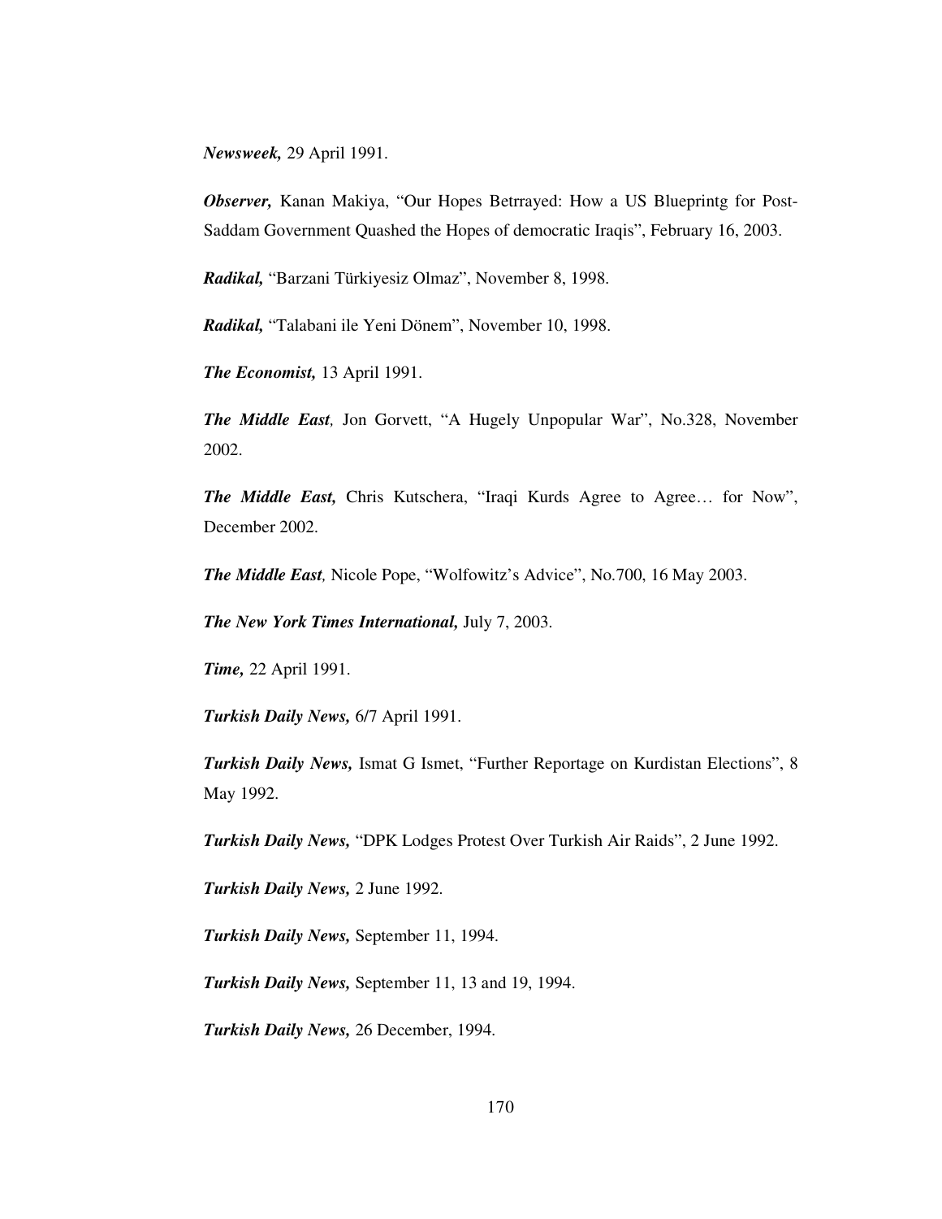***Newsweek,*** 29 April 1991.

***Observer,*** Kanan Makiya, "Our Hopes Betrrayed: How a US Blueprintg for Post-Saddam Government Quashed the Hopes of democratic Iraqis", February 16, 2003.

***Radikal,*** "Barzani Türkiyesiz Olmaz", November 8, 1998.

***Radikal,*** "Talabani ile Yeni Dönem", November 10, 1998.

***The Economist,*** 13 April 1991.

***The Middle East,*** Jon Gorvett, "A Hugely Unpopular War", No.328, November 2002.

***The Middle East,*** Chris Kutschera, "Iraqi Kurds Agree to Agree… for Now", December 2002.

***The Middle East,*** Nicole Pope, "Wolfowitz's Advice", No.700, 16 May 2003.

***The New York Times International,*** July 7, 2003.

***Time,*** 22 April 1991.

***Turkish Daily News,*** 6/7 April 1991.

***Turkish Daily News,*** Ismat G Ismet, "Further Reportage on Kurdistan Elections", 8 May 1992.

***Turkish Daily News,*** "DPK Lodges Protest Over Turkish Air Raids", 2 June 1992.

***Turkish Daily News,*** 2 June 1992.

***Turkish Daily News,*** September 11, 1994.

***Turkish Daily News,*** September 11, 13 and 19, 1994.

***Turkish Daily News,*** 26 December, 1994.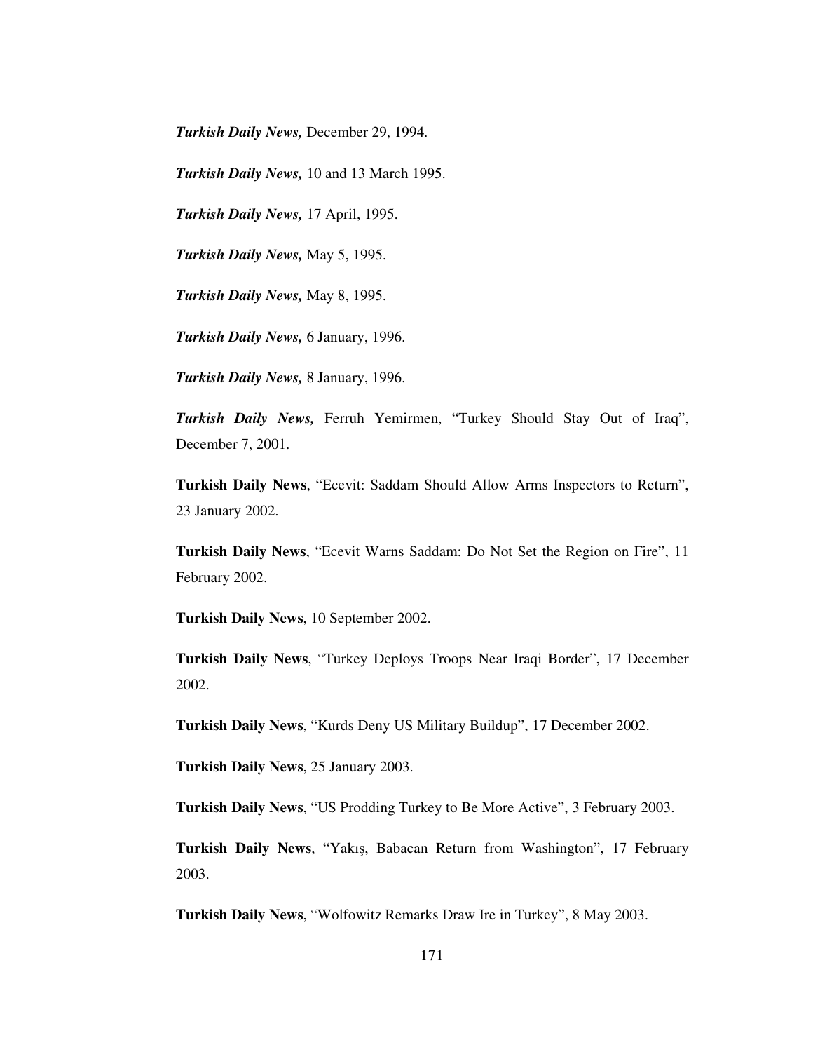***Turkish Daily News,*** December 29, 1994.

***Turkish Daily News,*** 10 and 13 March 1995.

***Turkish Daily News,*** 17 April, 1995.

***Turkish Daily News,*** May 5, 1995.

***Turkish Daily News,*** May 8, 1995.

***Turkish Daily News,*** 6 January, 1996.

***Turkish Daily News,*** 8 January, 1996.

***Turkish Daily News,*** Ferruh Yemirmen, "Turkey Should Stay Out of Iraq", December 7, 2001.

**Turkish Daily News**, "Ecevit: Saddam Should Allow Arms Inspectors to Return", 23 January 2002.

**Turkish Daily News**, "Ecevit Warns Saddam: Do Not Set the Region on Fire", 11 February 2002.

**Turkish Daily News**, 10 September 2002.

**Turkish Daily News**, "Turkey Deploys Troops Near Iraqi Border", 17 December 2002.

**Turkish Daily News**, "Kurds Deny US Military Buildup", 17 December 2002.

**Turkish Daily News**, 25 January 2003.

**Turkish Daily News**, "US Prodding Turkey to Be More Active", 3 February 2003.

**Turkish Daily News**, "Yakış, Babacan Return from Washington", 17 February 2003.

**Turkish Daily News**, "Wolfowitz Remarks Draw Ire in Turkey", 8 May 2003.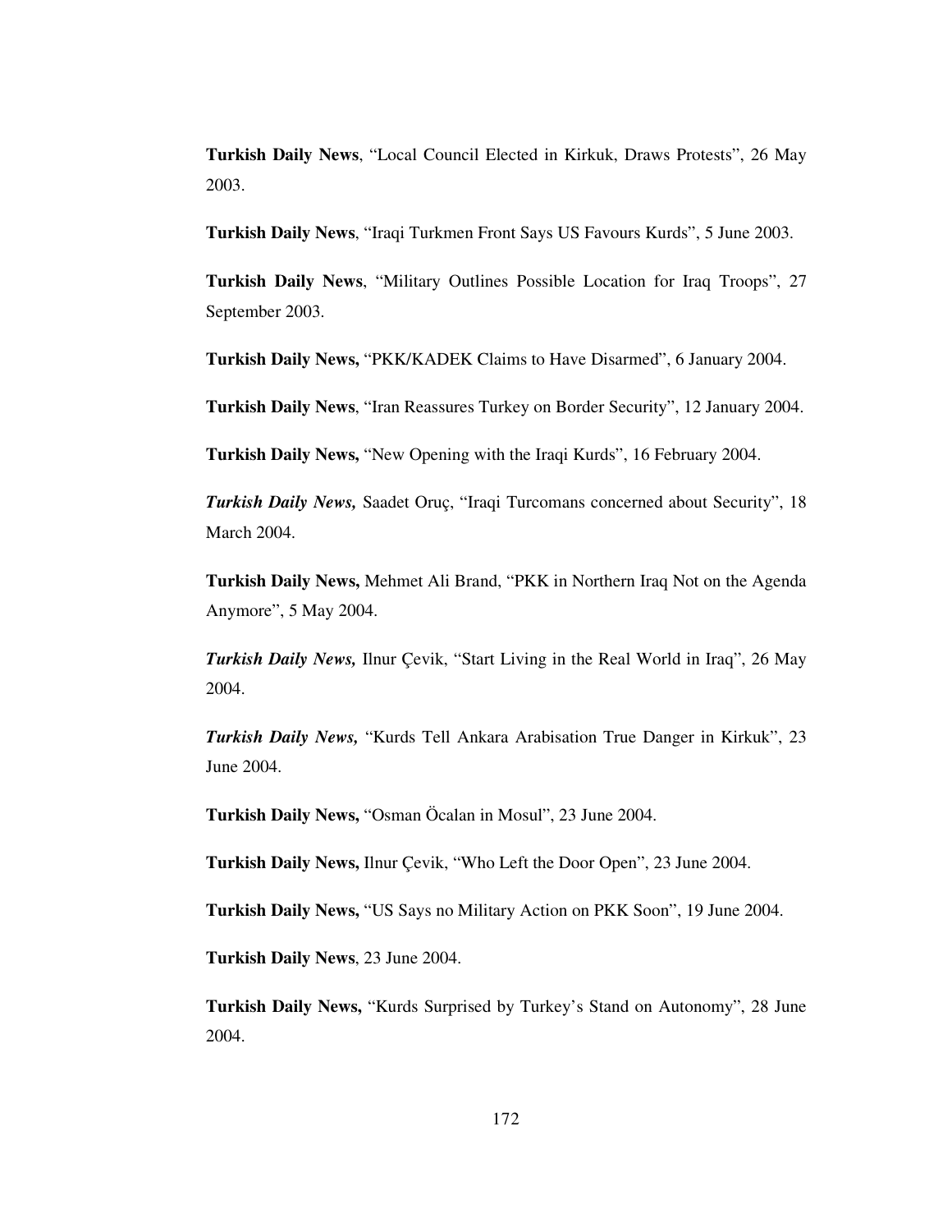**Turkish Daily News**, “Local Council Elected in Kirkuk, Draws Protests”, 26 May 2003.

**Turkish Daily News**, “Iraqi Turkmen Front Says US Favours Kurds”, 5 June 2003.

**Turkish Daily News**, “Military Outlines Possible Location for Iraq Troops”, 27 September 2003.

**Turkish Daily News,** “PKK/KADEK Claims to Have Disarmed”, 6 January 2004.

**Turkish Daily News**, “Iran Reassures Turkey on Border Security”, 12 January 2004.

**Turkish Daily News,** “New Opening with the Iraqi Kurds”, 16 February 2004.

***Turkish Daily News,*** Saadet Oruç, “Iraqi Turcomans concerned about Security”, 18 March 2004.

**Turkish Daily News,** Mehmet Ali Brand, “PKK in Northern Iraq Not on the Agenda Anymore”, 5 May 2004.

***Turkish Daily News,*** Ilnur Çevik, “Start Living in the Real World in Iraq”, 26 May 2004.

***Turkish Daily News,*** “Kurds Tell Ankara Arabisation True Danger in Kirkuk”, 23 June 2004.

**Turkish Daily News,** “Osman Öcalan in Mosul”, 23 June 2004.

**Turkish Daily News,** Ilnur Çevik, “Who Left the Door Open”, 23 June 2004.

**Turkish Daily News,** “US Says no Military Action on PKK Soon”, 19 June 2004.

**Turkish Daily News**, 23 June 2004.

**Turkish Daily News,** “Kurds Surprised by Turkey’s Stand on Autonomy”, 28 June 2004.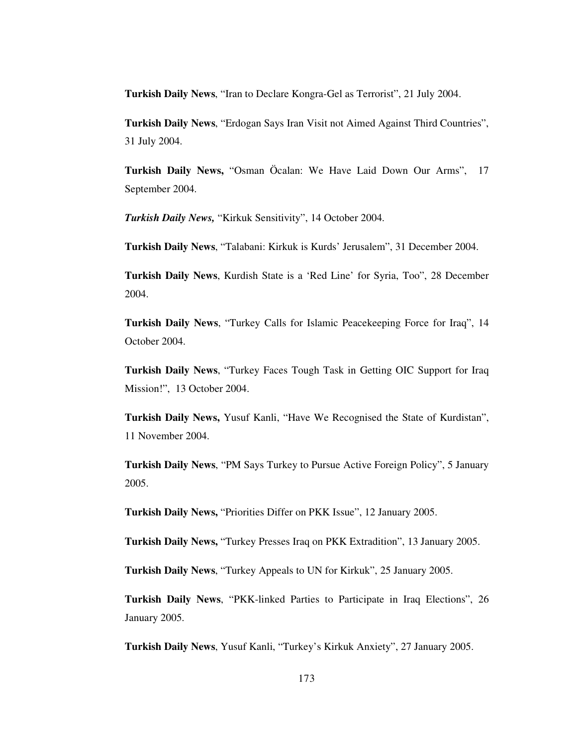**Turkish Daily News**, “Iran to Declare Kongra-Gel as Terrorist”, 21 July 2004.

**Turkish Daily News**, “Erdogan Says Iran Visit not Aimed Against Third Countries”, 31 July 2004.

**Turkish Daily News,** “Osman Öcalan: We Have Laid Down Our Arms”, 17 September 2004.

***Turkish Daily News,*** “Kirkuk Sensitivity”, 14 October 2004.

**Turkish Daily News**, “Talabani: Kirkuk is Kurds’ Jerusalem”, 31 December 2004.

**Turkish Daily News**, Kurdish State is a ‘Red Line’ for Syria, Too”, 28 December 2004.

**Turkish Daily News**, “Turkey Calls for Islamic Peacekeeping Force for Iraq”, 14 October 2004.

**Turkish Daily News**, “Turkey Faces Tough Task in Getting OIC Support for Iraq Mission!”, 13 October 2004.

**Turkish Daily News,** Yusuf Kanli, “Have We Recognised the State of Kurdistan”, 11 November 2004.

**Turkish Daily News**, “PM Says Turkey to Pursue Active Foreign Policy”, 5 January 2005.

**Turkish Daily News,** “Priorities Differ on PKK Issue”, 12 January 2005.

**Turkish Daily News,** “Turkey Presses Iraq on PKK Extradition”, 13 January 2005.

**Turkish Daily News**, “Turkey Appeals to UN for Kirkuk”, 25 January 2005.

**Turkish Daily News**, “PKK-linked Parties to Participate in Iraq Elections”, 26 January 2005.

**Turkish Daily News**, Yusuf Kanli, “Turkey’s Kirkuk Anxiety”, 27 January 2005.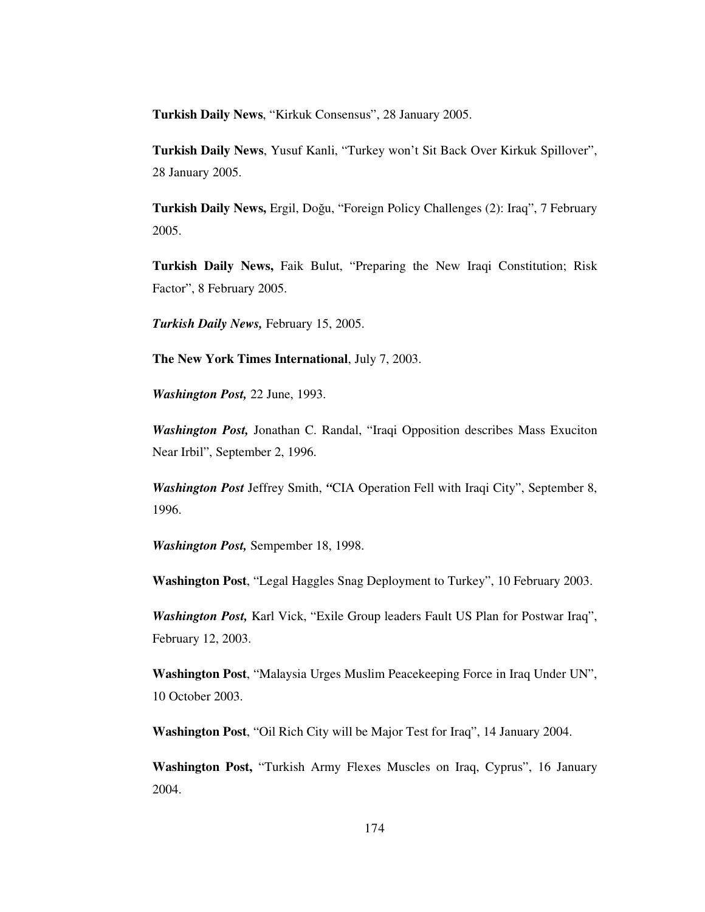**Turkish Daily News**, “Kirkuk Consensus”, 28 January 2005.

**Turkish Daily News**, Yusuf Kanli, “Turkey won’t Sit Back Over Kirkuk Spillover”, 28 January 2005.

**Turkish Daily News,** Ergil, Doğu, “Foreign Policy Challenges (2): Iraq”, 7 February 2005.

**Turkish Daily News,** Faik Bulut, “Preparing the New Iraqi Constitution; Risk Factor”, 8 February 2005.

***Turkish Daily News,*** February 15, 2005.

**The New York Times International**, July 7, 2003.

***Washington Post,*** 22 June, 1993.

***Washington Post,*** Jonathan C. Randal, “Iraqi Opposition describes Mass Exuciton Near Irbil”, September 2, 1996.

***Washington Post*** Jeffrey Smith, **“**CIA Operation Fell with Iraqi City”, September 8, 1996.

***Washington Post,*** Sempember 18, 1998.

**Washington Post**, “Legal Haggles Snag Deployment to Turkey”, 10 February 2003.

***Washington Post,*** Karl Vick, “Exile Group leaders Fault US Plan for Postwar Iraq”, February 12, 2003.

**Washington Post**, “Malaysia Urges Muslim Peacekeeping Force in Iraq Under UN”, 10 October 2003.

**Washington Post**, “Oil Rich City will be Major Test for Iraq”, 14 January 2004.

**Washington Post,** “Turkish Army Flexes Muscles on Iraq, Cyprus”, 16 January 2004.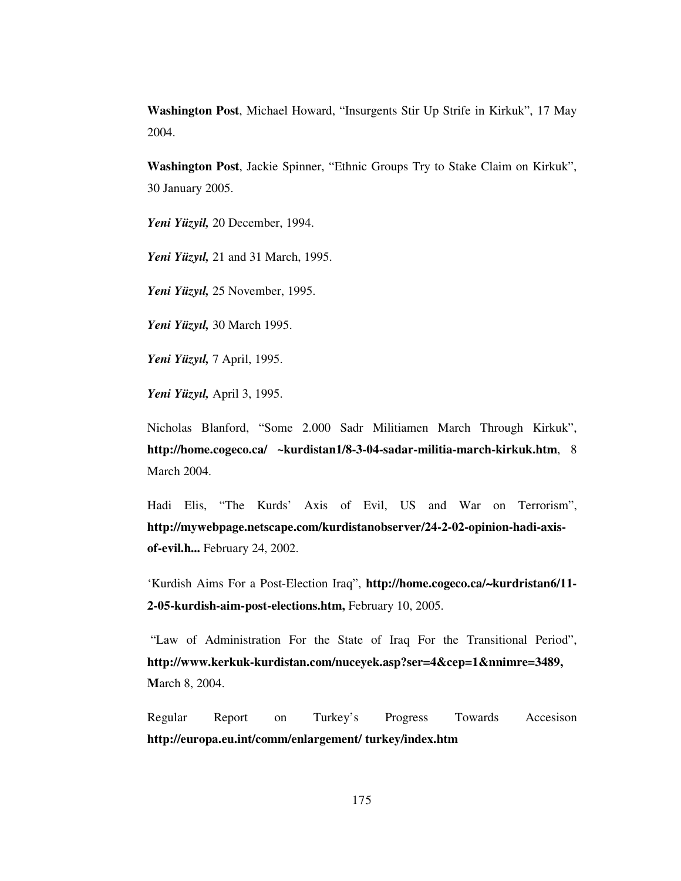**Washington Post**, Michael Howard, “Insurgents Stir Up Strife in Kirkuk”, 17 May 2004.

**Washington Post**, Jackie Spinner, “Ethnic Groups Try to Stake Claim on Kirkuk”, 30 January 2005.

***Yeni Yüzyil,*** 20 December, 1994.

***Yeni Yüzyıl,*** 21 and 31 March, 1995.

***Yeni Yüzyıl,*** 25 November, 1995.

***Yeni Yüzyıl,*** 30 March 1995.

***Yeni Yüzyıl,*** 7 April, 1995.

***Yeni Yüzyıl,*** April 3, 1995.

Nicholas Blanford, “Some 2.000 Sadr Militiamen March Through Kirkuk”, **http://home.cogeco.ca/ ~kurdistan1/8-3-04-sadar-militia-march-kirkuk.htm**, 8 March 2004.

Hadi Elis, “The Kurds’ Axis of Evil, US and War on Terrorism”, **http://mywebpage.netscape.com/kurdistanobserver/24-2-02-opinion-hadi-axis-of-evil.h...** February 24, 2002.

‘Kurdish Aims For a Post-Election Iraq”, **http://home.cogeco.ca/~kurdristan6/11-2-05-kurdish-aim-post-elections.htm,** February 10, 2005.

“Law of Administration For the State of Iraq For the Transitional Period”, **http://www.kerkuk-kurdistan.com/nuceyek.asp?ser=4&cep=1&nnimre=3489, M**arch 8, 2004.

Regular Report on Turkey’s Progress Towards Accesison **http://europa.eu.int/comm/enlargement/ turkey/index.htm**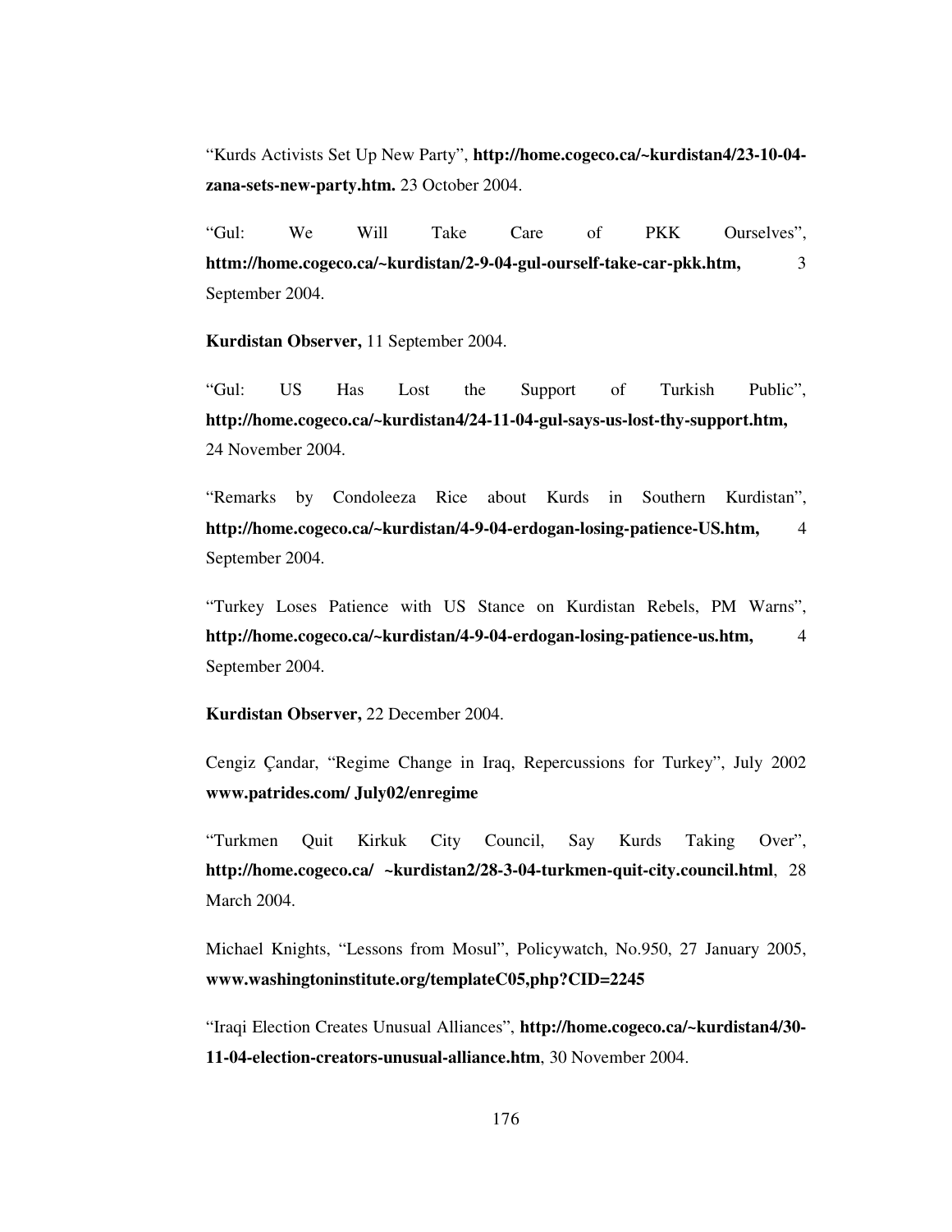“Kurds Activists Set Up New Party”, **http://home.cogeco.ca/~kurdistan4/23-10-04-zana-sets-new-party.htm.** 23 October 2004.

“Gul: We Will Take Care of PKK Ourselves”, **httm://home.cogeco.ca/~kurdistan/2-9-04-gul-ourself-take-car-pkk.htm,** 3 September 2004.

**Kurdistan Observer,** 11 September 2004.

“Gul: US Has Lost the Support of Turkish Public”, **http://home.cogeco.ca/~kurdistan4/24-11-04-gul-says-us-lost-thy-support.htm,** 24 November 2004.

“Remarks by Condoleeza Rice about Kurds in Southern Kurdistan”, **http://home.cogeco.ca/~kurdistan/4-9-04-erdogan-losing-patience-US.htm,** 4 September 2004.

“Turkey Loses Patience with US Stance on Kurdistan Rebels, PM Warns”, **http://home.cogeco.ca/~kurdistan/4-9-04-erdogan-losing-patience-us.htm,** 4 September 2004.

**Kurdistan Observer,** 22 December 2004.

Cengiz Çandar, “Regime Change in Iraq, Repercussions for Turkey”, July 2002 **www.patrides.com/ July02/enregime**

“Turkmen Quit Kirkuk City Council, Say Kurds Taking Over”, **http://home.cogeco.ca/ ~kurdistan2/28-3-04-turkmen-quit-city.council.html**, 28 March 2004.

Michael Knights, “Lessons from Mosul”, Policywatch, No.950, 27 January 2005, **www.washingtoninstitute.org/templateC05,php?CID=2245**

“Iraqi Election Creates Unusual Alliances”, **http://home.cogeco.ca/~kurdistan4/30-11-04-election-creators-unusual-alliance.htm**, 30 November 2004.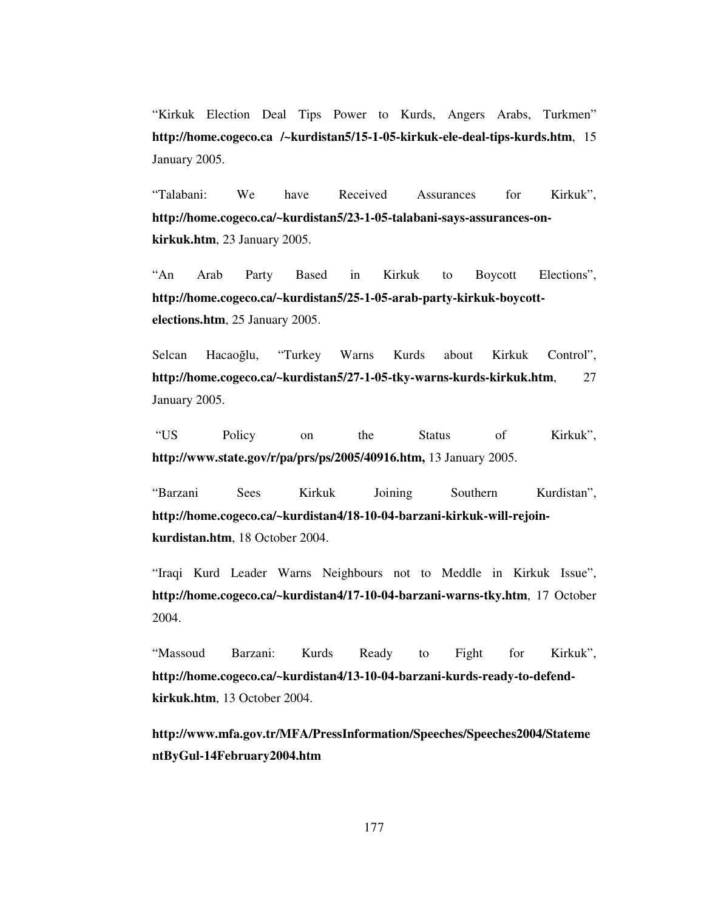“Kirkuk Election Deal Tips Power to Kurds, Angers Arabs, Turkmen” **http://home.cogeco.ca /~kurdistan5/15-1-05-kirkuk-ele-deal-tips-kurds.htm**, 15 January 2005.

“Talabani: We have Received Assurances for Kirkuk”, **http://home.cogeco.ca/~kurdistan5/23-1-05-talabani-says-assurances-on-kirkuk.htm**, 23 January 2005.

“An Arab Party Based in Kirkuk to Boycott Elections”, **http://home.cogeco.ca/~kurdistan5/25-1-05-arab-party-kirkuk-boycott-elections.htm**, 25 January 2005.

Selcan Hacaoğlu, “Turkey Warns Kurds about Kirkuk Control”, **http://home.cogeco.ca/~kurdistan5/27-1-05-tky-warns-kurds-kirkuk.htm**, 27 January 2005.

“US Policy on the Status of Kirkuk”, **http://www.state.gov/r/pa/prs/ps/2005/40916.htm,** 13 January 2005.

“Barzani Sees Kirkuk Joining Southern Kurdistan”, **http://home.cogeco.ca/~kurdistan4/18-10-04-barzani-kirkuk-will-rejoin-kurdistan.htm**, 18 October 2004.

“Iraqi Kurd Leader Warns Neighbours not to Meddle in Kirkuk Issue”, **http://home.cogeco.ca/~kurdistan4/17-10-04-barzani-warns-tky.htm**, 17 October 2004.

“Massoud Barzani: Kurds Ready to Fight for Kirkuk”, **http://home.cogeco.ca/~kurdistan4/13-10-04-barzani-kurds-ready-to-defend-kirkuk.htm**, 13 October 2004.

**http://www.mfa.gov.tr/MFA/PressInformation/Speeches/Speeches2004/StatementByGul-14February2004.htm**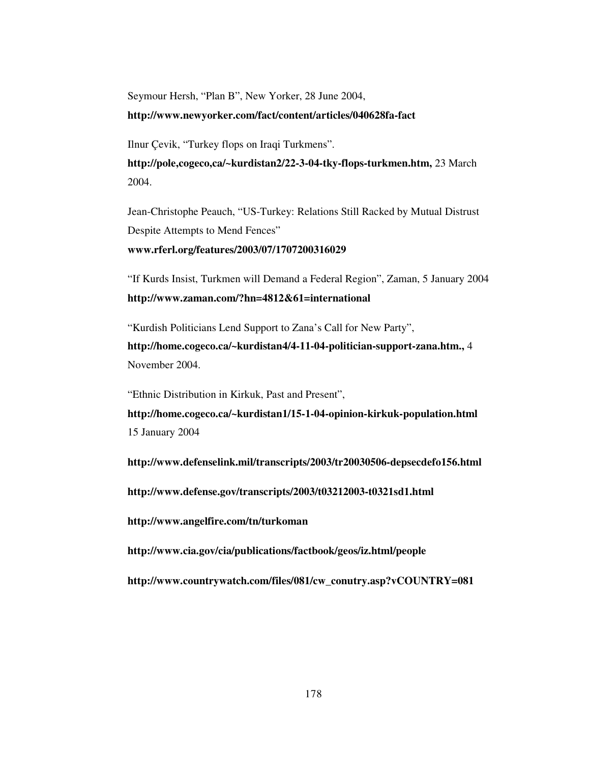Seymour Hersh, “Plan B”, New Yorker, 28 June 2004, **http://www.newyorker.com/fact/content/articles/040628fa-fact**

Ilnur Çevik, “Turkey flops on Iraqi Turkmens”. **http://pole,cogeco,ca/~kurdistan2/22-3-04-tky-flops-turkmen.htm,** 23 March 2004.

Jean-Christophe Peauch, “US-Turkey: Relations Still Racked by Mutual Distrust Despite Attempts to Mend Fences” **www.rferl.org/features/2003/07/1707200316029**

“If Kurds Insist, Turkmen will Demand a Federal Region”, Zaman, 5 January 2004 **http://www.zaman.com/?hn=4812&61=international**

“Kurdish Politicians Lend Support to Zana’s Call for New Party”, **http://home.cogeco.ca/~kurdistan4/4-11-04-politician-support-zana.htm.,** 4 November 2004.

“Ethnic Distribution in Kirkuk, Past and Present”, **http://home.cogeco.ca/~kurdistan1/15-1-04-opinion-kirkuk-population.html** 15 January 2004

**http://www.defenselink.mil/transcripts/2003/tr20030506-depsecdefo156.html**

**http://www.defense.gov/transcripts/2003/t03212003-t0321sd1.html**

**http://www.angelfire.com/tn/turkoman**

**http://www.cia.gov/cia/publications/factbook/geos/iz.html/people**

**http://www.countrywatch.com/files/081/cw_conutry.asp?vCOUNTRY=081**